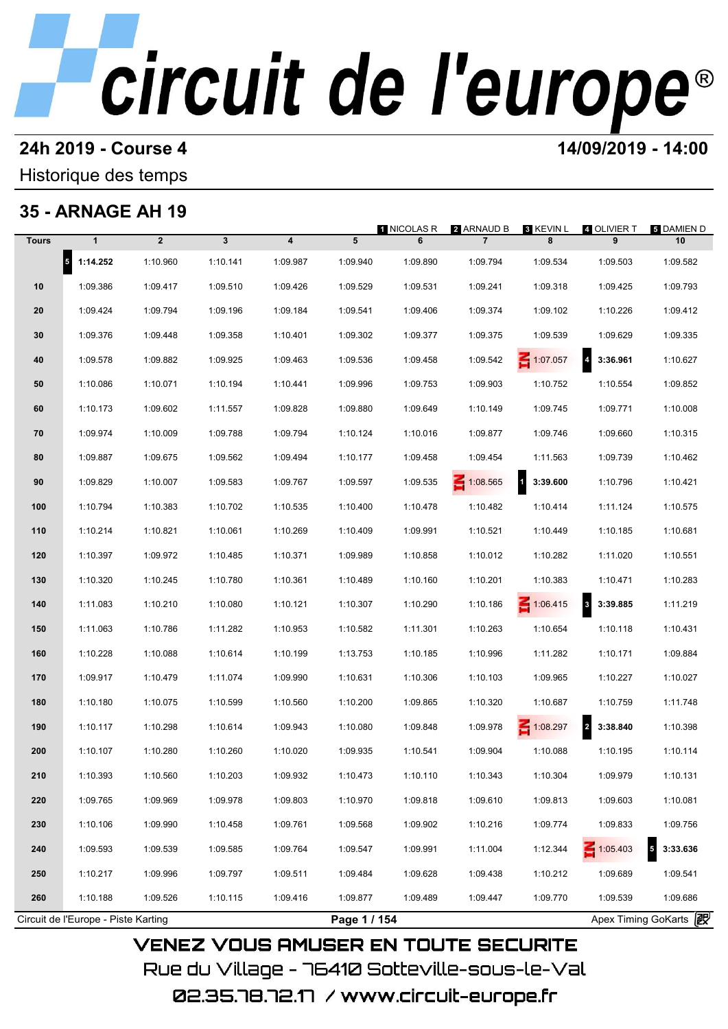# circuit de l'europe®

## 24h 2019 - Course 4

**14/09/2019 - 14:00**

Historique des temps

## 35 - ARNAGE AH 19

| Tours | 1 | 2 | 3 | 4 | 5 | 6 (1 NICOLAS R) | 7 (2 ARNAUD B) | 8 (3 KEVIN L) | 9 (4 OLIVIER T) | 10 (5 DAMIEN D) |
|---|---|---|---|---|---|---|---|---|---|---|
| | 5 **1:14.252** | 1:10.960 | 1:10.141 | 1:09.987 | 1:09.940 | 1:09.890 | 1:09.794 | 1:09.534 | 1:09.503 | 1:09.582 |
| 10 | 1:09.386 | 1:09.417 | 1:09.510 | 1:09.426 | 1:09.529 | 1:09.531 | 1:09.241 | 1:09.318 | 1:09.425 | 1:09.793 |
| 20 | 1:09.424 | 1:09.794 | 1:09.196 | 1:09.184 | 1:09.541 | 1:09.406 | 1:09.374 | 1:09.102 | 1:10.226 | 1:09.412 |
| 30 | 1:09.376 | 1:09.448 | 1:09.358 | 1:10.401 | 1:09.302 | 1:09.377 | 1:09.375 | 1:09.539 | 1:09.629 | 1:09.335 |
| 40 | 1:09.578 | 1:09.882 | 1:09.925 | 1:09.463 | 1:09.536 | 1:09.458 | 1:09.542 | IN 1:07.057 | 4 **3:36.961** | 1:10.627 |
| 50 | 1:10.086 | 1:10.071 | 1:10.194 | 1:10.441 | 1:09.996 | 1:09.753 | 1:09.903 | 1:10.752 | 1:10.554 | 1:09.852 |
| 60 | 1:10.173 | 1:09.602 | 1:11.557 | 1:09.828 | 1:09.880 | 1:09.649 | 1:10.149 | 1:09.745 | 1:09.771 | 1:10.008 |
| 70 | 1:09.974 | 1:10.009 | 1:09.788 | 1:09.794 | 1:10.124 | 1:10.016 | 1:09.877 | 1:09.746 | 1:09.660 | 1:10.315 |
| 80 | 1:09.887 | 1:09.675 | 1:09.562 | 1:09.494 | 1:10.177 | 1:09.458 | 1:09.454 | 1:11.563 | 1:09.739 | 1:10.462 |
| 90 | 1:09.829 | 1:10.007 | 1:09.583 | 1:09.767 | 1:09.597 | 1:09.535 | IN 1:08.565 | 1 **3:39.600** | 1:10.796 | 1:10.421 |
| 100 | 1:10.794 | 1:10.383 | 1:10.702 | 1:10.535 | 1:10.400 | 1:10.478 | 1:10.482 | 1:10.414 | 1:11.124 | 1:10.575 |
| 110 | 1:10.214 | 1:10.821 | 1:10.061 | 1:10.269 | 1:10.409 | 1:09.991 | 1:10.521 | 1:10.449 | 1:10.185 | 1:10.681 |
| 120 | 1:10.397 | 1:09.972 | 1:10.485 | 1:10.371 | 1:09.989 | 1:10.858 | 1:10.012 | 1:10.282 | 1:11.020 | 1:10.551 |
| 130 | 1:10.320 | 1:10.245 | 1:10.780 | 1:10.361 | 1:10.489 | 1:10.160 | 1:10.201 | 1:10.383 | 1:10.471 | 1:10.283 |
| 140 | 1:11.083 | 1:10.210 | 1:10.080 | 1:10.121 | 1:10.307 | 1:10.290 | 1:10.186 | IN 1:06.415 | 3 **3:39.885** | 1:11.219 |
| 150 | 1:11.063 | 1:10.786 | 1:11.282 | 1:10.953 | 1:10.582 | 1:11.301 | 1:10.263 | 1:10.654 | 1:10.118 | 1:10.431 |
| 160 | 1:10.228 | 1:10.088 | 1:10.614 | 1:10.199 | 1:13.753 | 1:10.185 | 1:10.996 | 1:11.282 | 1:10.171 | 1:09.884 |
| 170 | 1:09.917 | 1:10.479 | 1:11.074 | 1:09.990 | 1:10.631 | 1:10.306 | 1:10.103 | 1:09.965 | 1:10.227 | 1:10.027 |
| 180 | 1:10.180 | 1:10.075 | 1:10.599 | 1:10.560 | 1:10.200 | 1:09.865 | 1:10.320 | 1:10.687 | 1:10.759 | 1:11.748 |
| 190 | 1:10.117 | 1:10.298 | 1:10.614 | 1:09.943 | 1:10.080 | 1:09.848 | 1:09.978 | IN 1:08.297 | 2 **3:38.840** | 1:10.398 |
| 200 | 1:10.107 | 1:10.280 | 1:10.260 | 1:10.020 | 1:09.935 | 1:10.541 | 1:09.904 | 1:10.088 | 1:10.195 | 1:10.114 |
| 210 | 1:10.393 | 1:10.560 | 1:10.203 | 1:09.932 | 1:10.473 | 1:10.110 | 1:10.343 | 1:10.304 | 1:09.979 | 1:10.131 |
| 220 | 1:09.765 | 1:09.969 | 1:09.978 | 1:09.803 | 1:10.970 | 1:09.818 | 1:09.610 | 1:09.813 | 1:09.603 | 1:10.081 |
| 230 | 1:10.106 | 1:09.990 | 1:10.458 | 1:09.761 | 1:09.568 | 1:09.902 | 1:10.216 | 1:09.774 | 1:09.833 | 1:09.756 |
| 240 | 1:09.593 | 1:09.539 | 1:09.585 | 1:09.764 | 1:09.547 | 1:09.991 | 1:11.004 | 1:12.344 | IN 1:05.403 | 5 **3:33.636** |
| 250 | 1:10.217 | 1:09.996 | 1:09.797 | 1:09.511 | 1:09.484 | 1:09.628 | 1:09.438 | 1:10.212 | 1:09.689 | 1:09.541 |
| 260 | 1:10.188 | 1:09.526 | 1:10.115 | 1:09.416 | 1:09.877 | 1:09.489 | 1:09.447 | 1:09.770 | 1:09.539 | 1:09.686 |

Circuit de l'Europe - Piste Karting

Apex Timing GoKarts

VENEZ VOUS AMUSER EN TOUTE SECURITE

Rue du Village - 76410 Sotteville-sous-le-Val

02.35.78.72.17 / www.circuit-europe.fr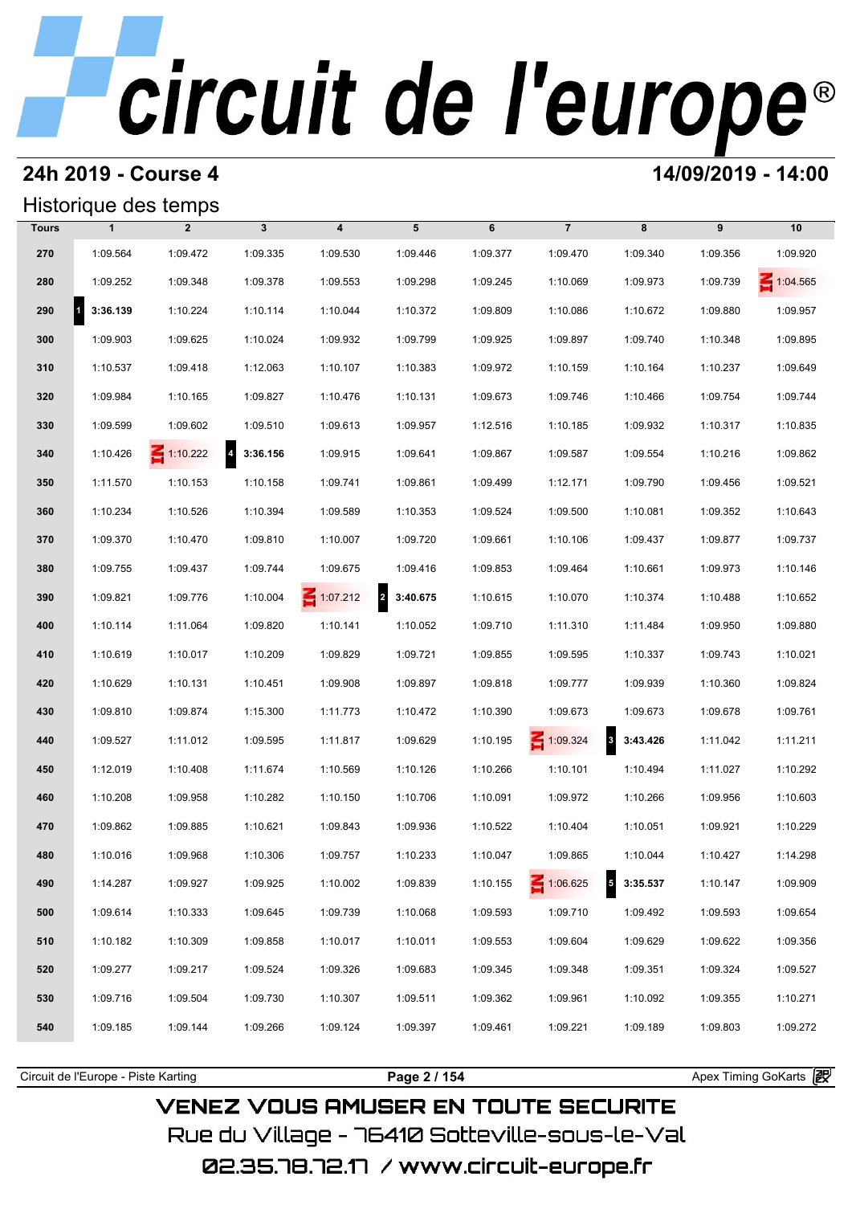# circuit de l'europe®

## 24h 2019 - Course 4

**14/09/2019 - 14:00**

### Historique des temps

| Tours | 1 | 2 | 3 | 4 | 5 | 6 | 7 | 8 | 9 | 10 |
|---|---|---|---|---|---|---|---|---|---|---|
| 270 | 1:09.564 | 1:09.472 | 1:09.335 | 1:09.530 | 1:09.446 | 1:09.377 | 1:09.470 | 1:09.340 | 1:09.356 | 1:09.920 |
| 280 | 1:09.252 | 1:09.348 | 1:09.378 | 1:09.553 | 1:09.298 | 1:09.245 | 1:10.069 | 1:09.973 | 1:09.739 | IN 1:04.565 |
| 290 | 1 **3:36.139** | 1:10.224 | 1:10.114 | 1:10.044 | 1:10.372 | 1:09.809 | 1:10.086 | 1:10.672 | 1:09.880 | 1:09.957 |
| 300 | 1:09.903 | 1:09.625 | 1:10.024 | 1:09.932 | 1:09.799 | 1:09.925 | 1:09.897 | 1:09.740 | 1:10.348 | 1:09.895 |
| 310 | 1:10.537 | 1:09.418 | 1:12.063 | 1:10.107 | 1:10.383 | 1:09.972 | 1:10.159 | 1:10.164 | 1:10.237 | 1:09.649 |
| 320 | 1:09.984 | 1:10.165 | 1:09.827 | 1:10.476 | 1:10.131 | 1:09.673 | 1:09.746 | 1:10.466 | 1:09.754 | 1:09.744 |
| 330 | 1:09.599 | 1:09.602 | 1:09.510 | 1:09.613 | 1:09.957 | 1:12.516 | 1:10.185 | 1:09.932 | 1:10.317 | 1:10.835 |
| 340 | 1:10.426 | IN 1:10.222 | 4 **3:36.156** | 1:09.915 | 1:09.641 | 1:09.867 | 1:09.587 | 1:09.554 | 1:10.216 | 1:09.862 |
| 350 | 1:11.570 | 1:10.153 | 1:10.158 | 1:09.741 | 1:09.861 | 1:09.499 | 1:12.171 | 1:09.790 | 1:09.456 | 1:09.521 |
| 360 | 1:10.234 | 1:10.526 | 1:10.394 | 1:09.589 | 1:10.353 | 1:09.524 | 1:09.500 | 1:10.081 | 1:09.352 | 1:10.643 |
| 370 | 1:09.370 | 1:10.470 | 1:09.810 | 1:10.007 | 1:09.720 | 1:09.661 | 1:10.106 | 1:09.437 | 1:09.877 | 1:09.737 |
| 380 | 1:09.755 | 1:09.437 | 1:09.744 | 1:09.675 | 1:09.416 | 1:09.853 | 1:09.464 | 1:10.661 | 1:09.973 | 1:10.146 |
| 390 | 1:09.821 | 1:09.776 | 1:10.004 | IN 1:07.212 | 2 **3:40.675** | 1:10.615 | 1:10.070 | 1:10.374 | 1:10.488 | 1:10.652 |
| 400 | 1:10.114 | 1:11.064 | 1:09.820 | 1:10.141 | 1:10.052 | 1:09.710 | 1:11.310 | 1:11.484 | 1:09.950 | 1:09.880 |
| 410 | 1:10.619 | 1:10.017 | 1:10.209 | 1:09.829 | 1:09.721 | 1:09.855 | 1:09.595 | 1:10.337 | 1:09.743 | 1:10.021 |
| 420 | 1:10.629 | 1:10.131 | 1:10.451 | 1:09.908 | 1:09.897 | 1:09.818 | 1:09.777 | 1:09.939 | 1:10.360 | 1:09.824 |
| 430 | 1:09.810 | 1:09.874 | 1:15.300 | 1:11.773 | 1:10.472 | 1:10.390 | 1:09.673 | 1:09.673 | 1:09.678 | 1:09.761 |
| 440 | 1:09.527 | 1:11.012 | 1:09.595 | 1:11.817 | 1:09.629 | 1:10.195 | IN 1:09.324 | 3 **3:43.426** | 1:11.042 | 1:11.211 |
| 450 | 1:12.019 | 1:10.408 | 1:11.674 | 1:10.569 | 1:10.126 | 1:10.266 | 1:10.101 | 1:10.494 | 1:11.027 | 1:10.292 |
| 460 | 1:10.208 | 1:09.958 | 1:10.282 | 1:10.150 | 1:10.706 | 1:10.091 | 1:09.972 | 1:10.266 | 1:09.956 | 1:10.603 |
| 470 | 1:09.862 | 1:09.885 | 1:10.621 | 1:09.843 | 1:09.936 | 1:10.522 | 1:10.404 | 1:10.051 | 1:09.921 | 1:10.229 |
| 480 | 1:10.016 | 1:09.968 | 1:10.306 | 1:09.757 | 1:10.233 | 1:10.047 | 1:09.865 | 1:10.044 | 1:10.427 | 1:14.298 |
| 490 | 1:14.287 | 1:09.927 | 1:09.925 | 1:10.002 | 1:09.839 | 1:10.155 | IN 1:06.625 | 5 **3:35.537** | 1:10.147 | 1:09.909 |
| 500 | 1:09.614 | 1:10.333 | 1:09.645 | 1:09.739 | 1:10.068 | 1:09.593 | 1:09.710 | 1:09.492 | 1:09.593 | 1:09.654 |
| 510 | 1:10.182 | 1:10.309 | 1:09.858 | 1:10.017 | 1:10.011 | 1:09.553 | 1:09.604 | 1:09.629 | 1:09.622 | 1:09.356 |
| 520 | 1:09.277 | 1:09.217 | 1:09.524 | 1:09.326 | 1:09.683 | 1:09.345 | 1:09.348 | 1:09.351 | 1:09.324 | 1:09.527 |
| 530 | 1:09.716 | 1:09.504 | 1:09.730 | 1:10.307 | 1:09.511 | 1:09.362 | 1:09.961 | 1:10.092 | 1:09.355 | 1:10.271 |
| 540 | 1:09.185 | 1:09.144 | 1:09.266 | 1:09.124 | 1:09.397 | 1:09.461 | 1:09.221 | 1:09.189 | 1:09.803 | 1:09.272 |

Circuit de l'Europe - Piste Karting | Apex Timing GoKarts

VENEZ VOUS AMUSER EN TOUTE SECURITE
Rue du Village - 76410 Sotteville-sous-le-Val
02.35.78.72.17 / www.circuit-europe.fr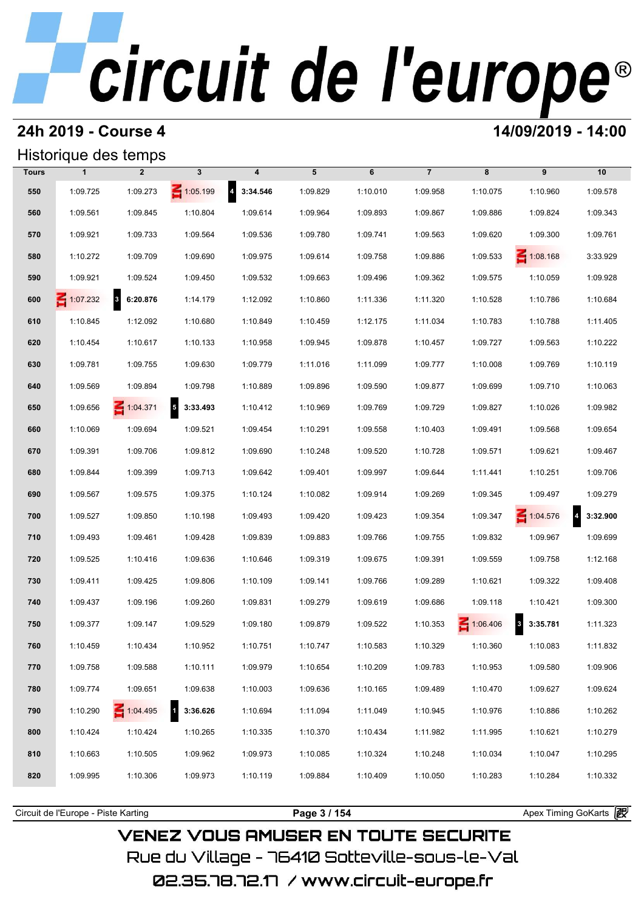# circuit de l'europe®

## 24h 2019 - Course 4

**14/09/2019 - 14:00**

### Historique des temps

| Tours | 1 | 2 | 3 | 4 | 5 | 6 | 7 | 8 | 9 | 10 |
|---|---|---|---|---|---|---|---|---|---|---|
| 550 | 1:09.725 | 1:09.273 | IN 1:05.199 | 4 **3:34.546** | 1:09.829 | 1:10.010 | 1:09.958 | 1:10.075 | 1:10.960 | 1:09.578 |
| 560 | 1:09.561 | 1:09.845 | 1:10.804 | 1:09.614 | 1:09.964 | 1:09.893 | 1:09.867 | 1:09.886 | 1:09.824 | 1:09.343 |
| 570 | 1:09.921 | 1:09.733 | 1:09.564 | 1:09.536 | 1:09.780 | 1:09.741 | 1:09.563 | 1:09.620 | 1:09.300 | 1:09.761 |
| 580 | 1:10.272 | 1:09.709 | 1:09.690 | 1:09.975 | 1:09.614 | 1:09.758 | 1:09.886 | 1:09.533 | IN 1:08.168 | 3:33.929 |
| 590 | 1:09.921 | 1:09.524 | 1:09.450 | 1:09.532 | 1:09.663 | 1:09.496 | 1:09.362 | 1:09.575 | 1:10.059 | 1:09.928 |
| 600 | IN 1:07.232 | 3 **6:20.876** | 1:14.179 | 1:12.092 | 1:10.860 | 1:11.336 | 1:11.320 | 1:10.528 | 1:10.786 | 1:10.684 |
| 610 | 1:10.845 | 1:12.092 | 1:10.680 | 1:10.849 | 1:10.459 | 1:12.175 | 1:11.034 | 1:10.783 | 1:10.788 | 1:11.405 |
| 620 | 1:10.454 | 1:10.617 | 1:10.133 | 1:10.958 | 1:09.945 | 1:09.878 | 1:10.457 | 1:09.727 | 1:09.563 | 1:10.222 |
| 630 | 1:09.781 | 1:09.755 | 1:09.630 | 1:09.779 | 1:11.016 | 1:11.099 | 1:09.777 | 1:10.008 | 1:09.769 | 1:10.119 |
| 640 | 1:09.569 | 1:09.894 | 1:09.798 | 1:10.889 | 1:09.896 | 1:09.590 | 1:09.877 | 1:09.699 | 1:09.710 | 1:10.063 |
| 650 | 1:09.656 | IN 1:04.371 | 5 **3:33.493** | 1:10.412 | 1:10.969 | 1:09.769 | 1:09.729 | 1:09.827 | 1:10.026 | 1:09.982 |
| 660 | 1:10.069 | 1:09.694 | 1:09.521 | 1:09.454 | 1:10.291 | 1:09.558 | 1:10.403 | 1:09.491 | 1:09.568 | 1:09.654 |
| 670 | 1:09.391 | 1:09.706 | 1:09.812 | 1:09.690 | 1:10.248 | 1:09.520 | 1:10.728 | 1:09.571 | 1:09.621 | 1:09.467 |
| 680 | 1:09.844 | 1:09.399 | 1:09.713 | 1:09.642 | 1:09.401 | 1:09.997 | 1:09.644 | 1:11.441 | 1:10.251 | 1:09.706 |
| 690 | 1:09.567 | 1:09.575 | 1:09.375 | 1:10.124 | 1:10.082 | 1:09.914 | 1:09.269 | 1:09.345 | 1:09.497 | 1:09.279 |
| 700 | 1:09.527 | 1:09.850 | 1:10.198 | 1:09.493 | 1:09.420 | 1:09.423 | 1:09.354 | 1:09.347 | IN 1:04.576 | 4 **3:32.900** |
| 710 | 1:09.493 | 1:09.461 | 1:09.428 | 1:09.839 | 1:09.883 | 1:09.766 | 1:09.755 | 1:09.832 | 1:09.967 | 1:09.699 |
| 720 | 1:09.525 | 1:10.416 | 1:09.636 | 1:10.646 | 1:09.319 | 1:09.675 | 1:09.391 | 1:09.559 | 1:09.758 | 1:12.168 |
| 730 | 1:09.411 | 1:09.425 | 1:09.806 | 1:10.109 | 1:09.141 | 1:09.766 | 1:09.289 | 1:10.621 | 1:09.322 | 1:09.408 |
| 740 | 1:09.437 | 1:09.196 | 1:09.260 | 1:09.831 | 1:09.279 | 1:09.619 | 1:09.686 | 1:09.118 | 1:10.421 | 1:09.300 |
| 750 | 1:09.377 | 1:09.147 | 1:09.529 | 1:09.180 | 1:09.879 | 1:09.522 | 1:10.353 | IN 1:06.406 | 3 **3:35.781** | 1:11.323 |
| 760 | 1:10.459 | 1:10.434 | 1:10.952 | 1:10.751 | 1:10.747 | 1:10.583 | 1:10.329 | 1:10.360 | 1:10.083 | 1:11.832 |
| 770 | 1:09.758 | 1:09.588 | 1:10.111 | 1:09.979 | 1:10.654 | 1:10.209 | 1:09.783 | 1:10.953 | 1:09.580 | 1:09.906 |
| 780 | 1:09.774 | 1:09.651 | 1:09.638 | 1:10.003 | 1:09.636 | 1:10.165 | 1:09.489 | 1:10.470 | 1:09.627 | 1:09.624 |
| 790 | 1:10.290 | IN 1:04.495 | 1 **3:36.626** | 1:10.694 | 1:11.094 | 1:11.049 | 1:10.945 | 1:10.976 | 1:10.886 | 1:10.262 |
| 800 | 1:10.424 | 1:10.424 | 1:10.265 | 1:10.335 | 1:10.370 | 1:10.434 | 1:11.982 | 1:11.995 | 1:10.621 | 1:10.279 |
| 810 | 1:10.663 | 1:10.505 | 1:09.962 | 1:09.973 | 1:10.085 | 1:10.324 | 1:10.248 | 1:10.034 | 1:10.047 | 1:10.295 |
| 820 | 1:09.995 | 1:10.306 | 1:09.973 | 1:10.119 | 1:09.884 | 1:10.409 | 1:10.050 | 1:10.283 | 1:10.284 | 1:10.332 |

Circuit de l'Europe - Piste Karting — Apex Timing GoKarts

VENEZ VOUS AMUSER EN TOUTE SECURITE
Rue du Village - 76410 Sotteville-sous-le-Val
02.35.78.72.17 / www.circuit-europe.fr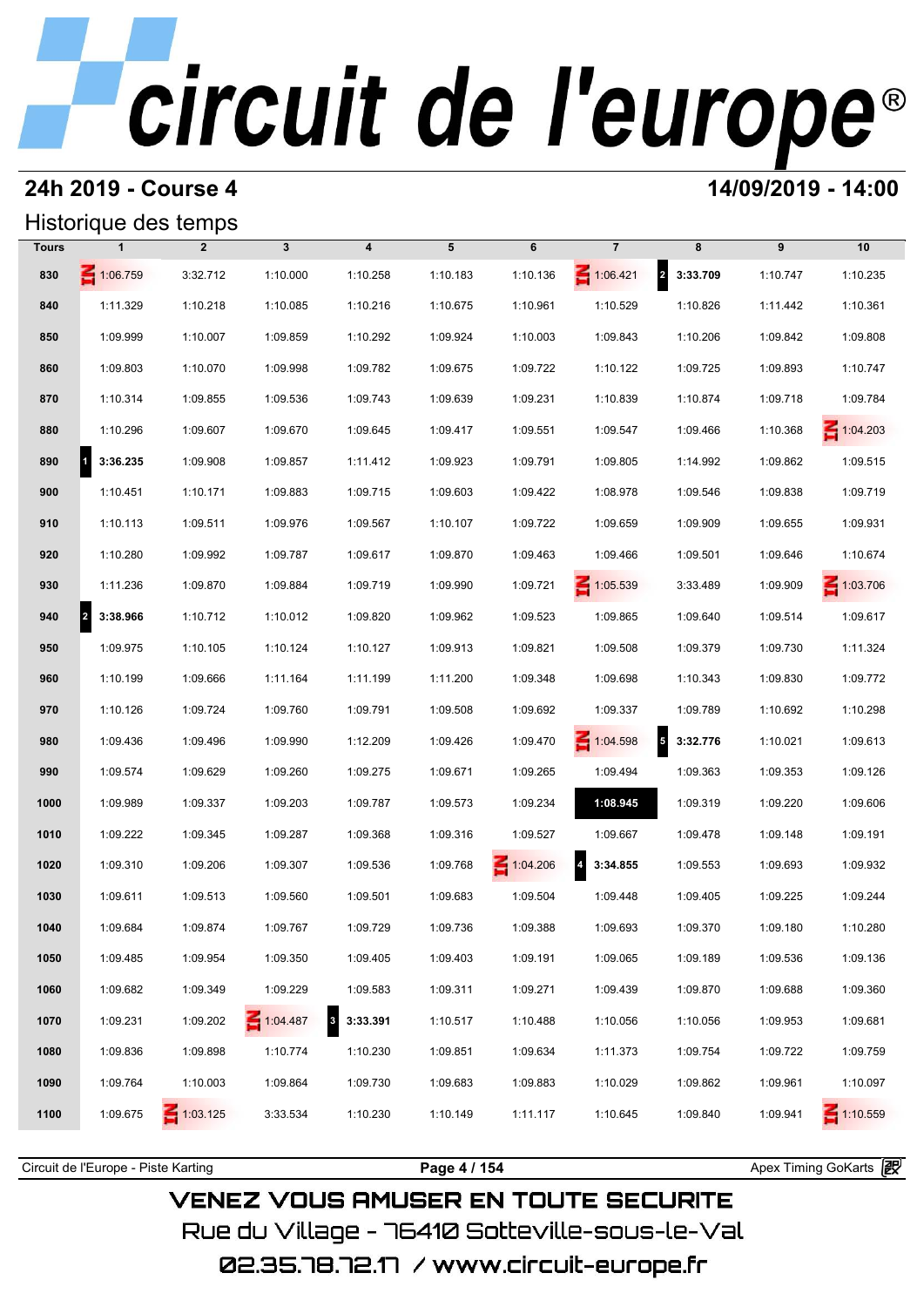# circuit de l'europe®

## 24h 2019 - Course 4

**14/09/2019 - 14:00**

### Historique des temps

| Tours | 1 | 2 | 3 | 4 | 5 | 6 | 7 | 8 | 9 | 10 |
|---|---|---|---|---|---|---|---|---|---|---|
| 830 | 1:06.759 | 3:32.712 | 1:10.000 | 1:10.258 | 1:10.183 | 1:10.136 | 1:06.421 | 2 **3:33.709** | 1:10.747 | 1:10.235 |
| 840 | 1:11.329 | 1:10.218 | 1:10.085 | 1:10.216 | 1:10.675 | 1:10.961 | 1:10.529 | 1:10.826 | 1:11.442 | 1:10.361 |
| 850 | 1:09.999 | 1:10.007 | 1:09.859 | 1:10.292 | 1:09.924 | 1:10.003 | 1:09.843 | 1:10.206 | 1:09.842 | 1:09.808 |
| 860 | 1:09.803 | 1:10.070 | 1:09.998 | 1:09.782 | 1:09.675 | 1:09.722 | 1:10.122 | 1:09.725 | 1:09.893 | 1:10.747 |
| 870 | 1:10.314 | 1:09.855 | 1:09.536 | 1:09.743 | 1:09.639 | 1:09.231 | 1:10.839 | 1:10.874 | 1:09.718 | 1:09.784 |
| 880 | 1:10.296 | 1:09.607 | 1:09.670 | 1:09.645 | 1:09.417 | 1:09.551 | 1:09.547 | 1:09.466 | 1:10.368 | 1:04.203 |
| 890 | 1 **3:36.235** | 1:09.908 | 1:09.857 | 1:11.412 | 1:09.923 | 1:09.791 | 1:09.805 | 1:14.992 | 1:09.862 | 1:09.515 |
| 900 | 1:10.451 | 1:10.171 | 1:09.883 | 1:09.715 | 1:09.603 | 1:09.422 | 1:08.978 | 1:09.546 | 1:09.838 | 1:09.719 |
| 910 | 1:10.113 | 1:09.511 | 1:09.976 | 1:09.567 | 1:10.107 | 1:09.722 | 1:09.659 | 1:09.909 | 1:09.655 | 1:09.931 |
| 920 | 1:10.280 | 1:09.992 | 1:09.787 | 1:09.617 | 1:09.870 | 1:09.463 | 1:09.466 | 1:09.501 | 1:09.646 | 1:10.674 |
| 930 | 1:11.236 | 1:09.870 | 1:09.884 | 1:09.719 | 1:09.990 | 1:09.721 | 1:05.539 | 3:33.489 | 1:09.909 | 1:03.706 |
| 940 | 2 **3:38.966** | 1:10.712 | 1:10.012 | 1:09.820 | 1:09.962 | 1:09.523 | 1:09.865 | 1:09.640 | 1:09.514 | 1:09.617 |
| 950 | 1:09.975 | 1:10.105 | 1:10.124 | 1:10.127 | 1:09.913 | 1:09.821 | 1:09.508 | 1:09.379 | 1:09.730 | 1:11.324 |
| 960 | 1:10.199 | 1:09.666 | 1:11.164 | 1:11.199 | 1:11.200 | 1:09.348 | 1:09.698 | 1:10.343 | 1:09.830 | 1:09.772 |
| 970 | 1:10.126 | 1:09.724 | 1:09.760 | 1:09.791 | 1:09.508 | 1:09.692 | 1:09.337 | 1:09.789 | 1:10.692 | 1:10.298 |
| 980 | 1:09.436 | 1:09.496 | 1:09.990 | 1:12.209 | 1:09.426 | 1:09.470 | 1:04.598 | 5 **3:32.776** | 1:10.021 | 1:09.613 |
| 990 | 1:09.574 | 1:09.629 | 1:09.260 | 1:09.275 | 1:09.671 | 1:09.265 | 1:09.494 | 1:09.363 | 1:09.353 | 1:09.126 |
| 1000 | 1:09.989 | 1:09.337 | 1:09.203 | 1:09.787 | 1:09.573 | 1:09.234 | **1:08.945** | 1:09.319 | 1:09.220 | 1:09.606 |
| 1010 | 1:09.222 | 1:09.345 | 1:09.287 | 1:09.368 | 1:09.316 | 1:09.527 | 1:09.667 | 1:09.478 | 1:09.148 | 1:09.191 |
| 1020 | 1:09.310 | 1:09.206 | 1:09.307 | 1:09.536 | 1:09.768 | 1:04.206 | 4 **3:34.855** | 1:09.553 | 1:09.693 | 1:09.932 |
| 1030 | 1:09.611 | 1:09.513 | 1:09.560 | 1:09.501 | 1:09.683 | 1:09.504 | 1:09.448 | 1:09.405 | 1:09.225 | 1:09.244 |
| 1040 | 1:09.684 | 1:09.874 | 1:09.767 | 1:09.729 | 1:09.736 | 1:09.388 | 1:09.693 | 1:09.370 | 1:09.180 | 1:10.280 |
| 1050 | 1:09.485 | 1:09.954 | 1:09.350 | 1:09.405 | 1:09.403 | 1:09.191 | 1:09.065 | 1:09.189 | 1:09.536 | 1:09.136 |
| 1060 | 1:09.682 | 1:09.349 | 1:09.229 | 1:09.583 | 1:09.311 | 1:09.271 | 1:09.439 | 1:09.870 | 1:09.688 | 1:09.360 |
| 1070 | 1:09.231 | 1:09.202 | 1:04.487 | 3 **3:33.391** | 1:10.517 | 1:10.488 | 1:10.056 | 1:10.056 | 1:09.953 | 1:09.681 |
| 1080 | 1:09.836 | 1:09.898 | 1:10.774 | 1:10.230 | 1:09.851 | 1:09.634 | 1:11.373 | 1:09.754 | 1:09.722 | 1:09.759 |
| 1090 | 1:09.764 | 1:10.003 | 1:09.864 | 1:09.730 | 1:09.683 | 1:09.883 | 1:10.029 | 1:09.862 | 1:09.961 | 1:10.097 |
| 1100 | 1:09.675 | 1:03.125 | 3:33.534 | 1:10.230 | 1:10.149 | 1:11.117 | 1:10.645 | 1:09.840 | 1:09.941 | 1:10.559 |

Circuit de l'Europe - Piste Karting | Apex Timing GoKarts

VENEZ VOUS AMUSER EN TOUTE SECURITE

Rue du Village - 76410 Sotteville-sous-le-Val

02.35.78.72.17 / www.circuit-europe.fr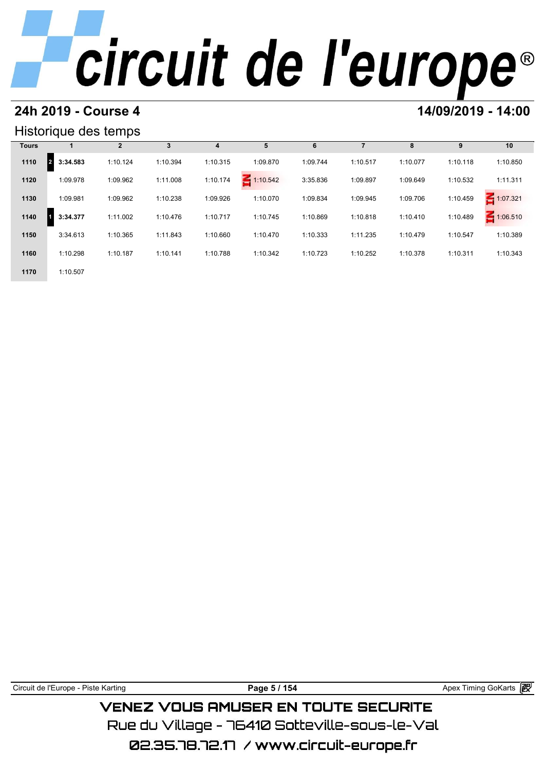# circuit de l'europe®

## 24h 2019 - Course 4

**14/09/2019 - 14:00**

### Historique des temps

| Tours | 1 | 2 | 3 | 4 | 5 | 6 | 7 | 8 | 9 | 10 |
|---|---|---|---|---|---|---|---|---|---|---|
| 1110 | 2 **3:34.583** | 1:10.124 | 1:10.394 | 1:10.315 | 1:09.870 | 1:09.744 | 1:10.517 | 1:10.077 | 1:10.118 | 1:10.850 |
| 1120 | 1:09.978 | 1:09.962 | 1:11.008 | 1:10.174 | IN 1:10.542 | 3:35.836 | 1:09.897 | 1:09.649 | 1:10.532 | 1:11.311 |
| 1130 | 1:09.981 | 1:09.962 | 1:10.238 | 1:09.926 | 1:10.070 | 1:09.834 | 1:09.945 | 1:09.706 | 1:10.459 | IN 1:07.321 |
| 1140 | 1 **3:34.377** | 1:11.002 | 1:10.476 | 1:10.717 | 1:10.745 | 1:10.869 | 1:10.818 | 1:10.410 | 1:10.489 | IN 1:06.510 |
| 1150 | 3:34.613 | 1:10.365 | 1:11.843 | 1:10.660 | 1:10.470 | 1:10.333 | 1:11.235 | 1:10.479 | 1:10.547 | 1:10.389 |
| 1160 | 1:10.298 | 1:10.187 | 1:10.141 | 1:10.788 | 1:10.342 | 1:10.723 | 1:10.252 | 1:10.378 | 1:10.311 | 1:10.343 |
| 1170 | 1:10.507 | | | | | | | | | |

Circuit de l'Europe - Piste Karting — Apex Timing GoKarts

VENEZ VOUS AMUSER EN TOUTE SECURITE

Rue du Village - 76410 Sotteville-sous-le-Val

02.35.78.72.17 / www.circuit-europe.fr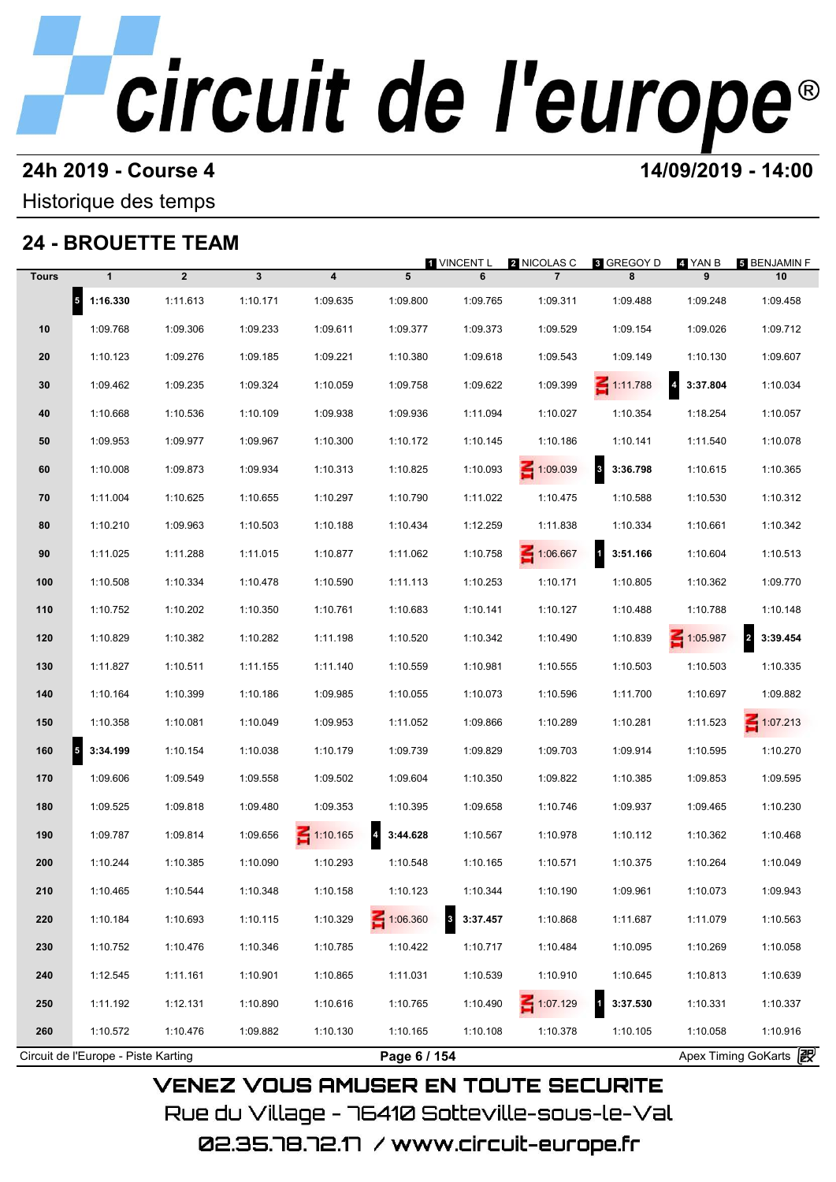# circuit de l'europe®

## 24h 2019 - Course 4

**14/09/2019 - 14:00**

Historique des temps

## 24 - BROUETTE TEAM

1 VINCENT L — 2 NICOLAS C — 3 GREGOY D — 4 YAN B — 5 BENJAMIN F

| Tours | 1 | 2 | 3 | 4 | 5 | 6 | 7 | 8 | 9 | 10 |
|---|---|---|---|---|---|---|---|---|---|---|
| | 5 **1:16.330** | 1:11.613 | 1:10.171 | 1:09.635 | 1:09.800 | 1:09.765 | 1:09.311 | 1:09.488 | 1:09.248 | 1:09.458 |
| 10 | 1:09.768 | 1:09.306 | 1:09.233 | 1:09.611 | 1:09.377 | 1:09.373 | 1:09.529 | 1:09.154 | 1:09.026 | 1:09.712 |
| 20 | 1:10.123 | 1:09.276 | 1:09.185 | 1:09.221 | 1:10.380 | 1:09.618 | 1:09.543 | 1:09.149 | 1:10.130 | 1:09.607 |
| 30 | 1:09.462 | 1:09.235 | 1:09.324 | 1:10.059 | 1:09.758 | 1:09.622 | 1:09.399 | IN 1:11.788 | 4 **3:37.804** | 1:10.034 |
| 40 | 1:10.668 | 1:10.536 | 1:10.109 | 1:09.938 | 1:09.936 | 1:11.094 | 1:10.027 | 1:10.354 | 1:18.254 | 1:10.057 |
| 50 | 1:09.953 | 1:09.977 | 1:09.967 | 1:10.300 | 1:10.172 | 1:10.145 | 1:10.186 | 1:10.141 | 1:11.540 | 1:10.078 |
| 60 | 1:10.008 | 1:09.873 | 1:09.934 | 1:10.313 | 1:10.825 | 1:10.093 | IN 1:09.039 | 3 **3:36.798** | 1:10.615 | 1:10.365 |
| 70 | 1:11.004 | 1:10.625 | 1:10.655 | 1:10.297 | 1:10.790 | 1:11.022 | 1:10.475 | 1:10.588 | 1:10.530 | 1:10.312 |
| 80 | 1:10.210 | 1:09.963 | 1:10.503 | 1:10.188 | 1:10.434 | 1:12.259 | 1:11.838 | 1:10.334 | 1:10.661 | 1:10.342 |
| 90 | 1:11.025 | 1:11.288 | 1:11.015 | 1:10.877 | 1:11.062 | 1:10.758 | IN 1:06.667 | 1 **3:51.166** | 1:10.604 | 1:10.513 |
| 100 | 1:10.508 | 1:10.334 | 1:10.478 | 1:10.590 | 1:11.113 | 1:10.253 | 1:10.171 | 1:10.805 | 1:10.362 | 1:09.770 |
| 110 | 1:10.752 | 1:10.202 | 1:10.350 | 1:10.761 | 1:10.683 | 1:10.141 | 1:10.127 | 1:10.488 | 1:10.788 | 1:10.148 |
| 120 | 1:10.829 | 1:10.382 | 1:10.282 | 1:11.198 | 1:10.520 | 1:10.342 | 1:10.490 | 1:10.839 | IN 1:05.987 | 2 **3:39.454** |
| 130 | 1:11.827 | 1:10.511 | 1:11.155 | 1:11.140 | 1:10.559 | 1:10.981 | 1:10.555 | 1:10.503 | 1:10.503 | 1:10.335 |
| 140 | 1:10.164 | 1:10.399 | 1:10.186 | 1:09.985 | 1:10.055 | 1:10.073 | 1:10.596 | 1:11.700 | 1:10.697 | 1:09.882 |
| 150 | 1:10.358 | 1:10.081 | 1:10.049 | 1:09.953 | 1:11.052 | 1:09.866 | 1:10.289 | 1:10.281 | 1:11.523 | IN 1:07.213 |
| 160 | 5 **3:34.199** | 1:10.154 | 1:10.038 | 1:10.179 | 1:09.739 | 1:09.829 | 1:09.703 | 1:09.914 | 1:10.595 | 1:10.270 |
| 170 | 1:09.606 | 1:09.549 | 1:09.558 | 1:09.502 | 1:09.604 | 1:10.350 | 1:09.822 | 1:10.385 | 1:09.853 | 1:09.595 |
| 180 | 1:09.525 | 1:09.818 | 1:09.480 | 1:09.353 | 1:10.395 | 1:09.658 | 1:10.746 | 1:09.937 | 1:09.465 | 1:10.230 |
| 190 | 1:09.787 | 1:09.814 | 1:09.656 | IN 1:10.165 | 4 **3:44.628** | 1:10.567 | 1:10.978 | 1:10.112 | 1:10.362 | 1:10.468 |
| 200 | 1:10.244 | 1:10.385 | 1:10.090 | 1:10.293 | 1:10.548 | 1:10.165 | 1:10.571 | 1:10.375 | 1:10.264 | 1:10.049 |
| 210 | 1:10.465 | 1:10.544 | 1:10.348 | 1:10.158 | 1:10.123 | 1:10.344 | 1:10.190 | 1:09.961 | 1:10.073 | 1:09.943 |
| 220 | 1:10.184 | 1:10.693 | 1:10.115 | 1:10.329 | IN 1:06.360 | 3 **3:37.457** | 1:10.868 | 1:11.687 | 1:11.079 | 1:10.563 |
| 230 | 1:10.752 | 1:10.476 | 1:10.346 | 1:10.785 | 1:10.422 | 1:10.717 | 1:10.484 | 1:10.095 | 1:10.269 | 1:10.058 |
| 240 | 1:12.545 | 1:11.161 | 1:10.901 | 1:10.865 | 1:11.031 | 1:10.539 | 1:10.910 | 1:10.645 | 1:10.813 | 1:10.639 |
| 250 | 1:11.192 | 1:12.131 | 1:10.890 | 1:10.616 | 1:10.765 | 1:10.490 | IN 1:07.129 | 1 **3:37.530** | 1:10.331 | 1:10.337 |
| 260 | 1:10.572 | 1:10.476 | 1:09.882 | 1:10.130 | 1:10.165 | 1:10.108 | 1:10.378 | 1:10.105 | 1:10.058 | 1:10.916 |

Circuit de l'Europe - Piste Karting — Apex Timing GoKarts

VENEZ VOUS AMUSER EN TOUTE SECURITE
Rue du Village - 76410 Sotteville-sous-le-Val
02.35.78.72.17 / www.circuit-europe.fr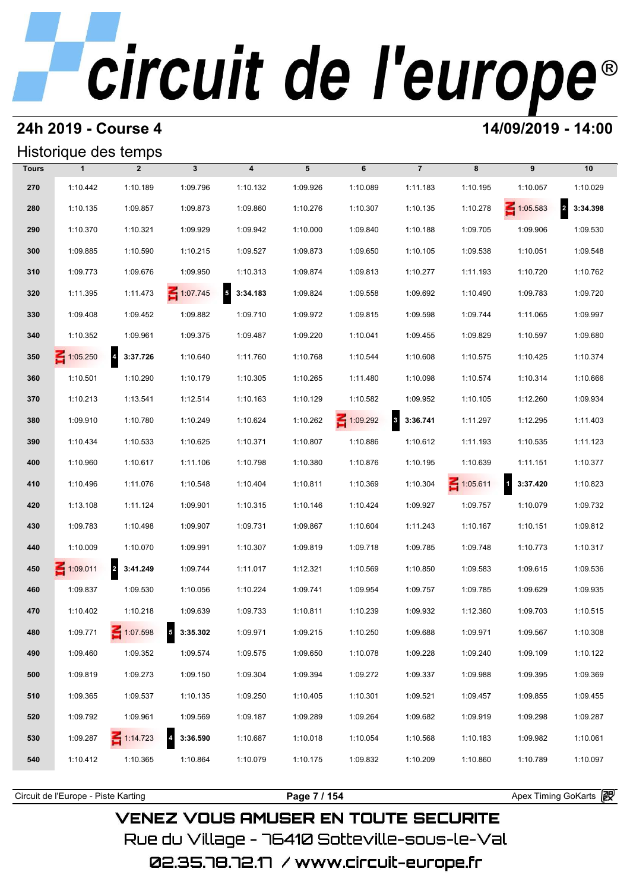# circuit de l'europe®

## 24h 2019 - Course 4

**14/09/2019 - 14:00**

### Historique des temps

| Tours | 1 | 2 | 3 | 4 | 5 | 6 | 7 | 8 | 9 | 10 |
|---|---|---|---|---|---|---|---|---|---|---|
| 270 | 1:10.442 | 1:10.189 | 1:09.796 | 1:10.132 | 1:09.926 | 1:10.089 | 1:11.183 | 1:10.195 | 1:10.057 | 1:10.029 |
| 280 | 1:10.135 | 1:09.857 | 1:09.873 | 1:09.860 | 1:10.276 | 1:10.307 | 1:10.135 | 1:10.278 | IN 1:05.583 | 2 **3:34.398** |
| 290 | 1:10.370 | 1:10.321 | 1:09.929 | 1:09.942 | 1:10.000 | 1:09.840 | 1:10.188 | 1:09.705 | 1:09.906 | 1:09.530 |
| 300 | 1:09.885 | 1:10.590 | 1:10.215 | 1:09.527 | 1:09.873 | 1:09.650 | 1:10.105 | 1:09.538 | 1:10.051 | 1:09.548 |
| 310 | 1:09.773 | 1:09.676 | 1:09.950 | 1:10.313 | 1:09.874 | 1:09.813 | 1:10.277 | 1:11.193 | 1:10.720 | 1:10.762 |
| 320 | 1:11.395 | 1:11.473 | IN 1:07.745 | 5 **3:34.183** | 1:09.824 | 1:09.558 | 1:09.692 | 1:10.490 | 1:09.783 | 1:09.720 |
| 330 | 1:09.408 | 1:09.452 | 1:09.882 | 1:09.710 | 1:09.972 | 1:09.815 | 1:09.598 | 1:09.744 | 1:11.065 | 1:09.997 |
| 340 | 1:10.352 | 1:09.961 | 1:09.375 | 1:09.487 | 1:09.220 | 1:10.041 | 1:09.455 | 1:09.829 | 1:10.597 | 1:09.680 |
| 350 | IN 1:05.250 | 4 **3:37.726** | 1:10.640 | 1:11.760 | 1:10.768 | 1:10.544 | 1:10.608 | 1:10.575 | 1:10.425 | 1:10.374 |
| 360 | 1:10.501 | 1:10.290 | 1:10.179 | 1:10.305 | 1:10.265 | 1:11.480 | 1:10.098 | 1:10.574 | 1:10.314 | 1:10.666 |
| 370 | 1:10.213 | 1:13.541 | 1:12.514 | 1:10.163 | 1:10.129 | 1:10.582 | 1:09.952 | 1:10.105 | 1:12.260 | 1:09.934 |
| 380 | 1:09.910 | 1:10.780 | 1:10.249 | 1:10.624 | 1:10.262 | IN 1:09.292 | 3 **3:36.741** | 1:11.297 | 1:12.295 | 1:11.403 |
| 390 | 1:10.434 | 1:10.533 | 1:10.625 | 1:10.371 | 1:10.807 | 1:10.886 | 1:10.612 | 1:11.193 | 1:10.535 | 1:11.123 |
| 400 | 1:10.960 | 1:10.617 | 1:11.106 | 1:10.798 | 1:10.380 | 1:10.876 | 1:10.195 | 1:10.639 | 1:11.151 | 1:10.377 |
| 410 | 1:10.496 | 1:11.076 | 1:10.548 | 1:10.404 | 1:10.811 | 1:10.369 | 1:10.304 | IN 1:05.611 | 1 **3:37.420** | 1:10.823 |
| 420 | 1:13.108 | 1:11.124 | 1:09.901 | 1:10.315 | 1:10.146 | 1:10.424 | 1:09.927 | 1:09.757 | 1:10.079 | 1:09.732 |
| 430 | 1:09.783 | 1:10.498 | 1:09.907 | 1:09.731 | 1:09.867 | 1:10.604 | 1:11.243 | 1:10.167 | 1:10.151 | 1:09.812 |
| 440 | 1:10.009 | 1:10.070 | 1:09.991 | 1:10.307 | 1:09.819 | 1:09.718 | 1:09.785 | 1:09.748 | 1:10.773 | 1:10.317 |
| 450 | IN 1:09.011 | 2 **3:41.249** | 1:09.744 | 1:11.017 | 1:12.321 | 1:10.569 | 1:10.850 | 1:09.583 | 1:09.615 | 1:09.536 |
| 460 | 1:09.837 | 1:09.530 | 1:10.056 | 1:10.224 | 1:09.741 | 1:09.954 | 1:09.757 | 1:09.785 | 1:09.629 | 1:09.935 |
| 470 | 1:10.402 | 1:10.218 | 1:09.639 | 1:09.733 | 1:10.811 | 1:10.239 | 1:09.932 | 1:12.360 | 1:09.703 | 1:10.515 |
| 480 | 1:09.771 | IN 1:07.598 | 5 **3:35.302** | 1:09.971 | 1:09.215 | 1:10.250 | 1:09.688 | 1:09.971 | 1:09.567 | 1:10.308 |
| 490 | 1:09.460 | 1:09.352 | 1:09.574 | 1:09.575 | 1:09.650 | 1:10.078 | 1:09.228 | 1:09.240 | 1:09.109 | 1:10.122 |
| 500 | 1:09.819 | 1:09.273 | 1:09.150 | 1:09.304 | 1:09.394 | 1:09.272 | 1:09.337 | 1:09.988 | 1:09.395 | 1:09.369 |
| 510 | 1:09.365 | 1:09.537 | 1:10.135 | 1:09.250 | 1:10.405 | 1:10.301 | 1:09.521 | 1:09.457 | 1:09.855 | 1:09.455 |
| 520 | 1:09.792 | 1:09.961 | 1:09.569 | 1:09.187 | 1:09.289 | 1:09.264 | 1:09.682 | 1:09.919 | 1:09.298 | 1:09.287 |
| 530 | 1:09.287 | IN 1:14.723 | 4 **3:36.590** | 1:10.687 | 1:10.018 | 1:10.054 | 1:10.568 | 1:10.183 | 1:09.982 | 1:10.061 |
| 540 | 1:10.412 | 1:10.365 | 1:10.864 | 1:10.079 | 1:10.175 | 1:09.832 | 1:10.209 | 1:10.860 | 1:10.789 | 1:10.097 |

Circuit de l'Europe - Piste Karting | Apex Timing GoKarts

VENEZ VOUS AMUSER EN TOUTE SECURITE

Rue du Village - 76410 Sotteville-sous-le-Val

02.35.78.72.17 / www.circuit-europe.fr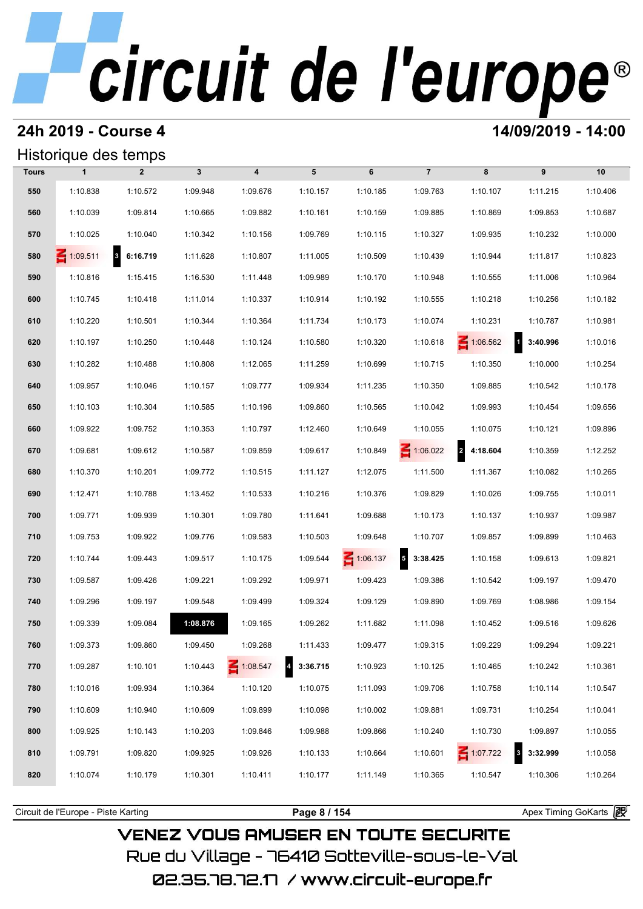# circuit de l'europe®

## 24h 2019 - Course 4

**14/09/2019 - 14:00**

### Historique des temps

| Tours | 1 | 2 | 3 | 4 | 5 | 6 | 7 | 8 | 9 | 10 |
|---|---|---|---|---|---|---|---|---|---|---|
| 550 | 1:10.838 | 1:10.572 | 1:09.948 | 1:09.676 | 1:10.157 | 1:10.185 | 1:09.763 | 1:10.107 | 1:11.215 | 1:10.406 |
| 560 | 1:10.039 | 1:09.814 | 1:10.665 | 1:09.882 | 1:10.161 | 1:10.159 | 1:09.885 | 1:10.869 | 1:09.853 | 1:10.687 |
| 570 | 1:10.025 | 1:10.040 | 1:10.342 | 1:10.156 | 1:09.769 | 1:10.115 | 1:10.327 | 1:09.935 | 1:10.232 | 1:10.000 |
| 580 | IN 1:09.511 | 3 **6:16.719** | 1:11.628 | 1:10.807 | 1:11.005 | 1:10.509 | 1:10.439 | 1:10.944 | 1:11.817 | 1:10.823 |
| 590 | 1:10.816 | 1:15.415 | 1:16.530 | 1:11.448 | 1:09.989 | 1:10.170 | 1:10.948 | 1:10.555 | 1:11.006 | 1:10.964 |
| 600 | 1:10.745 | 1:10.418 | 1:11.014 | 1:10.337 | 1:10.914 | 1:10.192 | 1:10.555 | 1:10.218 | 1:10.256 | 1:10.182 |
| 610 | 1:10.220 | 1:10.501 | 1:10.344 | 1:10.364 | 1:11.734 | 1:10.173 | 1:10.074 | 1:10.231 | 1:10.787 | 1:10.981 |
| 620 | 1:10.197 | 1:10.250 | 1:10.448 | 1:10.124 | 1:10.580 | 1:10.320 | 1:10.618 | IN 1:06.562 | 1 **3:40.996** | 1:10.016 |
| 630 | 1:10.282 | 1:10.488 | 1:10.808 | 1:12.065 | 1:11.259 | 1:10.699 | 1:10.715 | 1:10.350 | 1:10.000 | 1:10.254 |
| 640 | 1:09.957 | 1:10.046 | 1:10.157 | 1:09.777 | 1:09.934 | 1:11.235 | 1:10.350 | 1:09.885 | 1:10.542 | 1:10.178 |
| 650 | 1:10.103 | 1:10.304 | 1:10.585 | 1:10.196 | 1:09.860 | 1:10.565 | 1:10.042 | 1:09.993 | 1:10.454 | 1:09.656 |
| 660 | 1:09.922 | 1:09.752 | 1:10.353 | 1:10.797 | 1:12.460 | 1:10.649 | 1:10.055 | 1:10.075 | 1:10.121 | 1:09.896 |
| 670 | 1:09.681 | 1:09.612 | 1:10.587 | 1:09.859 | 1:09.617 | 1:10.849 | IN 1:06.022 | 2 **4:18.604** | 1:10.359 | 1:12.252 |
| 680 | 1:10.370 | 1:10.201 | 1:09.772 | 1:10.515 | 1:11.127 | 1:12.075 | 1:11.500 | 1:11.367 | 1:10.082 | 1:10.265 |
| 690 | 1:12.471 | 1:10.788 | 1:13.452 | 1:10.533 | 1:10.216 | 1:10.376 | 1:09.829 | 1:10.026 | 1:09.755 | 1:10.011 |
| 700 | 1:09.771 | 1:09.939 | 1:10.301 | 1:09.780 | 1:11.641 | 1:09.688 | 1:10.173 | 1:10.137 | 1:10.937 | 1:09.987 |
| 710 | 1:09.753 | 1:09.922 | 1:09.776 | 1:09.583 | 1:10.503 | 1:09.648 | 1:10.707 | 1:09.857 | 1:09.899 | 1:10.463 |
| 720 | 1:10.744 | 1:09.443 | 1:09.517 | 1:10.175 | 1:09.544 | IN 1:06.137 | 5 **3:38.425** | 1:10.158 | 1:09.613 | 1:09.821 |
| 730 | 1:09.587 | 1:09.426 | 1:09.221 | 1:09.292 | 1:09.971 | 1:09.423 | 1:09.386 | 1:10.542 | 1:09.197 | 1:09.470 |
| 740 | 1:09.296 | 1:09.197 | 1:09.548 | 1:09.499 | 1:09.324 | 1:09.129 | 1:09.890 | 1:09.769 | 1:08.986 | 1:09.154 |
| 750 | 1:09.339 | 1:09.084 | **1:08.876** | 1:09.165 | 1:09.262 | 1:11.682 | 1:11.098 | 1:10.452 | 1:09.516 | 1:09.626 |
| 760 | 1:09.373 | 1:09.860 | 1:09.450 | 1:09.268 | 1:11.433 | 1:09.477 | 1:09.315 | 1:09.229 | 1:09.294 | 1:09.221 |
| 770 | 1:09.287 | 1:10.101 | 1:10.443 | IN 1:08.547 | 4 **3:36.715** | 1:10.923 | 1:10.125 | 1:10.465 | 1:10.242 | 1:10.361 |
| 780 | 1:10.016 | 1:09.934 | 1:10.364 | 1:10.120 | 1:10.075 | 1:11.093 | 1:09.706 | 1:10.758 | 1:10.114 | 1:10.547 |
| 790 | 1:10.609 | 1:10.940 | 1:10.609 | 1:09.899 | 1:10.098 | 1:10.002 | 1:09.881 | 1:09.731 | 1:10.254 | 1:10.041 |
| 800 | 1:09.925 | 1:10.143 | 1:10.203 | 1:09.846 | 1:09.988 | 1:09.866 | 1:10.240 | 1:10.730 | 1:09.897 | 1:10.055 |
| 810 | 1:09.791 | 1:09.820 | 1:09.925 | 1:09.926 | 1:10.133 | 1:10.664 | 1:10.601 | IN 1:07.722 | 3 **3:32.999** | 1:10.058 |
| 820 | 1:10.074 | 1:10.179 | 1:10.301 | 1:10.411 | 1:10.177 | 1:11.149 | 1:10.365 | 1:10.547 | 1:10.306 | 1:10.264 |

Circuit de l'Europe - Piste Karting | Apex Timing GoKarts

VENEZ VOUS AMUSER EN TOUTE SECURITE
Rue du Village - 76410 Sotteville-sous-le-Val
02.35.78.72.17 / www.circuit-europe.fr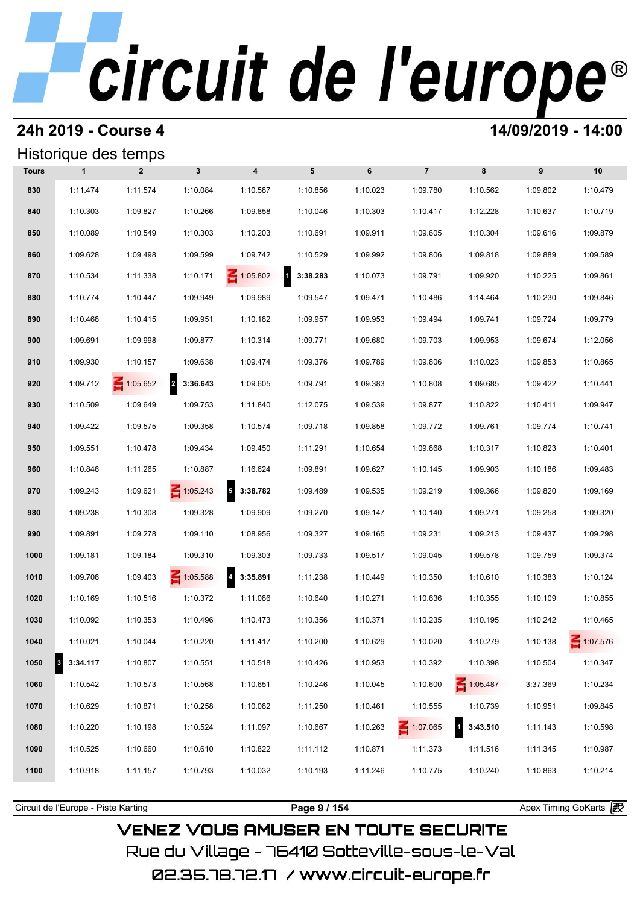# circuit de l'europe®

## 24h 2019 - Course 4

**14/09/2019 - 14:00**

### Historique des temps

| Tours | 1 | 2 | 3 | 4 | 5 | 6 | 7 | 8 | 9 | 10 |
|---|---|---|---|---|---|---|---|---|---|---|
| 830 | 1:11.474 | 1:11.574 | 1:10.084 | 1:10.587 | 1:10.856 | 1:10.023 | 1:09.780 | 1:10.562 | 1:09.802 | 1:10.479 |
| 840 | 1:10.303 | 1:09.827 | 1:10.266 | 1:09.858 | 1:10.046 | 1:10.303 | 1:10.417 | 1:12.228 | 1:10.637 | 1:10.719 |
| 850 | 1:10.089 | 1:10.549 | 1:10.303 | 1:10.203 | 1:10.691 | 1:09.911 | 1:09.605 | 1:10.304 | 1:09.616 | 1:09.879 |
| 860 | 1:09.628 | 1:09.498 | 1:09.599 | 1:09.742 | 1:10.529 | 1:09.992 | 1:09.806 | 1:09.818 | 1:09.889 | 1:09.589 |
| 870 | 1:10.534 | 1:11.338 | 1:10.171 | IN 1:05.802 | 1 **3:38.283** | 1:10.073 | 1:09.791 | 1:09.920 | 1:10.225 | 1:09.861 |
| 880 | 1:10.774 | 1:10.447 | 1:09.949 | 1:09.989 | 1:09.547 | 1:09.471 | 1:10.486 | 1:14.464 | 1:10.230 | 1:09.846 |
| 890 | 1:10.468 | 1:10.415 | 1:09.951 | 1:10.182 | 1:09.957 | 1:09.953 | 1:09.494 | 1:09.741 | 1:09.724 | 1:09.779 |
| 900 | 1:09.691 | 1:09.998 | 1:09.877 | 1:10.314 | 1:09.771 | 1:09.680 | 1:09.703 | 1:09.953 | 1:09.674 | 1:12.056 |
| 910 | 1:09.930 | 1:10.157 | 1:09.638 | 1:09.474 | 1:09.376 | 1:09.789 | 1:09.806 | 1:10.023 | 1:09.853 | 1:10.865 |
| 920 | 1:09.712 | IN 1:05.652 | 2 **3:36.643** | 1:09.605 | 1:09.791 | 1:09.383 | 1:10.808 | 1:09.685 | 1:09.422 | 1:10.441 |
| 930 | 1:10.509 | 1:09.649 | 1:09.753 | 1:11.840 | 1:12.075 | 1:09.539 | 1:09.877 | 1:10.822 | 1:10.411 | 1:09.947 |
| 940 | 1:09.422 | 1:09.575 | 1:09.358 | 1:10.574 | 1:09.718 | 1:09.858 | 1:09.772 | 1:09.761 | 1:09.774 | 1:10.741 |
| 950 | 1:09.551 | 1:10.478 | 1:09.434 | 1:09.450 | 1:11.291 | 1:10.654 | 1:09.868 | 1:10.317 | 1:10.823 | 1:10.401 |
| 960 | 1:10.846 | 1:11.265 | 1:10.887 | 1:16.624 | 1:09.891 | 1:09.627 | 1:10.145 | 1:09.903 | 1:10.186 | 1:09.483 |
| 970 | 1:09.243 | 1:09.621 | IN 1:05.243 | 5 **3:38.782** | 1:09.489 | 1:09.535 | 1:09.219 | 1:09.366 | 1:09.820 | 1:09.169 |
| 980 | 1:09.238 | 1:10.308 | 1:09.328 | 1:09.909 | 1:09.270 | 1:09.147 | 1:10.140 | 1:09.271 | 1:09.258 | 1:09.320 |
| 990 | 1:09.891 | 1:09.278 | 1:09.110 | 1:08.956 | 1:09.327 | 1:09.165 | 1:09.231 | 1:09.213 | 1:09.437 | 1:09.298 |
| 1000 | 1:09.181 | 1:09.184 | 1:09.310 | 1:09.303 | 1:09.733 | 1:09.517 | 1:09.045 | 1:09.578 | 1:09.759 | 1:09.374 |
| 1010 | 1:09.706 | 1:09.403 | IN 1:05.588 | 4 **3:35.891** | 1:11.238 | 1:10.449 | 1:10.350 | 1:10.610 | 1:10.383 | 1:10.124 |
| 1020 | 1:10.169 | 1:10.516 | 1:10.372 | 1:11.086 | 1:10.640 | 1:10.271 | 1:10.636 | 1:10.355 | 1:10.109 | 1:10.855 |
| 1030 | 1:10.092 | 1:10.353 | 1:10.496 | 1:10.473 | 1:10.356 | 1:10.371 | 1:10.235 | 1:10.195 | 1:10.242 | 1:10.465 |
| 1040 | 1:10.021 | 1:10.044 | 1:10.220 | 1:11.417 | 1:10.200 | 1:10.629 | 1:10.020 | 1:10.279 | 1:10.138 | IN 1:07.576 |
| 1050 | 3 **3:34.117** | 1:10.807 | 1:10.551 | 1:10.518 | 1:10.426 | 1:10.953 | 1:10.392 | 1:10.398 | 1:10.504 | 1:10.347 |
| 1060 | 1:10.542 | 1:10.573 | 1:10.568 | 1:10.651 | 1:10.246 | 1:10.045 | 1:10.600 | IN 1:05.487 | 3:37.369 | 1:10.234 |
| 1070 | 1:10.629 | 1:10.871 | 1:10.258 | 1:10.082 | 1:11.250 | 1:10.461 | 1:10.555 | 1:10.739 | 1:10.951 | 1:09.845 |
| 1080 | 1:10.220 | 1:10.198 | 1:10.524 | 1:11.097 | 1:10.667 | 1:10.263 | IN 1:07.065 | 1 **3:43.510** | 1:11.143 | 1:10.598 |
| 1090 | 1:10.525 | 1:10.660 | 1:10.610 | 1:10.822 | 1:11.112 | 1:10.871 | 1:11.373 | 1:11.516 | 1:11.345 | 1:10.987 |
| 1100 | 1:10.918 | 1:11.157 | 1:10.793 | 1:10.032 | 1:10.193 | 1:11.246 | 1:10.775 | 1:10.240 | 1:10.863 | 1:10.214 |

Circuit de l'Europe - Piste Karting — Apex Timing GoKarts

VENEZ VOUS AMUSER EN TOUTE SECURITE
Rue du Village - 76410 Sotteville-sous-le-Val
02.35.78.72.17 / www.circuit-europe.fr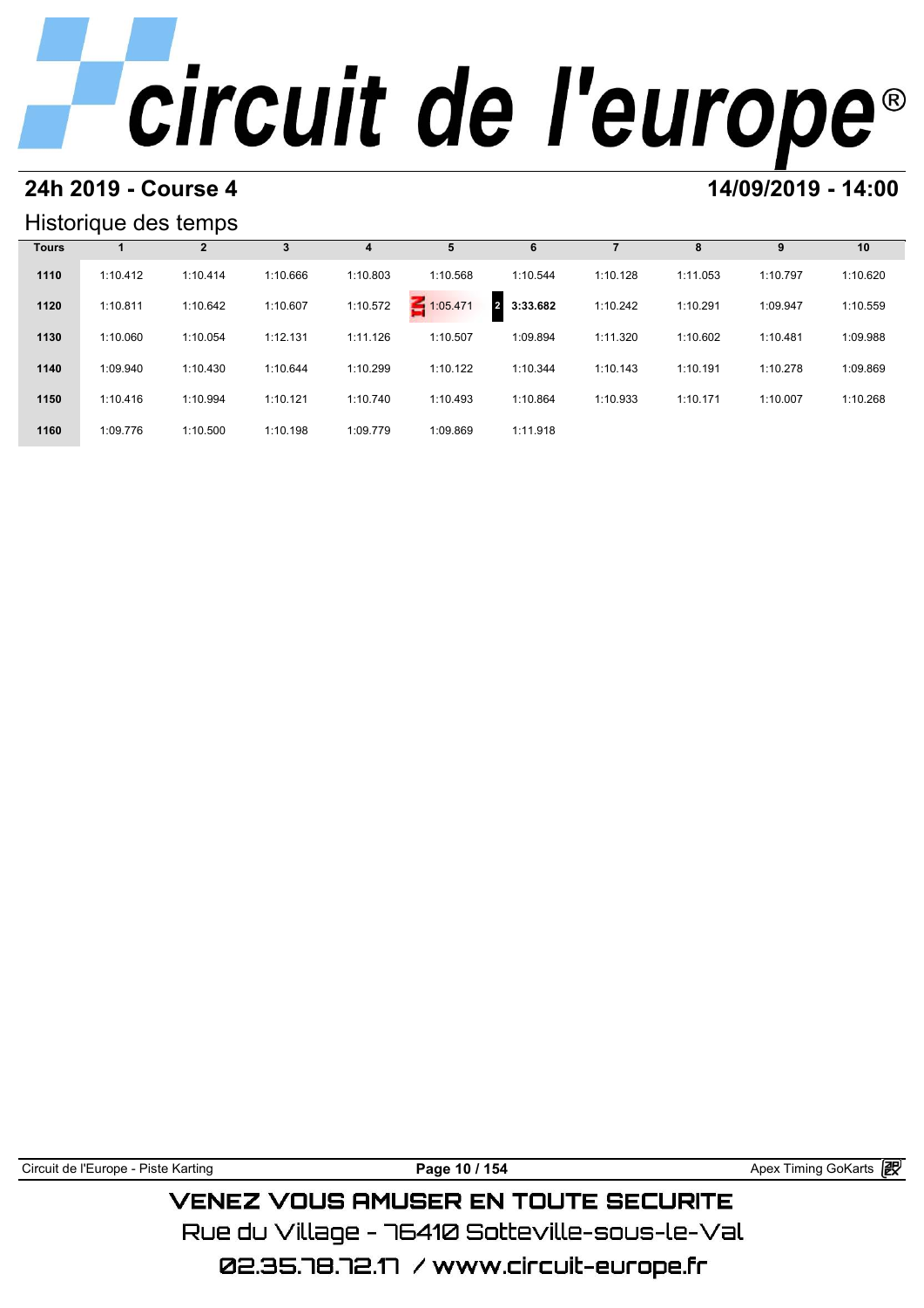# circuit de l'europe®

## 24h 2019 - Course 4

## 14/09/2019 - 14:00

### Historique des temps

| Tours | 1 | 2 | 3 | 4 | 5 | 6 | 7 | 8 | 9 | 10 |
|---|---|---|---|---|---|---|---|---|---|---|
| 1110 | 1:10.412 | 1:10.414 | 1:10.666 | 1:10.803 | 1:10.568 | 1:10.544 | 1:10.128 | 1:11.053 | 1:10.797 | 1:10.620 |
| 1120 | 1:10.811 | 1:10.642 | 1:10.607 | 1:10.572 | IN 1:05.471 | 2 **3:33.682** | 1:10.242 | 1:10.291 | 1:09.947 | 1:10.559 |
| 1130 | 1:10.060 | 1:10.054 | 1:12.131 | 1:11.126 | 1:10.507 | 1:09.894 | 1:11.320 | 1:10.602 | 1:10.481 | 1:09.988 |
| 1140 | 1:09.940 | 1:10.430 | 1:10.644 | 1:10.299 | 1:10.122 | 1:10.344 | 1:10.143 | 1:10.191 | 1:10.278 | 1:09.869 |
| 1150 | 1:10.416 | 1:10.994 | 1:10.121 | 1:10.740 | 1:10.493 | 1:10.864 | 1:10.933 | 1:10.171 | 1:10.007 | 1:10.268 |
| 1160 | 1:09.776 | 1:10.500 | 1:10.198 | 1:09.779 | 1:09.869 | 1:11.918 | | | | |

Circuit de l'Europe - Piste Karting

Apex Timing GoKarts

VENEZ VOUS AMUSER EN TOUTE SECURITE

Rue du Village - 76410 Sotteville-sous-le-Val

02.35.78.72.17 / www.circuit-europe.fr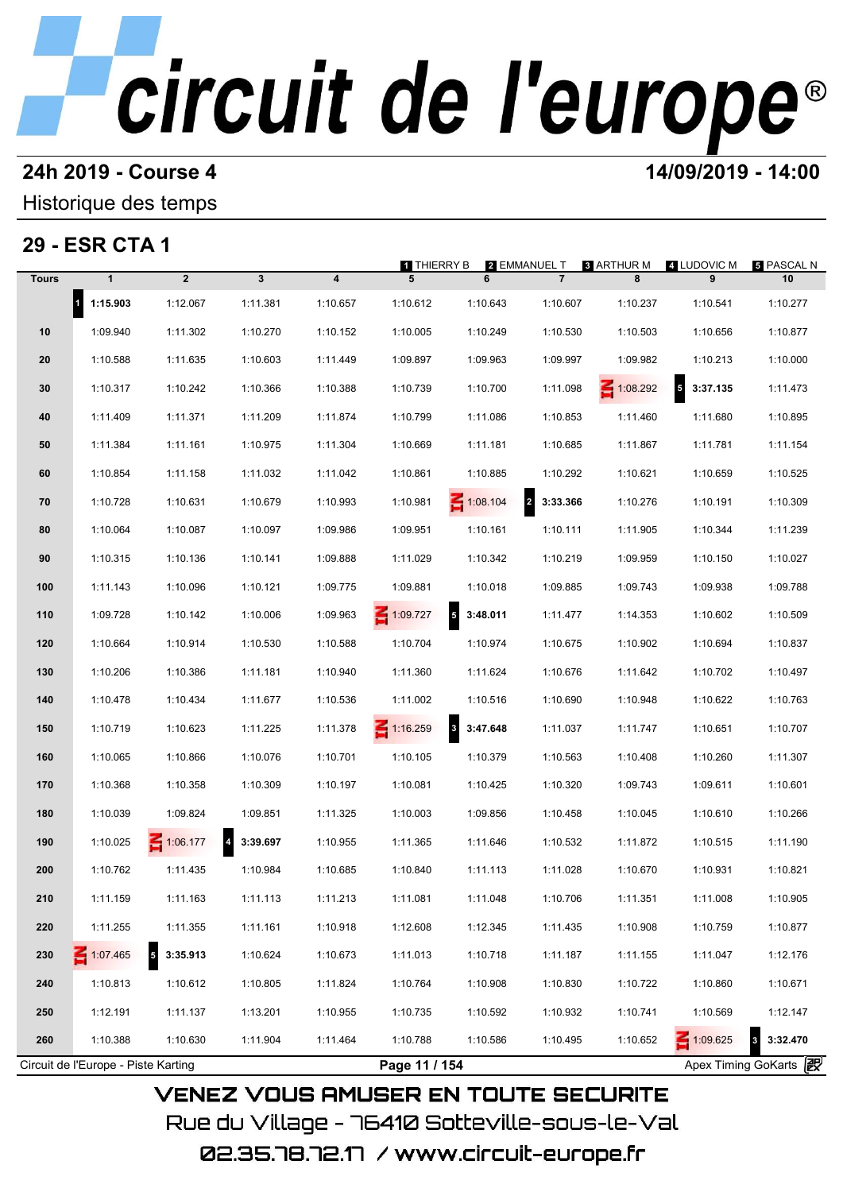# circuit de l'europe®

**24h 2019 - Course 4** — **14/09/2019 - 14:00**

Historique des temps

## 29 - ESR CTA 1

1 THIERRY B | 2 EMMANUEL T | 3 ARTHUR M | 4 LUDOVIC M | 5 PASCAL N

| Tours | 1 | 2 | 3 | 4 | 5 | 6 | 7 | 8 | 9 | 10 |
|---|---|---|---|---|---|---|---|---|---|---|
| | 1 **1:15.903** | 1:12.067 | 1:11.381 | 1:10.657 | 1:10.612 | 1:10.643 | 1:10.607 | 1:10.237 | 1:10.541 | 1:10.277 |
| 10 | 1:09.940 | 1:11.302 | 1:10.270 | 1:10.152 | 1:10.005 | 1:10.249 | 1:10.530 | 1:10.503 | 1:10.656 | 1:10.877 |
| 20 | 1:10.588 | 1:11.635 | 1:10.603 | 1:11.449 | 1:09.897 | 1:09.963 | 1:09.997 | 1:09.982 | 1:10.213 | 1:10.000 |
| 30 | 1:10.317 | 1:10.242 | 1:10.366 | 1:10.388 | 1:10.739 | 1:10.700 | 1:11.098 | IN 1:08.292 | 5 **3:37.135** | 1:11.473 |
| 40 | 1:11.409 | 1:11.371 | 1:11.209 | 1:11.874 | 1:10.799 | 1:11.086 | 1:10.853 | 1:11.460 | 1:11.680 | 1:10.895 |
| 50 | 1:11.384 | 1:11.161 | 1:10.975 | 1:11.304 | 1:10.669 | 1:11.181 | 1:10.685 | 1:11.867 | 1:11.781 | 1:11.154 |
| 60 | 1:10.854 | 1:11.158 | 1:11.032 | 1:11.042 | 1:10.861 | 1:10.885 | 1:10.292 | 1:10.621 | 1:10.659 | 1:10.525 |
| 70 | 1:10.728 | 1:10.631 | 1:10.679 | 1:10.993 | 1:10.981 | IN 1:08.104 | 2 **3:33.366** | 1:10.276 | 1:10.191 | 1:10.309 |
| 80 | 1:10.064 | 1:10.087 | 1:10.097 | 1:09.986 | 1:09.951 | 1:10.161 | 1:10.111 | 1:11.905 | 1:10.344 | 1:11.239 |
| 90 | 1:10.315 | 1:10.136 | 1:10.141 | 1:09.888 | 1:11.029 | 1:10.342 | 1:10.219 | 1:09.959 | 1:10.150 | 1:10.027 |
| 100 | 1:11.143 | 1:10.096 | 1:10.121 | 1:09.775 | 1:09.881 | 1:10.018 | 1:09.885 | 1:09.743 | 1:09.938 | 1:09.788 |
| 110 | 1:09.728 | 1:10.142 | 1:10.006 | 1:09.963 | IN 1:09.727 | 5 **3:48.011** | 1:11.477 | 1:14.353 | 1:10.602 | 1:10.509 |
| 120 | 1:10.664 | 1:10.914 | 1:10.530 | 1:10.588 | 1:10.704 | 1:10.974 | 1:10.675 | 1:10.902 | 1:10.694 | 1:10.837 |
| 130 | 1:10.206 | 1:10.386 | 1:11.181 | 1:10.940 | 1:11.360 | 1:11.624 | 1:10.676 | 1:11.642 | 1:10.702 | 1:10.497 |
| 140 | 1:10.478 | 1:10.434 | 1:11.677 | 1:10.536 | 1:11.002 | 1:10.516 | 1:10.690 | 1:10.948 | 1:10.622 | 1:10.763 |
| 150 | 1:10.719 | 1:10.623 | 1:11.225 | 1:11.378 | IN 1:16.259 | 3 **3:47.648** | 1:11.037 | 1:11.747 | 1:10.651 | 1:10.707 |
| 160 | 1:10.065 | 1:10.866 | 1:10.076 | 1:10.701 | 1:10.105 | 1:10.379 | 1:10.563 | 1:10.408 | 1:10.260 | 1:11.307 |
| 170 | 1:10.368 | 1:10.358 | 1:10.309 | 1:10.197 | 1:10.081 | 1:10.425 | 1:10.320 | 1:09.743 | 1:09.611 | 1:10.601 |
| 180 | 1:10.039 | 1:09.824 | 1:09.851 | 1:11.325 | 1:10.003 | 1:09.856 | 1:10.458 | 1:10.045 | 1:10.610 | 1:10.266 |
| 190 | 1:10.025 | IN 1:06.177 | 4 **3:39.697** | 1:10.955 | 1:11.365 | 1:11.646 | 1:10.532 | 1:11.872 | 1:10.515 | 1:11.190 |
| 200 | 1:10.762 | 1:11.435 | 1:10.984 | 1:10.685 | 1:10.840 | 1:11.113 | 1:11.028 | 1:10.670 | 1:10.931 | 1:10.821 |
| 210 | 1:11.159 | 1:11.163 | 1:11.113 | 1:11.213 | 1:11.081 | 1:11.048 | 1:10.706 | 1:11.351 | 1:11.008 | 1:10.905 |
| 220 | 1:11.255 | 1:11.355 | 1:11.161 | 1:10.918 | 1:12.608 | 1:12.345 | 1:11.435 | 1:10.908 | 1:10.759 | 1:10.877 |
| 230 | IN 1:07.465 | 5 **3:35.913** | 1:10.624 | 1:10.673 | 1:11.013 | 1:10.718 | 1:11.187 | 1:11.155 | 1:11.047 | 1:12.176 |
| 240 | 1:10.813 | 1:10.612 | 1:10.805 | 1:11.824 | 1:10.764 | 1:10.908 | 1:10.830 | 1:10.722 | 1:10.860 | 1:10.671 |
| 250 | 1:12.191 | 1:11.137 | 1:13.201 | 1:10.955 | 1:10.735 | 1:10.592 | 1:10.932 | 1:10.741 | 1:10.569 | 1:12.147 |
| 260 | 1:10.388 | 1:10.630 | 1:11.904 | 1:11.464 | 1:10.788 | 1:10.586 | 1:10.495 | 1:10.652 | IN 1:09.625 | 3 **3:32.470** |

Circuit de l'Europe - Piste Karting — Apex Timing GoKarts

VENEZ VOUS AMUSER EN TOUTE SECURITE

Rue du Village - 76410 Sotteville-sous-le-Val

02.35.78.72.17 / www.circuit-europe.fr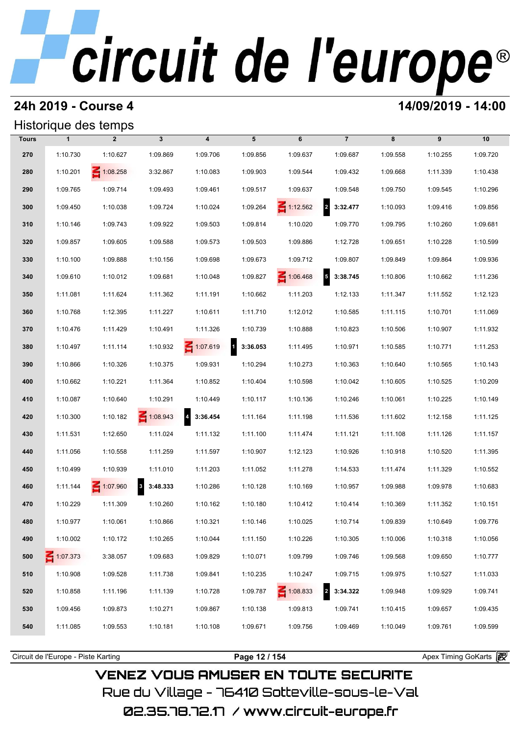# circuit de l'europe®

## 24h 2019 - Course 4

**14/09/2019 - 14:00**

### Historique des temps

| Tours | 1 | 2 | 3 | 4 | 5 | 6 | 7 | 8 | 9 | 10 |
|---|---|---|---|---|---|---|---|---|---|---|
| 270 | 1:10.730 | 1:10.627 | 1:09.869 | 1:09.706 | 1:09.856 | 1:09.637 | 1:09.687 | 1:09.558 | 1:10.255 | 1:09.720 |
| 280 | 1:10.201 | 1:08.258 | 3:32.867 | 1:10.083 | 1:09.903 | 1:09.544 | 1:09.432 | 1:09.668 | 1:11.339 | 1:10.438 |
| 290 | 1:09.765 | 1:09.714 | 1:09.493 | 1:09.461 | 1:09.517 | 1:09.637 | 1:09.548 | 1:09.750 | 1:09.545 | 1:10.296 |
| 300 | 1:09.450 | 1:10.038 | 1:09.724 | 1:10.024 | 1:09.264 | 1:12.562 | 2 **3:32.477** | 1:10.093 | 1:09.416 | 1:09.856 |
| 310 | 1:10.146 | 1:09.743 | 1:09.922 | 1:09.503 | 1:09.814 | 1:10.020 | 1:09.770 | 1:09.795 | 1:10.260 | 1:09.681 |
| 320 | 1:09.857 | 1:09.605 | 1:09.588 | 1:09.573 | 1:09.503 | 1:09.886 | 1:12.728 | 1:09.651 | 1:10.228 | 1:10.599 |
| 330 | 1:10.100 | 1:09.888 | 1:10.156 | 1:09.698 | 1:09.673 | 1:09.712 | 1:09.807 | 1:09.849 | 1:09.864 | 1:09.936 |
| 340 | 1:09.610 | 1:10.012 | 1:09.681 | 1:10.048 | 1:09.827 | 1:06.468 | 5 **3:38.745** | 1:10.806 | 1:10.662 | 1:11.236 |
| 350 | 1:11.081 | 1:11.624 | 1:11.362 | 1:11.191 | 1:10.662 | 1:11.203 | 1:12.133 | 1:11.347 | 1:11.552 | 1:12.123 |
| 360 | 1:10.768 | 1:12.395 | 1:11.227 | 1:10.611 | 1:11.710 | 1:12.012 | 1:10.585 | 1:11.115 | 1:10.701 | 1:11.069 |
| 370 | 1:10.476 | 1:11.429 | 1:10.491 | 1:11.326 | 1:10.739 | 1:10.888 | 1:10.823 | 1:10.506 | 1:10.907 | 1:11.932 |
| 380 | 1:10.497 | 1:11.114 | 1:10.932 | 1:07.619 | 1 **3:36.053** | 1:11.495 | 1:10.971 | 1:10.585 | 1:10.771 | 1:11.253 |
| 390 | 1:10.866 | 1:10.326 | 1:10.375 | 1:09.931 | 1:10.294 | 1:10.273 | 1:10.363 | 1:10.640 | 1:10.565 | 1:10.143 |
| 400 | 1:10.662 | 1:10.221 | 1:11.364 | 1:10.852 | 1:10.404 | 1:10.598 | 1:10.042 | 1:10.605 | 1:10.525 | 1:10.209 |
| 410 | 1:10.087 | 1:10.640 | 1:10.291 | 1:10.449 | 1:10.117 | 1:10.136 | 1:10.246 | 1:10.061 | 1:10.225 | 1:10.149 |
| 420 | 1:10.300 | 1:10.182 | 1:08.943 | 4 **3:36.454** | 1:11.164 | 1:11.198 | 1:11.536 | 1:11.602 | 1:12.158 | 1:11.125 |
| 430 | 1:11.531 | 1:12.650 | 1:11.024 | 1:11.132 | 1:11.100 | 1:11.474 | 1:11.121 | 1:11.108 | 1:11.126 | 1:11.157 |
| 440 | 1:11.056 | 1:10.558 | 1:11.259 | 1:11.597 | 1:10.907 | 1:12.123 | 1:10.926 | 1:10.918 | 1:10.520 | 1:11.395 |
| 450 | 1:10.499 | 1:10.939 | 1:11.010 | 1:11.203 | 1:11.052 | 1:11.278 | 1:14.533 | 1:11.474 | 1:11.329 | 1:10.552 |
| 460 | 1:11.144 | 1:07.960 | 3 **3:48.333** | 1:10.286 | 1:10.128 | 1:10.169 | 1:10.957 | 1:09.988 | 1:09.978 | 1:10.683 |
| 470 | 1:10.229 | 1:11.309 | 1:10.260 | 1:10.162 | 1:10.180 | 1:10.412 | 1:10.414 | 1:10.369 | 1:11.352 | 1:10.151 |
| 480 | 1:10.977 | 1:10.061 | 1:10.866 | 1:10.321 | 1:10.146 | 1:10.025 | 1:10.714 | 1:09.839 | 1:10.649 | 1:09.776 |
| 490 | 1:10.002 | 1:10.172 | 1:10.265 | 1:10.044 | 1:11.150 | 1:10.226 | 1:10.305 | 1:10.006 | 1:10.318 | 1:10.056 |
| 500 | 1:07.373 | 3:38.057 | 1:09.683 | 1:09.829 | 1:10.071 | 1:09.799 | 1:09.746 | 1:09.568 | 1:09.650 | 1:10.777 |
| 510 | 1:10.908 | 1:09.528 | 1:11.738 | 1:09.841 | 1:10.235 | 1:10.247 | 1:09.715 | 1:09.975 | 1:10.527 | 1:11.033 |
| 520 | 1:10.858 | 1:11.196 | 1:11.139 | 1:10.728 | 1:09.787 | 1:08.833 | 2 **3:34.322** | 1:09.948 | 1:09.929 | 1:09.741 |
| 530 | 1:09.456 | 1:09.873 | 1:10.271 | 1:09.867 | 1:10.138 | 1:09.813 | 1:09.741 | 1:10.415 | 1:09.657 | 1:09.435 |
| 540 | 1:11.085 | 1:09.553 | 1:10.181 | 1:10.108 | 1:09.671 | 1:09.756 | 1:09.469 | 1:10.049 | 1:09.761 | 1:09.599 |

Circuit de l'Europe - Piste Karting — Apex Timing GoKarts

VENEZ VOUS AMUSER EN TOUTE SECURITE

Rue du Village - 76410 Sotteville-sous-le-Val

02.35.78.72.17 / www.circuit-europe.fr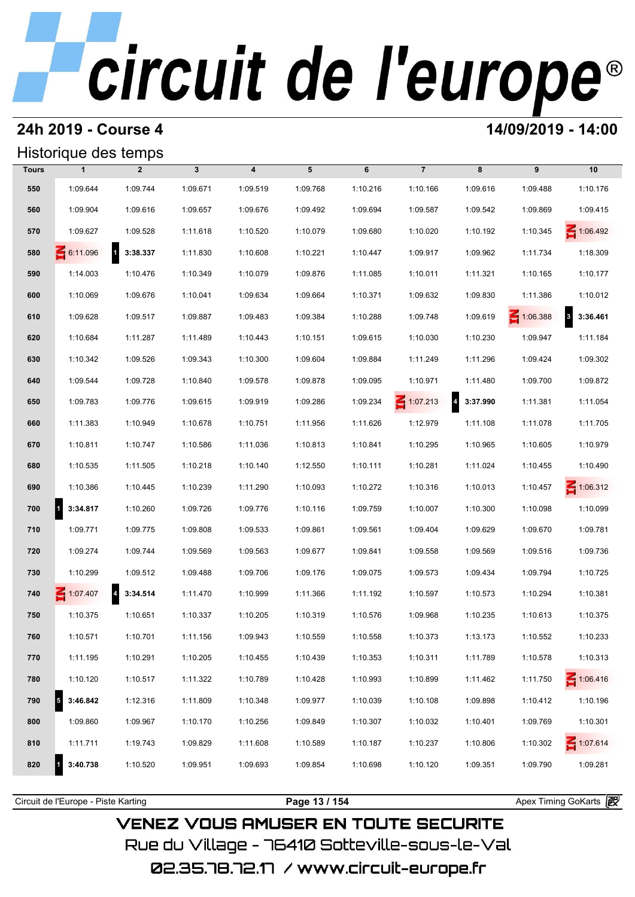# circuit de l'europe®

## 24h 2019 - Course 4

**14/09/2019 - 14:00**

### Historique des temps

| Tours | 1 | 2 | 3 | 4 | 5 | 6 | 7 | 8 | 9 | 10 |
|---|---|---|---|---|---|---|---|---|---|---|
| 550 | 1:09.644 | 1:09.744 | 1:09.671 | 1:09.519 | 1:09.768 | 1:10.216 | 1:10.166 | 1:09.616 | 1:09.488 | 1:10.176 |
| 560 | 1:09.904 | 1:09.616 | 1:09.657 | 1:09.676 | 1:09.492 | 1:09.694 | 1:09.587 | 1:09.542 | 1:09.869 | 1:09.415 |
| 570 | 1:09.627 | 1:09.528 | 1:11.618 | 1:10.520 | 1:10.079 | 1:09.680 | 1:10.020 | 1:10.192 | 1:10.345 | IN 1:06.492 |
| 580 | IN 6:11.096 | 1 **3:38.337** | 1:11.830 | 1:10.608 | 1:10.221 | 1:10.447 | 1:09.917 | 1:09.962 | 1:11.734 | 1:18.309 |
| 590 | 1:14.003 | 1:10.476 | 1:10.349 | 1:10.079 | 1:09.876 | 1:11.085 | 1:10.011 | 1:11.321 | 1:10.165 | 1:10.177 |
| 600 | 1:10.069 | 1:09.676 | 1:10.041 | 1:09.634 | 1:09.664 | 1:10.371 | 1:09.632 | 1:09.830 | 1:11.386 | 1:10.012 |
| 610 | 1:09.628 | 1:09.517 | 1:09.887 | 1:09.483 | 1:09.384 | 1:10.288 | 1:09.748 | 1:09.619 | IN 1:06.388 | 3 **3:36.461** |
| 620 | 1:10.684 | 1:11.287 | 1:11.489 | 1:10.443 | 1:10.151 | 1:09.615 | 1:10.030 | 1:10.230 | 1:09.947 | 1:11.184 |
| 630 | 1:10.342 | 1:09.526 | 1:09.343 | 1:10.300 | 1:09.604 | 1:09.884 | 1:11.249 | 1:11.296 | 1:09.424 | 1:09.302 |
| 640 | 1:09.544 | 1:09.728 | 1:10.840 | 1:09.578 | 1:09.878 | 1:09.095 | 1:10.971 | 1:11.480 | 1:09.700 | 1:09.872 |
| 650 | 1:09.783 | 1:09.776 | 1:09.615 | 1:09.919 | 1:09.286 | 1:09.234 | IN 1:07.213 | 4 **3:37.990** | 1:11.381 | 1:11.054 |
| 660 | 1:11.383 | 1:10.949 | 1:10.678 | 1:10.751 | 1:11.956 | 1:11.626 | 1:12.979 | 1:11.108 | 1:11.078 | 1:11.705 |
| 670 | 1:10.811 | 1:10.747 | 1:10.586 | 1:11.036 | 1:10.813 | 1:10.841 | 1:10.295 | 1:10.965 | 1:10.605 | 1:10.979 |
| 680 | 1:10.535 | 1:11.505 | 1:10.218 | 1:10.140 | 1:12.550 | 1:10.111 | 1:10.281 | 1:11.024 | 1:10.455 | 1:10.490 |
| 690 | 1:10.386 | 1:10.445 | 1:10.239 | 1:11.290 | 1:10.093 | 1:10.272 | 1:10.316 | 1:10.013 | 1:10.457 | IN 1:06.312 |
| 700 | 1 **3:34.817** | 1:10.260 | 1:09.726 | 1:09.776 | 1:10.116 | 1:09.759 | 1:10.007 | 1:10.300 | 1:10.098 | 1:10.099 |
| 710 | 1:09.771 | 1:09.775 | 1:09.808 | 1:09.533 | 1:09.861 | 1:09.561 | 1:09.404 | 1:09.629 | 1:09.670 | 1:09.781 |
| 720 | 1:09.274 | 1:09.744 | 1:09.569 | 1:09.563 | 1:09.677 | 1:09.841 | 1:09.558 | 1:09.569 | 1:09.516 | 1:09.736 |
| 730 | 1:10.299 | 1:09.512 | 1:09.488 | 1:09.706 | 1:09.176 | 1:09.075 | 1:09.573 | 1:09.434 | 1:09.794 | 1:10.725 |
| 740 | IN 1:07.407 | 4 **3:34.514** | 1:11.470 | 1:10.999 | 1:11.366 | 1:11.192 | 1:10.597 | 1:10.573 | 1:10.294 | 1:10.381 |
| 750 | 1:10.375 | 1:10.651 | 1:10.337 | 1:10.205 | 1:10.319 | 1:10.576 | 1:09.968 | 1:10.235 | 1:10.613 | 1:10.375 |
| 760 | 1:10.571 | 1:10.701 | 1:11.156 | 1:09.943 | 1:10.559 | 1:10.558 | 1:10.373 | 1:13.173 | 1:10.552 | 1:10.233 |
| 770 | 1:11.195 | 1:10.291 | 1:10.205 | 1:10.455 | 1:10.439 | 1:10.353 | 1:10.311 | 1:11.789 | 1:10.578 | 1:10.313 |
| 780 | 1:10.120 | 1:10.517 | 1:11.322 | 1:10.789 | 1:10.428 | 1:10.993 | 1:10.899 | 1:11.462 | 1:11.750 | IN 1:06.416 |
| 790 | 5 **3:46.842** | 1:12.316 | 1:11.809 | 1:10.348 | 1:09.977 | 1:10.039 | 1:10.108 | 1:09.898 | 1:10.412 | 1:10.196 |
| 800 | 1:09.860 | 1:09.967 | 1:10.170 | 1:10.256 | 1:09.849 | 1:10.307 | 1:10.032 | 1:10.401 | 1:09.769 | 1:10.301 |
| 810 | 1:11.711 | 1:19.743 | 1:09.829 | 1:11.608 | 1:10.589 | 1:10.187 | 1:10.237 | 1:10.806 | 1:10.302 | IN 1:07.614 |
| 820 | 1 **3:40.738** | 1:10.520 | 1:09.951 | 1:09.693 | 1:09.854 | 1:10.698 | 1:10.120 | 1:09.351 | 1:09.790 | 1:09.281 |

Circuit de l'Europe - Piste Karting | Apex Timing GoKarts

VENEZ VOUS AMUSER EN TOUTE SECURITE
Rue du Village - 76410 Sotteville-sous-le-Val
02.35.78.72.17 / www.circuit-europe.fr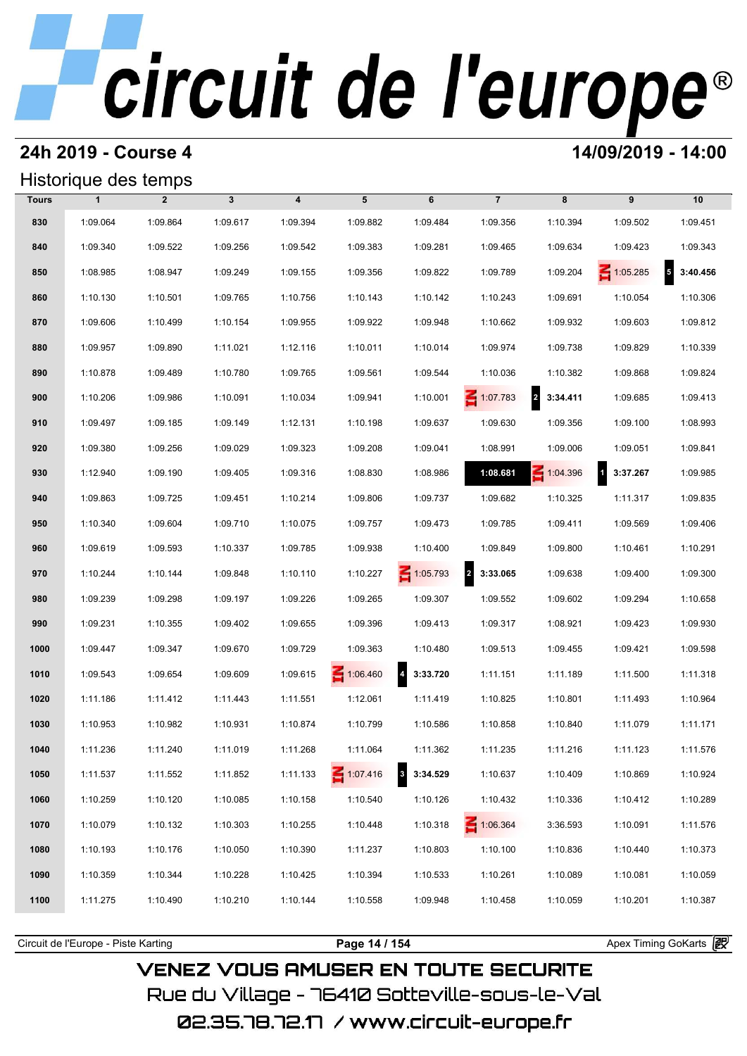# circuit de l'europe®

## 24h 2019 - Course 4

**14/09/2019 - 14:00**

### Historique des temps

| Tours | 1 | 2 | 3 | 4 | 5 | 6 | 7 | 8 | 9 | 10 |
|---|---|---|---|---|---|---|---|---|---|---|
| 830 | 1:09.064 | 1:09.864 | 1:09.617 | 1:09.394 | 1:09.882 | 1:09.484 | 1:09.356 | 1:10.394 | 1:09.502 | 1:09.451 |
| 840 | 1:09.340 | 1:09.522 | 1:09.256 | 1:09.542 | 1:09.383 | 1:09.281 | 1:09.465 | 1:09.634 | 1:09.423 | 1:09.343 |
| 850 | 1:08.985 | 1:08.947 | 1:09.249 | 1:09.155 | 1:09.356 | 1:09.822 | 1:09.789 | 1:09.204 | IN 1:05.285 | 5 **3:40.456** |
| 860 | 1:10.130 | 1:10.501 | 1:09.765 | 1:10.756 | 1:10.143 | 1:10.142 | 1:10.243 | 1:09.691 | 1:10.054 | 1:10.306 |
| 870 | 1:09.606 | 1:10.499 | 1:10.154 | 1:09.955 | 1:09.922 | 1:09.948 | 1:10.662 | 1:09.932 | 1:09.603 | 1:09.812 |
| 880 | 1:09.957 | 1:09.890 | 1:11.021 | 1:12.116 | 1:10.011 | 1:10.014 | 1:09.974 | 1:09.738 | 1:09.829 | 1:10.339 |
| 890 | 1:10.878 | 1:09.489 | 1:10.780 | 1:09.765 | 1:09.561 | 1:09.544 | 1:10.036 | 1:10.382 | 1:09.868 | 1:09.824 |
| 900 | 1:10.206 | 1:09.986 | 1:10.091 | 1:10.034 | 1:09.941 | 1:10.001 | IN 1:07.783 | 2 **3:34.411** | 1:09.685 | 1:09.413 |
| 910 | 1:09.497 | 1:09.185 | 1:09.149 | 1:12.131 | 1:10.198 | 1:09.637 | 1:09.630 | 1:09.356 | 1:09.100 | 1:08.993 |
| 920 | 1:09.380 | 1:09.256 | 1:09.029 | 1:09.323 | 1:09.208 | 1:09.041 | 1:08.991 | 1:09.006 | 1:09.051 | 1:09.841 |
| 930 | 1:12.940 | 1:09.190 | 1:09.405 | 1:09.316 | 1:08.830 | 1:08.986 | **1:08.681** | IN 1:04.396 | 1 **3:37.267** | 1:09.985 |
| 940 | 1:09.863 | 1:09.725 | 1:09.451 | 1:10.214 | 1:09.806 | 1:09.737 | 1:09.682 | 1:10.325 | 1:11.317 | 1:09.835 |
| 950 | 1:10.340 | 1:09.604 | 1:09.710 | 1:10.075 | 1:09.757 | 1:09.473 | 1:09.785 | 1:09.411 | 1:09.569 | 1:09.406 |
| 960 | 1:09.619 | 1:09.593 | 1:10.337 | 1:09.785 | 1:09.938 | 1:10.400 | 1:09.849 | 1:09.800 | 1:10.461 | 1:10.291 |
| 970 | 1:10.244 | 1:10.144 | 1:09.848 | 1:10.110 | 1:10.227 | IN 1:05.793 | 2 **3:33.065** | 1:09.638 | 1:09.400 | 1:09.300 |
| 980 | 1:09.239 | 1:09.298 | 1:09.197 | 1:09.226 | 1:09.265 | 1:09.307 | 1:09.552 | 1:09.602 | 1:09.294 | 1:10.658 |
| 990 | 1:09.231 | 1:10.355 | 1:09.402 | 1:09.655 | 1:09.396 | 1:09.413 | 1:09.317 | 1:08.921 | 1:09.423 | 1:09.930 |
| 1000 | 1:09.447 | 1:09.347 | 1:09.670 | 1:09.729 | 1:09.363 | 1:10.480 | 1:09.513 | 1:09.455 | 1:09.421 | 1:09.598 |
| 1010 | 1:09.543 | 1:09.654 | 1:09.609 | 1:09.615 | IN 1:06.460 | 4 **3:33.720** | 1:11.151 | 1:11.189 | 1:11.500 | 1:11.318 |
| 1020 | 1:11.186 | 1:11.412 | 1:11.443 | 1:11.551 | 1:12.061 | 1:11.419 | 1:10.825 | 1:10.801 | 1:11.493 | 1:10.964 |
| 1030 | 1:10.953 | 1:10.982 | 1:10.931 | 1:10.874 | 1:10.799 | 1:10.586 | 1:10.858 | 1:10.840 | 1:11.079 | 1:11.171 |
| 1040 | 1:11.236 | 1:11.240 | 1:11.019 | 1:11.268 | 1:11.064 | 1:11.362 | 1:11.235 | 1:11.216 | 1:11.123 | 1:11.576 |
| 1050 | 1:11.537 | 1:11.552 | 1:11.852 | 1:11.133 | IN 1:07.416 | 3 **3:34.529** | 1:10.637 | 1:10.409 | 1:10.869 | 1:10.924 |
| 1060 | 1:10.259 | 1:10.120 | 1:10.085 | 1:10.158 | 1:10.540 | 1:10.126 | 1:10.432 | 1:10.336 | 1:10.412 | 1:10.289 |
| 1070 | 1:10.079 | 1:10.132 | 1:10.303 | 1:10.255 | 1:10.448 | 1:10.318 | IN 1:06.364 | 3:36.593 | 1:10.091 | 1:11.576 |
| 1080 | 1:10.193 | 1:10.176 | 1:10.050 | 1:10.390 | 1:11.237 | 1:10.803 | 1:10.100 | 1:10.836 | 1:10.440 | 1:10.373 |
| 1090 | 1:10.359 | 1:10.344 | 1:10.228 | 1:10.425 | 1:10.394 | 1:10.533 | 1:10.261 | 1:10.089 | 1:10.081 | 1:10.059 |
| 1100 | 1:11.275 | 1:10.490 | 1:10.210 | 1:10.144 | 1:10.558 | 1:09.948 | 1:10.458 | 1:10.059 | 1:10.201 | 1:10.387 |

Circuit de l'Europe - Piste Karting

Apex Timing GoKarts

VENEZ VOUS AMUSER EN TOUTE SECURITE
Rue du Village - 76410 Sotteville-sous-le-Val
02.35.78.72.17 / www.circuit-europe.fr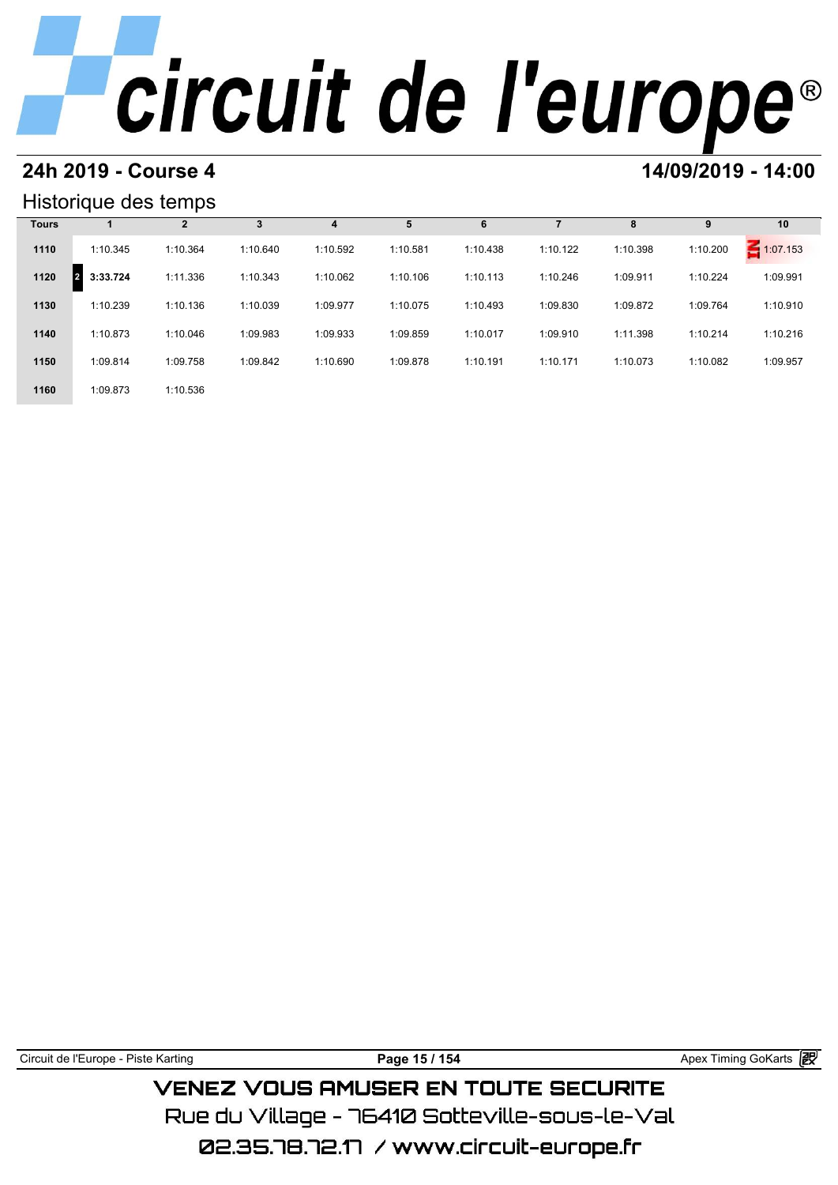## 24h 2019 - Course 4

## 14/09/2019 - 14:00

### Historique des temps

| Tours | 1 | 2 | 3 | 4 | 5 | 6 | 7 | 8 | 9 | 10 |
|---|---|---|---|---|---|---|---|---|---|---|
| 1110 | 1:10.345 | 1:10.364 | 1:10.640 | 1:10.592 | 1:10.581 | 1:10.438 | 1:10.122 | 1:10.398 | 1:10.200 | IN 1:07.153 |
| 1120 | 2 **3:33.724** | 1:11.336 | 1:10.343 | 1:10.062 | 1:10.106 | 1:10.113 | 1:10.246 | 1:09.911 | 1:10.224 | 1:09.991 |
| 1130 | 1:10.239 | 1:10.136 | 1:10.039 | 1:09.977 | 1:10.075 | 1:10.493 | 1:09.830 | 1:09.872 | 1:09.764 | 1:10.910 |
| 1140 | 1:10.873 | 1:10.046 | 1:09.983 | 1:09.933 | 1:09.859 | 1:10.017 | 1:09.910 | 1:11.398 | 1:10.214 | 1:10.216 |
| 1150 | 1:09.814 | 1:09.758 | 1:09.842 | 1:10.690 | 1:09.878 | 1:10.191 | 1:10.171 | 1:10.073 | 1:10.082 | 1:09.957 |
| 1160 | 1:09.873 | 1:10.536 | | | | | | | | |

Circuit de l'Europe - Piste Karting — Apex Timing GoKarts

VENEZ VOUS AMUSER EN TOUTE SECURITE
Rue du Village - 76410 Sotteville-sous-le-Val
02.35.78.72.17 / www.circuit-europe.fr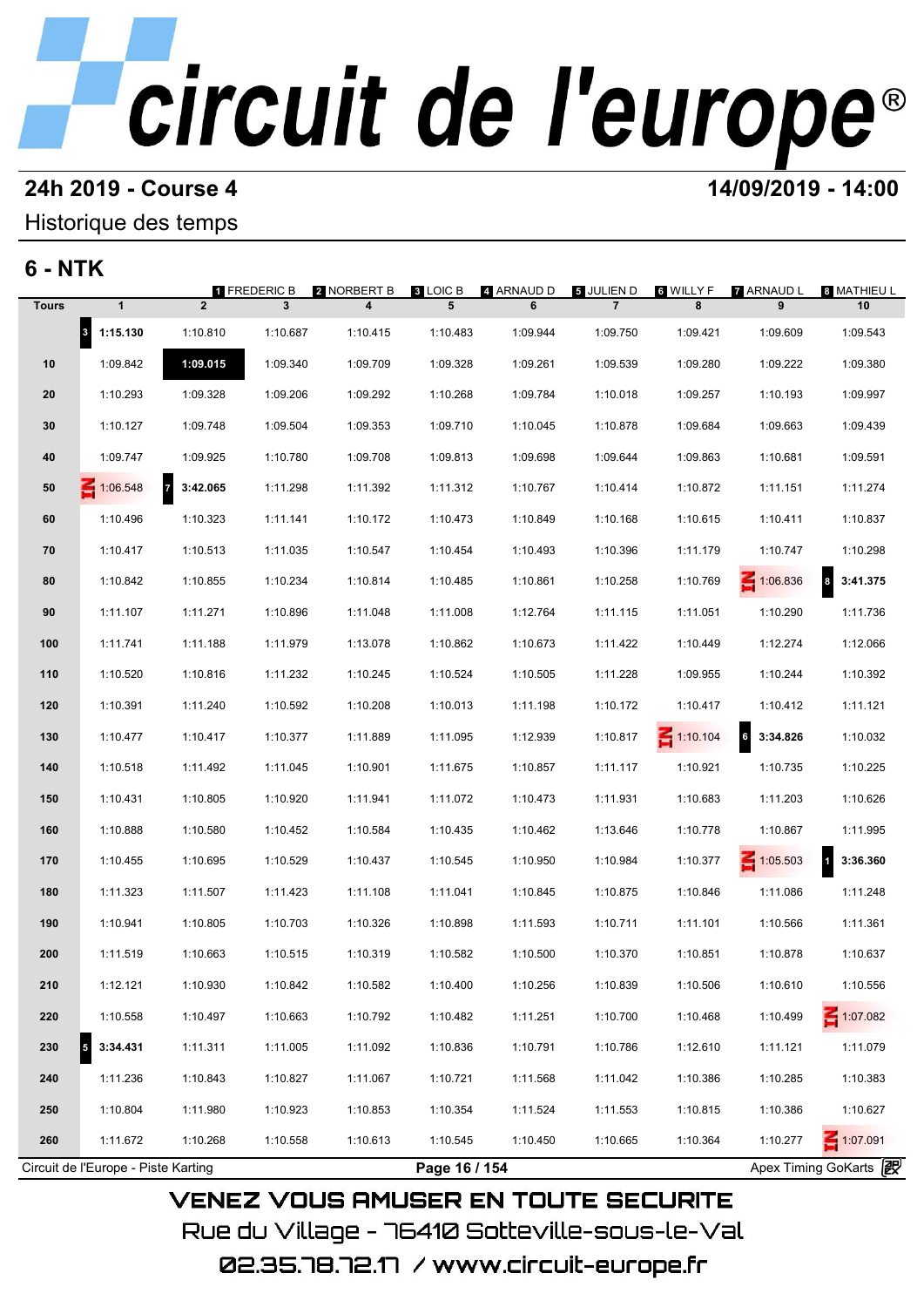# circuit de l'europe®

## 24h 2019 - Course 4

**14/09/2019 - 14:00**

Historique des temps

## 6 - NTK

Pilotes : 1 FREDERIC B, 2 NORBERT B, 3 LOIC B, 4 ARNAUD D, 5 JULIEN D, 6 WILLY F, 7 ARNAUD L, 8 MATHIEU L

| Tours | 1 | 2 | 3 | 4 | 5 | 6 | 7 | 8 | 9 | 10 |
|---|---|---|---|---|---|---|---|---|---|---|
| | [3] **1:15.130** | 1:10.810 | 1:10.687 | 1:10.415 | 1:10.483 | 1:09.944 | 1:09.750 | 1:09.421 | 1:09.609 | 1:09.543 |
| 10 | 1:09.842 | **1:09.015** | 1:09.340 | 1:09.709 | 1:09.328 | 1:09.261 | 1:09.539 | 1:09.280 | 1:09.222 | 1:09.380 |
| 20 | 1:10.293 | 1:09.328 | 1:09.206 | 1:09.292 | 1:10.268 | 1:09.784 | 1:10.018 | 1:09.257 | 1:10.193 | 1:09.997 |
| 30 | 1:10.127 | 1:09.748 | 1:09.504 | 1:09.353 | 1:09.710 | 1:10.045 | 1:10.878 | 1:09.684 | 1:09.663 | 1:09.439 |
| 40 | 1:09.747 | 1:09.925 | 1:10.780 | 1:09.708 | 1:09.813 | 1:09.698 | 1:09.644 | 1:09.863 | 1:10.681 | 1:09.591 |
| 50 | IN 1:06.548 | [7] **3:42.065** | 1:11.298 | 1:11.392 | 1:11.312 | 1:10.767 | 1:10.414 | 1:10.872 | 1:11.151 | 1:11.274 |
| 60 | 1:10.496 | 1:10.323 | 1:11.141 | 1:10.172 | 1:10.473 | 1:10.849 | 1:10.168 | 1:10.615 | 1:10.411 | 1:10.837 |
| 70 | 1:10.417 | 1:10.513 | 1:11.035 | 1:10.547 | 1:10.454 | 1:10.493 | 1:10.396 | 1:11.179 | 1:10.747 | 1:10.298 |
| 80 | 1:10.842 | 1:10.855 | 1:10.234 | 1:10.814 | 1:10.485 | 1:10.861 | 1:10.258 | 1:10.769 | IN 1:06.836 | [8] **3:41.375** |
| 90 | 1:11.107 | 1:11.271 | 1:10.896 | 1:11.048 | 1:11.008 | 1:12.764 | 1:11.115 | 1:11.051 | 1:10.290 | 1:11.736 |
| 100 | 1:11.741 | 1:11.188 | 1:11.979 | 1:13.078 | 1:10.862 | 1:10.673 | 1:11.422 | 1:10.449 | 1:12.274 | 1:12.066 |
| 110 | 1:10.520 | 1:10.816 | 1:11.232 | 1:10.245 | 1:10.524 | 1:10.505 | 1:11.228 | 1:09.955 | 1:10.244 | 1:10.392 |
| 120 | 1:10.391 | 1:11.240 | 1:10.592 | 1:10.208 | 1:10.013 | 1:11.198 | 1:10.172 | 1:10.417 | 1:10.412 | 1:11.121 |
| 130 | 1:10.477 | 1:10.417 | 1:10.377 | 1:11.889 | 1:11.095 | 1:12.939 | 1:10.817 | IN 1:10.104 | [6] **3:34.826** | 1:10.032 |
| 140 | 1:10.518 | 1:11.492 | 1:11.045 | 1:10.901 | 1:11.675 | 1:10.857 | 1:11.117 | 1:10.921 | 1:10.735 | 1:10.225 |
| 150 | 1:10.431 | 1:10.805 | 1:10.920 | 1:11.941 | 1:11.072 | 1:10.473 | 1:11.931 | 1:10.683 | 1:11.203 | 1:10.626 |
| 160 | 1:10.888 | 1:10.580 | 1:10.452 | 1:10.584 | 1:10.435 | 1:10.462 | 1:13.646 | 1:10.778 | 1:10.867 | 1:11.995 |
| 170 | 1:10.455 | 1:10.695 | 1:10.529 | 1:10.437 | 1:10.545 | 1:10.950 | 1:10.984 | 1:10.377 | IN 1:05.503 | [1] **3:36.360** |
| 180 | 1:11.323 | 1:11.507 | 1:11.423 | 1:11.108 | 1:11.041 | 1:10.845 | 1:10.875 | 1:10.846 | 1:11.086 | 1:11.248 |
| 190 | 1:10.941 | 1:10.805 | 1:10.703 | 1:10.326 | 1:10.898 | 1:11.593 | 1:10.711 | 1:11.101 | 1:10.566 | 1:11.361 |
| 200 | 1:11.519 | 1:10.663 | 1:10.515 | 1:10.319 | 1:10.582 | 1:10.500 | 1:10.370 | 1:10.851 | 1:10.878 | 1:10.637 |
| 210 | 1:12.121 | 1:10.930 | 1:10.842 | 1:10.582 | 1:10.400 | 1:10.256 | 1:10.839 | 1:10.506 | 1:10.610 | 1:10.556 |
| 220 | 1:10.558 | 1:10.497 | 1:10.663 | 1:10.792 | 1:10.482 | 1:11.251 | 1:10.700 | 1:10.468 | 1:10.499 | IN 1:07.082 |
| 230 | [5] **3:34.431** | 1:11.311 | 1:11.005 | 1:11.092 | 1:10.836 | 1:10.791 | 1:10.786 | 1:12.610 | 1:11.121 | 1:11.079 |
| 240 | 1:11.236 | 1:10.843 | 1:10.827 | 1:11.067 | 1:10.721 | 1:11.568 | 1:11.042 | 1:10.386 | 1:10.285 | 1:10.383 |
| 250 | 1:10.804 | 1:11.980 | 1:10.923 | 1:10.853 | 1:10.354 | 1:11.524 | 1:11.553 | 1:10.815 | 1:10.386 | 1:10.627 |
| 260 | 1:11.672 | 1:10.268 | 1:10.558 | 1:10.613 | 1:10.545 | 1:10.450 | 1:10.665 | 1:10.364 | 1:10.277 | IN 1:07.091 |

Circuit de l'Europe - Piste Karting — Apex Timing GoKarts

VENEZ VOUS AMUSER EN TOUTE SECURITE

Rue du Village - 76410 Sotteville-sous-le-Val

02.35.78.72.17 / www.circuit-europe.fr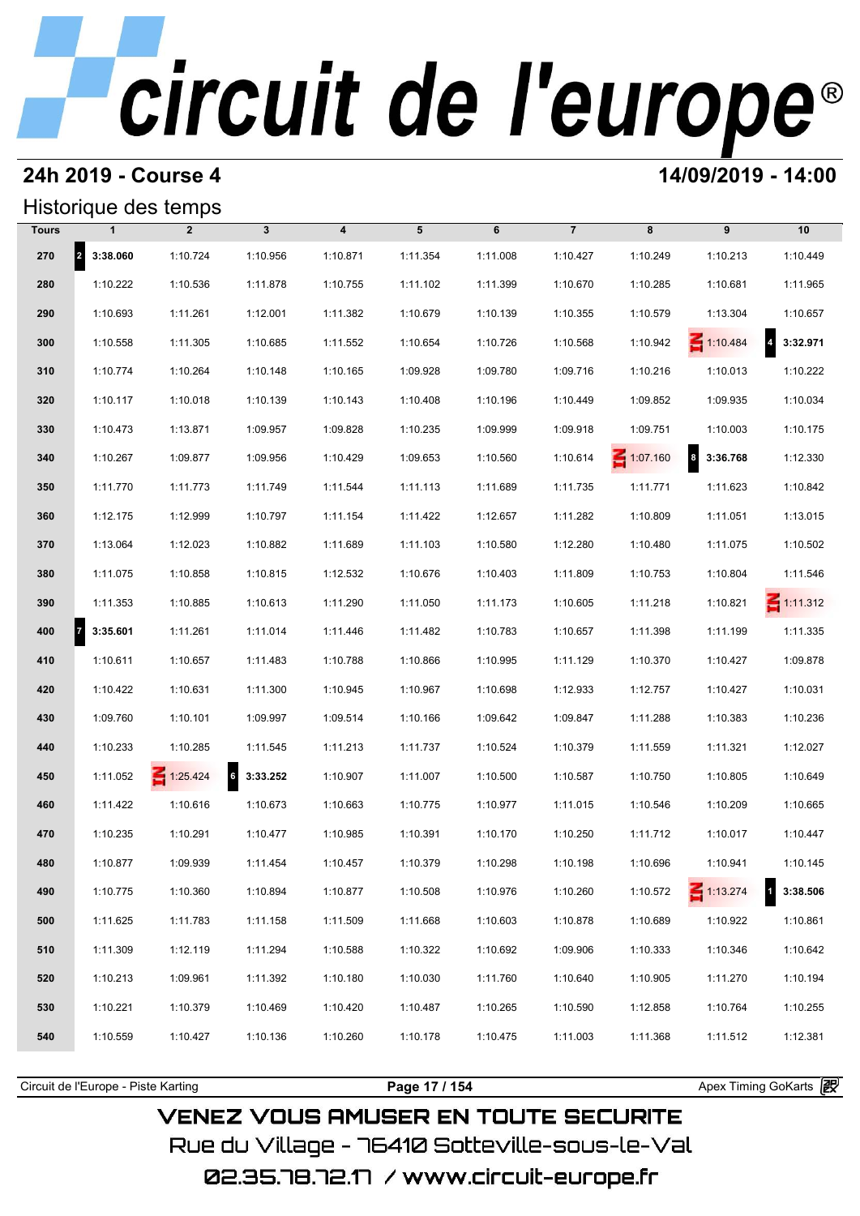# circuit de l'europe®

## 24h 2019 - Course 4

**14/09/2019 - 14:00**

### Historique des temps

| Tours | 1 | 2 | 3 | 4 | 5 | 6 | 7 | 8 | 9 | 10 |
|---|---|---|---|---|---|---|---|---|---|---|
| 270 | 2 **3:38.060** | 1:10.724 | 1:10.956 | 1:10.871 | 1:11.354 | 1:11.008 | 1:10.427 | 1:10.249 | 1:10.213 | 1:10.449 |
| 280 | 1:10.222 | 1:10.536 | 1:11.878 | 1:10.755 | 1:11.102 | 1:11.399 | 1:10.670 | 1:10.285 | 1:10.681 | 1:11.965 |
| 290 | 1:10.693 | 1:11.261 | 1:12.001 | 1:11.382 | 1:10.679 | 1:10.139 | 1:10.355 | 1:10.579 | 1:13.304 | 1:10.657 |
| 300 | 1:10.558 | 1:11.305 | 1:10.685 | 1:11.552 | 1:10.654 | 1:10.726 | 1:10.568 | 1:10.942 | IN 1:10.484 | 4 **3:32.971** |
| 310 | 1:10.774 | 1:10.264 | 1:10.148 | 1:10.165 | 1:09.928 | 1:09.780 | 1:09.716 | 1:10.216 | 1:10.013 | 1:10.222 |
| 320 | 1:10.117 | 1:10.018 | 1:10.139 | 1:10.143 | 1:10.408 | 1:10.196 | 1:10.449 | 1:09.852 | 1:09.935 | 1:10.034 |
| 330 | 1:10.473 | 1:13.871 | 1:09.957 | 1:09.828 | 1:10.235 | 1:09.999 | 1:09.918 | 1:09.751 | 1:10.003 | 1:10.175 |
| 340 | 1:10.267 | 1:09.877 | 1:09.956 | 1:10.429 | 1:09.653 | 1:10.560 | 1:10.614 | IN 1:07.160 | 8 **3:36.768** | 1:12.330 |
| 350 | 1:11.770 | 1:11.773 | 1:11.749 | 1:11.544 | 1:11.113 | 1:11.689 | 1:11.735 | 1:11.771 | 1:11.623 | 1:10.842 |
| 360 | 1:12.175 | 1:12.999 | 1:10.797 | 1:11.154 | 1:11.422 | 1:12.657 | 1:11.282 | 1:10.809 | 1:11.051 | 1:13.015 |
| 370 | 1:13.064 | 1:12.023 | 1:10.882 | 1:11.689 | 1:11.103 | 1:10.580 | 1:12.280 | 1:10.480 | 1:11.075 | 1:10.502 |
| 380 | 1:11.075 | 1:10.858 | 1:10.815 | 1:12.532 | 1:10.676 | 1:10.403 | 1:11.809 | 1:10.753 | 1:10.804 | 1:11.546 |
| 390 | 1:11.353 | 1:10.885 | 1:10.613 | 1:11.290 | 1:11.050 | 1:11.173 | 1:10.605 | 1:11.218 | 1:10.821 | IN 1:11.312 |
| 400 | 7 **3:35.601** | 1:11.261 | 1:11.014 | 1:11.446 | 1:11.482 | 1:10.783 | 1:10.657 | 1:11.398 | 1:11.199 | 1:11.335 |
| 410 | 1:10.611 | 1:10.657 | 1:11.483 | 1:10.788 | 1:10.866 | 1:10.995 | 1:11.129 | 1:10.370 | 1:10.427 | 1:09.878 |
| 420 | 1:10.422 | 1:10.631 | 1:11.300 | 1:10.945 | 1:10.967 | 1:10.698 | 1:12.933 | 1:12.757 | 1:10.427 | 1:10.031 |
| 430 | 1:09.760 | 1:10.101 | 1:09.997 | 1:09.514 | 1:10.166 | 1:09.642 | 1:09.847 | 1:11.288 | 1:10.383 | 1:10.236 |
| 440 | 1:10.233 | 1:10.285 | 1:11.545 | 1:11.213 | 1:11.737 | 1:10.524 | 1:10.379 | 1:11.559 | 1:11.321 | 1:12.027 |
| 450 | 1:11.052 | IN 1:25.424 | 6 **3:33.252** | 1:10.907 | 1:11.007 | 1:10.500 | 1:10.587 | 1:10.750 | 1:10.805 | 1:10.649 |
| 460 | 1:11.422 | 1:10.616 | 1:10.673 | 1:10.663 | 1:10.775 | 1:10.977 | 1:11.015 | 1:10.546 | 1:10.209 | 1:10.665 |
| 470 | 1:10.235 | 1:10.291 | 1:10.477 | 1:10.985 | 1:10.391 | 1:10.170 | 1:10.250 | 1:11.712 | 1:10.017 | 1:10.447 |
| 480 | 1:10.877 | 1:09.939 | 1:11.454 | 1:10.457 | 1:10.379 | 1:10.298 | 1:10.198 | 1:10.696 | 1:10.941 | 1:10.145 |
| 490 | 1:10.775 | 1:10.360 | 1:10.894 | 1:10.877 | 1:10.508 | 1:10.976 | 1:10.260 | 1:10.572 | IN 1:13.274 | 1 **3:38.506** |
| 500 | 1:11.625 | 1:11.783 | 1:11.158 | 1:11.509 | 1:11.668 | 1:10.603 | 1:10.878 | 1:10.689 | 1:10.922 | 1:10.861 |
| 510 | 1:11.309 | 1:12.119 | 1:11.294 | 1:10.588 | 1:10.322 | 1:10.692 | 1:09.906 | 1:10.333 | 1:10.346 | 1:10.642 |
| 520 | 1:10.213 | 1:09.961 | 1:11.392 | 1:10.180 | 1:10.030 | 1:11.760 | 1:10.640 | 1:10.905 | 1:11.270 | 1:10.194 |
| 530 | 1:10.221 | 1:10.379 | 1:10.469 | 1:10.420 | 1:10.487 | 1:10.265 | 1:10.590 | 1:12.858 | 1:10.764 | 1:10.255 |
| 540 | 1:10.559 | 1:10.427 | 1:10.136 | 1:10.260 | 1:10.178 | 1:10.475 | 1:11.003 | 1:11.368 | 1:11.512 | 1:12.381 |

Circuit de l'Europe - Piste Karting | Apex Timing GoKarts

VENEZ VOUS AMUSER EN TOUTE SECURITE

Rue du Village - 76410 Sotteville-sous-le-Val

02.35.78.72.17 / www.circuit-europe.fr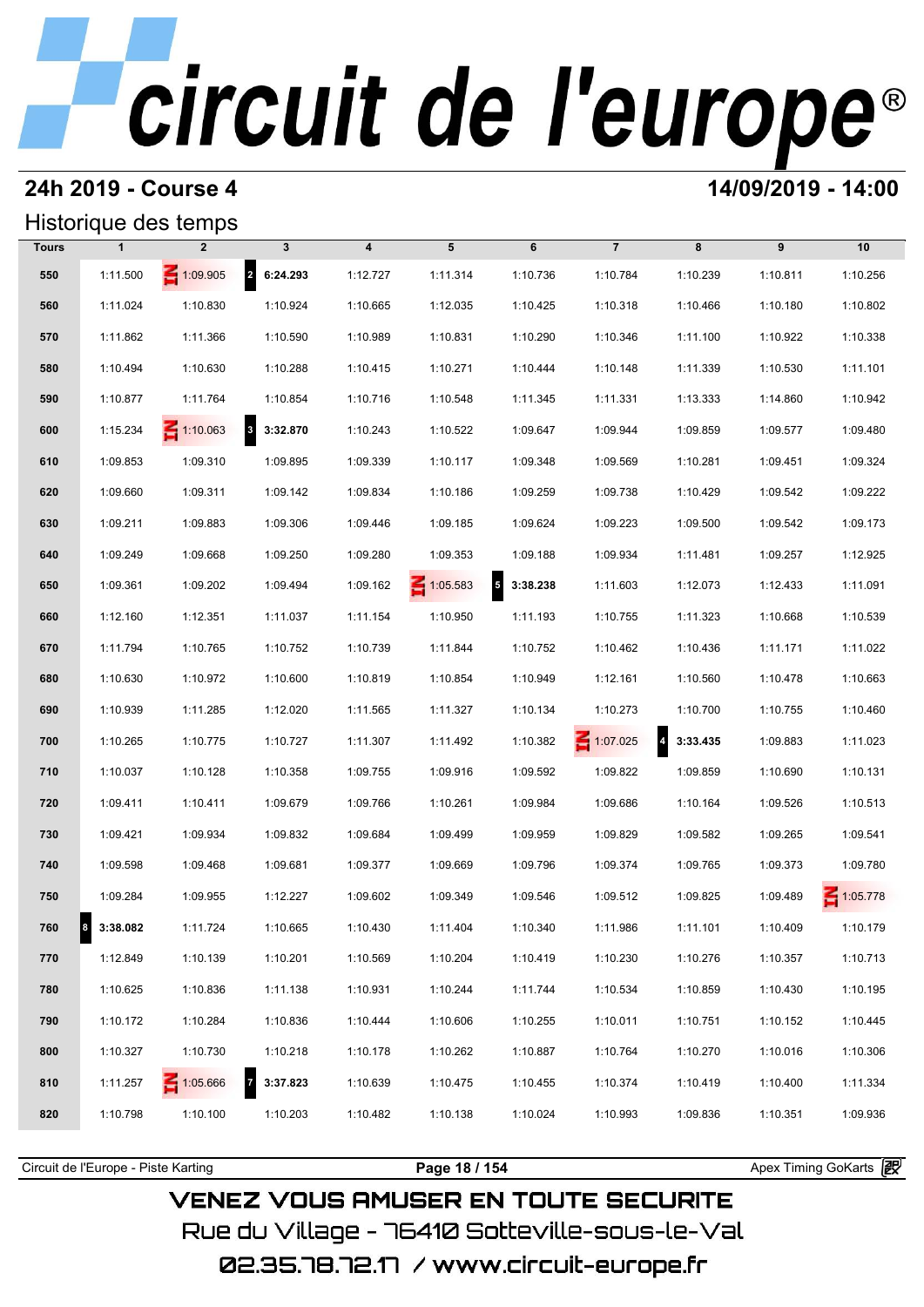# 24h 2019 - Course 4

**14/09/2019 - 14:00**

## Historique des temps

| Tours | 1 | 2 | 3 | 4 | 5 | 6 | 7 | 8 | 9 | 10 |
|---|---|---|---|---|---|---|---|---|---|---|
| 550 | 1:11.500 | IN 1:09.905 | 2 **6:24.293** | 1:12.727 | 1:11.314 | 1:10.736 | 1:10.784 | 1:10.239 | 1:10.811 | 1:10.256 |
| 560 | 1:11.024 | 1:10.830 | 1:10.924 | 1:10.665 | 1:12.035 | 1:10.425 | 1:10.318 | 1:10.466 | 1:10.180 | 1:10.802 |
| 570 | 1:11.862 | 1:11.366 | 1:10.590 | 1:10.989 | 1:10.831 | 1:10.290 | 1:10.346 | 1:11.100 | 1:10.922 | 1:10.338 |
| 580 | 1:10.494 | 1:10.630 | 1:10.288 | 1:10.415 | 1:10.271 | 1:10.444 | 1:10.148 | 1:11.339 | 1:10.530 | 1:11.101 |
| 590 | 1:10.877 | 1:11.764 | 1:10.854 | 1:10.716 | 1:10.548 | 1:11.345 | 1:11.331 | 1:13.333 | 1:14.860 | 1:10.942 |
| 600 | 1:15.234 | IN 1:10.063 | 3 **3:32.870** | 1:10.243 | 1:10.522 | 1:09.647 | 1:09.944 | 1:09.859 | 1:09.577 | 1:09.480 |
| 610 | 1:09.853 | 1:09.310 | 1:09.895 | 1:09.339 | 1:10.117 | 1:09.348 | 1:09.569 | 1:10.281 | 1:09.451 | 1:09.324 |
| 620 | 1:09.660 | 1:09.311 | 1:09.142 | 1:09.834 | 1:10.186 | 1:09.259 | 1:09.738 | 1:10.429 | 1:09.542 | 1:09.222 |
| 630 | 1:09.211 | 1:09.883 | 1:09.306 | 1:09.446 | 1:09.185 | 1:09.624 | 1:09.223 | 1:09.500 | 1:09.542 | 1:09.173 |
| 640 | 1:09.249 | 1:09.668 | 1:09.250 | 1:09.280 | 1:09.353 | 1:09.188 | 1:09.934 | 1:11.481 | 1:09.257 | 1:12.925 |
| 650 | 1:09.361 | 1:09.202 | 1:09.494 | 1:09.162 | IN 1:05.583 | 5 **3:38.238** | 1:11.603 | 1:12.073 | 1:12.433 | 1:11.091 |
| 660 | 1:12.160 | 1:12.351 | 1:11.037 | 1:11.154 | 1:10.950 | 1:11.193 | 1:10.755 | 1:11.323 | 1:10.668 | 1:10.539 |
| 670 | 1:11.794 | 1:10.765 | 1:10.752 | 1:10.739 | 1:11.844 | 1:10.752 | 1:10.462 | 1:10.436 | 1:11.171 | 1:11.022 |
| 680 | 1:10.630 | 1:10.972 | 1:10.600 | 1:10.819 | 1:10.854 | 1:10.949 | 1:12.161 | 1:10.560 | 1:10.478 | 1:10.663 |
| 690 | 1:10.939 | 1:11.285 | 1:12.020 | 1:11.565 | 1:11.327 | 1:10.134 | 1:10.273 | 1:10.700 | 1:10.755 | 1:10.460 |
| 700 | 1:10.265 | 1:10.775 | 1:10.727 | 1:11.307 | 1:11.492 | 1:10.382 | IN 1:07.025 | 4 **3:33.435** | 1:09.883 | 1:11.023 |
| 710 | 1:10.037 | 1:10.128 | 1:10.358 | 1:09.755 | 1:09.916 | 1:09.592 | 1:09.822 | 1:09.859 | 1:10.690 | 1:10.131 |
| 720 | 1:09.411 | 1:10.411 | 1:09.679 | 1:09.766 | 1:10.261 | 1:09.984 | 1:09.686 | 1:10.164 | 1:09.526 | 1:10.513 |
| 730 | 1:09.421 | 1:09.934 | 1:09.832 | 1:09.684 | 1:09.499 | 1:09.959 | 1:09.829 | 1:09.582 | 1:09.265 | 1:09.541 |
| 740 | 1:09.598 | 1:09.468 | 1:09.681 | 1:09.377 | 1:09.669 | 1:09.796 | 1:09.374 | 1:09.765 | 1:09.373 | 1:09.780 |
| 750 | 1:09.284 | 1:09.955 | 1:12.227 | 1:09.602 | 1:09.349 | 1:09.546 | 1:09.512 | 1:09.825 | 1:09.489 | IN 1:05.778 |
| 760 | 8 **3:38.082** | 1:11.724 | 1:10.665 | 1:10.430 | 1:11.404 | 1:10.340 | 1:11.986 | 1:11.101 | 1:10.409 | 1:10.179 |
| 770 | 1:12.849 | 1:10.139 | 1:10.201 | 1:10.569 | 1:10.204 | 1:10.419 | 1:10.230 | 1:10.276 | 1:10.357 | 1:10.713 |
| 780 | 1:10.625 | 1:10.836 | 1:11.138 | 1:10.931 | 1:10.244 | 1:11.744 | 1:10.534 | 1:10.859 | 1:10.430 | 1:10.195 |
| 790 | 1:10.172 | 1:10.284 | 1:10.836 | 1:10.444 | 1:10.606 | 1:10.255 | 1:10.011 | 1:10.751 | 1:10.152 | 1:10.445 |
| 800 | 1:10.327 | 1:10.730 | 1:10.218 | 1:10.178 | 1:10.262 | 1:10.887 | 1:10.764 | 1:10.270 | 1:10.016 | 1:10.306 |
| 810 | 1:11.257 | IN 1:05.666 | 7 **3:37.823** | 1:10.639 | 1:10.475 | 1:10.455 | 1:10.374 | 1:10.419 | 1:10.400 | 1:11.334 |
| 820 | 1:10.798 | 1:10.100 | 1:10.203 | 1:10.482 | 1:10.138 | 1:10.024 | 1:10.993 | 1:09.836 | 1:10.351 | 1:09.936 |

Circuit de l'Europe - Piste Karting | Apex Timing GoKarts

VENEZ VOUS AMUSER EN TOUTE SECURITE

Rue du Village - 76410 Sotteville-sous-le-Val

02.35.78.72.17 / www.circuit-europe.fr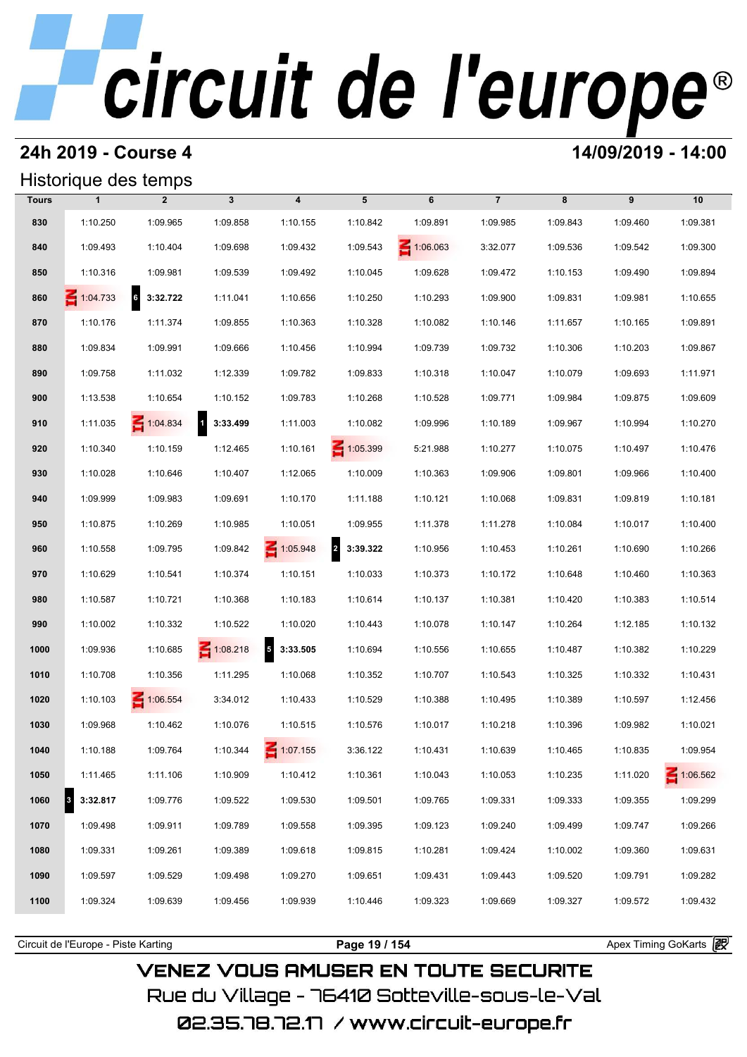# circuit de l'europe

## 24h 2019 - Course 4

**14/09/2019 - 14:00**

### Historique des temps

| Tours | 1 | 2 | 3 | 4 | 5 | 6 | 7 | 8 | 9 | 10 |
|---|---|---|---|---|---|---|---|---|---|---|
| 830 | 1:10.250 | 1:09.965 | 1:09.858 | 1:10.155 | 1:10.842 | 1:09.891 | 1:09.985 | 1:09.843 | 1:09.460 | 1:09.381 |
| 840 | 1:09.493 | 1:10.404 | 1:09.698 | 1:09.432 | 1:09.543 | IN 1:06.063 | 3:32.077 | 1:09.536 | 1:09.542 | 1:09.300 |
| 850 | 1:10.316 | 1:09.981 | 1:09.539 | 1:09.492 | 1:10.045 | 1:09.628 | 1:09.472 | 1:10.153 | 1:09.490 | 1:09.894 |
| 860 | IN 1:04.733 | 6 **3:32.722** | 1:11.041 | 1:10.656 | 1:10.250 | 1:10.293 | 1:09.900 | 1:09.831 | 1:09.981 | 1:10.655 |
| 870 | 1:10.176 | 1:11.374 | 1:09.855 | 1:10.363 | 1:10.328 | 1:10.082 | 1:10.146 | 1:11.657 | 1:10.165 | 1:09.891 |
| 880 | 1:09.834 | 1:09.991 | 1:09.666 | 1:10.456 | 1:10.994 | 1:09.739 | 1:09.732 | 1:10.306 | 1:10.203 | 1:09.867 |
| 890 | 1:09.758 | 1:11.032 | 1:12.339 | 1:09.782 | 1:09.833 | 1:10.318 | 1:10.047 | 1:10.079 | 1:09.693 | 1:11.971 |
| 900 | 1:13.538 | 1:10.654 | 1:10.152 | 1:09.783 | 1:10.268 | 1:10.528 | 1:09.771 | 1:09.984 | 1:09.875 | 1:09.609 |
| 910 | 1:11.035 | IN 1:04.834 | 1 **3:33.499** | 1:11.003 | 1:10.082 | 1:09.996 | 1:10.189 | 1:09.967 | 1:10.994 | 1:10.270 |
| 920 | 1:10.340 | 1:10.159 | 1:12.465 | 1:10.161 | IN 1:05.399 | 5:21.988 | 1:10.277 | 1:10.075 | 1:10.497 | 1:10.476 |
| 930 | 1:10.028 | 1:10.646 | 1:10.407 | 1:12.065 | 1:10.009 | 1:10.363 | 1:09.906 | 1:09.801 | 1:09.966 | 1:10.400 |
| 940 | 1:09.999 | 1:09.983 | 1:09.691 | 1:10.170 | 1:11.188 | 1:10.121 | 1:10.068 | 1:09.831 | 1:09.819 | 1:10.181 |
| 950 | 1:10.875 | 1:10.269 | 1:10.985 | 1:10.051 | 1:09.955 | 1:11.378 | 1:11.278 | 1:10.084 | 1:10.017 | 1:10.400 |
| 960 | 1:10.558 | 1:09.795 | 1:09.842 | IN 1:05.948 | 2 **3:39.322** | 1:10.956 | 1:10.453 | 1:10.261 | 1:10.690 | 1:10.266 |
| 970 | 1:10.629 | 1:10.541 | 1:10.374 | 1:10.151 | 1:10.033 | 1:10.373 | 1:10.172 | 1:10.648 | 1:10.460 | 1:10.363 |
| 980 | 1:10.587 | 1:10.721 | 1:10.368 | 1:10.183 | 1:10.614 | 1:10.137 | 1:10.381 | 1:10.420 | 1:10.383 | 1:10.514 |
| 990 | 1:10.002 | 1:10.332 | 1:10.522 | 1:10.020 | 1:10.443 | 1:10.078 | 1:10.147 | 1:10.264 | 1:12.185 | 1:10.132 |
| 1000 | 1:09.936 | 1:10.685 | IN 1:08.218 | 5 **3:33.505** | 1:10.694 | 1:10.556 | 1:10.655 | 1:10.487 | 1:10.382 | 1:10.229 |
| 1010 | 1:10.708 | 1:10.356 | 1:11.295 | 1:10.068 | 1:10.352 | 1:10.707 | 1:10.543 | 1:10.325 | 1:10.332 | 1:10.431 |
| 1020 | 1:10.103 | IN 1:06.554 | 3:34.012 | 1:10.433 | 1:10.529 | 1:10.388 | 1:10.495 | 1:10.389 | 1:10.597 | 1:12.456 |
| 1030 | 1:09.968 | 1:10.462 | 1:10.076 | 1:10.515 | 1:10.576 | 1:10.017 | 1:10.218 | 1:10.396 | 1:09.982 | 1:10.021 |
| 1040 | 1:10.188 | 1:09.764 | 1:10.344 | IN 1:07.155 | 3:36.122 | 1:10.431 | 1:10.639 | 1:10.465 | 1:10.835 | 1:09.954 |
| 1050 | 1:11.465 | 1:11.106 | 1:10.909 | 1:10.412 | 1:10.361 | 1:10.043 | 1:10.053 | 1:10.235 | 1:11.020 | IN 1:06.562 |
| 1060 | 3 **3:32.817** | 1:09.776 | 1:09.522 | 1:09.530 | 1:09.501 | 1:09.765 | 1:09.331 | 1:09.333 | 1:09.355 | 1:09.299 |
| 1070 | 1:09.498 | 1:09.911 | 1:09.789 | 1:09.558 | 1:09.395 | 1:09.123 | 1:09.240 | 1:09.499 | 1:09.747 | 1:09.266 |
| 1080 | 1:09.331 | 1:09.261 | 1:09.389 | 1:09.618 | 1:09.815 | 1:10.281 | 1:09.424 | 1:10.002 | 1:09.360 | 1:09.631 |
| 1090 | 1:09.597 | 1:09.529 | 1:09.498 | 1:09.270 | 1:09.651 | 1:09.431 | 1:09.443 | 1:09.520 | 1:09.791 | 1:09.282 |
| 1100 | 1:09.324 | 1:09.639 | 1:09.456 | 1:09.939 | 1:10.446 | 1:09.323 | 1:09.669 | 1:09.327 | 1:09.572 | 1:09.432 |

Circuit de l'Europe - Piste Karting | Apex Timing GoKarts

VENEZ VOUS AMUSER EN TOUTE SECURITE
Rue du Village - 76410 Sotteville-sous-le-Val
02.35.78.72.17 / www.circuit-europe.fr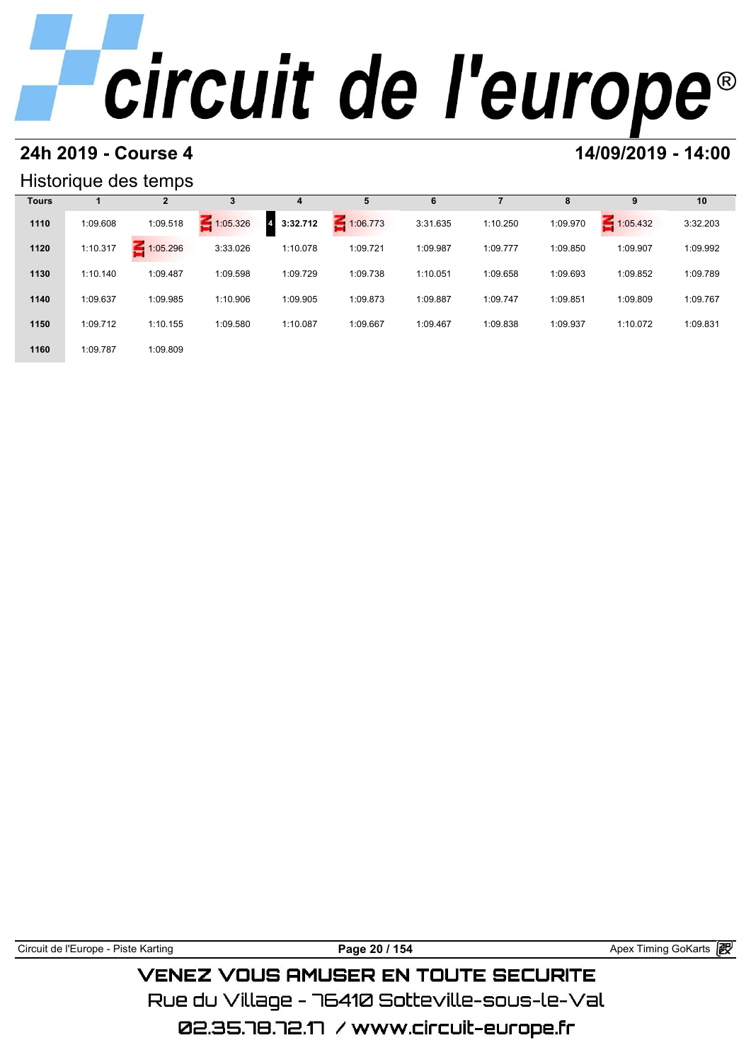# circuit de l'europe®

## 24h 2019 - Course 4

**14/09/2019 - 14:00**

### Historique des temps

| Tours | 1 | 2 | 3 | 4 | 5 | 6 | 7 | 8 | 9 | 10 |
|---|---|---|---|---|---|---|---|---|---|---|
| 1110 | 1:09.608 | 1:09.518 | IN 1:05.326 | 4 **3:32.712** | IN 1:06.773 | 3:31.635 | 1:10.250 | 1:09.970 | IN 1:05.432 | 3:32.203 |
| 1120 | 1:10.317 | IN 1:05.296 | 3:33.026 | 1:10.078 | 1:09.721 | 1:09.987 | 1:09.777 | 1:09.850 | 1:09.907 | 1:09.992 |
| 1130 | 1:10.140 | 1:09.487 | 1:09.598 | 1:09.729 | 1:09.738 | 1:10.051 | 1:09.658 | 1:09.693 | 1:09.852 | 1:09.789 |
| 1140 | 1:09.637 | 1:09.985 | 1:10.906 | 1:09.905 | 1:09.873 | 1:09.887 | 1:09.747 | 1:09.851 | 1:09.809 | 1:09.767 |
| 1150 | 1:09.712 | 1:10.155 | 1:09.580 | 1:10.087 | 1:09.667 | 1:09.467 | 1:09.838 | 1:09.937 | 1:10.072 | 1:09.831 |
| 1160 | 1:09.787 | 1:09.809 | | | | | | | | |

VENEZ VOUS AMUSER EN TOUTE SECURITE

Rue du Village - 76410 Sotteville-sous-le-Val

02.35.78.72.17 / www.circuit-europe.fr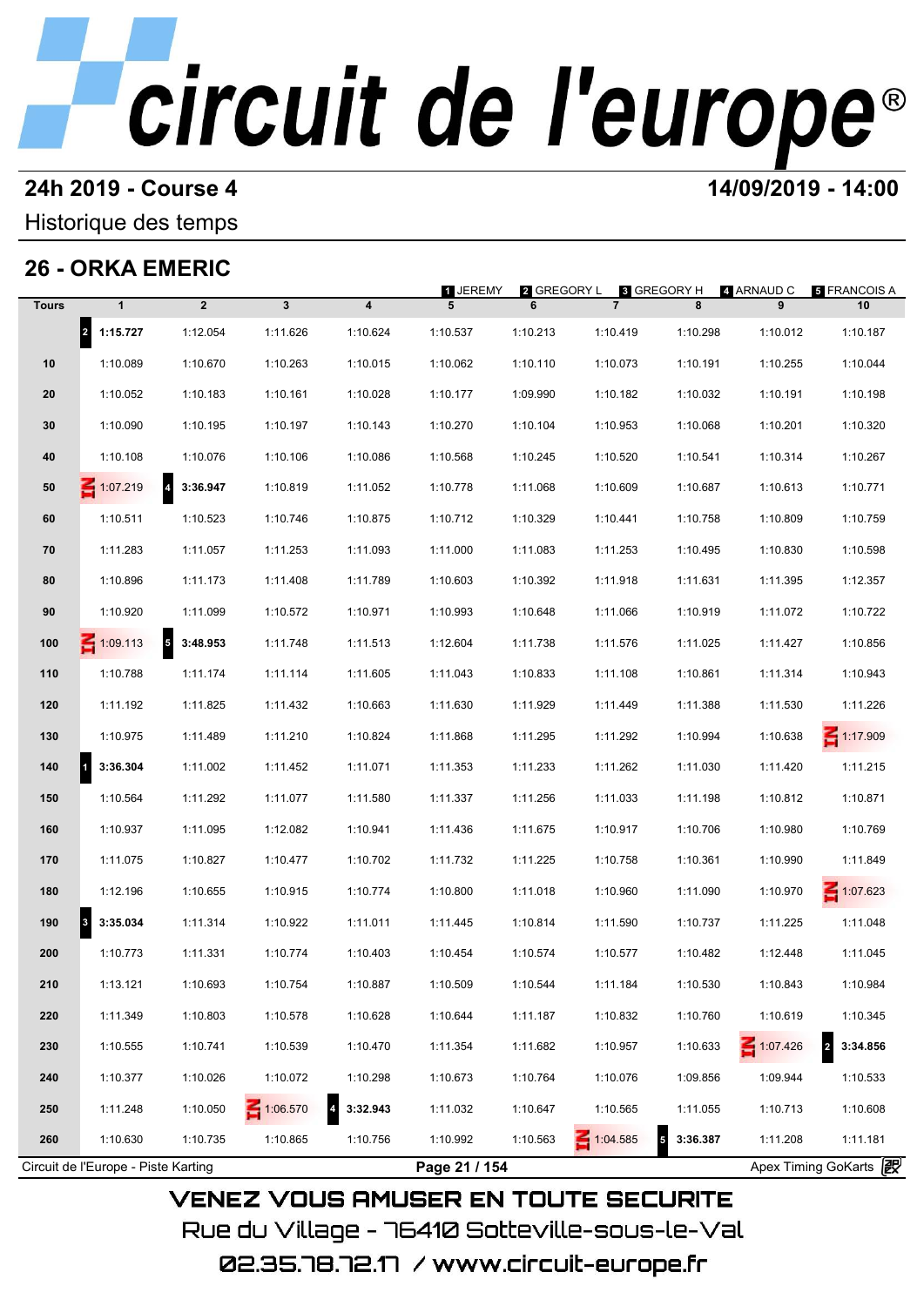# circuit de l'europe®

## 24h 2019 - Course 4

**14/09/2019 - 14:00**

Historique des temps

## 26 - ORKA EMERIC

1 JEREMY | 2 GREGORY L | 3 GREGORY H | 4 ARNAUD C | 5 FRANCOIS A

| Tours | 1 | 2 | 3 | 4 | 5 | 6 | 7 | 8 | 9 | 10 |
|---|---|---|---|---|---|---|---|---|---|---|
| | 2 **1:15.727** | 1:12.054 | 1:11.626 | 1:10.624 | 1:10.537 | 1:10.213 | 1:10.419 | 1:10.298 | 1:10.012 | 1:10.187 |
| 10 | 1:10.089 | 1:10.670 | 1:10.263 | 1:10.015 | 1:10.062 | 1:10.110 | 1:10.073 | 1:10.191 | 1:10.255 | 1:10.044 |
| 20 | 1:10.052 | 1:10.183 | 1:10.161 | 1:10.028 | 1:10.177 | 1:09.990 | 1:10.182 | 1:10.032 | 1:10.191 | 1:10.198 |
| 30 | 1:10.090 | 1:10.195 | 1:10.197 | 1:10.143 | 1:10.270 | 1:10.104 | 1:10.953 | 1:10.068 | 1:10.201 | 1:10.320 |
| 40 | 1:10.108 | 1:10.076 | 1:10.106 | 1:10.086 | 1:10.568 | 1:10.245 | 1:10.520 | 1:10.541 | 1:10.314 | 1:10.267 |
| 50 | IN 1:07.219 | 4 **3:36.947** | 1:10.819 | 1:11.052 | 1:10.778 | 1:11.068 | 1:10.609 | 1:10.687 | 1:10.613 | 1:10.771 |
| 60 | 1:10.511 | 1:10.523 | 1:10.746 | 1:10.875 | 1:10.712 | 1:10.329 | 1:10.441 | 1:10.758 | 1:10.809 | 1:10.759 |
| 70 | 1:11.283 | 1:11.057 | 1:11.253 | 1:11.093 | 1:11.000 | 1:11.083 | 1:11.253 | 1:10.495 | 1:10.830 | 1:10.598 |
| 80 | 1:10.896 | 1:11.173 | 1:11.408 | 1:11.789 | 1:10.603 | 1:10.392 | 1:11.918 | 1:11.631 | 1:11.395 | 1:12.357 |
| 90 | 1:10.920 | 1:11.099 | 1:10.572 | 1:10.971 | 1:10.993 | 1:10.648 | 1:11.066 | 1:10.919 | 1:11.072 | 1:10.722 |
| 100 | IN 1:09.113 | 5 **3:48.953** | 1:11.748 | 1:11.513 | 1:12.604 | 1:11.738 | 1:11.576 | 1:11.025 | 1:11.427 | 1:10.856 |
| 110 | 1:10.788 | 1:11.174 | 1:11.114 | 1:11.605 | 1:11.043 | 1:10.833 | 1:11.108 | 1:10.861 | 1:11.314 | 1:10.943 |
| 120 | 1:11.192 | 1:11.825 | 1:11.432 | 1:10.663 | 1:11.630 | 1:11.929 | 1:11.449 | 1:11.388 | 1:11.530 | 1:11.226 |
| 130 | 1:10.975 | 1:11.489 | 1:11.210 | 1:10.824 | 1:11.868 | 1:11.295 | 1:11.292 | 1:10.994 | 1:10.638 | IN 1:17.909 |
| 140 | 1 **3:36.304** | 1:11.002 | 1:11.452 | 1:11.071 | 1:11.353 | 1:11.233 | 1:11.262 | 1:11.030 | 1:11.420 | 1:11.215 |
| 150 | 1:10.564 | 1:11.292 | 1:11.077 | 1:11.580 | 1:11.337 | 1:11.256 | 1:11.033 | 1:11.198 | 1:10.812 | 1:10.871 |
| 160 | 1:10.937 | 1:11.095 | 1:12.082 | 1:10.941 | 1:11.436 | 1:11.675 | 1:10.917 | 1:10.706 | 1:10.980 | 1:10.769 |
| 170 | 1:11.075 | 1:10.827 | 1:10.477 | 1:10.702 | 1:11.732 | 1:11.225 | 1:10.758 | 1:10.361 | 1:10.990 | 1:11.849 |
| 180 | 1:12.196 | 1:10.655 | 1:10.915 | 1:10.774 | 1:10.800 | 1:11.018 | 1:10.960 | 1:11.090 | 1:10.970 | IN 1:07.623 |
| 190 | 3 **3:35.034** | 1:11.314 | 1:10.922 | 1:11.011 | 1:11.445 | 1:10.814 | 1:11.590 | 1:10.737 | 1:11.225 | 1:11.048 |
| 200 | 1:10.773 | 1:11.331 | 1:10.774 | 1:10.403 | 1:10.454 | 1:10.574 | 1:10.577 | 1:10.482 | 1:12.448 | 1:11.045 |
| 210 | 1:13.121 | 1:10.693 | 1:10.754 | 1:10.887 | 1:10.509 | 1:10.544 | 1:11.184 | 1:10.530 | 1:10.843 | 1:10.984 |
| 220 | 1:11.349 | 1:10.803 | 1:10.578 | 1:10.628 | 1:10.644 | 1:11.187 | 1:10.832 | 1:10.760 | 1:10.619 | 1:10.345 |
| 230 | 1:10.555 | 1:10.741 | 1:10.539 | 1:10.470 | 1:11.354 | 1:11.682 | 1:10.957 | 1:10.633 | IN 1:07.426 | 2 **3:34.856** |
| 240 | 1:10.377 | 1:10.026 | 1:10.072 | 1:10.298 | 1:10.673 | 1:10.764 | 1:10.076 | 1:09.856 | 1:09.944 | 1:10.533 |
| 250 | 1:11.248 | 1:10.050 | IN 1:06.570 | 4 **3:32.943** | 1:11.032 | 1:10.647 | 1:10.565 | 1:11.055 | 1:10.713 | 1:10.608 |
| 260 | 1:10.630 | 1:10.735 | 1:10.865 | 1:10.756 | 1:10.992 | 1:10.563 | IN 1:04.585 | 5 **3:36.387** | 1:11.208 | 1:11.181 |

Circuit de l'Europe - Piste Karting | Apex Timing GoKarts

VENEZ VOUS AMUSER EN TOUTE SECURITE

Rue du Village - 76410 Sotteville-sous-le-Val

02.35.78.72.17 / www.circuit-europe.fr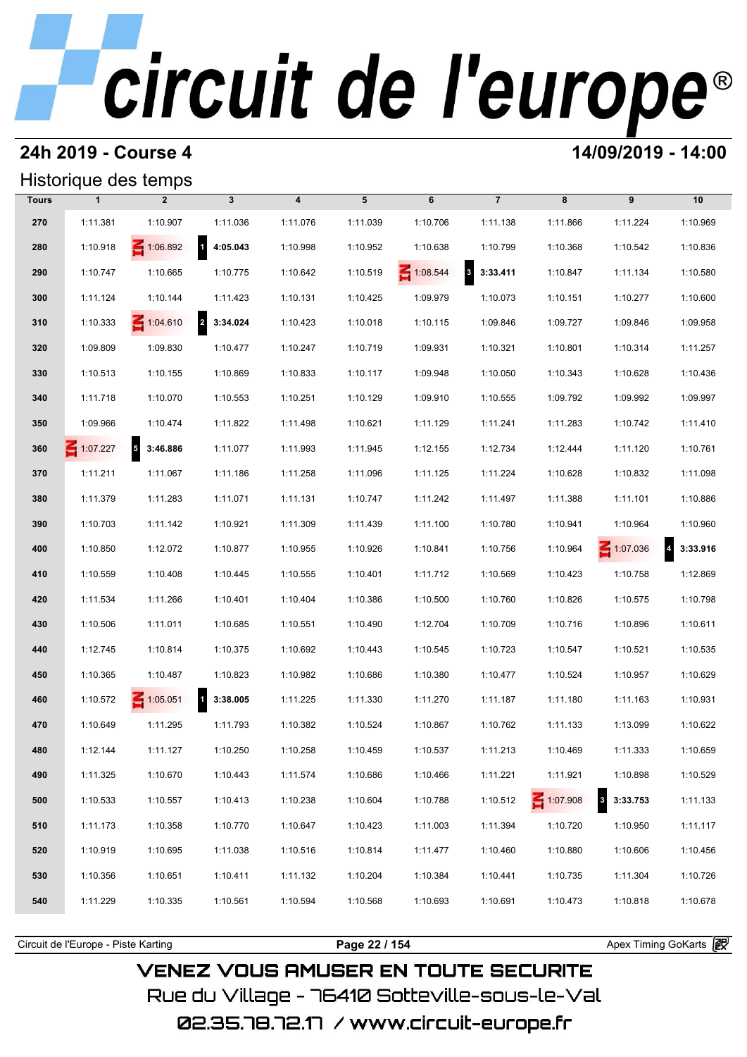# circuit de l'europe®

## 24h 2019 - Course 4

**14/09/2019 - 14:00**

### Historique des temps

| Tours | 1 | 2 | 3 | 4 | 5 | 6 | 7 | 8 | 9 | 10 |
|---|---|---|---|---|---|---|---|---|---|---|
| 270 | 1:11.381 | 1:10.907 | 1:11.036 | 1:11.076 | 1:11.039 | 1:10.706 | 1:11.138 | 1:11.866 | 1:11.224 | 1:10.969 |
| 280 | 1:10.918 | IN 1:06.892 | 1 **4:05.043** | 1:10.998 | 1:10.952 | 1:10.638 | 1:10.799 | 1:10.368 | 1:10.542 | 1:10.836 |
| 290 | 1:10.747 | 1:10.665 | 1:10.775 | 1:10.642 | 1:10.519 | IN 1:08.544 | 3 **3:33.411** | 1:10.847 | 1:11.134 | 1:10.580 |
| 300 | 1:11.124 | 1:10.144 | 1:11.423 | 1:10.131 | 1:10.425 | 1:09.979 | 1:10.073 | 1:10.151 | 1:10.277 | 1:10.600 |
| 310 | 1:10.333 | IN 1:04.610 | 2 **3:34.024** | 1:10.423 | 1:10.018 | 1:10.115 | 1:09.846 | 1:09.727 | 1:09.846 | 1:09.958 |
| 320 | 1:09.809 | 1:09.830 | 1:10.477 | 1:10.247 | 1:10.719 | 1:09.931 | 1:10.321 | 1:10.801 | 1:10.314 | 1:11.257 |
| 330 | 1:10.513 | 1:10.155 | 1:10.869 | 1:10.833 | 1:10.117 | 1:09.948 | 1:10.050 | 1:10.343 | 1:10.628 | 1:10.436 |
| 340 | 1:11.718 | 1:10.070 | 1:10.553 | 1:10.251 | 1:10.129 | 1:09.910 | 1:10.555 | 1:09.792 | 1:09.992 | 1:09.997 |
| 350 | 1:09.966 | 1:10.474 | 1:11.822 | 1:11.498 | 1:10.621 | 1:11.129 | 1:11.241 | 1:11.283 | 1:10.742 | 1:11.410 |
| 360 | IN 1:07.227 | 5 **3:46.886** | 1:11.077 | 1:11.993 | 1:11.945 | 1:12.155 | 1:12.734 | 1:12.444 | 1:11.120 | 1:10.761 |
| 370 | 1:11.211 | 1:11.067 | 1:11.186 | 1:11.258 | 1:11.096 | 1:11.125 | 1:11.224 | 1:10.628 | 1:10.832 | 1:11.098 |
| 380 | 1:11.379 | 1:11.283 | 1:11.071 | 1:11.131 | 1:10.747 | 1:11.242 | 1:11.497 | 1:11.388 | 1:11.101 | 1:10.886 |
| 390 | 1:10.703 | 1:11.142 | 1:10.921 | 1:11.309 | 1:11.439 | 1:11.100 | 1:10.780 | 1:10.941 | 1:10.964 | 1:10.960 |
| 400 | 1:10.850 | 1:12.072 | 1:10.877 | 1:10.955 | 1:10.926 | 1:10.841 | 1:10.756 | 1:10.964 | IN 1:07.036 | 4 **3:33.916** |
| 410 | 1:10.559 | 1:10.408 | 1:10.445 | 1:10.555 | 1:10.401 | 1:11.712 | 1:10.569 | 1:10.423 | 1:10.758 | 1:12.869 |
| 420 | 1:11.534 | 1:11.266 | 1:10.401 | 1:10.404 | 1:10.386 | 1:10.500 | 1:10.760 | 1:10.826 | 1:10.575 | 1:10.798 |
| 430 | 1:10.506 | 1:11.011 | 1:10.685 | 1:10.551 | 1:10.490 | 1:12.704 | 1:10.709 | 1:10.716 | 1:10.896 | 1:10.611 |
| 440 | 1:12.745 | 1:10.814 | 1:10.375 | 1:10.692 | 1:10.443 | 1:10.545 | 1:10.723 | 1:10.547 | 1:10.521 | 1:10.535 |
| 450 | 1:10.365 | 1:10.487 | 1:10.823 | 1:10.982 | 1:10.686 | 1:10.380 | 1:10.477 | 1:10.524 | 1:10.957 | 1:10.629 |
| 460 | 1:10.572 | IN 1:05.051 | 1 **3:38.005** | 1:11.225 | 1:11.330 | 1:11.270 | 1:11.187 | 1:11.180 | 1:11.163 | 1:10.931 |
| 470 | 1:10.649 | 1:11.295 | 1:11.793 | 1:10.382 | 1:10.524 | 1:10.867 | 1:10.762 | 1:11.133 | 1:13.099 | 1:10.622 |
| 480 | 1:12.144 | 1:11.127 | 1:10.250 | 1:10.258 | 1:10.459 | 1:10.537 | 1:11.213 | 1:10.469 | 1:11.333 | 1:10.659 |
| 490 | 1:11.325 | 1:10.670 | 1:10.443 | 1:11.574 | 1:10.686 | 1:10.466 | 1:11.221 | 1:11.921 | 1:10.898 | 1:10.529 |
| 500 | 1:10.533 | 1:10.557 | 1:10.413 | 1:10.238 | 1:10.604 | 1:10.788 | 1:10.512 | IN 1:07.908 | 3 **3:33.753** | 1:11.133 |
| 510 | 1:11.173 | 1:10.358 | 1:10.770 | 1:10.647 | 1:10.423 | 1:11.003 | 1:11.394 | 1:10.720 | 1:10.950 | 1:11.117 |
| 520 | 1:10.919 | 1:10.695 | 1:11.038 | 1:10.516 | 1:10.814 | 1:11.477 | 1:10.460 | 1:10.880 | 1:10.606 | 1:10.456 |
| 530 | 1:10.356 | 1:10.651 | 1:10.411 | 1:11.132 | 1:10.204 | 1:10.384 | 1:10.441 | 1:10.735 | 1:11.304 | 1:10.726 |
| 540 | 1:11.229 | 1:10.335 | 1:10.561 | 1:10.594 | 1:10.568 | 1:10.693 | 1:10.691 | 1:10.473 | 1:10.818 | 1:10.678 |

Circuit de l'Europe - Piste Karting — Apex Timing GoKarts

VENEZ VOUS AMUSER EN TOUTE SECURITE
Rue du Village - 76410 Sotteville-sous-le-Val
02.35.78.72.17 / www.circuit-europe.fr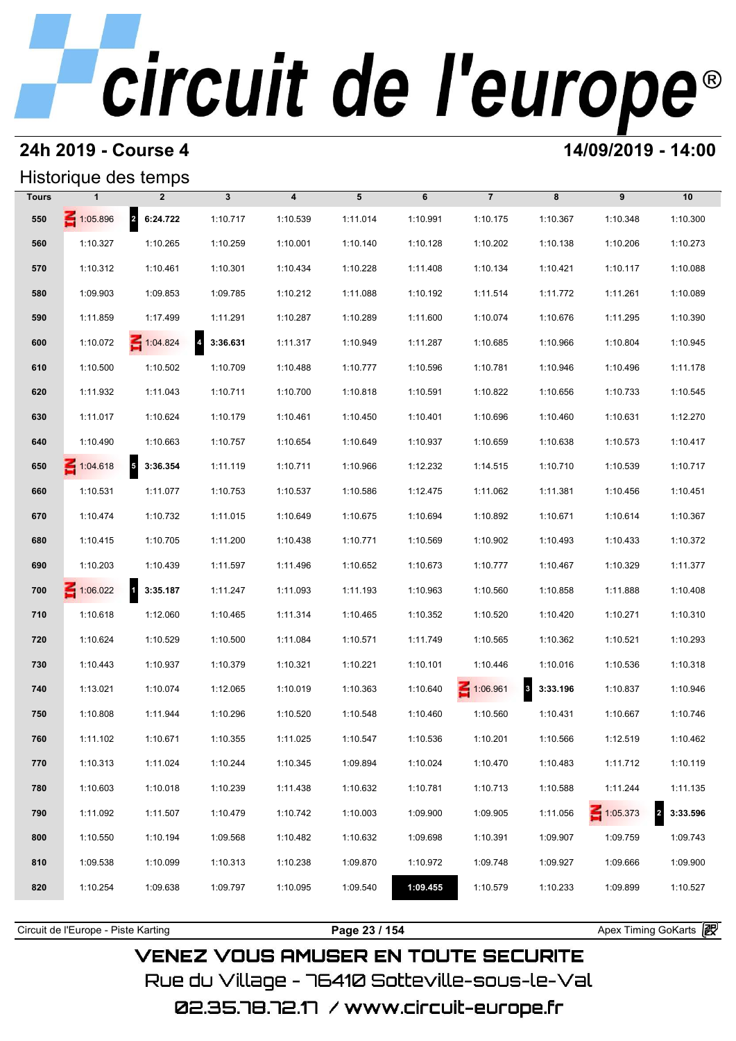# circuit de l'europe

## 24h 2019 - Course 4

**14/09/2019 - 14:00**

### Historique des temps

| Tours | 1 | 2 | 3 | 4 | 5 | 6 | 7 | 8 | 9 | 10 |
|---|---|---|---|---|---|---|---|---|---|---|
| 550 | IN 1:05.896 | 2 **6:24.722** | 1:10.717 | 1:10.539 | 1:11.014 | 1:10.991 | 1:10.175 | 1:10.367 | 1:10.348 | 1:10.300 |
| 560 | 1:10.327 | 1:10.265 | 1:10.259 | 1:10.001 | 1:10.140 | 1:10.128 | 1:10.202 | 1:10.138 | 1:10.206 | 1:10.273 |
| 570 | 1:10.312 | 1:10.461 | 1:10.301 | 1:10.434 | 1:10.228 | 1:11.408 | 1:10.134 | 1:10.421 | 1:10.117 | 1:10.088 |
| 580 | 1:09.903 | 1:09.853 | 1:09.785 | 1:10.212 | 1:11.088 | 1:10.192 | 1:11.514 | 1:11.772 | 1:11.261 | 1:10.089 |
| 590 | 1:11.859 | 1:17.499 | 1:11.291 | 1:10.287 | 1:10.289 | 1:11.600 | 1:10.074 | 1:10.676 | 1:11.295 | 1:10.390 |
| 600 | 1:10.072 | IN 1:04.824 | 4 **3:36.631** | 1:11.317 | 1:10.949 | 1:11.287 | 1:10.685 | 1:10.966 | 1:10.804 | 1:10.945 |
| 610 | 1:10.500 | 1:10.502 | 1:10.709 | 1:10.488 | 1:10.777 | 1:10.596 | 1:10.781 | 1:10.946 | 1:10.496 | 1:11.178 |
| 620 | 1:11.932 | 1:11.043 | 1:10.711 | 1:10.700 | 1:10.818 | 1:10.591 | 1:10.822 | 1:10.656 | 1:10.733 | 1:10.545 |
| 630 | 1:11.017 | 1:10.624 | 1:10.179 | 1:10.461 | 1:10.450 | 1:10.401 | 1:10.696 | 1:10.460 | 1:10.631 | 1:12.270 |
| 640 | 1:10.490 | 1:10.663 | 1:10.757 | 1:10.654 | 1:10.649 | 1:10.937 | 1:10.659 | 1:10.638 | 1:10.573 | 1:10.417 |
| 650 | IN 1:04.618 | 5 **3:36.354** | 1:11.119 | 1:10.711 | 1:10.966 | 1:12.232 | 1:14.515 | 1:10.710 | 1:10.539 | 1:10.717 |
| 660 | 1:10.531 | 1:11.077 | 1:10.753 | 1:10.537 | 1:10.586 | 1:12.475 | 1:11.062 | 1:11.381 | 1:10.456 | 1:10.451 |
| 670 | 1:10.474 | 1:10.732 | 1:11.015 | 1:10.649 | 1:10.675 | 1:10.694 | 1:10.892 | 1:10.671 | 1:10.614 | 1:10.367 |
| 680 | 1:10.415 | 1:10.705 | 1:11.200 | 1:10.438 | 1:10.771 | 1:10.569 | 1:10.902 | 1:10.493 | 1:10.433 | 1:10.372 |
| 690 | 1:10.203 | 1:10.439 | 1:11.597 | 1:11.496 | 1:10.652 | 1:10.673 | 1:10.777 | 1:10.467 | 1:10.329 | 1:11.377 |
| 700 | IN 1:06.022 | 1 **3:35.187** | 1:11.247 | 1:11.093 | 1:11.193 | 1:10.963 | 1:10.560 | 1:10.858 | 1:11.888 | 1:10.408 |
| 710 | 1:10.618 | 1:12.060 | 1:10.465 | 1:11.314 | 1:10.465 | 1:10.352 | 1:10.520 | 1:10.420 | 1:10.271 | 1:10.310 |
| 720 | 1:10.624 | 1:10.529 | 1:10.500 | 1:11.084 | 1:10.571 | 1:11.749 | 1:10.565 | 1:10.362 | 1:10.521 | 1:10.293 |
| 730 | 1:10.443 | 1:10.937 | 1:10.379 | 1:10.321 | 1:10.221 | 1:10.101 | 1:10.446 | 1:10.016 | 1:10.536 | 1:10.318 |
| 740 | 1:13.021 | 1:10.074 | 1:12.065 | 1:10.019 | 1:10.363 | 1:10.640 | IN 1:06.961 | 3 **3:33.196** | 1:10.837 | 1:10.946 |
| 750 | 1:10.808 | 1:11.944 | 1:10.296 | 1:10.520 | 1:10.548 | 1:10.460 | 1:10.560 | 1:10.431 | 1:10.667 | 1:10.746 |
| 760 | 1:11.102 | 1:10.671 | 1:10.355 | 1:11.025 | 1:10.547 | 1:10.536 | 1:10.201 | 1:10.566 | 1:12.519 | 1:10.462 |
| 770 | 1:10.313 | 1:11.024 | 1:10.244 | 1:10.345 | 1:09.894 | 1:10.024 | 1:10.470 | 1:10.483 | 1:11.712 | 1:10.119 |
| 780 | 1:10.603 | 1:10.018 | 1:10.239 | 1:11.438 | 1:10.632 | 1:10.781 | 1:10.713 | 1:10.588 | 1:11.244 | 1:11.135 |
| 790 | 1:11.092 | 1:11.507 | 1:10.479 | 1:10.742 | 1:10.003 | 1:09.900 | 1:09.905 | 1:11.056 | IN 1:05.373 | 2 **3:33.596** |
| 800 | 1:10.550 | 1:10.194 | 1:09.568 | 1:10.482 | 1:10.632 | 1:09.698 | 1:10.391 | 1:09.907 | 1:09.759 | 1:09.743 |
| 810 | 1:09.538 | 1:10.099 | 1:10.313 | 1:10.238 | 1:09.870 | 1:10.972 | 1:09.748 | 1:09.927 | 1:09.666 | 1:09.900 |
| 820 | 1:10.254 | 1:09.638 | 1:09.797 | 1:10.095 | 1:09.540 | **1:09.455** | 1:10.579 | 1:10.233 | 1:09.899 | 1:10.527 |

Circuit de l'Europe - Piste Karting — Apex Timing GoKarts

VENEZ VOUS AMUSER EN TOUTE SECURITE
Rue du Village - 76410 Sotteville-sous-le-Val
02.35.78.72.17 / www.circuit-europe.fr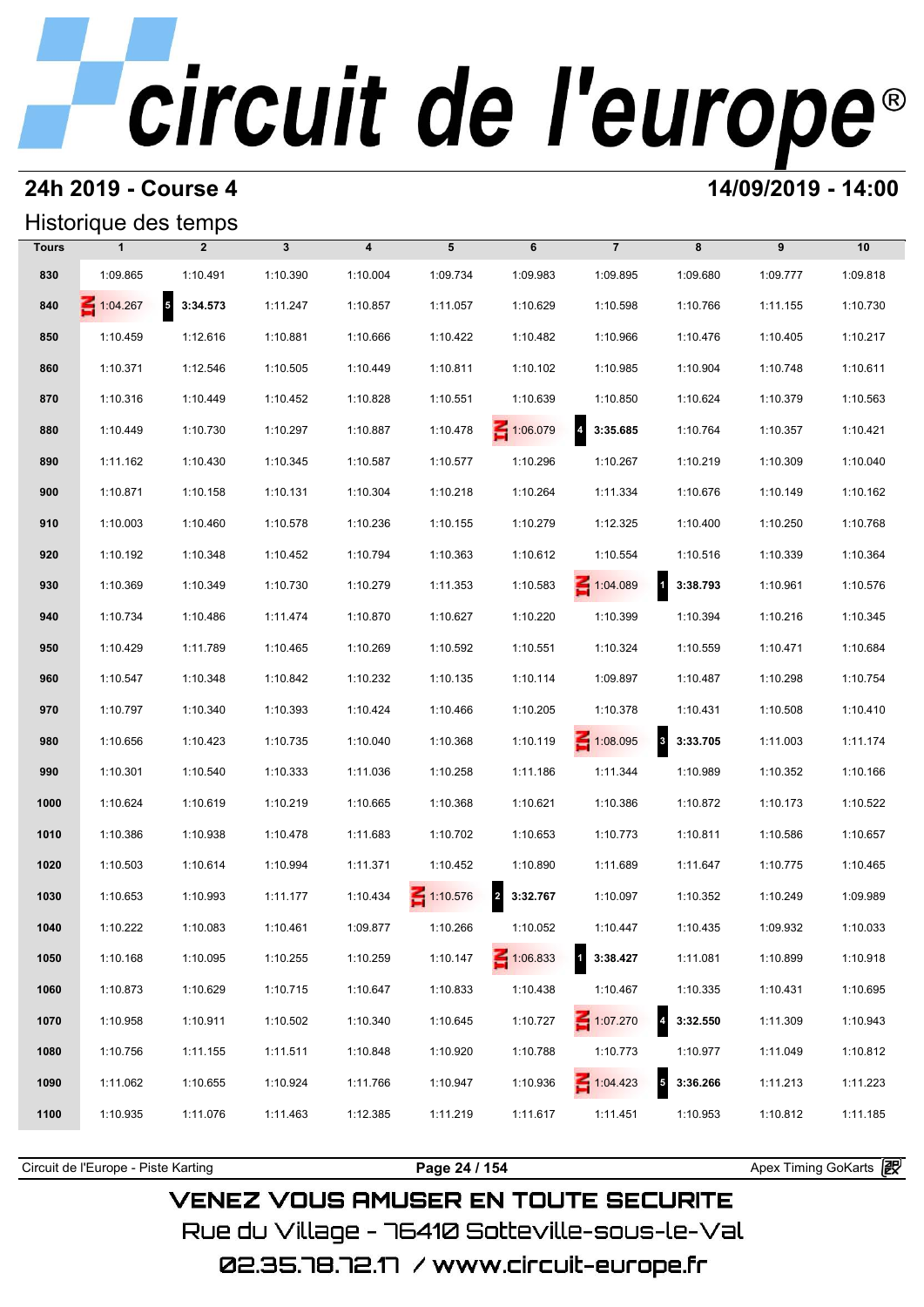# circuit de l'europe®

## 24h 2019 - Course 4

**14/09/2019 - 14:00**

### Historique des temps

| Tours | 1 | 2 | 3 | 4 | 5 | 6 | 7 | 8 | 9 | 10 |
|---|---|---|---|---|---|---|---|---|---|---|
| 830 | 1:09.865 | 1:10.491 | 1:10.390 | 1:10.004 | 1:09.734 | 1:09.983 | 1:09.895 | 1:09.680 | 1:09.777 | 1:09.818 |
| 840 | IN 1:04.267 | 5 3:34.573 | 1:11.247 | 1:10.857 | 1:11.057 | 1:10.629 | 1:10.598 | 1:10.766 | 1:11.155 | 1:10.730 |
| 850 | 1:10.459 | 1:12.616 | 1:10.881 | 1:10.666 | 1:10.422 | 1:10.482 | 1:10.966 | 1:10.476 | 1:10.405 | 1:10.217 |
| 860 | 1:10.371 | 1:12.546 | 1:10.505 | 1:10.449 | 1:10.811 | 1:10.102 | 1:10.985 | 1:10.904 | 1:10.748 | 1:10.611 |
| 870 | 1:10.316 | 1:10.449 | 1:10.452 | 1:10.828 | 1:10.551 | 1:10.639 | 1:10.850 | 1:10.624 | 1:10.379 | 1:10.563 |
| 880 | 1:10.449 | 1:10.730 | 1:10.297 | 1:10.887 | 1:10.478 | IN 1:06.079 | 4 3:35.685 | 1:10.764 | 1:10.357 | 1:10.421 |
| 890 | 1:11.162 | 1:10.430 | 1:10.345 | 1:10.587 | 1:10.577 | 1:10.296 | 1:10.267 | 1:10.219 | 1:10.309 | 1:10.040 |
| 900 | 1:10.871 | 1:10.158 | 1:10.131 | 1:10.304 | 1:10.218 | 1:10.264 | 1:11.334 | 1:10.676 | 1:10.149 | 1:10.162 |
| 910 | 1:10.003 | 1:10.460 | 1:10.578 | 1:10.236 | 1:10.155 | 1:10.279 | 1:12.325 | 1:10.400 | 1:10.250 | 1:10.768 |
| 920 | 1:10.192 | 1:10.348 | 1:10.452 | 1:10.794 | 1:10.363 | 1:10.612 | 1:10.554 | 1:10.516 | 1:10.339 | 1:10.364 |
| 930 | 1:10.369 | 1:10.349 | 1:10.730 | 1:10.279 | 1:11.353 | 1:10.583 | IN 1:04.089 | 1 3:38.793 | 1:10.961 | 1:10.576 |
| 940 | 1:10.734 | 1:10.486 | 1:11.474 | 1:10.870 | 1:10.627 | 1:10.220 | 1:10.399 | 1:10.394 | 1:10.216 | 1:10.345 |
| 950 | 1:10.429 | 1:11.789 | 1:10.465 | 1:10.269 | 1:10.592 | 1:10.551 | 1:10.324 | 1:10.559 | 1:10.471 | 1:10.684 |
| 960 | 1:10.547 | 1:10.348 | 1:10.842 | 1:10.232 | 1:10.135 | 1:10.114 | 1:09.897 | 1:10.487 | 1:10.298 | 1:10.754 |
| 970 | 1:10.797 | 1:10.340 | 1:10.393 | 1:10.424 | 1:10.466 | 1:10.205 | 1:10.378 | 1:10.431 | 1:10.508 | 1:10.410 |
| 980 | 1:10.656 | 1:10.423 | 1:10.735 | 1:10.040 | 1:10.368 | 1:10.119 | IN 1:08.095 | 3 3:33.705 | 1:11.003 | 1:11.174 |
| 990 | 1:10.301 | 1:10.540 | 1:10.333 | 1:11.036 | 1:10.258 | 1:11.186 | 1:11.344 | 1:10.989 | 1:10.352 | 1:10.166 |
| 1000 | 1:10.624 | 1:10.619 | 1:10.219 | 1:10.665 | 1:10.368 | 1:10.621 | 1:10.386 | 1:10.872 | 1:10.173 | 1:10.522 |
| 1010 | 1:10.386 | 1:10.938 | 1:10.478 | 1:11.683 | 1:10.702 | 1:10.653 | 1:10.773 | 1:10.811 | 1:10.586 | 1:10.657 |
| 1020 | 1:10.503 | 1:10.614 | 1:10.994 | 1:11.371 | 1:10.452 | 1:10.890 | 1:11.689 | 1:11.647 | 1:10.775 | 1:10.465 |
| 1030 | 1:10.653 | 1:10.993 | 1:11.177 | 1:10.434 | IN 1:10.576 | 2 3:32.767 | 1:10.097 | 1:10.352 | 1:10.249 | 1:09.989 |
| 1040 | 1:10.222 | 1:10.083 | 1:10.461 | 1:09.877 | 1:10.266 | 1:10.052 | 1:10.447 | 1:10.435 | 1:09.932 | 1:10.033 |
| 1050 | 1:10.168 | 1:10.095 | 1:10.255 | 1:10.259 | 1:10.147 | IN 1:06.833 | 1 3:38.427 | 1:11.081 | 1:10.899 | 1:10.918 |
| 1060 | 1:10.873 | 1:10.629 | 1:10.715 | 1:10.647 | 1:10.833 | 1:10.438 | 1:10.467 | 1:10.335 | 1:10.431 | 1:10.695 |
| 1070 | 1:10.958 | 1:10.911 | 1:10.502 | 1:10.340 | 1:10.645 | 1:10.727 | IN 1:07.270 | 4 3:32.550 | 1:11.309 | 1:10.943 |
| 1080 | 1:10.756 | 1:11.155 | 1:11.511 | 1:10.848 | 1:10.920 | 1:10.788 | 1:10.773 | 1:10.977 | 1:11.049 | 1:10.812 |
| 1090 | 1:11.062 | 1:10.655 | 1:10.924 | 1:11.766 | 1:10.947 | 1:10.936 | IN 1:04.423 | 5 3:36.266 | 1:11.213 | 1:11.223 |
| 1100 | 1:10.935 | 1:11.076 | 1:11.463 | 1:12.385 | 1:11.219 | 1:11.617 | 1:11.451 | 1:10.953 | 1:10.812 | 1:11.185 |

Circuit de l'Europe - Piste Karting | Apex Timing GoKarts

VENEZ VOUS AMUSER EN TOUTE SECURITE
Rue du Village - 76410 Sotteville-sous-le-Val
02.35.78.72.17 / www.circuit-europe.fr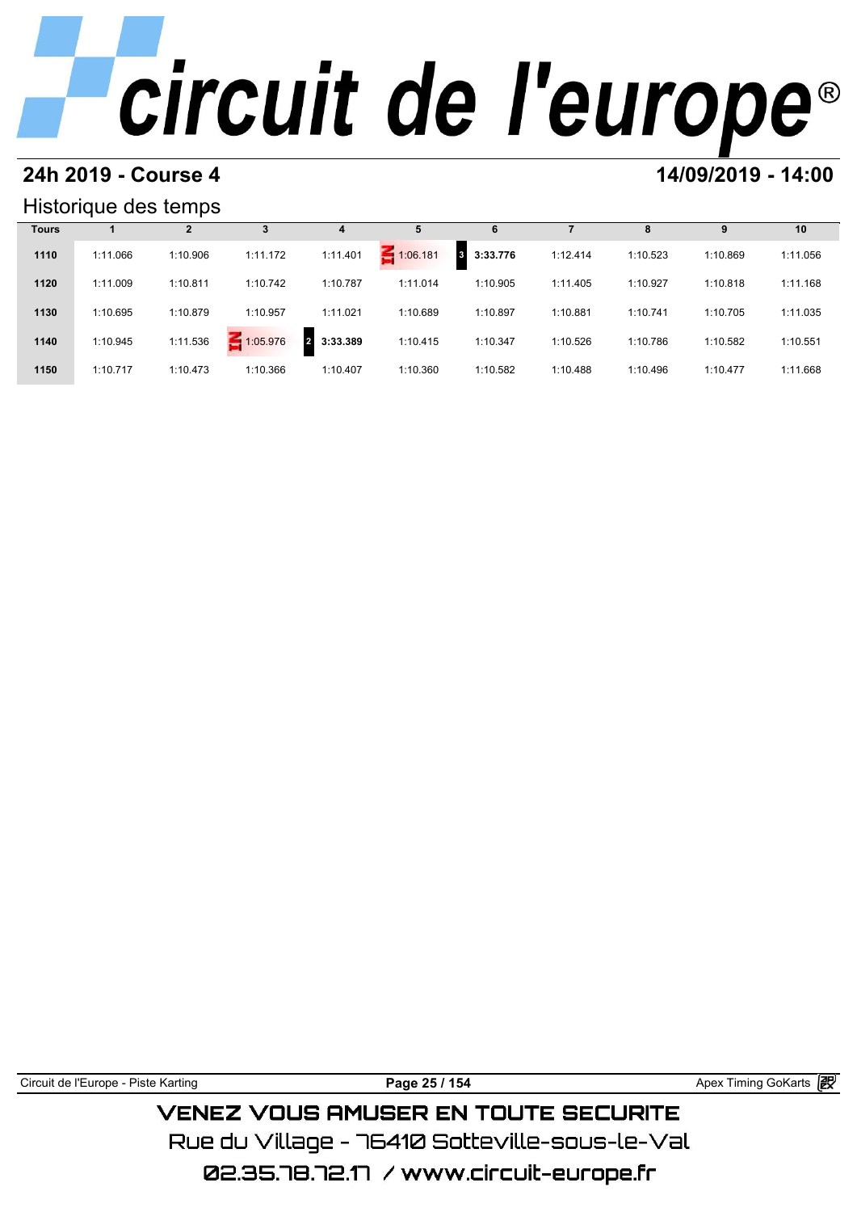# circuit de l'europe®

## 24h 2019 - Course 4

**14/09/2019 - 14:00**

### Historique des temps

| Tours | 1 | 2 | 3 | 4 | 5 | 6 | 7 | 8 | 9 | 10 |
|---|---|---|---|---|---|---|---|---|---|---|
| 1110 | 1:11.066 | 1:10.906 | 1:11.172 | 1:11.401 | IN 1:06.181 | 3 **3:33.776** | 1:12.414 | 1:10.523 | 1:10.869 | 1:11.056 |
| 1120 | 1:11.009 | 1:10.811 | 1:10.742 | 1:10.787 | 1:11.014 | 1:10.905 | 1:11.405 | 1:10.927 | 1:10.818 | 1:11.168 |
| 1130 | 1:10.695 | 1:10.879 | 1:10.957 | 1:11.021 | 1:10.689 | 1:10.897 | 1:10.881 | 1:10.741 | 1:10.705 | 1:11.035 |
| 1140 | 1:10.945 | 1:11.536 | IN 1:05.976 | 2 **3:33.389** | 1:10.415 | 1:10.347 | 1:10.526 | 1:10.786 | 1:10.582 | 1:10.551 |
| 1150 | 1:10.717 | 1:10.473 | 1:10.366 | 1:10.407 | 1:10.360 | 1:10.582 | 1:10.488 | 1:10.496 | 1:10.477 | 1:11.668 |

Circuit de l'Europe - Piste Karting

Apex Timing GoKarts

VENEZ VOUS AMUSER EN TOUTE SECURITE

Rue du Village - 76410 Sotteville-sous-le-Val

02.35.78.72.17 / www.circuit-europe.fr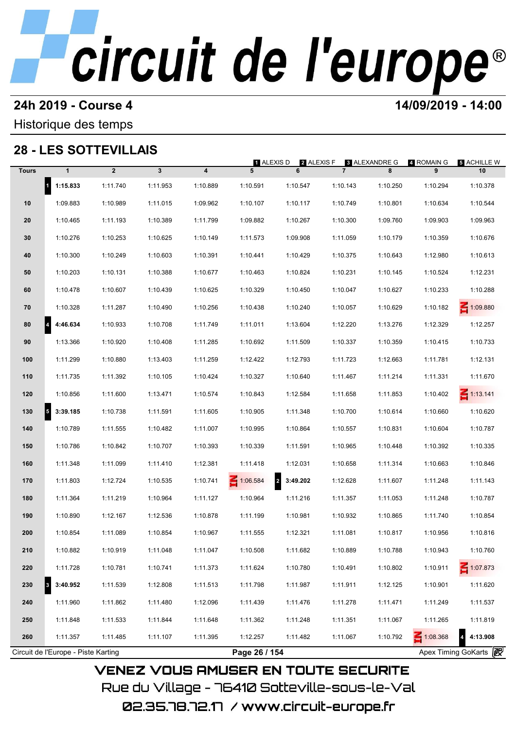# circuit de l'europe®

**24h 2019 - Course 4** **14/09/2019 - 14:00**

Historique des temps

## 28 - LES SOTTEVILLAIS

1 ALEXIS D | 2 ALEXIS F | 3 ALEXANDRE G | 4 ROMAIN G | 5 ACHILLE W

| Tours | 1 | 2 | 3 | 4 | 5 | 6 | 7 | 8 | 9 | 10 |
|---|---|---|---|---|---|---|---|---|---|---|
| | 1 **1:15.833** | 1:11.740 | 1:11.953 | 1:10.889 | 1:10.591 | 1:10.547 | 1:10.143 | 1:10.250 | 1:10.294 | 1:10.378 |
| 10 | 1:09.883 | 1:10.989 | 1:11.015 | 1:09.962 | 1:10.107 | 1:10.117 | 1:10.749 | 1:10.801 | 1:10.634 | 1:10.544 |
| 20 | 1:10.465 | 1:11.193 | 1:10.389 | 1:11.799 | 1:09.882 | 1:10.267 | 1:10.300 | 1:09.760 | 1:09.903 | 1:09.963 |
| 30 | 1:10.276 | 1:10.253 | 1:10.625 | 1:10.149 | 1:11.573 | 1:09.908 | 1:11.059 | 1:10.179 | 1:10.359 | 1:10.676 |
| 40 | 1:10.300 | 1:10.249 | 1:10.603 | 1:10.391 | 1:10.441 | 1:10.429 | 1:10.375 | 1:10.643 | 1:12.980 | 1:10.613 |
| 50 | 1:10.203 | 1:10.131 | 1:10.388 | 1:10.677 | 1:10.463 | 1:10.824 | 1:10.231 | 1:10.145 | 1:10.524 | 1:12.231 |
| 60 | 1:10.478 | 1:10.607 | 1:10.439 | 1:10.625 | 1:10.329 | 1:10.450 | 1:10.047 | 1:10.627 | 1:10.233 | 1:10.288 |
| 70 | 1:10.328 | 1:11.287 | 1:10.490 | 1:10.256 | 1:10.438 | 1:10.240 | 1:10.057 | 1:10.629 | 1:10.182 | IN 1:09.880 |
| 80 | 4 **4:46.634** | 1:10.933 | 1:10.708 | 1:11.749 | 1:11.011 | 1:13.604 | 1:12.220 | 1:13.276 | 1:12.329 | 1:12.257 |
| 90 | 1:13.366 | 1:10.920 | 1:10.408 | 1:11.285 | 1:10.692 | 1:11.509 | 1:10.337 | 1:10.359 | 1:10.415 | 1:10.733 |
| 100 | 1:11.299 | 1:10.880 | 1:13.403 | 1:11.259 | 1:12.422 | 1:12.793 | 1:11.723 | 1:12.663 | 1:11.781 | 1:12.131 |
| 110 | 1:11.735 | 1:11.392 | 1:10.105 | 1:10.424 | 1:10.327 | 1:10.640 | 1:11.467 | 1:11.214 | 1:11.331 | 1:11.670 |
| 120 | 1:10.856 | 1:11.600 | 1:13.471 | 1:10.574 | 1:10.843 | 1:12.584 | 1:11.658 | 1:11.853 | 1:10.402 | IN 1:13.141 |
| 130 | 5 **3:39.185** | 1:10.738 | 1:11.591 | 1:11.605 | 1:10.905 | 1:11.348 | 1:10.700 | 1:10.614 | 1:10.660 | 1:10.620 |
| 140 | 1:10.789 | 1:11.555 | 1:10.482 | 1:11.007 | 1:10.995 | 1:10.864 | 1:10.557 | 1:10.831 | 1:10.604 | 1:10.787 |
| 150 | 1:10.786 | 1:10.842 | 1:10.707 | 1:10.393 | 1:10.339 | 1:11.591 | 1:10.965 | 1:10.448 | 1:10.392 | 1:10.335 |
| 160 | 1:11.348 | 1:11.099 | 1:11.410 | 1:12.381 | 1:11.418 | 1:12.031 | 1:10.658 | 1:11.314 | 1:10.663 | 1:10.846 |
| 170 | 1:11.803 | 1:12.724 | 1:10.535 | 1:10.741 | IN 1:06.584 | 2 **3:49.202** | 1:12.628 | 1:11.607 | 1:11.248 | 1:11.143 |
| 180 | 1:11.364 | 1:11.219 | 1:10.964 | 1:11.127 | 1:10.964 | 1:11.216 | 1:11.357 | 1:11.053 | 1:11.248 | 1:10.787 |
| 190 | 1:10.890 | 1:12.167 | 1:12.536 | 1:10.878 | 1:11.199 | 1:10.981 | 1:10.932 | 1:10.865 | 1:11.740 | 1:10.854 |
| 200 | 1:10.854 | 1:11.089 | 1:10.854 | 1:10.967 | 1:11.555 | 1:12.321 | 1:11.081 | 1:10.817 | 1:10.956 | 1:10.816 |
| 210 | 1:10.882 | 1:10.919 | 1:11.048 | 1:11.047 | 1:10.508 | 1:11.682 | 1:10.889 | 1:10.788 | 1:10.943 | 1:10.760 |
| 220 | 1:11.728 | 1:10.781 | 1:10.741 | 1:11.373 | 1:11.624 | 1:10.780 | 1:10.491 | 1:10.802 | 1:10.911 | IN 1:07.873 |
| 230 | 3 **3:40.952** | 1:11.539 | 1:12.808 | 1:11.513 | 1:11.798 | 1:11.987 | 1:11.911 | 1:12.125 | 1:10.901 | 1:11.620 |
| 240 | 1:11.960 | 1:11.862 | 1:11.480 | 1:12.096 | 1:11.439 | 1:11.476 | 1:11.278 | 1:11.471 | 1:11.249 | 1:11.537 |
| 250 | 1:11.848 | 1:11.533 | 1:11.844 | 1:11.648 | 1:11.362 | 1:11.248 | 1:11.351 | 1:11.067 | 1:11.265 | 1:11.819 |
| 260 | 1:11.357 | 1:11.485 | 1:11.107 | 1:11.395 | 1:12.257 | 1:11.482 | 1:11.067 | 1:10.792 | IN 1:08.368 | 4 **4:13.908** |

Circuit de l'Europe - Piste Karting | Apex Timing GoKarts

VENEZ VOUS AMUSER EN TOUTE SECURITE

Rue du Village - 76410 Sotteville-sous-le-Val

02.35.78.72.17 / www.circuit-europe.fr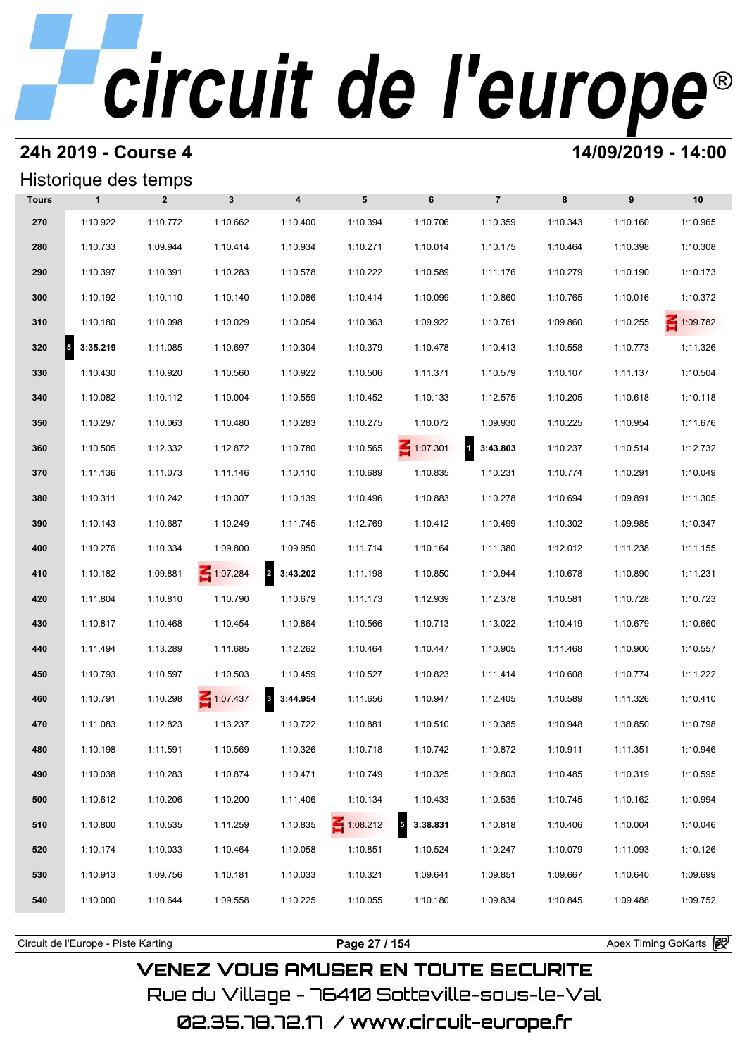# circuit de l'europe®

## 24h 2019 - Course 4

**14/09/2019 - 14:00**

### Historique des temps

| Tours | 1 | 2 | 3 | 4 | 5 | 6 | 7 | 8 | 9 | 10 |
|---|---|---|---|---|---|---|---|---|---|---|
| 270 | 1:10.922 | 1:10.772 | 1:10.662 | 1:10.400 | 1:10.394 | 1:10.706 | 1:10.359 | 1:10.343 | 1:10.160 | 1:10.965 |
| 280 | 1:10.733 | 1:09.944 | 1:10.414 | 1:10.934 | 1:10.271 | 1:10.014 | 1:10.175 | 1:10.464 | 1:10.398 | 1:10.308 |
| 290 | 1:10.397 | 1:10.391 | 1:10.283 | 1:10.578 | 1:10.222 | 1:10.589 | 1:11.176 | 1:10.279 | 1:10.190 | 1:10.173 |
| 300 | 1:10.192 | 1:10.110 | 1:10.140 | 1:10.086 | 1:10.414 | 1:10.099 | 1:10.860 | 1:10.765 | 1:10.016 | 1:10.372 |
| 310 | 1:10.180 | 1:10.098 | 1:10.029 | 1:10.054 | 1:10.363 | 1:09.922 | 1:10.761 | 1:09.860 | 1:10.255 | IN 1:09.782 |
| 320 | 5 **3:35.219** | 1:11.085 | 1:10.697 | 1:10.304 | 1:10.379 | 1:10.478 | 1:10.413 | 1:10.558 | 1:10.773 | 1:11.326 |
| 330 | 1:10.430 | 1:10.920 | 1:10.560 | 1:10.922 | 1:10.506 | 1:11.371 | 1:10.579 | 1:10.107 | 1:11.137 | 1:10.504 |
| 340 | 1:10.082 | 1:10.112 | 1:10.004 | 1:10.559 | 1:10.452 | 1:10.133 | 1:12.575 | 1:10.205 | 1:10.618 | 1:10.118 |
| 350 | 1:10.297 | 1:10.063 | 1:10.480 | 1:10.283 | 1:10.275 | 1:10.072 | 1:09.930 | 1:10.225 | 1:10.954 | 1:11.676 |
| 360 | 1:10.505 | 1:12.332 | 1:12.872 | 1:10.780 | 1:10.565 | IN 1:07.301 | 1 **3:43.803** | 1:10.237 | 1:10.514 | 1:12.732 |
| 370 | 1:11.136 | 1:11.073 | 1:11.146 | 1:10.110 | 1:10.689 | 1:10.835 | 1:10.231 | 1:10.774 | 1:10.291 | 1:10.049 |
| 380 | 1:10.311 | 1:10.242 | 1:10.307 | 1:10.139 | 1:10.496 | 1:10.883 | 1:10.278 | 1:10.694 | 1:09.891 | 1:11.305 |
| 390 | 1:10.143 | 1:10.687 | 1:10.249 | 1:11.745 | 1:12.769 | 1:10.412 | 1:10.499 | 1:10.302 | 1:09.985 | 1:10.347 |
| 400 | 1:10.276 | 1:10.334 | 1:09.800 | 1:09.950 | 1:11.714 | 1:10.164 | 1:11.380 | 1:12.012 | 1:11.238 | 1:11.155 |
| 410 | 1:10.182 | 1:09.881 | IN 1:07.284 | 2 **3:43.202** | 1:11.198 | 1:10.850 | 1:10.944 | 1:10.678 | 1:10.890 | 1:11.231 |
| 420 | 1:11.804 | 1:10.810 | 1:10.790 | 1:10.679 | 1:11.173 | 1:12.939 | 1:12.378 | 1:10.581 | 1:10.728 | 1:10.723 |
| 430 | 1:10.817 | 1:10.468 | 1:10.454 | 1:10.864 | 1:10.566 | 1:10.713 | 1:13.022 | 1:10.419 | 1:10.679 | 1:10.660 |
| 440 | 1:11.494 | 1:13.289 | 1:11.685 | 1:12.262 | 1:10.464 | 1:10.447 | 1:10.905 | 1:11.468 | 1:10.900 | 1:10.557 |
| 450 | 1:10.793 | 1:10.597 | 1:10.503 | 1:10.459 | 1:10.527 | 1:10.823 | 1:11.414 | 1:10.608 | 1:10.774 | 1:11.222 |
| 460 | 1:10.791 | 1:10.298 | IN 1:07.437 | 3 **3:44.954** | 1:11.656 | 1:10.947 | 1:12.405 | 1:10.589 | 1:11.326 | 1:10.410 |
| 470 | 1:11.083 | 1:12.823 | 1:13.237 | 1:10.722 | 1:10.881 | 1:10.510 | 1:10.385 | 1:10.948 | 1:10.850 | 1:10.798 |
| 480 | 1:10.198 | 1:11.591 | 1:10.569 | 1:10.326 | 1:10.718 | 1:10.742 | 1:10.872 | 1:10.911 | 1:11.351 | 1:10.946 |
| 490 | 1:10.038 | 1:10.283 | 1:10.874 | 1:10.471 | 1:10.749 | 1:10.325 | 1:10.803 | 1:10.485 | 1:10.319 | 1:10.595 |
| 500 | 1:10.612 | 1:10.206 | 1:10.200 | 1:11.406 | 1:10.134 | 1:10.433 | 1:10.535 | 1:10.745 | 1:10.162 | 1:10.994 |
| 510 | 1:10.800 | 1:10.535 | 1:11.259 | 1:10.835 | IN 1:08.212 | 5 **3:38.831** | 1:10.818 | 1:10.406 | 1:10.004 | 1:10.046 |
| 520 | 1:10.174 | 1:10.033 | 1:10.464 | 1:10.058 | 1:10.851 | 1:10.524 | 1:10.247 | 1:10.079 | 1:11.093 | 1:10.126 |
| 530 | 1:10.913 | 1:09.756 | 1:10.181 | 1:10.033 | 1:10.321 | 1:09.641 | 1:09.851 | 1:09.667 | 1:10.640 | 1:09.699 |
| 540 | 1:10.000 | 1:10.644 | 1:09.558 | 1:10.225 | 1:10.055 | 1:10.180 | 1:09.834 | 1:10.845 | 1:09.488 | 1:09.752 |

Circuit de l'Europe - Piste Karting | Apex Timing GoKarts

VENEZ VOUS AMUSER EN TOUTE SECURITE
Rue du Village - 76410 Sotteville-sous-le-Val
02.35.78.72.17 / www.circuit-europe.fr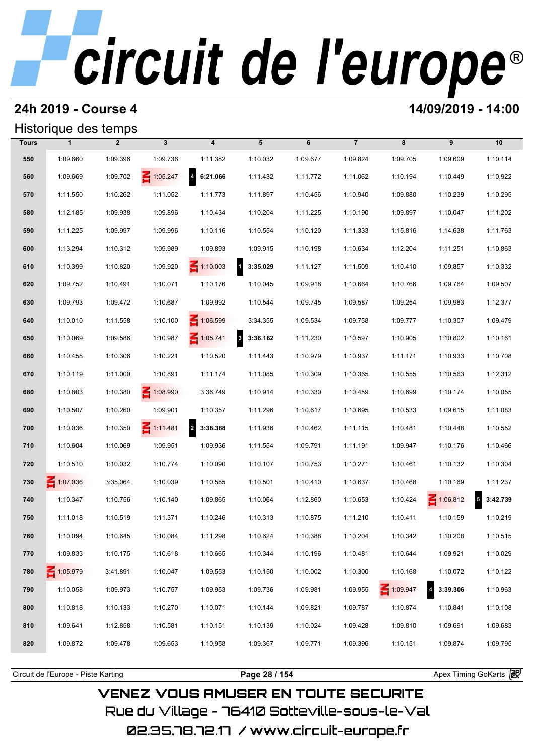# circuit de l'europe®

## 24h 2019 - Course 4

## 14/09/2019 - 14:00

### Historique des temps

| Tours | 1 | 2 | 3 | 4 | 5 | 6 | 7 | 8 | 9 | 10 |
|---|---|---|---|---|---|---|---|---|---|---|
| 550 | 1:09.660 | 1:09.396 | 1:09.736 | 1:11.382 | 1:10.032 | 1:09.677 | 1:09.824 | 1:09.705 | 1:09.609 | 1:10.114 |
| 560 | 1:09.669 | 1:09.702 | IN 1:05.247 | 4 **6:21.066** | 1:11.432 | 1:11.772 | 1:11.062 | 1:10.194 | 1:10.449 | 1:10.922 |
| 570 | 1:11.550 | 1:10.262 | 1:11.052 | 1:11.773 | 1:11.897 | 1:10.456 | 1:10.940 | 1:09.880 | 1:10.239 | 1:10.295 |
| 580 | 1:12.185 | 1:09.938 | 1:09.896 | 1:10.434 | 1:10.204 | 1:11.225 | 1:10.190 | 1:09.897 | 1:10.047 | 1:11.202 |
| 590 | 1:11.225 | 1:09.997 | 1:09.996 | 1:10.116 | 1:10.554 | 1:10.120 | 1:11.333 | 1:15.816 | 1:14.638 | 1:11.763 |
| 600 | 1:13.294 | 1:10.312 | 1:09.989 | 1:09.893 | 1:09.915 | 1:10.198 | 1:10.634 | 1:12.204 | 1:11.251 | 1:10.863 |
| 610 | 1:10.399 | 1:10.820 | 1:09.920 | IN 1:10.003 | 1 **3:35.029** | 1:11.127 | 1:11.509 | 1:10.410 | 1:09.857 | 1:10.332 |
| 620 | 1:09.752 | 1:10.491 | 1:10.071 | 1:10.176 | 1:10.045 | 1:09.918 | 1:10.664 | 1:10.766 | 1:09.764 | 1:09.507 |
| 630 | 1:09.793 | 1:09.472 | 1:10.687 | 1:09.992 | 1:10.544 | 1:09.745 | 1:09.587 | 1:09.254 | 1:09.983 | 1:12.377 |
| 640 | 1:10.010 | 1:11.558 | 1:10.100 | IN 1:06.599 | 3:34.355 | 1:09.534 | 1:09.758 | 1:09.777 | 1:10.307 | 1:09.479 |
| 650 | 1:10.069 | 1:09.586 | 1:10.987 | IN 1:05.741 | 3 **3:36.162** | 1:11.230 | 1:10.597 | 1:10.905 | 1:10.802 | 1:10.161 |
| 660 | 1:10.458 | 1:10.306 | 1:10.221 | 1:10.520 | 1:11.443 | 1:10.979 | 1:10.937 | 1:11.171 | 1:10.933 | 1:10.708 |
| 670 | 1:10.119 | 1:11.000 | 1:10.891 | 1:11.174 | 1:11.085 | 1:10.309 | 1:10.365 | 1:10.555 | 1:10.563 | 1:12.312 |
| 680 | 1:10.803 | 1:10.380 | IN 1:08.990 | 3:36.749 | 1:10.914 | 1:10.330 | 1:10.459 | 1:10.699 | 1:10.174 | 1:10.055 |
| 690 | 1:10.507 | 1:10.260 | 1:09.901 | 1:10.357 | 1:11.296 | 1:10.617 | 1:10.695 | 1:10.533 | 1:09.615 | 1:11.083 |
| 700 | 1:10.036 | 1:10.350 | IN 1:11.481 | 2 **3:38.388** | 1:11.936 | 1:10.462 | 1:11.115 | 1:10.481 | 1:10.448 | 1:10.552 |
| 710 | 1:10.604 | 1:10.069 | 1:09.951 | 1:09.936 | 1:11.554 | 1:09.791 | 1:11.191 | 1:09.947 | 1:10.176 | 1:10.466 |
| 720 | 1:10.510 | 1:10.032 | 1:10.774 | 1:10.090 | 1:10.107 | 1:10.753 | 1:10.271 | 1:10.461 | 1:10.132 | 1:10.304 |
| 730 | IN 1:07.036 | 3:35.064 | 1:10.039 | 1:10.585 | 1:10.501 | 1:10.410 | 1:10.637 | 1:10.468 | 1:10.169 | 1:11.237 |
| 740 | 1:10.347 | 1:10.756 | 1:10.140 | 1:09.865 | 1:10.064 | 1:12.860 | 1:10.653 | 1:10.424 | IN 1:06.812 | 5 **3:42.739** |
| 750 | 1:11.018 | 1:10.519 | 1:11.371 | 1:10.246 | 1:10.313 | 1:10.875 | 1:11.210 | 1:10.411 | 1:10.159 | 1:10.219 |
| 760 | 1:10.094 | 1:10.645 | 1:10.084 | 1:11.298 | 1:10.624 | 1:10.388 | 1:10.204 | 1:10.342 | 1:10.208 | 1:10.515 |
| 770 | 1:09.833 | 1:10.175 | 1:10.618 | 1:10.665 | 1:10.344 | 1:10.196 | 1:10.481 | 1:10.644 | 1:09.921 | 1:10.029 |
| 780 | IN 1:05.979 | 3:41.891 | 1:10.047 | 1:09.553 | 1:10.150 | 1:10.002 | 1:10.300 | 1:10.168 | 1:10.072 | 1:10.122 |
| 790 | 1:10.058 | 1:09.973 | 1:10.757 | 1:09.953 | 1:09.736 | 1:09.981 | 1:09.955 | IN 1:09.947 | 4 **3:39.306** | 1:10.963 |
| 800 | 1:10.818 | 1:10.133 | 1:10.270 | 1:10.071 | 1:10.144 | 1:09.821 | 1:09.787 | 1:10.874 | 1:10.841 | 1:10.108 |
| 810 | 1:09.641 | 1:12.858 | 1:10.581 | 1:10.151 | 1:10.139 | 1:10.024 | 1:09.428 | 1:09.810 | 1:09.691 | 1:09.683 |
| 820 | 1:09.872 | 1:09.478 | 1:09.653 | 1:10.958 | 1:09.367 | 1:09.771 | 1:09.396 | 1:10.151 | 1:09.874 | 1:09.795 |

Circuit de l'Europe - Piste Karting — Apex Timing GoKarts

VENEZ VOUS AMUSER EN TOUTE SECURITE
Rue du Village - 76410 Sotteville-sous-le-Val
02.35.78.72.17 / www.circuit-europe.fr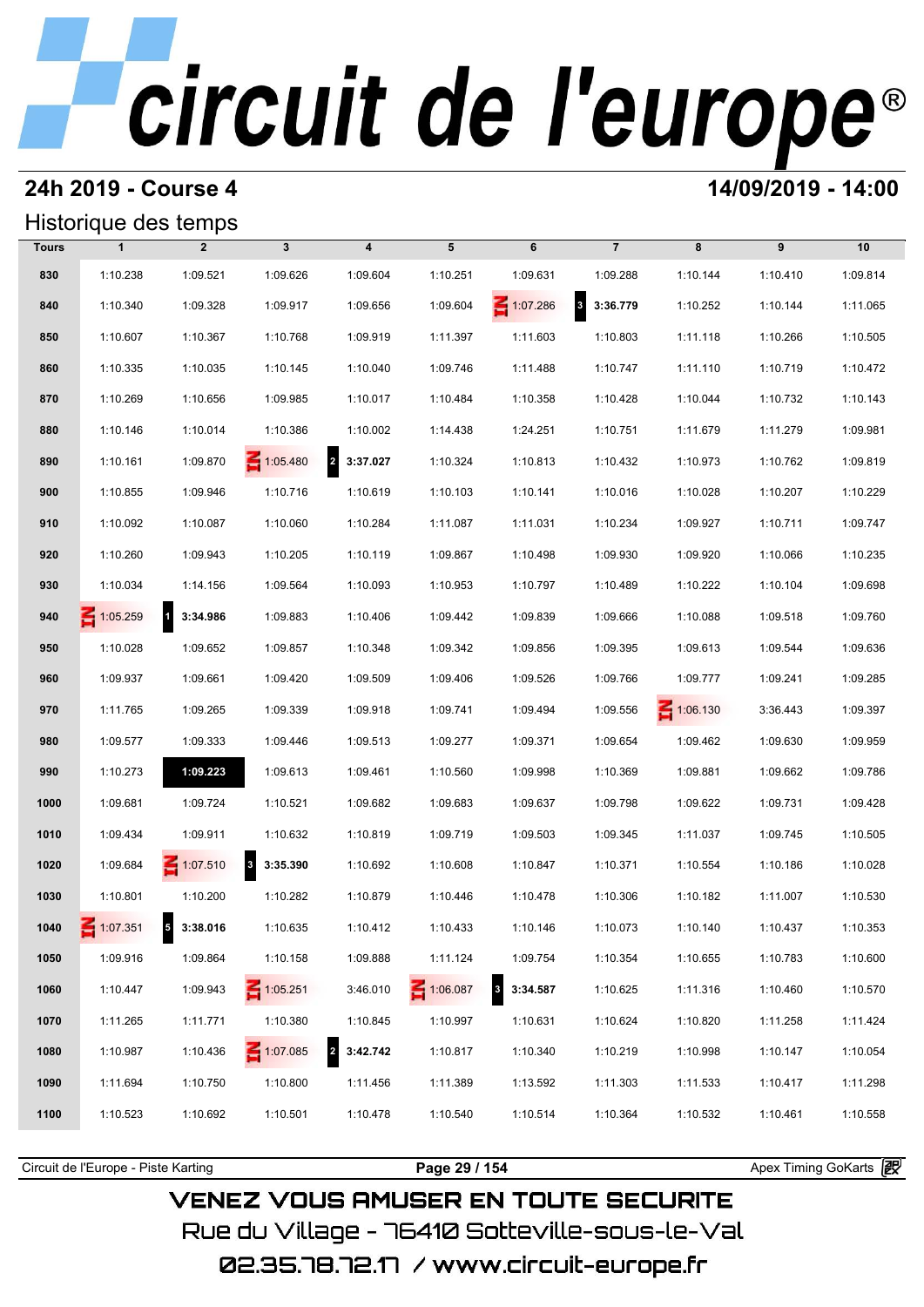# circuit de l'europe®

## 24h 2019 - Course 4

**14/09/2019 - 14:00**

### Historique des temps

| Tours | 1 | 2 | 3 | 4 | 5 | 6 | 7 | 8 | 9 | 10 |
|---|---|---|---|---|---|---|---|---|---|---|
| 830 | 1:10.238 | 1:09.521 | 1:09.626 | 1:09.604 | 1:10.251 | 1:09.631 | 1:09.288 | 1:10.144 | 1:10.410 | 1:09.814 |
| 840 | 1:10.340 | 1:09.328 | 1:09.917 | 1:09.656 | 1:09.604 | IN 1:07.286 | 3 **3:36.779** | 1:10.252 | 1:10.144 | 1:11.065 |
| 850 | 1:10.607 | 1:10.367 | 1:10.768 | 1:09.919 | 1:11.397 | 1:11.603 | 1:10.803 | 1:11.118 | 1:10.266 | 1:10.505 |
| 860 | 1:10.335 | 1:10.035 | 1:10.145 | 1:10.040 | 1:09.746 | 1:11.488 | 1:10.747 | 1:11.110 | 1:10.719 | 1:10.472 |
| 870 | 1:10.269 | 1:10.656 | 1:09.985 | 1:10.017 | 1:10.484 | 1:10.358 | 1:10.428 | 1:10.044 | 1:10.732 | 1:10.143 |
| 880 | 1:10.146 | 1:10.014 | 1:10.386 | 1:10.002 | 1:14.438 | 1:24.251 | 1:10.751 | 1:11.679 | 1:11.279 | 1:09.981 |
| 890 | 1:10.161 | 1:09.870 | IN 1:05.480 | 2 **3:37.027** | 1:10.324 | 1:10.813 | 1:10.432 | 1:10.973 | 1:10.762 | 1:09.819 |
| 900 | 1:10.855 | 1:09.946 | 1:10.716 | 1:10.619 | 1:10.103 | 1:10.141 | 1:10.016 | 1:10.028 | 1:10.207 | 1:10.229 |
| 910 | 1:10.092 | 1:10.087 | 1:10.060 | 1:10.284 | 1:11.087 | 1:11.031 | 1:10.234 | 1:09.927 | 1:10.711 | 1:09.747 |
| 920 | 1:10.260 | 1:09.943 | 1:10.205 | 1:10.119 | 1:09.867 | 1:10.498 | 1:09.930 | 1:09.920 | 1:10.066 | 1:10.235 |
| 930 | 1:10.034 | 1:14.156 | 1:09.564 | 1:10.093 | 1:10.953 | 1:10.797 | 1:10.489 | 1:10.222 | 1:10.104 | 1:09.698 |
| 940 | IN 1:05.259 | 1 **3:34.986** | 1:09.883 | 1:10.406 | 1:09.442 | 1:09.839 | 1:09.666 | 1:10.088 | 1:09.518 | 1:09.760 |
| 950 | 1:10.028 | 1:09.652 | 1:09.857 | 1:10.348 | 1:09.342 | 1:09.856 | 1:09.395 | 1:09.613 | 1:09.544 | 1:09.636 |
| 960 | 1:09.937 | 1:09.661 | 1:09.420 | 1:09.509 | 1:09.406 | 1:09.526 | 1:09.766 | 1:09.777 | 1:09.241 | 1:09.285 |
| 970 | 1:11.765 | 1:09.265 | 1:09.339 | 1:09.918 | 1:09.741 | 1:09.494 | 1:09.556 | IN 1:06.130 | 3:36.443 | 1:09.397 |
| 980 | 1:09.577 | 1:09.333 | 1:09.446 | 1:09.513 | 1:09.277 | 1:09.371 | 1:09.654 | 1:09.462 | 1:09.630 | 1:09.959 |
| 990 | 1:10.273 | **1:09.223** | 1:09.613 | 1:09.461 | 1:10.560 | 1:09.998 | 1:10.369 | 1:09.881 | 1:09.662 | 1:09.786 |
| 1000 | 1:09.681 | 1:09.724 | 1:10.521 | 1:09.682 | 1:09.683 | 1:09.637 | 1:09.798 | 1:09.622 | 1:09.731 | 1:09.428 |
| 1010 | 1:09.434 | 1:09.911 | 1:10.632 | 1:10.819 | 1:09.719 | 1:09.503 | 1:09.345 | 1:11.037 | 1:09.745 | 1:10.505 |
| 1020 | 1:09.684 | IN 1:07.510 | 3 **3:35.390** | 1:10.692 | 1:10.608 | 1:10.847 | 1:10.371 | 1:10.554 | 1:10.186 | 1:10.028 |
| 1030 | 1:10.801 | 1:10.200 | 1:10.282 | 1:10.879 | 1:10.446 | 1:10.478 | 1:10.306 | 1:10.182 | 1:11.007 | 1:10.530 |
| 1040 | IN 1:07.351 | 5 **3:38.016** | 1:10.635 | 1:10.412 | 1:10.433 | 1:10.146 | 1:10.073 | 1:10.140 | 1:10.437 | 1:10.353 |
| 1050 | 1:09.916 | 1:09.864 | 1:10.158 | 1:09.888 | 1:11.124 | 1:09.754 | 1:10.354 | 1:10.655 | 1:10.783 | 1:10.600 |
| 1060 | 1:10.447 | 1:09.943 | IN 1:05.251 | 3:46.010 | IN 1:06.087 | 3 **3:34.587** | 1:10.625 | 1:11.316 | 1:10.460 | 1:10.570 |
| 1070 | 1:11.265 | 1:11.771 | 1:10.380 | 1:10.845 | 1:10.997 | 1:10.631 | 1:10.624 | 1:10.820 | 1:11.258 | 1:11.424 |
| 1080 | 1:10.987 | 1:10.436 | IN 1:07.085 | 2 **3:42.742** | 1:10.817 | 1:10.340 | 1:10.219 | 1:10.998 | 1:10.147 | 1:10.054 |
| 1090 | 1:11.694 | 1:10.750 | 1:10.800 | 1:11.456 | 1:11.389 | 1:13.592 | 1:11.303 | 1:11.533 | 1:10.417 | 1:11.298 |
| 1100 | 1:10.523 | 1:10.692 | 1:10.501 | 1:10.478 | 1:10.540 | 1:10.514 | 1:10.364 | 1:10.532 | 1:10.461 | 1:10.558 |

Circuit de l'Europe - Piste Karting | Apex Timing GoKarts

VENEZ VOUS AMUSER EN TOUTE SECURITE
Rue du Village - 76410 Sotteville-sous-le-Val
02.35.78.72.17 / www.circuit-europe.fr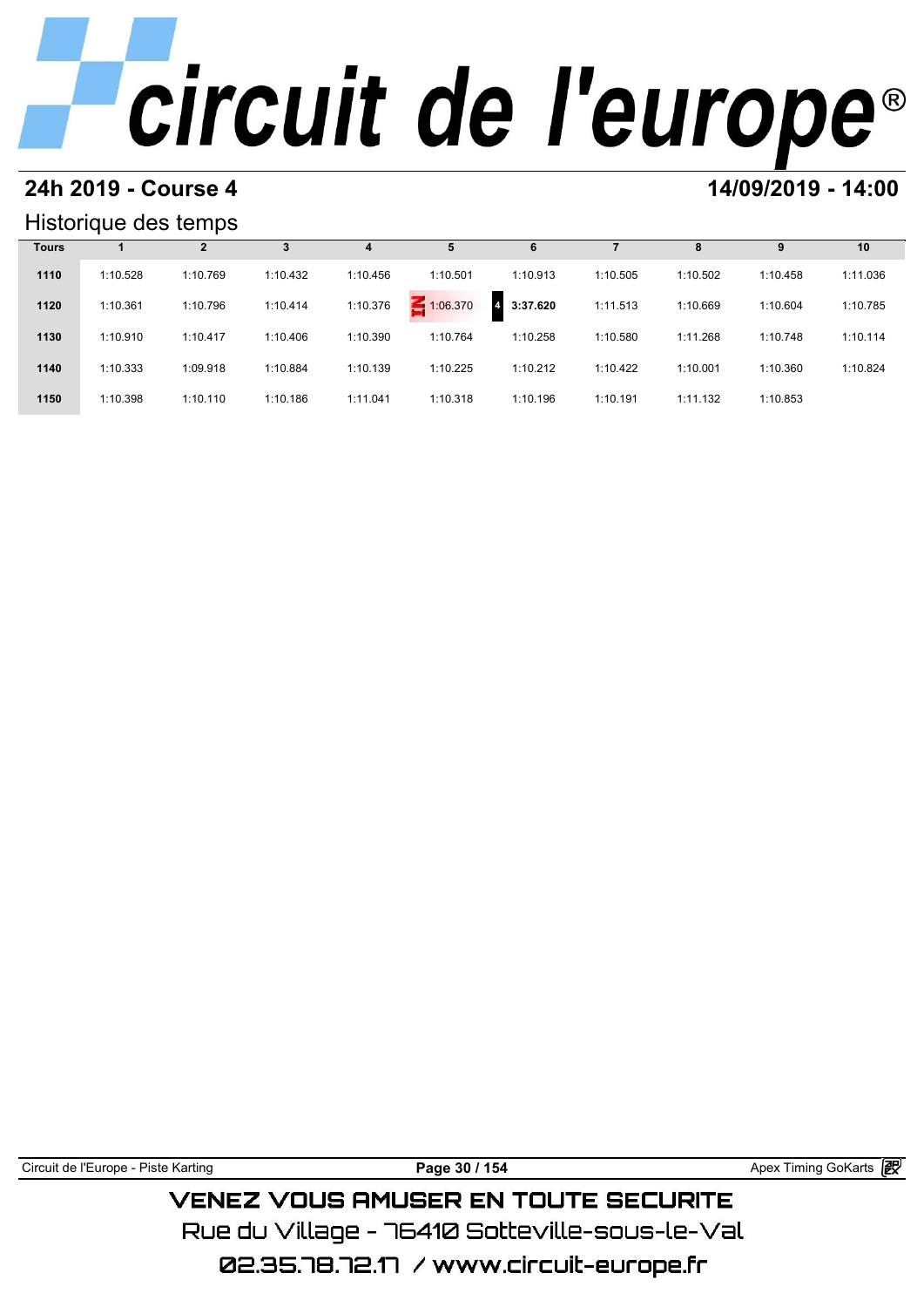# circuit de l'europe®

## 24h 2019 - Course 4

## 14/09/2019 - 14:00

### Historique des temps

| Tours | 1 | 2 | 3 | 4 | 5 | 6 | 7 | 8 | 9 | 10 |
|---|---|---|---|---|---|---|---|---|---|---|
| 1110 | 1:10.528 | 1:10.769 | 1:10.432 | 1:10.456 | 1:10.501 | 1:10.913 | 1:10.505 | 1:10.502 | 1:10.458 | 1:11.036 |
| 1120 | 1:10.361 | 1:10.796 | 1:10.414 | 1:10.376 | IN 1:06.370 | 4 **3:37.620** | 1:11.513 | 1:10.669 | 1:10.604 | 1:10.785 |
| 1130 | 1:10.910 | 1:10.417 | 1:10.406 | 1:10.390 | 1:10.764 | 1:10.258 | 1:10.580 | 1:11.268 | 1:10.748 | 1:10.114 |
| 1140 | 1:10.333 | 1:09.918 | 1:10.884 | 1:10.139 | 1:10.225 | 1:10.212 | 1:10.422 | 1:10.001 | 1:10.360 | 1:10.824 |
| 1150 | 1:10.398 | 1:10.110 | 1:10.186 | 1:11.041 | 1:10.318 | 1:10.196 | 1:10.191 | 1:11.132 | 1:10.853 | |

Circuit de l'Europe - Piste Karting | Apex Timing GoKarts

VENEZ VOUS AMUSER EN TOUTE SECURITE

Rue du Village - 76410 Sotteville-sous-le-Val

02.35.78.72.17 / www.circuit-europe.fr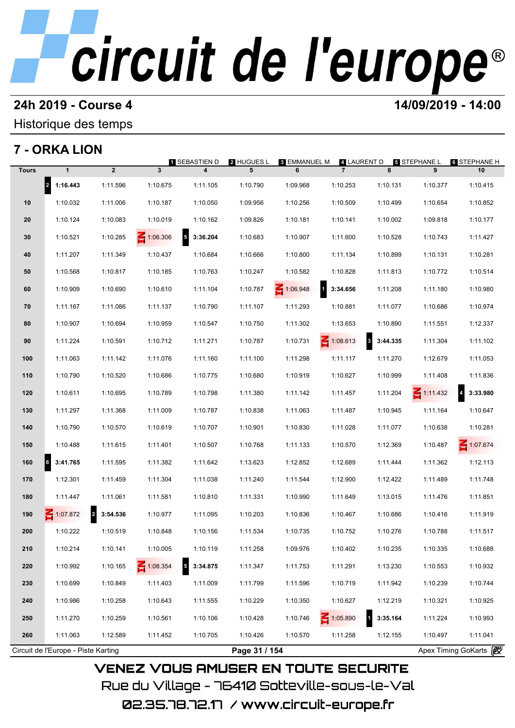# circuit de l'europe®

**24h 2019 - Course 4** **14/09/2019 - 14:00**

Historique des temps

## 7 - ORKA LION

1 SEBASTIEN D — 2 HUGUES L — 3 EMMANUEL M — 4 LAURENT D — 5 STEPHANE L — 6 STEPHANE H

| Tours | 1 | 2 | 3 | 4 | 5 | 6 | 7 | 8 | 9 | 10 |
|---|---|---|---|---|---|---|---|---|---|---|
| | 2 **1:16.443** | 1:11.596 | 1:10.675 | 1:11.105 | 1:10.790 | 1:09.968 | 1:10.253 | 1:10.131 | 1:10.377 | 1:10.415 |
| 10 | 1:10.032 | 1:11.006 | 1:10.187 | 1:10.050 | 1:09.956 | 1:10.256 | 1:10.509 | 1:10.499 | 1:10.654 | 1:10.852 |
| 20 | 1:10.124 | 1:10.083 | 1:10.019 | 1:10.162 | 1:09.826 | 1:10.181 | 1:10.141 | 1:10.002 | 1:09.818 | 1:10.177 |
| 30 | 1:10.521 | 1:10.285 | IN 1:06.306 | 5 **3:36.204** | 1:10.683 | 1:10.907 | 1:11.600 | 1:10.528 | 1:10.743 | 1:11.427 |
| 40 | 1:11.207 | 1:11.349 | 1:10.437 | 1:10.684 | 1:10.666 | 1:10.800 | 1:11.134 | 1:10.899 | 1:10.131 | 1:10.281 |
| 50 | 1:10.568 | 1:10.817 | 1:10.185 | 1:10.763 | 1:10.247 | 1:10.582 | 1:10.828 | 1:11.813 | 1:10.772 | 1:10.514 |
| 60 | 1:10.909 | 1:10.690 | 1:10.610 | 1:11.104 | 1:10.787 | IN 1:06.948 | 1 **3:34.656** | 1:11.208 | 1:11.180 | 1:10.980 |
| 70 | 1:11.167 | 1:11.086 | 1:11.137 | 1:10.790 | 1:11.107 | 1:11.293 | 1:10.881 | 1:11.077 | 1:10.686 | 1:10.974 |
| 80 | 1:10.907 | 1:10.694 | 1:10.959 | 1:10.547 | 1:10.750 | 1:11.302 | 1:13.653 | 1:10.890 | 1:11.551 | 1:12.337 |
| 90 | 1:11.224 | 1:10.591 | 1:10.712 | 1:11.271 | 1:10.787 | 1:10.731 | IN 1:08.613 | 3 **3:44.335** | 1:11.304 | 1:11.102 |
| 100 | 1:11.063 | 1:11.142 | 1:11.076 | 1:11.160 | 1:11.100 | 1:11.298 | 1:11.117 | 1:11.270 | 1:12.679 | 1:11.053 |
| 110 | 1:10.790 | 1:10.520 | 1:10.686 | 1:10.775 | 1:10.680 | 1:10.919 | 1:10.627 | 1:10.999 | 1:11.408 | 1:11.836 |
| 120 | 1:10.611 | 1:10.695 | 1:10.789 | 1:10.798 | 1:11.380 | 1:11.142 | 1:11.457 | 1:11.204 | IN 1:11.432 | 4 **3:33.980** |
| 130 | 1:11.297 | 1:11.368 | 1:11.009 | 1:10.787 | 1:10.838 | 1:11.063 | 1:11.487 | 1:10.945 | 1:11.164 | 1:10.647 |
| 140 | 1:10.790 | 1:10.570 | 1:10.619 | 1:10.707 | 1:10.901 | 1:10.830 | 1:11.028 | 1:11.077 | 1:10.638 | 1:10.281 |
| 150 | 1:10.488 | 1:11.615 | 1:11.401 | 1:10.507 | 1:10.768 | 1:11.133 | 1:10.570 | 1:12.369 | 1:10.487 | IN 1:07.674 |
| 160 | 6 **3:41.765** | 1:11.595 | 1:11.382 | 1:11.642 | 1:13.623 | 1:12.852 | 1:12.689 | 1:11.444 | 1:11.362 | 1:12.113 |
| 170 | 1:12.301 | 1:11.459 | 1:11.304 | 1:11.038 | 1:11.240 | 1:11.544 | 1:12.900 | 1:12.422 | 1:11.489 | 1:11.748 |
| 180 | 1:11.447 | 1:11.061 | 1:11.581 | 1:10.810 | 1:11.331 | 1:10.990 | 1:11.649 | 1:13.015 | 1:11.476 | 1:11.851 |
| 190 | IN 1:07.872 | 2 **3:54.536** | 1:10.977 | 1:11.095 | 1:10.203 | 1:10.836 | 1:10.467 | 1:10.686 | 1:10.416 | 1:11.919 |
| 200 | 1:10.222 | 1:10.519 | 1:10.848 | 1:10.156 | 1:11.534 | 1:10.735 | 1:10.752 | 1:10.276 | 1:10.788 | 1:11.517 |
| 210 | 1:10.214 | 1:10.141 | 1:10.005 | 1:10.119 | 1:11.258 | 1:09.976 | 1:10.402 | 1:10.235 | 1:10.335 | 1:10.688 |
| 220 | 1:10.992 | 1:10.165 | IN 1:08.354 | 5 **3:34.875** | 1:11.347 | 1:11.753 | 1:11.291 | 1:13.230 | 1:10.553 | 1:10.932 |
| 230 | 1:10.699 | 1:10.849 | 1:11.403 | 1:11.009 | 1:11.799 | 1:11.596 | 1:10.719 | 1:11.942 | 1:10.239 | 1:10.744 |
| 240 | 1:10.986 | 1:10.258 | 1:10.643 | 1:11.555 | 1:10.229 | 1:10.350 | 1:10.627 | 1:12.219 | 1:10.321 | 1:10.925 |
| 250 | 1:11.270 | 1:10.259 | 1:10.561 | 1:10.106 | 1:10.428 | 1:10.746 | IN 1:05.890 | 1 **3:35.164** | 1:11.224 | 1:10.993 |
| 260 | 1:11.063 | 1:12.589 | 1:11.452 | 1:10.705 | 1:10.426 | 1:10.570 | 1:11.258 | 1:12.155 | 1:10.497 | 1:11.041 |

Circuit de l'Europe - Piste Karting — Apex Timing GoKarts

VENEZ VOUS AMUSER EN TOUTE SECURITE

Rue du Village - 76410 Sotteville-sous-le-Val

02.35.78.72.17 / www.circuit-europe.fr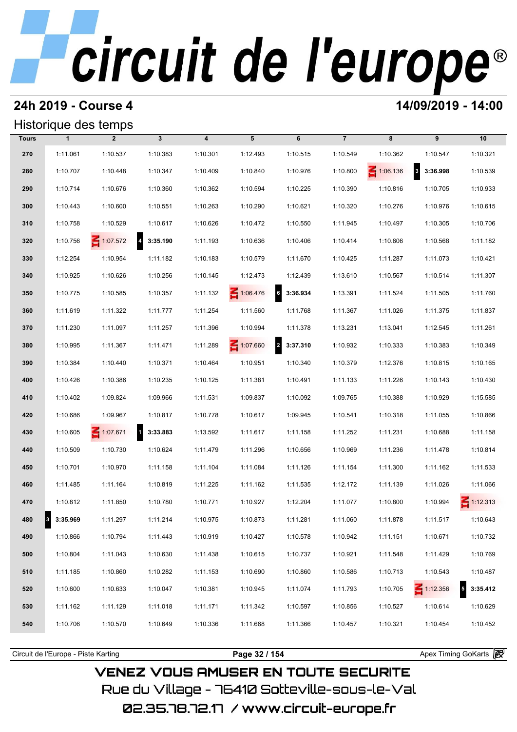# circuit de l'europe®

## 24h 2019 - Course 4

**14/09/2019 - 14:00**

### Historique des temps

| Tours | 1 | 2 | 3 | 4 | 5 | 6 | 7 | 8 | 9 | 10 |
|---|---|---|---|---|---|---|---|---|---|---|
| 270 | 1:11.061 | 1:10.537 | 1:10.383 | 1:10.301 | 1:12.493 | 1:10.515 | 1:10.549 | 1:10.362 | 1:10.547 | 1:10.321 |
| 280 | 1:10.707 | 1:10.448 | 1:10.347 | 1:10.409 | 1:10.840 | 1:10.976 | 1:10.800 | IN 1:06.136 | 3 **3:36.998** | 1:10.539 |
| 290 | 1:10.714 | 1:10.676 | 1:10.360 | 1:10.362 | 1:10.594 | 1:10.225 | 1:10.390 | 1:10.816 | 1:10.705 | 1:10.933 |
| 300 | 1:10.443 | 1:10.600 | 1:10.551 | 1:10.263 | 1:10.290 | 1:10.621 | 1:10.320 | 1:10.276 | 1:10.976 | 1:10.615 |
| 310 | 1:10.758 | 1:10.529 | 1:10.617 | 1:10.626 | 1:10.472 | 1:10.550 | 1:11.945 | 1:10.497 | 1:10.305 | 1:10.706 |
| 320 | 1:10.756 | IN 1:07.572 | 4 **3:35.190** | 1:11.193 | 1:10.636 | 1:10.406 | 1:10.414 | 1:10.606 | 1:10.568 | 1:11.182 |
| 330 | 1:12.254 | 1:10.954 | 1:11.182 | 1:10.183 | 1:10.579 | 1:11.670 | 1:10.425 | 1:11.287 | 1:11.073 | 1:10.421 |
| 340 | 1:10.925 | 1:10.626 | 1:10.256 | 1:10.145 | 1:12.473 | 1:12.439 | 1:13.610 | 1:10.567 | 1:10.514 | 1:11.307 |
| 350 | 1:10.775 | 1:10.585 | 1:10.357 | 1:11.132 | IN 1:06.476 | 6 **3:36.934** | 1:13.391 | 1:11.524 | 1:11.505 | 1:11.760 |
| 360 | 1:11.619 | 1:11.322 | 1:11.777 | 1:11.254 | 1:11.560 | 1:11.768 | 1:11.367 | 1:11.026 | 1:11.375 | 1:11.837 |
| 370 | 1:11.230 | 1:11.097 | 1:11.257 | 1:11.396 | 1:10.994 | 1:11.378 | 1:13.231 | 1:13.041 | 1:12.545 | 1:11.261 |
| 380 | 1:10.995 | 1:11.367 | 1:11.471 | 1:11.289 | IN 1:07.660 | 2 **3:37.310** | 1:10.932 | 1:10.333 | 1:10.383 | 1:10.349 |
| 390 | 1:10.384 | 1:10.440 | 1:10.371 | 1:10.464 | 1:10.951 | 1:10.340 | 1:10.379 | 1:12.376 | 1:10.815 | 1:10.165 |
| 400 | 1:10.426 | 1:10.386 | 1:10.235 | 1:10.125 | 1:11.381 | 1:10.491 | 1:11.133 | 1:11.226 | 1:10.143 | 1:10.430 |
| 410 | 1:10.402 | 1:09.824 | 1:09.966 | 1:11.531 | 1:09.837 | 1:10.092 | 1:09.765 | 1:10.388 | 1:10.929 | 1:15.585 |
| 420 | 1:10.686 | 1:09.967 | 1:10.817 | 1:10.778 | 1:10.617 | 1:09.945 | 1:10.541 | 1:10.318 | 1:11.055 | 1:10.866 |
| 430 | 1:10.605 | IN 1:07.671 | 1 **3:33.883** | 1:13.592 | 1:11.617 | 1:11.158 | 1:11.252 | 1:11.231 | 1:10.688 | 1:11.158 |
| 440 | 1:10.509 | 1:10.730 | 1:10.624 | 1:11.479 | 1:11.296 | 1:10.656 | 1:10.969 | 1:11.236 | 1:11.478 | 1:10.814 |
| 450 | 1:10.701 | 1:10.970 | 1:11.158 | 1:11.104 | 1:11.084 | 1:11.126 | 1:11.154 | 1:11.300 | 1:11.162 | 1:11.533 |
| 460 | 1:11.485 | 1:11.164 | 1:10.819 | 1:11.225 | 1:11.162 | 1:11.535 | 1:12.172 | 1:11.139 | 1:11.026 | 1:11.066 |
| 470 | 1:10.812 | 1:11.850 | 1:10.780 | 1:10.771 | 1:10.927 | 1:12.204 | 1:11.077 | 1:10.800 | 1:10.994 | IN 1:12.313 |
| 480 | 3 **3:35.969** | 1:11.297 | 1:11.214 | 1:10.975 | 1:10.873 | 1:11.281 | 1:11.060 | 1:11.878 | 1:11.517 | 1:10.643 |
| 490 | 1:10.866 | 1:10.794 | 1:11.443 | 1:10.919 | 1:10.427 | 1:10.578 | 1:10.942 | 1:11.151 | 1:10.671 | 1:10.732 |
| 500 | 1:10.804 | 1:11.043 | 1:10.630 | 1:11.438 | 1:10.615 | 1:10.737 | 1:10.921 | 1:11.548 | 1:11.429 | 1:10.769 |
| 510 | 1:11.185 | 1:10.860 | 1:10.282 | 1:11.153 | 1:10.690 | 1:10.860 | 1:10.586 | 1:10.713 | 1:10.543 | 1:10.487 |
| 520 | 1:10.600 | 1:10.633 | 1:10.047 | 1:10.381 | 1:10.945 | 1:11.074 | 1:11.793 | 1:10.705 | IN 1:12.356 | 5 **3:35.412** |
| 530 | 1:11.162 | 1:11.129 | 1:11.018 | 1:11.171 | 1:11.342 | 1:10.597 | 1:10.856 | 1:10.527 | 1:10.614 | 1:10.629 |
| 540 | 1:10.706 | 1:10.570 | 1:10.649 | 1:10.336 | 1:11.668 | 1:11.366 | 1:10.457 | 1:10.321 | 1:10.454 | 1:10.452 |

Circuit de l'Europe - Piste Karting | Apex Timing GoKarts

VENEZ VOUS AMUSER EN TOUTE SECURITE
Rue du Village - 76410 Sotteville-sous-le-Val
02.35.78.72.17 / www.circuit-europe.fr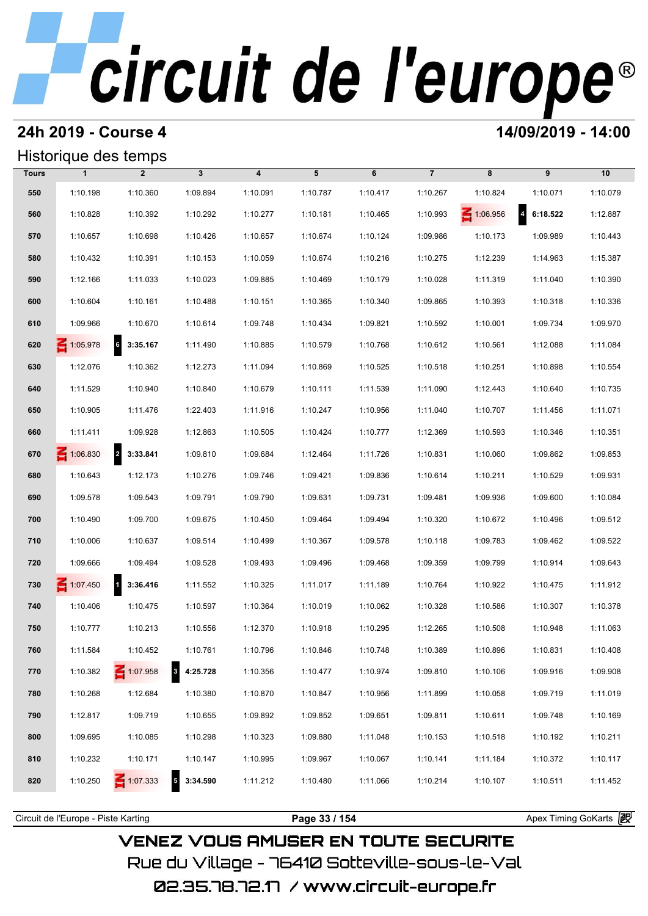# circuit de l'europe®

**24h 2019 - Course 4** **14/09/2019 - 14:00**

## Historique des temps

| Tours | 1 | 2 | 3 | 4 | 5 | 6 | 7 | 8 | 9 | 10 |
|---|---|---|---|---|---|---|---|---|---|---|
| 550 | 1:10.198 | 1:10.360 | 1:09.894 | 1:10.091 | 1:10.787 | 1:10.417 | 1:10.267 | 1:10.824 | 1:10.071 | 1:10.079 |
| 560 | 1:10.828 | 1:10.392 | 1:10.292 | 1:10.277 | 1:10.181 | 1:10.465 | 1:10.993 | IN 1:06.956 | 4 **6:18.522** | 1:12.887 |
| 570 | 1:10.657 | 1:10.698 | 1:10.426 | 1:10.657 | 1:10.674 | 1:10.124 | 1:09.986 | 1:10.173 | 1:09.989 | 1:10.443 |
| 580 | 1:10.432 | 1:10.391 | 1:10.153 | 1:10.059 | 1:10.674 | 1:10.216 | 1:10.275 | 1:12.239 | 1:14.963 | 1:15.387 |
| 590 | 1:12.166 | 1:11.033 | 1:10.023 | 1:09.885 | 1:10.469 | 1:10.179 | 1:10.028 | 1:11.319 | 1:11.040 | 1:10.390 |
| 600 | 1:10.604 | 1:10.161 | 1:10.488 | 1:10.151 | 1:10.365 | 1:10.340 | 1:09.865 | 1:10.393 | 1:10.318 | 1:10.336 |
| 610 | 1:09.966 | 1:10.670 | 1:10.614 | 1:09.748 | 1:10.434 | 1:09.821 | 1:10.592 | 1:10.001 | 1:09.734 | 1:09.970 |
| 620 | IN 1:05.978 | 6 **3:35.167** | 1:11.490 | 1:10.885 | 1:10.579 | 1:10.768 | 1:10.612 | 1:10.561 | 1:12.088 | 1:11.084 |
| 630 | 1:12.076 | 1:10.362 | 1:12.273 | 1:11.094 | 1:10.869 | 1:10.525 | 1:10.518 | 1:10.251 | 1:10.898 | 1:10.554 |
| 640 | 1:11.529 | 1:10.940 | 1:10.840 | 1:10.679 | 1:10.111 | 1:11.539 | 1:11.090 | 1:12.443 | 1:10.640 | 1:10.735 |
| 650 | 1:10.905 | 1:11.476 | 1:22.403 | 1:11.916 | 1:10.247 | 1:10.956 | 1:11.040 | 1:10.707 | 1:11.456 | 1:11.071 |
| 660 | 1:11.411 | 1:09.928 | 1:12.863 | 1:10.505 | 1:10.424 | 1:10.777 | 1:12.369 | 1:10.593 | 1:10.346 | 1:10.351 |
| 670 | IN 1:06.830 | 2 **3:33.841** | 1:09.810 | 1:09.684 | 1:12.464 | 1:11.726 | 1:10.831 | 1:10.060 | 1:09.862 | 1:09.853 |
| 680 | 1:10.643 | 1:12.173 | 1:10.276 | 1:09.746 | 1:09.421 | 1:09.836 | 1:10.614 | 1:10.211 | 1:10.529 | 1:09.931 |
| 690 | 1:09.578 | 1:09.543 | 1:09.791 | 1:09.790 | 1:09.631 | 1:09.731 | 1:09.481 | 1:09.936 | 1:09.600 | 1:10.084 |
| 700 | 1:10.490 | 1:09.700 | 1:09.675 | 1:10.450 | 1:09.464 | 1:09.494 | 1:10.320 | 1:10.672 | 1:10.496 | 1:09.512 |
| 710 | 1:10.006 | 1:10.637 | 1:09.514 | 1:10.499 | 1:10.367 | 1:09.578 | 1:10.118 | 1:09.783 | 1:09.462 | 1:09.522 |
| 720 | 1:09.666 | 1:09.494 | 1:09.528 | 1:09.493 | 1:09.496 | 1:09.468 | 1:09.359 | 1:09.799 | 1:10.914 | 1:09.643 |
| 730 | IN 1:07.450 | 1 **3:36.416** | 1:11.552 | 1:10.325 | 1:11.017 | 1:11.189 | 1:10.764 | 1:10.922 | 1:10.475 | 1:11.912 |
| 740 | 1:10.406 | 1:10.475 | 1:10.597 | 1:10.364 | 1:10.019 | 1:10.062 | 1:10.328 | 1:10.586 | 1:10.307 | 1:10.378 |
| 750 | 1:10.777 | 1:10.213 | 1:10.556 | 1:12.370 | 1:10.918 | 1:10.295 | 1:12.265 | 1:10.508 | 1:10.948 | 1:11.063 |
| 760 | 1:11.584 | 1:10.452 | 1:10.761 | 1:10.796 | 1:10.846 | 1:10.748 | 1:10.389 | 1:10.896 | 1:10.831 | 1:10.408 |
| 770 | 1:10.382 | IN 1:07.958 | 3 **4:25.728** | 1:10.356 | 1:10.477 | 1:10.974 | 1:09.810 | 1:10.106 | 1:09.916 | 1:09.908 |
| 780 | 1:10.268 | 1:12.684 | 1:10.380 | 1:10.870 | 1:10.847 | 1:10.956 | 1:11.899 | 1:10.058 | 1:09.719 | 1:11.019 |
| 790 | 1:12.817 | 1:09.719 | 1:10.655 | 1:09.892 | 1:09.852 | 1:09.651 | 1:09.811 | 1:10.611 | 1:09.748 | 1:10.169 |
| 800 | 1:09.695 | 1:10.085 | 1:10.298 | 1:10.323 | 1:09.880 | 1:11.048 | 1:10.153 | 1:10.518 | 1:10.192 | 1:10.211 |
| 810 | 1:10.232 | 1:10.171 | 1:10.147 | 1:10.995 | 1:09.967 | 1:10.067 | 1:10.141 | 1:11.184 | 1:10.372 | 1:10.117 |
| 820 | 1:10.250 | IN 1:07.333 | 5 **3:34.590** | 1:11.212 | 1:10.480 | 1:11.066 | 1:10.214 | 1:10.107 | 1:10.511 | 1:11.452 |

Circuit de l'Europe - Piste Karting | Apex Timing GoKarts

VENEZ VOUS AMUSER EN TOUTE SECURITE
Rue du Village - 76410 Sotteville-sous-le-Val
02.35.78.72.17 / www.circuit-europe.fr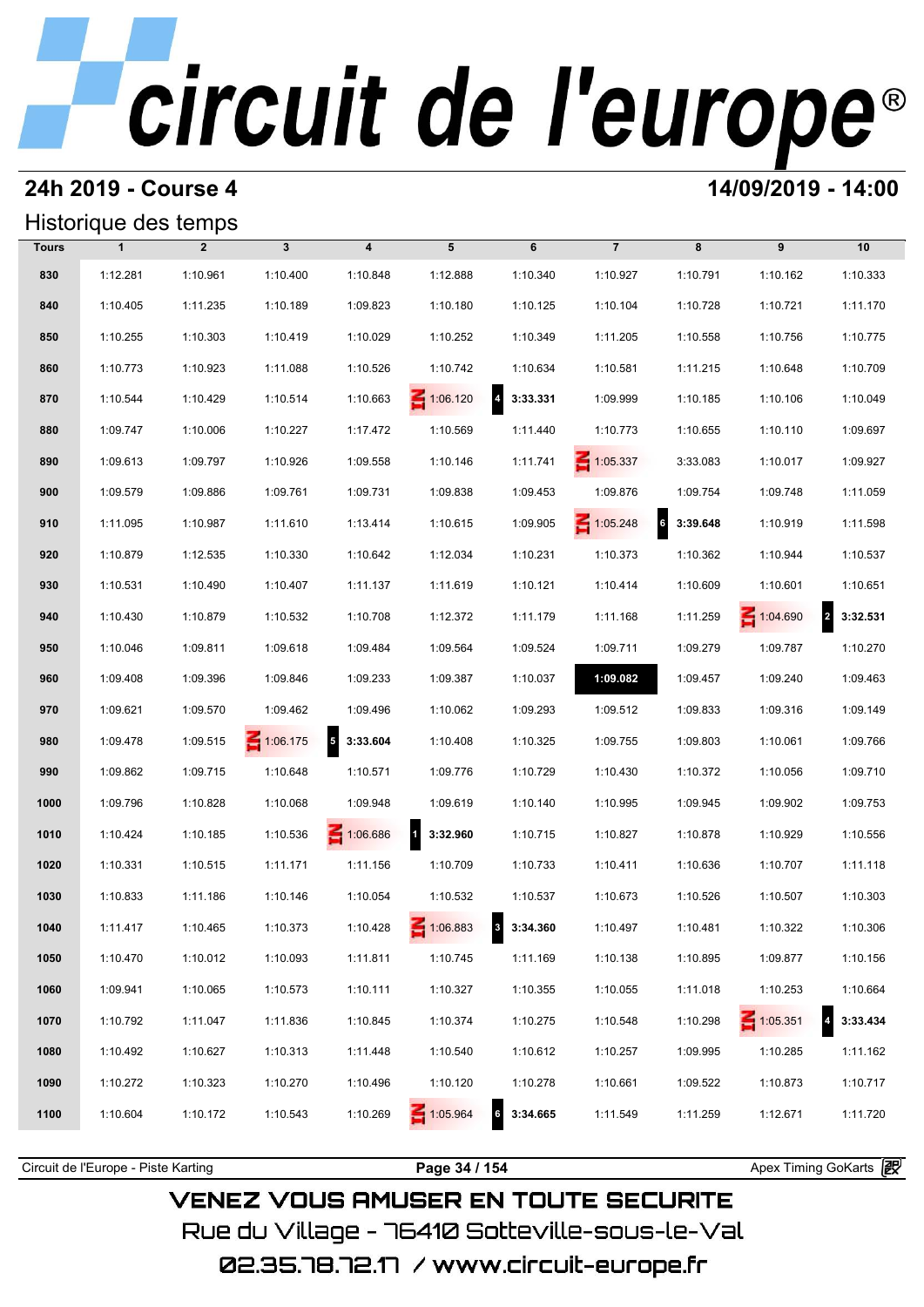# circuit de l'europe®

## 24h 2019 - Course 4

**14/09/2019 - 14:00**

### Historique des temps

| Tours | 1 | 2 | 3 | 4 | 5 | 6 | 7 | 8 | 9 | 10 |
|---|---|---|---|---|---|---|---|---|---|---|
| 830 | 1:12.281 | 1:10.961 | 1:10.400 | 1:10.848 | 1:12.888 | 1:10.340 | 1:10.927 | 1:10.791 | 1:10.162 | 1:10.333 |
| 840 | 1:10.405 | 1:11.235 | 1:10.189 | 1:09.823 | 1:10.180 | 1:10.125 | 1:10.104 | 1:10.728 | 1:10.721 | 1:11.170 |
| 850 | 1:10.255 | 1:10.303 | 1:10.419 | 1:10.029 | 1:10.252 | 1:10.349 | 1:11.205 | 1:10.558 | 1:10.756 | 1:10.775 |
| 860 | 1:10.773 | 1:10.923 | 1:11.088 | 1:10.526 | 1:10.742 | 1:10.634 | 1:10.581 | 1:11.215 | 1:10.648 | 1:10.709 |
| 870 | 1:10.544 | 1:10.429 | 1:10.514 | 1:10.663 | IN 1:06.120 | 4 **3:33.331** | 1:09.999 | 1:10.185 | 1:10.106 | 1:10.049 |
| 880 | 1:09.747 | 1:10.006 | 1:10.227 | 1:17.472 | 1:10.569 | 1:11.440 | 1:10.773 | 1:10.655 | 1:10.110 | 1:09.697 |
| 890 | 1:09.613 | 1:09.797 | 1:10.926 | 1:09.558 | 1:10.146 | 1:11.741 | IN 1:05.337 | 3:33.083 | 1:10.017 | 1:09.927 |
| 900 | 1:09.579 | 1:09.886 | 1:09.761 | 1:09.731 | 1:09.838 | 1:09.453 | 1:09.876 | 1:09.754 | 1:09.748 | 1:11.059 |
| 910 | 1:11.095 | 1:10.987 | 1:11.610 | 1:13.414 | 1:10.615 | 1:09.905 | IN 1:05.248 | 6 **3:39.648** | 1:10.919 | 1:11.598 |
| 920 | 1:10.879 | 1:12.535 | 1:10.330 | 1:10.642 | 1:12.034 | 1:10.231 | 1:10.373 | 1:10.362 | 1:10.944 | 1:10.537 |
| 930 | 1:10.531 | 1:10.490 | 1:10.407 | 1:11.137 | 1:11.619 | 1:10.121 | 1:10.414 | 1:10.609 | 1:10.601 | 1:10.651 |
| 940 | 1:10.430 | 1:10.879 | 1:10.532 | 1:10.708 | 1:12.372 | 1:11.179 | 1:11.168 | 1:11.259 | IN 1:04.690 | 2 **3:32.531** |
| 950 | 1:10.046 | 1:09.811 | 1:09.618 | 1:09.484 | 1:09.564 | 1:09.524 | 1:09.711 | 1:09.279 | 1:09.787 | 1:10.270 |
| 960 | 1:09.408 | 1:09.396 | 1:09.846 | 1:09.233 | 1:09.387 | 1:10.037 | **1:09.082** | 1:09.457 | 1:09.240 | 1:09.463 |
| 970 | 1:09.621 | 1:09.570 | 1:09.462 | 1:09.496 | 1:10.062 | 1:09.293 | 1:09.512 | 1:09.833 | 1:09.316 | 1:09.149 |
| 980 | 1:09.478 | 1:09.515 | IN 1:06.175 | 5 **3:33.604** | 1:10.408 | 1:10.325 | 1:09.755 | 1:09.803 | 1:10.061 | 1:09.766 |
| 990 | 1:09.862 | 1:09.715 | 1:10.648 | 1:10.571 | 1:09.776 | 1:10.729 | 1:10.430 | 1:10.372 | 1:10.056 | 1:09.710 |
| 1000 | 1:09.796 | 1:10.828 | 1:10.068 | 1:09.948 | 1:09.619 | 1:10.140 | 1:10.995 | 1:09.945 | 1:09.902 | 1:09.753 |
| 1010 | 1:10.424 | 1:10.185 | 1:10.536 | IN 1:06.686 | 1 **3:32.960** | 1:10.715 | 1:10.827 | 1:10.878 | 1:10.929 | 1:10.556 |
| 1020 | 1:10.331 | 1:10.515 | 1:11.171 | 1:11.156 | 1:10.709 | 1:10.733 | 1:10.411 | 1:10.636 | 1:10.707 | 1:11.118 |
| 1030 | 1:10.833 | 1:11.186 | 1:10.146 | 1:10.054 | 1:10.532 | 1:10.537 | 1:10.673 | 1:10.526 | 1:10.507 | 1:10.303 |
| 1040 | 1:11.417 | 1:10.465 | 1:10.373 | 1:10.428 | IN 1:06.883 | 3 **3:34.360** | 1:10.497 | 1:10.481 | 1:10.322 | 1:10.306 |
| 1050 | 1:10.470 | 1:10.012 | 1:10.093 | 1:11.811 | 1:10.745 | 1:11.169 | 1:10.138 | 1:10.895 | 1:09.877 | 1:10.156 |
| 1060 | 1:09.941 | 1:10.065 | 1:10.573 | 1:10.111 | 1:10.327 | 1:10.355 | 1:10.055 | 1:11.018 | 1:10.253 | 1:10.664 |
| 1070 | 1:10.792 | 1:11.047 | 1:11.836 | 1:10.845 | 1:10.374 | 1:10.275 | 1:10.548 | 1:10.298 | IN 1:05.351 | 4 **3:33.434** |
| 1080 | 1:10.492 | 1:10.627 | 1:10.313 | 1:11.448 | 1:10.540 | 1:10.612 | 1:10.257 | 1:09.995 | 1:10.285 | 1:11.162 |
| 1090 | 1:10.272 | 1:10.323 | 1:10.270 | 1:10.496 | 1:10.120 | 1:10.278 | 1:10.661 | 1:09.522 | 1:10.873 | 1:10.717 |
| 1100 | 1:10.604 | 1:10.172 | 1:10.543 | 1:10.269 | IN 1:05.964 | 6 **3:34.665** | 1:11.549 | 1:11.259 | 1:12.671 | 1:11.720 |

Circuit de l'Europe - Piste Karting | Apex Timing GoKarts

VENEZ VOUS AMUSER EN TOUTE SECURITE
Rue du Village - 76410 Sotteville-sous-le-Val
02.35.78.72.17 / www.circuit-europe.fr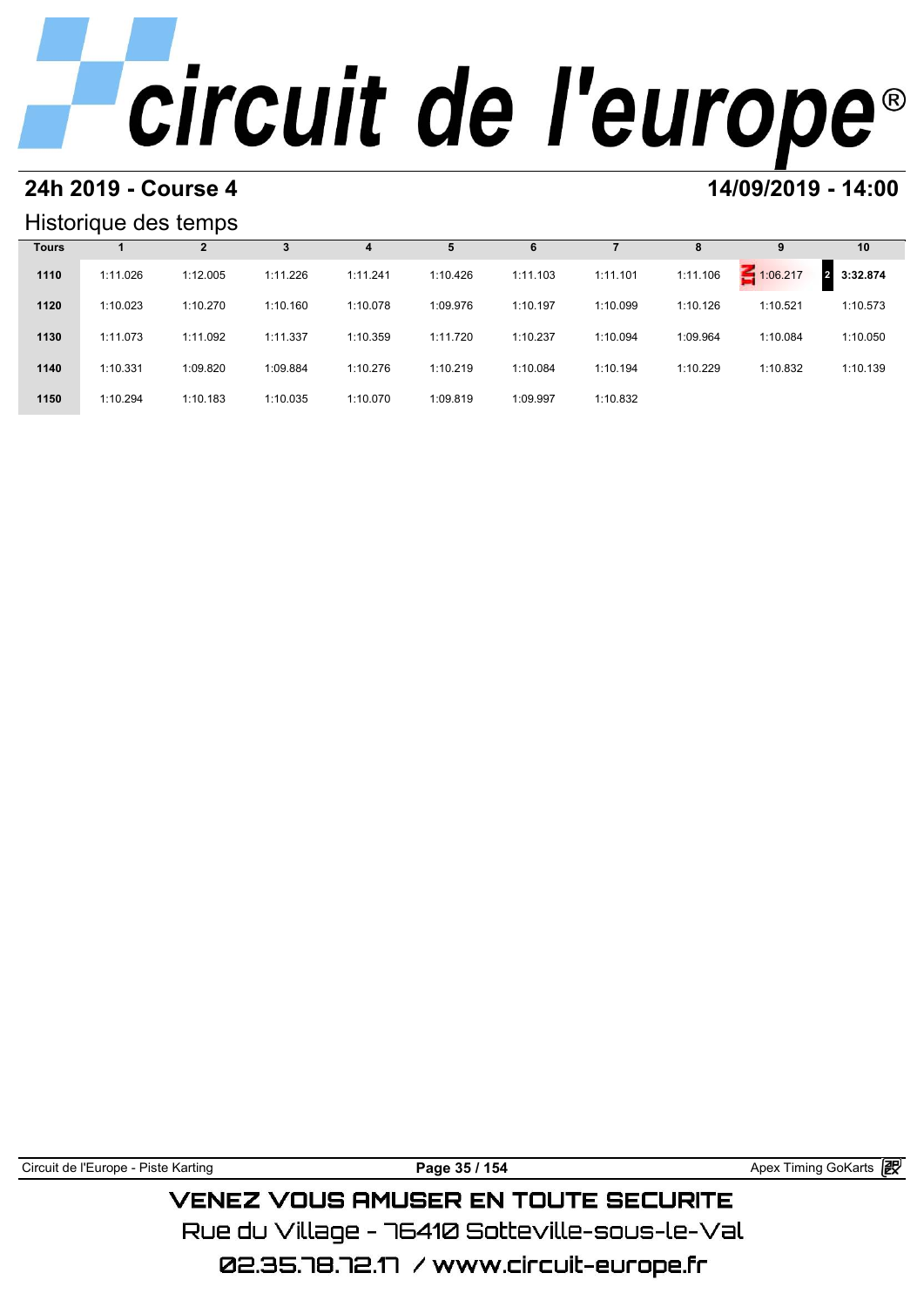## 24h 2019 - Course 4

## 14/09/2019 - 14:00

### Historique des temps

| Tours | 1 | 2 | 3 | 4 | 5 | 6 | 7 | 8 | 9 | 10 |
|---|---|---|---|---|---|---|---|---|---|---|
| 1110 | 1:11.026 | 1:12.005 | 1:11.226 | 1:11.241 | 1:10.426 | 1:11.103 | 1:11.101 | 1:11.106 | IN 1:06.217 | 2 **3:32.874** |
| 1120 | 1:10.023 | 1:10.270 | 1:10.160 | 1:10.078 | 1:09.976 | 1:10.197 | 1:10.099 | 1:10.126 | 1:10.521 | 1:10.573 |
| 1130 | 1:11.073 | 1:11.092 | 1:11.337 | 1:10.359 | 1:11.720 | 1:10.237 | 1:10.094 | 1:09.964 | 1:10.084 | 1:10.050 |
| 1140 | 1:10.331 | 1:09.820 | 1:09.884 | 1:10.276 | 1:10.219 | 1:10.084 | 1:10.194 | 1:10.229 | 1:10.832 | 1:10.139 |
| 1150 | 1:10.294 | 1:10.183 | 1:10.035 | 1:10.070 | 1:09.819 | 1:09.997 | 1:10.832 | | | |

VENEZ VOUS AMUSER EN TOUTE SECURITE
Rue du Village - 76410 Sotteville-sous-le-Val
02.35.78.72.17 / www.circuit-europe.fr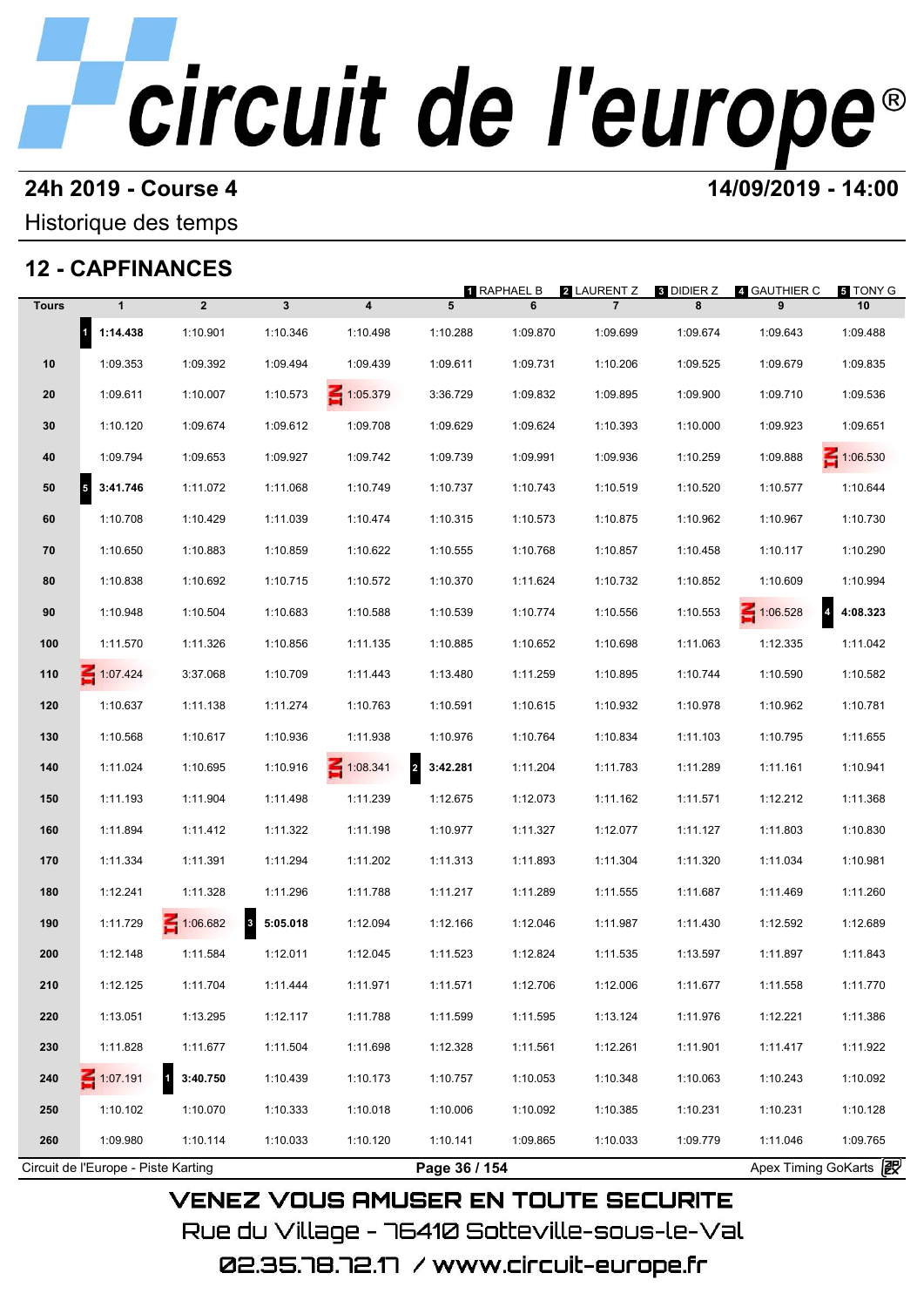# circuit de l'europe®

## 24h 2019 - Course 4

**14/09/2019 - 14:00**

Historique des temps

## 12 - CAPFINANCES

1 RAPHAEL B | 2 LAURENT Z | 3 DIDIER Z | 4 GAUTHIER C | 5 TONY G

| Tours | 1 | 2 | 3 | 4 | 5 | 6 | 7 | 8 | 9 | 10 |
|---|---|---|---|---|---|---|---|---|---|---|
| | 1 **1:14.438** | 1:10.901 | 1:10.346 | 1:10.498 | 1:10.288 | 1:09.870 | 1:09.699 | 1:09.674 | 1:09.643 | 1:09.488 |
| 10 | 1:09.353 | 1:09.392 | 1:09.494 | 1:09.439 | 1:09.611 | 1:09.731 | 1:10.206 | 1:09.525 | 1:09.679 | 1:09.835 |
| 20 | 1:09.611 | 1:10.007 | 1:10.573 | IN 1:05.379 | 3:36.729 | 1:09.832 | 1:09.895 | 1:09.900 | 1:09.710 | 1:09.536 |
| 30 | 1:10.120 | 1:09.674 | 1:09.612 | 1:09.708 | 1:09.629 | 1:09.624 | 1:10.393 | 1:10.000 | 1:09.923 | 1:09.651 |
| 40 | 1:09.794 | 1:09.653 | 1:09.927 | 1:09.742 | 1:09.739 | 1:09.991 | 1:09.936 | 1:10.259 | 1:09.888 | IN 1:06.530 |
| 50 | 5 **3:41.746** | 1:11.072 | 1:11.068 | 1:10.749 | 1:10.737 | 1:10.743 | 1:10.519 | 1:10.520 | 1:10.577 | 1:10.644 |
| 60 | 1:10.708 | 1:10.429 | 1:11.039 | 1:10.474 | 1:10.315 | 1:10.573 | 1:10.875 | 1:10.962 | 1:10.967 | 1:10.730 |
| 70 | 1:10.650 | 1:10.883 | 1:10.859 | 1:10.622 | 1:10.555 | 1:10.768 | 1:10.857 | 1:10.458 | 1:10.117 | 1:10.290 |
| 80 | 1:10.838 | 1:10.692 | 1:10.715 | 1:10.572 | 1:10.370 | 1:11.624 | 1:10.732 | 1:10.852 | 1:10.609 | 1:10.994 |
| 90 | 1:10.948 | 1:10.504 | 1:10.683 | 1:10.588 | 1:10.539 | 1:10.774 | 1:10.556 | 1:10.553 | IN 1:06.528 | 4 **4:08.323** |
| 100 | 1:11.570 | 1:11.326 | 1:10.856 | 1:11.135 | 1:10.885 | 1:10.652 | 1:10.698 | 1:11.063 | 1:12.335 | 1:11.042 |
| 110 | IN 1:07.424 | 3:37.068 | 1:10.709 | 1:11.443 | 1:13.480 | 1:11.259 | 1:10.895 | 1:10.744 | 1:10.590 | 1:10.582 |
| 120 | 1:10.637 | 1:11.138 | 1:11.274 | 1:10.763 | 1:10.591 | 1:10.615 | 1:10.932 | 1:10.978 | 1:10.962 | 1:10.781 |
| 130 | 1:10.568 | 1:10.617 | 1:10.936 | 1:11.938 | 1:10.976 | 1:10.764 | 1:10.834 | 1:11.103 | 1:10.795 | 1:11.655 |
| 140 | 1:11.024 | 1:10.695 | 1:10.916 | IN 1:08.341 | 2 **3:42.281** | 1:11.204 | 1:11.783 | 1:11.289 | 1:11.161 | 1:10.941 |
| 150 | 1:11.193 | 1:11.904 | 1:11.498 | 1:11.239 | 1:12.675 | 1:12.073 | 1:11.162 | 1:11.571 | 1:12.212 | 1:11.368 |
| 160 | 1:11.894 | 1:11.412 | 1:11.322 | 1:11.198 | 1:10.977 | 1:11.327 | 1:12.077 | 1:11.127 | 1:11.803 | 1:10.830 |
| 170 | 1:11.334 | 1:11.391 | 1:11.294 | 1:11.202 | 1:11.313 | 1:11.893 | 1:11.304 | 1:11.320 | 1:11.034 | 1:10.981 |
| 180 | 1:12.241 | 1:11.328 | 1:11.296 | 1:11.788 | 1:11.217 | 1:11.289 | 1:11.555 | 1:11.687 | 1:11.469 | 1:11.260 |
| 190 | 1:11.729 | IN 1:06.682 | 3 **5:05.018** | 1:12.094 | 1:12.166 | 1:12.046 | 1:11.987 | 1:11.430 | 1:12.592 | 1:12.689 |
| 200 | 1:12.148 | 1:11.584 | 1:12.011 | 1:12.045 | 1:11.523 | 1:12.824 | 1:11.535 | 1:13.597 | 1:11.897 | 1:11.843 |
| 210 | 1:12.125 | 1:11.704 | 1:11.444 | 1:11.971 | 1:11.571 | 1:12.706 | 1:12.006 | 1:11.677 | 1:11.558 | 1:11.770 |
| 220 | 1:13.051 | 1:13.295 | 1:12.117 | 1:11.788 | 1:11.599 | 1:11.595 | 1:13.124 | 1:11.976 | 1:12.221 | 1:11.386 |
| 230 | 1:11.828 | 1:11.677 | 1:11.504 | 1:11.698 | 1:12.328 | 1:11.561 | 1:12.261 | 1:11.901 | 1:11.417 | 1:11.922 |
| 240 | IN 1:07.191 | 1 **3:40.750** | 1:10.439 | 1:10.173 | 1:10.757 | 1:10.053 | 1:10.348 | 1:10.063 | 1:10.243 | 1:10.092 |
| 250 | 1:10.102 | 1:10.070 | 1:10.333 | 1:10.018 | 1:10.006 | 1:10.092 | 1:10.385 | 1:10.231 | 1:10.231 | 1:10.128 |
| 260 | 1:09.980 | 1:10.114 | 1:10.033 | 1:10.120 | 1:10.141 | 1:09.865 | 1:10.033 | 1:09.779 | 1:11.046 | 1:09.765 |

Circuit de l'Europe - Piste Karting | Apex Timing GoKarts

VENEZ VOUS AMUSER EN TOUTE SECURITE

Rue du Village - 76410 Sotteville-sous-le-Val

02.35.78.72.17 / www.circuit-europe.fr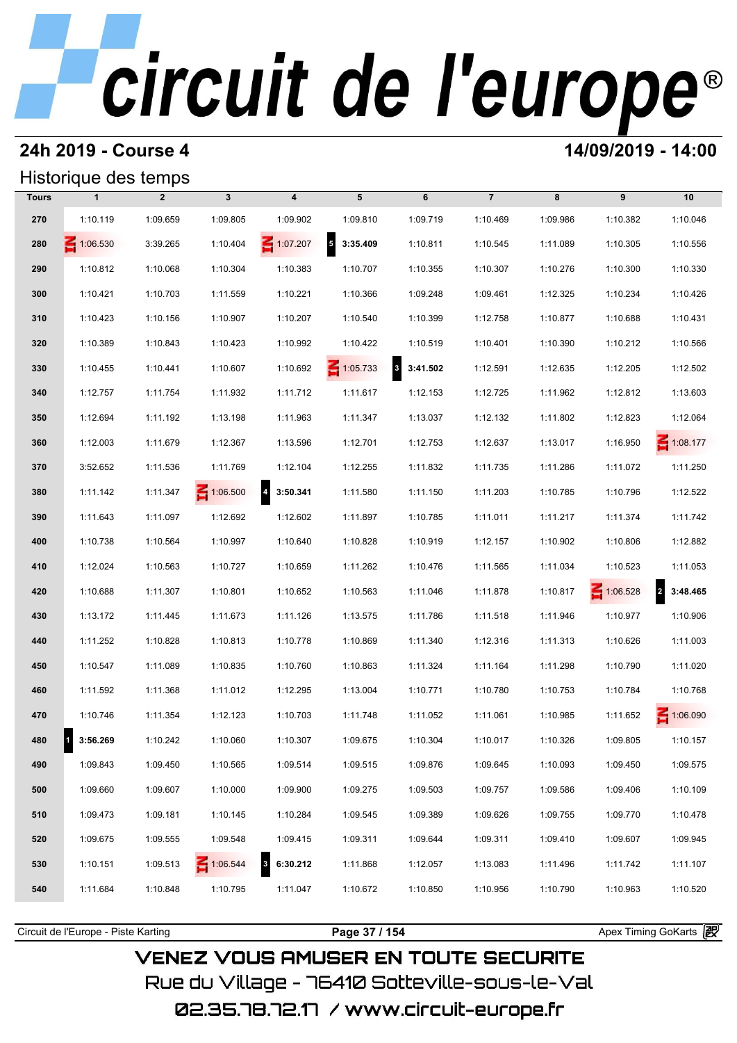# circuit de l'europe®

## 24h 2019 - Course 4

**14/09/2019 - 14:00**

### Historique des temps

| Tours | 1 | 2 | 3 | 4 | 5 | 6 | 7 | 8 | 9 | 10 |
|---|---|---|---|---|---|---|---|---|---|---|
| 270 | 1:10.119 | 1:09.659 | 1:09.805 | 1:09.902 | 1:09.810 | 1:09.719 | 1:10.469 | 1:09.986 | 1:10.382 | 1:10.046 |
| 280 | IN 1:06.530 | 3:39.265 | 1:10.404 | IN 1:07.207 | 5 **3:35.409** | 1:10.811 | 1:10.545 | 1:11.089 | 1:10.305 | 1:10.556 |
| 290 | 1:10.812 | 1:10.068 | 1:10.304 | 1:10.383 | 1:10.707 | 1:10.355 | 1:10.307 | 1:10.276 | 1:10.300 | 1:10.330 |
| 300 | 1:10.421 | 1:10.703 | 1:11.559 | 1:10.221 | 1:10.366 | 1:09.248 | 1:09.461 | 1:12.325 | 1:10.234 | 1:10.426 |
| 310 | 1:10.423 | 1:10.156 | 1:10.907 | 1:10.207 | 1:10.540 | 1:10.399 | 1:12.758 | 1:10.877 | 1:10.688 | 1:10.431 |
| 320 | 1:10.389 | 1:10.843 | 1:10.423 | 1:10.992 | 1:10.422 | 1:10.519 | 1:10.401 | 1:10.390 | 1:10.212 | 1:10.566 |
| 330 | 1:10.455 | 1:10.441 | 1:10.607 | 1:10.692 | IN 1:05.733 | 3 **3:41.502** | 1:12.591 | 1:12.635 | 1:12.205 | 1:12.502 |
| 340 | 1:12.757 | 1:11.754 | 1:11.932 | 1:11.712 | 1:11.617 | 1:12.153 | 1:12.725 | 1:11.962 | 1:12.812 | 1:13.603 |
| 350 | 1:12.694 | 1:11.192 | 1:13.198 | 1:11.963 | 1:11.347 | 1:13.037 | 1:12.132 | 1:11.802 | 1:12.823 | 1:12.064 |
| 360 | 1:12.003 | 1:11.679 | 1:12.367 | 1:13.596 | 1:12.701 | 1:12.753 | 1:12.637 | 1:13.017 | 1:16.950 | IN 1:08.177 |
| 370 | 3:52.652 | 1:11.536 | 1:11.769 | 1:12.104 | 1:12.255 | 1:11.832 | 1:11.735 | 1:11.286 | 1:11.072 | 1:11.250 |
| 380 | 1:11.142 | 1:11.347 | IN 1:06.500 | 4 **3:50.341** | 1:11.580 | 1:11.150 | 1:11.203 | 1:10.785 | 1:10.796 | 1:12.522 |
| 390 | 1:11.643 | 1:11.097 | 1:12.692 | 1:12.602 | 1:11.897 | 1:10.785 | 1:11.011 | 1:11.217 | 1:11.374 | 1:11.742 |
| 400 | 1:10.738 | 1:10.564 | 1:10.997 | 1:10.640 | 1:10.828 | 1:10.919 | 1:12.157 | 1:10.902 | 1:10.806 | 1:12.882 |
| 410 | 1:12.024 | 1:10.563 | 1:10.727 | 1:10.659 | 1:11.262 | 1:10.476 | 1:11.565 | 1:11.034 | 1:10.523 | 1:11.053 |
| 420 | 1:10.688 | 1:11.307 | 1:10.801 | 1:10.652 | 1:10.563 | 1:11.046 | 1:11.878 | 1:10.817 | IN 1:06.528 | 2 **3:48.465** |
| 430 | 1:13.172 | 1:11.445 | 1:11.673 | 1:11.126 | 1:13.575 | 1:11.786 | 1:11.518 | 1:11.946 | 1:10.977 | 1:10.906 |
| 440 | 1:11.252 | 1:10.828 | 1:10.813 | 1:10.778 | 1:10.869 | 1:11.340 | 1:12.316 | 1:11.313 | 1:10.626 | 1:11.003 |
| 450 | 1:10.547 | 1:11.089 | 1:10.835 | 1:10.760 | 1:10.863 | 1:11.324 | 1:11.164 | 1:11.298 | 1:10.790 | 1:11.020 |
| 460 | 1:11.592 | 1:11.368 | 1:11.012 | 1:12.295 | 1:13.004 | 1:10.771 | 1:10.780 | 1:10.753 | 1:10.784 | 1:10.768 |
| 470 | 1:10.746 | 1:11.354 | 1:12.123 | 1:10.703 | 1:11.748 | 1:11.052 | 1:11.061 | 1:10.985 | 1:11.652 | IN 1:06.090 |
| 480 | 1 **3:56.269** | 1:10.242 | 1:10.060 | 1:10.307 | 1:09.675 | 1:10.304 | 1:10.017 | 1:10.326 | 1:09.805 | 1:10.157 |
| 490 | 1:09.843 | 1:09.450 | 1:10.565 | 1:09.514 | 1:09.515 | 1:09.876 | 1:09.645 | 1:10.093 | 1:09.450 | 1:09.575 |
| 500 | 1:09.660 | 1:09.607 | 1:10.000 | 1:09.900 | 1:09.275 | 1:09.503 | 1:09.757 | 1:09.586 | 1:09.406 | 1:10.109 |
| 510 | 1:09.473 | 1:09.181 | 1:10.145 | 1:10.284 | 1:09.545 | 1:09.389 | 1:09.626 | 1:09.755 | 1:09.770 | 1:10.478 |
| 520 | 1:09.675 | 1:09.555 | 1:09.548 | 1:09.415 | 1:09.311 | 1:09.644 | 1:09.311 | 1:09.410 | 1:09.607 | 1:09.945 |
| 530 | 1:10.151 | 1:09.513 | IN 1:06.544 | 3 **6:30.212** | 1:11.868 | 1:12.057 | 1:13.083 | 1:11.496 | 1:11.742 | 1:11.107 |
| 540 | 1:11.684 | 1:10.848 | 1:10.795 | 1:11.047 | 1:10.672 | 1:10.850 | 1:10.956 | 1:10.790 | 1:10.963 | 1:10.520 |

Circuit de l'Europe - Piste Karting — Apex Timing GoKarts

VENEZ VOUS AMUSER EN TOUTE SECURITE

Rue du Village - 76410 Sotteville-sous-le-Val

02.35.78.72.17 / www.circuit-europe.fr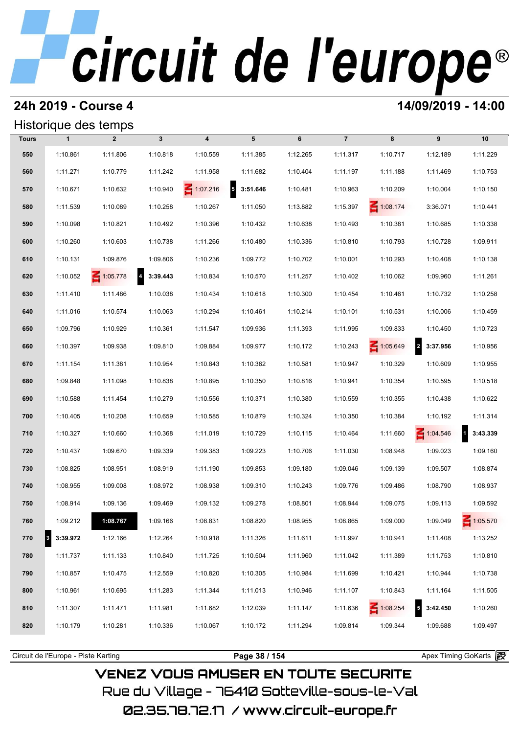# circuit de l'europe®

## 24h 2019 - Course 4

**14/09/2019 - 14:00**

### Historique des temps

| Tours | 1 | 2 | 3 | 4 | 5 | 6 | 7 | 8 | 9 | 10 |
|---|---|---|---|---|---|---|---|---|---|---|
| 550 | 1:10.861 | 1:11.806 | 1:10.818 | 1:10.559 | 1:11.385 | 1:12.265 | 1:11.317 | 1:10.717 | 1:12.189 | 1:11.229 |
| 560 | 1:11.271 | 1:10.779 | 1:11.242 | 1:11.958 | 1:11.682 | 1:10.404 | 1:11.197 | 1:11.188 | 1:11.469 | 1:10.753 |
| 570 | 1:10.671 | 1:10.632 | 1:10.940 | IN 1:07.216 | 5 **3:51.646** | 1:10.481 | 1:10.963 | 1:10.209 | 1:10.004 | 1:10.150 |
| 580 | 1:11.539 | 1:10.089 | 1:10.258 | 1:10.267 | 1:11.050 | 1:13.882 | 1:15.397 | IN 1:08.174 | 3:36.071 | 1:10.441 |
| 590 | 1:10.098 | 1:10.821 | 1:10.492 | 1:10.396 | 1:10.432 | 1:10.638 | 1:10.493 | 1:10.381 | 1:10.685 | 1:10.338 |
| 600 | 1:10.260 | 1:10.603 | 1:10.738 | 1:11.266 | 1:10.480 | 1:10.336 | 1:10.810 | 1:10.793 | 1:10.728 | 1:09.911 |
| 610 | 1:10.131 | 1:09.876 | 1:09.806 | 1:10.236 | 1:09.772 | 1:10.702 | 1:10.001 | 1:10.293 | 1:10.408 | 1:10.138 |
| 620 | 1:10.052 | IN 1:05.778 | 4 **3:39.443** | 1:10.834 | 1:10.570 | 1:11.257 | 1:10.402 | 1:10.062 | 1:09.960 | 1:11.261 |
| 630 | 1:11.410 | 1:11.486 | 1:10.038 | 1:10.434 | 1:10.618 | 1:10.300 | 1:10.454 | 1:10.461 | 1:10.732 | 1:10.258 |
| 640 | 1:11.016 | 1:10.574 | 1:10.063 | 1:10.294 | 1:10.461 | 1:10.214 | 1:10.101 | 1:10.531 | 1:10.006 | 1:10.459 |
| 650 | 1:09.796 | 1:10.929 | 1:10.361 | 1:11.547 | 1:09.936 | 1:11.393 | 1:11.995 | 1:09.833 | 1:10.450 | 1:10.723 |
| 660 | 1:10.397 | 1:09.938 | 1:09.810 | 1:09.884 | 1:09.977 | 1:10.172 | 1:10.243 | IN 1:05.649 | 2 **3:37.956** | 1:10.956 |
| 670 | 1:11.154 | 1:11.381 | 1:10.954 | 1:10.843 | 1:10.362 | 1:10.581 | 1:10.947 | 1:10.329 | 1:10.609 | 1:10.955 |
| 680 | 1:09.848 | 1:11.098 | 1:10.838 | 1:10.895 | 1:10.350 | 1:10.816 | 1:10.941 | 1:10.354 | 1:10.595 | 1:10.518 |
| 690 | 1:10.588 | 1:11.454 | 1:10.279 | 1:10.556 | 1:10.371 | 1:10.380 | 1:10.559 | 1:10.355 | 1:10.438 | 1:10.622 |
| 700 | 1:10.405 | 1:10.208 | 1:10.659 | 1:10.585 | 1:10.879 | 1:10.324 | 1:10.350 | 1:10.384 | 1:10.192 | 1:11.314 |
| 710 | 1:10.327 | 1:10.660 | 1:10.368 | 1:11.019 | 1:10.729 | 1:10.115 | 1:10.464 | 1:11.660 | IN 1:04.546 | 1 **3:43.339** |
| 720 | 1:10.437 | 1:09.670 | 1:09.339 | 1:09.383 | 1:09.223 | 1:10.706 | 1:11.030 | 1:08.948 | 1:09.023 | 1:09.160 |
| 730 | 1:08.825 | 1:08.951 | 1:08.919 | 1:11.190 | 1:09.853 | 1:09.180 | 1:09.046 | 1:09.139 | 1:09.507 | 1:08.874 |
| 740 | 1:08.955 | 1:09.008 | 1:08.972 | 1:08.938 | 1:09.310 | 1:10.243 | 1:09.776 | 1:09.486 | 1:08.790 | 1:08.937 |
| 750 | 1:08.914 | 1:09.136 | 1:09.469 | 1:09.132 | 1:09.278 | 1:08.801 | 1:08.944 | 1:09.075 | 1:09.113 | 1:09.592 |
| 760 | 1:09.212 | **1:08.767** | 1:09.166 | 1:08.831 | 1:08.820 | 1:08.955 | 1:08.865 | 1:09.000 | 1:09.049 | IN 1:05.570 |
| 770 | 3 **3:39.972** | 1:12.166 | 1:12.264 | 1:10.918 | 1:11.326 | 1:11.611 | 1:11.997 | 1:10.941 | 1:11.408 | 1:13.252 |
| 780 | 1:11.737 | 1:11.133 | 1:10.840 | 1:11.725 | 1:10.504 | 1:11.960 | 1:11.042 | 1:11.389 | 1:11.753 | 1:10.810 |
| 790 | 1:10.857 | 1:10.475 | 1:12.559 | 1:10.820 | 1:10.305 | 1:10.984 | 1:11.699 | 1:10.421 | 1:10.944 | 1:10.738 |
| 800 | 1:10.961 | 1:10.695 | 1:11.283 | 1:11.344 | 1:11.013 | 1:10.946 | 1:11.107 | 1:10.843 | 1:11.164 | 1:11.505 |
| 810 | 1:11.307 | 1:11.471 | 1:11.981 | 1:11.682 | 1:12.039 | 1:11.147 | 1:11.636 | IN 1:08.254 | 5 **3:42.450** | 1:10.260 |
| 820 | 1:10.179 | 1:10.281 | 1:10.336 | 1:10.067 | 1:10.172 | 1:11.294 | 1:09.814 | 1:09.344 | 1:09.688 | 1:09.497 |

Circuit de l'Europe - Piste Karting | Apex Timing GoKarts

VENEZ VOUS AMUSER EN TOUTE SECURITE
Rue du Village - 76410 Sotteville-sous-le-Val
02.35.78.72.17 / www.circuit-europe.fr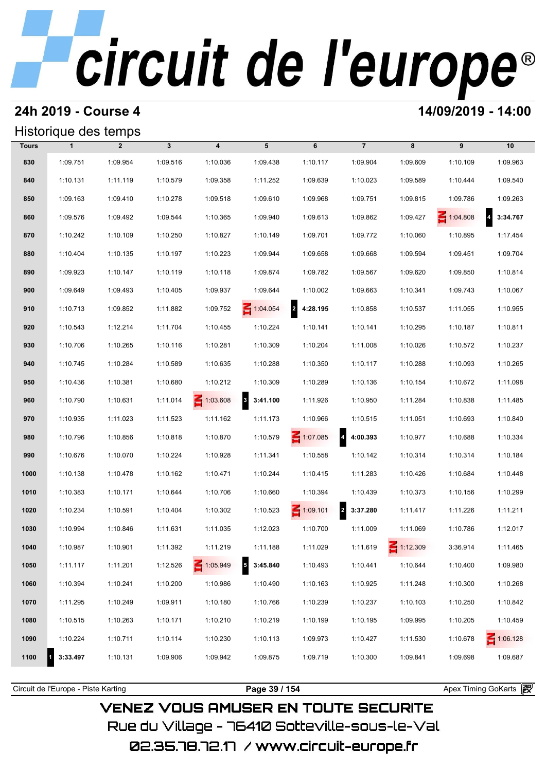# circuit de l'europe®

## 24h 2019 - Course 4

**14/09/2019 - 14:00**

### Historique des temps

| Tours | 1 | 2 | 3 | 4 | 5 | 6 | 7 | 8 | 9 | 10 |
|---|---|---|---|---|---|---|---|---|---|---|
| 830 | 1:09.751 | 1:09.954 | 1:09.516 | 1:10.036 | 1:09.438 | 1:10.117 | 1:09.904 | 1:09.609 | 1:10.109 | 1:09.963 |
| 840 | 1:10.131 | 1:11.119 | 1:10.579 | 1:09.358 | 1:11.252 | 1:09.639 | 1:10.023 | 1:09.589 | 1:10.444 | 1:09.540 |
| 850 | 1:09.163 | 1:09.410 | 1:10.278 | 1:09.518 | 1:09.610 | 1:09.968 | 1:09.751 | 1:09.815 | 1:09.786 | 1:09.263 |
| 860 | 1:09.576 | 1:09.492 | 1:09.544 | 1:10.365 | 1:09.940 | 1:09.613 | 1:09.862 | 1:09.427 | IN 1:04.808 | 4 **3:34.767** |
| 870 | 1:10.242 | 1:10.109 | 1:10.250 | 1:10.827 | 1:10.149 | 1:09.701 | 1:09.772 | 1:10.060 | 1:10.895 | 1:17.454 |
| 880 | 1:10.404 | 1:10.135 | 1:10.197 | 1:10.223 | 1:09.944 | 1:09.658 | 1:09.668 | 1:09.594 | 1:09.451 | 1:09.704 |
| 890 | 1:09.923 | 1:10.147 | 1:10.119 | 1:10.118 | 1:09.874 | 1:09.782 | 1:09.567 | 1:09.620 | 1:09.850 | 1:10.814 |
| 900 | 1:09.649 | 1:09.493 | 1:10.405 | 1:09.937 | 1:09.644 | 1:10.002 | 1:09.663 | 1:10.341 | 1:09.743 | 1:10.067 |
| 910 | 1:10.713 | 1:09.852 | 1:11.882 | 1:09.752 | IN 1:04.054 | 2 **4:28.195** | 1:10.858 | 1:10.537 | 1:11.055 | 1:10.955 |
| 920 | 1:10.543 | 1:12.214 | 1:11.704 | 1:10.455 | 1:10.224 | 1:10.141 | 1:10.141 | 1:10.295 | 1:10.187 | 1:10.811 |
| 930 | 1:10.706 | 1:10.265 | 1:10.116 | 1:10.281 | 1:10.309 | 1:10.204 | 1:11.008 | 1:10.026 | 1:10.572 | 1:10.237 |
| 940 | 1:10.745 | 1:10.284 | 1:10.589 | 1:10.635 | 1:10.288 | 1:10.350 | 1:10.117 | 1:10.288 | 1:10.093 | 1:10.265 |
| 950 | 1:10.436 | 1:10.381 | 1:10.680 | 1:10.212 | 1:10.309 | 1:10.289 | 1:10.136 | 1:10.154 | 1:10.672 | 1:11.098 |
| 960 | 1:10.790 | 1:10.631 | 1:11.014 | IN 1:03.608 | 3 **3:41.100** | 1:11.926 | 1:10.950 | 1:11.284 | 1:10.838 | 1:11.485 |
| 970 | 1:10.935 | 1:11.023 | 1:11.523 | 1:11.162 | 1:11.173 | 1:10.966 | 1:10.515 | 1:11.051 | 1:10.693 | 1:10.840 |
| 980 | 1:10.796 | 1:10.856 | 1:10.818 | 1:10.870 | 1:10.579 | IN 1:07.085 | 4 **4:00.393** | 1:10.977 | 1:10.688 | 1:10.334 |
| 990 | 1:10.676 | 1:10.070 | 1:10.224 | 1:10.928 | 1:11.341 | 1:10.558 | 1:10.142 | 1:10.314 | 1:10.314 | 1:10.184 |
| 1000 | 1:10.138 | 1:10.478 | 1:10.162 | 1:10.471 | 1:10.244 | 1:10.415 | 1:11.283 | 1:10.426 | 1:10.684 | 1:10.448 |
| 1010 | 1:10.383 | 1:10.171 | 1:10.644 | 1:10.706 | 1:10.660 | 1:10.394 | 1:10.439 | 1:10.373 | 1:10.156 | 1:10.299 |
| 1020 | 1:10.234 | 1:10.591 | 1:10.404 | 1:10.302 | 1:10.523 | IN 1:09.101 | 2 **3:37.280** | 1:11.417 | 1:11.226 | 1:11.211 |
| 1030 | 1:10.994 | 1:10.846 | 1:11.631 | 1:11.035 | 1:12.023 | 1:10.700 | 1:11.009 | 1:11.069 | 1:10.786 | 1:12.017 |
| 1040 | 1:10.987 | 1:10.901 | 1:11.392 | 1:11.219 | 1:11.188 | 1:11.029 | 1:11.619 | IN 1:12.309 | 3:36.914 | 1:11.465 |
| 1050 | 1:11.117 | 1:11.201 | 1:12.526 | IN 1:05.949 | 5 **3:45.840** | 1:10.493 | 1:10.441 | 1:10.644 | 1:10.400 | 1:09.980 |
| 1060 | 1:10.394 | 1:10.241 | 1:10.200 | 1:10.986 | 1:10.490 | 1:10.163 | 1:10.925 | 1:11.248 | 1:10.300 | 1:10.268 |
| 1070 | 1:11.295 | 1:10.249 | 1:09.911 | 1:10.180 | 1:10.766 | 1:10.239 | 1:10.237 | 1:10.103 | 1:10.250 | 1:10.842 |
| 1080 | 1:10.515 | 1:10.263 | 1:10.171 | 1:10.210 | 1:10.219 | 1:10.199 | 1:10.195 | 1:09.995 | 1:10.205 | 1:10.459 |
| 1090 | 1:10.224 | 1:10.711 | 1:10.114 | 1:10.230 | 1:10.113 | 1:09.973 | 1:10.427 | 1:11.530 | 1:10.678 | IN 1:06.128 |
| 1100 | 1 **3:33.497** | 1:10.131 | 1:09.906 | 1:09.942 | 1:09.875 | 1:09.719 | 1:10.300 | 1:09.841 | 1:09.698 | 1:09.687 |

Circuit de l'Europe - Piste Karting | Apex Timing GoKarts

VENEZ VOUS AMUSER EN TOUTE SECURITE
Rue du Village - 76410 Sotteville-sous-le-Val
02.35.78.72.17 / www.circuit-europe.fr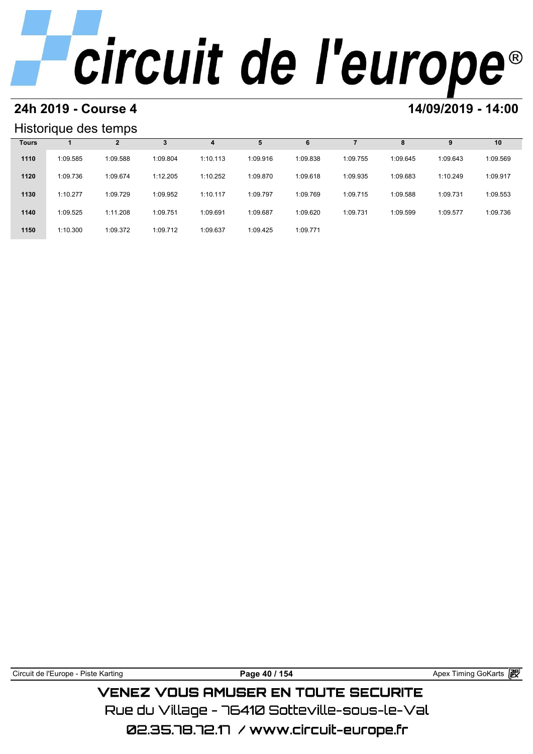## 24h 2019 - Course 4

## 14/09/2019 - 14:00

### Historique des temps

| Tours | 1 | 2 | 3 | 4 | 5 | 6 | 7 | 8 | 9 | 10 |
|---|---|---|---|---|---|---|---|---|---|---|
| 1110 | 1:09.585 | 1:09.588 | 1:09.804 | 1:10.113 | 1:09.916 | 1:09.838 | 1:09.755 | 1:09.645 | 1:09.643 | 1:09.569 |
| 1120 | 1:09.736 | 1:09.674 | 1:12.205 | 1:10.252 | 1:09.870 | 1:09.618 | 1:09.935 | 1:09.683 | 1:10.249 | 1:09.917 |
| 1130 | 1:10.277 | 1:09.729 | 1:09.952 | 1:10.117 | 1:09.797 | 1:09.769 | 1:09.715 | 1:09.588 | 1:09.731 | 1:09.553 |
| 1140 | 1:09.525 | 1:11.208 | 1:09.751 | 1:09.691 | 1:09.687 | 1:09.620 | 1:09.731 | 1:09.599 | 1:09.577 | 1:09.736 |
| 1150 | 1:10.300 | 1:09.372 | 1:09.712 | 1:09.637 | 1:09.425 | 1:09.771 | | | | |

VENEZ VOUS AMUSER EN TOUTE SECURITE

Rue du Village - 76410 Sotteville-sous-le-Val

02.35.78.72.17 / www.circuit-europe.fr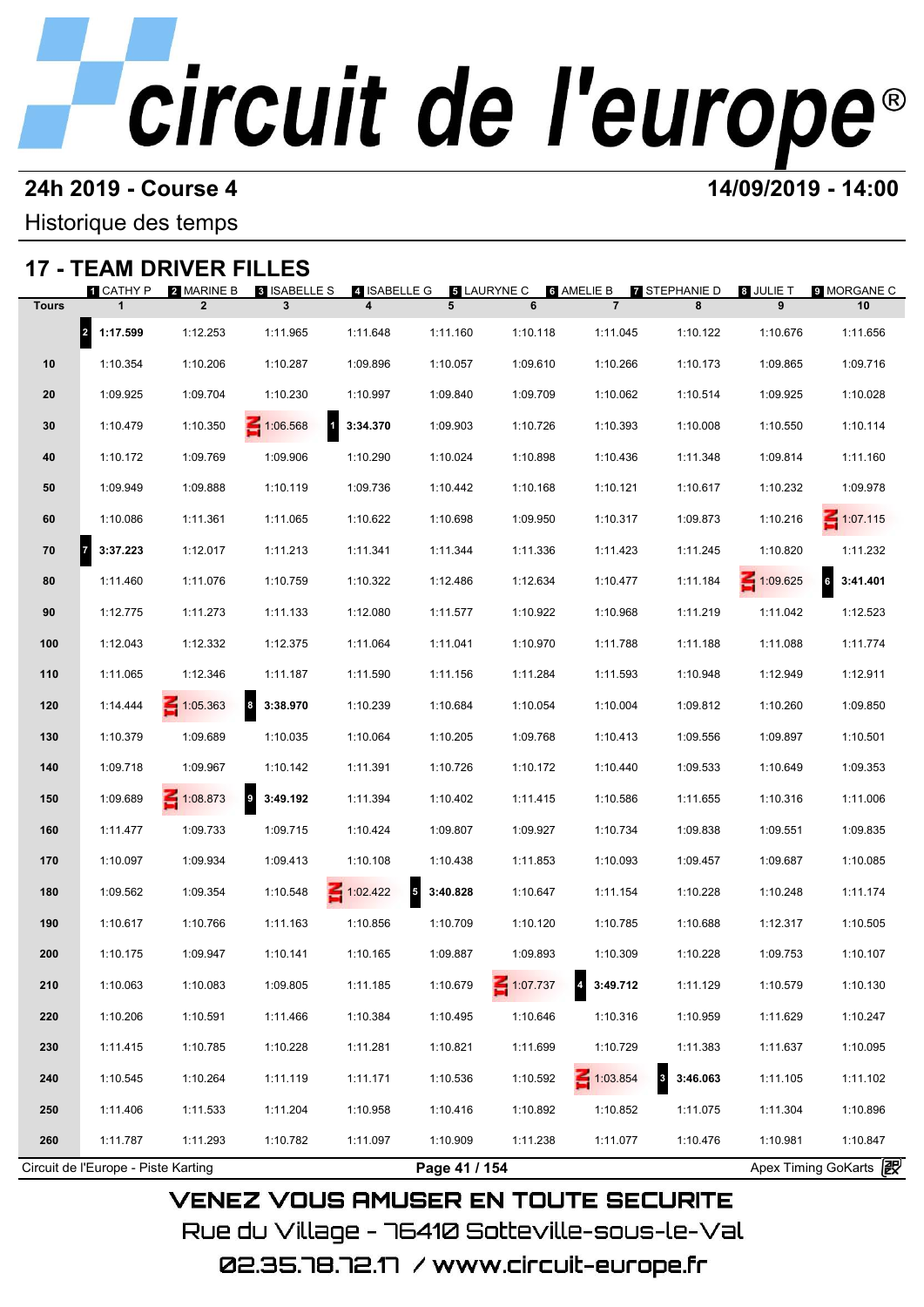# circuit de l'europe®

## 24h 2019 - Course 4

**14/09/2019 - 14:00**

Historique des temps

## 17 - TEAM DRIVER FILLES

| Tours | 1 CATHY P<br>1 | 2 MARINE B<br>2 | 3 ISABELLE S<br>3 | 4 ISABELLE G<br>4 | 5 LAURYNE C<br>5 | 6 AMELIE B<br>6 | 7 STEPHANIE D<br>7 | 8 JULIE T<br>8 | 9 MORGANE C<br>9 | 10 |
|---|---|---|---|---|---|---|---|---|---|---|
| | 2 **1:17.599** | 1:12.253 | 1:11.965 | 1:11.648 | 1:11.160 | 1:10.118 | 1:11.045 | 1:10.122 | 1:10.676 | 1:11.656 |
| 10 | 1:10.354 | 1:10.206 | 1:10.287 | 1:09.896 | 1:10.057 | 1:09.610 | 1:10.266 | 1:10.173 | 1:09.865 | 1:09.716 |
| 20 | 1:09.925 | 1:09.704 | 1:10.230 | 1:10.997 | 1:09.840 | 1:09.709 | 1:10.062 | 1:10.514 | 1:09.925 | 1:10.028 |
| 30 | 1:10.479 | 1:10.350 | IN 1:06.568 | 1 **3:34.370** | 1:09.903 | 1:10.726 | 1:10.393 | 1:10.008 | 1:10.550 | 1:10.114 |
| 40 | 1:10.172 | 1:09.769 | 1:09.906 | 1:10.290 | 1:10.024 | 1:10.898 | 1:10.436 | 1:11.348 | 1:09.814 | 1:11.160 |
| 50 | 1:09.949 | 1:09.888 | 1:10.119 | 1:09.736 | 1:10.442 | 1:10.168 | 1:10.121 | 1:10.617 | 1:10.232 | 1:09.978 |
| 60 | 1:10.086 | 1:11.361 | 1:11.065 | 1:10.622 | 1:10.698 | 1:09.950 | 1:10.317 | 1:09.873 | 1:10.216 | IN 1:07.115 |
| 70 | 7 **3:37.223** | 1:12.017 | 1:11.213 | 1:11.341 | 1:11.344 | 1:11.336 | 1:11.423 | 1:11.245 | 1:10.820 | 1:11.232 |
| 80 | 1:11.460 | 1:11.076 | 1:10.759 | 1:10.322 | 1:12.486 | 1:12.634 | 1:10.477 | 1:11.184 | IN 1:09.625 | 6 **3:41.401** |
| 90 | 1:12.775 | 1:11.273 | 1:11.133 | 1:12.080 | 1:11.577 | 1:10.922 | 1:10.968 | 1:11.219 | 1:11.042 | 1:12.523 |
| 100 | 1:12.043 | 1:12.332 | 1:12.375 | 1:11.064 | 1:11.041 | 1:10.970 | 1:11.788 | 1:11.188 | 1:11.088 | 1:11.774 |
| 110 | 1:11.065 | 1:12.346 | 1:11.187 | 1:11.590 | 1:11.156 | 1:11.284 | 1:11.593 | 1:10.948 | 1:12.949 | 1:12.911 |
| 120 | 1:14.444 | IN 1:05.363 | 8 **3:38.970** | 1:10.239 | 1:10.684 | 1:10.054 | 1:10.004 | 1:09.812 | 1:10.260 | 1:09.850 |
| 130 | 1:10.379 | 1:09.689 | 1:10.035 | 1:10.064 | 1:10.205 | 1:09.768 | 1:10.413 | 1:09.556 | 1:09.897 | 1:10.501 |
| 140 | 1:09.718 | 1:09.967 | 1:10.142 | 1:11.391 | 1:10.726 | 1:10.172 | 1:10.440 | 1:09.533 | 1:10.649 | 1:09.353 |
| 150 | 1:09.689 | IN 1:08.873 | 9 **3:49.192** | 1:11.394 | 1:10.402 | 1:11.415 | 1:10.586 | 1:11.655 | 1:10.316 | 1:11.006 |
| 160 | 1:11.477 | 1:09.733 | 1:09.715 | 1:10.424 | 1:09.807 | 1:09.927 | 1:10.734 | 1:09.838 | 1:09.551 | 1:09.835 |
| 170 | 1:10.097 | 1:09.934 | 1:09.413 | 1:10.108 | 1:10.438 | 1:11.853 | 1:10.093 | 1:09.457 | 1:09.687 | 1:10.085 |
| 180 | 1:09.562 | 1:09.354 | 1:10.548 | IN 1:02.422 | 5 **3:40.828** | 1:10.647 | 1:11.154 | 1:10.228 | 1:10.248 | 1:11.174 |
| 190 | 1:10.617 | 1:10.766 | 1:11.163 | 1:10.856 | 1:10.709 | 1:10.120 | 1:10.785 | 1:10.688 | 1:12.317 | 1:10.505 |
| 200 | 1:10.175 | 1:09.947 | 1:10.141 | 1:10.165 | 1:09.887 | 1:09.893 | 1:10.309 | 1:10.228 | 1:09.753 | 1:10.107 |
| 210 | 1:10.063 | 1:10.083 | 1:09.805 | 1:11.185 | 1:10.679 | IN 1:07.737 | 4 **3:49.712** | 1:11.129 | 1:10.579 | 1:10.130 |
| 220 | 1:10.206 | 1:10.591 | 1:11.466 | 1:10.384 | 1:10.495 | 1:10.646 | 1:10.316 | 1:10.959 | 1:11.629 | 1:10.247 |
| 230 | 1:11.415 | 1:10.785 | 1:10.228 | 1:11.281 | 1:10.821 | 1:11.699 | 1:10.729 | 1:11.383 | 1:11.637 | 1:10.095 |
| 240 | 1:10.545 | 1:10.264 | 1:11.119 | 1:11.171 | 1:10.536 | 1:10.592 | IN 1:03.854 | 3 **3:46.063** | 1:11.105 | 1:11.102 |
| 250 | 1:11.406 | 1:11.533 | 1:11.204 | 1:10.958 | 1:10.416 | 1:10.892 | 1:10.852 | 1:11.075 | 1:11.304 | 1:10.896 |
| 260 | 1:11.787 | 1:11.293 | 1:10.782 | 1:11.097 | 1:10.909 | 1:11.238 | 1:11.077 | 1:10.476 | 1:10.981 | 1:10.847 |

Circuit de l'Europe - Piste Karting | Apex Timing GoKarts

VENEZ VOUS AMUSER EN TOUTE SECURITE

Rue du Village - 76410 Sotteville-sous-le-Val

02.35.78.72.17 / www.circuit-europe.fr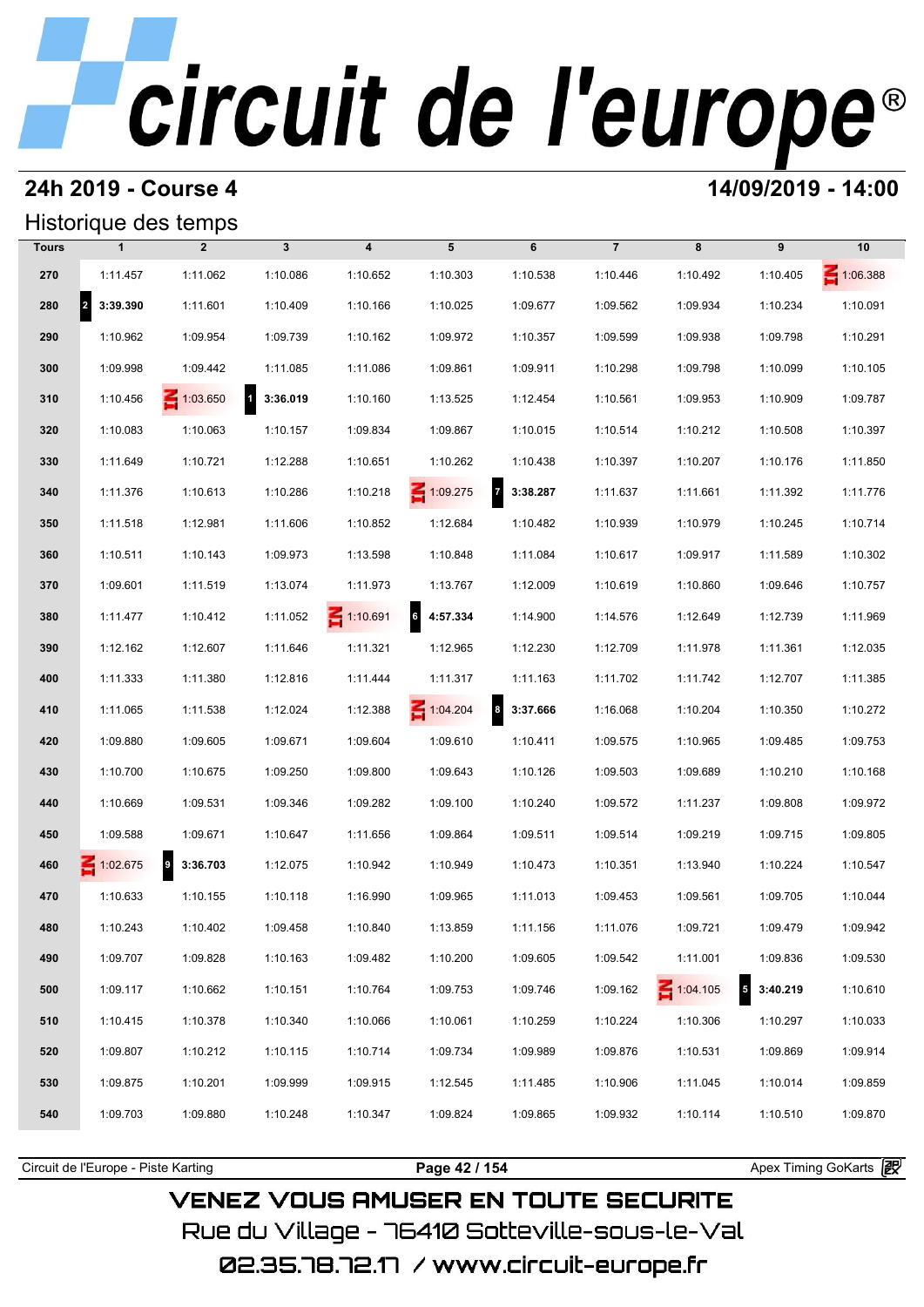# circuit de l'europe®

## 24h 2019 - Course 4

**14/09/2019 - 14:00**

### Historique des temps

| Tours | 1 | 2 | 3 | 4 | 5 | 6 | 7 | 8 | 9 | 10 |
|---|---|---|---|---|---|---|---|---|---|---|
| 270 | 1:11.457 | 1:11.062 | 1:10.086 | 1:10.652 | 1:10.303 | 1:10.538 | 1:10.446 | 1:10.492 | 1:10.405 | IN 1:06.388 |
| 280 | 2 **3:39.390** | 1:11.601 | 1:10.409 | 1:10.166 | 1:10.025 | 1:09.677 | 1:09.562 | 1:09.934 | 1:10.234 | 1:10.091 |
| 290 | 1:10.962 | 1:09.954 | 1:09.739 | 1:10.162 | 1:09.972 | 1:10.357 | 1:09.599 | 1:09.938 | 1:09.798 | 1:10.291 |
| 300 | 1:09.998 | 1:09.442 | 1:11.085 | 1:11.086 | 1:09.861 | 1:09.911 | 1:10.298 | 1:09.798 | 1:10.099 | 1:10.105 |
| 310 | 1:10.456 | IN 1:03.650 | 1 **3:36.019** | 1:10.160 | 1:13.525 | 1:12.454 | 1:10.561 | 1:09.953 | 1:10.909 | 1:09.787 |
| 320 | 1:10.083 | 1:10.063 | 1:10.157 | 1:09.834 | 1:09.867 | 1:10.015 | 1:10.514 | 1:10.212 | 1:10.508 | 1:10.397 |
| 330 | 1:11.649 | 1:10.721 | 1:12.288 | 1:10.651 | 1:10.262 | 1:10.438 | 1:10.397 | 1:10.207 | 1:10.176 | 1:11.850 |
| 340 | 1:11.376 | 1:10.613 | 1:10.286 | 1:10.218 | IN 1:09.275 | 7 **3:38.287** | 1:11.637 | 1:11.661 | 1:11.392 | 1:11.776 |
| 350 | 1:11.518 | 1:12.981 | 1:11.606 | 1:10.852 | 1:12.684 | 1:10.482 | 1:10.939 | 1:10.979 | 1:10.245 | 1:10.714 |
| 360 | 1:10.511 | 1:10.143 | 1:09.973 | 1:13.598 | 1:10.848 | 1:11.084 | 1:10.617 | 1:09.917 | 1:11.589 | 1:10.302 |
| 370 | 1:09.601 | 1:11.519 | 1:13.074 | 1:11.973 | 1:13.767 | 1:12.009 | 1:10.619 | 1:10.860 | 1:09.646 | 1:10.757 |
| 380 | 1:11.477 | 1:10.412 | 1:11.052 | IN 1:10.691 | 6 **4:57.334** | 1:14.900 | 1:14.576 | 1:12.649 | 1:12.739 | 1:11.969 |
| 390 | 1:12.162 | 1:12.607 | 1:11.646 | 1:11.321 | 1:12.965 | 1:12.230 | 1:12.709 | 1:11.978 | 1:11.361 | 1:12.035 |
| 400 | 1:11.333 | 1:11.380 | 1:12.816 | 1:11.444 | 1:11.317 | 1:11.163 | 1:11.702 | 1:11.742 | 1:12.707 | 1:11.385 |
| 410 | 1:11.065 | 1:11.538 | 1:12.024 | 1:12.388 | IN 1:04.204 | 8 **3:37.666** | 1:16.068 | 1:10.204 | 1:10.350 | 1:10.272 |
| 420 | 1:09.880 | 1:09.605 | 1:09.671 | 1:09.604 | 1:09.610 | 1:10.411 | 1:09.575 | 1:10.965 | 1:09.485 | 1:09.753 |
| 430 | 1:10.700 | 1:10.675 | 1:09.250 | 1:09.800 | 1:09.643 | 1:10.126 | 1:09.503 | 1:09.689 | 1:10.210 | 1:10.168 |
| 440 | 1:10.669 | 1:09.531 | 1:09.346 | 1:09.282 | 1:09.100 | 1:10.240 | 1:09.572 | 1:11.237 | 1:09.808 | 1:09.972 |
| 450 | 1:09.588 | 1:09.671 | 1:10.647 | 1:11.656 | 1:09.864 | 1:09.511 | 1:09.514 | 1:09.219 | 1:09.715 | 1:09.805 |
| 460 | IN 1:02.675 | 9 **3:36.703** | 1:12.075 | 1:10.942 | 1:10.949 | 1:10.473 | 1:10.351 | 1:13.940 | 1:10.224 | 1:10.547 |
| 470 | 1:10.633 | 1:10.155 | 1:10.118 | 1:16.990 | 1:09.965 | 1:11.013 | 1:09.453 | 1:09.561 | 1:09.705 | 1:10.044 |
| 480 | 1:10.243 | 1:10.402 | 1:09.458 | 1:10.840 | 1:13.859 | 1:11.156 | 1:11.076 | 1:09.721 | 1:09.479 | 1:09.942 |
| 490 | 1:09.707 | 1:09.828 | 1:10.163 | 1:09.482 | 1:10.200 | 1:09.605 | 1:09.542 | 1:11.001 | 1:09.836 | 1:09.530 |
| 500 | 1:09.117 | 1:10.662 | 1:10.151 | 1:10.764 | 1:09.753 | 1:09.746 | 1:09.162 | IN 1:04.105 | 5 **3:40.219** | 1:10.610 |
| 510 | 1:10.415 | 1:10.378 | 1:10.340 | 1:10.066 | 1:10.061 | 1:10.259 | 1:10.224 | 1:10.306 | 1:10.297 | 1:10.033 |
| 520 | 1:09.807 | 1:10.212 | 1:10.115 | 1:10.714 | 1:09.734 | 1:09.989 | 1:09.876 | 1:10.531 | 1:09.869 | 1:09.914 |
| 530 | 1:09.875 | 1:10.201 | 1:09.999 | 1:09.915 | 1:12.545 | 1:11.485 | 1:10.906 | 1:11.045 | 1:10.014 | 1:09.859 |
| 540 | 1:09.703 | 1:09.880 | 1:10.248 | 1:10.347 | 1:09.824 | 1:09.865 | 1:09.932 | 1:10.114 | 1:10.510 | 1:09.870 |

Circuit de l'Europe - Piste Karting

Apex Timing GoKarts

VENEZ VOUS AMUSER EN TOUTE SECURITE

Rue du Village - 76410 Sotteville-sous-le-Val

02.35.78.72.17 / www.circuit-europe.fr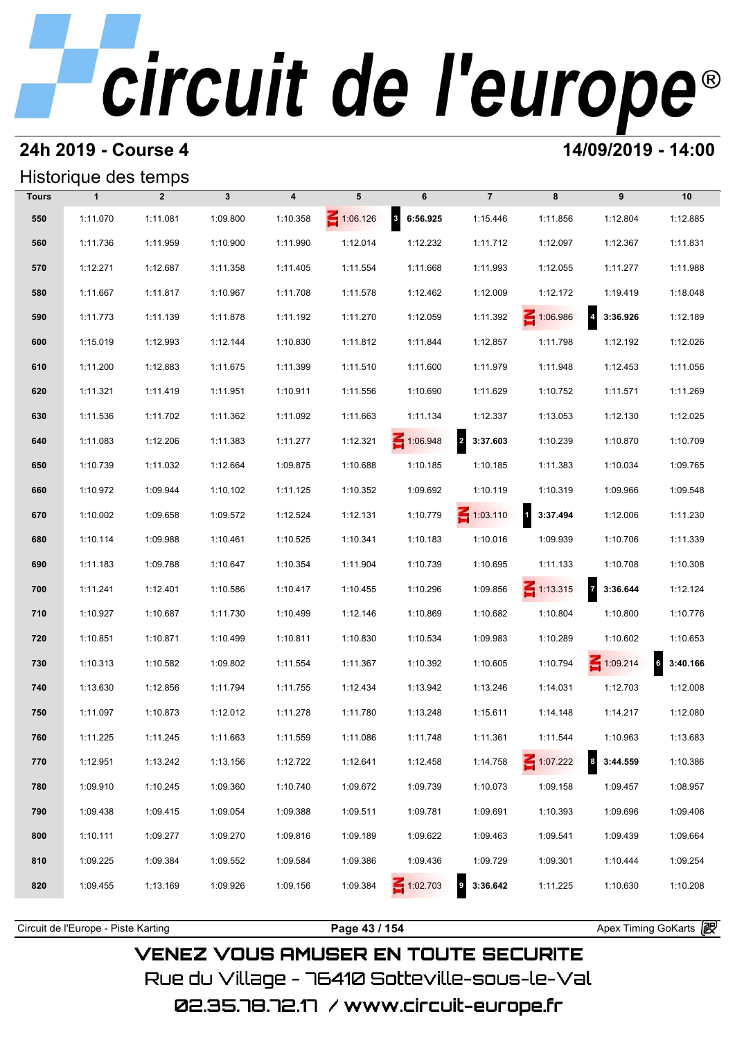# circuit de l'europe®

## 24h 2019 - Course 4

**14/09/2019 - 14:00**

### Historique des temps

| Tours | 1 | 2 | 3 | 4 | 5 | 6 | 7 | 8 | 9 | 10 |
|---|---|---|---|---|---|---|---|---|---|---|
| 550 | 1:11.070 | 1:11.081 | 1:09.800 | 1:10.358 | IN 1:06.126 | 3 6:56.925 | 1:15.446 | 1:11.856 | 1:12.804 | 1:12.885 |
| 560 | 1:11.736 | 1:11.959 | 1:10.900 | 1:11.990 | 1:12.014 | 1:12.232 | 1:11.712 | 1:12.097 | 1:12.367 | 1:11.831 |
| 570 | 1:12.271 | 1:12.687 | 1:11.358 | 1:11.405 | 1:11.554 | 1:11.668 | 1:11.993 | 1:12.055 | 1:11.277 | 1:11.988 |
| 580 | 1:11.667 | 1:11.817 | 1:10.967 | 1:11.708 | 1:11.578 | 1:12.462 | 1:12.009 | 1:12.172 | 1:19.419 | 1:18.048 |
| 590 | 1:11.773 | 1:11.139 | 1:11.878 | 1:11.192 | 1:11.270 | 1:12.059 | 1:11.392 | IN 1:06.986 | 4 3:36.926 | 1:12.189 |
| 600 | 1:15.019 | 1:12.993 | 1:12.144 | 1:10.830 | 1:11.812 | 1:11.844 | 1:12.857 | 1:11.798 | 1:12.192 | 1:12.026 |
| 610 | 1:11.200 | 1:12.883 | 1:11.675 | 1:11.399 | 1:11.510 | 1:11.600 | 1:11.979 | 1:11.948 | 1:12.453 | 1:11.056 |
| 620 | 1:11.321 | 1:11.419 | 1:11.951 | 1:10.911 | 1:11.556 | 1:10.690 | 1:11.629 | 1:10.752 | 1:11.571 | 1:11.269 |
| 630 | 1:11.536 | 1:11.702 | 1:11.362 | 1:11.092 | 1:11.663 | 1:11.134 | 1:12.337 | 1:13.053 | 1:12.130 | 1:12.025 |
| 640 | 1:11.083 | 1:12.206 | 1:11.383 | 1:11.277 | 1:12.321 | IN 1:06.948 | 2 3:37.603 | 1:10.239 | 1:10.870 | 1:10.709 |
| 650 | 1:10.739 | 1:11.032 | 1:12.664 | 1:09.875 | 1:10.688 | 1:10.185 | 1:10.185 | 1:11.383 | 1:10.034 | 1:09.765 |
| 660 | 1:10.972 | 1:09.944 | 1:10.102 | 1:11.125 | 1:10.352 | 1:09.692 | 1:10.119 | 1:10.319 | 1:09.966 | 1:09.548 |
| 670 | 1:10.002 | 1:09.658 | 1:09.572 | 1:12.524 | 1:12.131 | 1:10.779 | IN 1:03.110 | 1 3:37.494 | 1:12.006 | 1:11.230 |
| 680 | 1:10.114 | 1:09.988 | 1:10.461 | 1:10.525 | 1:10.341 | 1:10.183 | 1:10.016 | 1:09.939 | 1:10.706 | 1:11.339 |
| 690 | 1:11.183 | 1:09.788 | 1:10.647 | 1:10.354 | 1:11.904 | 1:10.739 | 1:10.695 | 1:11.133 | 1:10.708 | 1:10.308 |
| 700 | 1:11.241 | 1:12.401 | 1:10.586 | 1:10.417 | 1:10.455 | 1:10.296 | 1:09.856 | IN 1:13.315 | 7 3:36.644 | 1:12.124 |
| 710 | 1:10.927 | 1:10.687 | 1:11.730 | 1:10.499 | 1:12.146 | 1:10.869 | 1:10.682 | 1:10.804 | 1:10.800 | 1:10.776 |
| 720 | 1:10.851 | 1:10.871 | 1:10.499 | 1:10.811 | 1:10.830 | 1:10.534 | 1:09.983 | 1:10.289 | 1:10.602 | 1:10.653 |
| 730 | 1:10.313 | 1:10.582 | 1:09.802 | 1:11.554 | 1:11.367 | 1:10.392 | 1:10.605 | 1:10.794 | IN 1:09.214 | 6 3:40.166 |
| 740 | 1:13.630 | 1:12.856 | 1:11.794 | 1:11.755 | 1:12.434 | 1:13.942 | 1:13.246 | 1:14.031 | 1:12.703 | 1:12.008 |
| 750 | 1:11.097 | 1:10.873 | 1:12.012 | 1:11.278 | 1:11.780 | 1:13.248 | 1:15.611 | 1:14.148 | 1:14.217 | 1:12.080 |
| 760 | 1:11.225 | 1:11.245 | 1:11.663 | 1:11.559 | 1:11.086 | 1:11.748 | 1:11.361 | 1:11.544 | 1:10.963 | 1:13.683 |
| 770 | 1:12.951 | 1:13.242 | 1:13.156 | 1:12.722 | 1:12.641 | 1:12.458 | 1:14.758 | IN 1:07.222 | 8 3:44.559 | 1:10.386 |
| 780 | 1:09.910 | 1:10.245 | 1:09.360 | 1:10.740 | 1:09.672 | 1:09.739 | 1:10.073 | 1:09.158 | 1:09.457 | 1:08.957 |
| 790 | 1:09.438 | 1:09.415 | 1:09.054 | 1:09.388 | 1:09.511 | 1:09.781 | 1:09.691 | 1:10.393 | 1:09.696 | 1:09.406 |
| 800 | 1:10.111 | 1:09.277 | 1:09.270 | 1:09.816 | 1:09.189 | 1:09.622 | 1:09.463 | 1:09.541 | 1:09.439 | 1:09.664 |
| 810 | 1:09.225 | 1:09.384 | 1:09.552 | 1:09.584 | 1:09.386 | 1:09.436 | 1:09.729 | 1:09.301 | 1:10.444 | 1:09.254 |
| 820 | 1:09.455 | 1:13.169 | 1:09.926 | 1:09.156 | 1:09.384 | IN 1:02.703 | 9 3:36.642 | 1:11.225 | 1:10.630 | 1:10.208 |

Circuit de l'Europe - Piste Karting | Apex Timing GoKarts

VENEZ VOUS AMUSER EN TOUTE SECURITE

Rue du Village - 76410 Sotteville-sous-le-Val

02.35.78.72.17 / www.circuit-europe.fr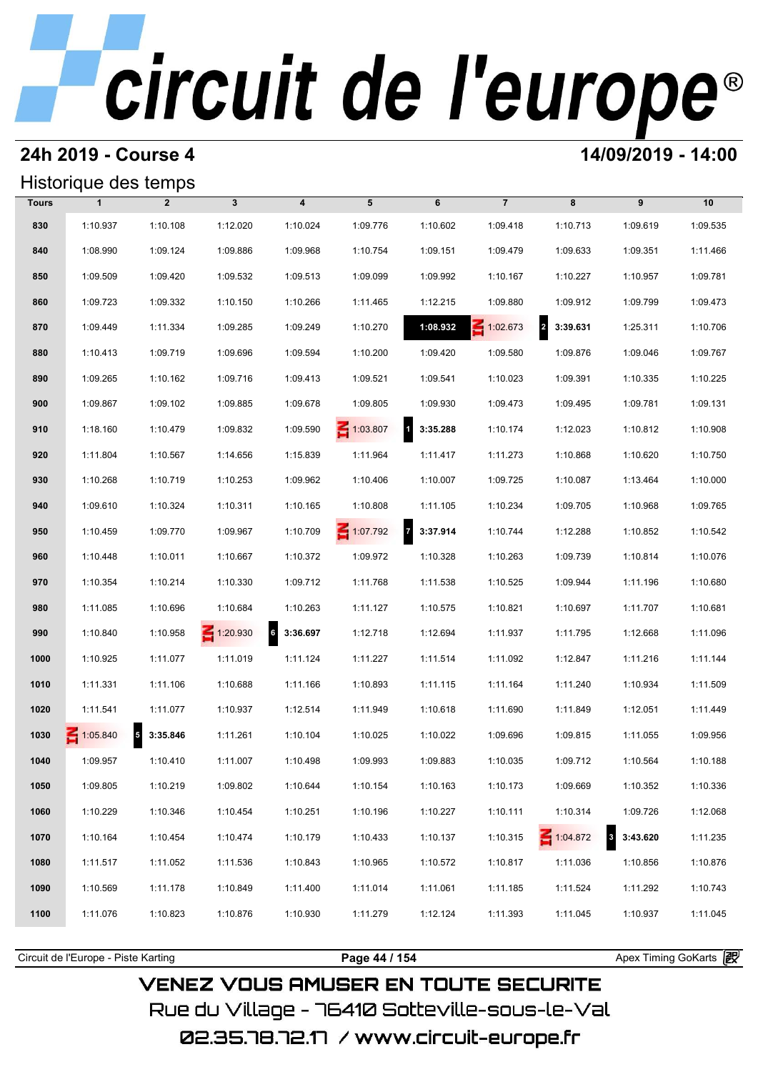# circuit de l'europe®

## 24h 2019 - Course 4

**14/09/2019 - 14:00**

### Historique des temps

| Tours | 1 | 2 | 3 | 4 | 5 | 6 | 7 | 8 | 9 | 10 |
|---|---|---|---|---|---|---|---|---|---|---|
| 830 | 1:10.937 | 1:10.108 | 1:12.020 | 1:10.024 | 1:09.776 | 1:10.602 | 1:09.418 | 1:10.713 | 1:09.619 | 1:09.535 |
| 840 | 1:08.990 | 1:09.124 | 1:09.886 | 1:09.968 | 1:10.754 | 1:09.151 | 1:09.479 | 1:09.633 | 1:09.351 | 1:11.466 |
| 850 | 1:09.509 | 1:09.420 | 1:09.532 | 1:09.513 | 1:09.099 | 1:09.992 | 1:10.167 | 1:10.227 | 1:10.957 | 1:09.781 |
| 860 | 1:09.723 | 1:09.332 | 1:10.150 | 1:10.266 | 1:11.465 | 1:12.215 | 1:09.880 | 1:09.912 | 1:09.799 | 1:09.473 |
| 870 | 1:09.449 | 1:11.334 | 1:09.285 | 1:09.249 | 1:10.270 | **1:08.932** | IN 1:02.673 | 2 **3:39.631** | 1:25.311 | 1:10.706 |
| 880 | 1:10.413 | 1:09.719 | 1:09.696 | 1:09.594 | 1:10.200 | 1:09.420 | 1:09.580 | 1:09.876 | 1:09.046 | 1:09.767 |
| 890 | 1:09.265 | 1:10.162 | 1:09.716 | 1:09.413 | 1:09.521 | 1:09.541 | 1:10.023 | 1:09.391 | 1:10.335 | 1:10.225 |
| 900 | 1:09.867 | 1:09.102 | 1:09.885 | 1:09.678 | 1:09.805 | 1:09.930 | 1:09.473 | 1:09.495 | 1:09.781 | 1:09.131 |
| 910 | 1:18.160 | 1:10.479 | 1:09.832 | 1:09.590 | IN 1:03.807 | 1 **3:35.288** | 1:10.174 | 1:12.023 | 1:10.812 | 1:10.908 |
| 920 | 1:11.804 | 1:10.567 | 1:14.656 | 1:15.839 | 1:11.964 | 1:11.417 | 1:11.273 | 1:10.868 | 1:10.620 | 1:10.750 |
| 930 | 1:10.268 | 1:10.719 | 1:10.253 | 1:09.962 | 1:10.406 | 1:10.007 | 1:09.725 | 1:10.087 | 1:13.464 | 1:10.000 |
| 940 | 1:09.610 | 1:10.324 | 1:10.311 | 1:10.165 | 1:10.808 | 1:11.105 | 1:10.234 | 1:09.705 | 1:10.968 | 1:09.765 |
| 950 | 1:10.459 | 1:09.770 | 1:09.967 | 1:10.709 | IN 1:07.792 | 7 **3:37.914** | 1:10.744 | 1:12.288 | 1:10.852 | 1:10.542 |
| 960 | 1:10.448 | 1:10.011 | 1:10.667 | 1:10.372 | 1:09.972 | 1:10.328 | 1:10.263 | 1:09.739 | 1:10.814 | 1:10.076 |
| 970 | 1:10.354 | 1:10.214 | 1:10.330 | 1:09.712 | 1:11.768 | 1:11.538 | 1:10.525 | 1:09.944 | 1:11.196 | 1:10.680 |
| 980 | 1:11.085 | 1:10.696 | 1:10.684 | 1:10.263 | 1:11.127 | 1:10.575 | 1:10.821 | 1:10.697 | 1:11.707 | 1:10.681 |
| 990 | 1:10.840 | 1:10.958 | IN 1:20.930 | 6 **3:36.697** | 1:12.718 | 1:12.694 | 1:11.937 | 1:11.795 | 1:12.668 | 1:11.096 |
| 1000 | 1:10.925 | 1:11.077 | 1:11.019 | 1:11.124 | 1:11.227 | 1:11.514 | 1:11.092 | 1:12.847 | 1:11.216 | 1:11.144 |
| 1010 | 1:11.331 | 1:11.106 | 1:10.688 | 1:11.166 | 1:10.893 | 1:11.115 | 1:11.164 | 1:11.240 | 1:10.934 | 1:11.509 |
| 1020 | 1:11.541 | 1:11.077 | 1:10.937 | 1:12.514 | 1:11.949 | 1:10.618 | 1:11.690 | 1:11.849 | 1:12.051 | 1:11.449 |
| 1030 | IN 1:05.840 | 5 **3:35.846** | 1:11.261 | 1:10.104 | 1:10.025 | 1:10.022 | 1:09.696 | 1:09.815 | 1:11.055 | 1:09.956 |
| 1040 | 1:09.957 | 1:10.410 | 1:11.007 | 1:10.498 | 1:09.993 | 1:09.883 | 1:10.035 | 1:09.712 | 1:10.564 | 1:10.188 |
| 1050 | 1:09.805 | 1:10.219 | 1:09.802 | 1:10.644 | 1:10.154 | 1:10.163 | 1:10.173 | 1:09.669 | 1:10.352 | 1:10.336 |
| 1060 | 1:10.229 | 1:10.346 | 1:10.454 | 1:10.251 | 1:10.196 | 1:10.227 | 1:10.111 | 1:10.314 | 1:09.726 | 1:12.068 |
| 1070 | 1:10.164 | 1:10.454 | 1:10.474 | 1:10.179 | 1:10.433 | 1:10.137 | 1:10.315 | IN 1:04.872 | 3 **3:43.620** | 1:11.235 |
| 1080 | 1:11.517 | 1:11.052 | 1:11.536 | 1:10.843 | 1:10.965 | 1:10.572 | 1:10.817 | 1:11.036 | 1:10.856 | 1:10.876 |
| 1090 | 1:10.569 | 1:11.178 | 1:10.849 | 1:11.400 | 1:11.014 | 1:11.061 | 1:11.185 | 1:11.524 | 1:11.292 | 1:10.743 |
| 1100 | 1:11.076 | 1:10.823 | 1:10.876 | 1:10.930 | 1:11.279 | 1:12.124 | 1:11.393 | 1:11.045 | 1:10.937 | 1:11.045 |

Circuit de l'Europe - Piste Karting | Apex Timing GoKarts

VENEZ VOUS AMUSER EN TOUTE SECURITE
Rue du Village - 76410 Sotteville-sous-le-Val
02.35.78.72.17 / www.circuit-europe.fr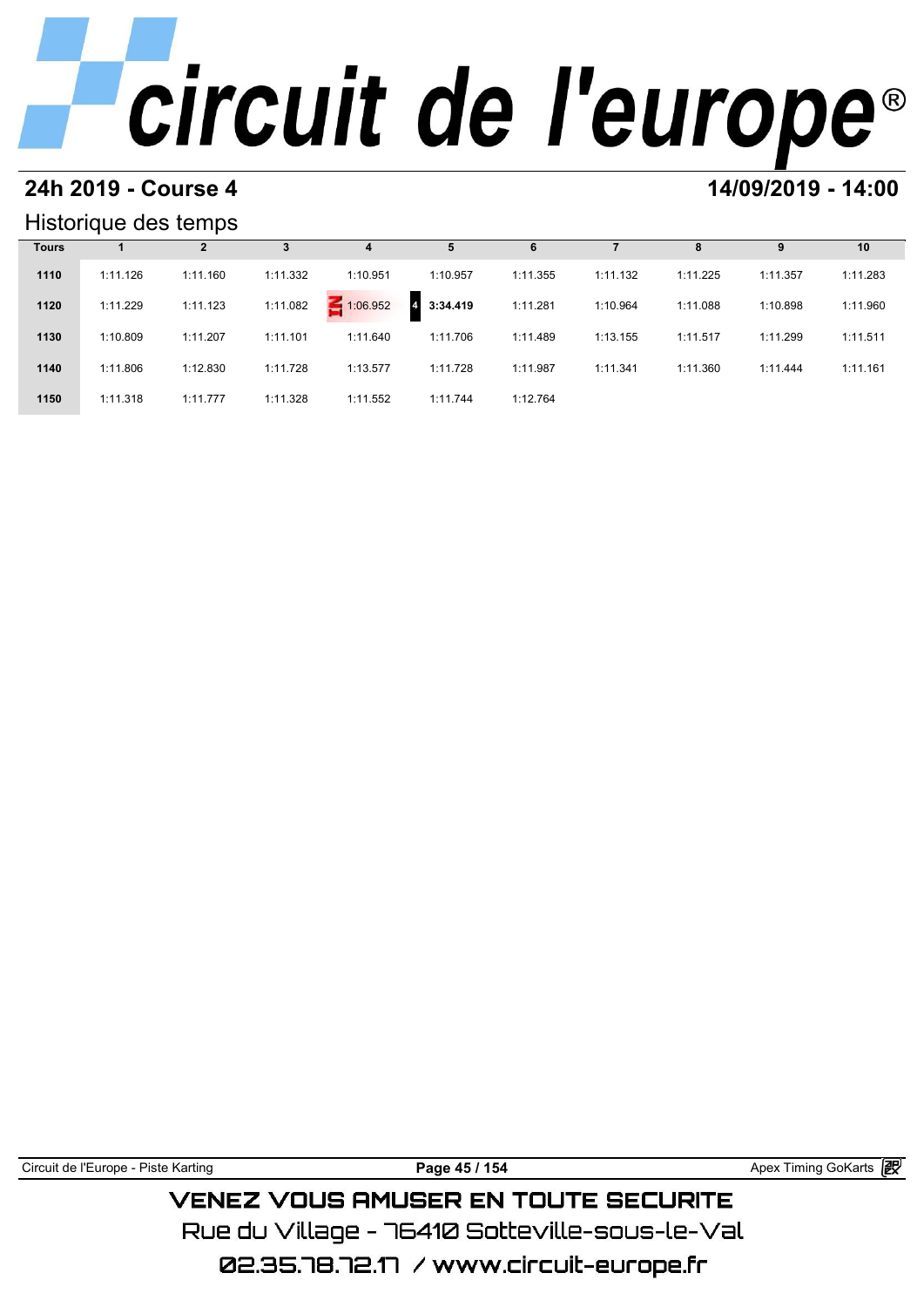# circuit de l'europe®

## 24h 2019 - Course 4

## 14/09/2019 - 14:00

### Historique des temps

| Tours | 1 | 2 | 3 | 4 | 5 | 6 | 7 | 8 | 9 | 10 |
|---|---|---|---|---|---|---|---|---|---|---|
| 1110 | 1:11.126 | 1:11.160 | 1:11.332 | 1:10.951 | 1:10.957 | 1:11.355 | 1:11.132 | 1:11.225 | 1:11.357 | 1:11.283 |
| 1120 | 1:11.229 | 1:11.123 | 1:11.082 | IN 1:06.952 | 4 **3:34.419** | 1:11.281 | 1:10.964 | 1:11.088 | 1:10.898 | 1:11.960 |
| 1130 | 1:10.809 | 1:11.207 | 1:11.101 | 1:11.640 | 1:11.706 | 1:11.489 | 1:13.155 | 1:11.517 | 1:11.299 | 1:11.511 |
| 1140 | 1:11.806 | 1:12.830 | 1:11.728 | 1:13.577 | 1:11.728 | 1:11.987 | 1:11.341 | 1:11.360 | 1:11.444 | 1:11.161 |
| 1150 | 1:11.318 | 1:11.777 | 1:11.328 | 1:11.552 | 1:11.744 | 1:12.764 | | | | |

Circuit de l'Europe - Piste Karting | Apex Timing GoKarts

VENEZ VOUS AMUSER EN TOUTE SECURITE

Rue du Village - 76410 Sotteville-sous-le-Val

02.35.78.72.17 / www.circuit-europe.fr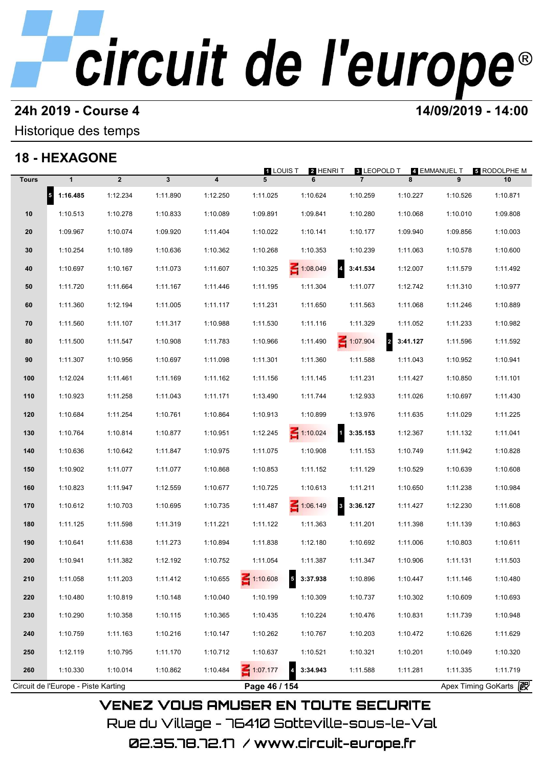# circuit de l'europe®

**24h 2019 - Course 4** **14/09/2019 - 14:00**

Historique des temps

## 18 - HEXAGONE

1 LOUIS T · 2 HENRI T · 3 LEOPOLD T · 4 EMMANUEL T · 5 RODOLPHE M

| Tours | 1 | 2 | 3 | 4 | 5 | 6 | 7 | 8 | 9 | 10 |
|---|---|---|---|---|---|---|---|---|---|---|
| | 5 **1:16.485** | 1:12.234 | 1:11.890 | 1:12.250 | 1:11.025 | 1:10.624 | 1:10.259 | 1:10.227 | 1:10.526 | 1:10.871 |
| 10 | 1:10.513 | 1:10.278 | 1:10.833 | 1:10.089 | 1:09.891 | 1:09.841 | 1:10.280 | 1:10.068 | 1:10.010 | 1:09.808 |
| 20 | 1:09.967 | 1:10.074 | 1:09.920 | 1:11.404 | 1:10.022 | 1:10.141 | 1:10.177 | 1:09.940 | 1:09.856 | 1:10.003 |
| 30 | 1:10.254 | 1:10.189 | 1:10.636 | 1:10.362 | 1:10.268 | 1:10.353 | 1:10.239 | 1:11.063 | 1:10.578 | 1:10.600 |
| 40 | 1:10.697 | 1:10.167 | 1:11.073 | 1:11.607 | 1:10.325 | IN 1:08.049 | 4 **3:41.534** | 1:12.007 | 1:11.579 | 1:11.492 |
| 50 | 1:11.720 | 1:11.664 | 1:11.167 | 1:11.446 | 1:11.195 | 1:11.304 | 1:11.077 | 1:12.742 | 1:11.310 | 1:10.977 |
| 60 | 1:11.360 | 1:12.194 | 1:11.005 | 1:11.117 | 1:11.231 | 1:11.650 | 1:11.563 | 1:11.068 | 1:11.246 | 1:10.889 |
| 70 | 1:11.560 | 1:11.107 | 1:11.317 | 1:10.988 | 1:11.530 | 1:11.116 | 1:11.329 | 1:11.052 | 1:11.233 | 1:10.982 |
| 80 | 1:11.500 | 1:11.547 | 1:10.908 | 1:11.783 | 1:10.966 | 1:11.490 | IN 1:07.904 | 2 **3:41.127** | 1:11.596 | 1:11.592 |
| 90 | 1:11.307 | 1:10.956 | 1:10.697 | 1:11.098 | 1:11.301 | 1:11.360 | 1:11.588 | 1:11.043 | 1:10.952 | 1:10.941 |
| 100 | 1:12.024 | 1:11.461 | 1:11.169 | 1:11.162 | 1:11.156 | 1:11.145 | 1:11.231 | 1:11.427 | 1:10.850 | 1:11.101 |
| 110 | 1:10.923 | 1:11.258 | 1:11.043 | 1:11.171 | 1:13.490 | 1:11.744 | 1:12.933 | 1:11.026 | 1:10.697 | 1:11.430 |
| 120 | 1:10.684 | 1:11.254 | 1:10.761 | 1:10.864 | 1:10.913 | 1:10.899 | 1:13.976 | 1:11.635 | 1:11.029 | 1:11.225 |
| 130 | 1:10.764 | 1:10.814 | 1:10.877 | 1:10.951 | 1:12.245 | IN 1:10.024 | 1 **3:35.153** | 1:12.367 | 1:11.132 | 1:11.041 |
| 140 | 1:10.636 | 1:10.642 | 1:11.847 | 1:10.975 | 1:11.075 | 1:10.908 | 1:11.153 | 1:10.749 | 1:11.942 | 1:10.828 |
| 150 | 1:10.902 | 1:11.077 | 1:11.077 | 1:10.868 | 1:10.853 | 1:11.152 | 1:11.129 | 1:10.529 | 1:10.639 | 1:10.608 |
| 160 | 1:10.823 | 1:11.947 | 1:12.559 | 1:10.677 | 1:10.725 | 1:10.613 | 1:11.211 | 1:10.650 | 1:11.238 | 1:10.984 |
| 170 | 1:10.612 | 1:10.703 | 1:10.695 | 1:10.735 | 1:11.487 | IN 1:06.149 | 3 **3:36.127** | 1:11.427 | 1:12.230 | 1:11.608 |
| 180 | 1:11.125 | 1:11.598 | 1:11.319 | 1:11.221 | 1:11.122 | 1:11.363 | 1:11.201 | 1:11.398 | 1:11.139 | 1:10.863 |
| 190 | 1:10.641 | 1:11.638 | 1:11.273 | 1:10.894 | 1:11.838 | 1:12.180 | 1:10.692 | 1:11.006 | 1:10.803 | 1:10.611 |
| 200 | 1:10.941 | 1:11.382 | 1:12.192 | 1:10.752 | 1:11.054 | 1:11.387 | 1:11.347 | 1:10.906 | 1:11.131 | 1:11.503 |
| 210 | 1:11.058 | 1:11.203 | 1:11.412 | 1:10.655 | IN 1:10.608 | 5 **3:37.938** | 1:10.896 | 1:10.447 | 1:11.146 | 1:10.480 |
| 220 | 1:10.480 | 1:10.819 | 1:10.148 | 1:10.040 | 1:10.199 | 1:10.309 | 1:10.737 | 1:10.302 | 1:10.609 | 1:10.693 |
| 230 | 1:10.290 | 1:10.358 | 1:10.115 | 1:10.365 | 1:10.435 | 1:10.224 | 1:10.476 | 1:10.831 | 1:11.739 | 1:10.948 |
| 240 | 1:10.759 | 1:11.163 | 1:10.216 | 1:10.147 | 1:10.262 | 1:10.767 | 1:10.203 | 1:10.472 | 1:10.626 | 1:11.629 |
| 250 | 1:12.119 | 1:10.795 | 1:11.170 | 1:10.712 | 1:10.637 | 1:10.521 | 1:10.321 | 1:10.201 | 1:10.049 | 1:10.320 |
| 260 | 1:10.330 | 1:10.014 | 1:10.862 | 1:10.484 | IN 1:07.177 | 4 **3:34.943** | 1:11.588 | 1:11.281 | 1:11.335 | 1:11.719 |

Circuit de l'Europe - Piste Karting · Apex Timing GoKarts

VENEZ VOUS AMUSER EN TOUTE SECURITE

Rue du Village - 76410 Sotteville-sous-le-Val

02.35.78.72.17 / www.circuit-europe.fr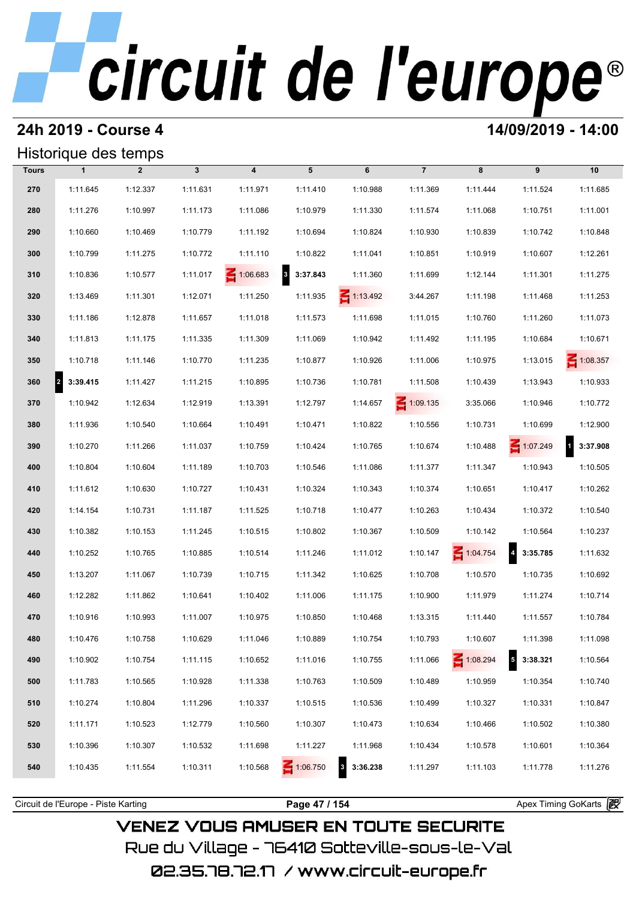# circuit de l'europe®

## 24h 2019 - Course 4

**14/09/2019 - 14:00**

### Historique des temps

| Tours | 1 | 2 | 3 | 4 | 5 | 6 | 7 | 8 | 9 | 10 |
|---|---|---|---|---|---|---|---|---|---|---|
| 270 | 1:11.645 | 1:12.337 | 1:11.631 | 1:11.971 | 1:11.410 | 1:10.988 | 1:11.369 | 1:11.444 | 1:11.524 | 1:11.685 |
| 280 | 1:11.276 | 1:10.997 | 1:11.173 | 1:11.086 | 1:10.979 | 1:11.330 | 1:11.574 | 1:11.068 | 1:10.751 | 1:11.001 |
| 290 | 1:10.660 | 1:10.469 | 1:10.779 | 1:11.192 | 1:10.694 | 1:10.824 | 1:10.930 | 1:10.839 | 1:10.742 | 1:10.848 |
| 300 | 1:10.799 | 1:11.275 | 1:10.772 | 1:11.110 | 1:10.822 | 1:11.041 | 1:10.851 | 1:10.919 | 1:10.607 | 1:12.261 |
| 310 | 1:10.836 | 1:10.577 | 1:11.017 | IN 1:06.683 | 3 **3:37.843** | 1:11.360 | 1:11.699 | 1:12.144 | 1:11.301 | 1:11.275 |
| 320 | 1:13.469 | 1:11.301 | 1:12.071 | 1:11.250 | 1:11.935 | IN 1:13.492 | 3:44.267 | 1:11.198 | 1:11.468 | 1:11.253 |
| 330 | 1:11.186 | 1:12.878 | 1:11.657 | 1:11.018 | 1:11.573 | 1:11.698 | 1:11.015 | 1:10.760 | 1:11.260 | 1:11.073 |
| 340 | 1:11.813 | 1:11.175 | 1:11.335 | 1:11.309 | 1:11.069 | 1:10.942 | 1:11.492 | 1:11.195 | 1:10.684 | 1:10.671 |
| 350 | 1:10.718 | 1:11.146 | 1:10.770 | 1:11.235 | 1:10.877 | 1:10.926 | 1:11.006 | 1:10.975 | 1:13.015 | IN 1:08.357 |
| 360 | 2 **3:39.415** | 1:11.427 | 1:11.215 | 1:10.895 | 1:10.736 | 1:10.781 | 1:11.508 | 1:10.439 | 1:13.943 | 1:10.933 |
| 370 | 1:10.942 | 1:12.634 | 1:12.919 | 1:13.391 | 1:12.797 | 1:14.657 | IN 1:09.135 | 3:35.066 | 1:10.946 | 1:10.772 |
| 380 | 1:11.936 | 1:10.540 | 1:10.664 | 1:10.491 | 1:10.471 | 1:10.822 | 1:10.556 | 1:10.731 | 1:10.699 | 1:12.900 |
| 390 | 1:10.270 | 1:11.266 | 1:11.037 | 1:10.759 | 1:10.424 | 1:10.765 | 1:10.674 | 1:10.488 | IN 1:07.249 | 1 **3:37.908** |
| 400 | 1:10.804 | 1:10.604 | 1:11.189 | 1:10.703 | 1:10.546 | 1:11.086 | 1:11.377 | 1:11.347 | 1:10.943 | 1:10.505 |
| 410 | 1:11.612 | 1:10.630 | 1:10.727 | 1:10.431 | 1:10.324 | 1:10.343 | 1:10.374 | 1:10.651 | 1:10.417 | 1:10.262 |
| 420 | 1:14.154 | 1:10.731 | 1:11.187 | 1:11.525 | 1:10.718 | 1:10.477 | 1:10.263 | 1:10.434 | 1:10.372 | 1:10.540 |
| 430 | 1:10.382 | 1:10.153 | 1:11.245 | 1:10.515 | 1:10.802 | 1:10.367 | 1:10.509 | 1:10.142 | 1:10.564 | 1:10.237 |
| 440 | 1:10.252 | 1:10.765 | 1:10.885 | 1:10.514 | 1:11.246 | 1:11.012 | 1:10.147 | IN 1:04.754 | 4 **3:35.785** | 1:11.632 |
| 450 | 1:13.207 | 1:11.067 | 1:10.739 | 1:10.715 | 1:11.342 | 1:10.625 | 1:10.708 | 1:10.570 | 1:10.735 | 1:10.692 |
| 460 | 1:12.282 | 1:11.862 | 1:10.641 | 1:10.402 | 1:11.006 | 1:11.175 | 1:10.900 | 1:11.979 | 1:11.274 | 1:10.714 |
| 470 | 1:10.916 | 1:10.993 | 1:11.007 | 1:10.975 | 1:10.850 | 1:10.468 | 1:13.315 | 1:11.440 | 1:11.557 | 1:10.784 |
| 480 | 1:10.476 | 1:10.758 | 1:10.629 | 1:11.046 | 1:10.889 | 1:10.754 | 1:10.793 | 1:10.607 | 1:11.398 | 1:11.098 |
| 490 | 1:10.902 | 1:10.754 | 1:11.115 | 1:10.652 | 1:11.016 | 1:10.755 | 1:11.066 | IN 1:08.294 | 5 **3:38.321** | 1:10.564 |
| 500 | 1:11.783 | 1:10.565 | 1:10.928 | 1:11.338 | 1:10.763 | 1:10.509 | 1:10.489 | 1:10.959 | 1:10.354 | 1:10.740 |
| 510 | 1:10.274 | 1:10.804 | 1:11.296 | 1:10.337 | 1:10.515 | 1:10.536 | 1:10.499 | 1:10.327 | 1:10.331 | 1:10.847 |
| 520 | 1:11.171 | 1:10.523 | 1:12.779 | 1:10.560 | 1:10.307 | 1:10.473 | 1:10.634 | 1:10.466 | 1:10.502 | 1:10.380 |
| 530 | 1:10.396 | 1:10.307 | 1:10.532 | 1:11.698 | 1:11.227 | 1:11.968 | 1:10.434 | 1:10.578 | 1:10.601 | 1:10.364 |
| 540 | 1:10.435 | 1:11.554 | 1:10.311 | 1:10.568 | IN 1:06.750 | 3 **3:36.238** | 1:11.297 | 1:11.103 | 1:11.778 | 1:11.276 |

Circuit de l'Europe - Piste Karting | Apex Timing GoKarts

VENEZ VOUS AMUSER EN TOUTE SECURITE

Rue du Village - 76410 Sotteville-sous-le-Val

02.35.78.72.17 / www.circuit-europe.fr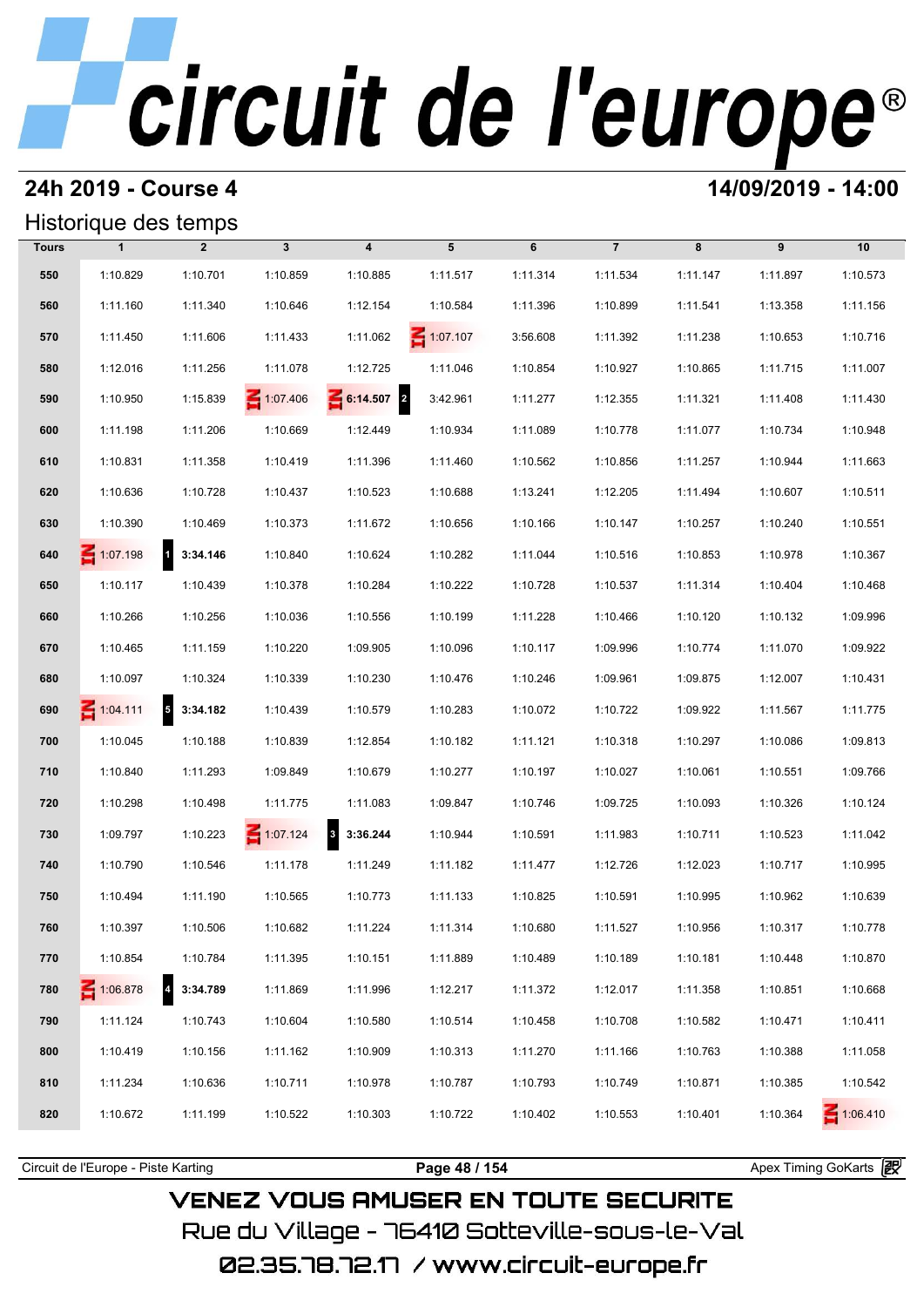# circuit de l'europe®

## 24h 2019 - Course 4

**14/09/2019 - 14:00**

Historique des temps

| Tours | 1 | 2 | 3 | 4 | 5 | 6 | 7 | 8 | 9 | 10 |
|---|---|---|---|---|---|---|---|---|---|---|
| 550 | 1:10.829 | 1:10.701 | 1:10.859 | 1:10.885 | 1:11.517 | 1:11.314 | 1:11.534 | 1:11.147 | 1:11.897 | 1:10.573 |
| 560 | 1:11.160 | 1:11.340 | 1:10.646 | 1:12.154 | 1:10.584 | 1:11.396 | 1:10.899 | 1:11.541 | 1:13.358 | 1:11.156 |
| 570 | 1:11.450 | 1:11.606 | 1:11.433 | 1:11.062 | IN 1:07.107 | 3:56.608 | 1:11.392 | 1:11.238 | 1:10.653 | 1:10.716 |
| 580 | 1:12.016 | 1:11.256 | 1:11.078 | 1:12.725 | 1:11.046 | 1:10.854 | 1:10.927 | 1:10.865 | 1:11.715 | 1:11.007 |
| 590 | 1:10.950 | 1:15.839 | IN 1:07.406 | IN **6:14.507** 2 | 3:42.961 | 1:11.277 | 1:12.355 | 1:11.321 | 1:11.408 | 1:11.430 |
| 600 | 1:11.198 | 1:11.206 | 1:10.669 | 1:12.449 | 1:10.934 | 1:11.089 | 1:10.778 | 1:11.077 | 1:10.734 | 1:10.948 |
| 610 | 1:10.831 | 1:11.358 | 1:10.419 | 1:11.396 | 1:11.460 | 1:10.562 | 1:10.856 | 1:11.257 | 1:10.944 | 1:11.663 |
| 620 | 1:10.636 | 1:10.728 | 1:10.437 | 1:10.523 | 1:10.688 | 1:13.241 | 1:12.205 | 1:11.494 | 1:10.607 | 1:10.511 |
| 630 | 1:10.390 | 1:10.469 | 1:10.373 | 1:11.672 | 1:10.656 | 1:10.166 | 1:10.147 | 1:10.257 | 1:10.240 | 1:10.551 |
| 640 | IN 1:07.198 | 1 **3:34.146** | 1:10.840 | 1:10.624 | 1:10.282 | 1:11.044 | 1:10.516 | 1:10.853 | 1:10.978 | 1:10.367 |
| 650 | 1:10.117 | 1:10.439 | 1:10.378 | 1:10.284 | 1:10.222 | 1:10.728 | 1:10.537 | 1:11.314 | 1:10.404 | 1:10.468 |
| 660 | 1:10.266 | 1:10.256 | 1:10.036 | 1:10.556 | 1:10.199 | 1:11.228 | 1:10.466 | 1:10.120 | 1:10.132 | 1:09.996 |
| 670 | 1:10.465 | 1:11.159 | 1:10.220 | 1:09.905 | 1:10.096 | 1:10.117 | 1:09.996 | 1:10.774 | 1:11.070 | 1:09.922 |
| 680 | 1:10.097 | 1:10.324 | 1:10.339 | 1:10.230 | 1:10.476 | 1:10.246 | 1:09.961 | 1:09.875 | 1:12.007 | 1:10.431 |
| 690 | IN 1:04.111 | 5 **3:34.182** | 1:10.439 | 1:10.579 | 1:10.283 | 1:10.072 | 1:10.722 | 1:09.922 | 1:11.567 | 1:11.775 |
| 700 | 1:10.045 | 1:10.188 | 1:10.839 | 1:12.854 | 1:10.182 | 1:11.121 | 1:10.318 | 1:10.297 | 1:10.086 | 1:09.813 |
| 710 | 1:10.840 | 1:11.293 | 1:09.849 | 1:10.679 | 1:10.277 | 1:10.197 | 1:10.027 | 1:10.061 | 1:10.551 | 1:09.766 |
| 720 | 1:10.298 | 1:10.498 | 1:11.775 | 1:11.083 | 1:09.847 | 1:10.746 | 1:09.725 | 1:10.093 | 1:10.326 | 1:10.124 |
| 730 | 1:09.797 | 1:10.223 | IN 1:07.124 | 3 **3:36.244** | 1:10.944 | 1:10.591 | 1:11.983 | 1:10.711 | 1:10.523 | 1:11.042 |
| 740 | 1:10.790 | 1:10.546 | 1:11.178 | 1:11.249 | 1:11.182 | 1:11.477 | 1:12.726 | 1:12.023 | 1:10.717 | 1:10.995 |
| 750 | 1:10.494 | 1:11.190 | 1:10.565 | 1:10.773 | 1:11.133 | 1:10.825 | 1:10.591 | 1:10.995 | 1:10.962 | 1:10.639 |
| 760 | 1:10.397 | 1:10.506 | 1:10.682 | 1:11.224 | 1:11.314 | 1:10.680 | 1:11.527 | 1:10.956 | 1:10.317 | 1:10.778 |
| 770 | 1:10.854 | 1:10.784 | 1:11.395 | 1:10.151 | 1:11.889 | 1:10.489 | 1:10.189 | 1:10.181 | 1:10.448 | 1:10.870 |
| 780 | IN 1:06.878 | 4 **3:34.789** | 1:11.869 | 1:11.996 | 1:12.217 | 1:11.372 | 1:12.017 | 1:11.358 | 1:10.851 | 1:10.668 |
| 790 | 1:11.124 | 1:10.743 | 1:10.604 | 1:10.580 | 1:10.514 | 1:10.458 | 1:10.708 | 1:10.582 | 1:10.471 | 1:10.411 |
| 800 | 1:10.419 | 1:10.156 | 1:11.162 | 1:10.909 | 1:10.313 | 1:11.270 | 1:11.166 | 1:10.763 | 1:10.388 | 1:11.058 |
| 810 | 1:11.234 | 1:10.636 | 1:10.711 | 1:10.978 | 1:10.787 | 1:10.793 | 1:10.749 | 1:10.871 | 1:10.385 | 1:10.542 |
| 820 | 1:10.672 | 1:11.199 | 1:10.522 | 1:10.303 | 1:10.722 | 1:10.402 | 1:10.553 | 1:10.401 | 1:10.364 | IN 1:06.410 |

Circuit de l'Europe - Piste Karting | Apex Timing GoKarts

VENEZ VOUS AMUSER EN TOUTE SECURITE

Rue du Village - 76410 Sotteville-sous-le-Val

02.35.78.72.17 / www.circuit-europe.fr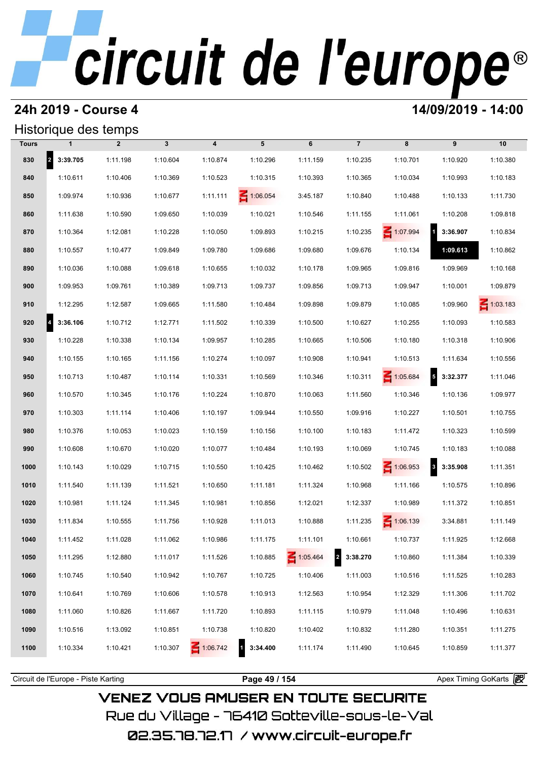# circuit de l'europe®

## 24h 2019 - Course 4

**14/09/2019 - 14:00**

### Historique des temps

| Tours | 1 | 2 | 3 | 4 | 5 | 6 | 7 | 8 | 9 | 10 |
|---|---|---|---|---|---|---|---|---|---|---|
| 830 | 2 **3:39.705** | 1:11.198 | 1:10.604 | 1:10.874 | 1:10.296 | 1:11.159 | 1:10.235 | 1:10.701 | 1:10.920 | 1:10.380 |
| 840 | 1:10.611 | 1:10.406 | 1:10.369 | 1:10.523 | 1:10.315 | 1:10.393 | 1:10.365 | 1:10.034 | 1:10.993 | 1:10.183 |
| 850 | 1:09.974 | 1:10.936 | 1:10.677 | 1:11.111 | IN 1:06.054 | 3:45.187 | 1:10.840 | 1:10.488 | 1:10.133 | 1:11.730 |
| 860 | 1:11.638 | 1:10.590 | 1:09.650 | 1:10.039 | 1:10.021 | 1:10.546 | 1:11.155 | 1:11.061 | 1:10.208 | 1:09.818 |
| 870 | 1:10.364 | 1:12.081 | 1:10.228 | 1:10.050 | 1:09.893 | 1:10.215 | 1:10.235 | IN 1:07.994 | 1 **3:36.907** | 1:10.834 |
| 880 | 1:10.557 | 1:10.477 | 1:09.849 | 1:09.780 | 1:09.686 | 1:09.680 | 1:09.676 | 1:10.134 | **1:09.613** | 1:10.862 |
| 890 | 1:10.036 | 1:10.088 | 1:09.618 | 1:10.655 | 1:10.032 | 1:10.178 | 1:09.965 | 1:09.816 | 1:09.969 | 1:10.168 |
| 900 | 1:09.953 | 1:09.761 | 1:10.389 | 1:09.713 | 1:09.737 | 1:09.856 | 1:09.713 | 1:09.947 | 1:10.001 | 1:09.879 |
| 910 | 1:12.295 | 1:12.587 | 1:09.665 | 1:11.580 | 1:10.484 | 1:09.898 | 1:09.879 | 1:10.085 | 1:09.960 | IN 1:03.183 |
| 920 | 4 **3:36.106** | 1:10.712 | 1:12.771 | 1:11.502 | 1:10.339 | 1:10.500 | 1:10.627 | 1:10.255 | 1:10.093 | 1:10.583 |
| 930 | 1:10.228 | 1:10.338 | 1:10.134 | 1:09.957 | 1:10.285 | 1:10.665 | 1:10.506 | 1:10.180 | 1:10.318 | 1:10.906 |
| 940 | 1:10.155 | 1:10.165 | 1:11.156 | 1:10.274 | 1:10.097 | 1:10.908 | 1:10.941 | 1:10.513 | 1:11.634 | 1:10.556 |
| 950 | 1:10.713 | 1:10.487 | 1:10.114 | 1:10.331 | 1:10.569 | 1:10.346 | 1:10.311 | IN 1:05.684 | 5 **3:32.377** | 1:11.046 |
| 960 | 1:10.570 | 1:10.345 | 1:10.176 | 1:10.224 | 1:10.870 | 1:10.063 | 1:11.560 | 1:10.346 | 1:10.136 | 1:09.977 |
| 970 | 1:10.303 | 1:11.114 | 1:10.406 | 1:10.197 | 1:09.944 | 1:10.550 | 1:09.916 | 1:10.227 | 1:10.501 | 1:10.755 |
| 980 | 1:10.376 | 1:10.053 | 1:10.023 | 1:10.159 | 1:10.156 | 1:10.100 | 1:10.183 | 1:11.472 | 1:10.323 | 1:10.599 |
| 990 | 1:10.608 | 1:10.670 | 1:10.020 | 1:10.077 | 1:10.484 | 1:10.193 | 1:10.069 | 1:10.745 | 1:10.183 | 1:10.088 |
| 1000 | 1:10.143 | 1:10.029 | 1:10.715 | 1:10.550 | 1:10.425 | 1:10.462 | 1:10.502 | IN 1:06.953 | 3 **3:35.908** | 1:11.351 |
| 1010 | 1:11.540 | 1:11.139 | 1:11.521 | 1:10.650 | 1:11.181 | 1:11.324 | 1:10.968 | 1:11.166 | 1:10.575 | 1:10.896 |
| 1020 | 1:10.981 | 1:11.124 | 1:11.345 | 1:10.981 | 1:10.856 | 1:12.021 | 1:12.337 | 1:10.989 | 1:11.372 | 1:10.851 |
| 1030 | 1:11.834 | 1:10.555 | 1:11.756 | 1:10.928 | 1:11.013 | 1:10.888 | 1:11.235 | IN 1:06.139 | 3:34.881 | 1:11.149 |
| 1040 | 1:11.452 | 1:11.028 | 1:11.062 | 1:10.986 | 1:11.175 | 1:11.101 | 1:10.661 | 1:10.737 | 1:11.925 | 1:12.668 |
| 1050 | 1:11.295 | 1:12.880 | 1:11.017 | 1:11.526 | 1:10.885 | IN 1:05.464 | 2 **3:38.270** | 1:10.860 | 1:11.384 | 1:10.339 |
| 1060 | 1:10.745 | 1:10.540 | 1:10.942 | 1:10.767 | 1:10.725 | 1:10.406 | 1:11.003 | 1:10.516 | 1:11.525 | 1:10.283 |
| 1070 | 1:10.641 | 1:10.769 | 1:10.606 | 1:10.578 | 1:10.913 | 1:12.563 | 1:10.954 | 1:12.329 | 1:11.306 | 1:11.702 |
| 1080 | 1:11.060 | 1:10.826 | 1:11.667 | 1:11.720 | 1:10.893 | 1:11.115 | 1:10.979 | 1:11.048 | 1:10.496 | 1:10.631 |
| 1090 | 1:10.516 | 1:13.092 | 1:10.851 | 1:10.738 | 1:10.820 | 1:10.402 | 1:10.832 | 1:11.280 | 1:10.351 | 1:11.275 |
| 1100 | 1:10.334 | 1:10.421 | 1:10.307 | IN 1:06.742 | 1 **3:34.400** | 1:11.174 | 1:11.490 | 1:10.645 | 1:10.859 | 1:11.377 |

Circuit de l'Europe - Piste Karting — Apex Timing GoKarts

VENEZ VOUS AMUSER EN TOUTE SECURITE
Rue du Village - 76410 Sotteville-sous-le-Val
02.35.78.72.17 / www.circuit-europe.fr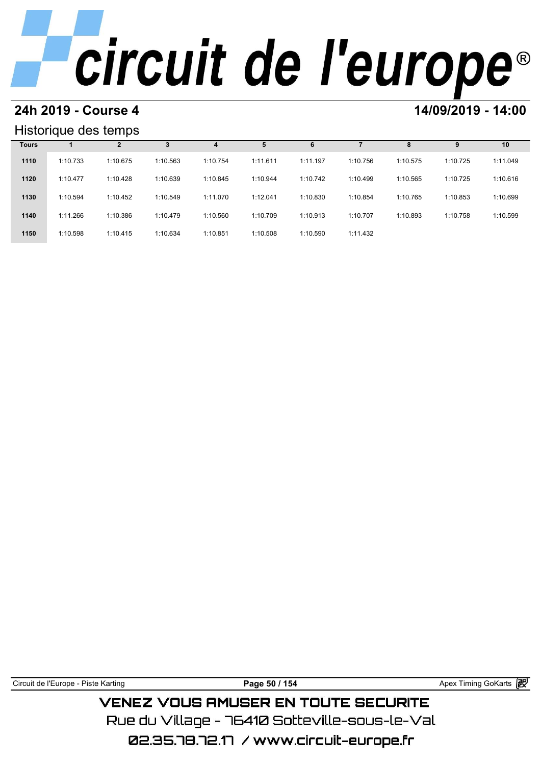# circuit de l'europe®

## 24h 2019 - Course 4

## 14/09/2019 - 14:00

### Historique des temps

| Tours | 1 | 2 | 3 | 4 | 5 | 6 | 7 | 8 | 9 | 10 |
|---|---|---|---|---|---|---|---|---|---|---|
| 1110 | 1:10.733 | 1:10.675 | 1:10.563 | 1:10.754 | 1:11.611 | 1:11.197 | 1:10.756 | 1:10.575 | 1:10.725 | 1:11.049 |
| 1120 | 1:10.477 | 1:10.428 | 1:10.639 | 1:10.845 | 1:10.944 | 1:10.742 | 1:10.499 | 1:10.565 | 1:10.725 | 1:10.616 |
| 1130 | 1:10.594 | 1:10.452 | 1:10.549 | 1:11.070 | 1:12.041 | 1:10.830 | 1:10.854 | 1:10.765 | 1:10.853 | 1:10.699 |
| 1140 | 1:11.266 | 1:10.386 | 1:10.479 | 1:10.560 | 1:10.709 | 1:10.913 | 1:10.707 | 1:10.893 | 1:10.758 | 1:10.599 |
| 1150 | 1:10.598 | 1:10.415 | 1:10.634 | 1:10.851 | 1:10.508 | 1:10.590 | 1:11.432 | | | |

Circuit de l'Europe - Piste Karting

Apex Timing GoKarts

VENEZ VOUS AMUSER EN TOUTE SECURITE

Rue du Village - 76410 Sotteville-sous-le-Val

02.35.78.72.17 / www.circuit-europe.fr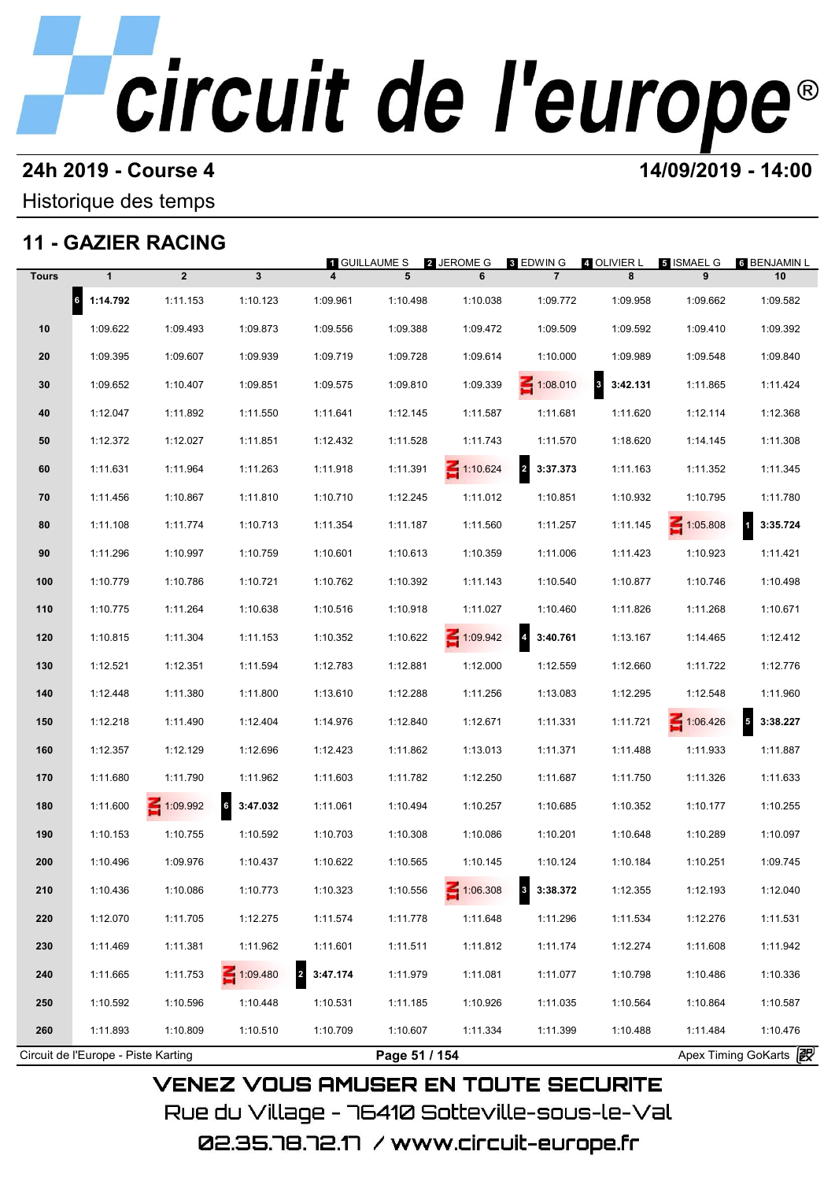# circuit de l'europe®

**24h 2019 - Course 4** — **14/09/2019 - 14:00**

Historique des temps

## 11 - GAZIER RACING

1 GUILLAUME S · 2 JEROME G · 3 EDWIN G · 4 OLIVIER L · 5 ISMAEL G · 6 BENJAMIN L

| Tours | 1 | 2 | 3 | 4 | 5 | 6 | 7 | 8 | 9 | 10 |
|---|---|---|---|---|---|---|---|---|---|---|
| | 6 **1:14.792** | 1:11.153 | 1:10.123 | 1:09.961 | 1:10.498 | 1:10.038 | 1:09.772 | 1:09.958 | 1:09.662 | 1:09.582 |
| 10 | 1:09.622 | 1:09.493 | 1:09.873 | 1:09.556 | 1:09.388 | 1:09.472 | 1:09.509 | 1:09.592 | 1:09.410 | 1:09.392 |
| 20 | 1:09.395 | 1:09.607 | 1:09.939 | 1:09.719 | 1:09.728 | 1:09.614 | 1:10.000 | 1:09.989 | 1:09.548 | 1:09.840 |
| 30 | 1:09.652 | 1:10.407 | 1:09.851 | 1:09.575 | 1:09.810 | 1:09.339 | IN 1:08.010 | 3 **3:42.131** | 1:11.865 | 1:11.424 |
| 40 | 1:12.047 | 1:11.892 | 1:11.550 | 1:11.641 | 1:12.145 | 1:11.587 | 1:11.681 | 1:11.620 | 1:12.114 | 1:12.368 |
| 50 | 1:12.372 | 1:12.027 | 1:11.851 | 1:12.432 | 1:11.528 | 1:11.743 | 1:11.570 | 1:18.620 | 1:14.145 | 1:11.308 |
| 60 | 1:11.631 | 1:11.964 | 1:11.263 | 1:11.918 | 1:11.391 | IN 1:10.624 | 2 **3:37.373** | 1:11.163 | 1:11.352 | 1:11.345 |
| 70 | 1:11.456 | 1:10.867 | 1:11.810 | 1:10.710 | 1:12.245 | 1:11.012 | 1:10.851 | 1:10.932 | 1:10.795 | 1:11.780 |
| 80 | 1:11.108 | 1:11.774 | 1:10.713 | 1:11.354 | 1:11.187 | 1:11.560 | 1:11.257 | 1:11.145 | IN 1:05.808 | 1 **3:35.724** |
| 90 | 1:11.296 | 1:10.997 | 1:10.759 | 1:10.601 | 1:10.613 | 1:10.359 | 1:11.006 | 1:11.423 | 1:10.923 | 1:11.421 |
| 100 | 1:10.779 | 1:10.786 | 1:10.721 | 1:10.762 | 1:10.392 | 1:11.143 | 1:10.540 | 1:10.877 | 1:10.746 | 1:10.498 |
| 110 | 1:10.775 | 1:11.264 | 1:10.638 | 1:10.516 | 1:10.918 | 1:11.027 | 1:10.460 | 1:11.826 | 1:11.268 | 1:10.671 |
| 120 | 1:10.815 | 1:11.304 | 1:11.153 | 1:10.352 | 1:10.622 | IN 1:09.942 | 4 **3:40.761** | 1:13.167 | 1:14.465 | 1:12.412 |
| 130 | 1:12.521 | 1:12.351 | 1:11.594 | 1:12.783 | 1:12.881 | 1:12.000 | 1:12.559 | 1:12.660 | 1:11.722 | 1:12.776 |
| 140 | 1:12.448 | 1:11.380 | 1:11.800 | 1:13.610 | 1:12.288 | 1:11.256 | 1:13.083 | 1:12.295 | 1:12.548 | 1:11.960 |
| 150 | 1:12.218 | 1:11.490 | 1:12.404 | 1:14.976 | 1:12.840 | 1:12.671 | 1:11.331 | 1:11.721 | IN 1:06.426 | 5 **3:38.227** |
| 160 | 1:12.357 | 1:12.129 | 1:12.696 | 1:12.423 | 1:11.862 | 1:13.013 | 1:11.371 | 1:11.488 | 1:11.933 | 1:11.887 |
| 170 | 1:11.680 | 1:11.790 | 1:11.962 | 1:11.603 | 1:11.782 | 1:12.250 | 1:11.687 | 1:11.750 | 1:11.326 | 1:11.633 |
| 180 | 1:11.600 | IN 1:09.992 | 6 **3:47.032** | 1:11.061 | 1:10.494 | 1:10.257 | 1:10.685 | 1:10.352 | 1:10.177 | 1:10.255 |
| 190 | 1:10.153 | 1:10.755 | 1:10.592 | 1:10.703 | 1:10.308 | 1:10.086 | 1:10.201 | 1:10.648 | 1:10.289 | 1:10.097 |
| 200 | 1:10.496 | 1:09.976 | 1:10.437 | 1:10.622 | 1:10.565 | 1:10.145 | 1:10.124 | 1:10.184 | 1:10.251 | 1:09.745 |
| 210 | 1:10.436 | 1:10.086 | 1:10.773 | 1:10.323 | 1:10.556 | IN 1:06.308 | 3 **3:38.372** | 1:12.355 | 1:12.193 | 1:12.040 |
| 220 | 1:12.070 | 1:11.705 | 1:12.275 | 1:11.574 | 1:11.778 | 1:11.648 | 1:11.296 | 1:11.534 | 1:12.276 | 1:11.531 |
| 230 | 1:11.469 | 1:11.381 | 1:11.962 | 1:11.601 | 1:11.511 | 1:11.812 | 1:11.174 | 1:12.274 | 1:11.608 | 1:11.942 |
| 240 | 1:11.665 | 1:11.753 | IN 1:09.480 | 2 **3:47.174** | 1:11.979 | 1:11.081 | 1:11.077 | 1:10.798 | 1:10.486 | 1:10.336 |
| 250 | 1:10.592 | 1:10.596 | 1:10.448 | 1:10.531 | 1:11.185 | 1:10.926 | 1:11.035 | 1:10.564 | 1:10.864 | 1:10.587 |
| 260 | 1:11.893 | 1:10.809 | 1:10.510 | 1:10.709 | 1:10.607 | 1:11.334 | 1:11.399 | 1:10.488 | 1:11.484 | 1:10.476 |

Circuit de l'Europe - Piste Karting — Apex Timing GoKarts

VENEZ VOUS AMUSER EN TOUTE SECURITE

Rue du Village - 76410 Sotteville-sous-le-Val

02.35.78.72.17 / www.circuit-europe.fr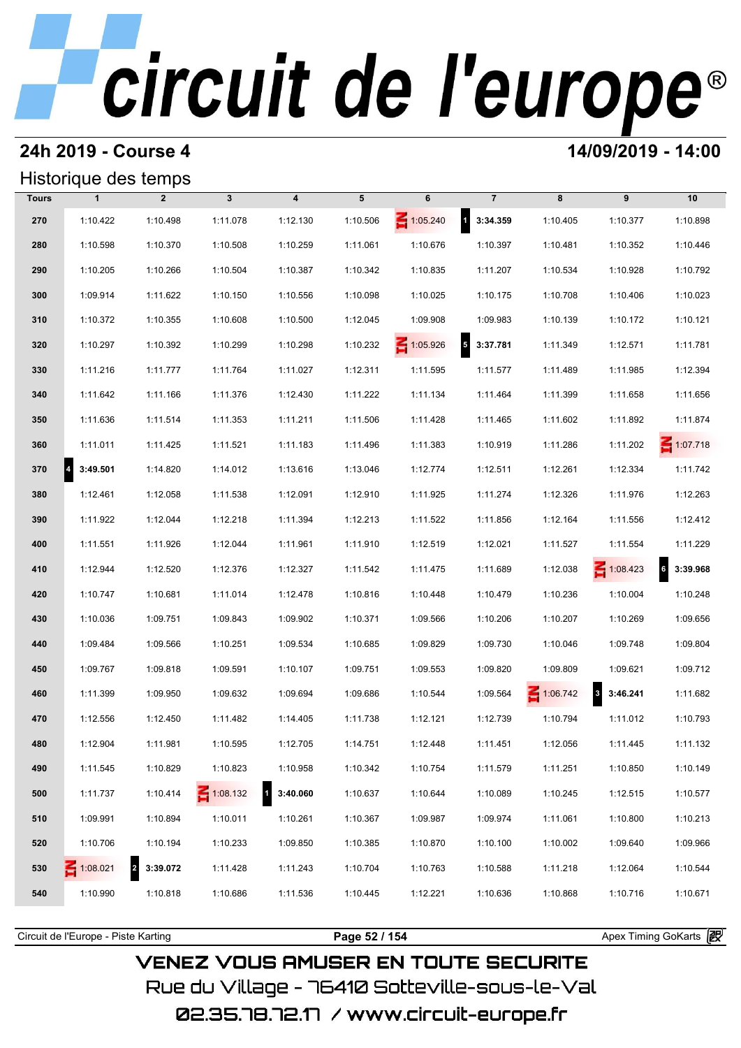# circuit de l'europe®

## 24h 2019 - Course 4

## 14/09/2019 - 14:00

### Historique des temps

| Tours | 1 | 2 | 3 | 4 | 5 | 6 | 7 | 8 | 9 | 10 |
|---|---|---|---|---|---|---|---|---|---|---|
| 270 | 1:10.422 | 1:10.498 | 1:11.078 | 1:12.130 | 1:10.506 | IN 1:05.240 | 1 **3:34.359** | 1:10.405 | 1:10.377 | 1:10.898 |
| 280 | 1:10.598 | 1:10.370 | 1:10.508 | 1:10.259 | 1:11.061 | 1:10.676 | 1:10.397 | 1:10.481 | 1:10.352 | 1:10.446 |
| 290 | 1:10.205 | 1:10.266 | 1:10.504 | 1:10.387 | 1:10.342 | 1:10.835 | 1:11.207 | 1:10.534 | 1:10.928 | 1:10.792 |
| 300 | 1:09.914 | 1:11.622 | 1:10.150 | 1:10.556 | 1:10.098 | 1:10.025 | 1:10.175 | 1:10.708 | 1:10.406 | 1:10.023 |
| 310 | 1:10.372 | 1:10.355 | 1:10.608 | 1:10.500 | 1:12.045 | 1:09.908 | 1:09.983 | 1:10.139 | 1:10.172 | 1:10.121 |
| 320 | 1:10.297 | 1:10.392 | 1:10.299 | 1:10.298 | 1:10.232 | IN 1:05.926 | 5 **3:37.781** | 1:11.349 | 1:12.571 | 1:11.781 |
| 330 | 1:11.216 | 1:11.777 | 1:11.764 | 1:11.027 | 1:12.311 | 1:11.595 | 1:11.577 | 1:11.489 | 1:11.985 | 1:12.394 |
| 340 | 1:11.642 | 1:11.166 | 1:11.376 | 1:12.430 | 1:11.222 | 1:11.134 | 1:11.464 | 1:11.399 | 1:11.658 | 1:11.656 |
| 350 | 1:11.636 | 1:11.514 | 1:11.353 | 1:11.211 | 1:11.506 | 1:11.428 | 1:11.465 | 1:11.602 | 1:11.892 | 1:11.874 |
| 360 | 1:11.011 | 1:11.425 | 1:11.521 | 1:11.183 | 1:11.496 | 1:11.383 | 1:10.919 | 1:11.286 | 1:11.202 | IN 1:07.718 |
| 370 | 4 **3:49.501** | 1:14.820 | 1:14.012 | 1:13.616 | 1:13.046 | 1:12.774 | 1:12.511 | 1:12.261 | 1:12.334 | 1:11.742 |
| 380 | 1:12.461 | 1:12.058 | 1:11.538 | 1:12.091 | 1:12.910 | 1:11.925 | 1:11.274 | 1:12.326 | 1:11.976 | 1:12.263 |
| 390 | 1:11.922 | 1:12.044 | 1:12.218 | 1:11.394 | 1:12.213 | 1:11.522 | 1:11.856 | 1:12.164 | 1:11.556 | 1:12.412 |
| 400 | 1:11.551 | 1:11.926 | 1:12.044 | 1:11.961 | 1:11.910 | 1:12.519 | 1:12.021 | 1:11.527 | 1:11.554 | 1:11.229 |
| 410 | 1:12.944 | 1:12.520 | 1:12.376 | 1:12.327 | 1:11.542 | 1:11.475 | 1:11.689 | 1:12.038 | IN 1:08.423 | 6 **3:39.968** |
| 420 | 1:10.747 | 1:10.681 | 1:11.014 | 1:12.478 | 1:10.816 | 1:10.448 | 1:10.479 | 1:10.236 | 1:10.004 | 1:10.248 |
| 430 | 1:10.036 | 1:09.751 | 1:09.843 | 1:09.902 | 1:10.371 | 1:09.566 | 1:10.206 | 1:10.207 | 1:10.269 | 1:09.656 |
| 440 | 1:09.484 | 1:09.566 | 1:10.251 | 1:09.534 | 1:10.685 | 1:09.829 | 1:09.730 | 1:10.046 | 1:09.748 | 1:09.804 |
| 450 | 1:09.767 | 1:09.818 | 1:09.591 | 1:10.107 | 1:09.751 | 1:09.553 | 1:09.820 | 1:09.809 | 1:09.621 | 1:09.712 |
| 460 | 1:11.399 | 1:09.950 | 1:09.632 | 1:09.694 | 1:09.686 | 1:10.544 | 1:09.564 | IN 1:06.742 | 3 **3:46.241** | 1:11.682 |
| 470 | 1:12.556 | 1:12.450 | 1:11.482 | 1:14.405 | 1:11.738 | 1:12.121 | 1:12.739 | 1:10.794 | 1:11.012 | 1:10.793 |
| 480 | 1:12.904 | 1:11.981 | 1:10.595 | 1:12.705 | 1:14.751 | 1:12.448 | 1:11.451 | 1:12.056 | 1:11.445 | 1:11.132 |
| 490 | 1:11.545 | 1:10.829 | 1:10.823 | 1:10.958 | 1:10.342 | 1:10.754 | 1:11.579 | 1:11.251 | 1:10.850 | 1:10.149 |
| 500 | 1:11.737 | 1:10.414 | IN 1:08.132 | 1 **3:40.060** | 1:10.637 | 1:10.644 | 1:10.089 | 1:10.245 | 1:12.515 | 1:10.577 |
| 510 | 1:09.991 | 1:10.894 | 1:10.011 | 1:10.261 | 1:10.367 | 1:09.987 | 1:09.974 | 1:11.061 | 1:10.800 | 1:10.213 |
| 520 | 1:10.706 | 1:10.194 | 1:10.233 | 1:09.850 | 1:10.385 | 1:10.870 | 1:10.100 | 1:10.002 | 1:09.640 | 1:09.966 |
| 530 | IN 1:08.021 | 2 **3:39.072** | 1:11.428 | 1:11.243 | 1:10.704 | 1:10.763 | 1:10.588 | 1:11.218 | 1:12.064 | 1:10.544 |
| 540 | 1:10.990 | 1:10.818 | 1:10.686 | 1:11.536 | 1:10.445 | 1:12.221 | 1:10.636 | 1:10.868 | 1:10.716 | 1:10.671 |

Circuit de l'Europe - Piste Karting | Apex Timing GoKarts

VENEZ VOUS AMUSER EN TOUTE SECURITE
Rue du Village - 76410 Sotteville-sous-le-Val
02.35.78.72.17 / www.circuit-europe.fr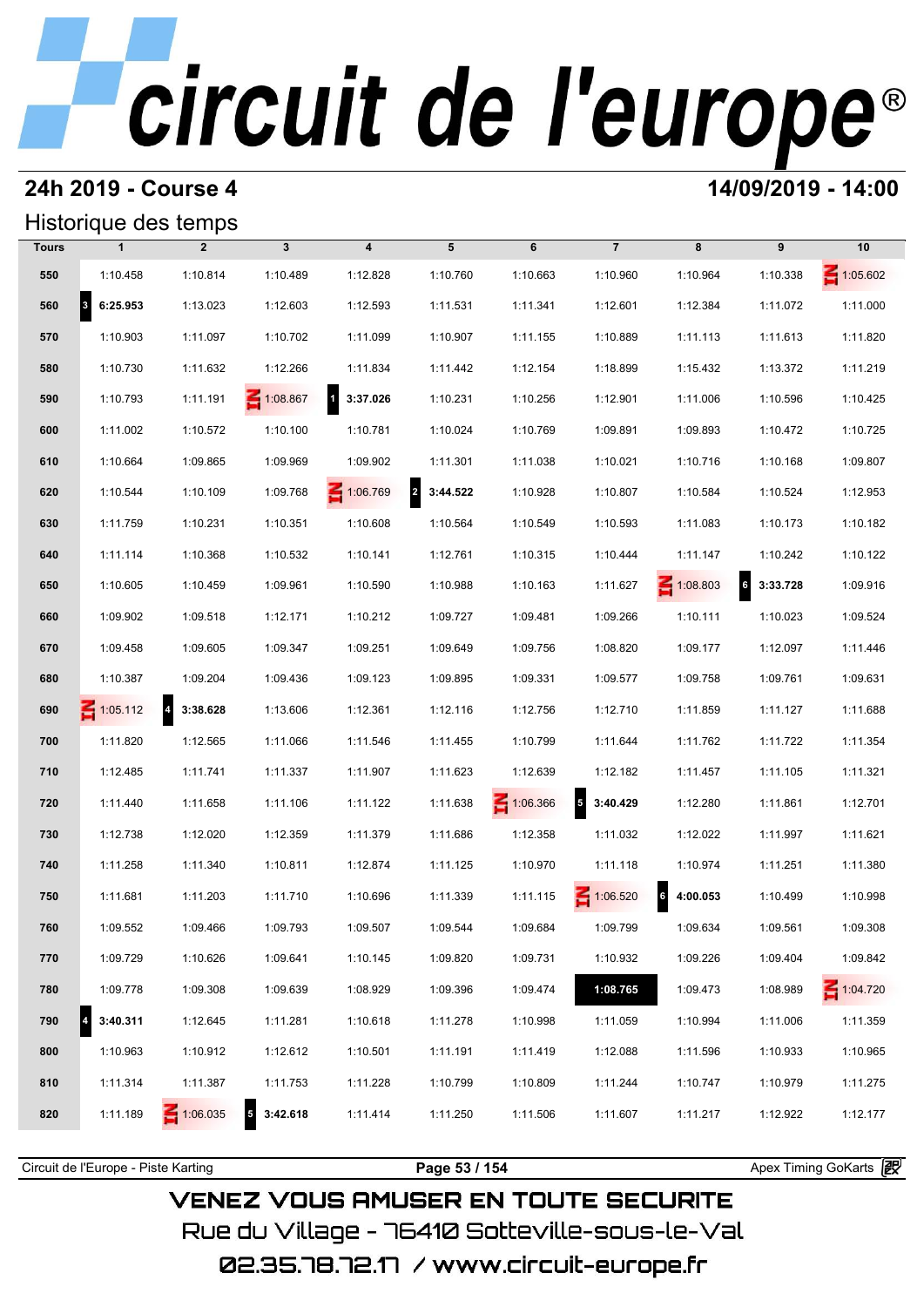# circuit de l'europe®

## 24h 2019 - Course 4

**14/09/2019 - 14:00**

### Historique des temps

| Tours | 1 | 2 | 3 | 4 | 5 | 6 | 7 | 8 | 9 | 10 |
|---|---|---|---|---|---|---|---|---|---|---|
| 550 | 1:10.458 | 1:10.814 | 1:10.489 | 1:12.828 | 1:10.760 | 1:10.663 | 1:10.960 | 1:10.964 | 1:10.338 | IN 1:05.602 |
| 560 | 3 **6:25.953** | 1:13.023 | 1:12.603 | 1:12.593 | 1:11.531 | 1:11.341 | 1:12.601 | 1:12.384 | 1:11.072 | 1:11.000 |
| 570 | 1:10.903 | 1:11.097 | 1:10.702 | 1:11.099 | 1:10.907 | 1:11.155 | 1:10.889 | 1:11.113 | 1:11.613 | 1:11.820 |
| 580 | 1:10.730 | 1:11.632 | 1:12.266 | 1:11.834 | 1:11.442 | 1:12.154 | 1:18.899 | 1:15.432 | 1:13.372 | 1:11.219 |
| 590 | 1:10.793 | 1:11.191 | IN 1:08.867 | 1 **3:37.026** | 1:10.231 | 1:10.256 | 1:12.901 | 1:11.006 | 1:10.596 | 1:10.425 |
| 600 | 1:11.002 | 1:10.572 | 1:10.100 | 1:10.781 | 1:10.024 | 1:10.769 | 1:09.891 | 1:09.893 | 1:10.472 | 1:10.725 |
| 610 | 1:10.664 | 1:09.865 | 1:09.969 | 1:09.902 | 1:11.301 | 1:11.038 | 1:10.021 | 1:10.716 | 1:10.168 | 1:09.807 |
| 620 | 1:10.544 | 1:10.109 | 1:09.768 | IN 1:06.769 | 2 **3:44.522** | 1:10.928 | 1:10.807 | 1:10.584 | 1:10.524 | 1:12.953 |
| 630 | 1:11.759 | 1:10.231 | 1:10.351 | 1:10.608 | 1:10.564 | 1:10.549 | 1:10.593 | 1:11.083 | 1:10.173 | 1:10.182 |
| 640 | 1:11.114 | 1:10.368 | 1:10.532 | 1:10.141 | 1:12.761 | 1:10.315 | 1:10.444 | 1:11.147 | 1:10.242 | 1:10.122 |
| 650 | 1:10.605 | 1:10.459 | 1:09.961 | 1:10.590 | 1:10.988 | 1:10.163 | 1:11.627 | IN 1:08.803 | 6 **3:33.728** | 1:09.916 |
| 660 | 1:09.902 | 1:09.518 | 1:12.171 | 1:10.212 | 1:09.727 | 1:09.481 | 1:09.266 | 1:10.111 | 1:10.023 | 1:09.524 |
| 670 | 1:09.458 | 1:09.605 | 1:09.347 | 1:09.251 | 1:09.649 | 1:09.756 | 1:08.820 | 1:09.177 | 1:12.097 | 1:11.446 |
| 680 | 1:10.387 | 1:09.204 | 1:09.436 | 1:09.123 | 1:09.895 | 1:09.331 | 1:09.577 | 1:09.758 | 1:09.761 | 1:09.631 |
| 690 | IN 1:05.112 | 4 **3:38.628** | 1:13.606 | 1:12.361 | 1:12.116 | 1:12.756 | 1:12.710 | 1:11.859 | 1:11.127 | 1:11.688 |
| 700 | 1:11.820 | 1:12.565 | 1:11.066 | 1:11.546 | 1:11.455 | 1:10.799 | 1:11.644 | 1:11.762 | 1:11.722 | 1:11.354 |
| 710 | 1:12.485 | 1:11.741 | 1:11.337 | 1:11.907 | 1:11.623 | 1:12.639 | 1:12.182 | 1:11.457 | 1:11.105 | 1:11.321 |
| 720 | 1:11.440 | 1:11.658 | 1:11.106 | 1:11.122 | 1:11.638 | IN 1:06.366 | 5 **3:40.429** | 1:12.280 | 1:11.861 | 1:12.701 |
| 730 | 1:12.738 | 1:12.020 | 1:12.359 | 1:11.379 | 1:11.686 | 1:12.358 | 1:11.032 | 1:12.022 | 1:11.997 | 1:11.621 |
| 740 | 1:11.258 | 1:11.340 | 1:10.811 | 1:12.874 | 1:11.125 | 1:10.970 | 1:11.118 | 1:10.974 | 1:11.251 | 1:11.380 |
| 750 | 1:11.681 | 1:11.203 | 1:11.710 | 1:10.696 | 1:11.339 | 1:11.115 | IN 1:06.520 | 6 **4:00.053** | 1:10.499 | 1:10.998 |
| 760 | 1:09.552 | 1:09.466 | 1:09.793 | 1:09.507 | 1:09.544 | 1:09.684 | 1:09.799 | 1:09.634 | 1:09.561 | 1:09.308 |
| 770 | 1:09.729 | 1:10.626 | 1:09.641 | 1:10.145 | 1:09.820 | 1:09.731 | 1:10.932 | 1:09.226 | 1:09.404 | 1:09.842 |
| 780 | 1:09.778 | 1:09.308 | 1:09.639 | 1:08.929 | 1:09.396 | 1:09.474 | **1:08.765** | 1:09.473 | 1:08.989 | IN 1:04.720 |
| 790 | 4 **3:40.311** | 1:12.645 | 1:11.281 | 1:10.618 | 1:11.278 | 1:10.998 | 1:11.059 | 1:10.994 | 1:11.006 | 1:11.359 |
| 800 | 1:10.963 | 1:10.912 | 1:12.612 | 1:10.501 | 1:11.191 | 1:11.419 | 1:12.088 | 1:11.596 | 1:10.933 | 1:10.965 |
| 810 | 1:11.314 | 1:11.387 | 1:11.753 | 1:11.228 | 1:10.799 | 1:10.809 | 1:11.244 | 1:10.747 | 1:10.979 | 1:11.275 |
| 820 | 1:11.189 | IN 1:06.035 | 5 **3:42.618** | 1:11.414 | 1:11.250 | 1:11.506 | 1:11.607 | 1:11.217 | 1:12.922 | 1:12.177 |

Circuit de l'Europe - Piste Karting | Apex Timing GoKarts

VENEZ VOUS AMUSER EN TOUTE SECURITE

Rue du Village - 76410 Sotteville-sous-le-Val

02.35.78.72.17 / www.circuit-europe.fr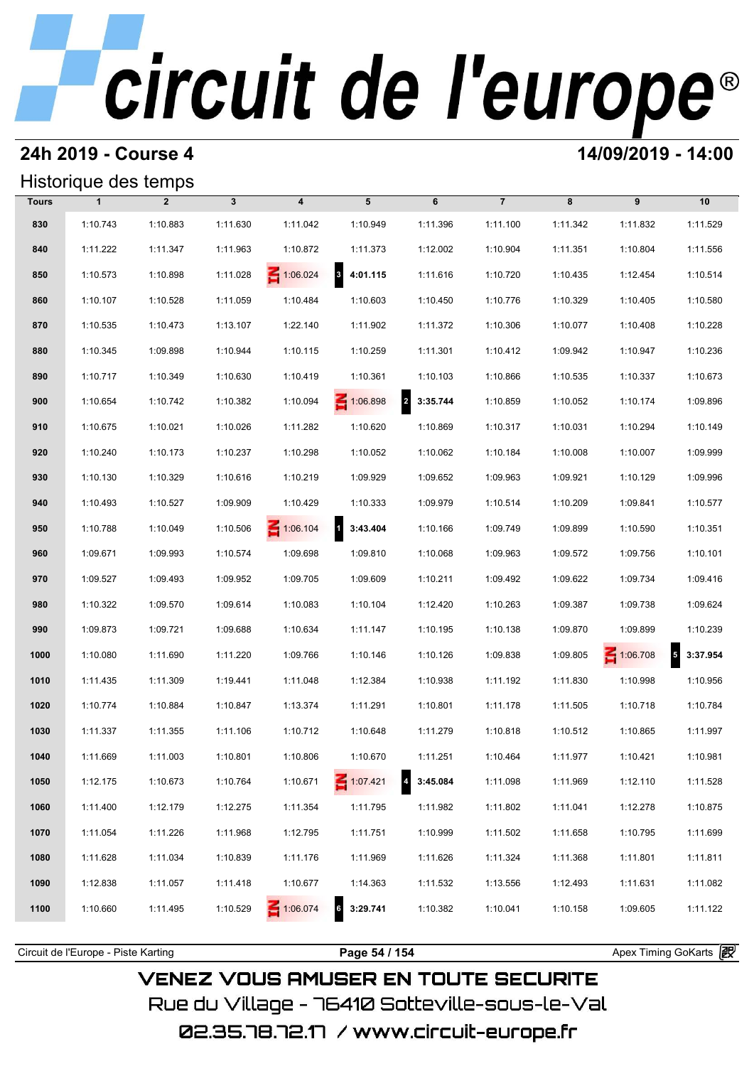# circuit de l'europe®

## 24h 2019 - Course 4

**14/09/2019 - 14:00**

### Historique des temps

| Tours | 1 | 2 | 3 | 4 | 5 | 6 | 7 | 8 | 9 | 10 |
|---|---|---|---|---|---|---|---|---|---|---|
| 830 | 1:10.743 | 1:10.883 | 1:11.630 | 1:11.042 | 1:10.949 | 1:11.396 | 1:11.100 | 1:11.342 | 1:11.832 | 1:11.529 |
| 840 | 1:11.222 | 1:11.347 | 1:11.963 | 1:10.872 | 1:11.373 | 1:12.002 | 1:10.904 | 1:11.351 | 1:10.804 | 1:11.556 |
| 850 | 1:10.573 | 1:10.898 | 1:11.028 | IN 1:06.024 | 3 **4:01.115** | 1:11.616 | 1:10.720 | 1:10.435 | 1:12.454 | 1:10.514 |
| 860 | 1:10.107 | 1:10.528 | 1:11.059 | 1:10.484 | 1:10.603 | 1:10.450 | 1:10.776 | 1:10.329 | 1:10.405 | 1:10.580 |
| 870 | 1:10.535 | 1:10.473 | 1:13.107 | 1:22.140 | 1:11.902 | 1:11.372 | 1:10.306 | 1:10.077 | 1:10.408 | 1:10.228 |
| 880 | 1:10.345 | 1:09.898 | 1:10.944 | 1:10.115 | 1:10.259 | 1:11.301 | 1:10.412 | 1:09.942 | 1:10.947 | 1:10.236 |
| 890 | 1:10.717 | 1:10.349 | 1:10.630 | 1:10.419 | 1:10.361 | 1:10.103 | 1:10.866 | 1:10.535 | 1:10.337 | 1:10.673 |
| 900 | 1:10.654 | 1:10.742 | 1:10.382 | 1:10.094 | IN 1:06.898 | 2 **3:35.744** | 1:10.859 | 1:10.052 | 1:10.174 | 1:09.896 |
| 910 | 1:10.675 | 1:10.021 | 1:10.026 | 1:11.282 | 1:10.620 | 1:10.869 | 1:10.317 | 1:10.031 | 1:10.294 | 1:10.149 |
| 920 | 1:10.240 | 1:10.173 | 1:10.237 | 1:10.298 | 1:10.052 | 1:10.062 | 1:10.184 | 1:10.008 | 1:10.007 | 1:09.999 |
| 930 | 1:10.130 | 1:10.329 | 1:10.616 | 1:10.219 | 1:09.929 | 1:09.652 | 1:09.963 | 1:09.921 | 1:10.129 | 1:09.996 |
| 940 | 1:10.493 | 1:10.527 | 1:09.909 | 1:10.429 | 1:10.333 | 1:09.979 | 1:10.514 | 1:10.209 | 1:09.841 | 1:10.577 |
| 950 | 1:10.788 | 1:10.049 | 1:10.506 | IN 1:06.104 | 1 **3:43.404** | 1:10.166 | 1:09.749 | 1:09.899 | 1:10.590 | 1:10.351 |
| 960 | 1:09.671 | 1:09.993 | 1:10.574 | 1:09.698 | 1:09.810 | 1:10.068 | 1:09.963 | 1:09.572 | 1:09.756 | 1:10.101 |
| 970 | 1:09.527 | 1:09.493 | 1:09.952 | 1:09.705 | 1:09.609 | 1:10.211 | 1:09.492 | 1:09.622 | 1:09.734 | 1:09.416 |
| 980 | 1:10.322 | 1:09.570 | 1:09.614 | 1:10.083 | 1:10.104 | 1:12.420 | 1:10.263 | 1:09.387 | 1:09.738 | 1:09.624 |
| 990 | 1:09.873 | 1:09.721 | 1:09.688 | 1:10.634 | 1:11.147 | 1:10.195 | 1:10.138 | 1:09.870 | 1:09.899 | 1:10.239 |
| 1000 | 1:10.080 | 1:11.690 | 1:11.220 | 1:09.766 | 1:10.146 | 1:10.126 | 1:09.838 | 1:09.805 | IN 1:06.708 | 5 **3:37.954** |
| 1010 | 1:11.435 | 1:11.309 | 1:19.441 | 1:11.048 | 1:12.384 | 1:10.938 | 1:11.192 | 1:11.830 | 1:10.998 | 1:10.956 |
| 1020 | 1:10.774 | 1:10.884 | 1:10.847 | 1:13.374 | 1:11.291 | 1:10.801 | 1:11.178 | 1:11.505 | 1:10.718 | 1:10.784 |
| 1030 | 1:11.337 | 1:11.355 | 1:11.106 | 1:10.712 | 1:10.648 | 1:11.279 | 1:10.818 | 1:10.512 | 1:10.865 | 1:11.997 |
| 1040 | 1:11.669 | 1:11.003 | 1:10.801 | 1:10.806 | 1:10.670 | 1:11.251 | 1:10.464 | 1:11.977 | 1:10.421 | 1:10.981 |
| 1050 | 1:12.175 | 1:10.673 | 1:10.764 | 1:10.671 | IN 1:07.421 | 4 **3:45.084** | 1:11.098 | 1:11.969 | 1:12.110 | 1:11.528 |
| 1060 | 1:11.400 | 1:12.179 | 1:12.275 | 1:11.354 | 1:11.795 | 1:11.982 | 1:11.802 | 1:11.041 | 1:12.278 | 1:10.875 |
| 1070 | 1:11.054 | 1:11.226 | 1:11.968 | 1:12.795 | 1:11.751 | 1:10.999 | 1:11.502 | 1:11.658 | 1:10.795 | 1:11.699 |
| 1080 | 1:11.628 | 1:11.034 | 1:10.839 | 1:11.176 | 1:11.969 | 1:11.626 | 1:11.324 | 1:11.368 | 1:11.801 | 1:11.811 |
| 1090 | 1:12.838 | 1:11.057 | 1:11.418 | 1:10.677 | 1:14.363 | 1:11.532 | 1:13.556 | 1:12.493 | 1:11.631 | 1:11.082 |
| 1100 | 1:10.660 | 1:11.495 | 1:10.529 | IN 1:06.074 | 6 **3:29.741** | 1:10.382 | 1:10.041 | 1:10.158 | 1:09.605 | 1:11.122 |

Circuit de l'Europe - Piste Karting — Apex Timing GoKarts

VENEZ VOUS AMUSER EN TOUTE SECURITE

Rue du Village - 76410 Sotteville-sous-le-Val

02.35.78.72.17 / www.circuit-europe.fr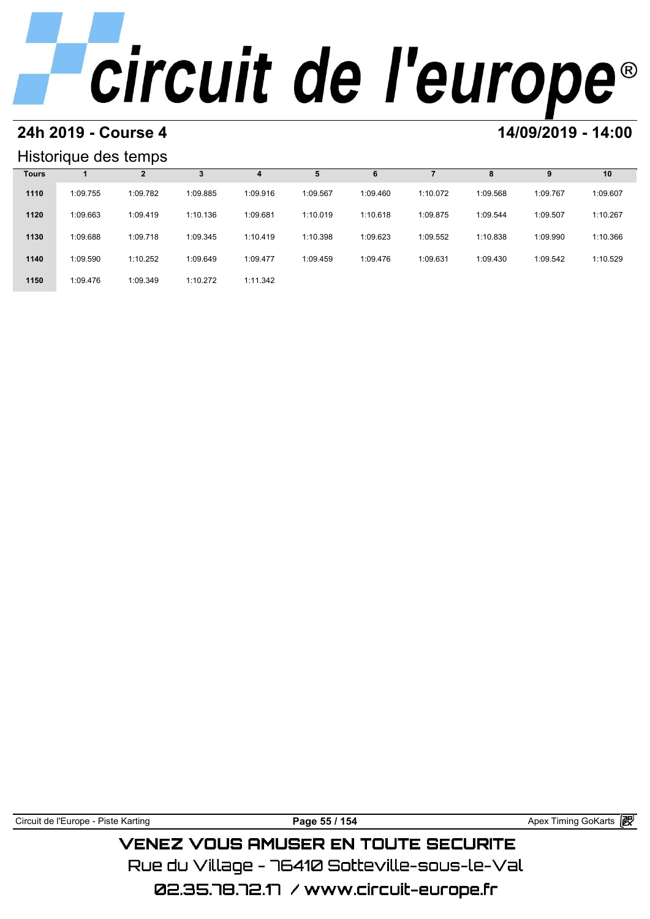# circuit de l'europe®

## 24h 2019 - Course 4

## 14/09/2019 - 14:00

### Historique des temps

| Tours | 1 | 2 | 3 | 4 | 5 | 6 | 7 | 8 | 9 | 10 |
|---|---|---|---|---|---|---|---|---|---|---|
| 1110 | 1:09.755 | 1:09.782 | 1:09.885 | 1:09.916 | 1:09.567 | 1:09.460 | 1:10.072 | 1:09.568 | 1:09.767 | 1:09.607 |
| 1120 | 1:09.663 | 1:09.419 | 1:10.136 | 1:09.681 | 1:10.019 | 1:10.618 | 1:09.875 | 1:09.544 | 1:09.507 | 1:10.267 |
| 1130 | 1:09.688 | 1:09.718 | 1:09.345 | 1:10.419 | 1:10.398 | 1:09.623 | 1:09.552 | 1:10.838 | 1:09.990 | 1:10.366 |
| 1140 | 1:09.590 | 1:10.252 | 1:09.649 | 1:09.477 | 1:09.459 | 1:09.476 | 1:09.631 | 1:09.430 | 1:09.542 | 1:10.529 |
| 1150 | 1:09.476 | 1:09.349 | 1:10.272 | 1:11.342 | | | | | | |

Circuit de l'Europe - Piste Karting

Apex Timing GoKarts

VENEZ VOUS AMUSER EN TOUTE SECURITE

Rue du Village - 76410 Sotteville-sous-le-Val

02.35.78.72.17 / www.circuit-europe.fr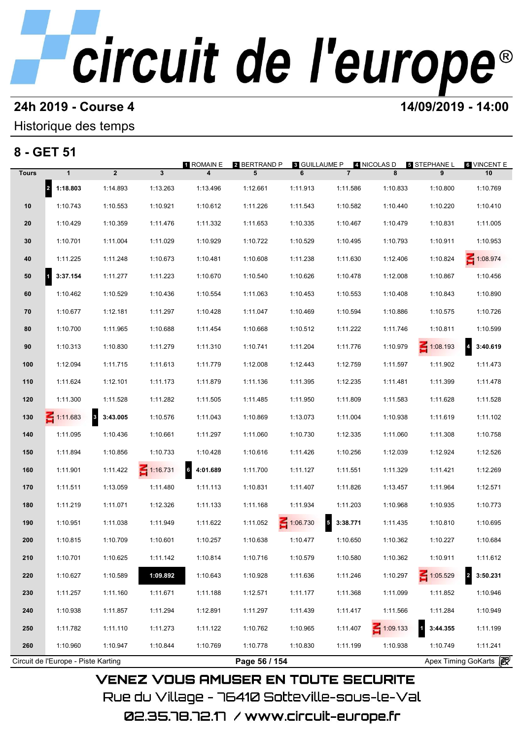# circuit de l'europe®

## 24h 2019 - Course 4

**14/09/2019 - 14:00**

Historique des temps

## 8 - GET 51

1 ROMAIN E  2 BERTRAND P  3 GUILLAUME P  4 NICOLAS D  5 STEPHANE L  6 VINCENT E

| Tours | 1 | 2 | 3 | 4 | 5 | 6 | 7 | 8 | 9 | 10 |
|---|---|---|---|---|---|---|---|---|---|---|
| | 2 **1:18.803** | 1:14.893 | 1:13.263 | 1:13.496 | 1:12.661 | 1:11.913 | 1:11.586 | 1:10.833 | 1:10.800 | 1:10.769 |
| 10 | 1:10.743 | 1:10.553 | 1:10.921 | 1:10.612 | 1:11.226 | 1:11.543 | 1:10.582 | 1:10.440 | 1:10.220 | 1:10.410 |
| 20 | 1:10.429 | 1:10.359 | 1:11.476 | 1:11.332 | 1:11.653 | 1:10.335 | 1:10.467 | 1:10.479 | 1:10.831 | 1:11.005 |
| 30 | 1:10.701 | 1:11.004 | 1:11.029 | 1:10.929 | 1:10.722 | 1:10.529 | 1:10.495 | 1:10.793 | 1:10.911 | 1:10.953 |
| 40 | 1:11.225 | 1:11.248 | 1:10.673 | 1:10.481 | 1:10.608 | 1:11.238 | 1:11.630 | 1:12.406 | 1:10.824 | IN 1:08.974 |
| 50 | 1 **3:37.154** | 1:11.277 | 1:11.223 | 1:10.670 | 1:10.540 | 1:10.626 | 1:10.478 | 1:12.008 | 1:10.867 | 1:10.456 |
| 60 | 1:10.462 | 1:10.529 | 1:10.436 | 1:10.554 | 1:11.063 | 1:10.453 | 1:10.553 | 1:10.408 | 1:10.843 | 1:10.890 |
| 70 | 1:10.677 | 1:12.181 | 1:11.297 | 1:10.428 | 1:11.047 | 1:10.469 | 1:10.594 | 1:10.886 | 1:10.575 | 1:10.726 |
| 80 | 1:10.700 | 1:11.965 | 1:10.688 | 1:11.454 | 1:10.668 | 1:10.512 | 1:11.222 | 1:11.746 | 1:10.811 | 1:10.599 |
| 90 | 1:10.313 | 1:10.830 | 1:11.279 | 1:11.310 | 1:10.741 | 1:11.204 | 1:11.776 | 1:10.979 | IN 1:08.193 | 4 **3:40.619** |
| 100 | 1:12.094 | 1:11.715 | 1:11.613 | 1:11.779 | 1:12.008 | 1:12.443 | 1:12.759 | 1:11.597 | 1:11.902 | 1:11.473 |
| 110 | 1:11.624 | 1:12.101 | 1:11.173 | 1:11.879 | 1:11.136 | 1:11.395 | 1:12.235 | 1:11.481 | 1:11.399 | 1:11.478 |
| 120 | 1:11.300 | 1:11.528 | 1:11.282 | 1:11.505 | 1:11.485 | 1:11.950 | 1:11.809 | 1:11.583 | 1:11.628 | 1:11.528 |
| 130 | IN 1:11.683 | 3 **3:43.005** | 1:10.576 | 1:11.043 | 1:10.869 | 1:13.073 | 1:11.004 | 1:10.938 | 1:11.619 | 1:11.102 |
| 140 | 1:11.095 | 1:10.436 | 1:10.661 | 1:11.297 | 1:11.060 | 1:10.730 | 1:12.335 | 1:11.060 | 1:11.308 | 1:10.758 |
| 150 | 1:11.894 | 1:10.856 | 1:10.733 | 1:10.428 | 1:10.616 | 1:11.426 | 1:10.256 | 1:12.039 | 1:12.924 | 1:12.526 |
| 160 | 1:11.901 | 1:11.422 | IN 1:16.731 | 6 **4:01.689** | 1:11.700 | 1:11.127 | 1:11.551 | 1:11.329 | 1:11.421 | 1:12.269 |
| 170 | 1:11.511 | 1:13.059 | 1:11.480 | 1:11.113 | 1:10.831 | 1:11.407 | 1:11.826 | 1:13.457 | 1:11.964 | 1:12.571 |
| 180 | 1:11.219 | 1:11.071 | 1:12.326 | 1:11.133 | 1:11.168 | 1:11.934 | 1:11.203 | 1:10.968 | 1:10.935 | 1:10.773 |
| 190 | 1:10.951 | 1:11.038 | 1:11.949 | 1:11.622 | 1:11.052 | IN 1:06.730 | 5 **3:38.771** | 1:11.435 | 1:10.810 | 1:10.695 |
| 200 | 1:10.815 | 1:10.709 | 1:10.601 | 1:10.257 | 1:10.638 | 1:10.477 | 1:10.650 | 1:10.362 | 1:10.227 | 1:10.684 |
| 210 | 1:10.701 | 1:10.625 | 1:11.142 | 1:10.814 | 1:10.716 | 1:10.579 | 1:10.580 | 1:10.362 | 1:10.911 | 1:11.612 |
| 220 | 1:10.627 | 1:10.589 | **1:09.892** | 1:10.643 | 1:10.928 | 1:11.636 | 1:11.246 | 1:10.297 | IN 1:05.529 | 2 **3:50.231** |
| 230 | 1:11.257 | 1:11.160 | 1:11.671 | 1:11.188 | 1:12.571 | 1:11.177 | 1:11.368 | 1:11.099 | 1:11.852 | 1:10.946 |
| 240 | 1:10.938 | 1:11.857 | 1:11.294 | 1:12.891 | 1:11.297 | 1:11.439 | 1:11.417 | 1:11.566 | 1:11.284 | 1:10.949 |
| 250 | 1:11.782 | 1:11.110 | 1:11.273 | 1:11.122 | 1:10.762 | 1:10.965 | 1:11.407 | IN 1:09.133 | 1 **3:44.355** | 1:11.199 |
| 260 | 1:10.960 | 1:10.947 | 1:10.844 | 1:10.769 | 1:10.778 | 1:10.830 | 1:11.199 | 1:10.938 | 1:10.749 | 1:11.241 |

Circuit de l'Europe - Piste Karting    Apex Timing GoKarts

VENEZ VOUS AMUSER EN TOUTE SECURITE

Rue du Village - 76410 Sotteville-sous-le-Val

02.35.78.72.17 / www.circuit-europe.fr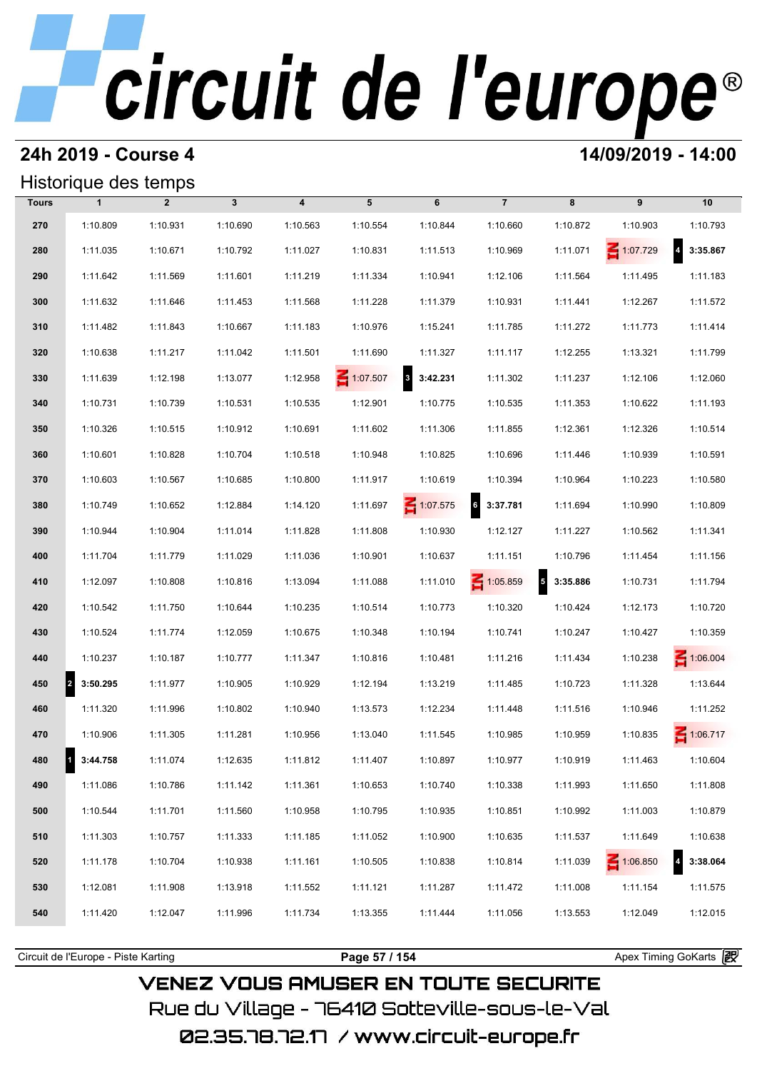# circuit de l'europe®

## 24h 2019 - Course 4

## 14/09/2019 - 14:00

### Historique des temps

| Tours | 1 | 2 | 3 | 4 | 5 | 6 | 7 | 8 | 9 | 10 |
|---|---|---|---|---|---|---|---|---|---|---|
| 270 | 1:10.809 | 1:10.931 | 1:10.690 | 1:10.563 | 1:10.554 | 1:10.844 | 1:10.660 | 1:10.872 | 1:10.903 | 1:10.793 |
| 280 | 1:11.035 | 1:10.671 | 1:10.792 | 1:11.027 | 1:10.831 | 1:11.513 | 1:10.969 | 1:11.071 | IN 1:07.729 | 4 **3:35.867** |
| 290 | 1:11.642 | 1:11.569 | 1:11.601 | 1:11.219 | 1:11.334 | 1:10.941 | 1:12.106 | 1:11.564 | 1:11.495 | 1:11.183 |
| 300 | 1:11.632 | 1:11.646 | 1:11.453 | 1:11.568 | 1:11.228 | 1:11.379 | 1:10.931 | 1:11.441 | 1:12.267 | 1:11.572 |
| 310 | 1:11.482 | 1:11.843 | 1:10.667 | 1:11.183 | 1:10.976 | 1:15.241 | 1:11.785 | 1:11.272 | 1:11.773 | 1:11.414 |
| 320 | 1:10.638 | 1:11.217 | 1:11.042 | 1:11.501 | 1:11.690 | 1:11.327 | 1:11.117 | 1:12.255 | 1:13.321 | 1:11.799 |
| 330 | 1:11.639 | 1:12.198 | 1:13.077 | 1:12.958 | IN 1:07.507 | 3 **3:42.231** | 1:11.302 | 1:11.237 | 1:12.106 | 1:12.060 |
| 340 | 1:10.731 | 1:10.739 | 1:10.531 | 1:10.535 | 1:12.901 | 1:10.775 | 1:10.535 | 1:11.353 | 1:10.622 | 1:11.193 |
| 350 | 1:10.326 | 1:10.515 | 1:10.912 | 1:10.691 | 1:11.602 | 1:11.306 | 1:11.855 | 1:12.361 | 1:12.326 | 1:10.514 |
| 360 | 1:10.601 | 1:10.828 | 1:10.704 | 1:10.518 | 1:10.948 | 1:10.825 | 1:10.696 | 1:11.446 | 1:10.939 | 1:10.591 |
| 370 | 1:10.603 | 1:10.567 | 1:10.685 | 1:10.800 | 1:11.917 | 1:10.619 | 1:10.394 | 1:10.964 | 1:10.223 | 1:10.580 |
| 380 | 1:10.749 | 1:10.652 | 1:12.884 | 1:14.120 | 1:11.697 | IN 1:07.575 | 6 **3:37.781** | 1:11.694 | 1:10.990 | 1:10.809 |
| 390 | 1:10.944 | 1:10.904 | 1:11.014 | 1:11.828 | 1:11.808 | 1:10.930 | 1:12.127 | 1:11.227 | 1:10.562 | 1:11.341 |
| 400 | 1:11.704 | 1:11.779 | 1:11.029 | 1:11.036 | 1:10.901 | 1:10.637 | 1:11.151 | 1:10.796 | 1:11.454 | 1:11.156 |
| 410 | 1:12.097 | 1:10.808 | 1:10.816 | 1:13.094 | 1:11.088 | 1:11.010 | IN 1:05.859 | 5 **3:35.886** | 1:10.731 | 1:11.794 |
| 420 | 1:10.542 | 1:11.750 | 1:10.644 | 1:10.235 | 1:10.514 | 1:10.773 | 1:10.320 | 1:10.424 | 1:12.173 | 1:10.720 |
| 430 | 1:10.524 | 1:11.774 | 1:12.059 | 1:10.675 | 1:10.348 | 1:10.194 | 1:10.741 | 1:10.247 | 1:10.427 | 1:10.359 |
| 440 | 1:10.237 | 1:10.187 | 1:10.777 | 1:11.347 | 1:10.816 | 1:10.481 | 1:11.216 | 1:11.434 | 1:10.238 | IN 1:06.004 |
| 450 | 2 **3:50.295** | 1:11.977 | 1:10.905 | 1:10.929 | 1:12.194 | 1:13.219 | 1:11.485 | 1:10.723 | 1:11.328 | 1:13.644 |
| 460 | 1:11.320 | 1:11.996 | 1:10.802 | 1:10.940 | 1:13.573 | 1:12.234 | 1:11.448 | 1:11.516 | 1:10.946 | 1:11.252 |
| 470 | 1:10.906 | 1:11.305 | 1:11.281 | 1:10.956 | 1:13.040 | 1:11.545 | 1:10.985 | 1:10.959 | 1:10.835 | IN 1:06.717 |
| 480 | 1 **3:44.758** | 1:11.074 | 1:12.635 | 1:11.812 | 1:11.407 | 1:10.897 | 1:10.977 | 1:10.919 | 1:11.463 | 1:10.604 |
| 490 | 1:11.086 | 1:10.786 | 1:11.142 | 1:11.361 | 1:10.653 | 1:10.740 | 1:10.338 | 1:11.993 | 1:11.650 | 1:11.808 |
| 500 | 1:10.544 | 1:11.701 | 1:11.560 | 1:10.958 | 1:10.795 | 1:10.935 | 1:10.851 | 1:10.992 | 1:11.003 | 1:10.879 |
| 510 | 1:11.303 | 1:10.757 | 1:11.333 | 1:11.185 | 1:11.052 | 1:10.900 | 1:10.635 | 1:11.537 | 1:11.649 | 1:10.638 |
| 520 | 1:11.178 | 1:10.704 | 1:10.938 | 1:11.161 | 1:10.505 | 1:10.838 | 1:10.814 | 1:11.039 | IN 1:06.850 | 4 **3:38.064** |
| 530 | 1:12.081 | 1:11.908 | 1:13.918 | 1:11.552 | 1:11.121 | 1:11.287 | 1:11.472 | 1:11.008 | 1:11.154 | 1:11.575 |
| 540 | 1:11.420 | 1:12.047 | 1:11.996 | 1:11.734 | 1:13.355 | 1:11.444 | 1:11.056 | 1:13.553 | 1:12.049 | 1:12.015 |

Circuit de l'Europe - Piste Karting | Apex Timing GoKarts

VENEZ VOUS AMUSER EN TOUTE SECURITE
Rue du Village - 76410 Sotteville-sous-le-Val
02.35.78.72.17 / www.circuit-europe.fr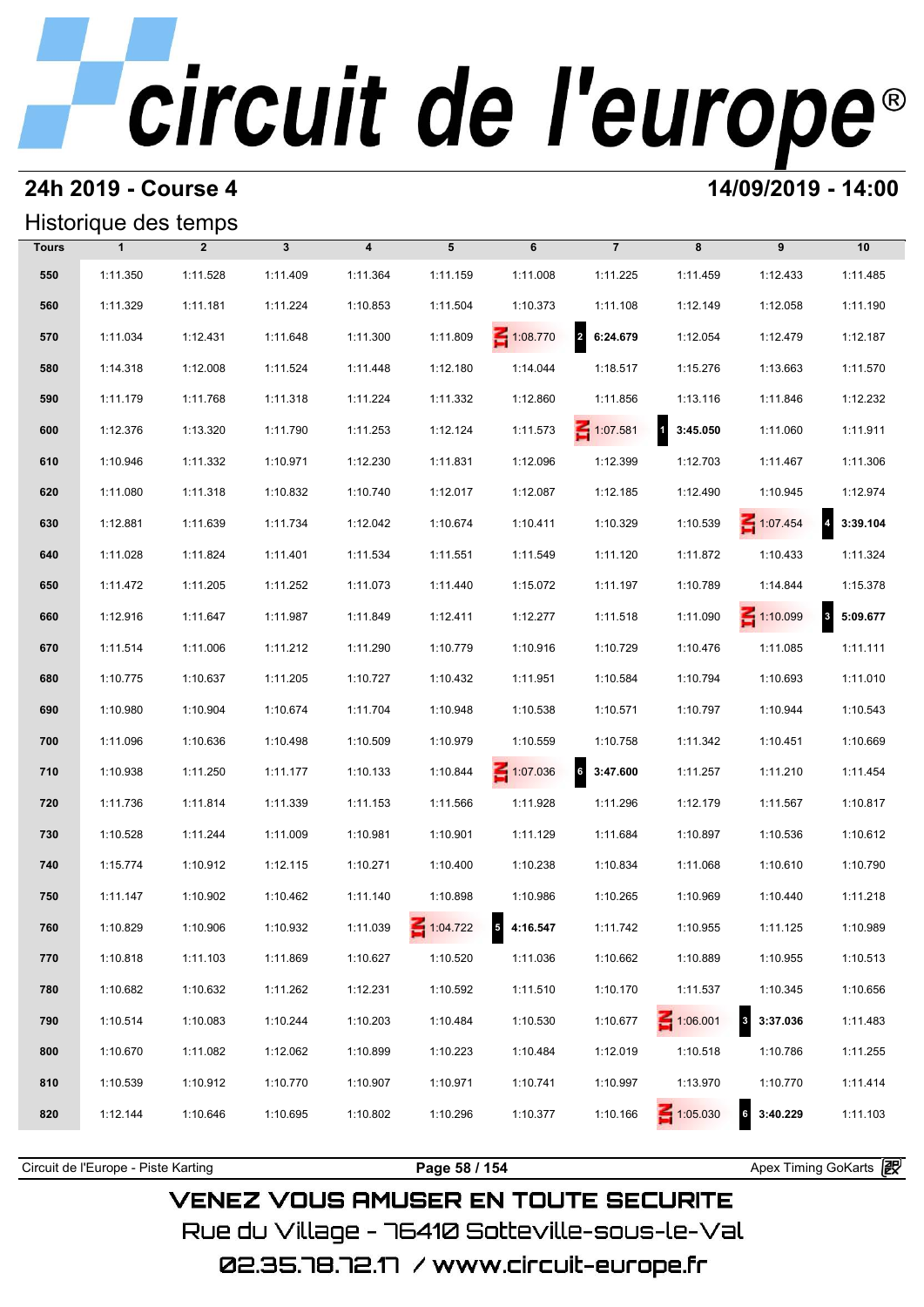# circuit de l'europe®

## 24h 2019 - Course 4

## 14/09/2019 - 14:00

### Historique des temps

| Tours | 1 | 2 | 3 | 4 | 5 | 6 | 7 | 8 | 9 | 10 |
|---|---|---|---|---|---|---|---|---|---|---|
| 550 | 1:11.350 | 1:11.528 | 1:11.409 | 1:11.364 | 1:11.159 | 1:11.008 | 1:11.225 | 1:11.459 | 1:12.433 | 1:11.485 |
| 560 | 1:11.329 | 1:11.181 | 1:11.224 | 1:10.853 | 1:11.504 | 1:10.373 | 1:11.108 | 1:12.149 | 1:12.058 | 1:11.190 |
| 570 | 1:11.034 | 1:12.431 | 1:11.648 | 1:11.300 | 1:11.809 | IN 1:08.770 | 2 6:24.679 | 1:12.054 | 1:12.479 | 1:12.187 |
| 580 | 1:14.318 | 1:12.008 | 1:11.524 | 1:11.448 | 1:12.180 | 1:14.044 | 1:18.517 | 1:15.276 | 1:13.663 | 1:11.570 |
| 590 | 1:11.179 | 1:11.768 | 1:11.318 | 1:11.224 | 1:11.332 | 1:12.860 | 1:11.856 | 1:13.116 | 1:11.846 | 1:12.232 |
| 600 | 1:12.376 | 1:13.320 | 1:11.790 | 1:11.253 | 1:12.124 | 1:11.573 | IN 1:07.581 | 1 3:45.050 | 1:11.060 | 1:11.911 |
| 610 | 1:10.946 | 1:11.332 | 1:10.971 | 1:12.230 | 1:11.831 | 1:12.096 | 1:12.399 | 1:12.703 | 1:11.467 | 1:11.306 |
| 620 | 1:11.080 | 1:11.318 | 1:10.832 | 1:10.740 | 1:12.017 | 1:12.087 | 1:12.185 | 1:12.490 | 1:10.945 | 1:12.974 |
| 630 | 1:12.881 | 1:11.639 | 1:11.734 | 1:12.042 | 1:10.674 | 1:10.411 | 1:10.329 | 1:10.539 | IN 1:07.454 | 4 3:39.104 |
| 640 | 1:11.028 | 1:11.824 | 1:11.401 | 1:11.534 | 1:11.551 | 1:11.549 | 1:11.120 | 1:11.872 | 1:10.433 | 1:11.324 |
| 650 | 1:11.472 | 1:11.205 | 1:11.252 | 1:11.073 | 1:11.440 | 1:15.072 | 1:11.197 | 1:10.789 | 1:14.844 | 1:15.378 |
| 660 | 1:12.916 | 1:11.647 | 1:11.987 | 1:11.849 | 1:12.411 | 1:12.277 | 1:11.518 | 1:11.090 | IN 1:10.099 | 3 5:09.677 |
| 670 | 1:11.514 | 1:11.006 | 1:11.212 | 1:11.290 | 1:10.779 | 1:10.916 | 1:10.729 | 1:10.476 | 1:11.085 | 1:11.111 |
| 680 | 1:10.775 | 1:10.637 | 1:11.205 | 1:10.727 | 1:10.432 | 1:11.951 | 1:10.584 | 1:10.794 | 1:10.693 | 1:11.010 |
| 690 | 1:10.980 | 1:10.904 | 1:10.674 | 1:11.704 | 1:10.948 | 1:10.538 | 1:10.571 | 1:10.797 | 1:10.944 | 1:10.543 |
| 700 | 1:11.096 | 1:10.636 | 1:10.498 | 1:10.509 | 1:10.979 | 1:10.559 | 1:10.758 | 1:11.342 | 1:10.451 | 1:10.669 |
| 710 | 1:10.938 | 1:11.250 | 1:11.177 | 1:10.133 | 1:10.844 | IN 1:07.036 | 6 3:47.600 | 1:11.257 | 1:11.210 | 1:11.454 |
| 720 | 1:11.736 | 1:11.814 | 1:11.339 | 1:11.153 | 1:11.566 | 1:11.928 | 1:11.296 | 1:12.179 | 1:11.567 | 1:10.817 |
| 730 | 1:10.528 | 1:11.244 | 1:11.009 | 1:10.981 | 1:10.901 | 1:11.129 | 1:11.684 | 1:10.897 | 1:10.536 | 1:10.612 |
| 740 | 1:15.774 | 1:10.912 | 1:12.115 | 1:10.271 | 1:10.400 | 1:10.238 | 1:10.834 | 1:11.068 | 1:10.610 | 1:10.790 |
| 750 | 1:11.147 | 1:10.902 | 1:10.462 | 1:11.140 | 1:10.898 | 1:10.986 | 1:10.265 | 1:10.969 | 1:10.440 | 1:11.218 |
| 760 | 1:10.829 | 1:10.906 | 1:10.932 | 1:11.039 | IN 1:04.722 | 5 4:16.547 | 1:11.742 | 1:10.955 | 1:11.125 | 1:10.989 |
| 770 | 1:10.818 | 1:11.103 | 1:11.869 | 1:10.627 | 1:10.520 | 1:11.036 | 1:10.662 | 1:10.889 | 1:10.955 | 1:10.513 |
| 780 | 1:10.682 | 1:10.632 | 1:11.262 | 1:12.231 | 1:10.592 | 1:11.510 | 1:10.170 | 1:11.537 | 1:10.345 | 1:10.656 |
| 790 | 1:10.514 | 1:10.083 | 1:10.244 | 1:10.203 | 1:10.484 | 1:10.530 | 1:10.677 | IN 1:06.001 | 3 3:37.036 | 1:11.483 |
| 800 | 1:10.670 | 1:11.082 | 1:12.062 | 1:10.899 | 1:10.223 | 1:10.484 | 1:12.019 | 1:10.518 | 1:10.786 | 1:11.255 |
| 810 | 1:10.539 | 1:10.912 | 1:10.770 | 1:10.907 | 1:10.971 | 1:10.741 | 1:10.997 | 1:13.970 | 1:10.770 | 1:11.414 |
| 820 | 1:12.144 | 1:10.646 | 1:10.695 | 1:10.802 | 1:10.296 | 1:10.377 | 1:10.166 | IN 1:05.030 | 6 3:40.229 | 1:11.103 |

Circuit de l'Europe - Piste Karting | Apex Timing GoKarts

VENEZ VOUS AMUSER EN TOUTE SECURITE
Rue du Village - 76410 Sotteville-sous-le-Val
02.35.78.72.17 / www.circuit-europe.fr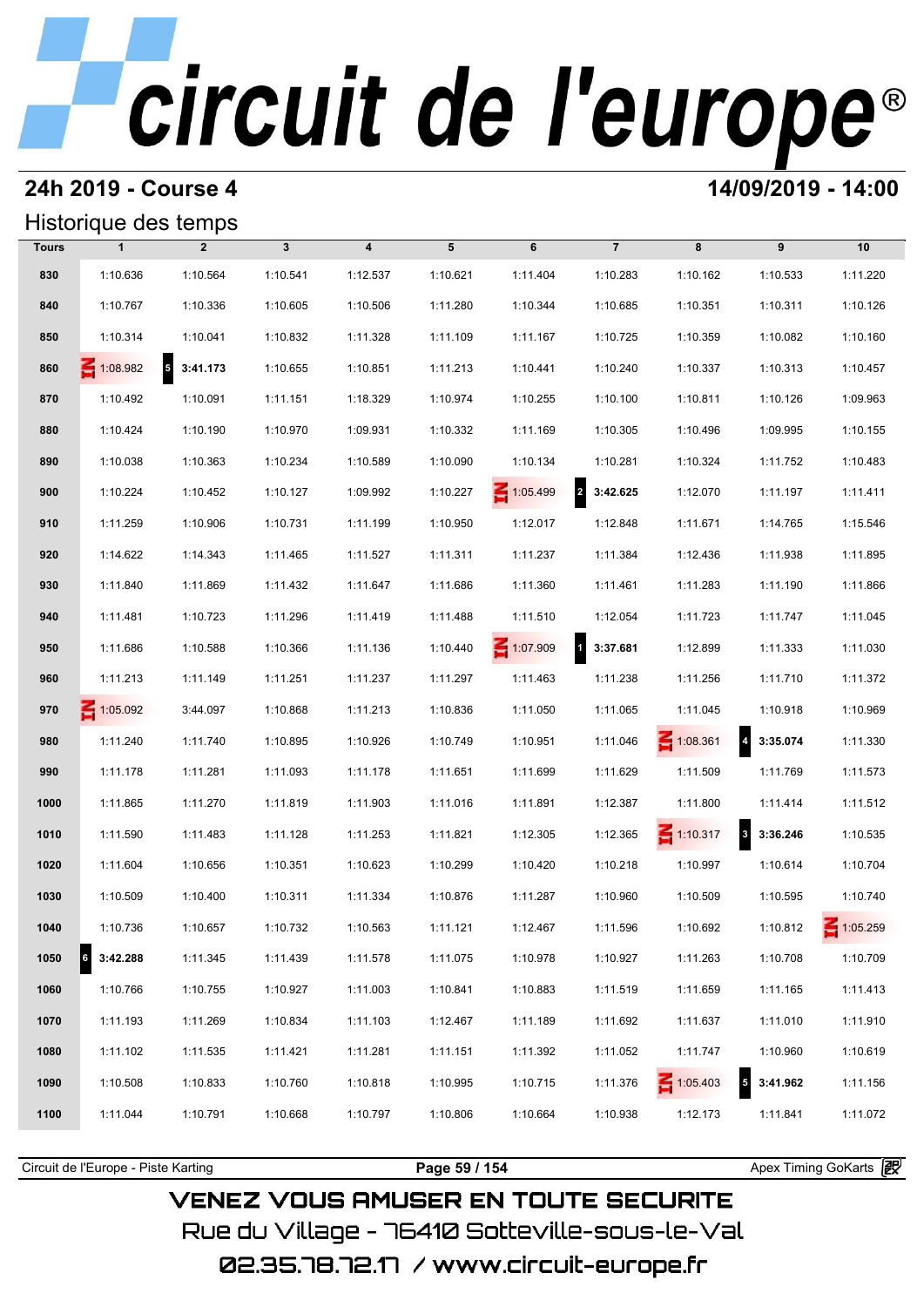# circuit de l'europe

## 24h 2019 - Course 4

**14/09/2019 - 14:00**

### Historique des temps

| Tours | 1 | 2 | 3 | 4 | 5 | 6 | 7 | 8 | 9 | 10 |
|---|---|---|---|---|---|---|---|---|---|---|
| 830 | 1:10.636 | 1:10.564 | 1:10.541 | 1:12.537 | 1:10.621 | 1:11.404 | 1:10.283 | 1:10.162 | 1:10.533 | 1:11.220 |
| 840 | 1:10.767 | 1:10.336 | 1:10.605 | 1:10.506 | 1:11.280 | 1:10.344 | 1:10.685 | 1:10.351 | 1:10.311 | 1:10.126 |
| 850 | 1:10.314 | 1:10.041 | 1:10.832 | 1:11.328 | 1:11.109 | 1:11.167 | 1:10.725 | 1:10.359 | 1:10.082 | 1:10.160 |
| 860 | IN 1:08.982 | 5 **3:41.173** | 1:10.655 | 1:10.851 | 1:11.213 | 1:10.441 | 1:10.240 | 1:10.337 | 1:10.313 | 1:10.457 |
| 870 | 1:10.492 | 1:10.091 | 1:11.151 | 1:18.329 | 1:10.974 | 1:10.255 | 1:10.100 | 1:10.811 | 1:10.126 | 1:09.963 |
| 880 | 1:10.424 | 1:10.190 | 1:10.970 | 1:09.931 | 1:10.332 | 1:11.169 | 1:10.305 | 1:10.496 | 1:09.995 | 1:10.155 |
| 890 | 1:10.038 | 1:10.363 | 1:10.234 | 1:10.589 | 1:10.090 | 1:10.134 | 1:10.281 | 1:10.324 | 1:11.752 | 1:10.483 |
| 900 | 1:10.224 | 1:10.452 | 1:10.127 | 1:09.992 | 1:10.227 | IN 1:05.499 | 2 **3:42.625** | 1:12.070 | 1:11.197 | 1:11.411 |
| 910 | 1:11.259 | 1:10.906 | 1:10.731 | 1:11.199 | 1:10.950 | 1:12.017 | 1:12.848 | 1:11.671 | 1:14.765 | 1:15.546 |
| 920 | 1:14.622 | 1:14.343 | 1:11.465 | 1:11.527 | 1:11.311 | 1:11.237 | 1:11.384 | 1:12.436 | 1:11.938 | 1:11.895 |
| 930 | 1:11.840 | 1:11.869 | 1:11.432 | 1:11.647 | 1:11.686 | 1:11.360 | 1:11.461 | 1:11.283 | 1:11.190 | 1:11.866 |
| 940 | 1:11.481 | 1:10.723 | 1:11.296 | 1:11.419 | 1:11.488 | 1:11.510 | 1:12.054 | 1:11.723 | 1:11.747 | 1:11.045 |
| 950 | 1:11.686 | 1:10.588 | 1:10.366 | 1:11.136 | 1:10.440 | IN 1:07.909 | 1 **3:37.681** | 1:12.899 | 1:11.333 | 1:11.030 |
| 960 | 1:11.213 | 1:11.149 | 1:11.251 | 1:11.237 | 1:11.297 | 1:11.463 | 1:11.238 | 1:11.256 | 1:11.710 | 1:11.372 |
| 970 | IN 1:05.092 | 3:44.097 | 1:10.868 | 1:11.213 | 1:10.836 | 1:11.050 | 1:11.065 | 1:11.045 | 1:10.918 | 1:10.969 |
| 980 | 1:11.240 | 1:11.740 | 1:10.895 | 1:10.926 | 1:10.749 | 1:10.951 | 1:11.046 | IN 1:08.361 | 4 **3:35.074** | 1:11.330 |
| 990 | 1:11.178 | 1:11.281 | 1:11.093 | 1:11.178 | 1:11.651 | 1:11.699 | 1:11.629 | 1:11.509 | 1:11.769 | 1:11.573 |
| 1000 | 1:11.865 | 1:11.270 | 1:11.819 | 1:11.903 | 1:11.016 | 1:11.891 | 1:12.387 | 1:11.800 | 1:11.414 | 1:11.512 |
| 1010 | 1:11.590 | 1:11.483 | 1:11.128 | 1:11.253 | 1:11.821 | 1:12.305 | 1:12.365 | IN 1:10.317 | 3 **3:36.246** | 1:10.535 |
| 1020 | 1:11.604 | 1:10.656 | 1:10.351 | 1:10.623 | 1:10.299 | 1:10.420 | 1:10.218 | 1:10.997 | 1:10.614 | 1:10.704 |
| 1030 | 1:10.509 | 1:10.400 | 1:10.311 | 1:11.334 | 1:10.876 | 1:11.287 | 1:10.960 | 1:10.509 | 1:10.595 | 1:10.740 |
| 1040 | 1:10.736 | 1:10.657 | 1:10.732 | 1:10.563 | 1:11.121 | 1:12.467 | 1:11.596 | 1:10.692 | 1:10.812 | IN 1:05.259 |
| 1050 | 6 **3:42.288** | 1:11.345 | 1:11.439 | 1:11.578 | 1:11.075 | 1:10.978 | 1:10.927 | 1:11.263 | 1:10.708 | 1:10.709 |
| 1060 | 1:10.766 | 1:10.755 | 1:10.927 | 1:11.003 | 1:10.841 | 1:10.883 | 1:11.519 | 1:11.659 | 1:11.165 | 1:11.413 |
| 1070 | 1:11.193 | 1:11.269 | 1:10.834 | 1:11.103 | 1:12.467 | 1:11.189 | 1:11.692 | 1:11.637 | 1:11.010 | 1:11.910 |
| 1080 | 1:11.102 | 1:11.535 | 1:11.421 | 1:11.281 | 1:11.151 | 1:11.392 | 1:11.052 | 1:11.747 | 1:10.960 | 1:10.619 |
| 1090 | 1:10.508 | 1:10.833 | 1:10.760 | 1:10.818 | 1:10.995 | 1:10.715 | 1:11.376 | IN 1:05.403 | 5 **3:41.962** | 1:11.156 |
| 1100 | 1:11.044 | 1:10.791 | 1:10.668 | 1:10.797 | 1:10.806 | 1:10.664 | 1:10.938 | 1:12.173 | 1:11.841 | 1:11.072 |

Circuit de l'Europe - Piste Karting — Apex Timing GoKarts

VENEZ VOUS AMUSER EN TOUTE SECURITE
Rue du Village - 76410 Sotteville-sous-le-Val
02.35.78.72.17 / www.circuit-europe.fr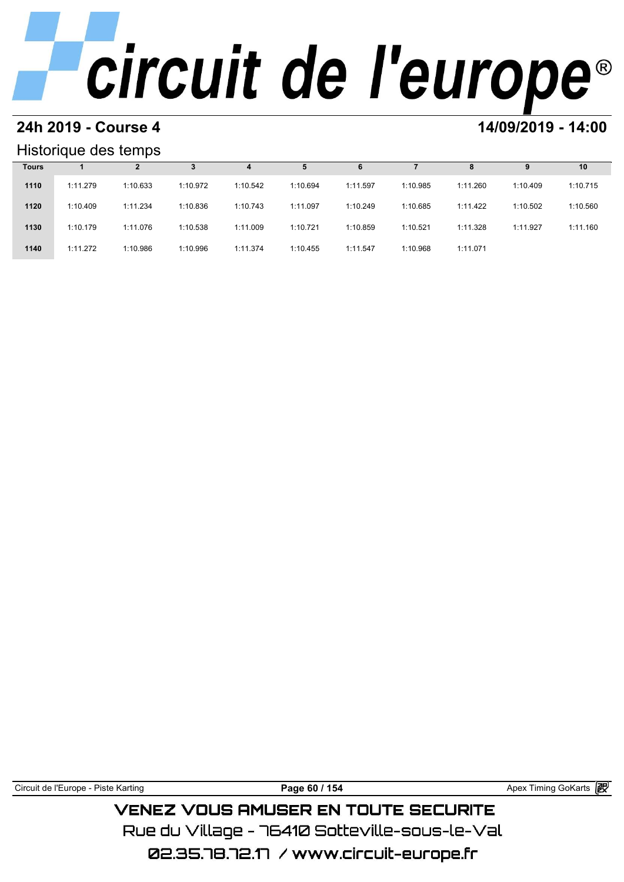## 24h 2019 - Course 4

## 14/09/2019 - 14:00

### Historique des temps

| Tours | 1 | 2 | 3 | 4 | 5 | 6 | 7 | 8 | 9 | 10 |
|---|---|---|---|---|---|---|---|---|---|---|
| 1110 | 1:11.279 | 1:10.633 | 1:10.972 | 1:10.542 | 1:10.694 | 1:11.597 | 1:10.985 | 1:11.260 | 1:10.409 | 1:10.715 |
| 1120 | 1:10.409 | 1:11.234 | 1:10.836 | 1:10.743 | 1:11.097 | 1:10.249 | 1:10.685 | 1:11.422 | 1:10.502 | 1:10.560 |
| 1130 | 1:10.179 | 1:11.076 | 1:10.538 | 1:11.009 | 1:10.721 | 1:10.859 | 1:10.521 | 1:11.328 | 1:11.927 | 1:11.160 |
| 1140 | 1:11.272 | 1:10.986 | 1:10.996 | 1:11.374 | 1:10.455 | 1:11.547 | 1:10.968 | 1:11.071 | | |

VENEZ VOUS AMUSER EN TOUTE SECURITE

Rue du Village - 76410 Sotteville-sous-le-Val

02.35.78.72.17 / www.circuit-europe.fr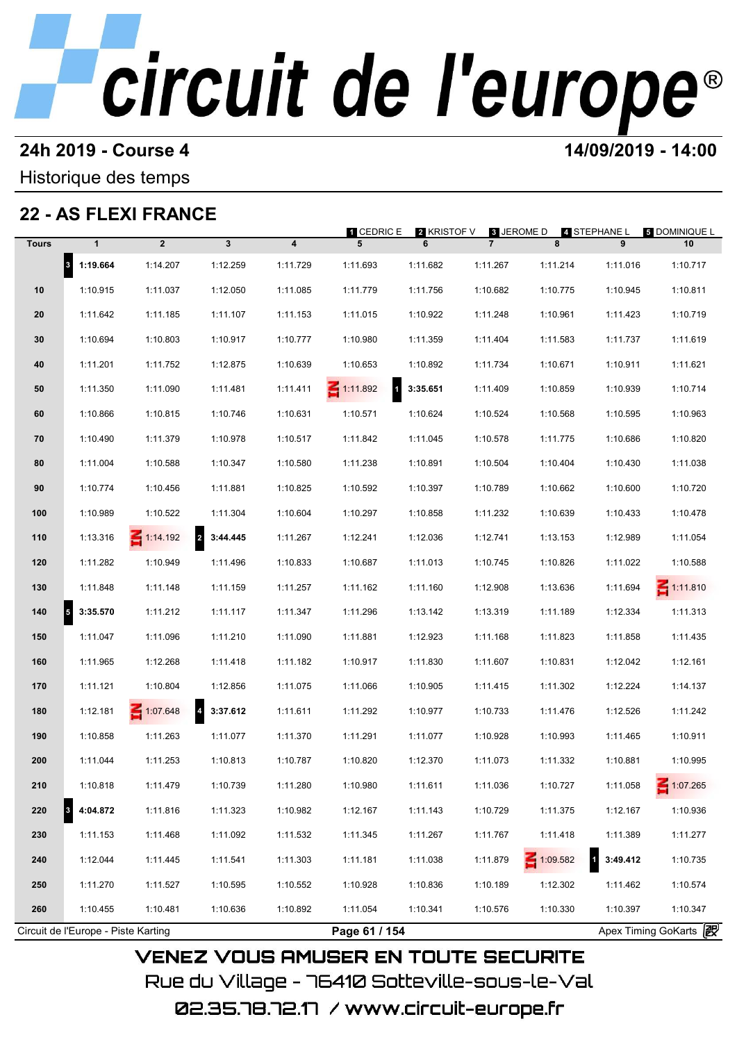# circuit de l'europe

**24h 2019 - Course 4** **14/09/2019 - 14:00**

Historique des temps

## 22 - AS FLEXI FRANCE

1 CEDRIC E | 2 KRISTOF V | 3 JEROME D | 4 STEPHANE L | 5 DOMINIQUE L

| Tours | 1 | 2 | 3 | 4 | 5 | 6 | 7 | 8 | 9 | 10 |
|---|---|---|---|---|---|---|---|---|---|---|
| | 3 **1:19.664** | 1:14.207 | 1:12.259 | 1:11.729 | 1:11.693 | 1:11.682 | 1:11.267 | 1:11.214 | 1:11.016 | 1:10.717 |
| 10 | 1:10.915 | 1:11.037 | 1:12.050 | 1:11.085 | 1:11.779 | 1:11.756 | 1:10.682 | 1:10.775 | 1:10.945 | 1:10.811 |
| 20 | 1:11.642 | 1:11.185 | 1:11.107 | 1:11.153 | 1:11.015 | 1:10.922 | 1:11.248 | 1:10.961 | 1:11.423 | 1:10.719 |
| 30 | 1:10.694 | 1:10.803 | 1:10.917 | 1:10.777 | 1:10.980 | 1:11.359 | 1:11.404 | 1:11.583 | 1:11.737 | 1:11.619 |
| 40 | 1:11.201 | 1:11.752 | 1:12.875 | 1:10.639 | 1:10.653 | 1:10.892 | 1:11.734 | 1:10.671 | 1:10.911 | 1:11.621 |
| 50 | 1:11.350 | 1:11.090 | 1:11.481 | 1:11.411 | IN 1:11.892 | 1 **3:35.651** | 1:11.409 | 1:10.859 | 1:10.939 | 1:10.714 |
| 60 | 1:10.866 | 1:10.815 | 1:10.746 | 1:10.631 | 1:10.571 | 1:10.624 | 1:10.524 | 1:10.568 | 1:10.595 | 1:10.963 |
| 70 | 1:10.490 | 1:11.379 | 1:10.978 | 1:10.517 | 1:11.842 | 1:11.045 | 1:10.578 | 1:11.775 | 1:10.686 | 1:10.820 |
| 80 | 1:11.004 | 1:10.588 | 1:10.347 | 1:10.580 | 1:11.238 | 1:10.891 | 1:10.504 | 1:10.404 | 1:10.430 | 1:11.038 |
| 90 | 1:10.774 | 1:10.456 | 1:11.881 | 1:10.825 | 1:10.592 | 1:10.397 | 1:10.789 | 1:10.662 | 1:10.600 | 1:10.720 |
| 100 | 1:10.989 | 1:10.522 | 1:11.304 | 1:10.604 | 1:10.297 | 1:10.858 | 1:11.232 | 1:10.639 | 1:10.433 | 1:10.478 |
| 110 | 1:13.316 | IN 1:14.192 | 2 **3:44.445** | 1:11.267 | 1:12.241 | 1:12.036 | 1:12.741 | 1:13.153 | 1:12.989 | 1:11.054 |
| 120 | 1:11.282 | 1:10.949 | 1:11.496 | 1:10.833 | 1:10.687 | 1:11.013 | 1:10.745 | 1:10.826 | 1:11.022 | 1:10.588 |
| 130 | 1:11.848 | 1:11.148 | 1:11.159 | 1:11.257 | 1:11.162 | 1:11.160 | 1:12.908 | 1:13.636 | 1:11.694 | IN 1:11.810 |
| 140 | 5 **3:35.570** | 1:11.212 | 1:11.117 | 1:11.347 | 1:11.296 | 1:13.142 | 1:13.319 | 1:11.189 | 1:12.334 | 1:11.313 |
| 150 | 1:11.047 | 1:11.096 | 1:11.210 | 1:11.090 | 1:11.881 | 1:12.923 | 1:11.168 | 1:11.823 | 1:11.858 | 1:11.435 |
| 160 | 1:11.965 | 1:12.268 | 1:11.418 | 1:11.182 | 1:10.917 | 1:11.830 | 1:11.607 | 1:10.831 | 1:12.042 | 1:12.161 |
| 170 | 1:11.121 | 1:10.804 | 1:12.856 | 1:11.075 | 1:11.066 | 1:10.905 | 1:11.415 | 1:11.302 | 1:12.224 | 1:14.137 |
| 180 | 1:12.181 | IN 1:07.648 | 4 **3:37.612** | 1:11.611 | 1:11.292 | 1:10.977 | 1:10.733 | 1:11.476 | 1:12.526 | 1:11.242 |
| 190 | 1:10.858 | 1:11.263 | 1:11.077 | 1:11.370 | 1:11.291 | 1:11.077 | 1:10.928 | 1:10.993 | 1:11.465 | 1:10.911 |
| 200 | 1:11.044 | 1:11.253 | 1:10.813 | 1:10.787 | 1:10.820 | 1:12.370 | 1:11.073 | 1:11.332 | 1:10.881 | 1:10.995 |
| 210 | 1:10.818 | 1:11.479 | 1:10.739 | 1:11.280 | 1:10.980 | 1:11.611 | 1:11.036 | 1:10.727 | 1:11.058 | IN 1:07.265 |
| 220 | 3 **4:04.872** | 1:11.816 | 1:11.323 | 1:10.982 | 1:12.167 | 1:11.143 | 1:10.729 | 1:11.375 | 1:12.167 | 1:10.936 |
| 230 | 1:11.153 | 1:11.468 | 1:11.092 | 1:11.532 | 1:11.345 | 1:11.267 | 1:11.767 | 1:11.418 | 1:11.389 | 1:11.277 |
| 240 | 1:12.044 | 1:11.445 | 1:11.541 | 1:11.303 | 1:11.181 | 1:11.038 | 1:11.879 | IN 1:09.582 | 1 **3:49.412** | 1:10.735 |
| 250 | 1:11.270 | 1:11.527 | 1:10.595 | 1:10.552 | 1:10.928 | 1:10.836 | 1:10.189 | 1:12.302 | 1:11.462 | 1:10.574 |
| 260 | 1:10.455 | 1:10.481 | 1:10.636 | 1:10.892 | 1:11.054 | 1:10.341 | 1:10.576 | 1:10.330 | 1:10.397 | 1:10.347 |

Circuit de l'Europe - Piste Karting | Apex Timing GoKarts

VENEZ VOUS AMUSER EN TOUTE SECURITE

Rue du Village - 76410 Sotteville-sous-le-Val

02.35.78.72.17 / www.circuit-europe.fr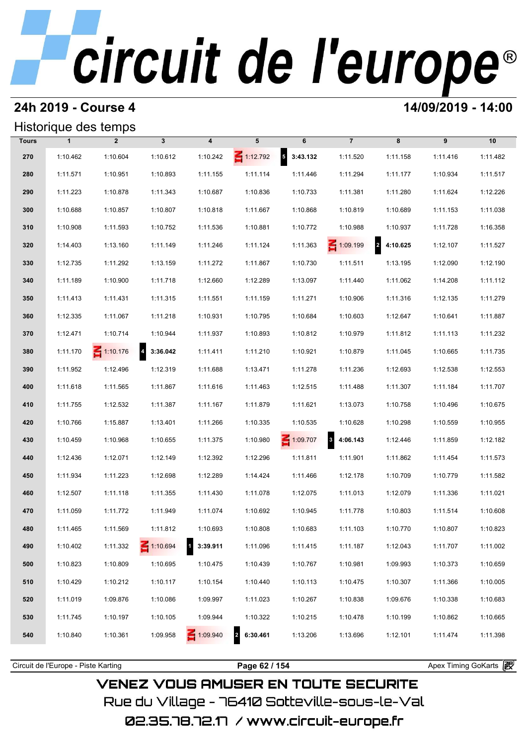# circuit de l'europe

## 24h 2019 - Course 4

**14/09/2019 - 14:00**

### Historique des temps

| Tours | 1 | 2 | 3 | 4 | 5 | 6 | 7 | 8 | 9 | 10 |
|---|---|---|---|---|---|---|---|---|---|---|
| 270 | 1:10.462 | 1:10.604 | 1:10.612 | 1:10.242 | IN 1:12.792 | 5 **3:43.132** | 1:11.520 | 1:11.158 | 1:11.416 | 1:11.482 |
| 280 | 1:11.571 | 1:10.951 | 1:10.893 | 1:11.155 | 1:11.114 | 1:11.446 | 1:11.294 | 1:11.177 | 1:10.934 | 1:11.517 |
| 290 | 1:11.223 | 1:10.878 | 1:11.343 | 1:10.687 | 1:10.836 | 1:10.733 | 1:11.381 | 1:11.280 | 1:11.624 | 1:12.226 |
| 300 | 1:10.688 | 1:10.857 | 1:10.807 | 1:10.818 | 1:11.667 | 1:10.868 | 1:10.819 | 1:10.689 | 1:11.153 | 1:11.038 |
| 310 | 1:10.908 | 1:11.593 | 1:10.752 | 1:11.536 | 1:10.881 | 1:10.772 | 1:10.988 | 1:10.937 | 1:11.728 | 1:16.358 |
| 320 | 1:14.403 | 1:13.160 | 1:11.149 | 1:11.246 | 1:11.124 | 1:11.363 | IN 1:09.199 | 2 **4:10.625** | 1:12.107 | 1:11.527 |
| 330 | 1:12.735 | 1:11.292 | 1:13.159 | 1:11.272 | 1:11.867 | 1:10.730 | 1:11.511 | 1:13.195 | 1:12.090 | 1:12.190 |
| 340 | 1:11.189 | 1:10.900 | 1:11.718 | 1:12.660 | 1:12.289 | 1:13.097 | 1:11.440 | 1:11.062 | 1:14.208 | 1:11.112 |
| 350 | 1:11.413 | 1:11.431 | 1:11.315 | 1:11.551 | 1:11.159 | 1:11.271 | 1:10.906 | 1:11.316 | 1:12.135 | 1:11.279 |
| 360 | 1:12.335 | 1:11.067 | 1:11.218 | 1:10.931 | 1:10.795 | 1:10.684 | 1:10.603 | 1:12.647 | 1:10.641 | 1:11.887 |
| 370 | 1:12.471 | 1:10.714 | 1:10.944 | 1:11.937 | 1:10.893 | 1:10.812 | 1:10.979 | 1:11.812 | 1:11.113 | 1:11.232 |
| 380 | 1:11.170 | IN 1:10.176 | 4 **3:36.042** | 1:11.411 | 1:11.210 | 1:10.921 | 1:10.879 | 1:11.045 | 1:10.665 | 1:11.735 |
| 390 | 1:11.952 | 1:12.496 | 1:12.319 | 1:11.688 | 1:13.471 | 1:11.278 | 1:11.236 | 1:12.693 | 1:12.538 | 1:12.553 |
| 400 | 1:11.618 | 1:11.565 | 1:11.867 | 1:11.616 | 1:11.463 | 1:12.515 | 1:11.488 | 1:11.307 | 1:11.184 | 1:11.707 |
| 410 | 1:11.755 | 1:12.532 | 1:11.387 | 1:11.167 | 1:11.879 | 1:11.621 | 1:13.073 | 1:10.758 | 1:10.496 | 1:10.675 |
| 420 | 1:10.766 | 1:15.887 | 1:13.401 | 1:11.266 | 1:10.335 | 1:10.535 | 1:10.628 | 1:10.298 | 1:10.559 | 1:10.955 |
| 430 | 1:10.459 | 1:10.968 | 1:10.655 | 1:11.375 | 1:10.980 | IN 1:09.707 | 3 **4:06.143** | 1:12.446 | 1:11.859 | 1:12.182 |
| 440 | 1:12.436 | 1:12.071 | 1:12.149 | 1:12.392 | 1:12.296 | 1:11.811 | 1:11.901 | 1:11.862 | 1:11.454 | 1:11.573 |
| 450 | 1:11.934 | 1:11.223 | 1:12.698 | 1:12.289 | 1:14.424 | 1:11.466 | 1:12.178 | 1:10.709 | 1:10.779 | 1:11.582 |
| 460 | 1:12.507 | 1:11.118 | 1:11.355 | 1:11.430 | 1:11.078 | 1:12.075 | 1:11.013 | 1:12.079 | 1:11.336 | 1:11.021 |
| 470 | 1:11.059 | 1:11.772 | 1:11.949 | 1:11.074 | 1:10.692 | 1:10.945 | 1:11.778 | 1:10.803 | 1:11.514 | 1:10.608 |
| 480 | 1:11.465 | 1:11.569 | 1:11.812 | 1:10.693 | 1:10.808 | 1:10.683 | 1:11.103 | 1:10.770 | 1:10.807 | 1:10.823 |
| 490 | 1:10.402 | 1:11.332 | IN 1:10.694 | 1 **3:39.911** | 1:11.096 | 1:11.415 | 1:11.187 | 1:12.043 | 1:11.707 | 1:11.002 |
| 500 | 1:10.823 | 1:10.809 | 1:10.695 | 1:10.475 | 1:10.439 | 1:10.767 | 1:10.981 | 1:09.993 | 1:10.373 | 1:10.659 |
| 510 | 1:10.429 | 1:10.212 | 1:10.117 | 1:10.154 | 1:10.440 | 1:10.113 | 1:10.475 | 1:10.307 | 1:11.366 | 1:10.005 |
| 520 | 1:11.019 | 1:09.876 | 1:10.086 | 1:09.997 | 1:11.023 | 1:10.267 | 1:10.838 | 1:09.676 | 1:10.338 | 1:10.683 |
| 530 | 1:11.745 | 1:10.197 | 1:10.105 | 1:09.944 | 1:10.322 | 1:10.215 | 1:10.478 | 1:10.199 | 1:10.862 | 1:10.665 |
| 540 | 1:10.840 | 1:10.361 | 1:09.958 | IN 1:09.940 | 2 **6:30.461** | 1:13.206 | 1:13.696 | 1:12.101 | 1:11.474 | 1:11.398 |

Circuit de l'Europe - Piste Karting | Apex Timing GoKarts

VENEZ VOUS AMUSER EN TOUTE SECURITE

Rue du Village - 76410 Sotteville-sous-le-Val

02.35.78.72.17 / www.circuit-europe.fr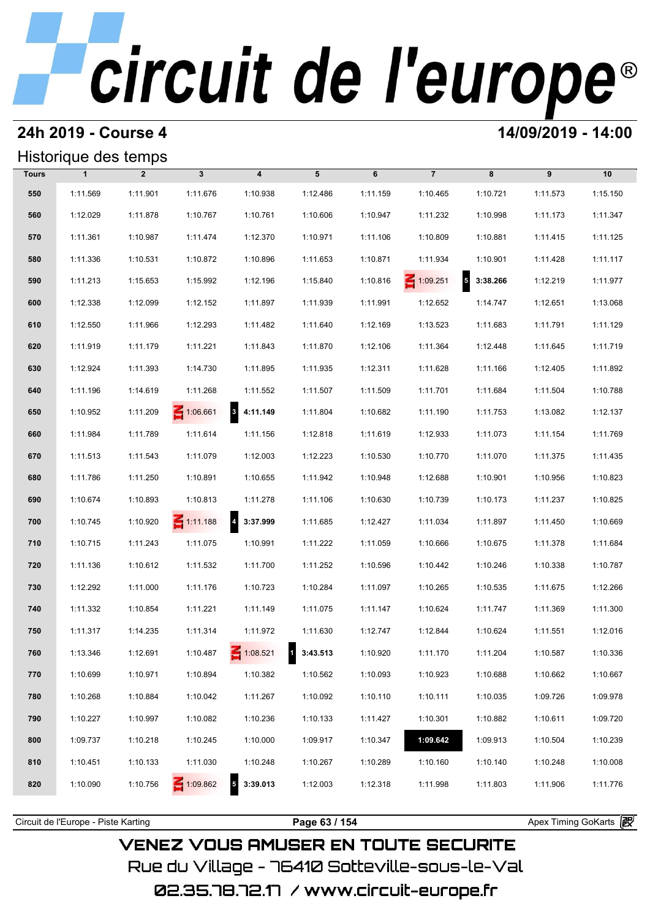# circuit de l'europe®

## 24h 2019 - Course 4

**14/09/2019 - 14:00**

### Historique des temps

| Tours | 1 | 2 | 3 | 4 | 5 | 6 | 7 | 8 | 9 | 10 |
|---|---|---|---|---|---|---|---|---|---|---|
| 550 | 1:11.569 | 1:11.901 | 1:11.676 | 1:10.938 | 1:12.486 | 1:11.159 | 1:10.465 | 1:10.721 | 1:11.573 | 1:15.150 |
| 560 | 1:12.029 | 1:11.878 | 1:10.767 | 1:10.761 | 1:10.606 | 1:10.947 | 1:11.232 | 1:10.998 | 1:11.173 | 1:11.347 |
| 570 | 1:11.361 | 1:10.987 | 1:11.474 | 1:12.370 | 1:10.971 | 1:11.106 | 1:10.809 | 1:10.881 | 1:11.415 | 1:11.125 |
| 580 | 1:11.336 | 1:10.531 | 1:10.872 | 1:10.896 | 1:11.653 | 1:10.871 | 1:11.934 | 1:10.901 | 1:11.428 | 1:11.117 |
| 590 | 1:11.213 | 1:15.653 | 1:15.992 | 1:12.196 | 1:15.840 | 1:10.816 | IN 1:09.251 | 5 **3:38.266** | 1:12.219 | 1:11.977 |
| 600 | 1:12.338 | 1:12.099 | 1:12.152 | 1:11.897 | 1:11.939 | 1:11.991 | 1:12.652 | 1:14.747 | 1:12.651 | 1:13.068 |
| 610 | 1:12.550 | 1:11.966 | 1:12.293 | 1:11.482 | 1:11.640 | 1:12.169 | 1:13.523 | 1:11.683 | 1:11.791 | 1:11.129 |
| 620 | 1:11.919 | 1:11.179 | 1:11.221 | 1:11.843 | 1:11.870 | 1:12.106 | 1:11.364 | 1:12.448 | 1:11.645 | 1:11.719 |
| 630 | 1:12.924 | 1:11.393 | 1:14.730 | 1:11.895 | 1:11.935 | 1:12.311 | 1:11.628 | 1:11.166 | 1:12.405 | 1:11.892 |
| 640 | 1:11.196 | 1:14.619 | 1:11.268 | 1:11.552 | 1:11.507 | 1:11.509 | 1:11.701 | 1:11.684 | 1:11.504 | 1:10.788 |
| 650 | 1:10.952 | 1:11.209 | IN 1:06.661 | 3 **4:11.149** | 1:11.804 | 1:10.682 | 1:11.190 | 1:11.753 | 1:13.082 | 1:12.137 |
| 660 | 1:11.984 | 1:11.789 | 1:11.614 | 1:11.156 | 1:12.818 | 1:11.619 | 1:12.933 | 1:11.073 | 1:11.154 | 1:11.769 |
| 670 | 1:11.513 | 1:11.543 | 1:11.079 | 1:12.003 | 1:12.223 | 1:10.530 | 1:10.770 | 1:11.070 | 1:11.375 | 1:11.435 |
| 680 | 1:11.786 | 1:11.250 | 1:10.891 | 1:10.655 | 1:11.942 | 1:10.948 | 1:12.688 | 1:10.901 | 1:10.956 | 1:10.823 |
| 690 | 1:10.674 | 1:10.893 | 1:10.813 | 1:11.278 | 1:11.106 | 1:10.630 | 1:10.739 | 1:10.173 | 1:11.237 | 1:10.825 |
| 700 | 1:10.745 | 1:10.920 | IN 1:11.188 | 4 **3:37.999** | 1:11.685 | 1:12.427 | 1:11.034 | 1:11.897 | 1:11.450 | 1:10.669 |
| 710 | 1:10.715 | 1:11.243 | 1:11.075 | 1:10.991 | 1:11.222 | 1:11.059 | 1:10.666 | 1:10.675 | 1:11.378 | 1:11.684 |
| 720 | 1:11.136 | 1:10.612 | 1:11.532 | 1:11.700 | 1:11.252 | 1:10.596 | 1:10.442 | 1:10.246 | 1:10.338 | 1:10.787 |
| 730 | 1:12.292 | 1:11.000 | 1:11.176 | 1:10.723 | 1:10.284 | 1:11.097 | 1:10.265 | 1:10.535 | 1:11.675 | 1:12.266 |
| 740 | 1:11.332 | 1:10.854 | 1:11.221 | 1:11.149 | 1:11.075 | 1:11.147 | 1:10.624 | 1:11.747 | 1:11.369 | 1:11.300 |
| 750 | 1:11.317 | 1:14.235 | 1:11.314 | 1:11.972 | 1:11.630 | 1:12.747 | 1:12.844 | 1:10.624 | 1:11.551 | 1:12.016 |
| 760 | 1:13.346 | 1:12.691 | 1:10.487 | IN 1:08.521 | 1 **3:43.513** | 1:10.920 | 1:11.170 | 1:11.204 | 1:10.587 | 1:10.336 |
| 770 | 1:10.699 | 1:10.971 | 1:10.894 | 1:10.382 | 1:10.562 | 1:10.093 | 1:10.923 | 1:10.688 | 1:10.662 | 1:10.667 |
| 780 | 1:10.268 | 1:10.884 | 1:10.042 | 1:11.267 | 1:10.092 | 1:10.110 | 1:10.111 | 1:10.035 | 1:09.726 | 1:09.978 |
| 790 | 1:10.227 | 1:10.997 | 1:10.082 | 1:10.236 | 1:10.133 | 1:11.427 | 1:10.301 | 1:10.882 | 1:10.611 | 1:09.720 |
| 800 | 1:09.737 | 1:10.218 | 1:10.245 | 1:10.000 | 1:09.917 | 1:10.347 | **1:09.642** | 1:09.913 | 1:10.504 | 1:10.239 |
| 810 | 1:10.451 | 1:10.133 | 1:11.030 | 1:10.248 | 1:10.267 | 1:10.289 | 1:10.160 | 1:10.140 | 1:10.248 | 1:10.008 |
| 820 | 1:10.090 | 1:10.756 | IN 1:09.862 | 5 **3:39.013** | 1:12.003 | 1:12.318 | 1:11.998 | 1:11.803 | 1:11.906 | 1:11.776 |

Circuit de l'Europe - Piste Karting | Apex Timing GoKarts

VENEZ VOUS AMUSER EN TOUTE SECURITE
Rue du Village - 76410 Sotteville-sous-le-Val
02.35.78.72.17 / www.circuit-europe.fr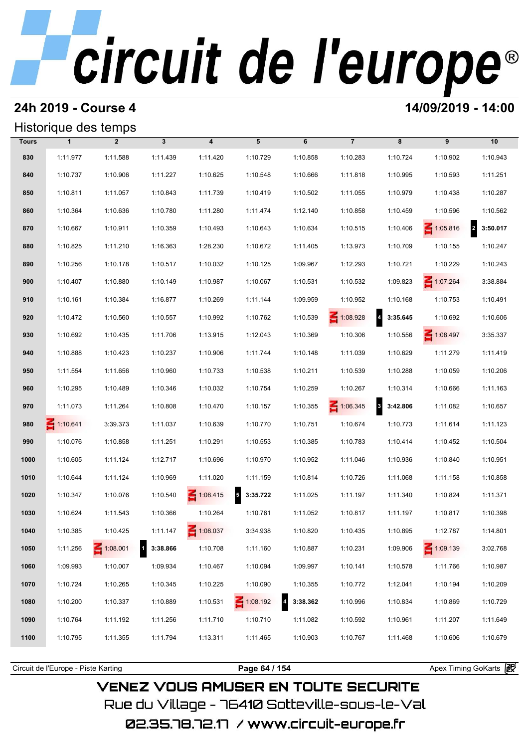# circuit de l'europe®

## 24h 2019 - Course 4

## 14/09/2019 - 14:00

### Historique des temps

| Tours | 1 | 2 | 3 | 4 | 5 | 6 | 7 | 8 | 9 | 10 |
|---|---|---|---|---|---|---|---|---|---|---|
| 830 | 1:11.977 | 1:11.588 | 1:11.439 | 1:11.420 | 1:10.729 | 1:10.858 | 1:10.283 | 1:10.724 | 1:10.902 | 1:10.943 |
| 840 | 1:10.737 | 1:10.906 | 1:11.227 | 1:10.625 | 1:10.548 | 1:10.666 | 1:11.818 | 1:10.995 | 1:10.593 | 1:11.251 |
| 850 | 1:10.811 | 1:11.057 | 1:10.843 | 1:11.739 | 1:10.419 | 1:10.502 | 1:11.055 | 1:10.979 | 1:10.438 | 1:10.287 |
| 860 | 1:10.364 | 1:10.636 | 1:10.780 | 1:11.280 | 1:11.474 | 1:12.140 | 1:10.858 | 1:10.459 | 1:10.596 | 1:10.562 |
| 870 | 1:10.667 | 1:10.911 | 1:10.359 | 1:10.493 | 1:10.643 | 1:10.634 | 1:10.515 | 1:10.406 | IN 1:05.816 | 2 **3:50.017** |
| 880 | 1:10.825 | 1:11.210 | 1:16.363 | 1:28.230 | 1:10.672 | 1:11.405 | 1:13.973 | 1:10.709 | 1:10.155 | 1:10.247 |
| 890 | 1:10.256 | 1:10.178 | 1:10.517 | 1:10.032 | 1:10.125 | 1:09.967 | 1:12.293 | 1:10.721 | 1:10.229 | 1:10.243 |
| 900 | 1:10.407 | 1:10.880 | 1:10.149 | 1:10.987 | 1:10.067 | 1:10.531 | 1:10.532 | 1:09.823 | IN 1:07.264 | 3:38.884 |
| 910 | 1:10.161 | 1:10.384 | 1:16.877 | 1:10.269 | 1:11.144 | 1:09.959 | 1:10.952 | 1:10.168 | 1:10.753 | 1:10.491 |
| 920 | 1:10.472 | 1:10.560 | 1:10.557 | 1:10.992 | 1:10.762 | 1:10.539 | IN 1:08.928 | 4 **3:35.645** | 1:10.692 | 1:10.606 |
| 930 | 1:10.692 | 1:10.435 | 1:11.706 | 1:13.915 | 1:12.043 | 1:10.369 | 1:10.306 | 1:10.556 | IN 1:08.497 | 3:35.337 |
| 940 | 1:10.888 | 1:10.423 | 1:10.237 | 1:10.906 | 1:11.744 | 1:10.148 | 1:11.039 | 1:10.629 | 1:11.279 | 1:11.419 |
| 950 | 1:11.554 | 1:11.656 | 1:10.960 | 1:10.733 | 1:10.538 | 1:10.211 | 1:10.539 | 1:10.288 | 1:10.059 | 1:10.206 |
| 960 | 1:10.295 | 1:10.489 | 1:10.346 | 1:10.032 | 1:10.754 | 1:10.259 | 1:10.267 | 1:10.314 | 1:10.666 | 1:11.163 |
| 970 | 1:11.073 | 1:11.264 | 1:10.808 | 1:10.470 | 1:10.157 | 1:10.355 | IN 1:06.345 | 3 **3:42.806** | 1:11.082 | 1:10.657 |
| 980 | IN 1:10.641 | 3:39.373 | 1:11.037 | 1:10.639 | 1:10.770 | 1:10.751 | 1:10.674 | 1:10.773 | 1:11.614 | 1:11.123 |
| 990 | 1:10.076 | 1:10.858 | 1:11.251 | 1:10.291 | 1:10.553 | 1:10.385 | 1:10.783 | 1:10.414 | 1:10.452 | 1:10.504 |
| 1000 | 1:10.605 | 1:11.124 | 1:12.717 | 1:10.696 | 1:10.970 | 1:10.952 | 1:11.046 | 1:10.936 | 1:10.840 | 1:10.951 |
| 1010 | 1:10.644 | 1:11.124 | 1:10.969 | 1:11.020 | 1:11.159 | 1:10.814 | 1:10.726 | 1:11.068 | 1:11.158 | 1:10.858 |
| 1020 | 1:10.347 | 1:10.076 | 1:10.540 | IN 1:08.415 | 5 **3:35.722** | 1:11.025 | 1:11.197 | 1:11.340 | 1:10.824 | 1:11.371 |
| 1030 | 1:10.624 | 1:11.543 | 1:10.366 | 1:10.264 | 1:10.761 | 1:11.052 | 1:10.817 | 1:11.197 | 1:10.817 | 1:10.398 |
| 1040 | 1:10.385 | 1:10.425 | 1:11.147 | IN 1:08.037 | 3:34.938 | 1:10.820 | 1:10.435 | 1:10.895 | 1:12.787 | 1:14.801 |
| 1050 | 1:11.256 | IN 1:08.001 | 1 **3:38.866** | 1:10.708 | 1:11.160 | 1:10.887 | 1:10.231 | 1:09.906 | IN 1:09.139 | 3:02.768 |
| 1060 | 1:09.993 | 1:10.007 | 1:09.934 | 1:10.467 | 1:10.094 | 1:09.997 | 1:10.141 | 1:10.578 | 1:11.766 | 1:10.987 |
| 1070 | 1:10.724 | 1:10.265 | 1:10.345 | 1:10.225 | 1:10.090 | 1:10.355 | 1:10.772 | 1:12.041 | 1:10.194 | 1:10.209 |
| 1080 | 1:10.200 | 1:10.337 | 1:10.889 | 1:10.531 | IN 1:08.192 | 4 **3:38.362** | 1:10.996 | 1:10.834 | 1:10.869 | 1:10.729 |
| 1090 | 1:10.764 | 1:11.192 | 1:11.256 | 1:11.710 | 1:10.710 | 1:11.082 | 1:10.592 | 1:10.961 | 1:11.207 | 1:11.649 |
| 1100 | 1:10.795 | 1:11.355 | 1:11.794 | 1:13.311 | 1:11.465 | 1:10.903 | 1:10.767 | 1:11.468 | 1:10.606 | 1:10.679 |

Circuit de l'Europe - Piste Karting | Apex Timing GoKarts

VENEZ VOUS AMUSER EN TOUTE SECURITE
Rue du Village - 76410 Sotteville-sous-le-Val
02.35.78.72.17 / www.circuit-europe.fr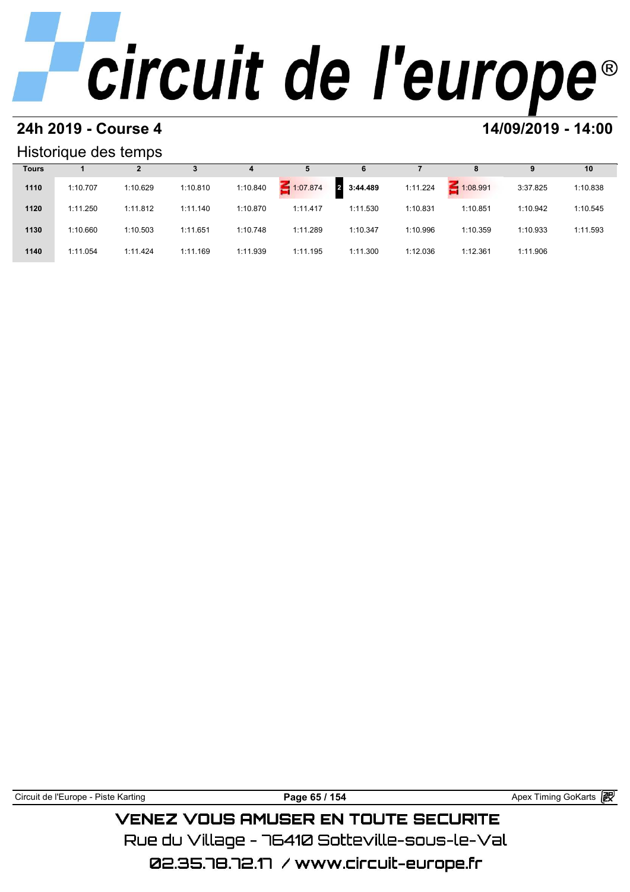## 24h 2019 - Course 4

## 14/09/2019 - 14:00

### Historique des temps

| Tours | 1 | 2 | 3 | 4 | 5 | 6 | 7 | 8 | 9 | 10 |
|---|---|---|---|---|---|---|---|---|---|---|
| 1110 | 1:10.707 | 1:10.629 | 1:10.810 | 1:10.840 | IN 1:07.874 | 2 **3:44.489** | 1:11.224 | IN 1:08.991 | 3:37.825 | 1:10.838 |
| 1120 | 1:11.250 | 1:11.812 | 1:11.140 | 1:10.870 | 1:11.417 | 1:11.530 | 1:10.831 | 1:10.851 | 1:10.942 | 1:10.545 |
| 1130 | 1:10.660 | 1:10.503 | 1:11.651 | 1:10.748 | 1:11.289 | 1:10.347 | 1:10.996 | 1:10.359 | 1:10.933 | 1:11.593 |
| 1140 | 1:11.054 | 1:11.424 | 1:11.169 | 1:11.939 | 1:11.195 | 1:11.300 | 1:12.036 | 1:12.361 | 1:11.906 | |

Circuit de l'Europe - Piste Karting

Apex Timing GoKarts

VENEZ VOUS AMUSER EN TOUTE SECURITE

Rue du Village - 76410 Sotteville-sous-le-Val

02.35.78.72.17 / www.circuit-europe.fr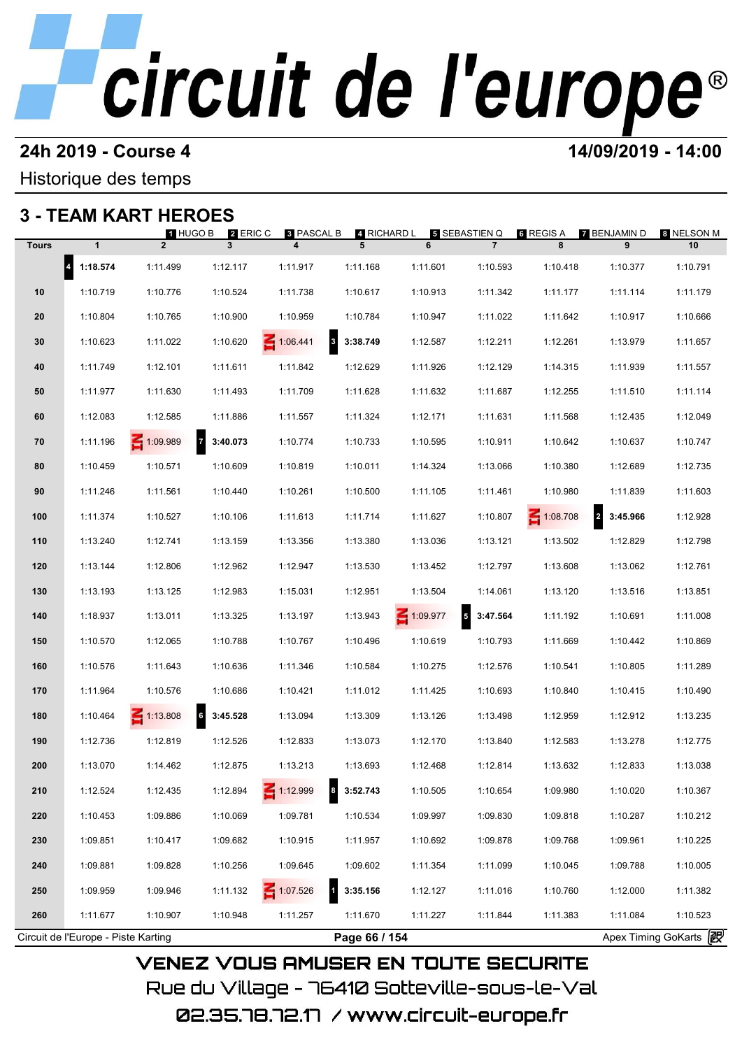# circuit de l'europe®

## 24h 2019 - Course 4

**14/09/2019 - 14:00**

Historique des temps

## 3 - TEAM KART HEROES

1 HUGO B, 2 ERIC C, 3 PASCAL B, 4 RICHARD L, 5 SEBASTIEN Q, 6 REGIS A, 7 BENJAMIN D, 8 NELSON M

| Tours | 1 | 2 | 3 | 4 | 5 | 6 | 7 | 8 | 9 | 10 |
|---|---|---|---|---|---|---|---|---|---|---|
| | 4 **1:18.574** | 1:11.499 | 1:12.117 | 1:11.917 | 1:11.168 | 1:11.601 | 1:10.593 | 1:10.418 | 1:10.377 | 1:10.791 |
| 10 | 1:10.719 | 1:10.776 | 1:10.524 | 1:11.738 | 1:10.617 | 1:10.913 | 1:11.342 | 1:11.177 | 1:11.114 | 1:11.179 |
| 20 | 1:10.804 | 1:10.765 | 1:10.900 | 1:10.959 | 1:10.784 | 1:10.947 | 1:11.022 | 1:11.642 | 1:10.917 | 1:10.666 |
| 30 | 1:10.623 | 1:11.022 | 1:10.620 | IN 1:06.441 | 3 **3:38.749** | 1:12.587 | 1:12.211 | 1:12.261 | 1:13.979 | 1:11.657 |
| 40 | 1:11.749 | 1:12.101 | 1:11.611 | 1:11.842 | 1:12.629 | 1:11.926 | 1:12.129 | 1:14.315 | 1:11.939 | 1:11.557 |
| 50 | 1:11.977 | 1:11.630 | 1:11.493 | 1:11.709 | 1:11.628 | 1:11.632 | 1:11.687 | 1:12.255 | 1:11.510 | 1:11.114 |
| 60 | 1:12.083 | 1:12.585 | 1:11.886 | 1:11.557 | 1:11.324 | 1:12.171 | 1:11.631 | 1:11.568 | 1:12.435 | 1:12.049 |
| 70 | 1:11.196 | IN 1:09.989 | 7 **3:40.073** | 1:10.774 | 1:10.733 | 1:10.595 | 1:10.911 | 1:10.642 | 1:10.637 | 1:10.747 |
| 80 | 1:10.459 | 1:10.571 | 1:10.609 | 1:10.819 | 1:10.011 | 1:14.324 | 1:13.066 | 1:10.380 | 1:12.689 | 1:12.735 |
| 90 | 1:11.246 | 1:11.561 | 1:10.440 | 1:10.261 | 1:10.500 | 1:11.105 | 1:11.461 | 1:10.980 | 1:11.839 | 1:11.603 |
| 100 | 1:11.374 | 1:10.527 | 1:10.106 | 1:11.613 | 1:11.714 | 1:11.627 | 1:10.807 | IN 1:08.708 | 2 **3:45.966** | 1:12.928 |
| 110 | 1:13.240 | 1:12.741 | 1:13.159 | 1:13.356 | 1:13.380 | 1:13.036 | 1:13.121 | 1:13.502 | 1:12.829 | 1:12.798 |
| 120 | 1:13.144 | 1:12.806 | 1:12.962 | 1:12.947 | 1:13.530 | 1:13.452 | 1:12.797 | 1:13.608 | 1:13.062 | 1:12.761 |
| 130 | 1:13.193 | 1:13.125 | 1:12.983 | 1:15.031 | 1:12.951 | 1:13.504 | 1:14.061 | 1:13.120 | 1:13.516 | 1:13.851 |
| 140 | 1:18.937 | 1:13.011 | 1:13.325 | 1:13.197 | 1:13.943 | IN 1:09.977 | 5 **3:47.564** | 1:11.192 | 1:10.691 | 1:11.008 |
| 150 | 1:10.570 | 1:12.065 | 1:10.788 | 1:10.767 | 1:10.496 | 1:10.619 | 1:10.793 | 1:11.669 | 1:10.442 | 1:10.869 |
| 160 | 1:10.576 | 1:11.643 | 1:10.636 | 1:11.346 | 1:10.584 | 1:10.275 | 1:12.576 | 1:10.541 | 1:10.805 | 1:11.289 |
| 170 | 1:11.964 | 1:10.576 | 1:10.686 | 1:10.421 | 1:11.012 | 1:11.425 | 1:10.693 | 1:10.840 | 1:10.415 | 1:10.490 |
| 180 | 1:10.464 | IN 1:13.808 | 6 **3:45.528** | 1:13.094 | 1:13.309 | 1:13.126 | 1:13.498 | 1:12.959 | 1:12.912 | 1:13.235 |
| 190 | 1:12.736 | 1:12.819 | 1:12.526 | 1:12.833 | 1:13.073 | 1:12.170 | 1:13.840 | 1:12.583 | 1:13.278 | 1:12.775 |
| 200 | 1:13.070 | 1:14.462 | 1:12.875 | 1:13.213 | 1:13.693 | 1:12.468 | 1:12.814 | 1:13.632 | 1:12.833 | 1:13.038 |
| 210 | 1:12.524 | 1:12.435 | 1:12.894 | IN 1:12.999 | 8 **3:52.743** | 1:10.505 | 1:10.654 | 1:09.980 | 1:10.020 | 1:10.367 |
| 220 | 1:10.453 | 1:09.886 | 1:10.069 | 1:09.781 | 1:10.534 | 1:09.997 | 1:09.830 | 1:09.818 | 1:10.287 | 1:10.212 |
| 230 | 1:09.851 | 1:10.417 | 1:09.682 | 1:10.915 | 1:11.957 | 1:10.692 | 1:09.878 | 1:09.768 | 1:09.961 | 1:10.225 |
| 240 | 1:09.881 | 1:09.828 | 1:10.256 | 1:09.645 | 1:09.602 | 1:11.354 | 1:11.099 | 1:10.045 | 1:09.788 | 1:10.005 |
| 250 | 1:09.959 | 1:09.946 | 1:11.132 | IN 1:07.526 | 1 **3:35.156** | 1:12.127 | 1:11.016 | 1:10.760 | 1:12.000 | 1:11.382 |
| 260 | 1:11.677 | 1:10.907 | 1:10.948 | 1:11.257 | 1:11.670 | 1:11.227 | 1:11.844 | 1:11.383 | 1:11.084 | 1:10.523 |

Circuit de l'Europe - Piste Karting | Apex Timing GoKarts

VENEZ VOUS AMUSER EN TOUTE SECURITE

Rue du Village - 76410 Sotteville-sous-le-Val

02.35.78.72.17 / www.circuit-europe.fr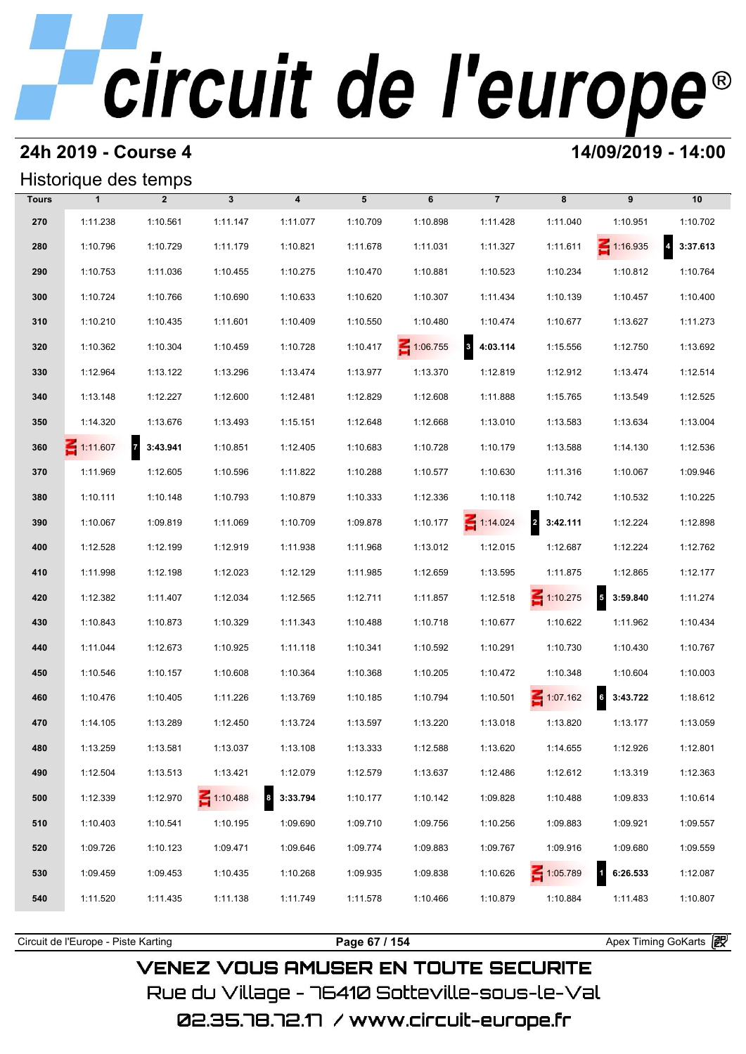# circuit de l'europe®

## 24h 2019 - Course 4

**14/09/2019 - 14:00**

### Historique des temps

| Tours | 1 | 2 | 3 | 4 | 5 | 6 | 7 | 8 | 9 | 10 |
|---|---|---|---|---|---|---|---|---|---|---|
| 270 | 1:11.238 | 1:10.561 | 1:11.147 | 1:11.077 | 1:10.709 | 1:10.898 | 1:11.428 | 1:11.040 | 1:10.951 | 1:10.702 |
| 280 | 1:10.796 | 1:10.729 | 1:11.179 | 1:10.821 | 1:11.678 | 1:11.031 | 1:11.327 | 1:11.611 | IN 1:16.935 | 4 **3:37.613** |
| 290 | 1:10.753 | 1:11.036 | 1:10.455 | 1:10.275 | 1:10.470 | 1:10.881 | 1:10.523 | 1:10.234 | 1:10.812 | 1:10.764 |
| 300 | 1:10.724 | 1:10.766 | 1:10.690 | 1:10.633 | 1:10.620 | 1:10.307 | 1:11.434 | 1:10.139 | 1:10.457 | 1:10.400 |
| 310 | 1:10.210 | 1:10.435 | 1:11.601 | 1:10.409 | 1:10.550 | 1:10.480 | 1:10.474 | 1:10.677 | 1:13.627 | 1:11.273 |
| 320 | 1:10.362 | 1:10.304 | 1:10.459 | 1:10.728 | 1:10.417 | IN 1:06.755 | 3 **4:03.114** | 1:15.556 | 1:12.750 | 1:13.692 |
| 330 | 1:12.964 | 1:13.122 | 1:13.296 | 1:13.474 | 1:13.977 | 1:13.370 | 1:12.819 | 1:12.912 | 1:13.474 | 1:12.514 |
| 340 | 1:13.148 | 1:12.227 | 1:12.600 | 1:12.481 | 1:12.829 | 1:12.608 | 1:11.888 | 1:15.765 | 1:13.549 | 1:12.525 |
| 350 | 1:14.320 | 1:13.676 | 1:13.493 | 1:15.151 | 1:12.648 | 1:12.668 | 1:13.010 | 1:13.583 | 1:13.634 | 1:13.004 |
| 360 | IN 1:11.607 | 7 **3:43.941** | 1:10.851 | 1:12.405 | 1:10.683 | 1:10.728 | 1:10.179 | 1:13.588 | 1:14.130 | 1:12.536 |
| 370 | 1:11.969 | 1:12.605 | 1:10.596 | 1:11.822 | 1:10.288 | 1:10.577 | 1:10.630 | 1:11.316 | 1:10.067 | 1:09.946 |
| 380 | 1:10.111 | 1:10.148 | 1:10.793 | 1:10.879 | 1:10.333 | 1:12.336 | 1:10.118 | 1:10.742 | 1:10.532 | 1:10.225 |
| 390 | 1:10.067 | 1:09.819 | 1:11.069 | 1:10.709 | 1:09.878 | 1:10.177 | IN 1:14.024 | 2 **3:42.111** | 1:12.224 | 1:12.898 |
| 400 | 1:12.528 | 1:12.199 | 1:12.919 | 1:11.938 | 1:11.968 | 1:13.012 | 1:12.015 | 1:12.687 | 1:12.224 | 1:12.762 |
| 410 | 1:11.998 | 1:12.198 | 1:12.023 | 1:12.129 | 1:11.985 | 1:12.659 | 1:13.595 | 1:11.875 | 1:12.865 | 1:12.177 |
| 420 | 1:12.382 | 1:11.407 | 1:12.034 | 1:12.565 | 1:12.711 | 1:11.857 | 1:12.518 | IN 1:10.275 | 5 **3:59.840** | 1:11.274 |
| 430 | 1:10.843 | 1:10.873 | 1:10.329 | 1:11.343 | 1:10.488 | 1:10.718 | 1:10.677 | 1:10.622 | 1:11.962 | 1:10.434 |
| 440 | 1:11.044 | 1:12.673 | 1:10.925 | 1:11.118 | 1:10.341 | 1:10.592 | 1:10.291 | 1:10.730 | 1:10.430 | 1:10.767 |
| 450 | 1:10.546 | 1:10.157 | 1:10.608 | 1:10.364 | 1:10.368 | 1:10.205 | 1:10.472 | 1:10.348 | 1:10.604 | 1:10.003 |
| 460 | 1:10.476 | 1:10.405 | 1:11.226 | 1:13.769 | 1:10.185 | 1:10.794 | 1:10.501 | IN 1:07.162 | 6 **3:43.722** | 1:18.612 |
| 470 | 1:14.105 | 1:13.289 | 1:12.450 | 1:13.724 | 1:13.597 | 1:13.220 | 1:13.018 | 1:13.820 | 1:13.177 | 1:13.059 |
| 480 | 1:13.259 | 1:13.581 | 1:13.037 | 1:13.108 | 1:13.333 | 1:12.588 | 1:13.620 | 1:14.655 | 1:12.926 | 1:12.801 |
| 490 | 1:12.504 | 1:13.513 | 1:13.421 | 1:12.079 | 1:12.579 | 1:13.637 | 1:12.486 | 1:12.612 | 1:13.319 | 1:12.363 |
| 500 | 1:12.339 | 1:12.970 | IN 1:10.488 | 8 **3:33.794** | 1:10.177 | 1:10.142 | 1:09.828 | 1:10.488 | 1:09.833 | 1:10.614 |
| 510 | 1:10.403 | 1:10.541 | 1:10.195 | 1:09.690 | 1:09.710 | 1:09.756 | 1:10.256 | 1:09.883 | 1:09.921 | 1:09.557 |
| 520 | 1:09.726 | 1:10.123 | 1:09.471 | 1:09.646 | 1:09.774 | 1:09.883 | 1:09.767 | 1:09.916 | 1:09.680 | 1:09.559 |
| 530 | 1:09.459 | 1:09.453 | 1:10.435 | 1:10.268 | 1:09.935 | 1:09.838 | 1:10.626 | IN 1:05.789 | 1 **6:26.533** | 1:12.087 |
| 540 | 1:11.520 | 1:11.435 | 1:11.138 | 1:11.749 | 1:11.578 | 1:10.466 | 1:10.879 | 1:10.884 | 1:11.483 | 1:10.807 |

Circuit de l'Europe - Piste Karting | Apex Timing GoKarts

VENEZ VOUS AMUSER EN TOUTE SECURITE
Rue du Village - 76410 Sotteville-sous-le-Val
02.35.78.72.17 / www.circuit-europe.fr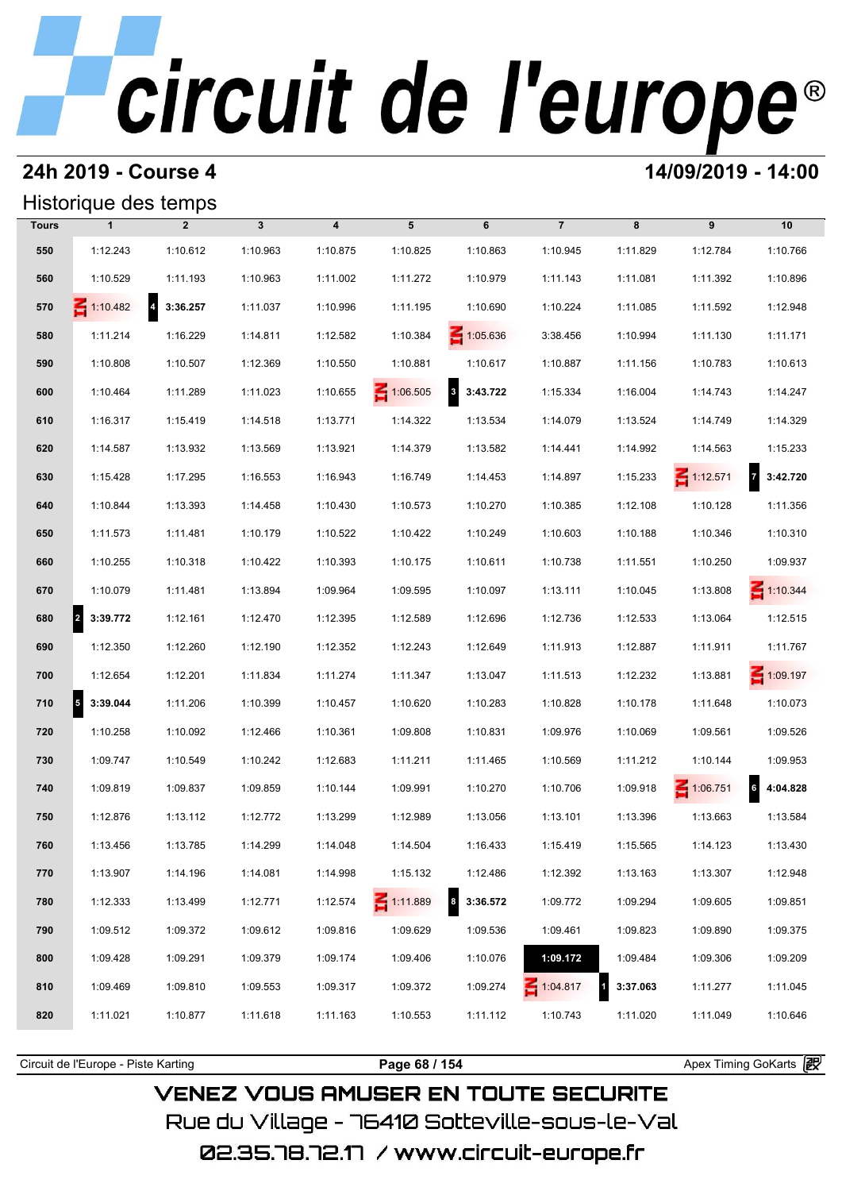## 24h 2019 - Course 4

## 14/09/2019 - 14:00

### Historique des temps

| Tours | 1 | 2 | 3 | 4 | 5 | 6 | 7 | 8 | 9 | 10 |
|---|---|---|---|---|---|---|---|---|---|---|
| 550 | 1:12.243 | 1:10.612 | 1:10.963 | 1:10.875 | 1:10.825 | 1:10.863 | 1:10.945 | 1:11.829 | 1:12.784 | 1:10.766 |
| 560 | 1:10.529 | 1:11.193 | 1:10.963 | 1:11.002 | 1:11.272 | 1:10.979 | 1:11.143 | 1:11.081 | 1:11.392 | 1:10.896 |
| 570 | IN 1:10.482 | 4 **3:36.257** | 1:11.037 | 1:10.996 | 1:11.195 | 1:10.690 | 1:10.224 | 1:11.085 | 1:11.592 | 1:12.948 |
| 580 | 1:11.214 | 1:16.229 | 1:14.811 | 1:12.582 | 1:10.384 | IN 1:05.636 | 3:38.456 | 1:10.994 | 1:11.130 | 1:11.171 |
| 590 | 1:10.808 | 1:10.507 | 1:12.369 | 1:10.550 | 1:10.881 | 1:10.617 | 1:10.887 | 1:11.156 | 1:10.783 | 1:10.613 |
| 600 | 1:10.464 | 1:11.289 | 1:11.023 | 1:10.655 | IN 1:06.505 | 3 **3:43.722** | 1:15.334 | 1:16.004 | 1:14.743 | 1:14.247 |
| 610 | 1:16.317 | 1:15.419 | 1:14.518 | 1:13.771 | 1:14.322 | 1:13.534 | 1:14.079 | 1:13.524 | 1:14.749 | 1:14.329 |
| 620 | 1:14.587 | 1:13.932 | 1:13.569 | 1:13.921 | 1:14.379 | 1:13.582 | 1:14.441 | 1:14.992 | 1:14.563 | 1:15.233 |
| 630 | 1:15.428 | 1:17.295 | 1:16.553 | 1:16.943 | 1:16.749 | 1:14.453 | 1:14.897 | 1:15.233 | IN 1:12.571 | 7 **3:42.720** |
| 640 | 1:10.844 | 1:13.393 | 1:14.458 | 1:10.430 | 1:10.573 | 1:10.270 | 1:10.385 | 1:12.108 | 1:10.128 | 1:11.356 |
| 650 | 1:11.573 | 1:11.481 | 1:10.179 | 1:10.522 | 1:10.422 | 1:10.249 | 1:10.603 | 1:10.188 | 1:10.346 | 1:10.310 |
| 660 | 1:10.255 | 1:10.318 | 1:10.422 | 1:10.393 | 1:10.175 | 1:10.611 | 1:10.738 | 1:11.551 | 1:10.250 | 1:09.937 |
| 670 | 1:10.079 | 1:11.481 | 1:13.894 | 1:09.964 | 1:09.595 | 1:10.097 | 1:13.111 | 1:10.045 | 1:13.808 | IN 1:10.344 |
| 680 | 2 **3:39.772** | 1:12.161 | 1:12.470 | 1:12.395 | 1:12.589 | 1:12.696 | 1:12.736 | 1:12.533 | 1:13.064 | 1:12.515 |
| 690 | 1:12.350 | 1:12.260 | 1:12.190 | 1:12.352 | 1:12.243 | 1:12.649 | 1:11.913 | 1:12.887 | 1:11.911 | 1:11.767 |
| 700 | 1:12.654 | 1:12.201 | 1:11.834 | 1:11.274 | 1:11.347 | 1:13.047 | 1:11.513 | 1:12.232 | 1:13.881 | IN 1:09.197 |
| 710 | 5 **3:39.044** | 1:11.206 | 1:10.399 | 1:10.457 | 1:10.620 | 1:10.283 | 1:10.828 | 1:10.178 | 1:11.648 | 1:10.073 |
| 720 | 1:10.258 | 1:10.092 | 1:12.466 | 1:10.361 | 1:09.808 | 1:10.831 | 1:09.976 | 1:10.069 | 1:09.561 | 1:09.526 |
| 730 | 1:09.747 | 1:10.549 | 1:10.242 | 1:12.683 | 1:11.211 | 1:11.465 | 1:10.569 | 1:11.212 | 1:10.144 | 1:09.953 |
| 740 | 1:09.819 | 1:09.837 | 1:09.859 | 1:10.144 | 1:09.991 | 1:10.270 | 1:10.706 | 1:09.918 | IN 1:06.751 | 6 **4:04.828** |
| 750 | 1:12.876 | 1:13.112 | 1:12.772 | 1:13.299 | 1:12.989 | 1:13.056 | 1:13.101 | 1:13.396 | 1:13.663 | 1:13.584 |
| 760 | 1:13.456 | 1:13.785 | 1:14.299 | 1:14.048 | 1:14.504 | 1:16.433 | 1:15.419 | 1:15.565 | 1:14.123 | 1:13.430 |
| 770 | 1:13.907 | 1:14.196 | 1:14.081 | 1:14.998 | 1:15.132 | 1:12.486 | 1:12.392 | 1:13.163 | 1:13.307 | 1:12.948 |
| 780 | 1:12.333 | 1:13.499 | 1:12.771 | 1:12.574 | IN 1:11.889 | 8 **3:36.572** | 1:09.772 | 1:09.294 | 1:09.605 | 1:09.851 |
| 790 | 1:09.512 | 1:09.372 | 1:09.612 | 1:09.816 | 1:09.629 | 1:09.536 | 1:09.461 | 1:09.823 | 1:09.890 | 1:09.375 |
| 800 | 1:09.428 | 1:09.291 | 1:09.379 | 1:09.174 | 1:09.406 | 1:10.076 | **1:09.172** | 1:09.484 | 1:09.306 | 1:09.209 |
| 810 | 1:09.469 | 1:09.810 | 1:09.553 | 1:09.317 | 1:09.372 | 1:09.274 | IN 1:04.817 | 1 **3:37.063** | 1:11.277 | 1:11.045 |
| 820 | 1:11.021 | 1:10.877 | 1:11.618 | 1:11.163 | 1:10.553 | 1:11.112 | 1:10.743 | 1:11.020 | 1:11.049 | 1:10.646 |

Circuit de l'Europe - Piste Karting — Apex Timing GoKarts

VENEZ VOUS AMUSER EN TOUTE SECURITE

Rue du Village - 76410 Sotteville-sous-le-Val

02.35.78.72.17 / www.circuit-europe.fr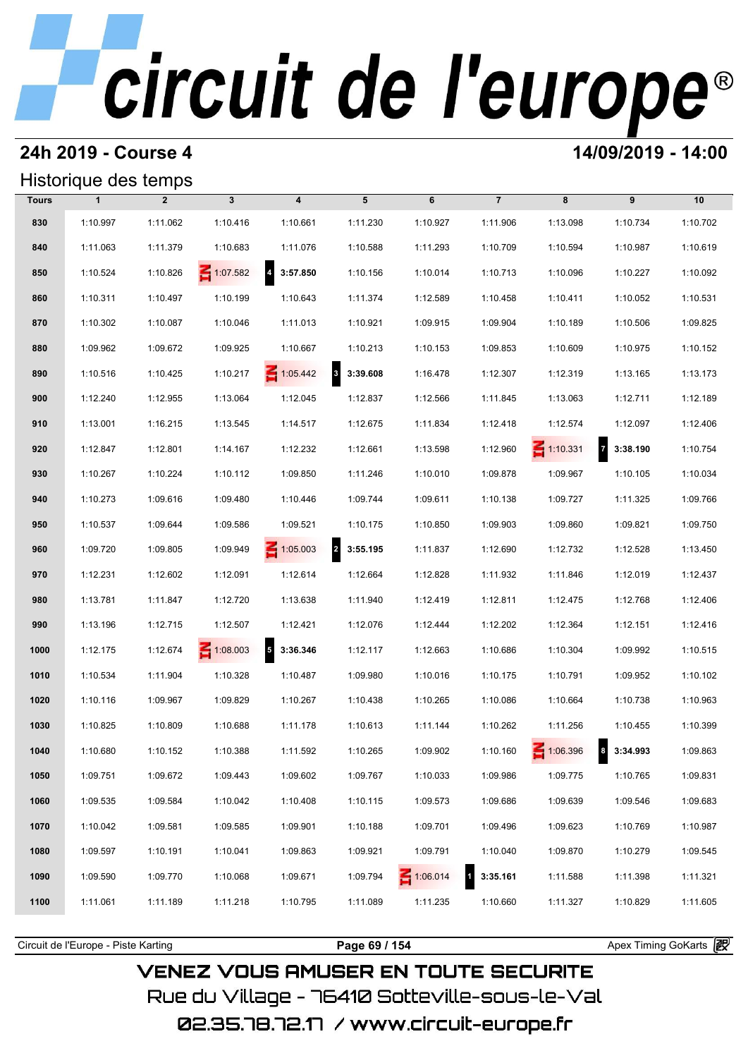# circuit de l'europe®

## 24h 2019 - Course 4

**14/09/2019 - 14:00**

### Historique des temps

| Tours | 1 | 2 | 3 | 4 | 5 | 6 | 7 | 8 | 9 | 10 |
|---|---|---|---|---|---|---|---|---|---|---|
| 830 | 1:10.997 | 1:11.062 | 1:10.416 | 1:10.661 | 1:11.230 | 1:10.927 | 1:11.906 | 1:13.098 | 1:10.734 | 1:10.702 |
| 840 | 1:11.063 | 1:11.379 | 1:10.683 | 1:11.076 | 1:10.588 | 1:11.293 | 1:10.709 | 1:10.594 | 1:10.987 | 1:10.619 |
| 850 | 1:10.524 | 1:10.826 | IN 1:07.582 | 4 **3:57.850** | 1:10.156 | 1:10.014 | 1:10.713 | 1:10.096 | 1:10.227 | 1:10.092 |
| 860 | 1:10.311 | 1:10.497 | 1:10.199 | 1:10.643 | 1:11.374 | 1:12.589 | 1:10.458 | 1:10.411 | 1:10.052 | 1:10.531 |
| 870 | 1:10.302 | 1:10.087 | 1:10.046 | 1:11.013 | 1:10.921 | 1:09.915 | 1:09.904 | 1:10.189 | 1:10.506 | 1:09.825 |
| 880 | 1:09.962 | 1:09.672 | 1:09.925 | 1:10.667 | 1:10.213 | 1:10.153 | 1:09.853 | 1:10.609 | 1:10.975 | 1:10.152 |
| 890 | 1:10.516 | 1:10.425 | 1:10.217 | IN 1:05.442 | 3 **3:39.608** | 1:16.478 | 1:12.307 | 1:12.319 | 1:13.165 | 1:13.173 |
| 900 | 1:12.240 | 1:12.955 | 1:13.064 | 1:12.045 | 1:12.837 | 1:12.566 | 1:11.845 | 1:13.063 | 1:12.711 | 1:12.189 |
| 910 | 1:13.001 | 1:16.215 | 1:13.545 | 1:14.517 | 1:12.675 | 1:11.834 | 1:12.418 | 1:12.574 | 1:12.097 | 1:12.406 |
| 920 | 1:12.847 | 1:12.801 | 1:14.167 | 1:12.232 | 1:12.661 | 1:13.598 | 1:12.960 | IN 1:10.331 | 7 **3:38.190** | 1:10.754 |
| 930 | 1:10.267 | 1:10.224 | 1:10.112 | 1:09.850 | 1:11.246 | 1:10.010 | 1:09.878 | 1:09.967 | 1:10.105 | 1:10.034 |
| 940 | 1:10.273 | 1:09.616 | 1:09.480 | 1:10.446 | 1:09.744 | 1:09.611 | 1:10.138 | 1:09.727 | 1:11.325 | 1:09.766 |
| 950 | 1:10.537 | 1:09.644 | 1:09.586 | 1:09.521 | 1:10.175 | 1:10.850 | 1:09.903 | 1:09.860 | 1:09.821 | 1:09.750 |
| 960 | 1:09.720 | 1:09.805 | 1:09.949 | IN 1:05.003 | 2 **3:55.195** | 1:11.837 | 1:12.690 | 1:12.732 | 1:12.528 | 1:13.450 |
| 970 | 1:12.231 | 1:12.602 | 1:12.091 | 1:12.614 | 1:12.664 | 1:12.828 | 1:11.932 | 1:11.846 | 1:12.019 | 1:12.437 |
| 980 | 1:13.781 | 1:11.847 | 1:12.720 | 1:13.638 | 1:11.940 | 1:12.419 | 1:12.811 | 1:12.475 | 1:12.768 | 1:12.406 |
| 990 | 1:13.196 | 1:12.715 | 1:12.507 | 1:12.421 | 1:12.076 | 1:12.444 | 1:12.202 | 1:12.364 | 1:12.151 | 1:12.416 |
| 1000 | 1:12.175 | 1:12.674 | IN 1:08.003 | 5 **3:36.346** | 1:12.117 | 1:12.663 | 1:10.686 | 1:10.304 | 1:09.992 | 1:10.515 |
| 1010 | 1:10.534 | 1:11.904 | 1:10.328 | 1:10.487 | 1:09.980 | 1:10.016 | 1:10.175 | 1:10.791 | 1:09.952 | 1:10.102 |
| 1020 | 1:10.116 | 1:09.967 | 1:09.829 | 1:10.267 | 1:10.438 | 1:10.265 | 1:10.086 | 1:10.664 | 1:10.738 | 1:10.963 |
| 1030 | 1:10.825 | 1:10.809 | 1:10.688 | 1:11.178 | 1:10.613 | 1:11.144 | 1:10.262 | 1:11.256 | 1:10.455 | 1:10.399 |
| 1040 | 1:10.680 | 1:10.152 | 1:10.388 | 1:11.592 | 1:10.265 | 1:09.902 | 1:10.160 | IN 1:06.396 | 8 **3:34.993** | 1:09.863 |
| 1050 | 1:09.751 | 1:09.672 | 1:09.443 | 1:09.602 | 1:09.767 | 1:10.033 | 1:09.986 | 1:09.775 | 1:10.765 | 1:09.831 |
| 1060 | 1:09.535 | 1:09.584 | 1:10.042 | 1:10.408 | 1:10.115 | 1:09.573 | 1:09.686 | 1:09.639 | 1:09.546 | 1:09.683 |
| 1070 | 1:10.042 | 1:09.581 | 1:09.585 | 1:09.901 | 1:10.188 | 1:09.701 | 1:09.496 | 1:09.623 | 1:10.769 | 1:10.987 |
| 1080 | 1:09.597 | 1:10.191 | 1:10.041 | 1:09.863 | 1:09.921 | 1:09.791 | 1:10.040 | 1:09.870 | 1:10.279 | 1:09.545 |
| 1090 | 1:09.590 | 1:09.770 | 1:10.068 | 1:09.671 | 1:09.794 | IN 1:06.014 | 1 **3:35.161** | 1:11.588 | 1:11.398 | 1:11.321 |
| 1100 | 1:11.061 | 1:11.189 | 1:11.218 | 1:10.795 | 1:11.089 | 1:11.235 | 1:10.660 | 1:11.327 | 1:10.829 | 1:11.605 |

Circuit de l'Europe - Piste Karting — Apex Timing GoKarts

VENEZ VOUS AMUSER EN TOUTE SECURITE
Rue du Village - 76410 Sotteville-sous-le-Val
02.35.78.72.17 / www.circuit-europe.fr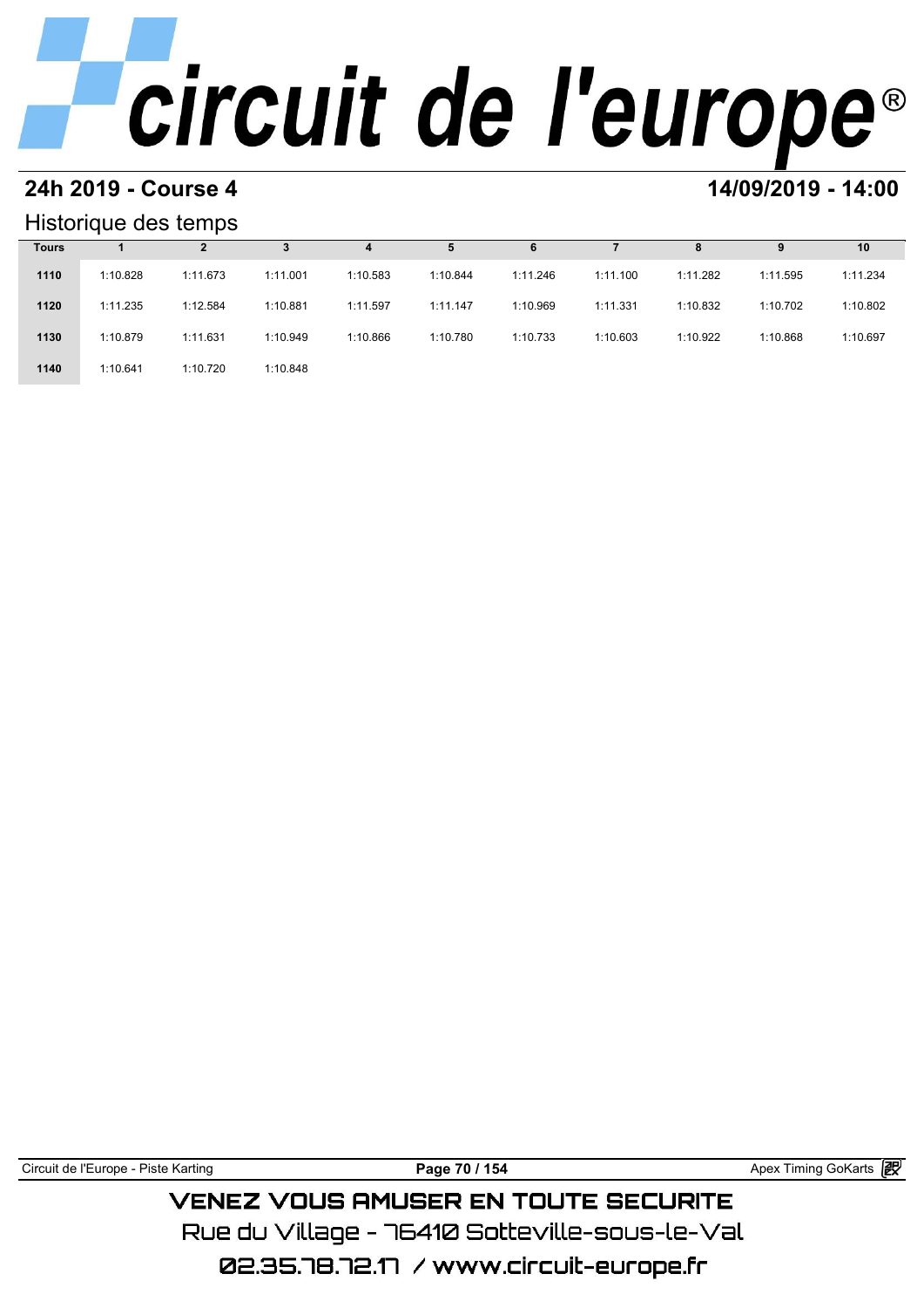## 24h 2019 - Course 4

## 14/09/2019 - 14:00

### Historique des temps

| Tours | 1 | 2 | 3 | 4 | 5 | 6 | 7 | 8 | 9 | 10 |
|---|---|---|---|---|---|---|---|---|---|---|
| 1110 | 1:10.828 | 1:11.673 | 1:11.001 | 1:10.583 | 1:10.844 | 1:11.246 | 1:11.100 | 1:11.282 | 1:11.595 | 1:11.234 |
| 1120 | 1:11.235 | 1:12.584 | 1:10.881 | 1:11.597 | 1:11.147 | 1:10.969 | 1:11.331 | 1:10.832 | 1:10.702 | 1:10.802 |
| 1130 | 1:10.879 | 1:11.631 | 1:10.949 | 1:10.866 | 1:10.780 | 1:10.733 | 1:10.603 | 1:10.922 | 1:10.868 | 1:10.697 |
| 1140 | 1:10.641 | 1:10.720 | 1:10.848 | | | | | | | |

VENEZ VOUS AMUSER EN TOUTE SECURITE

Rue du Village - 76410 Sotteville-sous-le-Val

02.35.78.72.17 / www.circuit-europe.fr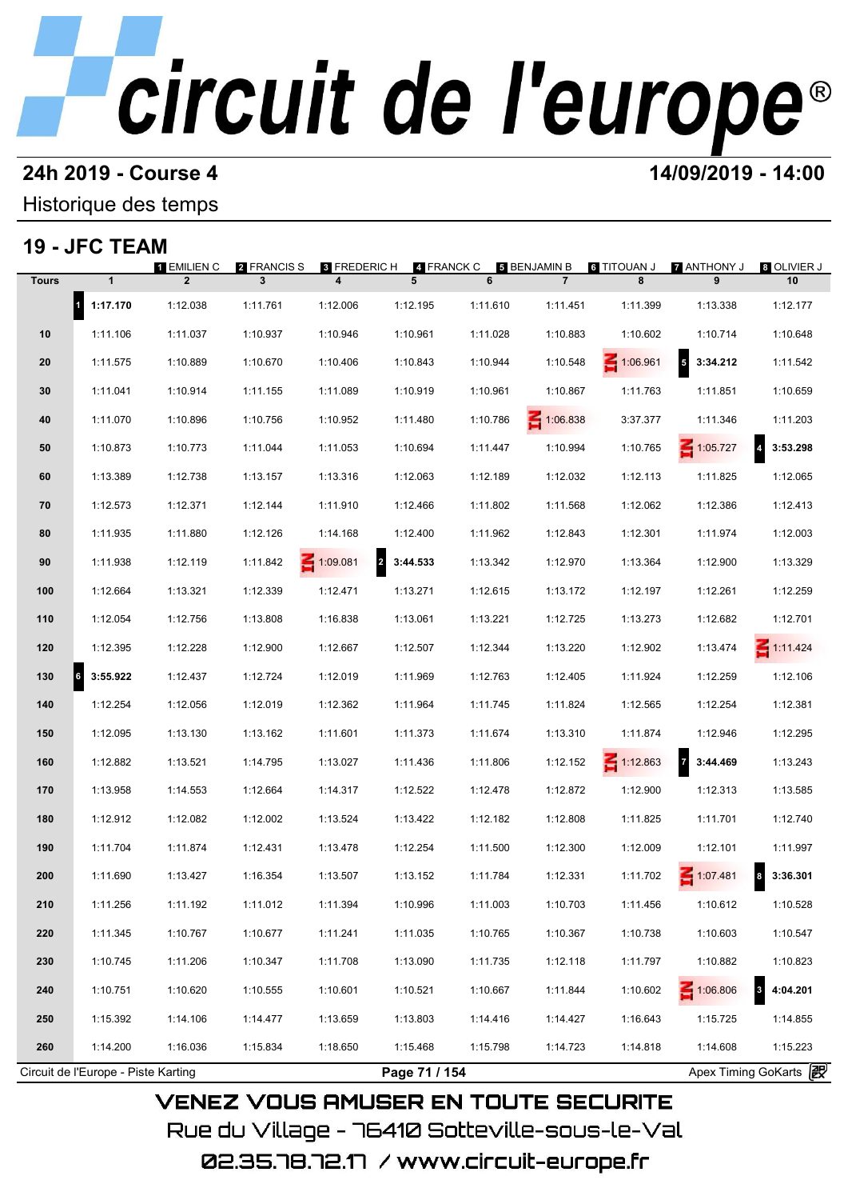# circuit de l'europe®

**24h 2019 - Course 4** **14/09/2019 - 14:00**

Historique des temps

## 19 - JFC TEAM

| Tours | 1 | 2 | 3 | 4 | 5 | 6 | 7 | 8 | 9 | 10 |
|---|---|---|---|---|---|---|---|---|---|---|
| | 1 EMILIEN C | 2 FRANCIS S | 3 FREDERIC H | 4 FRANCK C | 5 BENJAMIN B | 6 TITOUAN J | 7 ANTHONY J | 8 OLIVIER J | | |
| | 1 **1:17.170** | 1:12.038 | 1:11.761 | 1:12.006 | 1:12.195 | 1:11.610 | 1:11.451 | 1:11.399 | 1:13.338 | 1:12.177 |
| 10 | 1:11.106 | 1:11.037 | 1:10.937 | 1:10.946 | 1:10.961 | 1:11.028 | 1:10.883 | 1:10.602 | 1:10.714 | 1:10.648 |
| 20 | 1:11.575 | 1:10.889 | 1:10.670 | 1:10.406 | 1:10.843 | 1:10.944 | 1:10.548 | IN 1:06.961 | 5 **3:34.212** | 1:11.542 |
| 30 | 1:11.041 | 1:10.914 | 1:11.155 | 1:11.089 | 1:10.919 | 1:10.961 | 1:10.867 | 1:11.763 | 1:11.851 | 1:10.659 |
| 40 | 1:11.070 | 1:10.896 | 1:10.756 | 1:10.952 | 1:11.480 | 1:10.786 | IN 1:06.838 | 3:37.377 | 1:11.346 | 1:11.203 |
| 50 | 1:10.873 | 1:10.773 | 1:11.044 | 1:11.053 | 1:10.694 | 1:11.447 | 1:10.994 | 1:10.765 | IN 1:05.727 | 4 **3:53.298** |
| 60 | 1:13.389 | 1:12.738 | 1:13.157 | 1:13.316 | 1:12.063 | 1:12.189 | 1:12.032 | 1:12.113 | 1:11.825 | 1:12.065 |
| 70 | 1:12.573 | 1:12.371 | 1:12.144 | 1:11.910 | 1:12.466 | 1:11.802 | 1:11.568 | 1:12.062 | 1:12.386 | 1:12.413 |
| 80 | 1:11.935 | 1:11.880 | 1:12.126 | 1:14.168 | 1:12.400 | 1:11.962 | 1:12.843 | 1:12.301 | 1:11.974 | 1:12.003 |
| 90 | 1:11.938 | 1:12.119 | 1:11.842 | IN 1:09.081 | 2 **3:44.533** | 1:13.342 | 1:12.970 | 1:13.364 | 1:12.900 | 1:13.329 |
| 100 | 1:12.664 | 1:13.321 | 1:12.339 | 1:12.471 | 1:13.271 | 1:12.615 | 1:13.172 | 1:12.197 | 1:12.261 | 1:12.259 |
| 110 | 1:12.054 | 1:12.756 | 1:13.808 | 1:16.838 | 1:13.061 | 1:13.221 | 1:12.725 | 1:13.273 | 1:12.682 | 1:12.701 |
| 120 | 1:12.395 | 1:12.228 | 1:12.900 | 1:12.667 | 1:12.507 | 1:12.344 | 1:13.220 | 1:12.902 | 1:13.474 | IN 1:11.424 |
| 130 | 6 **3:55.922** | 1:12.437 | 1:12.724 | 1:12.019 | 1:11.969 | 1:12.763 | 1:12.405 | 1:11.924 | 1:12.259 | 1:12.106 |
| 140 | 1:12.254 | 1:12.056 | 1:12.019 | 1:12.362 | 1:11.964 | 1:11.745 | 1:11.824 | 1:12.565 | 1:12.254 | 1:12.381 |
| 150 | 1:12.095 | 1:13.130 | 1:13.162 | 1:11.601 | 1:11.373 | 1:11.674 | 1:13.310 | 1:11.874 | 1:12.946 | 1:12.295 |
| 160 | 1:12.882 | 1:13.521 | 1:14.795 | 1:13.027 | 1:11.436 | 1:11.806 | 1:12.152 | IN 1:12.863 | 7 **3:44.469** | 1:13.243 |
| 170 | 1:13.958 | 1:14.553 | 1:12.664 | 1:14.317 | 1:12.522 | 1:12.478 | 1:12.872 | 1:12.900 | 1:12.313 | 1:13.585 |
| 180 | 1:12.912 | 1:12.082 | 1:12.002 | 1:13.524 | 1:13.422 | 1:12.182 | 1:12.808 | 1:11.825 | 1:11.701 | 1:12.740 |
| 190 | 1:11.704 | 1:11.874 | 1:12.431 | 1:13.478 | 1:12.254 | 1:11.500 | 1:12.300 | 1:12.009 | 1:12.101 | 1:11.997 |
| 200 | 1:11.690 | 1:13.427 | 1:16.354 | 1:13.507 | 1:13.152 | 1:11.784 | 1:12.331 | 1:11.702 | IN 1:07.481 | 8 **3:36.301** |
| 210 | 1:11.256 | 1:11.192 | 1:11.012 | 1:11.394 | 1:10.996 | 1:11.003 | 1:10.703 | 1:11.456 | 1:10.612 | 1:10.528 |
| 220 | 1:11.345 | 1:10.767 | 1:10.677 | 1:11.241 | 1:11.035 | 1:10.765 | 1:10.367 | 1:10.738 | 1:10.603 | 1:10.547 |
| 230 | 1:10.745 | 1:11.206 | 1:10.347 | 1:11.708 | 1:13.090 | 1:11.735 | 1:12.118 | 1:11.797 | 1:10.882 | 1:10.823 |
| 240 | 1:10.751 | 1:10.620 | 1:10.555 | 1:10.601 | 1:10.521 | 1:10.667 | 1:11.844 | 1:10.602 | IN 1:06.806 | 3 **4:04.201** |
| 250 | 1:15.392 | 1:14.106 | 1:14.477 | 1:13.659 | 1:13.803 | 1:14.416 | 1:14.427 | 1:16.643 | 1:15.725 | 1:14.855 |
| 260 | 1:14.200 | 1:16.036 | 1:15.834 | 1:18.650 | 1:15.468 | 1:15.798 | 1:14.723 | 1:14.818 | 1:14.608 | 1:15.223 |

Circuit de l'Europe - Piste Karting | Apex Timing GoKarts

VENEZ VOUS AMUSER EN TOUTE SECURITE

Rue du Village - 76410 Sotteville-sous-le-Val

02.35.78.72.17 / www.circuit-europe.fr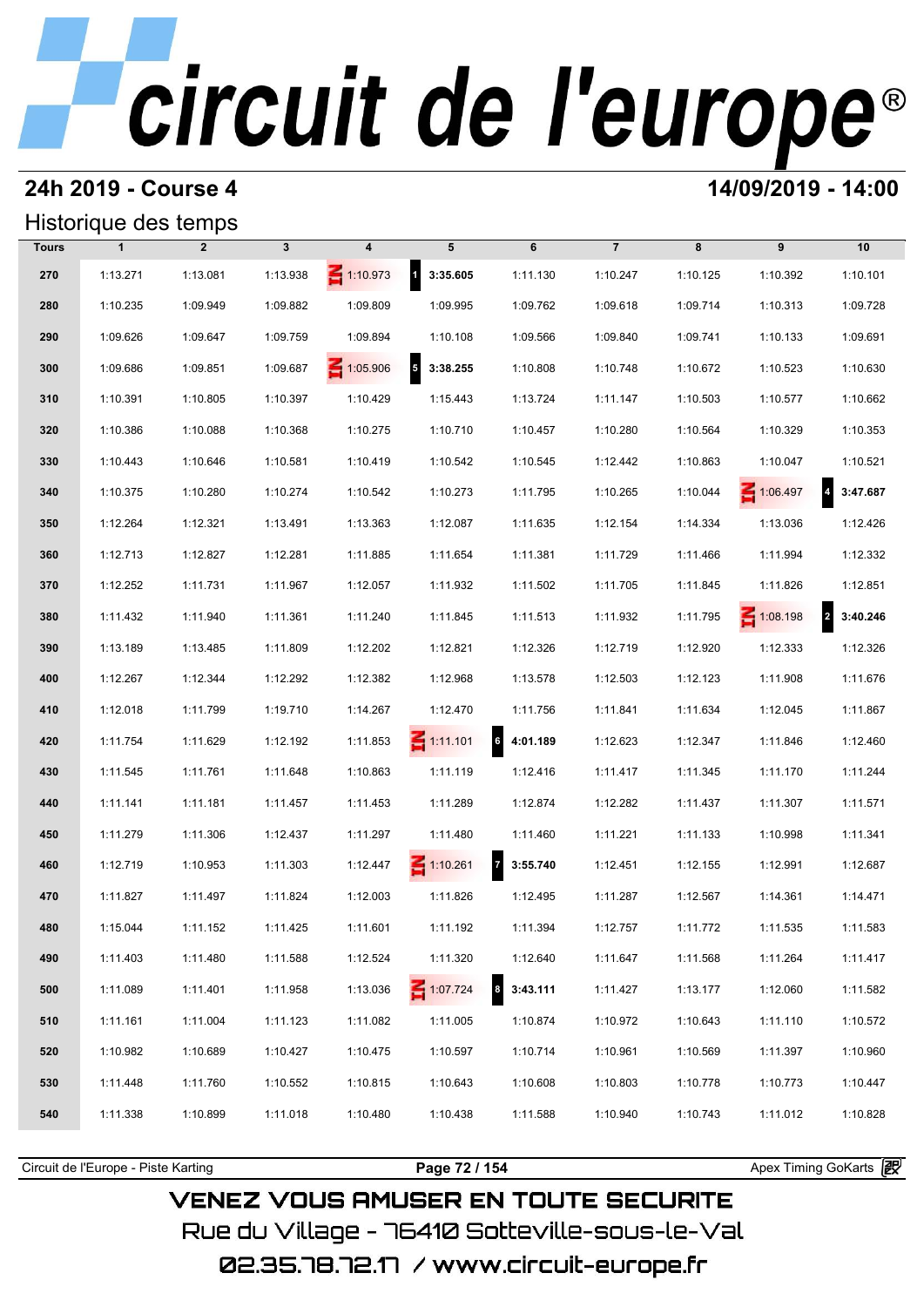# circuit de l'europe®

## 24h 2019 - Course 4

**14/09/2019 - 14:00**

### Historique des temps

| Tours | 1 | 2 | 3 | 4 | 5 | 6 | 7 | 8 | 9 | 10 |
|---|---|---|---|---|---|---|---|---|---|---|
| 270 | 1:13.271 | 1:13.081 | 1:13.938 | IN 1:10.973 | 1 **3:35.605** | 1:11.130 | 1:10.247 | 1:10.125 | 1:10.392 | 1:10.101 |
| 280 | 1:10.235 | 1:09.949 | 1:09.882 | 1:09.809 | 1:09.995 | 1:09.762 | 1:09.618 | 1:09.714 | 1:10.313 | 1:09.728 |
| 290 | 1:09.626 | 1:09.647 | 1:09.759 | 1:09.894 | 1:10.108 | 1:09.566 | 1:09.840 | 1:09.741 | 1:10.133 | 1:09.691 |
| 300 | 1:09.686 | 1:09.851 | 1:09.687 | IN 1:05.906 | 5 **3:38.255** | 1:10.808 | 1:10.748 | 1:10.672 | 1:10.523 | 1:10.630 |
| 310 | 1:10.391 | 1:10.805 | 1:10.397 | 1:10.429 | 1:15.443 | 1:13.724 | 1:11.147 | 1:10.503 | 1:10.577 | 1:10.662 |
| 320 | 1:10.386 | 1:10.088 | 1:10.368 | 1:10.275 | 1:10.710 | 1:10.457 | 1:10.280 | 1:10.564 | 1:10.329 | 1:10.353 |
| 330 | 1:10.443 | 1:10.646 | 1:10.581 | 1:10.419 | 1:10.542 | 1:10.545 | 1:12.442 | 1:10.863 | 1:10.047 | 1:10.521 |
| 340 | 1:10.375 | 1:10.280 | 1:10.274 | 1:10.542 | 1:10.273 | 1:11.795 | 1:10.265 | 1:10.044 | IN 1:06.497 | 4 **3:47.687** |
| 350 | 1:12.264 | 1:12.321 | 1:13.491 | 1:13.363 | 1:12.087 | 1:11.635 | 1:12.154 | 1:14.334 | 1:13.036 | 1:12.426 |
| 360 | 1:12.713 | 1:12.827 | 1:12.281 | 1:11.885 | 1:11.654 | 1:11.381 | 1:11.729 | 1:11.466 | 1:11.994 | 1:12.332 |
| 370 | 1:12.252 | 1:11.731 | 1:11.967 | 1:12.057 | 1:11.932 | 1:11.502 | 1:11.705 | 1:11.845 | 1:11.826 | 1:12.851 |
| 380 | 1:11.432 | 1:11.940 | 1:11.361 | 1:11.240 | 1:11.845 | 1:11.513 | 1:11.932 | 1:11.795 | IN 1:08.198 | 2 **3:40.246** |
| 390 | 1:13.189 | 1:13.485 | 1:11.809 | 1:12.202 | 1:12.821 | 1:12.326 | 1:12.719 | 1:12.920 | 1:12.333 | 1:12.326 |
| 400 | 1:12.267 | 1:12.344 | 1:12.292 | 1:12.382 | 1:12.968 | 1:13.578 | 1:12.503 | 1:12.123 | 1:11.908 | 1:11.676 |
| 410 | 1:12.018 | 1:11.799 | 1:19.710 | 1:14.267 | 1:12.470 | 1:11.756 | 1:11.841 | 1:11.634 | 1:12.045 | 1:11.867 |
| 420 | 1:11.754 | 1:11.629 | 1:12.192 | 1:11.853 | IN 1:11.101 | 6 **4:01.189** | 1:12.623 | 1:12.347 | 1:11.846 | 1:12.460 |
| 430 | 1:11.545 | 1:11.761 | 1:11.648 | 1:10.863 | 1:11.119 | 1:12.416 | 1:11.417 | 1:11.345 | 1:11.170 | 1:11.244 |
| 440 | 1:11.141 | 1:11.181 | 1:11.457 | 1:11.453 | 1:11.289 | 1:12.874 | 1:12.282 | 1:11.437 | 1:11.307 | 1:11.571 |
| 450 | 1:11.279 | 1:11.306 | 1:12.437 | 1:11.297 | 1:11.480 | 1:11.460 | 1:11.221 | 1:11.133 | 1:10.998 | 1:11.341 |
| 460 | 1:12.719 | 1:10.953 | 1:11.303 | 1:12.447 | IN 1:10.261 | 7 **3:55.740** | 1:12.451 | 1:12.155 | 1:12.991 | 1:12.687 |
| 470 | 1:11.827 | 1:11.497 | 1:11.824 | 1:12.003 | 1:11.826 | 1:12.495 | 1:11.287 | 1:12.567 | 1:14.361 | 1:14.471 |
| 480 | 1:15.044 | 1:11.152 | 1:11.425 | 1:11.601 | 1:11.192 | 1:11.394 | 1:12.757 | 1:11.772 | 1:11.535 | 1:11.583 |
| 490 | 1:11.403 | 1:11.480 | 1:11.588 | 1:12.524 | 1:11.320 | 1:12.640 | 1:11.647 | 1:11.568 | 1:11.264 | 1:11.417 |
| 500 | 1:11.089 | 1:11.401 | 1:11.958 | 1:13.036 | IN 1:07.724 | 8 **3:43.111** | 1:11.427 | 1:13.177 | 1:12.060 | 1:11.582 |
| 510 | 1:11.161 | 1:11.004 | 1:11.123 | 1:11.082 | 1:11.005 | 1:10.874 | 1:10.972 | 1:10.643 | 1:11.110 | 1:10.572 |
| 520 | 1:10.982 | 1:10.689 | 1:10.427 | 1:10.475 | 1:10.597 | 1:10.714 | 1:10.961 | 1:10.569 | 1:11.397 | 1:10.960 |
| 530 | 1:11.448 | 1:11.760 | 1:10.552 | 1:10.815 | 1:10.643 | 1:10.608 | 1:10.803 | 1:10.778 | 1:10.773 | 1:10.447 |
| 540 | 1:11.338 | 1:10.899 | 1:11.018 | 1:10.480 | 1:10.438 | 1:11.588 | 1:10.940 | 1:10.743 | 1:11.012 | 1:10.828 |

Circuit de l'Europe - Piste Karting | Apex Timing GoKarts

VENEZ VOUS AMUSER EN TOUTE SECURITE
Rue du Village - 76410 Sotteville-sous-le-Val
02.35.78.72.17 / www.circuit-europe.fr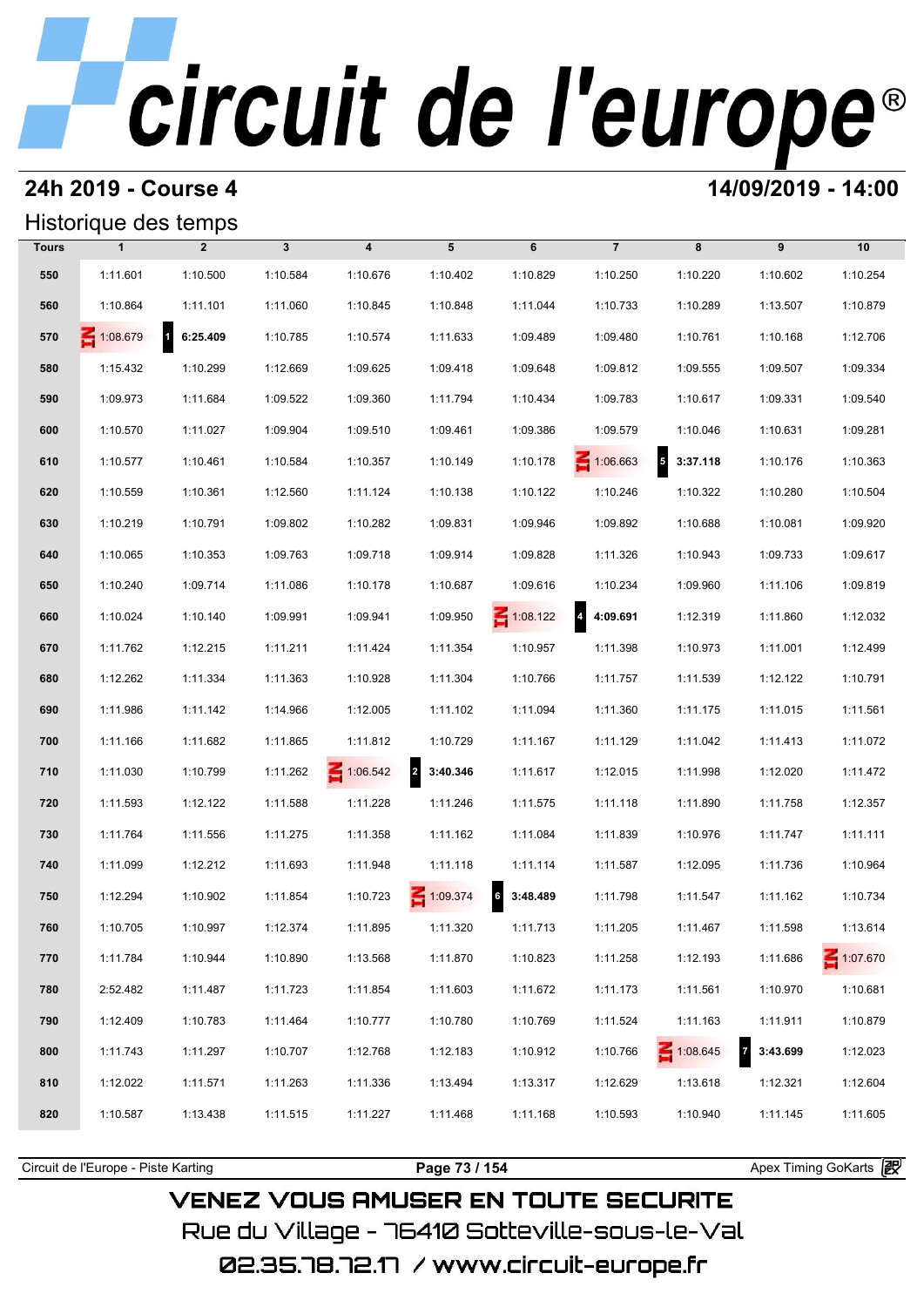# circuit de l'europe®

## 24h 2019 - Course 4

**14/09/2019 - 14:00**

### Historique des temps

| Tours | 1 | 2 | 3 | 4 | 5 | 6 | 7 | 8 | 9 | 10 |
|---|---|---|---|---|---|---|---|---|---|---|
| 550 | 1:11.601 | 1:10.500 | 1:10.584 | 1:10.676 | 1:10.402 | 1:10.829 | 1:10.250 | 1:10.220 | 1:10.602 | 1:10.254 |
| 560 | 1:10.864 | 1:11.101 | 1:11.060 | 1:10.845 | 1:10.848 | 1:11.044 | 1:10.733 | 1:10.289 | 1:13.507 | 1:10.879 |
| 570 | IN 1:08.679 | 1 **6:25.409** | 1:10.785 | 1:10.574 | 1:11.633 | 1:09.489 | 1:09.480 | 1:10.761 | 1:10.168 | 1:12.706 |
| 580 | 1:15.432 | 1:10.299 | 1:12.669 | 1:09.625 | 1:09.418 | 1:09.648 | 1:09.812 | 1:09.555 | 1:09.507 | 1:09.334 |
| 590 | 1:09.973 | 1:11.684 | 1:09.522 | 1:09.360 | 1:11.794 | 1:10.434 | 1:09.783 | 1:10.617 | 1:09.331 | 1:09.540 |
| 600 | 1:10.570 | 1:11.027 | 1:09.904 | 1:09.510 | 1:09.461 | 1:09.386 | 1:09.579 | 1:10.046 | 1:10.631 | 1:09.281 |
| 610 | 1:10.577 | 1:10.461 | 1:10.584 | 1:10.357 | 1:10.149 | 1:10.178 | IN 1:06.663 | 5 **3:37.118** | 1:10.176 | 1:10.363 |
| 620 | 1:10.559 | 1:10.361 | 1:12.560 | 1:11.124 | 1:10.138 | 1:10.122 | 1:10.246 | 1:10.322 | 1:10.280 | 1:10.504 |
| 630 | 1:10.219 | 1:10.791 | 1:09.802 | 1:10.282 | 1:09.831 | 1:09.946 | 1:09.892 | 1:10.688 | 1:10.081 | 1:09.920 |
| 640 | 1:10.065 | 1:10.353 | 1:09.763 | 1:09.718 | 1:09.914 | 1:09.828 | 1:11.326 | 1:10.943 | 1:09.733 | 1:09.617 |
| 650 | 1:10.240 | 1:09.714 | 1:11.086 | 1:10.178 | 1:10.687 | 1:09.616 | 1:10.234 | 1:09.960 | 1:11.106 | 1:09.819 |
| 660 | 1:10.024 | 1:10.140 | 1:09.991 | 1:09.941 | 1:09.950 | IN 1:08.122 | 4 **4:09.691** | 1:12.319 | 1:11.860 | 1:12.032 |
| 670 | 1:11.762 | 1:12.215 | 1:11.211 | 1:11.424 | 1:11.354 | 1:10.957 | 1:11.398 | 1:10.973 | 1:11.001 | 1:12.499 |
| 680 | 1:12.262 | 1:11.334 | 1:11.363 | 1:10.928 | 1:11.304 | 1:10.766 | 1:11.757 | 1:11.539 | 1:12.122 | 1:10.791 |
| 690 | 1:11.986 | 1:11.142 | 1:14.966 | 1:12.005 | 1:11.102 | 1:11.094 | 1:11.360 | 1:11.175 | 1:11.015 | 1:11.561 |
| 700 | 1:11.166 | 1:11.682 | 1:11.865 | 1:11.812 | 1:10.729 | 1:11.167 | 1:11.129 | 1:11.042 | 1:11.413 | 1:11.072 |
| 710 | 1:11.030 | 1:10.799 | 1:11.262 | IN 1:06.542 | 2 **3:40.346** | 1:11.617 | 1:12.015 | 1:11.998 | 1:12.020 | 1:11.472 |
| 720 | 1:11.593 | 1:12.122 | 1:11.588 | 1:11.228 | 1:11.246 | 1:11.575 | 1:11.118 | 1:11.890 | 1:11.758 | 1:12.357 |
| 730 | 1:11.764 | 1:11.556 | 1:11.275 | 1:11.358 | 1:11.162 | 1:11.084 | 1:11.839 | 1:10.976 | 1:11.747 | 1:11.111 |
| 740 | 1:11.099 | 1:12.212 | 1:11.693 | 1:11.948 | 1:11.118 | 1:11.114 | 1:11.587 | 1:12.095 | 1:11.736 | 1:10.964 |
| 750 | 1:12.294 | 1:10.902 | 1:11.854 | 1:10.723 | IN 1:09.374 | 6 **3:48.489** | 1:11.798 | 1:11.547 | 1:11.162 | 1:10.734 |
| 760 | 1:10.705 | 1:10.997 | 1:12.374 | 1:11.895 | 1:11.320 | 1:11.713 | 1:11.205 | 1:11.467 | 1:11.598 | 1:13.614 |
| 770 | 1:11.784 | 1:10.944 | 1:10.890 | 1:13.568 | 1:11.870 | 1:10.823 | 1:11.258 | 1:12.193 | 1:11.686 | IN 1:07.670 |
| 780 | 2:52.482 | 1:11.487 | 1:11.723 | 1:11.854 | 1:11.603 | 1:11.672 | 1:11.173 | 1:11.561 | 1:10.970 | 1:10.681 |
| 790 | 1:12.409 | 1:10.783 | 1:11.464 | 1:10.777 | 1:10.780 | 1:10.769 | 1:11.524 | 1:11.163 | 1:11.911 | 1:10.879 |
| 800 | 1:11.743 | 1:11.297 | 1:10.707 | 1:12.768 | 1:12.183 | 1:10.912 | 1:10.766 | IN 1:08.645 | 7 **3:43.699** | 1:12.023 |
| 810 | 1:12.022 | 1:11.571 | 1:11.263 | 1:11.336 | 1:13.494 | 1:13.317 | 1:12.629 | 1:13.618 | 1:12.321 | 1:12.604 |
| 820 | 1:10.587 | 1:13.438 | 1:11.515 | 1:11.227 | 1:11.468 | 1:11.168 | 1:10.593 | 1:10.940 | 1:11.145 | 1:11.605 |

Circuit de l'Europe - Piste Karting | Apex Timing GoKarts

VENEZ VOUS AMUSER EN TOUTE SECURITE
Rue du Village - 76410 Sotteville-sous-le-Val
02.35.78.72.17 / www.circuit-europe.fr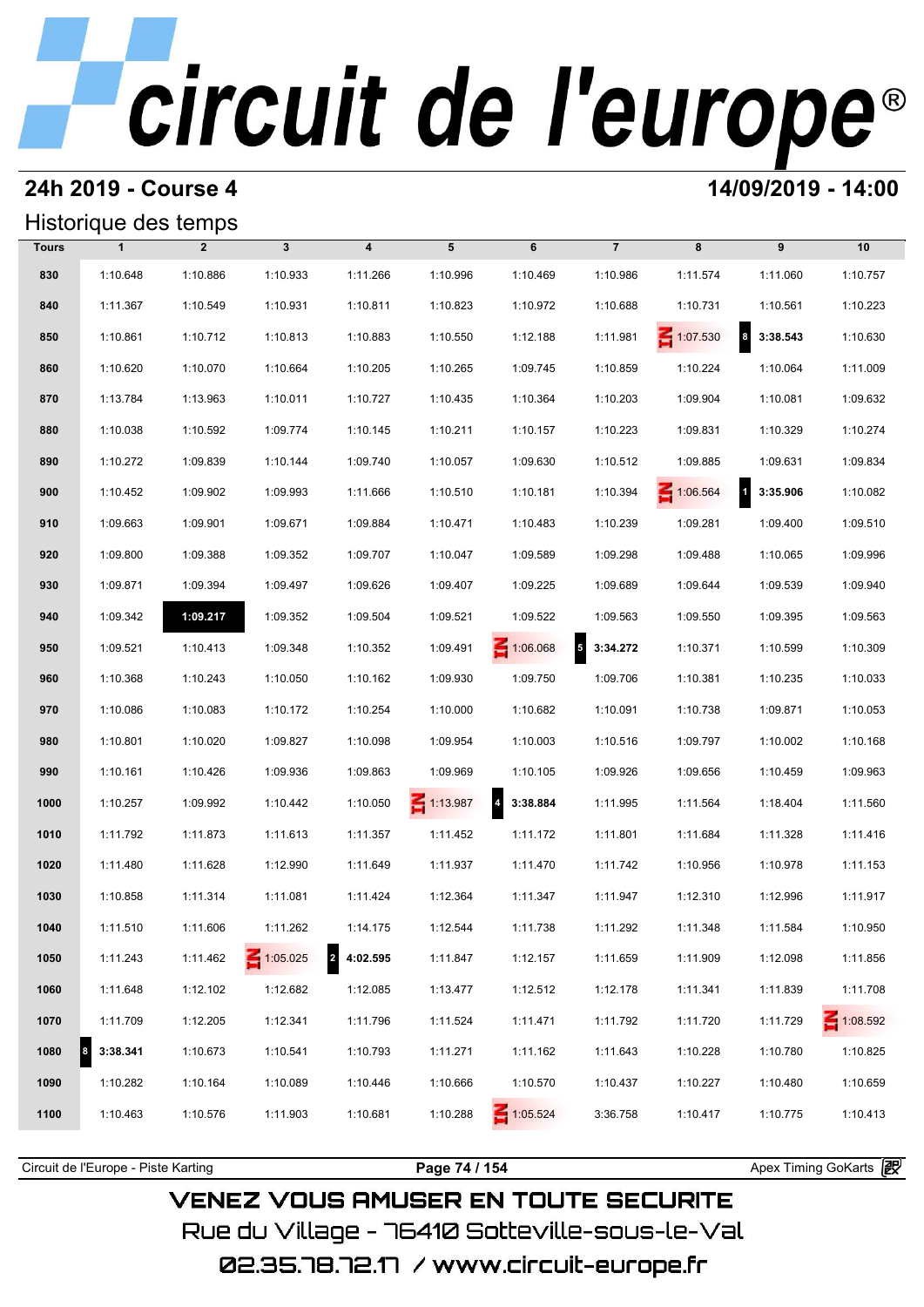# circuit de l'europe®

## 24h 2019 - Course 4

**14/09/2019 - 14:00**

### Historique des temps

| Tours | 1 | 2 | 3 | 4 | 5 | 6 | 7 | 8 | 9 | 10 |
|---|---|---|---|---|---|---|---|---|---|---|
| 830 | 1:10.648 | 1:10.886 | 1:10.933 | 1:11.266 | 1:10.996 | 1:10.469 | 1:10.986 | 1:11.574 | 1:11.060 | 1:10.757 |
| 840 | 1:11.367 | 1:10.549 | 1:10.931 | 1:10.811 | 1:10.823 | 1:10.972 | 1:10.688 | 1:10.731 | 1:10.561 | 1:10.223 |
| 850 | 1:10.861 | 1:10.712 | 1:10.813 | 1:10.883 | 1:10.550 | 1:12.188 | 1:11.981 | IN 1:07.530 | 8 **3:38.543** | 1:10.630 |
| 860 | 1:10.620 | 1:10.070 | 1:10.664 | 1:10.205 | 1:10.265 | 1:09.745 | 1:10.859 | 1:10.224 | 1:10.064 | 1:11.009 |
| 870 | 1:13.784 | 1:13.963 | 1:10.011 | 1:10.727 | 1:10.435 | 1:10.364 | 1:10.203 | 1:09.904 | 1:10.081 | 1:09.632 |
| 880 | 1:10.038 | 1:10.592 | 1:09.774 | 1:10.145 | 1:10.211 | 1:10.157 | 1:10.223 | 1:09.831 | 1:10.329 | 1:10.274 |
| 890 | 1:10.272 | 1:09.839 | 1:10.144 | 1:09.740 | 1:10.057 | 1:09.630 | 1:10.512 | 1:09.885 | 1:09.631 | 1:09.834 |
| 900 | 1:10.452 | 1:09.902 | 1:09.993 | 1:11.666 | 1:10.510 | 1:10.181 | 1:10.394 | IN 1:06.564 | 1 **3:35.906** | 1:10.082 |
| 910 | 1:09.663 | 1:09.901 | 1:09.671 | 1:09.884 | 1:10.471 | 1:10.483 | 1:10.239 | 1:09.281 | 1:09.400 | 1:09.510 |
| 920 | 1:09.800 | 1:09.388 | 1:09.352 | 1:09.707 | 1:10.047 | 1:09.589 | 1:09.298 | 1:09.488 | 1:10.065 | 1:09.996 |
| 930 | 1:09.871 | 1:09.394 | 1:09.497 | 1:09.626 | 1:09.407 | 1:09.225 | 1:09.689 | 1:09.644 | 1:09.539 | 1:09.940 |
| 940 | 1:09.342 | **1:09.217** | 1:09.352 | 1:09.504 | 1:09.521 | 1:09.522 | 1:09.563 | 1:09.550 | 1:09.395 | 1:09.563 |
| 950 | 1:09.521 | 1:10.413 | 1:09.348 | 1:10.352 | 1:09.491 | IN 1:06.068 | 5 **3:34.272** | 1:10.371 | 1:10.599 | 1:10.309 |
| 960 | 1:10.368 | 1:10.243 | 1:10.050 | 1:10.162 | 1:09.930 | 1:09.750 | 1:09.706 | 1:10.381 | 1:10.235 | 1:10.033 |
| 970 | 1:10.086 | 1:10.083 | 1:10.172 | 1:10.254 | 1:10.000 | 1:10.682 | 1:10.091 | 1:10.738 | 1:09.871 | 1:10.053 |
| 980 | 1:10.801 | 1:10.020 | 1:09.827 | 1:10.098 | 1:09.954 | 1:10.003 | 1:10.516 | 1:09.797 | 1:10.002 | 1:10.168 |
| 990 | 1:10.161 | 1:10.426 | 1:09.936 | 1:09.863 | 1:09.969 | 1:10.105 | 1:09.926 | 1:09.656 | 1:10.459 | 1:09.963 |
| 1000 | 1:10.257 | 1:09.992 | 1:10.442 | 1:10.050 | IN 1:13.987 | 4 **3:38.884** | 1:11.995 | 1:11.564 | 1:18.404 | 1:11.560 |
| 1010 | 1:11.792 | 1:11.873 | 1:11.613 | 1:11.357 | 1:11.452 | 1:11.172 | 1:11.801 | 1:11.684 | 1:11.328 | 1:11.416 |
| 1020 | 1:11.480 | 1:11.628 | 1:12.990 | 1:11.649 | 1:11.937 | 1:11.470 | 1:11.742 | 1:10.956 | 1:10.978 | 1:11.153 |
| 1030 | 1:10.858 | 1:11.314 | 1:11.081 | 1:11.424 | 1:12.364 | 1:11.347 | 1:11.947 | 1:12.310 | 1:12.996 | 1:11.917 |
| 1040 | 1:11.510 | 1:11.606 | 1:11.262 | 1:14.175 | 1:12.544 | 1:11.738 | 1:11.292 | 1:11.348 | 1:11.584 | 1:10.950 |
| 1050 | 1:11.243 | 1:11.462 | IN 1:05.025 | 2 **4:02.595** | 1:11.847 | 1:12.157 | 1:11.659 | 1:11.909 | 1:12.098 | 1:11.856 |
| 1060 | 1:11.648 | 1:12.102 | 1:12.682 | 1:12.085 | 1:13.477 | 1:12.512 | 1:12.178 | 1:11.341 | 1:11.839 | 1:11.708 |
| 1070 | 1:11.709 | 1:12.205 | 1:12.341 | 1:11.796 | 1:11.524 | 1:11.471 | 1:11.792 | 1:11.720 | 1:11.729 | IN 1:08.592 |
| 1080 | 8 **3:38.341** | 1:10.673 | 1:10.541 | 1:10.793 | 1:11.271 | 1:11.162 | 1:11.643 | 1:10.228 | 1:10.780 | 1:10.825 |
| 1090 | 1:10.282 | 1:10.164 | 1:10.089 | 1:10.446 | 1:10.666 | 1:10.570 | 1:10.437 | 1:10.227 | 1:10.480 | 1:10.659 |
| 1100 | 1:10.463 | 1:10.576 | 1:11.903 | 1:10.681 | 1:10.288 | IN 1:05.524 | 3:36.758 | 1:10.417 | 1:10.775 | 1:10.413 |

Circuit de l'Europe - Piste Karting — Apex Timing GoKarts

VENEZ VOUS AMUSER EN TOUTE SECURITE
Rue du Village - 76410 Sotteville-sous-le-Val
02.35.78.72.17 / www.circuit-europe.fr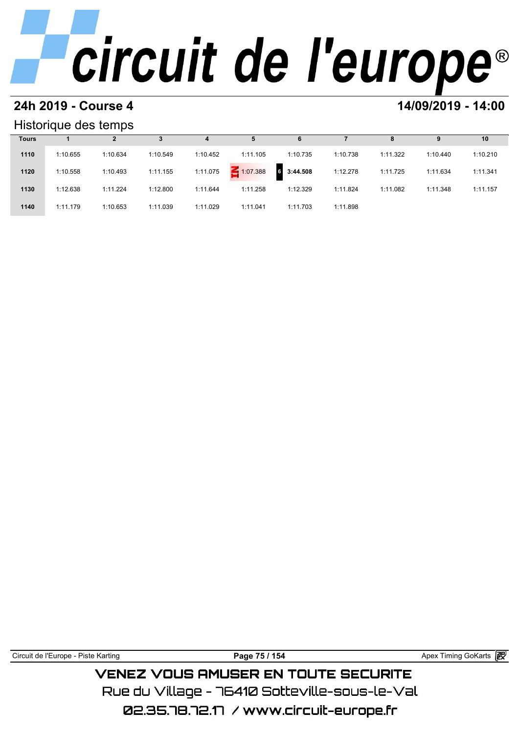## 24h 2019 - Course 4

## 14/09/2019 - 14:00

### Historique des temps

| Tours | 1 | 2 | 3 | 4 | 5 | 6 | 7 | 8 | 9 | 10 |
|---|---|---|---|---|---|---|---|---|---|---|
| 1110 | 1:10.655 | 1:10.634 | 1:10.549 | 1:10.452 | 1:11.105 | 1:10.735 | 1:10.738 | 1:11.322 | 1:10.440 | 1:10.210 |
| 1120 | 1:10.558 | 1:10.493 | 1:11.155 | 1:11.075 | IN 1:07.388 | 6 **3:44.508** | 1:12.278 | 1:11.725 | 1:11.634 | 1:11.341 |
| 1130 | 1:12.638 | 1:11.224 | 1:12.800 | 1:11.644 | 1:11.258 | 1:12.329 | 1:11.824 | 1:11.082 | 1:11.348 | 1:11.157 |
| 1140 | 1:11.179 | 1:10.653 | 1:11.039 | 1:11.029 | 1:11.041 | 1:11.703 | 1:11.898 | | | |

Circuit de l'Europe - Piste Karting

Apex Timing GoKarts

VENEZ VOUS AMUSER EN TOUTE SECURITE

Rue du Village - 76410 Sotteville-sous-le-Val

02.35.78.72.17 / www.circuit-europe.fr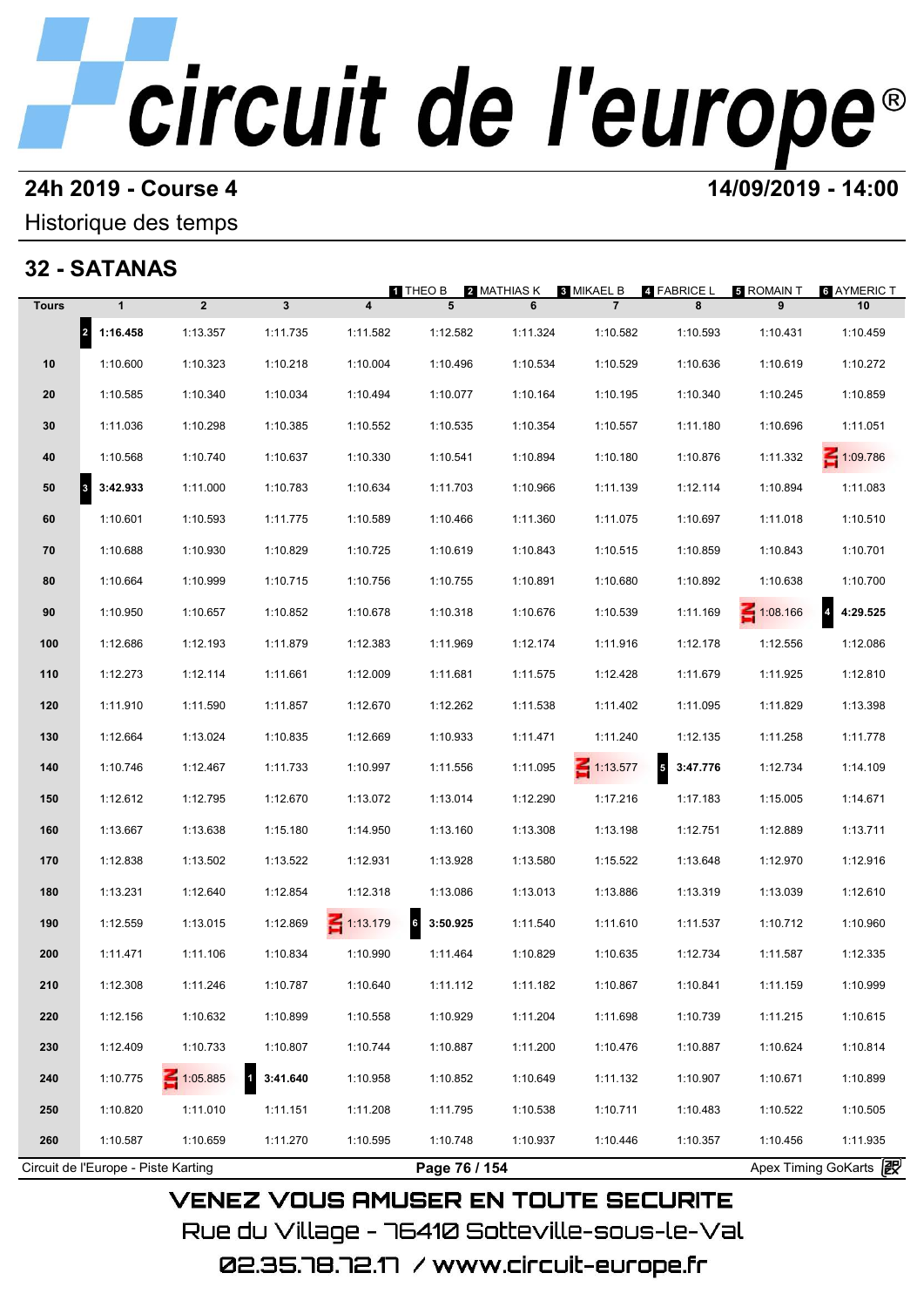# circuit de l'europe®

## 24h 2019 - Course 4

**14/09/2019 - 14:00**

Historique des temps

## 32 - SATANAS

1 THEO B · 2 MATHIAS K · 3 MIKAEL B · 4 FABRICE L · 5 ROMAIN T · 6 AYMERIC T

| Tours | 1 | 2 | 3 | 4 | 5 | 6 | 7 | 8 | 9 | 10 |
|---|---|---|---|---|---|---|---|---|---|---|
| | 2 **1:16.458** | 1:13.357 | 1:11.735 | 1:11.582 | 1:12.582 | 1:11.324 | 1:10.582 | 1:10.593 | 1:10.431 | 1:10.459 |
| 10 | 1:10.600 | 1:10.323 | 1:10.218 | 1:10.004 | 1:10.496 | 1:10.534 | 1:10.529 | 1:10.636 | 1:10.619 | 1:10.272 |
| 20 | 1:10.585 | 1:10.340 | 1:10.034 | 1:10.494 | 1:10.077 | 1:10.164 | 1:10.195 | 1:10.340 | 1:10.245 | 1:10.859 |
| 30 | 1:11.036 | 1:10.298 | 1:10.385 | 1:10.552 | 1:10.535 | 1:10.354 | 1:10.557 | 1:11.180 | 1:10.696 | 1:11.051 |
| 40 | 1:10.568 | 1:10.740 | 1:10.637 | 1:10.330 | 1:10.541 | 1:10.894 | 1:10.180 | 1:10.876 | 1:11.332 | IN 1:09.786 |
| 50 | 3 **3:42.933** | 1:11.000 | 1:10.783 | 1:10.634 | 1:11.703 | 1:10.966 | 1:11.139 | 1:12.114 | 1:10.894 | 1:11.083 |
| 60 | 1:10.601 | 1:10.593 | 1:11.775 | 1:10.589 | 1:10.466 | 1:11.360 | 1:11.075 | 1:10.697 | 1:11.018 | 1:10.510 |
| 70 | 1:10.688 | 1:10.930 | 1:10.829 | 1:10.725 | 1:10.619 | 1:10.843 | 1:10.515 | 1:10.859 | 1:10.843 | 1:10.701 |
| 80 | 1:10.664 | 1:10.999 | 1:10.715 | 1:10.756 | 1:10.755 | 1:10.891 | 1:10.680 | 1:10.892 | 1:10.638 | 1:10.700 |
| 90 | 1:10.950 | 1:10.657 | 1:10.852 | 1:10.678 | 1:10.318 | 1:10.676 | 1:10.539 | 1:11.169 | IN 1:08.166 | 4 **4:29.525** |
| 100 | 1:12.686 | 1:12.193 | 1:11.879 | 1:12.383 | 1:11.969 | 1:12.174 | 1:11.916 | 1:12.178 | 1:12.556 | 1:12.086 |
| 110 | 1:12.273 | 1:12.114 | 1:11.661 | 1:12.009 | 1:11.681 | 1:11.575 | 1:12.428 | 1:11.679 | 1:11.925 | 1:12.810 |
| 120 | 1:11.910 | 1:11.590 | 1:11.857 | 1:12.670 | 1:12.262 | 1:11.538 | 1:11.402 | 1:11.095 | 1:11.829 | 1:13.398 |
| 130 | 1:12.664 | 1:13.024 | 1:10.835 | 1:12.669 | 1:10.933 | 1:11.471 | 1:11.240 | 1:12.135 | 1:11.258 | 1:11.778 |
| 140 | 1:10.746 | 1:12.467 | 1:11.733 | 1:10.997 | 1:11.556 | 1:11.095 | IN 1:13.577 | 5 **3:47.776** | 1:12.734 | 1:14.109 |
| 150 | 1:12.612 | 1:12.795 | 1:12.670 | 1:13.072 | 1:13.014 | 1:12.290 | 1:17.216 | 1:17.183 | 1:15.005 | 1:14.671 |
| 160 | 1:13.667 | 1:13.638 | 1:15.180 | 1:14.950 | 1:13.160 | 1:13.308 | 1:13.198 | 1:12.751 | 1:12.889 | 1:13.711 |
| 170 | 1:12.838 | 1:13.502 | 1:13.522 | 1:12.931 | 1:13.928 | 1:13.580 | 1:15.522 | 1:13.648 | 1:12.970 | 1:12.916 |
| 180 | 1:13.231 | 1:12.640 | 1:12.854 | 1:12.318 | 1:13.086 | 1:13.013 | 1:13.886 | 1:13.319 | 1:13.039 | 1:12.610 |
| 190 | 1:12.559 | 1:13.015 | 1:12.869 | IN 1:13.179 | 6 **3:50.925** | 1:11.540 | 1:11.610 | 1:11.537 | 1:10.712 | 1:10.960 |
| 200 | 1:11.471 | 1:11.106 | 1:10.834 | 1:10.990 | 1:11.464 | 1:10.829 | 1:10.635 | 1:12.734 | 1:11.587 | 1:12.335 |
| 210 | 1:12.308 | 1:11.246 | 1:10.787 | 1:10.640 | 1:11.112 | 1:11.182 | 1:10.867 | 1:10.841 | 1:11.159 | 1:10.999 |
| 220 | 1:12.156 | 1:10.632 | 1:10.899 | 1:10.558 | 1:10.929 | 1:11.204 | 1:11.698 | 1:10.739 | 1:11.215 | 1:10.615 |
| 230 | 1:12.409 | 1:10.733 | 1:10.807 | 1:10.744 | 1:10.887 | 1:11.200 | 1:10.476 | 1:10.887 | 1:10.624 | 1:10.814 |
| 240 | 1:10.775 | IN 1:05.885 | 1 **3:41.640** | 1:10.958 | 1:10.852 | 1:10.649 | 1:11.132 | 1:10.907 | 1:10.671 | 1:10.899 |
| 250 | 1:10.820 | 1:11.010 | 1:11.151 | 1:11.208 | 1:11.795 | 1:10.538 | 1:10.711 | 1:10.483 | 1:10.522 | 1:10.505 |
| 260 | 1:10.587 | 1:10.659 | 1:11.270 | 1:10.595 | 1:10.748 | 1:10.937 | 1:10.446 | 1:10.357 | 1:10.456 | 1:11.935 |

Circuit de l'Europe - Piste Karting · Apex Timing GoKarts

VENEZ VOUS AMUSER EN TOUTE SECURITE

Rue du Village - 76410 Sotteville-sous-le-Val

02.35.78.72.17 / www.circuit-europe.fr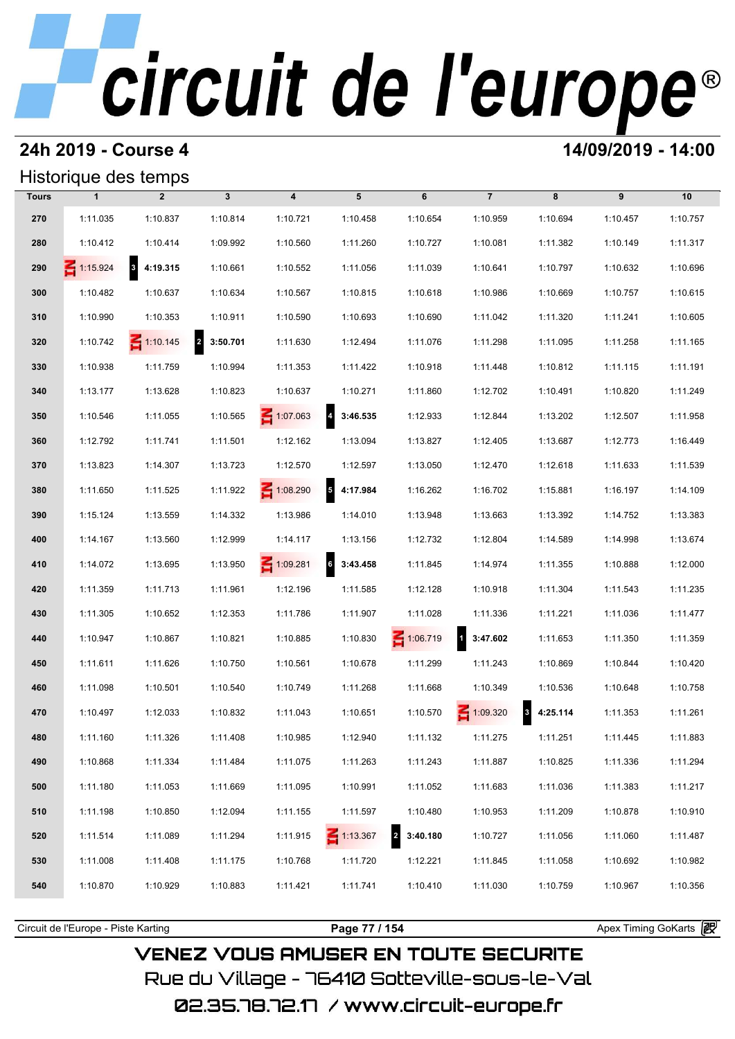# circuit de l'europe

## 24h 2019 - Course 4

**14/09/2019 - 14:00**

### Historique des temps

| Tours | 1 | 2 | 3 | 4 | 5 | 6 | 7 | 8 | 9 | 10 |
|---|---|---|---|---|---|---|---|---|---|---|
| 270 | 1:11.035 | 1:10.837 | 1:10.814 | 1:10.721 | 1:10.458 | 1:10.654 | 1:10.959 | 1:10.694 | 1:10.457 | 1:10.757 |
| 280 | 1:10.412 | 1:10.414 | 1:09.992 | 1:10.560 | 1:11.260 | 1:10.727 | 1:10.081 | 1:11.382 | 1:10.149 | 1:11.317 |
| 290 | IN 1:15.924 | 3 **4:19.315** | 1:10.661 | 1:10.552 | 1:11.056 | 1:11.039 | 1:10.641 | 1:10.797 | 1:10.632 | 1:10.696 |
| 300 | 1:10.482 | 1:10.637 | 1:10.634 | 1:10.567 | 1:10.815 | 1:10.618 | 1:10.986 | 1:10.669 | 1:10.757 | 1:10.615 |
| 310 | 1:10.990 | 1:10.353 | 1:10.911 | 1:10.590 | 1:10.693 | 1:10.690 | 1:11.042 | 1:11.320 | 1:11.241 | 1:10.605 |
| 320 | 1:10.742 | IN 1:10.145 | 2 **3:50.701** | 1:11.630 | 1:12.494 | 1:11.076 | 1:11.298 | 1:11.095 | 1:11.258 | 1:11.165 |
| 330 | 1:10.938 | 1:11.759 | 1:10.994 | 1:11.353 | 1:11.422 | 1:10.918 | 1:11.448 | 1:10.812 | 1:11.115 | 1:11.191 |
| 340 | 1:13.177 | 1:13.628 | 1:10.823 | 1:10.637 | 1:10.271 | 1:11.860 | 1:12.702 | 1:10.491 | 1:10.820 | 1:11.249 |
| 350 | 1:10.546 | 1:11.055 | 1:10.565 | IN 1:07.063 | 4 **3:46.535** | 1:12.933 | 1:12.844 | 1:13.202 | 1:12.507 | 1:11.958 |
| 360 | 1:12.792 | 1:11.741 | 1:11.501 | 1:12.162 | 1:13.094 | 1:13.827 | 1:12.405 | 1:13.687 | 1:12.773 | 1:16.449 |
| 370 | 1:13.823 | 1:14.307 | 1:13.723 | 1:12.570 | 1:12.597 | 1:13.050 | 1:12.470 | 1:12.618 | 1:11.633 | 1:11.539 |
| 380 | 1:11.650 | 1:11.525 | 1:11.922 | IN 1:08.290 | 5 **4:17.984** | 1:16.262 | 1:16.702 | 1:15.881 | 1:16.197 | 1:14.109 |
| 390 | 1:15.124 | 1:13.559 | 1:14.332 | 1:13.986 | 1:14.010 | 1:13.948 | 1:13.663 | 1:13.392 | 1:14.752 | 1:13.383 |
| 400 | 1:14.167 | 1:13.560 | 1:12.999 | 1:14.117 | 1:13.156 | 1:12.732 | 1:12.804 | 1:14.589 | 1:14.998 | 1:13.674 |
| 410 | 1:14.072 | 1:13.695 | 1:13.950 | IN 1:09.281 | 6 **3:43.458** | 1:11.845 | 1:14.974 | 1:11.355 | 1:10.888 | 1:12.000 |
| 420 | 1:11.359 | 1:11.713 | 1:11.961 | 1:12.196 | 1:11.585 | 1:12.128 | 1:10.918 | 1:11.304 | 1:11.543 | 1:11.235 |
| 430 | 1:11.305 | 1:10.652 | 1:12.353 | 1:11.786 | 1:11.907 | 1:11.028 | 1:11.336 | 1:11.221 | 1:11.036 | 1:11.477 |
| 440 | 1:10.947 | 1:10.867 | 1:10.821 | 1:10.885 | 1:10.830 | IN 1:06.719 | 1 **3:47.602** | 1:11.653 | 1:11.350 | 1:11.359 |
| 450 | 1:11.611 | 1:11.626 | 1:10.750 | 1:10.561 | 1:10.678 | 1:11.299 | 1:11.243 | 1:10.869 | 1:10.844 | 1:10.420 |
| 460 | 1:11.098 | 1:10.501 | 1:10.540 | 1:10.749 | 1:11.268 | 1:11.668 | 1:10.349 | 1:10.536 | 1:10.648 | 1:10.758 |
| 470 | 1:10.497 | 1:12.033 | 1:10.832 | 1:11.043 | 1:10.651 | 1:10.570 | IN 1:09.320 | 3 **4:25.114** | 1:11.353 | 1:11.261 |
| 480 | 1:11.160 | 1:11.326 | 1:11.408 | 1:10.985 | 1:12.940 | 1:11.132 | 1:11.275 | 1:11.251 | 1:11.445 | 1:11.883 |
| 490 | 1:10.868 | 1:11.334 | 1:11.484 | 1:11.075 | 1:11.263 | 1:11.243 | 1:11.887 | 1:10.825 | 1:11.336 | 1:11.294 |
| 500 | 1:11.180 | 1:11.053 | 1:11.669 | 1:11.095 | 1:10.991 | 1:11.052 | 1:11.683 | 1:11.036 | 1:11.383 | 1:11.217 |
| 510 | 1:11.198 | 1:10.850 | 1:12.094 | 1:11.155 | 1:11.597 | 1:10.480 | 1:10.953 | 1:11.209 | 1:10.878 | 1:10.910 |
| 520 | 1:11.514 | 1:11.089 | 1:11.294 | 1:11.915 | IN 1:13.367 | 2 **3:40.180** | 1:10.727 | 1:11.056 | 1:11.060 | 1:11.487 |
| 530 | 1:11.008 | 1:11.408 | 1:11.175 | 1:10.768 | 1:11.720 | 1:12.221 | 1:11.845 | 1:11.058 | 1:10.692 | 1:10.982 |
| 540 | 1:10.870 | 1:10.929 | 1:10.883 | 1:11.421 | 1:11.741 | 1:10.410 | 1:11.030 | 1:10.759 | 1:10.967 | 1:10.356 |

Circuit de l'Europe - Piste Karting — Apex Timing GoKarts

VENEZ VOUS AMUSER EN TOUTE SECURITE

Rue du Village - 76410 Sotteville-sous-le-Val

02.35.78.72.17 / www.circuit-europe.fr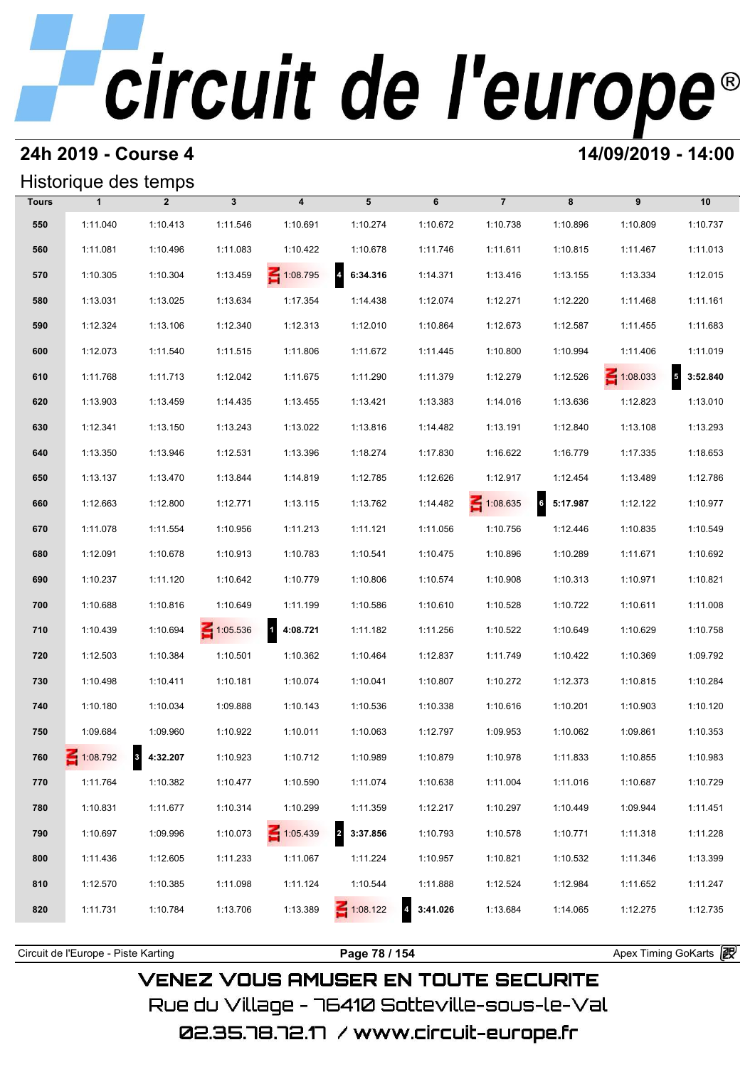# circuit de l'europe®

## 24h 2019 - Course 4

**14/09/2019 - 14:00**

### Historique des temps

| Tours | 1 | 2 | 3 | 4 | 5 | 6 | 7 | 8 | 9 | 10 |
|---|---|---|---|---|---|---|---|---|---|---|
| 550 | 1:11.040 | 1:10.413 | 1:11.546 | 1:10.691 | 1:10.274 | 1:10.672 | 1:10.738 | 1:10.896 | 1:10.809 | 1:10.737 |
| 560 | 1:11.081 | 1:10.496 | 1:11.083 | 1:10.422 | 1:10.678 | 1:11.746 | 1:11.611 | 1:10.815 | 1:11.467 | 1:11.013 |
| 570 | 1:10.305 | 1:10.304 | 1:13.459 | IN 1:08.795 | 4 **6:34.316** | 1:14.371 | 1:13.416 | 1:13.155 | 1:13.334 | 1:12.015 |
| 580 | 1:13.031 | 1:13.025 | 1:13.634 | 1:17.354 | 1:14.438 | 1:12.074 | 1:12.271 | 1:12.220 | 1:11.468 | 1:11.161 |
| 590 | 1:12.324 | 1:13.106 | 1:12.340 | 1:12.313 | 1:12.010 | 1:10.864 | 1:12.673 | 1:12.587 | 1:11.455 | 1:11.683 |
| 600 | 1:12.073 | 1:11.540 | 1:11.515 | 1:11.806 | 1:11.672 | 1:11.445 | 1:10.800 | 1:10.994 | 1:11.406 | 1:11.019 |
| 610 | 1:11.768 | 1:11.713 | 1:12.042 | 1:11.675 | 1:11.290 | 1:11.379 | 1:12.279 | 1:12.526 | IN 1:08.033 | 5 **3:52.840** |
| 620 | 1:13.903 | 1:13.459 | 1:14.435 | 1:13.455 | 1:13.421 | 1:13.383 | 1:14.016 | 1:13.636 | 1:12.823 | 1:13.010 |
| 630 | 1:12.341 | 1:13.150 | 1:13.243 | 1:13.022 | 1:13.816 | 1:14.482 | 1:13.191 | 1:12.840 | 1:13.108 | 1:13.293 |
| 640 | 1:13.350 | 1:13.946 | 1:12.531 | 1:13.396 | 1:18.274 | 1:17.830 | 1:16.622 | 1:16.779 | 1:17.335 | 1:18.653 |
| 650 | 1:13.137 | 1:13.470 | 1:13.844 | 1:14.819 | 1:12.785 | 1:12.626 | 1:12.917 | 1:12.454 | 1:13.489 | 1:12.786 |
| 660 | 1:12.663 | 1:12.800 | 1:12.771 | 1:13.115 | 1:13.762 | 1:14.482 | IN 1:08.635 | 6 **5:17.987** | 1:12.122 | 1:10.977 |
| 670 | 1:11.078 | 1:11.554 | 1:10.956 | 1:11.213 | 1:11.121 | 1:11.056 | 1:10.756 | 1:12.446 | 1:10.835 | 1:10.549 |
| 680 | 1:12.091 | 1:10.678 | 1:10.913 | 1:10.783 | 1:10.541 | 1:10.475 | 1:10.896 | 1:10.289 | 1:11.671 | 1:10.692 |
| 690 | 1:10.237 | 1:11.120 | 1:10.642 | 1:10.779 | 1:10.806 | 1:10.574 | 1:10.908 | 1:10.313 | 1:10.971 | 1:10.821 |
| 700 | 1:10.688 | 1:10.816 | 1:10.649 | 1:11.199 | 1:10.586 | 1:10.610 | 1:10.528 | 1:10.722 | 1:10.611 | 1:11.008 |
| 710 | 1:10.439 | 1:10.694 | IN 1:05.536 | 1 **4:08.721** | 1:11.182 | 1:11.256 | 1:10.522 | 1:10.649 | 1:10.629 | 1:10.758 |
| 720 | 1:12.503 | 1:10.384 | 1:10.501 | 1:10.362 | 1:10.464 | 1:12.837 | 1:11.749 | 1:10.422 | 1:10.369 | 1:09.792 |
| 730 | 1:10.498 | 1:10.411 | 1:10.181 | 1:10.074 | 1:10.041 | 1:10.807 | 1:10.272 | 1:12.373 | 1:10.815 | 1:10.284 |
| 740 | 1:10.180 | 1:10.034 | 1:09.888 | 1:10.143 | 1:10.536 | 1:10.338 | 1:10.616 | 1:10.201 | 1:10.903 | 1:10.120 |
| 750 | 1:09.684 | 1:09.960 | 1:10.922 | 1:10.011 | 1:10.063 | 1:12.797 | 1:09.953 | 1:10.062 | 1:09.861 | 1:10.353 |
| 760 | IN 1:08.792 | 3 **4:32.207** | 1:10.923 | 1:10.712 | 1:10.989 | 1:10.879 | 1:10.978 | 1:11.833 | 1:10.855 | 1:10.983 |
| 770 | 1:11.764 | 1:10.382 | 1:10.477 | 1:10.590 | 1:11.074 | 1:10.638 | 1:11.004 | 1:11.016 | 1:10.687 | 1:10.729 |
| 780 | 1:10.831 | 1:11.677 | 1:10.314 | 1:10.299 | 1:11.359 | 1:12.217 | 1:10.297 | 1:10.449 | 1:09.944 | 1:11.451 |
| 790 | 1:10.697 | 1:09.996 | 1:10.073 | IN 1:05.439 | 2 **3:37.856** | 1:10.793 | 1:10.578 | 1:10.771 | 1:11.318 | 1:11.228 |
| 800 | 1:11.436 | 1:12.605 | 1:11.233 | 1:11.067 | 1:11.224 | 1:10.957 | 1:10.821 | 1:10.532 | 1:11.346 | 1:13.399 |
| 810 | 1:12.570 | 1:10.385 | 1:11.098 | 1:11.124 | 1:10.544 | 1:11.888 | 1:12.524 | 1:12.984 | 1:11.652 | 1:11.247 |
| 820 | 1:11.731 | 1:10.784 | 1:13.706 | 1:13.389 | IN 1:08.122 | 4 **3:41.026** | 1:13.684 | 1:14.065 | 1:12.275 | 1:12.735 |

Circuit de l'Europe - Piste Karting | Apex Timing GoKarts

VENEZ VOUS AMUSER EN TOUTE SECURITE
Rue du Village - 76410 Sotteville-sous-le-Val
02.35.78.72.17 / www.circuit-europe.fr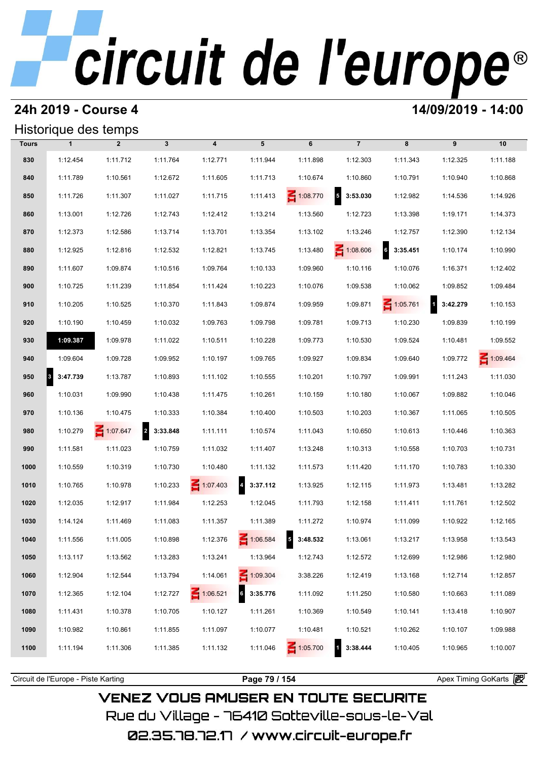# circuit de l'europe®

## 24h 2019 - Course 4

**14/09/2019 - 14:00**

### Historique des temps

| Tours | 1 | 2 | 3 | 4 | 5 | 6 | 7 | 8 | 9 | 10 |
|---|---|---|---|---|---|---|---|---|---|---|
| 830 | 1:12.454 | 1:11.712 | 1:11.764 | 1:12.771 | 1:11.944 | 1:11.898 | 1:12.303 | 1:11.343 | 1:12.325 | 1:11.188 |
| 840 | 1:11.789 | 1:10.561 | 1:12.672 | 1:11.605 | 1:11.713 | 1:10.674 | 1:10.860 | 1:10.791 | 1:10.940 | 1:10.868 |
| 850 | 1:11.726 | 1:11.307 | 1:11.027 | 1:11.715 | 1:11.413 | IN 1:08.770 | 5 **3:53.030** | 1:12.982 | 1:14.536 | 1:14.926 |
| 860 | 1:13.001 | 1:12.726 | 1:12.743 | 1:12.412 | 1:13.214 | 1:13.560 | 1:12.723 | 1:13.398 | 1:19.171 | 1:14.373 |
| 870 | 1:12.373 | 1:12.586 | 1:13.714 | 1:13.701 | 1:13.354 | 1:13.102 | 1:13.246 | 1:12.757 | 1:12.390 | 1:12.134 |
| 880 | 1:12.925 | 1:12.816 | 1:12.532 | 1:12.821 | 1:13.745 | 1:13.480 | IN 1:08.606 | 6 **3:35.451** | 1:10.174 | 1:10.990 |
| 890 | 1:11.607 | 1:09.874 | 1:10.516 | 1:09.764 | 1:10.133 | 1:09.960 | 1:10.116 | 1:10.076 | 1:16.371 | 1:12.402 |
| 900 | 1:10.725 | 1:11.239 | 1:11.854 | 1:11.424 | 1:10.223 | 1:10.076 | 1:09.538 | 1:10.062 | 1:09.852 | 1:09.484 |
| 910 | 1:10.205 | 1:10.525 | 1:10.370 | 1:11.843 | 1:09.874 | 1:09.959 | 1:09.871 | IN 1:05.761 | 1 **3:42.279** | 1:10.153 |
| 920 | 1:10.190 | 1:10.459 | 1:10.032 | 1:09.763 | 1:09.798 | 1:09.781 | 1:09.713 | 1:10.230 | 1:09.839 | 1:10.199 |
| 930 | **1:09.387** | 1:09.978 | 1:11.022 | 1:10.511 | 1:10.228 | 1:09.773 | 1:10.530 | 1:09.524 | 1:10.481 | 1:09.552 |
| 940 | 1:09.604 | 1:09.728 | 1:09.952 | 1:10.197 | 1:09.765 | 1:09.927 | 1:09.834 | 1:09.640 | 1:09.772 | IN 1:09.464 |
| 950 | 3 **3:47.739** | 1:13.787 | 1:10.893 | 1:11.102 | 1:10.555 | 1:10.201 | 1:10.797 | 1:09.991 | 1:11.243 | 1:11.030 |
| 960 | 1:10.031 | 1:09.990 | 1:10.438 | 1:11.475 | 1:10.261 | 1:10.159 | 1:10.180 | 1:10.067 | 1:09.882 | 1:10.046 |
| 970 | 1:10.136 | 1:10.475 | 1:10.333 | 1:10.384 | 1:10.400 | 1:10.503 | 1:10.203 | 1:10.367 | 1:11.065 | 1:10.505 |
| 980 | 1:10.279 | IN 1:07.647 | 2 **3:33.848** | 1:11.111 | 1:10.574 | 1:11.043 | 1:10.650 | 1:10.613 | 1:10.446 | 1:10.363 |
| 990 | 1:11.581 | 1:11.023 | 1:10.759 | 1:11.032 | 1:11.407 | 1:13.248 | 1:10.313 | 1:10.558 | 1:10.703 | 1:10.731 |
| 1000 | 1:10.559 | 1:10.319 | 1:10.730 | 1:10.480 | 1:11.132 | 1:11.573 | 1:11.420 | 1:11.170 | 1:10.783 | 1:10.330 |
| 1010 | 1:10.765 | 1:10.978 | 1:10.233 | IN 1:07.403 | 4 **3:37.112** | 1:13.925 | 1:12.115 | 1:11.973 | 1:13.481 | 1:13.282 |
| 1020 | 1:12.035 | 1:12.917 | 1:11.984 | 1:12.253 | 1:12.045 | 1:11.793 | 1:12.158 | 1:11.411 | 1:11.761 | 1:12.502 |
| 1030 | 1:14.124 | 1:11.469 | 1:11.083 | 1:11.357 | 1:11.389 | 1:11.272 | 1:10.974 | 1:11.099 | 1:10.922 | 1:12.165 |
| 1040 | 1:11.556 | 1:11.005 | 1:10.898 | 1:12.376 | IN 1:06.584 | 5 **3:48.532** | 1:13.061 | 1:13.217 | 1:13.958 | 1:13.543 |
| 1050 | 1:13.117 | 1:13.562 | 1:13.283 | 1:13.241 | 1:13.964 | 1:12.743 | 1:12.572 | 1:12.699 | 1:12.986 | 1:12.980 |
| 1060 | 1:12.904 | 1:12.544 | 1:13.794 | 1:14.061 | IN 1:09.304 | 3:38.226 | 1:12.419 | 1:13.168 | 1:12.714 | 1:12.857 |
| 1070 | 1:12.365 | 1:12.104 | 1:12.727 | IN 1:06.521 | 6 **3:35.776** | 1:11.092 | 1:11.250 | 1:10.580 | 1:10.663 | 1:11.089 |
| 1080 | 1:11.431 | 1:10.378 | 1:10.705 | 1:10.127 | 1:11.261 | 1:10.369 | 1:10.549 | 1:10.141 | 1:13.418 | 1:10.907 |
| 1090 | 1:10.982 | 1:10.861 | 1:11.855 | 1:11.097 | 1:10.077 | 1:10.481 | 1:10.521 | 1:10.262 | 1:10.107 | 1:09.988 |
| 1100 | 1:11.194 | 1:11.306 | 1:11.385 | 1:11.132 | 1:11.046 | IN 1:05.700 | 1 **3:38.444** | 1:10.405 | 1:10.965 | 1:10.007 |

Circuit de l'Europe - Piste Karting — Apex Timing GoKarts

VENEZ VOUS AMUSER EN TOUTE SECURITE

Rue du Village - 76410 Sotteville-sous-le-Val

02.35.78.72.17 / www.circuit-europe.fr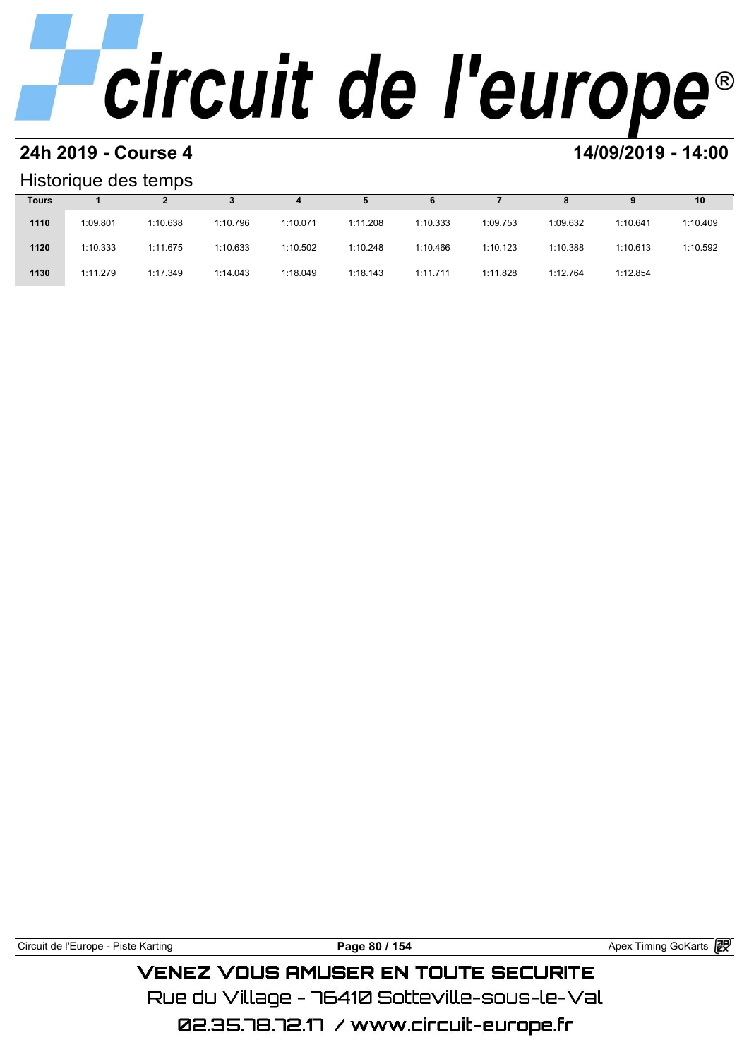## 24h 2019 - Course 4

## 14/09/2019 - 14:00

### Historique des temps

| Tours | 1 | 2 | 3 | 4 | 5 | 6 | 7 | 8 | 9 | 10 |
|---|---|---|---|---|---|---|---|---|---|---|
| 1110 | 1:09.801 | 1:10.638 | 1:10.796 | 1:10.071 | 1:11.208 | 1:10.333 | 1:09.753 | 1:09.632 | 1:10.641 | 1:10.409 |
| 1120 | 1:10.333 | 1:11.675 | 1:10.633 | 1:10.502 | 1:10.248 | 1:10.466 | 1:10.123 | 1:10.388 | 1:10.613 | 1:10.592 |
| 1130 | 1:11.279 | 1:17.349 | 1:14.043 | 1:18.049 | 1:18.143 | 1:11.711 | 1:11.828 | 1:12.764 | 1:12.854 | |

Circuit de l'Europe - Piste Karting

Apex Timing GoKarts

VENEZ VOUS AMUSER EN TOUTE SECURITE

Rue du Village - 76410 Sotteville-sous-le-Val

02.35.78.72.17 / www.circuit-europe.fr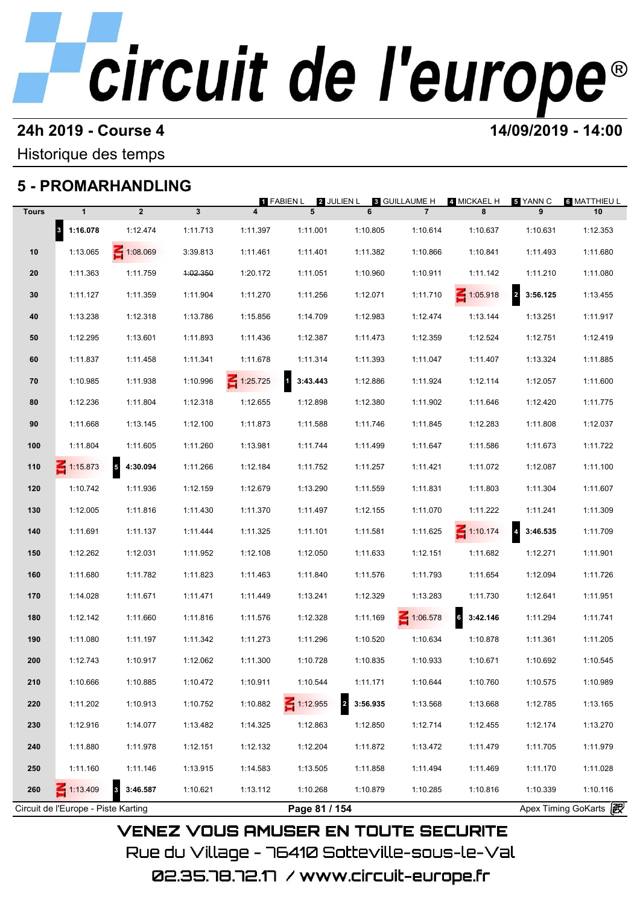# circuit de l'europe®

## 24h 2019 - Course 4

**14/09/2019 - 14:00**

Historique des temps

## 5 - PROMARHANDLING

1 FABIEN L · 2 JULIEN L · 3 GUILLAUME H · 4 MICKAEL H · 5 YANN C · 6 MATTHIEU L

| Tours | 1 | 2 | 3 | 4 | 5 | 6 | 7 | 8 | 9 | 10 |
|---|---|---|---|---|---|---|---|---|---|---|
| | 3 **1:16.078** | 1:12.474 | 1:11.713 | 1:11.397 | 1:11.001 | 1:10.805 | 1:10.614 | 1:10.637 | 1:10.631 | 1:12.353 |
| 10 | 1:13.065 | IN 1:08.069 | 3:39.813 | 1:11.461 | 1:11.401 | 1:11.382 | 1:10.866 | 1:10.841 | 1:11.493 | 1:11.680 |
| 20 | 1:11.363 | 1:11.759 | ~~1:02.350~~ | 1:20.172 | 1:11.051 | 1:10.960 | 1:10.911 | 1:11.142 | 1:11.210 | 1:11.080 |
| 30 | 1:11.127 | 1:11.359 | 1:11.904 | 1:11.270 | 1:11.256 | 1:12.071 | 1:11.710 | IN 1:05.918 | 2 **3:56.125** | 1:13.455 |
| 40 | 1:13.238 | 1:12.318 | 1:13.786 | 1:15.856 | 1:14.709 | 1:12.983 | 1:12.474 | 1:13.144 | 1:13.251 | 1:11.917 |
| 50 | 1:12.295 | 1:13.601 | 1:11.893 | 1:11.436 | 1:12.387 | 1:11.473 | 1:12.359 | 1:12.524 | 1:12.751 | 1:12.419 |
| 60 | 1:11.837 | 1:11.458 | 1:11.341 | 1:11.678 | 1:11.314 | 1:11.393 | 1:11.047 | 1:11.407 | 1:13.324 | 1:11.885 |
| 70 | 1:10.985 | 1:11.938 | 1:10.996 | IN 1:25.725 | 1 **3:43.443** | 1:12.886 | 1:11.924 | 1:12.114 | 1:12.057 | 1:11.600 |
| 80 | 1:12.236 | 1:11.804 | 1:12.318 | 1:12.655 | 1:12.898 | 1:12.380 | 1:11.902 | 1:11.646 | 1:12.420 | 1:11.775 |
| 90 | 1:11.668 | 1:13.145 | 1:12.100 | 1:11.873 | 1:11.588 | 1:11.746 | 1:11.845 | 1:12.283 | 1:11.808 | 1:12.037 |
| 100 | 1:11.804 | 1:11.605 | 1:11.260 | 1:13.981 | 1:11.744 | 1:11.499 | 1:11.647 | 1:11.586 | 1:11.673 | 1:11.722 |
| 110 | IN 1:15.873 | 5 **4:30.094** | 1:11.266 | 1:12.184 | 1:11.752 | 1:11.257 | 1:11.421 | 1:11.072 | 1:12.087 | 1:11.100 |
| 120 | 1:10.742 | 1:11.936 | 1:12.159 | 1:12.679 | 1:13.290 | 1:11.559 | 1:11.831 | 1:11.803 | 1:11.304 | 1:11.607 |
| 130 | 1:12.005 | 1:11.816 | 1:11.430 | 1:11.370 | 1:11.497 | 1:12.155 | 1:11.070 | 1:11.222 | 1:11.241 | 1:11.309 |
| 140 | 1:11.691 | 1:11.137 | 1:11.444 | 1:11.325 | 1:11.101 | 1:11.581 | 1:11.625 | IN 1:10.174 | 4 **3:46.535** | 1:11.709 |
| 150 | 1:12.262 | 1:12.031 | 1:11.952 | 1:12.108 | 1:12.050 | 1:11.633 | 1:12.151 | 1:11.682 | 1:12.271 | 1:11.901 |
| 160 | 1:11.680 | 1:11.782 | 1:11.823 | 1:11.463 | 1:11.840 | 1:11.576 | 1:11.793 | 1:11.654 | 1:12.094 | 1:11.726 |
| 170 | 1:14.028 | 1:11.671 | 1:11.471 | 1:11.449 | 1:13.241 | 1:12.329 | 1:13.283 | 1:11.730 | 1:12.641 | 1:11.951 |
| 180 | 1:12.142 | 1:11.660 | 1:11.816 | 1:11.576 | 1:12.328 | 1:11.169 | IN 1:06.578 | 6 **3:42.146** | 1:11.294 | 1:11.741 |
| 190 | 1:11.080 | 1:11.197 | 1:11.342 | 1:11.273 | 1:11.296 | 1:10.520 | 1:10.634 | 1:10.878 | 1:11.361 | 1:11.205 |
| 200 | 1:12.743 | 1:10.917 | 1:12.062 | 1:11.300 | 1:10.728 | 1:10.835 | 1:10.933 | 1:10.671 | 1:10.692 | 1:10.545 |
| 210 | 1:10.666 | 1:10.885 | 1:10.472 | 1:10.911 | 1:10.544 | 1:11.171 | 1:10.644 | 1:10.760 | 1:10.575 | 1:10.989 |
| 220 | 1:11.202 | 1:10.913 | 1:10.752 | 1:10.882 | IN 1:12.955 | 2 **3:56.935** | 1:13.568 | 1:13.668 | 1:12.785 | 1:13.165 |
| 230 | 1:12.916 | 1:14.077 | 1:13.482 | 1:14.325 | 1:12.863 | 1:12.850 | 1:12.714 | 1:12.455 | 1:12.174 | 1:13.270 |
| 240 | 1:11.880 | 1:11.978 | 1:12.151 | 1:12.132 | 1:12.204 | 1:11.872 | 1:13.472 | 1:11.479 | 1:11.705 | 1:11.979 |
| 250 | 1:11.160 | 1:11.146 | 1:13.915 | 1:14.583 | 1:13.505 | 1:11.858 | 1:11.494 | 1:11.469 | 1:11.170 | 1:11.028 |
| 260 | IN 1:13.409 | 3 **3:46.587** | 1:10.621 | 1:13.112 | 1:10.268 | 1:10.879 | 1:10.285 | 1:10.816 | 1:10.339 | 1:10.116 |

Circuit de l'Europe - Piste Karting · Apex Timing GoKarts

VENEZ VOUS AMUSER EN TOUTE SECURITE

Rue du Village - 76410 Sotteville-sous-le-Val

02.35.78.72.17 / www.circuit-europe.fr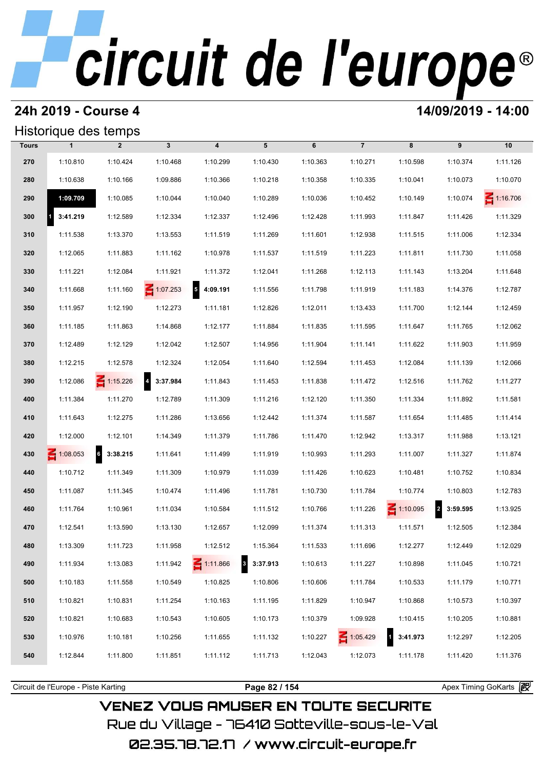# circuit de l'europe®

## 24h 2019 - Course 4

**14/09/2019 - 14:00**

### Historique des temps

| Tours | 1 | 2 | 3 | 4 | 5 | 6 | 7 | 8 | 9 | 10 |
|---|---|---|---|---|---|---|---|---|---|---|
| 270 | 1:10.810 | 1:10.424 | 1:10.468 | 1:10.299 | 1:10.430 | 1:10.363 | 1:10.271 | 1:10.598 | 1:10.374 | 1:11.126 |
| 280 | 1:10.638 | 1:10.166 | 1:09.886 | 1:10.366 | 1:10.218 | 1:10.358 | 1:10.335 | 1:10.041 | 1:10.073 | 1:10.070 |
| 290 | **1:09.709** | 1:10.085 | 1:10.044 | 1:10.040 | 1:10.289 | 1:10.036 | 1:10.452 | 1:10.149 | 1:10.074 | IN 1:16.706 |
| 300 | 1 **3:41.219** | 1:12.589 | 1:12.334 | 1:12.337 | 1:12.496 | 1:12.428 | 1:11.993 | 1:11.847 | 1:11.426 | 1:11.329 |
| 310 | 1:11.538 | 1:13.370 | 1:13.553 | 1:11.519 | 1:11.269 | 1:11.601 | 1:12.938 | 1:11.515 | 1:11.006 | 1:12.334 |
| 320 | 1:12.065 | 1:11.883 | 1:11.162 | 1:10.978 | 1:11.537 | 1:11.519 | 1:11.223 | 1:11.811 | 1:11.730 | 1:11.058 |
| 330 | 1:11.221 | 1:12.084 | 1:11.921 | 1:11.372 | 1:12.041 | 1:11.268 | 1:12.113 | 1:11.143 | 1:13.204 | 1:11.648 |
| 340 | 1:11.668 | 1:11.160 | IN 1:07.253 | 5 **4:09.191** | 1:11.556 | 1:11.798 | 1:11.919 | 1:11.183 | 1:14.376 | 1:12.787 |
| 350 | 1:11.957 | 1:12.190 | 1:12.273 | 1:11.181 | 1:12.826 | 1:12.011 | 1:13.433 | 1:11.700 | 1:12.144 | 1:12.459 |
| 360 | 1:11.185 | 1:11.863 | 1:14.868 | 1:12.177 | 1:11.884 | 1:11.835 | 1:11.595 | 1:11.647 | 1:11.765 | 1:12.062 |
| 370 | 1:12.489 | 1:12.129 | 1:12.042 | 1:12.507 | 1:14.956 | 1:11.904 | 1:11.141 | 1:11.622 | 1:11.903 | 1:11.959 |
| 380 | 1:12.215 | 1:12.578 | 1:12.324 | 1:12.054 | 1:11.640 | 1:12.594 | 1:11.453 | 1:12.084 | 1:11.139 | 1:12.066 |
| 390 | 1:12.086 | IN 1:15.226 | 4 **3:37.984** | 1:11.843 | 1:11.453 | 1:11.838 | 1:11.472 | 1:12.516 | 1:11.762 | 1:11.277 |
| 400 | 1:11.384 | 1:11.270 | 1:12.789 | 1:11.309 | 1:11.216 | 1:12.120 | 1:11.350 | 1:11.334 | 1:11.892 | 1:11.581 |
| 410 | 1:11.643 | 1:12.275 | 1:11.286 | 1:13.656 | 1:12.442 | 1:11.374 | 1:11.587 | 1:11.654 | 1:11.485 | 1:11.414 |
| 420 | 1:12.000 | 1:12.101 | 1:14.349 | 1:11.379 | 1:11.786 | 1:11.470 | 1:12.942 | 1:13.317 | 1:11.988 | 1:13.121 |
| 430 | IN 1:08.053 | 6 **3:38.215** | 1:11.641 | 1:11.499 | 1:11.919 | 1:10.993 | 1:11.293 | 1:11.007 | 1:11.327 | 1:11.874 |
| 440 | 1:10.712 | 1:11.349 | 1:11.309 | 1:10.979 | 1:11.039 | 1:11.426 | 1:10.623 | 1:10.481 | 1:10.752 | 1:10.834 |
| 450 | 1:11.087 | 1:11.345 | 1:10.474 | 1:11.496 | 1:11.781 | 1:10.730 | 1:11.784 | 1:10.774 | 1:10.803 | 1:12.783 |
| 460 | 1:11.764 | 1:10.961 | 1:11.034 | 1:10.584 | 1:11.512 | 1:10.766 | 1:11.226 | IN 1:10.095 | 2 **3:59.595** | 1:13.925 |
| 470 | 1:12.541 | 1:13.590 | 1:13.130 | 1:12.657 | 1:12.099 | 1:11.374 | 1:11.313 | 1:11.571 | 1:12.505 | 1:12.384 |
| 480 | 1:13.309 | 1:11.723 | 1:11.958 | 1:12.512 | 1:15.364 | 1:11.533 | 1:11.696 | 1:12.277 | 1:12.449 | 1:12.029 |
| 490 | 1:11.934 | 1:13.083 | 1:11.942 | IN 1:11.866 | 3 **3:37.913** | 1:10.613 | 1:11.227 | 1:10.898 | 1:11.045 | 1:10.721 |
| 500 | 1:10.183 | 1:11.558 | 1:10.549 | 1:10.825 | 1:10.806 | 1:10.606 | 1:11.784 | 1:10.533 | 1:11.179 | 1:10.771 |
| 510 | 1:10.821 | 1:10.831 | 1:11.254 | 1:10.163 | 1:11.195 | 1:11.829 | 1:10.947 | 1:10.868 | 1:10.573 | 1:10.397 |
| 520 | 1:10.821 | 1:10.683 | 1:10.543 | 1:10.605 | 1:10.173 | 1:10.379 | 1:09.928 | 1:10.415 | 1:10.205 | 1:10.881 |
| 530 | 1:10.976 | 1:10.181 | 1:10.256 | 1:11.655 | 1:11.132 | 1:10.227 | IN 1:05.429 | 1 **3:41.973** | 1:12.297 | 1:12.205 |
| 540 | 1:12.844 | 1:11.800 | 1:11.851 | 1:11.112 | 1:11.713 | 1:12.043 | 1:12.073 | 1:11.178 | 1:11.420 | 1:11.376 |

Circuit de l'Europe - Piste Karting | Apex Timing GoKarts

VENEZ VOUS AMUSER EN TOUTE SECURITE
Rue du Village - 76410 Sotteville-sous-le-Val
02.35.78.72.17 / www.circuit-europe.fr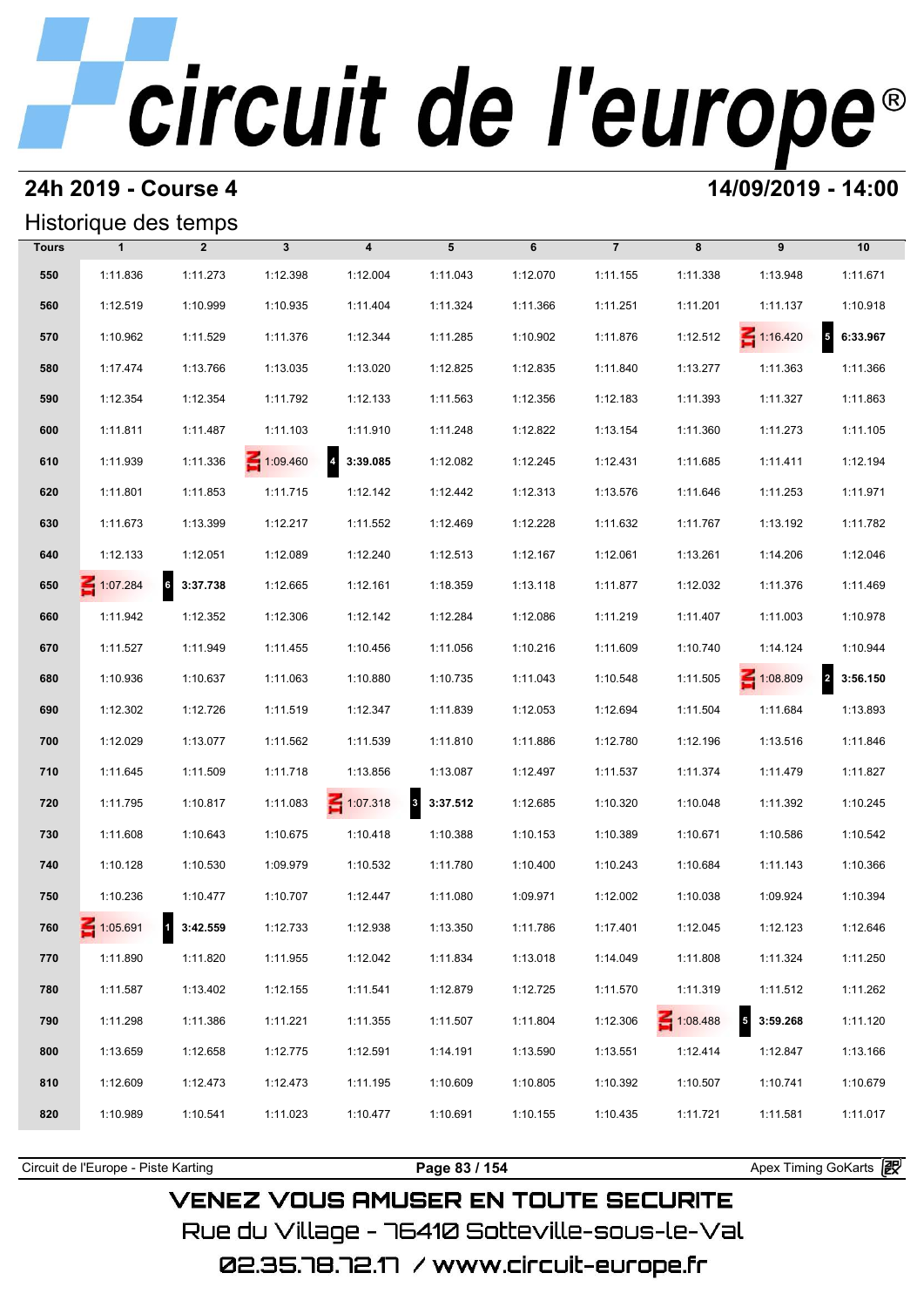# circuit de l'europe®

## 24h 2019 - Course 4

**14/09/2019 - 14:00**

### Historique des temps

| Tours | 1 | 2 | 3 | 4 | 5 | 6 | 7 | 8 | 9 | 10 |
|---|---|---|---|---|---|---|---|---|---|---|
| 550 | 1:11.836 | 1:11.273 | 1:12.398 | 1:12.004 | 1:11.043 | 1:12.070 | 1:11.155 | 1:11.338 | 1:13.948 | 1:11.671 |
| 560 | 1:12.519 | 1:10.999 | 1:10.935 | 1:11.404 | 1:11.324 | 1:11.366 | 1:11.251 | 1:11.201 | 1:11.137 | 1:10.918 |
| 570 | 1:10.962 | 1:11.529 | 1:11.376 | 1:12.344 | 1:11.285 | 1:10.902 | 1:11.876 | 1:12.512 | IN 1:16.420 | 5 **6:33.967** |
| 580 | 1:17.474 | 1:13.766 | 1:13.035 | 1:13.020 | 1:12.825 | 1:12.835 | 1:11.840 | 1:13.277 | 1:11.363 | 1:11.366 |
| 590 | 1:12.354 | 1:12.354 | 1:11.792 | 1:12.133 | 1:11.563 | 1:12.356 | 1:12.183 | 1:11.393 | 1:11.327 | 1:11.863 |
| 600 | 1:11.811 | 1:11.487 | 1:11.103 | 1:11.910 | 1:11.248 | 1:12.822 | 1:13.154 | 1:11.360 | 1:11.273 | 1:11.105 |
| 610 | 1:11.939 | 1:11.336 | IN 1:09.460 | 4 **3:39.085** | 1:12.082 | 1:12.245 | 1:12.431 | 1:11.685 | 1:11.411 | 1:12.194 |
| 620 | 1:11.801 | 1:11.853 | 1:11.715 | 1:12.142 | 1:12.442 | 1:12.313 | 1:13.576 | 1:11.646 | 1:11.253 | 1:11.971 |
| 630 | 1:11.673 | 1:13.399 | 1:12.217 | 1:11.552 | 1:12.469 | 1:12.228 | 1:11.632 | 1:11.767 | 1:13.192 | 1:11.782 |
| 640 | 1:12.133 | 1:12.051 | 1:12.089 | 1:12.240 | 1:12.513 | 1:12.167 | 1:12.061 | 1:13.261 | 1:14.206 | 1:12.046 |
| 650 | IN 1:07.284 | 6 **3:37.738** | 1:12.665 | 1:12.161 | 1:18.359 | 1:13.118 | 1:11.877 | 1:12.032 | 1:11.376 | 1:11.469 |
| 660 | 1:11.942 | 1:12.352 | 1:12.306 | 1:12.142 | 1:12.284 | 1:12.086 | 1:11.219 | 1:11.407 | 1:11.003 | 1:10.978 |
| 670 | 1:11.527 | 1:11.949 | 1:11.455 | 1:10.456 | 1:11.056 | 1:10.216 | 1:11.609 | 1:10.740 | 1:14.124 | 1:10.944 |
| 680 | 1:10.936 | 1:10.637 | 1:11.063 | 1:10.880 | 1:10.735 | 1:11.043 | 1:10.548 | 1:11.505 | IN 1:08.809 | 2 **3:56.150** |
| 690 | 1:12.302 | 1:12.726 | 1:11.519 | 1:12.347 | 1:11.839 | 1:12.053 | 1:12.694 | 1:11.504 | 1:11.684 | 1:13.893 |
| 700 | 1:12.029 | 1:13.077 | 1:11.562 | 1:11.539 | 1:11.810 | 1:11.886 | 1:12.780 | 1:12.196 | 1:13.516 | 1:11.846 |
| 710 | 1:11.645 | 1:11.509 | 1:11.718 | 1:13.856 | 1:13.087 | 1:12.497 | 1:11.537 | 1:11.374 | 1:11.479 | 1:11.827 |
| 720 | 1:11.795 | 1:10.817 | 1:11.083 | IN 1:07.318 | 3 **3:37.512** | 1:12.685 | 1:10.320 | 1:10.048 | 1:11.392 | 1:10.245 |
| 730 | 1:11.608 | 1:10.643 | 1:10.675 | 1:10.418 | 1:10.388 | 1:10.153 | 1:10.389 | 1:10.671 | 1:10.586 | 1:10.542 |
| 740 | 1:10.128 | 1:10.530 | 1:09.979 | 1:10.532 | 1:11.780 | 1:10.400 | 1:10.243 | 1:10.684 | 1:11.143 | 1:10.366 |
| 750 | 1:10.236 | 1:10.477 | 1:10.707 | 1:12.447 | 1:11.080 | 1:09.971 | 1:12.002 | 1:10.038 | 1:09.924 | 1:10.394 |
| 760 | IN 1:05.691 | 1 **3:42.559** | 1:12.733 | 1:12.938 | 1:13.350 | 1:11.786 | 1:17.401 | 1:12.045 | 1:12.123 | 1:12.646 |
| 770 | 1:11.890 | 1:11.820 | 1:11.955 | 1:12.042 | 1:11.834 | 1:13.018 | 1:14.049 | 1:11.808 | 1:11.324 | 1:11.250 |
| 780 | 1:11.587 | 1:13.402 | 1:12.155 | 1:11.541 | 1:12.879 | 1:12.725 | 1:11.570 | 1:11.319 | 1:11.512 | 1:11.262 |
| 790 | 1:11.298 | 1:11.386 | 1:11.221 | 1:11.355 | 1:11.507 | 1:11.804 | 1:12.306 | IN 1:08.488 | 5 **3:59.268** | 1:11.120 |
| 800 | 1:13.659 | 1:12.658 | 1:12.775 | 1:12.591 | 1:14.191 | 1:13.590 | 1:13.551 | 1:12.414 | 1:12.847 | 1:13.166 |
| 810 | 1:12.609 | 1:12.473 | 1:12.473 | 1:11.195 | 1:10.609 | 1:10.805 | 1:10.392 | 1:10.507 | 1:10.741 | 1:10.679 |
| 820 | 1:10.989 | 1:10.541 | 1:11.023 | 1:10.477 | 1:10.691 | 1:10.155 | 1:10.435 | 1:11.721 | 1:11.581 | 1:11.017 |

Circuit de l'Europe - Piste Karting | Apex Timing GoKarts

VENEZ VOUS AMUSER EN TOUTE SECURITE
Rue du Village - 76410 Sotteville-sous-le-Val
02.35.78.72.17 / www.circuit-europe.fr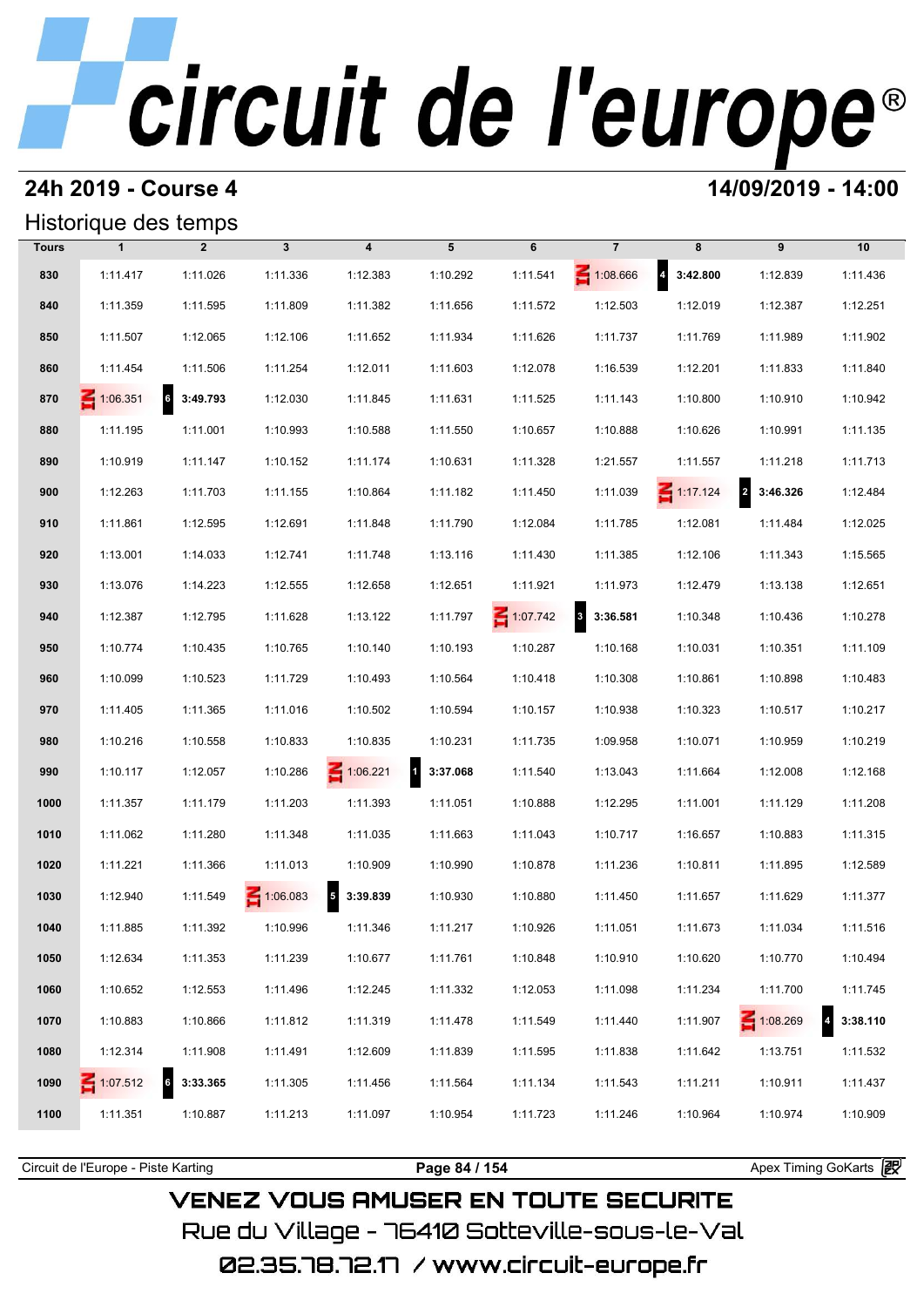## 24h 2019 - Course 4

## 14/09/2019 - 14:00

### Historique des temps

| Tours | 1 | 2 | 3 | 4 | 5 | 6 | 7 | 8 | 9 | 10 |
|---|---|---|---|---|---|---|---|---|---|---|
| 830 | 1:11.417 | 1:11.026 | 1:11.336 | 1:12.383 | 1:10.292 | 1:11.541 | IN 1:08.666 | 4 **3:42.800** | 1:12.839 | 1:11.436 |
| 840 | 1:11.359 | 1:11.595 | 1:11.809 | 1:11.382 | 1:11.656 | 1:11.572 | 1:12.503 | 1:12.019 | 1:12.387 | 1:12.251 |
| 850 | 1:11.507 | 1:12.065 | 1:12.106 | 1:11.652 | 1:11.934 | 1:11.626 | 1:11.737 | 1:11.769 | 1:11.989 | 1:11.902 |
| 860 | 1:11.454 | 1:11.506 | 1:11.254 | 1:12.011 | 1:11.603 | 1:12.078 | 1:16.539 | 1:12.201 | 1:11.833 | 1:11.840 |
| 870 | IN 1:06.351 | 6 **3:49.793** | 1:12.030 | 1:11.845 | 1:11.631 | 1:11.525 | 1:11.143 | 1:10.800 | 1:10.910 | 1:10.942 |
| 880 | 1:11.195 | 1:11.001 | 1:10.993 | 1:10.588 | 1:11.550 | 1:10.657 | 1:10.888 | 1:10.626 | 1:10.991 | 1:11.135 |
| 890 | 1:10.919 | 1:11.147 | 1:10.152 | 1:11.174 | 1:10.631 | 1:11.328 | 1:21.557 | 1:11.557 | 1:11.218 | 1:11.713 |
| 900 | 1:12.263 | 1:11.703 | 1:11.155 | 1:10.864 | 1:11.182 | 1:11.450 | 1:11.039 | IN 1:17.124 | 2 **3:46.326** | 1:12.484 |
| 910 | 1:11.861 | 1:12.595 | 1:12.691 | 1:11.848 | 1:11.790 | 1:12.084 | 1:11.785 | 1:12.081 | 1:11.484 | 1:12.025 |
| 920 | 1:13.001 | 1:14.033 | 1:12.741 | 1:11.748 | 1:13.116 | 1:11.430 | 1:11.385 | 1:12.106 | 1:11.343 | 1:15.565 |
| 930 | 1:13.076 | 1:14.223 | 1:12.555 | 1:12.658 | 1:12.651 | 1:11.921 | 1:11.973 | 1:12.479 | 1:13.138 | 1:12.651 |
| 940 | 1:12.387 | 1:12.795 | 1:11.628 | 1:13.122 | 1:11.797 | IN 1:07.742 | 3 **3:36.581** | 1:10.348 | 1:10.436 | 1:10.278 |
| 950 | 1:10.774 | 1:10.435 | 1:10.765 | 1:10.140 | 1:10.193 | 1:10.287 | 1:10.168 | 1:10.031 | 1:10.351 | 1:11.109 |
| 960 | 1:10.099 | 1:10.523 | 1:11.729 | 1:10.493 | 1:10.564 | 1:10.418 | 1:10.308 | 1:10.861 | 1:10.898 | 1:10.483 |
| 970 | 1:11.405 | 1:11.365 | 1:11.016 | 1:10.502 | 1:10.594 | 1:10.157 | 1:10.938 | 1:10.323 | 1:10.517 | 1:10.217 |
| 980 | 1:10.216 | 1:10.558 | 1:10.833 | 1:10.835 | 1:10.231 | 1:11.735 | 1:09.958 | 1:10.071 | 1:10.959 | 1:10.219 |
| 990 | 1:10.117 | 1:12.057 | 1:10.286 | IN 1:06.221 | 1 **3:37.068** | 1:11.540 | 1:13.043 | 1:11.664 | 1:12.008 | 1:12.168 |
| 1000 | 1:11.357 | 1:11.179 | 1:11.203 | 1:11.393 | 1:11.051 | 1:10.888 | 1:12.295 | 1:11.001 | 1:11.129 | 1:11.208 |
| 1010 | 1:11.062 | 1:11.280 | 1:11.348 | 1:11.035 | 1:11.663 | 1:11.043 | 1:10.717 | 1:16.657 | 1:10.883 | 1:11.315 |
| 1020 | 1:11.221 | 1:11.366 | 1:11.013 | 1:10.909 | 1:10.990 | 1:10.878 | 1:11.236 | 1:10.811 | 1:11.895 | 1:12.589 |
| 1030 | 1:12.940 | 1:11.549 | IN 1:06.083 | 5 **3:39.839** | 1:10.930 | 1:10.880 | 1:11.450 | 1:11.657 | 1:11.629 | 1:11.377 |
| 1040 | 1:11.885 | 1:11.392 | 1:10.996 | 1:11.346 | 1:11.217 | 1:10.926 | 1:11.051 | 1:11.673 | 1:11.034 | 1:11.516 |
| 1050 | 1:12.634 | 1:11.353 | 1:11.239 | 1:10.677 | 1:11.761 | 1:10.848 | 1:10.910 | 1:10.620 | 1:10.770 | 1:10.494 |
| 1060 | 1:10.652 | 1:12.553 | 1:11.496 | 1:12.245 | 1:11.332 | 1:12.053 | 1:11.098 | 1:11.234 | 1:11.700 | 1:11.745 |
| 1070 | 1:10.883 | 1:10.866 | 1:11.812 | 1:11.319 | 1:11.478 | 1:11.549 | 1:11.440 | 1:11.907 | IN 1:08.269 | 4 **3:38.110** |
| 1080 | 1:12.314 | 1:11.908 | 1:11.491 | 1:12.609 | 1:11.839 | 1:11.595 | 1:11.838 | 1:11.642 | 1:13.751 | 1:11.532 |
| 1090 | IN 1:07.512 | 6 **3:33.365** | 1:11.305 | 1:11.456 | 1:11.564 | 1:11.134 | 1:11.543 | 1:11.211 | 1:10.911 | 1:11.437 |
| 1100 | 1:11.351 | 1:10.887 | 1:11.213 | 1:11.097 | 1:10.954 | 1:11.723 | 1:11.246 | 1:10.964 | 1:10.974 | 1:10.909 |

Circuit de l'Europe - Piste Karting — Apex Timing GoKarts

VENEZ VOUS AMUSER EN TOUTE SECURITE

Rue du Village - 76410 Sotteville-sous-le-Val

02.35.78.72.17 / www.circuit-europe.fr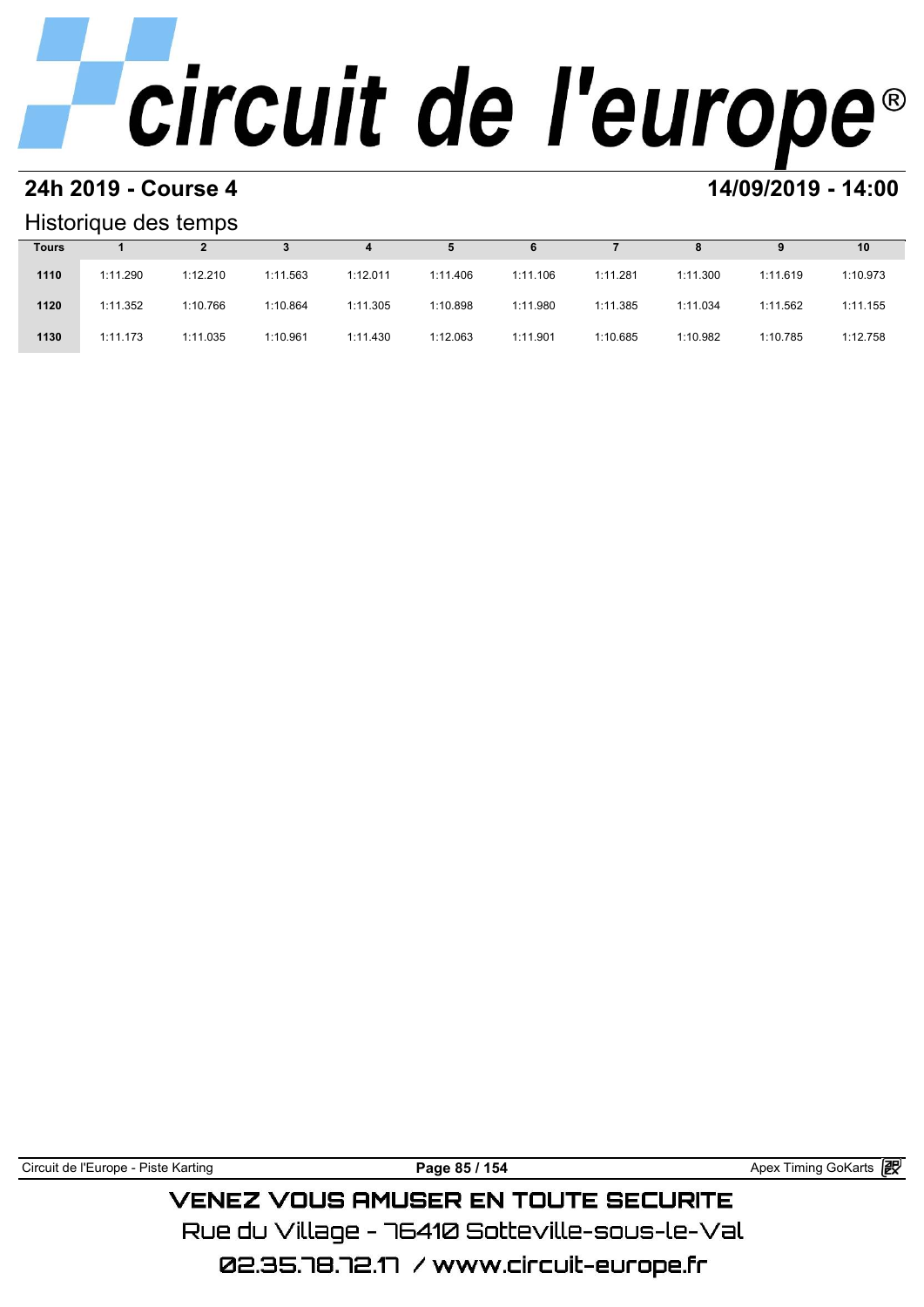## 24h 2019 - Course 4

## 14/09/2019 - 14:00

### Historique des temps

| Tours | 1 | 2 | 3 | 4 | 5 | 6 | 7 | 8 | 9 | 10 |
|---|---|---|---|---|---|---|---|---|---|---|
| 1110 | 1:11.290 | 1:12.210 | 1:11.563 | 1:12.011 | 1:11.406 | 1:11.106 | 1:11.281 | 1:11.300 | 1:11.619 | 1:10.973 |
| 1120 | 1:11.352 | 1:10.766 | 1:10.864 | 1:11.305 | 1:10.898 | 1:11.980 | 1:11.385 | 1:11.034 | 1:11.562 | 1:11.155 |
| 1130 | 1:11.173 | 1:11.035 | 1:10.961 | 1:11.430 | 1:12.063 | 1:11.901 | 1:10.685 | 1:10.982 | 1:10.785 | 1:12.758 |

VENEZ VOUS AMUSER EN TOUTE SECURITE

Rue du Village - 76410 Sotteville-sous-le-Val

02.35.78.72.17 / www.circuit-europe.fr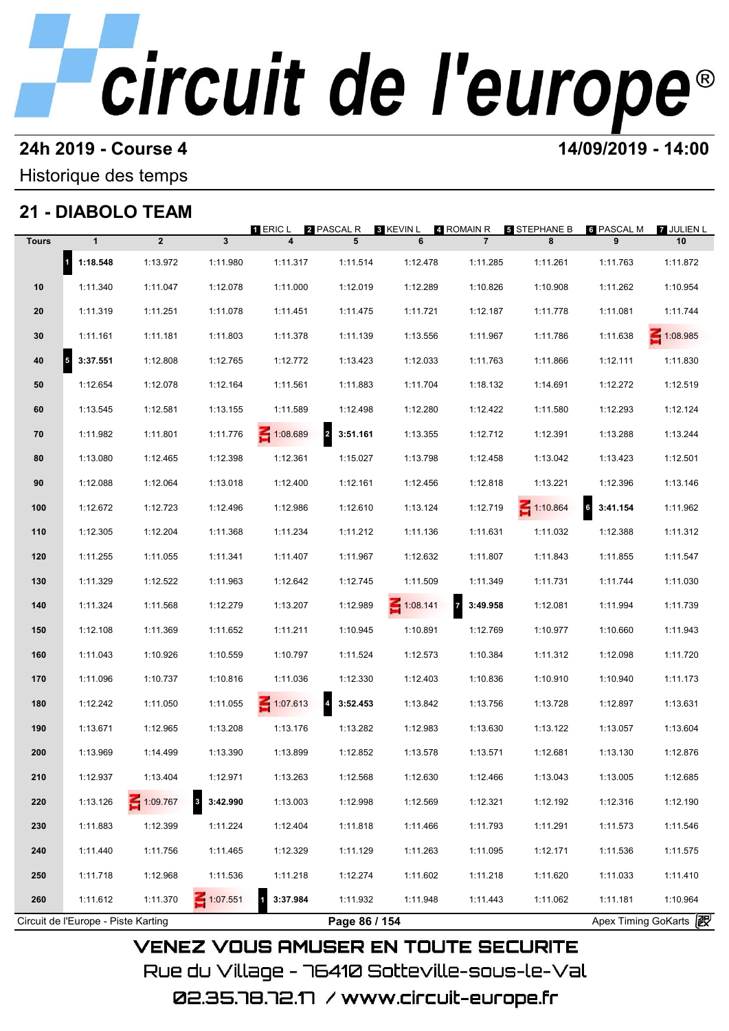# circuit de l'europe®

**24h 2019 - Course 4** **14/09/2019 - 14:00**

Historique des temps

## 21 - DIABOLO TEAM

1 ERIC L | 2 PASCAL R | 3 KEVIN L | 4 ROMAIN R | 5 STEPHANE B | 6 PASCAL M | 7 JULIEN L

| Tours | 1 | 2 | 3 | 4 | 5 | 6 | 7 | 8 | 9 | 10 |
|---|---|---|---|---|---|---|---|---|---|---|
| | 1 **1:18.548** | 1:13.972 | 1:11.980 | 1:11.317 | 1:11.514 | 1:12.478 | 1:11.285 | 1:11.261 | 1:11.763 | 1:11.872 |
| 10 | 1:11.340 | 1:11.047 | 1:12.078 | 1:11.000 | 1:12.019 | 1:12.289 | 1:10.826 | 1:10.908 | 1:11.262 | 1:10.954 |
| 20 | 1:11.319 | 1:11.251 | 1:11.078 | 1:11.451 | 1:11.475 | 1:11.721 | 1:12.187 | 1:11.778 | 1:11.081 | 1:11.744 |
| 30 | 1:11.161 | 1:11.181 | 1:11.803 | 1:11.378 | 1:11.139 | 1:13.556 | 1:11.967 | 1:11.786 | 1:11.638 | IN 1:08.985 |
| 40 | 5 **3:37.551** | 1:12.808 | 1:12.765 | 1:12.772 | 1:13.423 | 1:12.033 | 1:11.763 | 1:11.866 | 1:12.111 | 1:11.830 |
| 50 | 1:12.654 | 1:12.078 | 1:12.164 | 1:11.561 | 1:11.883 | 1:11.704 | 1:18.132 | 1:14.691 | 1:12.272 | 1:12.519 |
| 60 | 1:13.545 | 1:12.581 | 1:13.155 | 1:11.589 | 1:12.498 | 1:12.280 | 1:12.422 | 1:11.580 | 1:12.293 | 1:12.124 |
| 70 | 1:11.982 | 1:11.801 | 1:11.776 | IN 1:08.689 | 2 **3:51.161** | 1:13.355 | 1:12.712 | 1:12.391 | 1:13.288 | 1:13.244 |
| 80 | 1:13.080 | 1:12.465 | 1:12.398 | 1:12.361 | 1:15.027 | 1:13.798 | 1:12.458 | 1:13.042 | 1:13.423 | 1:12.501 |
| 90 | 1:12.088 | 1:12.064 | 1:13.018 | 1:12.400 | 1:12.161 | 1:12.456 | 1:12.818 | 1:13.221 | 1:12.396 | 1:13.146 |
| 100 | 1:12.672 | 1:12.723 | 1:12.496 | 1:12.986 | 1:12.610 | 1:13.124 | 1:12.719 | IN 1:10.864 | 6 **3:41.154** | 1:11.962 |
| 110 | 1:12.305 | 1:12.204 | 1:11.368 | 1:11.234 | 1:11.212 | 1:11.136 | 1:11.631 | 1:11.032 | 1:12.388 | 1:11.312 |
| 120 | 1:11.255 | 1:11.055 | 1:11.341 | 1:11.407 | 1:11.967 | 1:12.632 | 1:11.807 | 1:11.843 | 1:11.855 | 1:11.547 |
| 130 | 1:11.329 | 1:12.522 | 1:11.963 | 1:12.642 | 1:12.745 | 1:11.509 | 1:11.349 | 1:11.731 | 1:11.744 | 1:11.030 |
| 140 | 1:11.324 | 1:11.568 | 1:12.279 | 1:13.207 | 1:12.989 | IN 1:08.141 | 7 **3:49.958** | 1:12.081 | 1:11.994 | 1:11.739 |
| 150 | 1:12.108 | 1:11.369 | 1:11.652 | 1:11.211 | 1:10.945 | 1:10.891 | 1:12.769 | 1:10.977 | 1:10.660 | 1:11.943 |
| 160 | 1:11.043 | 1:10.926 | 1:10.559 | 1:10.797 | 1:11.524 | 1:12.573 | 1:10.384 | 1:11.312 | 1:12.098 | 1:11.720 |
| 170 | 1:11.096 | 1:10.737 | 1:10.816 | 1:11.036 | 1:12.330 | 1:12.403 | 1:10.836 | 1:10.910 | 1:10.940 | 1:11.173 |
| 180 | 1:12.242 | 1:11.050 | 1:11.055 | IN 1:07.613 | 4 **3:52.453** | 1:13.842 | 1:13.756 | 1:13.728 | 1:12.897 | 1:13.631 |
| 190 | 1:13.671 | 1:12.965 | 1:13.208 | 1:13.176 | 1:13.282 | 1:12.983 | 1:13.630 | 1:13.122 | 1:13.057 | 1:13.604 |
| 200 | 1:13.969 | 1:14.499 | 1:13.390 | 1:13.899 | 1:12.852 | 1:13.578 | 1:13.571 | 1:12.681 | 1:13.130 | 1:12.876 |
| 210 | 1:12.937 | 1:13.404 | 1:12.971 | 1:13.263 | 1:12.568 | 1:12.630 | 1:12.466 | 1:13.043 | 1:13.005 | 1:12.685 |
| 220 | 1:13.126 | IN 1:09.767 | 3 **3:42.990** | 1:13.003 | 1:12.998 | 1:12.569 | 1:12.321 | 1:12.192 | 1:12.316 | 1:12.190 |
| 230 | 1:11.883 | 1:12.399 | 1:11.224 | 1:12.404 | 1:11.818 | 1:11.466 | 1:11.793 | 1:11.291 | 1:11.573 | 1:11.546 |
| 240 | 1:11.440 | 1:11.756 | 1:11.465 | 1:12.329 | 1:11.129 | 1:11.263 | 1:11.095 | 1:12.171 | 1:11.536 | 1:11.575 |
| 250 | 1:11.718 | 1:12.968 | 1:11.536 | 1:11.218 | 1:12.274 | 1:11.602 | 1:11.218 | 1:11.620 | 1:11.033 | 1:11.410 |
| 260 | 1:11.612 | 1:11.370 | IN 1:07.551 | 1 **3:37.984** | 1:11.932 | 1:11.948 | 1:11.443 | 1:11.062 | 1:11.181 | 1:10.964 |

Circuit de l'Europe - Piste Karting | Apex Timing GoKarts

VENEZ VOUS AMUSER EN TOUTE SECURITE

Rue du Village - 76410 Sotteville-sous-le-Val

02.35.78.72.17 / www.circuit-europe.fr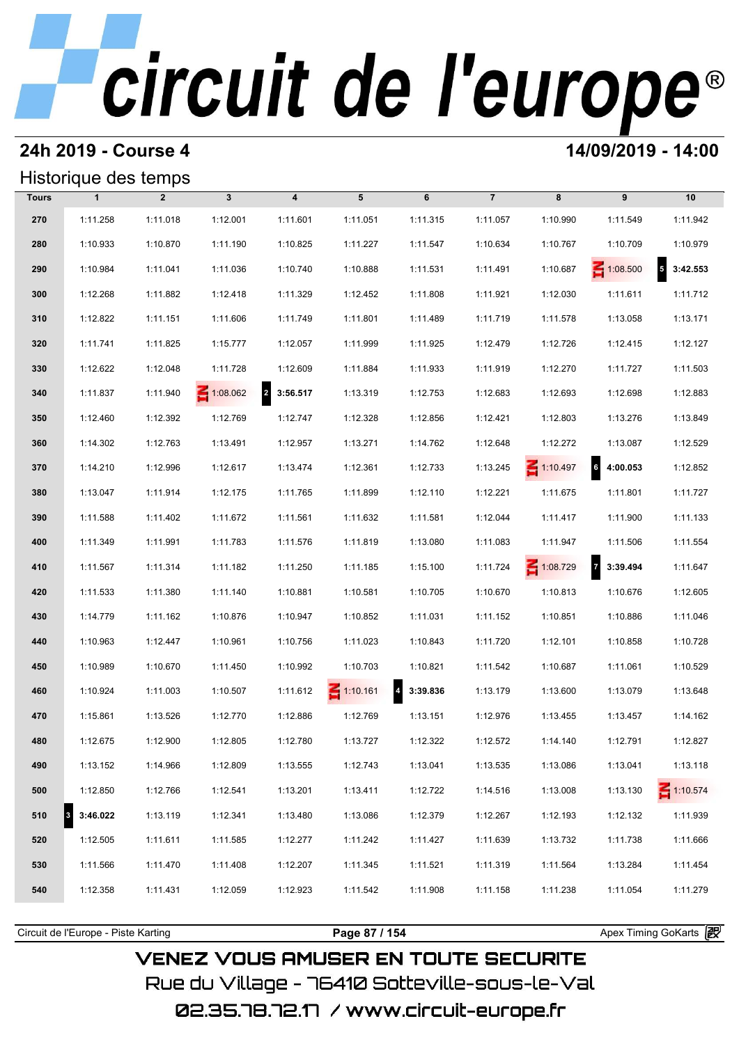# circuit de l'europe®

## 24h 2019 - Course 4

**14/09/2019 - 14:00**

### Historique des temps

| Tours | 1 | 2 | 3 | 4 | 5 | 6 | 7 | 8 | 9 | 10 |
|---|---|---|---|---|---|---|---|---|---|---|
| 270 | 1:11.258 | 1:11.018 | 1:12.001 | 1:11.601 | 1:11.051 | 1:11.315 | 1:11.057 | 1:10.990 | 1:11.549 | 1:11.942 |
| 280 | 1:10.933 | 1:10.870 | 1:11.190 | 1:10.825 | 1:11.227 | 1:11.547 | 1:10.634 | 1:10.767 | 1:10.709 | 1:10.979 |
| 290 | 1:10.984 | 1:11.041 | 1:11.036 | 1:10.740 | 1:10.888 | 1:11.531 | 1:11.491 | 1:10.687 | IN 1:08.500 | 5 **3:42.553** |
| 300 | 1:12.268 | 1:11.882 | 1:12.418 | 1:11.329 | 1:12.452 | 1:11.808 | 1:11.921 | 1:12.030 | 1:11.611 | 1:11.712 |
| 310 | 1:12.822 | 1:11.151 | 1:11.606 | 1:11.749 | 1:11.801 | 1:11.489 | 1:11.719 | 1:11.578 | 1:13.058 | 1:13.171 |
| 320 | 1:11.741 | 1:11.825 | 1:15.777 | 1:12.057 | 1:11.999 | 1:11.925 | 1:12.479 | 1:12.726 | 1:12.415 | 1:12.127 |
| 330 | 1:12.622 | 1:12.048 | 1:11.728 | 1:12.609 | 1:11.884 | 1:11.933 | 1:11.919 | 1:12.270 | 1:11.727 | 1:11.503 |
| 340 | 1:11.837 | 1:11.940 | IN 1:08.062 | 2 **3:56.517** | 1:13.319 | 1:12.753 | 1:12.683 | 1:12.693 | 1:12.698 | 1:12.883 |
| 350 | 1:12.460 | 1:12.392 | 1:12.769 | 1:12.747 | 1:12.328 | 1:12.856 | 1:12.421 | 1:12.803 | 1:13.276 | 1:13.849 |
| 360 | 1:14.302 | 1:12.763 | 1:13.491 | 1:12.957 | 1:13.271 | 1:14.762 | 1:12.648 | 1:12.272 | 1:13.087 | 1:12.529 |
| 370 | 1:14.210 | 1:12.996 | 1:12.617 | 1:13.474 | 1:12.361 | 1:12.733 | 1:13.245 | IN 1:10.497 | 6 **4:00.053** | 1:12.852 |
| 380 | 1:13.047 | 1:11.914 | 1:12.175 | 1:11.765 | 1:11.899 | 1:12.110 | 1:12.221 | 1:11.675 | 1:11.801 | 1:11.727 |
| 390 | 1:11.588 | 1:11.402 | 1:11.672 | 1:11.561 | 1:11.632 | 1:11.581 | 1:12.044 | 1:11.417 | 1:11.900 | 1:11.133 |
| 400 | 1:11.349 | 1:11.991 | 1:11.783 | 1:11.576 | 1:11.819 | 1:13.080 | 1:11.083 | 1:11.947 | 1:11.506 | 1:11.554 |
| 410 | 1:11.567 | 1:11.314 | 1:11.182 | 1:11.250 | 1:11.185 | 1:15.100 | 1:11.724 | IN 1:08.729 | 7 **3:39.494** | 1:11.647 |
| 420 | 1:11.533 | 1:11.380 | 1:11.140 | 1:10.881 | 1:10.581 | 1:10.705 | 1:10.670 | 1:10.813 | 1:10.676 | 1:12.605 |
| 430 | 1:14.779 | 1:11.162 | 1:10.876 | 1:10.947 | 1:10.852 | 1:11.031 | 1:11.152 | 1:10.851 | 1:10.886 | 1:11.046 |
| 440 | 1:10.963 | 1:12.447 | 1:10.961 | 1:10.756 | 1:11.023 | 1:10.843 | 1:11.720 | 1:12.101 | 1:10.858 | 1:10.728 |
| 450 | 1:10.989 | 1:10.670 | 1:11.450 | 1:10.992 | 1:10.703 | 1:10.821 | 1:11.542 | 1:10.687 | 1:11.061 | 1:10.529 |
| 460 | 1:10.924 | 1:11.003 | 1:10.507 | 1:11.612 | IN 1:10.161 | 4 **3:39.836** | 1:13.179 | 1:13.600 | 1:13.079 | 1:13.648 |
| 470 | 1:15.861 | 1:13.526 | 1:12.770 | 1:12.886 | 1:12.769 | 1:13.151 | 1:12.976 | 1:13.455 | 1:13.457 | 1:14.162 |
| 480 | 1:12.675 | 1:12.900 | 1:12.805 | 1:12.780 | 1:13.727 | 1:12.322 | 1:12.572 | 1:14.140 | 1:12.791 | 1:12.827 |
| 490 | 1:13.152 | 1:14.966 | 1:12.809 | 1:13.555 | 1:12.743 | 1:13.041 | 1:13.535 | 1:13.086 | 1:13.041 | 1:13.118 |
| 500 | 1:12.850 | 1:12.766 | 1:12.541 | 1:13.201 | 1:13.411 | 1:12.722 | 1:14.516 | 1:13.008 | 1:13.130 | IN 1:10.574 |
| 510 | 3 **3:46.022** | 1:13.119 | 1:12.341 | 1:13.480 | 1:13.086 | 1:12.379 | 1:12.267 | 1:12.193 | 1:12.132 | 1:11.939 |
| 520 | 1:12.505 | 1:11.611 | 1:11.585 | 1:12.277 | 1:11.242 | 1:11.427 | 1:11.639 | 1:13.732 | 1:11.738 | 1:11.666 |
| 530 | 1:11.566 | 1:11.470 | 1:11.408 | 1:12.207 | 1:11.345 | 1:11.521 | 1:11.319 | 1:11.564 | 1:13.284 | 1:11.454 |
| 540 | 1:12.358 | 1:11.431 | 1:12.059 | 1:12.923 | 1:11.542 | 1:11.908 | 1:11.158 | 1:11.238 | 1:11.054 | 1:11.279 |

Circuit de l'Europe - Piste Karting | Apex Timing GoKarts

VENEZ VOUS AMUSER EN TOUTE SECURITE

Rue du Village - 76410 Sotteville-sous-le-Val

02.35.78.72.17 / www.circuit-europe.fr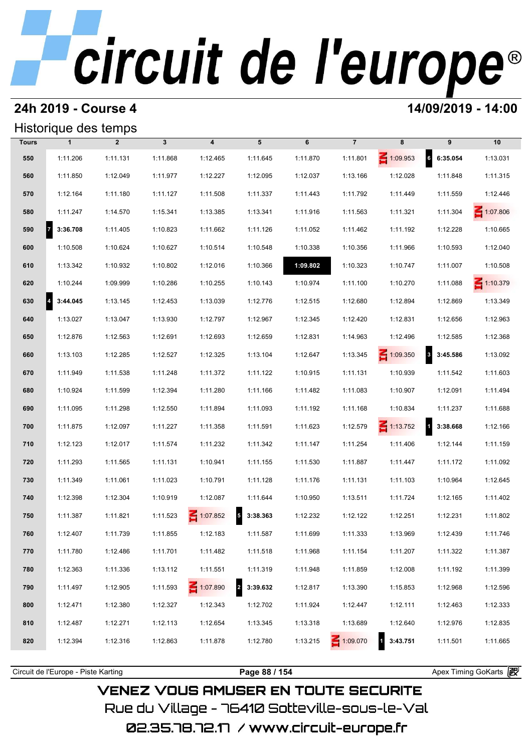# circuit de l'europe®

## 24h 2019 - Course 4

## 14/09/2019 - 14:00

### Historique des temps

| Tours | 1 | 2 | 3 | 4 | 5 | 6 | 7 | 8 | 9 | 10 |
|---|---|---|---|---|---|---|---|---|---|---|
| 550 | 1:11.206 | 1:11.131 | 1:11.868 | 1:12.465 | 1:11.645 | 1:11.870 | 1:11.801 | IN 1:09.953 | 6 **6:35.054** | 1:13.031 |
| 560 | 1:11.850 | 1:12.049 | 1:11.977 | 1:12.227 | 1:12.095 | 1:12.037 | 1:13.166 | 1:12.028 | 1:11.848 | 1:11.315 |
| 570 | 1:12.164 | 1:11.180 | 1:11.127 | 1:11.508 | 1:11.337 | 1:11.443 | 1:11.792 | 1:11.449 | 1:11.559 | 1:12.446 |
| 580 | 1:11.247 | 1:14.570 | 1:15.341 | 1:13.385 | 1:13.341 | 1:11.916 | 1:11.563 | 1:11.321 | 1:11.304 | IN 1:07.806 |
| 590 | 7 **3:36.708** | 1:11.405 | 1:10.823 | 1:11.662 | 1:11.126 | 1:11.052 | 1:11.462 | 1:11.192 | 1:12.228 | 1:10.665 |
| 600 | 1:10.508 | 1:10.624 | 1:10.627 | 1:10.514 | 1:10.548 | 1:10.338 | 1:10.356 | 1:11.966 | 1:10.593 | 1:12.040 |
| 610 | 1:13.342 | 1:10.932 | 1:10.802 | 1:12.016 | 1:10.366 | **1:09.802** | 1:10.323 | 1:10.747 | 1:11.007 | 1:10.508 |
| 620 | 1:10.244 | 1:09.999 | 1:10.286 | 1:10.255 | 1:10.143 | 1:10.974 | 1:11.100 | 1:10.270 | 1:11.088 | IN 1:10.379 |
| 630 | 4 **3:44.045** | 1:13.145 | 1:12.453 | 1:13.039 | 1:12.776 | 1:12.515 | 1:12.680 | 1:12.894 | 1:12.869 | 1:13.349 |
| 640 | 1:13.027 | 1:13.047 | 1:13.930 | 1:12.797 | 1:12.967 | 1:12.345 | 1:12.420 | 1:12.831 | 1:12.656 | 1:12.963 |
| 650 | 1:12.876 | 1:12.563 | 1:12.691 | 1:12.693 | 1:12.659 | 1:12.831 | 1:14.963 | 1:12.496 | 1:12.585 | 1:12.368 |
| 660 | 1:13.103 | 1:12.285 | 1:12.527 | 1:12.325 | 1:13.104 | 1:12.647 | 1:13.345 | IN 1:09.350 | 3 **3:45.586** | 1:13.092 |
| 670 | 1:11.949 | 1:11.538 | 1:11.248 | 1:11.372 | 1:11.122 | 1:10.915 | 1:11.131 | 1:10.939 | 1:11.542 | 1:11.603 |
| 680 | 1:10.924 | 1:11.599 | 1:12.394 | 1:11.280 | 1:11.166 | 1:11.482 | 1:11.083 | 1:10.907 | 1:12.091 | 1:11.494 |
| 690 | 1:11.095 | 1:11.298 | 1:12.550 | 1:11.894 | 1:11.093 | 1:11.192 | 1:11.168 | 1:10.834 | 1:11.237 | 1:11.688 |
| 700 | 1:11.875 | 1:12.097 | 1:11.227 | 1:11.358 | 1:11.591 | 1:11.623 | 1:12.579 | IN 1:13.752 | 1 **3:38.668** | 1:12.166 |
| 710 | 1:12.123 | 1:12.017 | 1:11.574 | 1:11.232 | 1:11.342 | 1:11.147 | 1:11.254 | 1:11.406 | 1:12.144 | 1:11.159 |
| 720 | 1:11.293 | 1:11.565 | 1:11.131 | 1:10.941 | 1:11.155 | 1:11.530 | 1:11.887 | 1:11.447 | 1:11.172 | 1:11.092 |
| 730 | 1:11.349 | 1:11.061 | 1:11.023 | 1:10.791 | 1:11.128 | 1:11.176 | 1:11.131 | 1:11.103 | 1:10.964 | 1:12.645 |
| 740 | 1:12.398 | 1:12.304 | 1:10.919 | 1:12.087 | 1:11.644 | 1:10.950 | 1:13.511 | 1:11.724 | 1:12.165 | 1:11.402 |
| 750 | 1:11.387 | 1:11.821 | 1:11.523 | IN 1:07.852 | 5 **3:38.363** | 1:12.232 | 1:12.122 | 1:12.251 | 1:12.231 | 1:11.802 |
| 760 | 1:12.407 | 1:11.739 | 1:11.855 | 1:12.183 | 1:11.587 | 1:11.699 | 1:11.333 | 1:13.969 | 1:12.439 | 1:11.746 |
| 770 | 1:11.780 | 1:12.486 | 1:11.701 | 1:11.482 | 1:11.518 | 1:11.968 | 1:11.154 | 1:11.207 | 1:11.322 | 1:11.387 |
| 780 | 1:12.363 | 1:11.336 | 1:13.112 | 1:11.551 | 1:11.319 | 1:11.948 | 1:11.859 | 1:12.008 | 1:11.192 | 1:11.399 |
| 790 | 1:11.497 | 1:12.905 | 1:11.593 | IN 1:07.890 | 2 **3:39.632** | 1:12.817 | 1:13.390 | 1:15.853 | 1:12.968 | 1:12.596 |
| 800 | 1:12.471 | 1:12.380 | 1:12.327 | 1:12.343 | 1:12.702 | 1:11.924 | 1:12.447 | 1:12.111 | 1:12.463 | 1:12.333 |
| 810 | 1:12.487 | 1:12.271 | 1:12.113 | 1:12.654 | 1:13.345 | 1:13.318 | 1:13.689 | 1:12.640 | 1:12.976 | 1:12.835 |
| 820 | 1:12.394 | 1:12.316 | 1:12.863 | 1:11.878 | 1:12.780 | 1:13.215 | IN 1:09.070 | 1 **3:43.751** | 1:11.501 | 1:11.665 |

Circuit de l'Europe - Piste Karting | Apex Timing GoKarts

VENEZ VOUS AMUSER EN TOUTE SECURITE
Rue du Village - 76410 Sotteville-sous-le-Val
02.35.78.72.17 / www.circuit-europe.fr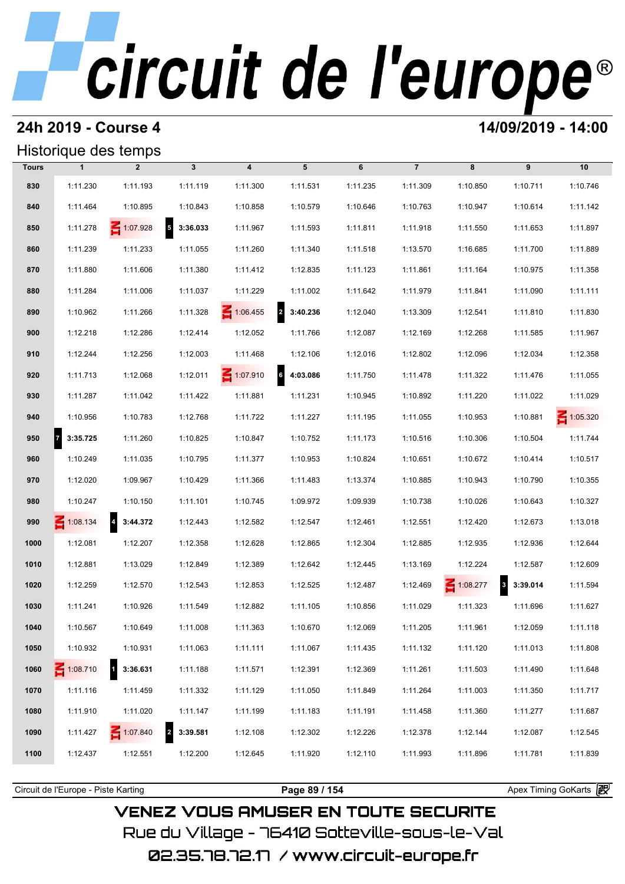# circuit de l'europe®

## 24h 2019 - Course 4

**14/09/2019 - 14:00**

### Historique des temps

| Tours | 1 | 2 | 3 | 4 | 5 | 6 | 7 | 8 | 9 | 10 |
|---|---|---|---|---|---|---|---|---|---|---|
| 830 | 1:11.230 | 1:11.193 | 1:11.119 | 1:11.300 | 1:11.531 | 1:11.235 | 1:11.309 | 1:10.850 | 1:10.711 | 1:10.746 |
| 840 | 1:11.464 | 1:10.895 | 1:10.843 | 1:10.858 | 1:10.579 | 1:10.646 | 1:10.763 | 1:10.947 | 1:10.614 | 1:11.142 |
| 850 | 1:11.278 | IN 1:07.928 | 5 **3:36.033** | 1:11.967 | 1:11.593 | 1:11.811 | 1:11.918 | 1:11.550 | 1:11.653 | 1:11.897 |
| 860 | 1:11.239 | 1:11.233 | 1:11.055 | 1:11.260 | 1:11.340 | 1:11.518 | 1:13.570 | 1:16.685 | 1:11.700 | 1:11.889 |
| 870 | 1:11.880 | 1:11.606 | 1:11.380 | 1:11.412 | 1:12.835 | 1:11.123 | 1:11.861 | 1:11.164 | 1:10.975 | 1:11.358 |
| 880 | 1:11.284 | 1:11.006 | 1:11.037 | 1:11.229 | 1:11.002 | 1:11.642 | 1:11.979 | 1:11.841 | 1:11.090 | 1:11.111 |
| 890 | 1:10.962 | 1:11.266 | 1:11.328 | IN 1:06.455 | 2 **3:40.236** | 1:12.040 | 1:13.309 | 1:12.541 | 1:11.810 | 1:11.830 |
| 900 | 1:12.218 | 1:12.286 | 1:12.414 | 1:12.052 | 1:11.766 | 1:12.087 | 1:12.169 | 1:12.268 | 1:11.585 | 1:11.967 |
| 910 | 1:12.244 | 1:12.256 | 1:12.003 | 1:11.468 | 1:12.106 | 1:12.016 | 1:12.802 | 1:12.096 | 1:12.034 | 1:12.358 |
| 920 | 1:11.713 | 1:12.068 | 1:12.011 | IN 1:07.910 | 6 **4:03.086** | 1:11.750 | 1:11.478 | 1:11.322 | 1:11.476 | 1:11.055 |
| 930 | 1:11.287 | 1:11.042 | 1:11.422 | 1:11.881 | 1:11.231 | 1:10.945 | 1:10.892 | 1:11.220 | 1:11.022 | 1:11.029 |
| 940 | 1:10.956 | 1:10.783 | 1:12.768 | 1:11.722 | 1:11.227 | 1:11.195 | 1:11.055 | 1:10.953 | 1:10.881 | IN 1:05.320 |
| 950 | 7 **3:35.725** | 1:11.260 | 1:10.825 | 1:10.847 | 1:10.752 | 1:11.173 | 1:10.516 | 1:10.306 | 1:10.504 | 1:11.744 |
| 960 | 1:10.249 | 1:11.035 | 1:10.795 | 1:11.377 | 1:10.953 | 1:10.824 | 1:10.651 | 1:10.672 | 1:10.414 | 1:10.517 |
| 970 | 1:12.020 | 1:09.967 | 1:10.429 | 1:11.366 | 1:11.483 | 1:13.374 | 1:10.885 | 1:10.943 | 1:10.790 | 1:10.355 |
| 980 | 1:10.247 | 1:10.150 | 1:11.101 | 1:10.745 | 1:09.972 | 1:09.939 | 1:10.738 | 1:10.026 | 1:10.643 | 1:10.327 |
| 990 | IN 1:08.134 | 4 **3:44.372** | 1:12.443 | 1:12.582 | 1:12.547 | 1:12.461 | 1:12.551 | 1:12.420 | 1:12.673 | 1:13.018 |
| 1000 | 1:12.081 | 1:12.207 | 1:12.358 | 1:12.628 | 1:12.865 | 1:12.304 | 1:12.885 | 1:12.935 | 1:12.936 | 1:12.644 |
| 1010 | 1:12.881 | 1:13.029 | 1:12.849 | 1:12.389 | 1:12.642 | 1:12.445 | 1:13.169 | 1:12.224 | 1:12.587 | 1:12.609 |
| 1020 | 1:12.259 | 1:12.570 | 1:12.543 | 1:12.853 | 1:12.525 | 1:12.487 | 1:12.469 | IN 1:08.277 | 3 **3:39.014** | 1:11.594 |
| 1030 | 1:11.241 | 1:10.926 | 1:11.549 | 1:12.882 | 1:11.105 | 1:10.856 | 1:11.029 | 1:11.323 | 1:11.696 | 1:11.627 |
| 1040 | 1:10.567 | 1:10.649 | 1:11.008 | 1:11.363 | 1:10.670 | 1:12.069 | 1:11.205 | 1:11.961 | 1:12.059 | 1:11.118 |
| 1050 | 1:10.932 | 1:10.931 | 1:11.063 | 1:11.111 | 1:11.067 | 1:11.435 | 1:11.132 | 1:11.120 | 1:11.013 | 1:11.808 |
| 1060 | IN 1:08.710 | 1 **3:36.631** | 1:11.188 | 1:11.571 | 1:12.391 | 1:12.369 | 1:11.261 | 1:11.503 | 1:11.490 | 1:11.648 |
| 1070 | 1:11.116 | 1:11.459 | 1:11.332 | 1:11.129 | 1:11.050 | 1:11.849 | 1:11.264 | 1:11.003 | 1:11.350 | 1:11.717 |
| 1080 | 1:11.910 | 1:11.020 | 1:11.147 | 1:11.199 | 1:11.183 | 1:11.191 | 1:11.458 | 1:11.360 | 1:11.277 | 1:11.687 |
| 1090 | 1:11.427 | IN 1:07.840 | 2 **3:39.581** | 1:12.108 | 1:12.302 | 1:12.226 | 1:12.378 | 1:12.144 | 1:12.087 | 1:12.545 |
| 1100 | 1:12.437 | 1:12.551 | 1:12.200 | 1:12.645 | 1:11.920 | 1:12.110 | 1:11.993 | 1:11.896 | 1:11.781 | 1:11.839 |

Circuit de l'Europe - Piste Karting | Apex Timing GoKarts

VENEZ VOUS AMUSER EN TOUTE SECURITE
Rue du Village - 76410 Sotteville-sous-le-Val
02.35.78.72.17 / www.circuit-europe.fr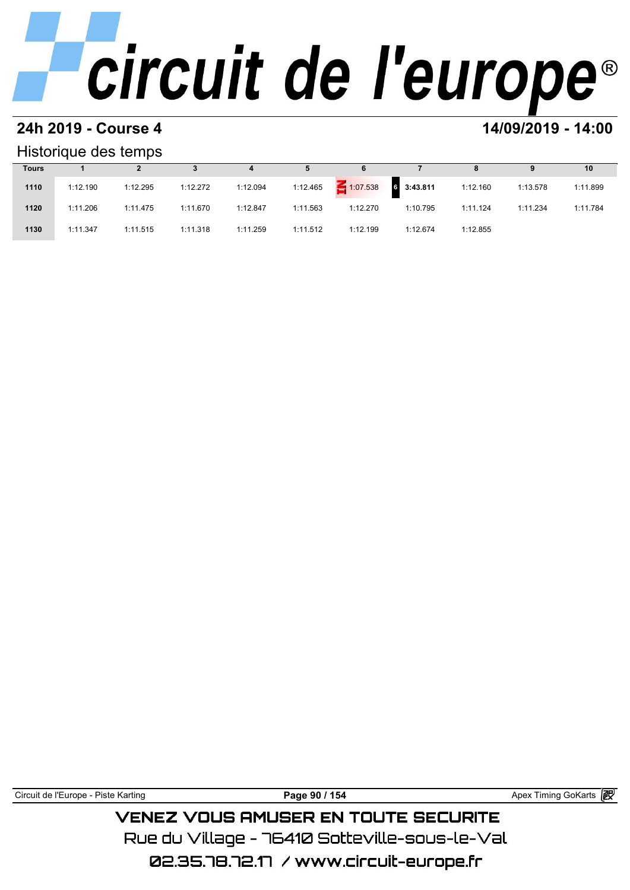## 24h 2019 - Course 4

## 14/09/2019 - 14:00

### Historique des temps

| Tours | 1 | 2 | 3 | 4 | 5 | 6 | 7 | 8 | 9 | 10 |
|---|---|---|---|---|---|---|---|---|---|---|
| 1110 | 1:12.190 | 1:12.295 | 1:12.272 | 1:12.094 | 1:12.465 | IN 1:07.538 | 6 **3:43.811** | 1:12.160 | 1:13.578 | 1:11.899 |
| 1120 | 1:11.206 | 1:11.475 | 1:11.670 | 1:12.847 | 1:11.563 | 1:12.270 | 1:10.795 | 1:11.124 | 1:11.234 | 1:11.784 |
| 1130 | 1:11.347 | 1:11.515 | 1:11.318 | 1:11.259 | 1:11.512 | 1:12.199 | 1:12.674 | 1:12.855 | | |

VENEZ VOUS AMUSER EN TOUTE SECURITE

Rue du Village - 76410 Sotteville-sous-le-Val

02.35.78.72.17 / www.circuit-europe.fr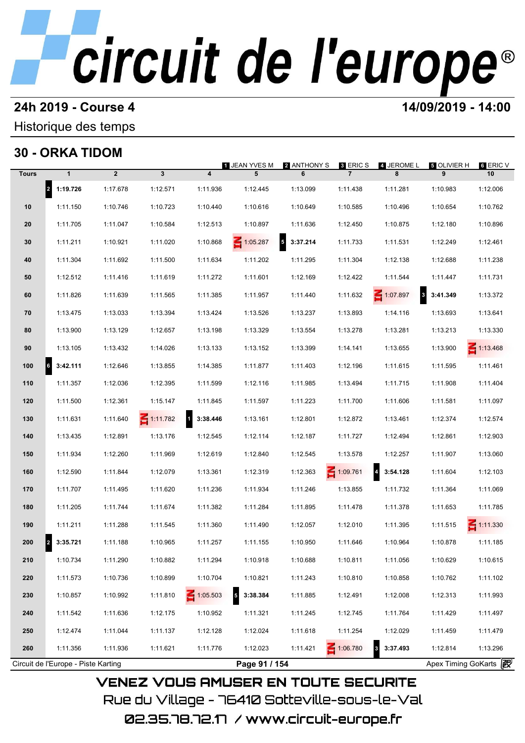# circuit de l'europe®

## 24h 2019 - Course 4

## 14/09/2019 - 14:00

Historique des temps

## 30 - ORKA TIDOM

| Tours | 1 | 2 | 3 | 4 | 5 | 6 | 7 | 8 | 9 | 10 |
|---|---|---|---|---|---|---|---|---|---|---|
| | | | | | 1 JEAN YVES M | 2 ANTHONY S | 3 ERIC S | 4 JEROME L | 5 OLIVIER H | 6 ERIC V |
| | 2 **1:19.726** | 1:17.678 | 1:12.571 | 1:11.936 | 1:12.445 | 1:13.099 | 1:11.438 | 1:11.281 | 1:10.983 | 1:12.006 |
| 10 | 1:11.150 | 1:10.746 | 1:10.723 | 1:10.440 | 1:10.616 | 1:10.649 | 1:10.585 | 1:10.496 | 1:10.654 | 1:10.762 |
| 20 | 1:11.705 | 1:11.047 | 1:10.584 | 1:12.513 | 1:10.897 | 1:11.636 | 1:12.450 | 1:10.875 | 1:12.180 | 1:10.896 |
| 30 | 1:11.211 | 1:10.921 | 1:11.020 | 1:10.868 | IN 1:05.287 | 5 **3:37.214** | 1:11.733 | 1:11.531 | 1:12.249 | 1:12.461 |
| 40 | 1:11.304 | 1:11.692 | 1:11.500 | 1:11.634 | 1:11.202 | 1:11.295 | 1:11.304 | 1:12.138 | 1:12.688 | 1:11.238 |
| 50 | 1:12.512 | 1:11.416 | 1:11.619 | 1:11.272 | 1:11.601 | 1:12.169 | 1:12.422 | 1:11.544 | 1:11.447 | 1:11.731 |
| 60 | 1:11.826 | 1:11.639 | 1:11.565 | 1:11.385 | 1:11.957 | 1:11.440 | 1:11.632 | IN 1:07.897 | 3 **3:41.349** | 1:13.372 |
| 70 | 1:13.475 | 1:13.033 | 1:13.394 | 1:13.424 | 1:13.526 | 1:13.237 | 1:13.893 | 1:14.116 | 1:13.693 | 1:13.641 |
| 80 | 1:13.900 | 1:13.129 | 1:12.657 | 1:13.198 | 1:13.329 | 1:13.554 | 1:13.278 | 1:13.281 | 1:13.213 | 1:13.330 |
| 90 | 1:13.105 | 1:13.432 | 1:14.026 | 1:13.133 | 1:13.152 | 1:13.399 | 1:14.141 | 1:13.655 | 1:13.900 | IN 1:13.468 |
| 100 | 6 **3:42.111** | 1:12.646 | 1:13.855 | 1:14.385 | 1:11.877 | 1:11.403 | 1:12.196 | 1:11.615 | 1:11.595 | 1:11.461 |
| 110 | 1:11.357 | 1:12.036 | 1:12.395 | 1:11.599 | 1:12.116 | 1:11.985 | 1:13.494 | 1:11.715 | 1:11.908 | 1:11.404 |
| 120 | 1:11.500 | 1:12.361 | 1:15.147 | 1:11.845 | 1:11.597 | 1:11.223 | 1:11.700 | 1:11.606 | 1:11.581 | 1:11.097 |
| 130 | 1:11.631 | 1:11.640 | IN 1:11.782 | 1 **3:38.446** | 1:13.161 | 1:12.801 | 1:12.872 | 1:13.461 | 1:12.374 | 1:12.574 |
| 140 | 1:13.435 | 1:12.891 | 1:13.176 | 1:12.545 | 1:12.114 | 1:12.187 | 1:11.727 | 1:12.494 | 1:12.861 | 1:12.903 |
| 150 | 1:11.934 | 1:12.260 | 1:11.969 | 1:12.619 | 1:12.840 | 1:12.545 | 1:13.578 | 1:12.257 | 1:11.907 | 1:13.060 |
| 160 | 1:12.590 | 1:11.844 | 1:12.079 | 1:13.361 | 1:12.319 | 1:12.363 | IN 1:09.761 | 4 **3:54.128** | 1:11.604 | 1:12.103 |
| 170 | 1:11.707 | 1:11.495 | 1:11.620 | 1:11.236 | 1:11.934 | 1:11.246 | 1:13.855 | 1:11.732 | 1:11.364 | 1:11.069 |
| 180 | 1:11.205 | 1:11.744 | 1:11.674 | 1:11.382 | 1:11.284 | 1:11.895 | 1:11.478 | 1:11.378 | 1:11.653 | 1:11.785 |
| 190 | 1:11.211 | 1:11.288 | 1:11.545 | 1:11.360 | 1:11.490 | 1:12.057 | 1:12.010 | 1:11.395 | 1:11.515 | IN 1:11.330 |
| 200 | 2 **3:35.721** | 1:11.188 | 1:10.965 | 1:11.257 | 1:11.155 | 1:10.950 | 1:11.646 | 1:10.964 | 1:10.878 | 1:11.185 |
| 210 | 1:10.734 | 1:11.290 | 1:10.882 | 1:11.294 | 1:10.918 | 1:10.688 | 1:10.811 | 1:11.056 | 1:10.629 | 1:10.615 |
| 220 | 1:11.573 | 1:10.736 | 1:10.899 | 1:10.704 | 1:10.821 | 1:11.243 | 1:10.810 | 1:10.858 | 1:10.762 | 1:11.102 |
| 230 | 1:10.857 | 1:10.992 | 1:11.810 | IN 1:05.503 | 5 **3:38.384** | 1:11.885 | 1:12.491 | 1:12.008 | 1:12.313 | 1:11.993 |
| 240 | 1:11.542 | 1:11.636 | 1:12.175 | 1:10.952 | 1:11.321 | 1:11.245 | 1:12.745 | 1:11.764 | 1:11.429 | 1:11.497 |
| 250 | 1:12.474 | 1:11.044 | 1:11.137 | 1:12.128 | 1:12.024 | 1:11.618 | 1:11.254 | 1:12.029 | 1:11.459 | 1:11.479 |
| 260 | 1:11.356 | 1:11.936 | 1:11.621 | 1:11.776 | 1:12.023 | 1:11.421 | IN 1:06.780 | 3 **3:37.493** | 1:12.814 | 1:13.296 |

Circuit de l'Europe - Piste Karting — Apex Timing GoKarts

VENEZ VOUS AMUSER EN TOUTE SECURITE

Rue du Village - 76410 Sotteville-sous-le-Val

02.35.78.72.17 / www.circuit-europe.fr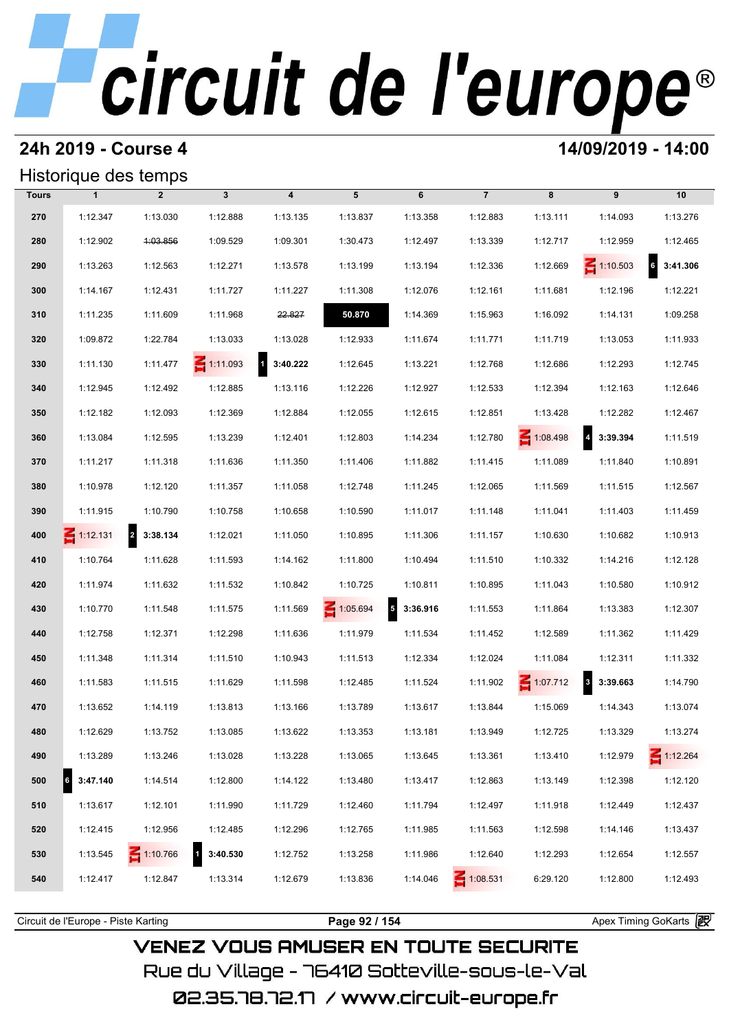# circuit de l'europe®

## 24h 2019 - Course 4

**14/09/2019 - 14:00**

### Historique des temps

| Tours | 1 | 2 | 3 | 4 | 5 | 6 | 7 | 8 | 9 | 10 |
|---|---|---|---|---|---|---|---|---|---|---|
| 270 | 1:12.347 | 1:13.030 | 1:12.888 | 1:13.135 | 1:13.837 | 1:13.358 | 1:12.883 | 1:13.111 | 1:14.093 | 1:13.276 |
| 280 | 1:12.902 | ~~1:03.856~~ | 1:09.529 | 1:09.301 | 1:30.473 | 1:12.497 | 1:13.339 | 1:12.717 | 1:12.959 | 1:12.465 |
| 290 | 1:13.263 | 1:12.563 | 1:12.271 | 1:13.578 | 1:13.199 | 1:13.194 | 1:12.336 | 1:12.669 | IN 1:10.503 | 6 **3:41.306** |
| 300 | 1:14.167 | 1:12.431 | 1:11.727 | 1:11.227 | 1:11.308 | 1:12.076 | 1:12.161 | 1:11.681 | 1:12.196 | 1:12.221 |
| 310 | 1:11.235 | 1:11.609 | 1:11.968 | ~~22.827~~ | **50.870** | 1:14.369 | 1:15.963 | 1:16.092 | 1:14.131 | 1:09.258 |
| 320 | 1:09.872 | 1:22.784 | 1:13.033 | 1:13.028 | 1:12.933 | 1:11.674 | 1:11.771 | 1:11.719 | 1:13.053 | 1:11.933 |
| 330 | 1:11.130 | 1:11.477 | IN 1:11.093 | 1 **3:40.222** | 1:12.645 | 1:13.221 | 1:12.768 | 1:12.686 | 1:12.293 | 1:12.745 |
| 340 | 1:12.945 | 1:12.492 | 1:12.885 | 1:13.116 | 1:12.226 | 1:12.927 | 1:12.533 | 1:12.394 | 1:12.163 | 1:12.646 |
| 350 | 1:12.182 | 1:12.093 | 1:12.369 | 1:12.884 | 1:12.055 | 1:12.615 | 1:12.851 | 1:13.428 | 1:12.282 | 1:12.467 |
| 360 | 1:13.084 | 1:12.595 | 1:13.239 | 1:12.401 | 1:12.803 | 1:14.234 | 1:12.780 | IN 1:08.498 | 4 **3:39.394** | 1:11.519 |
| 370 | 1:11.217 | 1:11.318 | 1:11.636 | 1:11.350 | 1:11.406 | 1:11.882 | 1:11.415 | 1:11.089 | 1:11.840 | 1:10.891 |
| 380 | 1:10.978 | 1:12.120 | 1:11.357 | 1:11.058 | 1:12.748 | 1:11.245 | 1:12.065 | 1:11.569 | 1:11.515 | 1:12.567 |
| 390 | 1:11.915 | 1:10.790 | 1:10.758 | 1:10.658 | 1:10.590 | 1:11.017 | 1:11.148 | 1:11.041 | 1:11.403 | 1:11.459 |
| 400 | IN 1:12.131 | 2 **3:38.134** | 1:12.021 | 1:11.050 | 1:10.895 | 1:11.306 | 1:11.157 | 1:10.630 | 1:10.682 | 1:10.913 |
| 410 | 1:10.764 | 1:11.628 | 1:11.593 | 1:14.162 | 1:11.800 | 1:10.494 | 1:11.510 | 1:10.332 | 1:14.216 | 1:12.128 |
| 420 | 1:11.974 | 1:11.632 | 1:11.532 | 1:10.842 | 1:10.725 | 1:10.811 | 1:10.895 | 1:11.043 | 1:10.580 | 1:10.912 |
| 430 | 1:10.770 | 1:11.548 | 1:11.575 | 1:11.569 | IN 1:05.694 | 5 **3:36.916** | 1:11.553 | 1:11.864 | 1:13.383 | 1:12.307 |
| 440 | 1:12.758 | 1:12.371 | 1:12.298 | 1:11.636 | 1:11.979 | 1:11.534 | 1:11.452 | 1:12.589 | 1:11.362 | 1:11.429 |
| 450 | 1:11.348 | 1:11.314 | 1:11.510 | 1:10.943 | 1:11.513 | 1:12.334 | 1:12.024 | 1:11.084 | 1:12.311 | 1:11.332 |
| 460 | 1:11.583 | 1:11.515 | 1:11.629 | 1:11.598 | 1:12.485 | 1:11.524 | 1:11.902 | IN 1:07.712 | 3 **3:39.663** | 1:14.790 |
| 470 | 1:13.652 | 1:14.119 | 1:13.813 | 1:13.166 | 1:13.789 | 1:13.617 | 1:13.844 | 1:15.069 | 1:14.343 | 1:13.074 |
| 480 | 1:12.629 | 1:13.752 | 1:13.085 | 1:13.622 | 1:13.353 | 1:13.181 | 1:13.949 | 1:12.725 | 1:13.329 | 1:13.274 |
| 490 | 1:13.289 | 1:13.246 | 1:13.028 | 1:13.228 | 1:13.065 | 1:13.645 | 1:13.361 | 1:13.410 | 1:12.979 | IN 1:12.264 |
| 500 | 6 **3:47.140** | 1:14.514 | 1:12.800 | 1:14.122 | 1:13.480 | 1:13.417 | 1:12.863 | 1:13.149 | 1:12.398 | 1:12.120 |
| 510 | 1:13.617 | 1:12.101 | 1:11.990 | 1:11.729 | 1:12.460 | 1:11.794 | 1:12.497 | 1:11.918 | 1:12.449 | 1:12.437 |
| 520 | 1:12.415 | 1:12.956 | 1:12.485 | 1:12.296 | 1:12.765 | 1:11.985 | 1:11.563 | 1:12.598 | 1:14.146 | 1:13.437 |
| 530 | 1:13.545 | IN 1:10.766 | 1 **3:40.530** | 1:12.752 | 1:13.258 | 1:11.986 | 1:12.640 | 1:12.293 | 1:12.654 | 1:12.557 |
| 540 | 1:12.417 | 1:12.847 | 1:13.314 | 1:12.679 | 1:13.836 | 1:14.046 | IN 1:08.531 | 6:29.120 | 1:12.800 | 1:12.493 |

Circuit de l'Europe - Piste Karting — Apex Timing GoKarts

VENEZ VOUS AMUSER EN TOUTE SECURITE

Rue du Village - 76410 Sotteville-sous-le-Val

02.35.78.72.17 / www.circuit-europe.fr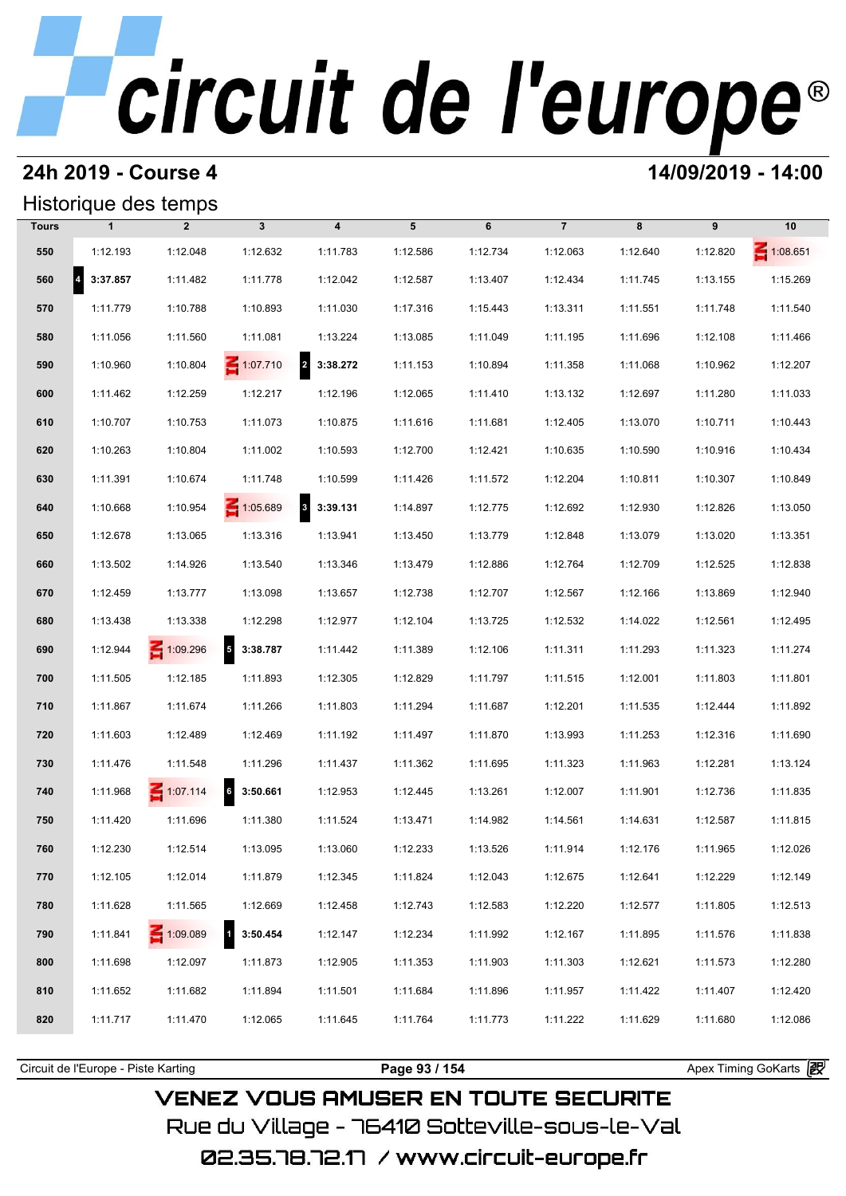# circuit de l'europe®

## 24h 2019 - Course 4

**14/09/2019 - 14:00**

### Historique des temps

| Tours | 1 | 2 | 3 | 4 | 5 | 6 | 7 | 8 | 9 | 10 |
|---|---|---|---|---|---|---|---|---|---|---|
| 550 | 1:12.193 | 1:12.048 | 1:12.632 | 1:11.783 | 1:12.586 | 1:12.734 | 1:12.063 | 1:12.640 | 1:12.820 | 1:08.651 |
| 560 | 4 **3:37.857** | 1:11.482 | 1:11.778 | 1:12.042 | 1:12.587 | 1:13.407 | 1:12.434 | 1:11.745 | 1:13.155 | 1:15.269 |
| 570 | 1:11.779 | 1:10.788 | 1:10.893 | 1:11.030 | 1:17.316 | 1:15.443 | 1:13.311 | 1:11.551 | 1:11.748 | 1:11.540 |
| 580 | 1:11.056 | 1:11.560 | 1:11.081 | 1:13.224 | 1:13.085 | 1:11.049 | 1:11.195 | 1:11.696 | 1:12.108 | 1:11.466 |
| 590 | 1:10.960 | 1:10.804 | 1:07.710 | 2 **3:38.272** | 1:11.153 | 1:10.894 | 1:11.358 | 1:11.068 | 1:10.962 | 1:12.207 |
| 600 | 1:11.462 | 1:12.259 | 1:12.217 | 1:12.196 | 1:12.065 | 1:11.410 | 1:13.132 | 1:12.697 | 1:11.280 | 1:11.033 |
| 610 | 1:10.707 | 1:10.753 | 1:11.073 | 1:10.875 | 1:11.616 | 1:11.681 | 1:12.405 | 1:13.070 | 1:10.711 | 1:10.443 |
| 620 | 1:10.263 | 1:10.804 | 1:11.002 | 1:10.593 | 1:12.700 | 1:12.421 | 1:10.635 | 1:10.590 | 1:10.916 | 1:10.434 |
| 630 | 1:11.391 | 1:10.674 | 1:11.748 | 1:10.599 | 1:11.426 | 1:11.572 | 1:12.204 | 1:10.811 | 1:10.307 | 1:10.849 |
| 640 | 1:10.668 | 1:10.954 | 1:05.689 | 3 **3:39.131** | 1:14.897 | 1:12.775 | 1:12.692 | 1:12.930 | 1:12.826 | 1:13.050 |
| 650 | 1:12.678 | 1:13.065 | 1:13.316 | 1:13.941 | 1:13.450 | 1:13.779 | 1:12.848 | 1:13.079 | 1:13.020 | 1:13.351 |
| 660 | 1:13.502 | 1:14.926 | 1:13.540 | 1:13.346 | 1:13.479 | 1:12.886 | 1:12.764 | 1:12.709 | 1:12.525 | 1:12.838 |
| 670 | 1:12.459 | 1:13.777 | 1:13.098 | 1:13.657 | 1:12.738 | 1:12.707 | 1:12.567 | 1:12.166 | 1:13.869 | 1:12.940 |
| 680 | 1:13.438 | 1:13.338 | 1:12.298 | 1:12.977 | 1:12.104 | 1:13.725 | 1:12.532 | 1:14.022 | 1:12.561 | 1:12.495 |
| 690 | 1:12.944 | 1:09.296 | 5 **3:38.787** | 1:11.442 | 1:11.389 | 1:12.106 | 1:11.311 | 1:11.293 | 1:11.323 | 1:11.274 |
| 700 | 1:11.505 | 1:12.185 | 1:11.893 | 1:12.305 | 1:12.829 | 1:11.797 | 1:11.515 | 1:12.001 | 1:11.803 | 1:11.801 |
| 710 | 1:11.867 | 1:11.674 | 1:11.266 | 1:11.803 | 1:11.294 | 1:11.687 | 1:12.201 | 1:11.535 | 1:12.444 | 1:11.892 |
| 720 | 1:11.603 | 1:12.489 | 1:12.469 | 1:11.192 | 1:11.497 | 1:11.870 | 1:13.993 | 1:11.253 | 1:12.316 | 1:11.690 |
| 730 | 1:11.476 | 1:11.548 | 1:11.296 | 1:11.437 | 1:11.362 | 1:11.695 | 1:11.323 | 1:11.963 | 1:12.281 | 1:13.124 |
| 740 | 1:11.968 | 1:07.114 | 6 **3:50.661** | 1:12.953 | 1:12.445 | 1:13.261 | 1:12.007 | 1:11.901 | 1:12.736 | 1:11.835 |
| 750 | 1:11.420 | 1:11.696 | 1:11.380 | 1:11.524 | 1:13.471 | 1:14.982 | 1:14.561 | 1:14.631 | 1:12.587 | 1:11.815 |
| 760 | 1:12.230 | 1:12.514 | 1:13.095 | 1:13.060 | 1:12.233 | 1:13.526 | 1:11.914 | 1:12.176 | 1:11.965 | 1:12.026 |
| 770 | 1:12.105 | 1:12.014 | 1:11.879 | 1:12.345 | 1:11.824 | 1:12.043 | 1:12.675 | 1:12.641 | 1:12.229 | 1:12.149 |
| 780 | 1:11.628 | 1:11.565 | 1:12.669 | 1:12.458 | 1:12.743 | 1:12.583 | 1:12.220 | 1:12.577 | 1:11.805 | 1:12.513 |
| 790 | 1:11.841 | 1:09.089 | 1 **3:50.454** | 1:12.147 | 1:12.234 | 1:11.992 | 1:12.167 | 1:11.895 | 1:11.576 | 1:11.838 |
| 800 | 1:11.698 | 1:12.097 | 1:11.873 | 1:12.905 | 1:11.353 | 1:11.903 | 1:11.303 | 1:12.621 | 1:11.573 | 1:12.280 |
| 810 | 1:11.652 | 1:11.682 | 1:11.894 | 1:11.501 | 1:11.684 | 1:11.896 | 1:11.957 | 1:11.422 | 1:11.407 | 1:12.420 |
| 820 | 1:11.717 | 1:11.470 | 1:12.065 | 1:11.645 | 1:11.764 | 1:11.773 | 1:11.222 | 1:11.629 | 1:11.680 | 1:12.086 |

Circuit de l'Europe - Piste Karting | Apex Timing GoKarts

VENEZ VOUS AMUSER EN TOUTE SECURITE
Rue du Village - 76410 Sotteville-sous-le-Val
02.35.78.72.17 / www.circuit-europe.fr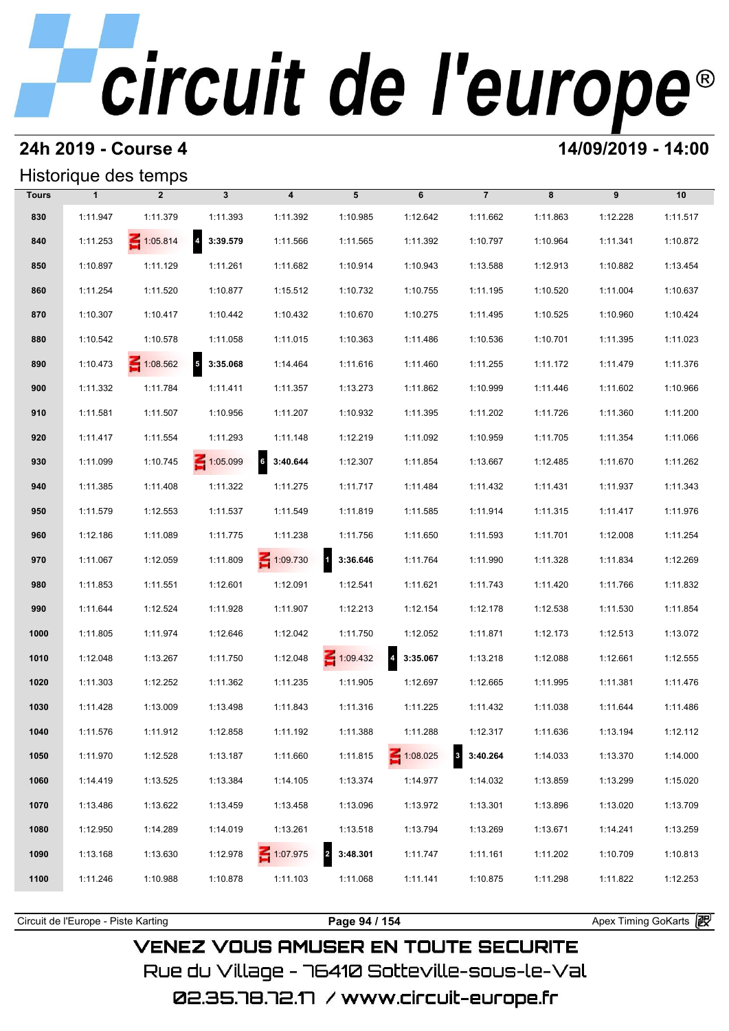# circuit de l'europe®

## 24h 2019 - Course 4

**14/09/2019 - 14:00**

### Historique des temps

| Tours | 1 | 2 | 3 | 4 | 5 | 6 | 7 | 8 | 9 | 10 |
|---|---|---|---|---|---|---|---|---|---|---|
| 830 | 1:11.947 | 1:11.379 | 1:11.393 | 1:11.392 | 1:10.985 | 1:12.642 | 1:11.662 | 1:11.863 | 1:12.228 | 1:11.517 |
| 840 | 1:11.253 | IN 1:05.814 | 4 **3:39.579** | 1:11.566 | 1:11.565 | 1:11.392 | 1:10.797 | 1:10.964 | 1:11.341 | 1:10.872 |
| 850 | 1:10.897 | 1:11.129 | 1:11.261 | 1:11.682 | 1:10.914 | 1:10.943 | 1:13.588 | 1:12.913 | 1:10.882 | 1:13.454 |
| 860 | 1:11.254 | 1:11.520 | 1:10.877 | 1:15.512 | 1:10.732 | 1:10.755 | 1:11.195 | 1:10.520 | 1:11.004 | 1:10.637 |
| 870 | 1:10.307 | 1:10.417 | 1:10.442 | 1:10.432 | 1:10.670 | 1:10.275 | 1:11.495 | 1:10.525 | 1:10.960 | 1:10.424 |
| 880 | 1:10.542 | 1:10.578 | 1:11.058 | 1:11.015 | 1:10.363 | 1:11.486 | 1:10.536 | 1:10.701 | 1:11.395 | 1:11.023 |
| 890 | 1:10.473 | IN 1:08.562 | 5 **3:35.068** | 1:14.464 | 1:11.616 | 1:11.460 | 1:11.255 | 1:11.172 | 1:11.479 | 1:11.376 |
| 900 | 1:11.332 | 1:11.784 | 1:11.411 | 1:11.357 | 1:13.273 | 1:11.862 | 1:10.999 | 1:11.446 | 1:11.602 | 1:10.966 |
| 910 | 1:11.581 | 1:11.507 | 1:10.956 | 1:11.207 | 1:10.932 | 1:11.395 | 1:11.202 | 1:11.726 | 1:11.360 | 1:11.200 |
| 920 | 1:11.417 | 1:11.554 | 1:11.293 | 1:11.148 | 1:12.219 | 1:11.092 | 1:10.959 | 1:11.705 | 1:11.354 | 1:11.066 |
| 930 | 1:11.099 | 1:10.745 | IN 1:05.099 | 6 **3:40.644** | 1:12.307 | 1:11.854 | 1:13.667 | 1:12.485 | 1:11.670 | 1:11.262 |
| 940 | 1:11.385 | 1:11.408 | 1:11.322 | 1:11.275 | 1:11.717 | 1:11.484 | 1:11.432 | 1:11.431 | 1:11.937 | 1:11.343 |
| 950 | 1:11.579 | 1:12.553 | 1:11.537 | 1:11.549 | 1:11.819 | 1:11.585 | 1:11.914 | 1:11.315 | 1:11.417 | 1:11.976 |
| 960 | 1:12.186 | 1:11.089 | 1:11.775 | 1:11.238 | 1:11.756 | 1:11.650 | 1:11.593 | 1:11.701 | 1:12.008 | 1:11.254 |
| 970 | 1:11.067 | 1:12.059 | 1:11.809 | IN 1:09.730 | 1 **3:36.646** | 1:11.764 | 1:11.990 | 1:11.328 | 1:11.834 | 1:12.269 |
| 980 | 1:11.853 | 1:11.551 | 1:12.601 | 1:12.091 | 1:12.541 | 1:11.621 | 1:11.743 | 1:11.420 | 1:11.766 | 1:11.832 |
| 990 | 1:11.644 | 1:12.524 | 1:11.928 | 1:11.907 | 1:12.213 | 1:12.154 | 1:12.178 | 1:12.538 | 1:11.530 | 1:11.854 |
| 1000 | 1:11.805 | 1:11.974 | 1:12.646 | 1:12.042 | 1:11.750 | 1:12.052 | 1:11.871 | 1:12.173 | 1:12.513 | 1:13.072 |
| 1010 | 1:12.048 | 1:13.267 | 1:11.750 | 1:12.048 | IN 1:09.432 | 4 **3:35.067** | 1:13.218 | 1:12.088 | 1:12.661 | 1:12.555 |
| 1020 | 1:11.303 | 1:12.252 | 1:11.362 | 1:11.235 | 1:11.905 | 1:12.697 | 1:12.665 | 1:11.995 | 1:11.381 | 1:11.476 |
| 1030 | 1:11.428 | 1:13.009 | 1:13.498 | 1:11.843 | 1:11.316 | 1:11.225 | 1:11.432 | 1:11.038 | 1:11.644 | 1:11.486 |
| 1040 | 1:11.576 | 1:11.912 | 1:12.858 | 1:11.192 | 1:11.388 | 1:11.288 | 1:12.317 | 1:11.636 | 1:13.194 | 1:12.112 |
| 1050 | 1:11.970 | 1:12.528 | 1:13.187 | 1:11.660 | 1:11.815 | IN 1:08.025 | 3 **3:40.264** | 1:14.033 | 1:13.370 | 1:14.000 |
| 1060 | 1:14.419 | 1:13.525 | 1:13.384 | 1:14.105 | 1:13.374 | 1:14.977 | 1:14.032 | 1:13.859 | 1:13.299 | 1:15.020 |
| 1070 | 1:13.486 | 1:13.622 | 1:13.459 | 1:13.458 | 1:13.096 | 1:13.972 | 1:13.301 | 1:13.896 | 1:13.020 | 1:13.709 |
| 1080 | 1:12.950 | 1:14.289 | 1:14.019 | 1:13.261 | 1:13.518 | 1:13.794 | 1:13.269 | 1:13.671 | 1:14.241 | 1:13.259 |
| 1090 | 1:13.168 | 1:13.630 | 1:12.978 | IN 1:07.975 | 2 **3:48.301** | 1:11.747 | 1:11.161 | 1:11.202 | 1:10.709 | 1:10.813 |
| 1100 | 1:11.246 | 1:10.988 | 1:10.878 | 1:11.103 | 1:11.068 | 1:11.141 | 1:10.875 | 1:11.298 | 1:11.822 | 1:12.253 |

Circuit de l'Europe - Piste Karting | Apex Timing GoKarts

VENEZ VOUS AMUSER EN TOUTE SECURITE
Rue du Village - 76410 Sotteville-sous-le-Val
02.35.78.72.17 / www.circuit-europe.fr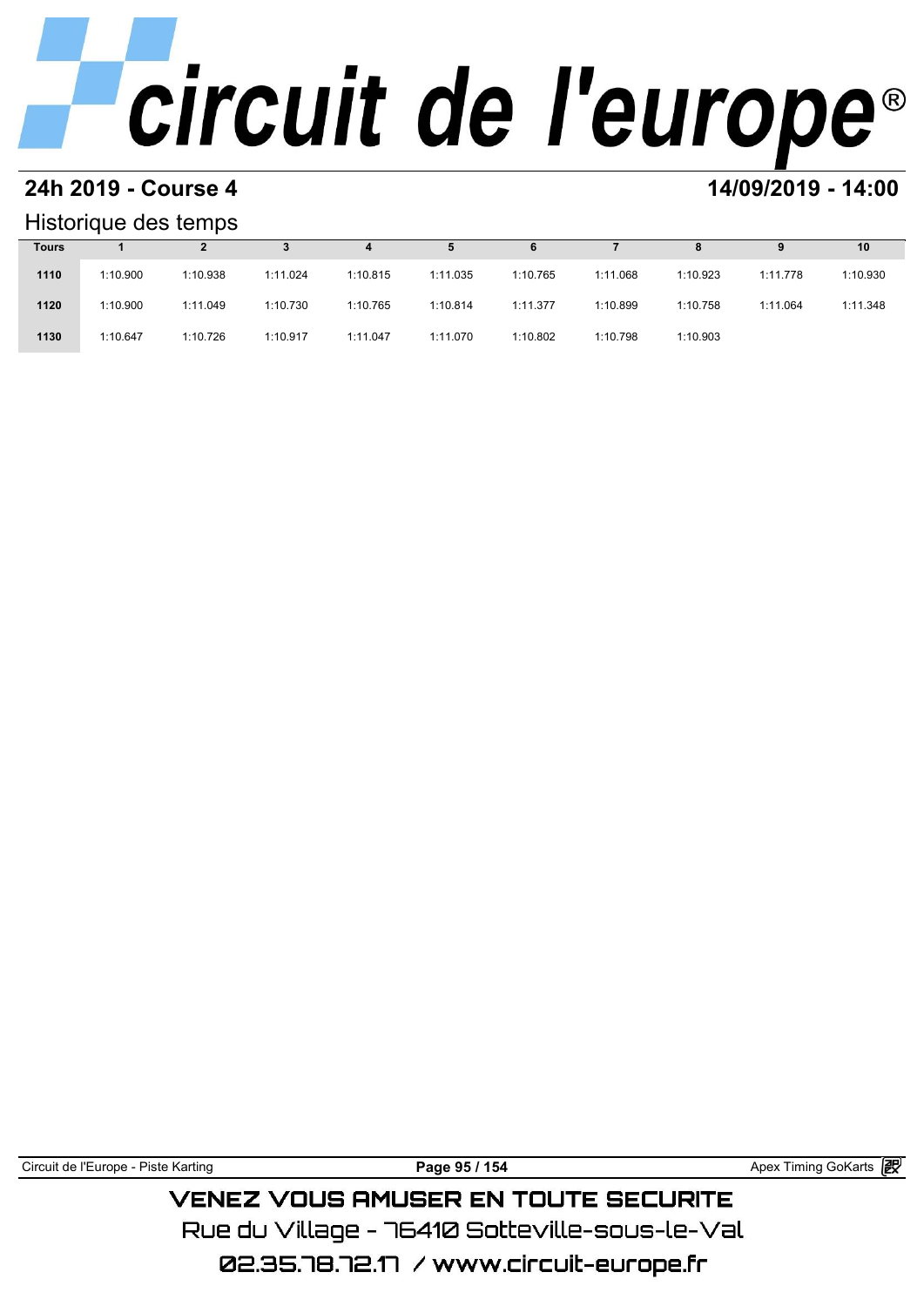## 24h 2019 - Course 4

## 14/09/2019 - 14:00

### Historique des temps

| Tours | 1 | 2 | 3 | 4 | 5 | 6 | 7 | 8 | 9 | 10 |
|---|---|---|---|---|---|---|---|---|---|---|
| 1110 | 1:10.900 | 1:10.938 | 1:11.024 | 1:10.815 | 1:11.035 | 1:10.765 | 1:11.068 | 1:10.923 | 1:11.778 | 1:10.930 |
| 1120 | 1:10.900 | 1:11.049 | 1:10.730 | 1:10.765 | 1:10.814 | 1:11.377 | 1:10.899 | 1:10.758 | 1:11.064 | 1:11.348 |
| 1130 | 1:10.647 | 1:10.726 | 1:10.917 | 1:11.047 | 1:11.070 | 1:10.802 | 1:10.798 | 1:10.903 | | |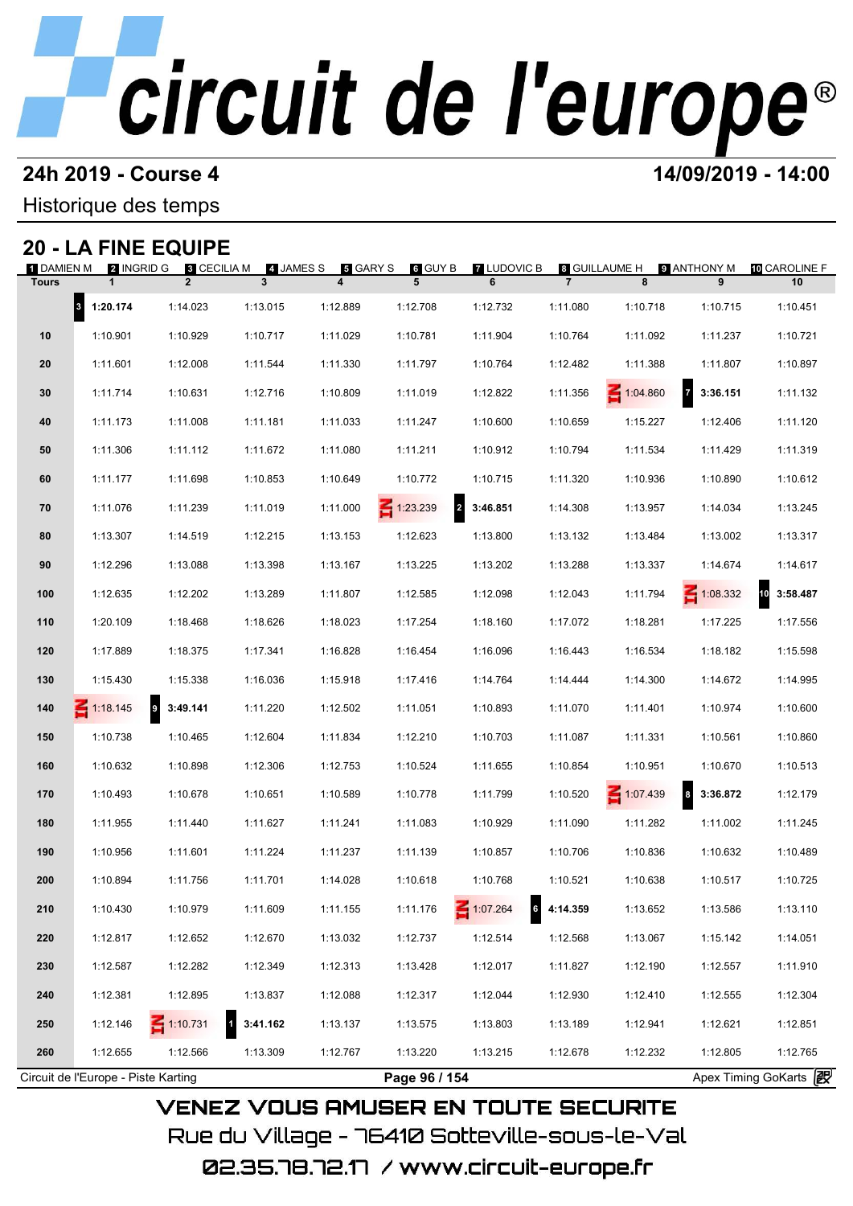# circuit de l'europe®

## 24h 2019 - Course 4

**14/09/2019 - 14:00**

Historique des temps

## 20 - LA FINE EQUIPE

1 DAMIEN M | 2 INGRID G | 3 CECILIA M | 4 JAMES S | 5 GARY S | 6 GUY B | 7 LUDOVIC B | 8 GUILLAUME H | 9 ANTHONY M | 10 CAROLINE F

| Tours | 1 | 2 | 3 | 4 | 5 | 6 | 7 | 8 | 9 | 10 |
|---|---|---|---|---|---|---|---|---|---|---|
| | 3 **1:20.174** | 1:14.023 | 1:13.015 | 1:12.889 | 1:12.708 | 1:12.732 | 1:11.080 | 1:10.718 | 1:10.715 | 1:10.451 |
| 10 | 1:10.901 | 1:10.929 | 1:10.717 | 1:11.029 | 1:10.781 | 1:11.904 | 1:10.764 | 1:11.092 | 1:11.237 | 1:10.721 |
| 20 | 1:11.601 | 1:12.008 | 1:11.544 | 1:11.330 | 1:11.797 | 1:10.764 | 1:12.482 | 1:11.388 | 1:11.807 | 1:10.897 |
| 30 | 1:11.714 | 1:10.631 | 1:12.716 | 1:10.809 | 1:11.019 | 1:12.822 | 1:11.356 | IN 1:04.860 | 7 **3:36.151** | 1:11.132 |
| 40 | 1:11.173 | 1:11.008 | 1:11.181 | 1:11.033 | 1:11.247 | 1:10.600 | 1:10.659 | 1:15.227 | 1:12.406 | 1:11.120 |
| 50 | 1:11.306 | 1:11.112 | 1:11.672 | 1:11.080 | 1:11.211 | 1:10.912 | 1:10.794 | 1:11.534 | 1:11.429 | 1:11.319 |
| 60 | 1:11.177 | 1:11.698 | 1:10.853 | 1:10.649 | 1:10.772 | 1:10.715 | 1:11.320 | 1:10.936 | 1:10.890 | 1:10.612 |
| 70 | 1:11.076 | 1:11.239 | 1:11.019 | 1:11.000 | IN 1:23.239 | 2 **3:46.851** | 1:14.308 | 1:13.957 | 1:14.034 | 1:13.245 |
| 80 | 1:13.307 | 1:14.519 | 1:12.215 | 1:13.153 | 1:12.623 | 1:13.800 | 1:13.132 | 1:13.484 | 1:13.002 | 1:13.317 |
| 90 | 1:12.296 | 1:13.088 | 1:13.398 | 1:13.167 | 1:13.225 | 1:13.202 | 1:13.288 | 1:13.337 | 1:14.674 | 1:14.617 |
| 100 | 1:12.635 | 1:12.202 | 1:13.289 | 1:11.807 | 1:12.585 | 1:12.098 | 1:12.043 | 1:11.794 | IN 1:08.332 | 10 **3:58.487** |
| 110 | 1:20.109 | 1:18.468 | 1:18.626 | 1:18.023 | 1:17.254 | 1:18.160 | 1:17.072 | 1:18.281 | 1:17.225 | 1:17.556 |
| 120 | 1:17.889 | 1:18.375 | 1:17.341 | 1:16.828 | 1:16.454 | 1:16.096 | 1:16.443 | 1:16.534 | 1:18.182 | 1:15.598 |
| 130 | 1:15.430 | 1:15.338 | 1:16.036 | 1:15.918 | 1:17.416 | 1:14.764 | 1:14.444 | 1:14.300 | 1:14.672 | 1:14.995 |
| 140 | IN 1:18.145 | 9 **3:49.141** | 1:11.220 | 1:12.502 | 1:11.051 | 1:10.893 | 1:11.070 | 1:11.401 | 1:10.974 | 1:10.600 |
| 150 | 1:10.738 | 1:10.465 | 1:12.604 | 1:11.834 | 1:12.210 | 1:10.703 | 1:11.087 | 1:11.331 | 1:10.561 | 1:10.860 |
| 160 | 1:10.632 | 1:10.898 | 1:12.306 | 1:12.753 | 1:10.524 | 1:11.655 | 1:10.854 | 1:10.951 | 1:10.670 | 1:10.513 |
| 170 | 1:10.493 | 1:10.678 | 1:10.651 | 1:10.589 | 1:10.778 | 1:11.799 | 1:10.520 | IN 1:07.439 | 8 **3:36.872** | 1:12.179 |
| 180 | 1:11.955 | 1:11.440 | 1:11.627 | 1:11.241 | 1:11.083 | 1:10.929 | 1:11.090 | 1:11.282 | 1:11.002 | 1:11.245 |
| 190 | 1:10.956 | 1:11.601 | 1:11.224 | 1:11.237 | 1:11.139 | 1:10.857 | 1:10.706 | 1:10.836 | 1:10.632 | 1:10.489 |
| 200 | 1:10.894 | 1:11.756 | 1:11.701 | 1:14.028 | 1:10.618 | 1:10.768 | 1:10.521 | 1:10.638 | 1:10.517 | 1:10.725 |
| 210 | 1:10.430 | 1:10.979 | 1:11.609 | 1:11.155 | 1:11.176 | IN 1:07.264 | 6 **4:14.359** | 1:13.652 | 1:13.586 | 1:13.110 |
| 220 | 1:12.817 | 1:12.652 | 1:12.670 | 1:13.032 | 1:12.737 | 1:12.514 | 1:12.568 | 1:13.067 | 1:15.142 | 1:14.051 |
| 230 | 1:12.587 | 1:12.282 | 1:12.349 | 1:12.313 | 1:13.428 | 1:12.017 | 1:11.827 | 1:12.190 | 1:12.557 | 1:11.910 |
| 240 | 1:12.381 | 1:12.895 | 1:13.837 | 1:12.088 | 1:12.317 | 1:12.044 | 1:12.930 | 1:12.410 | 1:12.555 | 1:12.304 |
| 250 | 1:12.146 | IN 1:10.731 | 1 **3:41.162** | 1:13.137 | 1:13.575 | 1:13.803 | 1:13.189 | 1:12.941 | 1:12.621 | 1:12.851 |
| 260 | 1:12.655 | 1:12.566 | 1:13.309 | 1:12.767 | 1:13.220 | 1:13.215 | 1:12.678 | 1:12.232 | 1:12.805 | 1:12.765 |

Circuit de l'Europe - Piste Karting | Apex Timing GoKarts

VENEZ VOUS AMUSER EN TOUTE SECURITE

Rue du Village - 76410 Sotteville-sous-le-Val

02.35.78.72.17 / www.circuit-europe.fr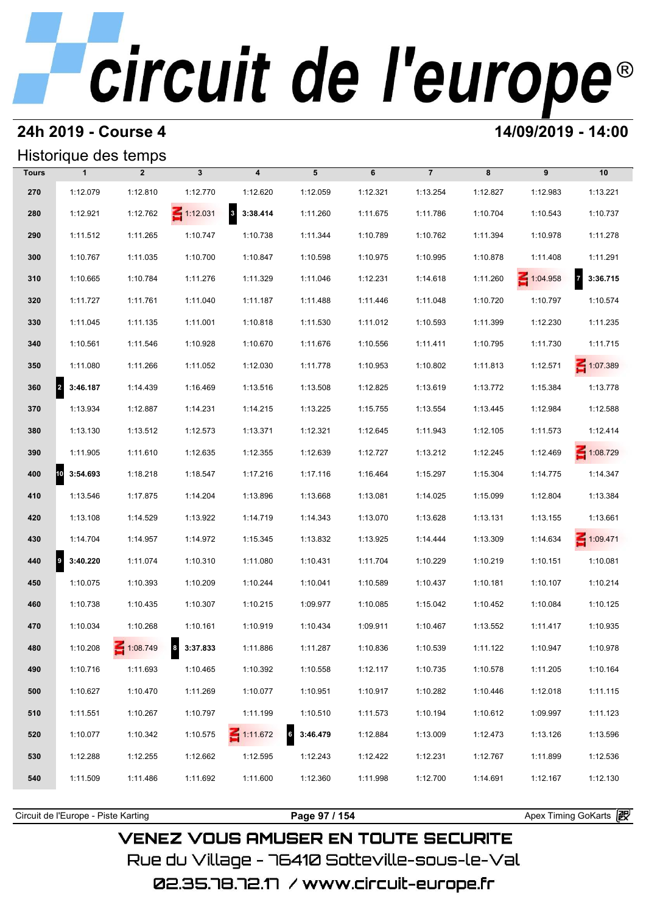# circuit de l'europe®

## 24h 2019 - Course 4

**14/09/2019 - 14:00**

### Historique des temps

| Tours | 1 | 2 | 3 | 4 | 5 | 6 | 7 | 8 | 9 | 10 |
|---|---|---|---|---|---|---|---|---|---|---|
| 270 | 1:12.079 | 1:12.810 | 1:12.770 | 1:12.620 | 1:12.059 | 1:12.321 | 1:13.254 | 1:12.827 | 1:12.983 | 1:13.221 |
| 280 | 1:12.921 | 1:12.762 | IN 1:12.031 | 3 **3:38.414** | 1:11.260 | 1:11.675 | 1:11.786 | 1:10.704 | 1:10.543 | 1:10.737 |
| 290 | 1:11.512 | 1:11.265 | 1:10.747 | 1:10.738 | 1:11.344 | 1:10.789 | 1:10.762 | 1:11.394 | 1:10.978 | 1:11.278 |
| 300 | 1:10.767 | 1:11.035 | 1:10.700 | 1:10.847 | 1:10.598 | 1:10.975 | 1:10.995 | 1:10.878 | 1:11.408 | 1:11.291 |
| 310 | 1:10.665 | 1:10.784 | 1:11.276 | 1:11.329 | 1:11.046 | 1:12.231 | 1:14.618 | 1:11.260 | IN 1:04.958 | 7 **3:36.715** |
| 320 | 1:11.727 | 1:11.761 | 1:11.040 | 1:11.187 | 1:11.488 | 1:11.446 | 1:11.048 | 1:10.720 | 1:10.797 | 1:10.574 |
| 330 | 1:11.045 | 1:11.135 | 1:11.001 | 1:10.818 | 1:11.530 | 1:11.012 | 1:10.593 | 1:11.399 | 1:12.230 | 1:11.235 |
| 340 | 1:10.561 | 1:11.546 | 1:10.928 | 1:10.670 | 1:11.676 | 1:10.556 | 1:11.411 | 1:10.795 | 1:11.730 | 1:11.715 |
| 350 | 1:11.080 | 1:11.266 | 1:11.052 | 1:12.030 | 1:11.778 | 1:10.953 | 1:10.802 | 1:11.813 | 1:12.571 | IN 1:07.389 |
| 360 | 2 **3:46.187** | 1:14.439 | 1:16.469 | 1:13.516 | 1:13.508 | 1:12.825 | 1:13.619 | 1:13.772 | 1:15.384 | 1:13.778 |
| 370 | 1:13.934 | 1:12.887 | 1:14.231 | 1:14.215 | 1:13.225 | 1:15.755 | 1:13.554 | 1:13.445 | 1:12.984 | 1:12.588 |
| 380 | 1:13.130 | 1:13.512 | 1:12.573 | 1:13.371 | 1:12.321 | 1:12.645 | 1:11.943 | 1:12.105 | 1:11.573 | 1:12.414 |
| 390 | 1:11.905 | 1:11.610 | 1:12.635 | 1:12.355 | 1:12.639 | 1:12.727 | 1:13.212 | 1:12.245 | 1:12.469 | IN 1:08.729 |
| 400 | 10 **3:54.693** | 1:18.218 | 1:18.547 | 1:17.216 | 1:17.116 | 1:16.464 | 1:15.297 | 1:15.304 | 1:14.775 | 1:14.347 |
| 410 | 1:13.546 | 1:17.875 | 1:14.204 | 1:13.896 | 1:13.668 | 1:13.081 | 1:14.025 | 1:15.099 | 1:12.804 | 1:13.384 |
| 420 | 1:13.108 | 1:14.529 | 1:13.922 | 1:14.719 | 1:14.343 | 1:13.070 | 1:13.628 | 1:13.131 | 1:13.155 | 1:13.661 |
| 430 | 1:14.704 | 1:14.957 | 1:14.972 | 1:15.345 | 1:13.832 | 1:13.925 | 1:14.444 | 1:13.309 | 1:14.634 | IN 1:09.471 |
| 440 | 9 **3:40.220** | 1:11.074 | 1:10.310 | 1:11.080 | 1:10.431 | 1:11.704 | 1:10.229 | 1:10.219 | 1:10.151 | 1:10.081 |
| 450 | 1:10.075 | 1:10.393 | 1:10.209 | 1:10.244 | 1:10.041 | 1:10.589 | 1:10.437 | 1:10.181 | 1:10.107 | 1:10.214 |
| 460 | 1:10.738 | 1:10.435 | 1:10.307 | 1:10.215 | 1:09.977 | 1:10.085 | 1:15.042 | 1:10.452 | 1:10.084 | 1:10.125 |
| 470 | 1:10.034 | 1:10.268 | 1:10.161 | 1:10.919 | 1:10.434 | 1:09.911 | 1:10.467 | 1:13.552 | 1:11.417 | 1:10.935 |
| 480 | 1:10.208 | IN 1:08.749 | 8 **3:37.833** | 1:11.886 | 1:11.287 | 1:10.836 | 1:10.539 | 1:11.122 | 1:10.947 | 1:10.978 |
| 490 | 1:10.716 | 1:11.693 | 1:10.465 | 1:10.392 | 1:10.558 | 1:12.117 | 1:10.735 | 1:10.578 | 1:11.205 | 1:10.164 |
| 500 | 1:10.627 | 1:10.470 | 1:11.269 | 1:10.077 | 1:10.951 | 1:10.917 | 1:10.282 | 1:10.446 | 1:12.018 | 1:11.115 |
| 510 | 1:11.551 | 1:10.267 | 1:10.797 | 1:11.199 | 1:10.510 | 1:11.573 | 1:10.194 | 1:10.612 | 1:09.997 | 1:11.123 |
| 520 | 1:10.077 | 1:10.342 | 1:10.575 | IN 1:11.672 | 6 **3:46.479** | 1:12.884 | 1:13.009 | 1:12.473 | 1:13.126 | 1:13.596 |
| 530 | 1:12.288 | 1:12.255 | 1:12.662 | 1:12.595 | 1:12.243 | 1:12.422 | 1:12.231 | 1:12.767 | 1:11.899 | 1:12.536 |
| 540 | 1:11.509 | 1:11.486 | 1:11.692 | 1:11.600 | 1:12.360 | 1:11.998 | 1:12.700 | 1:14.691 | 1:12.167 | 1:12.130 |

Circuit de l'Europe - Piste Karting | Apex Timing GoKarts

VENEZ VOUS AMUSER EN TOUTE SECURITE

Rue du Village - 76410 Sotteville-sous-le-Val

02.35.78.72.17 / www.circuit-europe.fr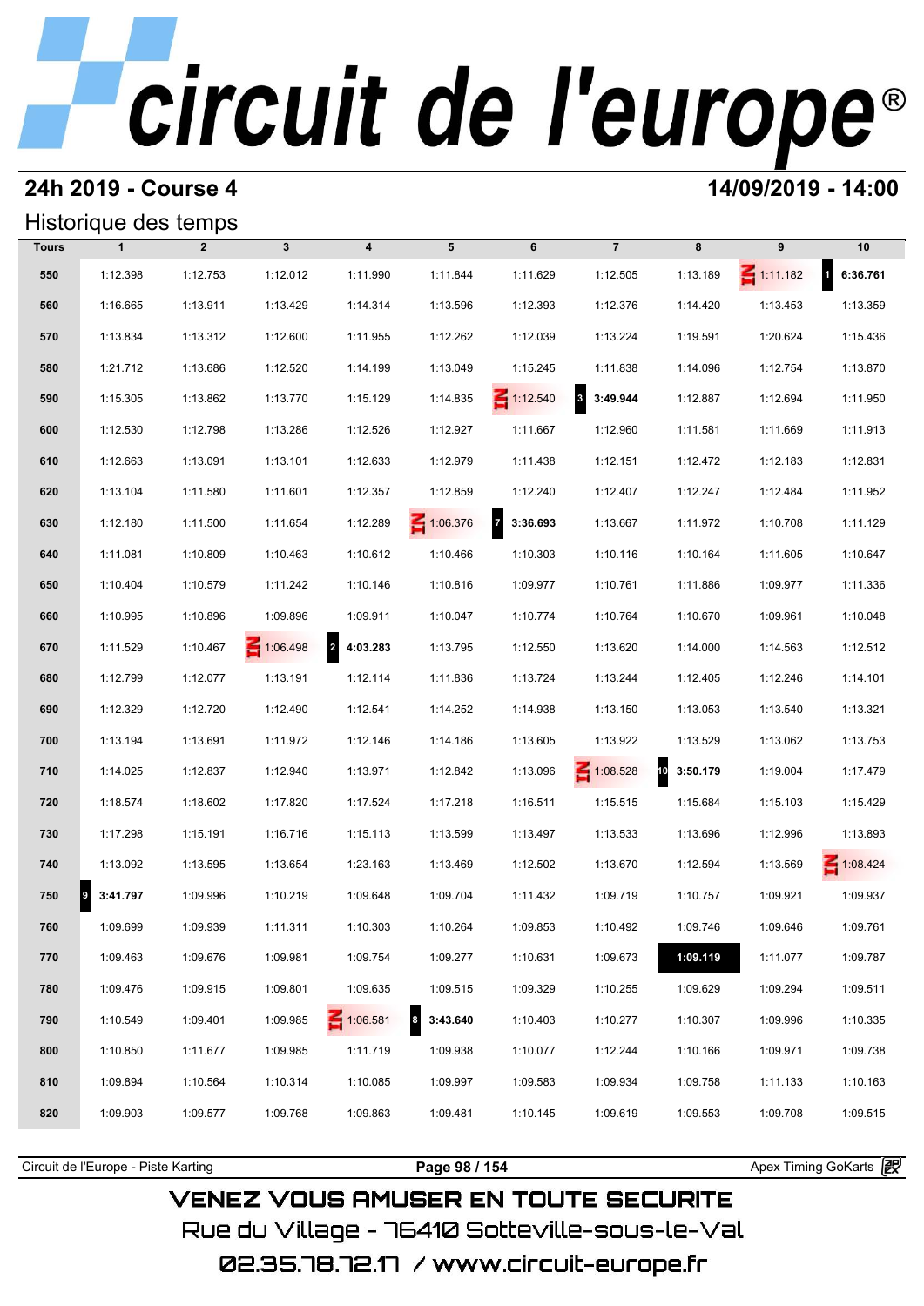# circuit de l'europe®

## 24h 2019 - Course 4

**14/09/2019 - 14:00**

### Historique des temps

| Tours | 1 | 2 | 3 | 4 | 5 | 6 | 7 | 8 | 9 | 10 |
|---|---|---|---|---|---|---|---|---|---|---|
| 550 | 1:12.398 | 1:12.753 | 1:12.012 | 1:11.990 | 1:11.844 | 1:11.629 | 1:12.505 | 1:13.189 | IN 1:11.182 | 1 **6:36.761** |
| 560 | 1:16.665 | 1:13.911 | 1:13.429 | 1:14.314 | 1:13.596 | 1:12.393 | 1:12.376 | 1:14.420 | 1:13.453 | 1:13.359 |
| 570 | 1:13.834 | 1:13.312 | 1:12.600 | 1:11.955 | 1:12.262 | 1:12.039 | 1:13.224 | 1:19.591 | 1:20.624 | 1:15.436 |
| 580 | 1:21.712 | 1:13.686 | 1:12.520 | 1:14.199 | 1:13.049 | 1:15.245 | 1:11.838 | 1:14.096 | 1:12.754 | 1:13.870 |
| 590 | 1:15.305 | 1:13.862 | 1:13.770 | 1:15.129 | 1:14.835 | IN 1:12.540 | 3 **3:49.944** | 1:12.887 | 1:12.694 | 1:11.950 |
| 600 | 1:12.530 | 1:12.798 | 1:13.286 | 1:12.526 | 1:12.927 | 1:11.667 | 1:12.960 | 1:11.581 | 1:11.669 | 1:11.913 |
| 610 | 1:12.663 | 1:13.091 | 1:13.101 | 1:12.633 | 1:12.979 | 1:11.438 | 1:12.151 | 1:12.472 | 1:12.183 | 1:12.831 |
| 620 | 1:13.104 | 1:11.580 | 1:11.601 | 1:12.357 | 1:12.859 | 1:12.240 | 1:12.407 | 1:12.247 | 1:12.484 | 1:11.952 |
| 630 | 1:12.180 | 1:11.500 | 1:11.654 | 1:12.289 | IN 1:06.376 | 7 **3:36.693** | 1:13.667 | 1:11.972 | 1:10.708 | 1:11.129 |
| 640 | 1:11.081 | 1:10.809 | 1:10.463 | 1:10.612 | 1:10.466 | 1:10.303 | 1:10.116 | 1:10.164 | 1:11.605 | 1:10.647 |
| 650 | 1:10.404 | 1:10.579 | 1:11.242 | 1:10.146 | 1:10.816 | 1:09.977 | 1:10.761 | 1:11.886 | 1:09.977 | 1:11.336 |
| 660 | 1:10.995 | 1:10.896 | 1:09.896 | 1:09.911 | 1:10.047 | 1:10.774 | 1:10.764 | 1:10.670 | 1:09.961 | 1:10.048 |
| 670 | 1:11.529 | 1:10.467 | IN 1:06.498 | 2 **4:03.283** | 1:13.795 | 1:12.550 | 1:13.620 | 1:14.000 | 1:14.563 | 1:12.512 |
| 680 | 1:12.799 | 1:12.077 | 1:13.191 | 1:12.114 | 1:11.836 | 1:13.724 | 1:13.244 | 1:12.405 | 1:12.246 | 1:14.101 |
| 690 | 1:12.329 | 1:12.720 | 1:12.490 | 1:12.541 | 1:14.252 | 1:14.938 | 1:13.150 | 1:13.053 | 1:13.540 | 1:13.321 |
| 700 | 1:13.194 | 1:13.691 | 1:11.972 | 1:12.146 | 1:14.186 | 1:13.605 | 1:13.922 | 1:13.529 | 1:13.062 | 1:13.753 |
| 710 | 1:14.025 | 1:12.837 | 1:12.940 | 1:13.971 | 1:12.842 | 1:13.096 | IN 1:08.528 | 10 **3:50.179** | 1:19.004 | 1:17.479 |
| 720 | 1:18.574 | 1:18.602 | 1:17.820 | 1:17.524 | 1:17.218 | 1:16.511 | 1:15.515 | 1:15.684 | 1:15.103 | 1:15.429 |
| 730 | 1:17.298 | 1:15.191 | 1:16.716 | 1:15.113 | 1:13.599 | 1:13.497 | 1:13.533 | 1:13.696 | 1:12.996 | 1:13.893 |
| 740 | 1:13.092 | 1:13.595 | 1:13.654 | 1:23.163 | 1:13.469 | 1:12.502 | 1:13.670 | 1:12.594 | 1:13.569 | IN 1:08.424 |
| 750 | 9 **3:41.797** | 1:09.996 | 1:10.219 | 1:09.648 | 1:09.704 | 1:11.432 | 1:09.719 | 1:10.757 | 1:09.921 | 1:09.937 |
| 760 | 1:09.699 | 1:09.939 | 1:11.311 | 1:10.303 | 1:10.264 | 1:09.853 | 1:10.492 | 1:09.746 | 1:09.646 | 1:09.761 |
| 770 | 1:09.463 | 1:09.676 | 1:09.981 | 1:09.754 | 1:09.277 | 1:10.631 | 1:09.673 | **1:09.119** | 1:11.077 | 1:09.787 |
| 780 | 1:09.476 | 1:09.915 | 1:09.801 | 1:09.635 | 1:09.515 | 1:09.329 | 1:10.255 | 1:09.629 | 1:09.294 | 1:09.511 |
| 790 | 1:10.549 | 1:09.401 | 1:09.985 | IN 1:06.581 | 8 **3:43.640** | 1:10.403 | 1:10.277 | 1:10.307 | 1:09.996 | 1:10.335 |
| 800 | 1:10.850 | 1:11.677 | 1:09.985 | 1:11.719 | 1:09.938 | 1:10.077 | 1:12.244 | 1:10.166 | 1:09.971 | 1:09.738 |
| 810 | 1:09.894 | 1:10.564 | 1:10.314 | 1:10.085 | 1:09.997 | 1:09.583 | 1:09.934 | 1:09.758 | 1:11.133 | 1:10.163 |
| 820 | 1:09.903 | 1:09.577 | 1:09.768 | 1:09.863 | 1:09.481 | 1:10.145 | 1:09.619 | 1:09.553 | 1:09.708 | 1:09.515 |

Circuit de l'Europe - Piste Karting | Apex Timing GoKarts

VENEZ VOUS AMUSER EN TOUTE SECURITE
Rue du Village - 76410 Sotteville-sous-le-Val
02.35.78.72.17 / www.circuit-europe.fr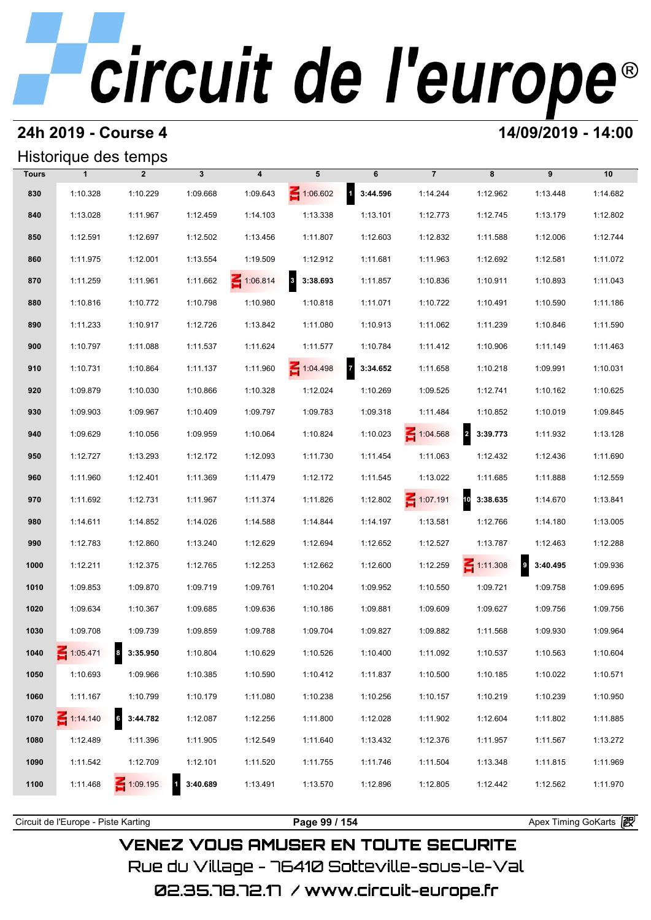# circuit de l'europe®

## 24h 2019 - Course 4

**14/09/2019 - 14:00**

### Historique des temps

| Tours | 1 | 2 | 3 | 4 | 5 | 6 | 7 | 8 | 9 | 10 |
|---|---|---|---|---|---|---|---|---|---|---|
| 830 | 1:10.328 | 1:10.229 | 1:09.668 | 1:09.643 | IN 1:06.602 | 1 **3:44.596** | 1:14.244 | 1:12.962 | 1:13.448 | 1:14.682 |
| 840 | 1:13.028 | 1:11.967 | 1:12.459 | 1:14.103 | 1:13.338 | 1:13.101 | 1:12.773 | 1:12.745 | 1:13.179 | 1:12.802 |
| 850 | 1:12.591 | 1:12.697 | 1:12.502 | 1:13.456 | 1:11.807 | 1:12.603 | 1:12.832 | 1:11.588 | 1:12.006 | 1:12.744 |
| 860 | 1:11.975 | 1:12.001 | 1:13.554 | 1:19.509 | 1:12.912 | 1:11.681 | 1:11.963 | 1:12.692 | 1:12.581 | 1:11.072 |
| 870 | 1:11.259 | 1:11.961 | 1:11.662 | IN 1:06.814 | 3 **3:38.693** | 1:11.857 | 1:10.836 | 1:10.911 | 1:10.893 | 1:11.043 |
| 880 | 1:10.816 | 1:10.772 | 1:10.798 | 1:10.980 | 1:10.818 | 1:11.071 | 1:10.722 | 1:10.491 | 1:10.590 | 1:11.186 |
| 890 | 1:11.233 | 1:10.917 | 1:12.726 | 1:13.842 | 1:11.080 | 1:10.913 | 1:11.062 | 1:11.239 | 1:10.846 | 1:11.590 |
| 900 | 1:10.797 | 1:11.088 | 1:11.537 | 1:11.624 | 1:11.577 | 1:10.784 | 1:11.412 | 1:10.906 | 1:11.149 | 1:11.463 |
| 910 | 1:10.731 | 1:10.864 | 1:11.137 | 1:11.960 | IN 1:04.498 | 7 **3:34.652** | 1:11.658 | 1:10.218 | 1:09.991 | 1:10.031 |
| 920 | 1:09.879 | 1:10.030 | 1:10.866 | 1:10.328 | 1:12.024 | 1:10.269 | 1:09.525 | 1:12.741 | 1:10.162 | 1:10.625 |
| 930 | 1:09.903 | 1:09.967 | 1:10.409 | 1:09.797 | 1:09.783 | 1:09.318 | 1:11.484 | 1:10.852 | 1:10.019 | 1:09.845 |
| 940 | 1:09.629 | 1:10.056 | 1:09.959 | 1:10.064 | 1:10.824 | 1:10.023 | IN 1:04.568 | 2 **3:39.773** | 1:11.932 | 1:13.128 |
| 950 | 1:12.727 | 1:13.293 | 1:12.172 | 1:12.093 | 1:11.730 | 1:11.454 | 1:11.063 | 1:12.432 | 1:12.436 | 1:11.690 |
| 960 | 1:11.960 | 1:12.401 | 1:11.369 | 1:11.479 | 1:12.172 | 1:11.545 | 1:13.022 | 1:11.685 | 1:11.888 | 1:12.559 |
| 970 | 1:11.692 | 1:12.731 | 1:11.967 | 1:11.374 | 1:11.826 | 1:12.802 | IN 1:07.191 | 10 **3:38.635** | 1:14.670 | 1:13.841 |
| 980 | 1:14.611 | 1:14.852 | 1:14.026 | 1:14.588 | 1:14.844 | 1:14.197 | 1:13.581 | 1:12.766 | 1:14.180 | 1:13.005 |
| 990 | 1:12.783 | 1:12.860 | 1:13.240 | 1:12.629 | 1:12.694 | 1:12.652 | 1:12.527 | 1:13.787 | 1:12.463 | 1:12.288 |
| 1000 | 1:12.211 | 1:12.375 | 1:12.765 | 1:12.253 | 1:12.662 | 1:12.600 | 1:12.259 | IN 1:11.308 | 9 **3:40.495** | 1:09.936 |
| 1010 | 1:09.853 | 1:09.870 | 1:09.719 | 1:09.761 | 1:10.204 | 1:09.952 | 1:10.550 | 1:09.721 | 1:09.758 | 1:09.695 |
| 1020 | 1:09.634 | 1:10.367 | 1:09.685 | 1:09.636 | 1:10.186 | 1:09.881 | 1:09.609 | 1:09.627 | 1:09.756 | 1:09.756 |
| 1030 | 1:09.708 | 1:09.739 | 1:09.859 | 1:09.788 | 1:09.704 | 1:09.827 | 1:09.882 | 1:11.568 | 1:09.930 | 1:09.964 |
| 1040 | IN 1:05.471 | 8 **3:35.950** | 1:10.804 | 1:10.629 | 1:10.526 | 1:10.400 | 1:11.092 | 1:10.537 | 1:10.563 | 1:10.604 |
| 1050 | 1:10.693 | 1:09.966 | 1:10.385 | 1:10.590 | 1:10.412 | 1:11.837 | 1:10.500 | 1:10.185 | 1:10.022 | 1:10.571 |
| 1060 | 1:11.167 | 1:10.799 | 1:10.179 | 1:11.080 | 1:10.238 | 1:10.256 | 1:10.157 | 1:10.219 | 1:10.239 | 1:10.950 |
| 1070 | IN 1:14.140 | 6 **3:44.782** | 1:12.087 | 1:12.256 | 1:11.800 | 1:12.028 | 1:11.902 | 1:12.604 | 1:11.802 | 1:11.885 |
| 1080 | 1:12.489 | 1:11.396 | 1:11.905 | 1:12.549 | 1:11.640 | 1:13.432 | 1:12.376 | 1:11.957 | 1:11.567 | 1:13.272 |
| 1090 | 1:11.542 | 1:12.709 | 1:12.101 | 1:11.520 | 1:11.755 | 1:11.746 | 1:11.504 | 1:13.348 | 1:11.815 | 1:11.969 |
| 1100 | 1:11.468 | IN 1:09.195 | 1 **3:40.689** | 1:13.491 | 1:13.570 | 1:12.896 | 1:12.805 | 1:12.442 | 1:12.562 | 1:11.970 |

Circuit de l'Europe - Piste Karting | Apex Timing GoKarts

VENEZ VOUS AMUSER EN TOUTE SECURITE
Rue du Village - 76410 Sotteville-sous-le-Val
02.35.78.72.17 / www.circuit-europe.fr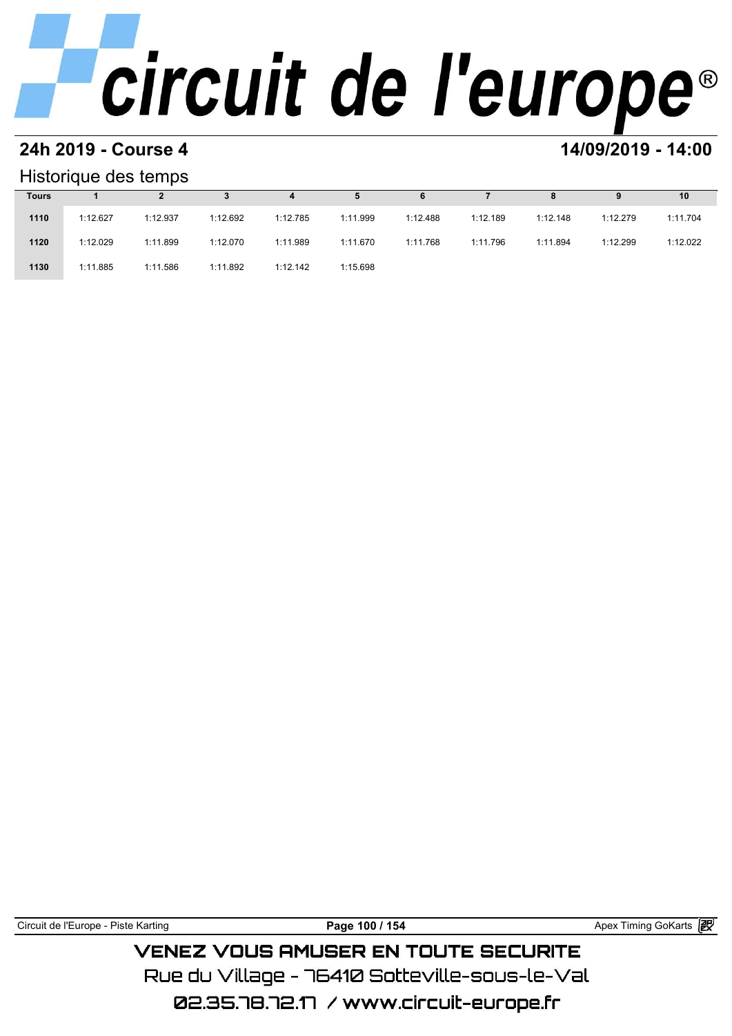## 24h 2019 - Course 4

## 14/09/2019 - 14:00

### Historique des temps

| Tours | 1 | 2 | 3 | 4 | 5 | 6 | 7 | 8 | 9 | 10 |
|---|---|---|---|---|---|---|---|---|---|---|
| 1110 | 1:12.627 | 1:12.937 | 1:12.692 | 1:12.785 | 1:11.999 | 1:12.488 | 1:12.189 | 1:12.148 | 1:12.279 | 1:11.704 |
| 1120 | 1:12.029 | 1:11.899 | 1:12.070 | 1:11.989 | 1:11.670 | 1:11.768 | 1:11.796 | 1:11.894 | 1:12.299 | 1:12.022 |
| 1130 | 1:11.885 | 1:11.586 | 1:11.892 | 1:12.142 | 1:15.698 | | | | | |

Circuit de l'Europe - Piste Karting

Apex Timing GoKarts

VENEZ VOUS AMUSER EN TOUTE SECURITE

Rue du Village - 76410 Sotteville-sous-le-Val

02.35.78.72.17 / www.circuit-europe.fr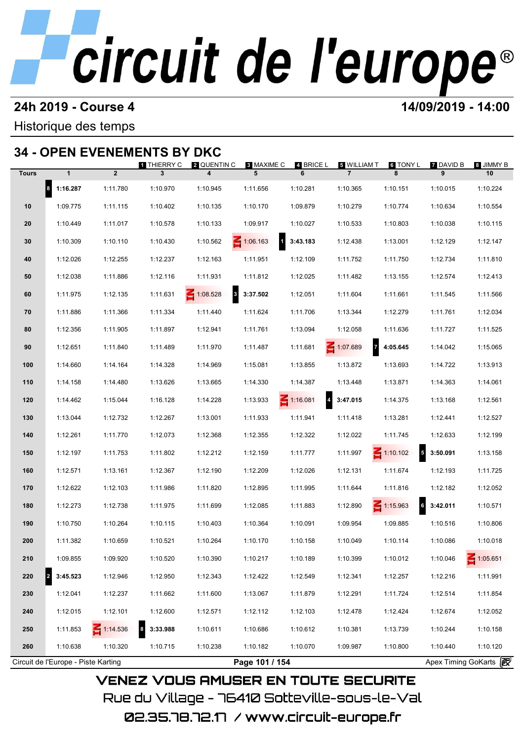# circuit de l'europe®

**24h 2019 - Course 4** **14/09/2019 - 14:00**

Historique des temps

## 34 - OPEN EVENEMENTS BY DKC

| Tours | 1 | 2 | 3 (1 THIERRY C) | 4 (2 QUENTIN C) | 5 (3 MAXIME C) | 6 (4 BRICE L) | 7 (5 WILLIAM T) | 8 (6 TONY L) | 9 (7 DAVID B) | 10 (8 JIMMY B) |
|---|---|---|---|---|---|---|---|---|---|---|
| | 8 **1:16.287** | 1:11.780 | 1:10.970 | 1:10.945 | 1:11.656 | 1:10.281 | 1:10.365 | 1:10.151 | 1:10.015 | 1:10.224 |
| 10 | 1:09.775 | 1:11.115 | 1:10.402 | 1:10.135 | 1:10.170 | 1:09.879 | 1:10.279 | 1:10.774 | 1:10.634 | 1:10.554 |
| 20 | 1:10.449 | 1:11.017 | 1:10.578 | 1:10.133 | 1:09.917 | 1:10.027 | 1:10.533 | 1:10.803 | 1:10.038 | 1:10.115 |
| 30 | 1:10.309 | 1:10.110 | 1:10.430 | 1:10.562 | IN 1:06.163 | 1 **3:43.183** | 1:12.438 | 1:13.001 | 1:12.129 | 1:12.147 |
| 40 | 1:12.026 | 1:12.255 | 1:12.237 | 1:12.163 | 1:11.951 | 1:12.109 | 1:11.752 | 1:11.750 | 1:12.734 | 1:11.810 |
| 50 | 1:12.038 | 1:11.886 | 1:12.116 | 1:11.931 | 1:11.812 | 1:12.025 | 1:11.482 | 1:13.155 | 1:12.574 | 1:12.413 |
| 60 | 1:11.975 | 1:12.135 | 1:11.631 | IN 1:08.528 | 3 **3:37.502** | 1:12.051 | 1:11.604 | 1:11.661 | 1:11.545 | 1:11.566 |
| 70 | 1:11.886 | 1:11.366 | 1:11.334 | 1:11.440 | 1:11.624 | 1:11.706 | 1:13.344 | 1:12.279 | 1:11.761 | 1:12.034 |
| 80 | 1:12.356 | 1:11.905 | 1:11.897 | 1:12.941 | 1:11.761 | 1:13.094 | 1:12.058 | 1:11.636 | 1:11.727 | 1:11.525 |
| 90 | 1:12.651 | 1:11.840 | 1:11.489 | 1:11.970 | 1:11.487 | 1:11.681 | IN 1:07.689 | 7 **4:05.645** | 1:14.042 | 1:15.065 |
| 100 | 1:14.660 | 1:14.164 | 1:14.328 | 1:14.969 | 1:15.081 | 1:13.855 | 1:13.872 | 1:13.693 | 1:14.722 | 1:13.913 |
| 110 | 1:14.158 | 1:14.480 | 1:13.626 | 1:13.665 | 1:14.330 | 1:14.387 | 1:13.448 | 1:13.871 | 1:14.363 | 1:14.061 |
| 120 | 1:14.462 | 1:15.044 | 1:16.128 | 1:14.228 | 1:13.933 | IN 1:16.081 | 4 **3:47.015** | 1:14.375 | 1:13.168 | 1:12.561 |
| 130 | 1:13.044 | 1:12.732 | 1:12.267 | 1:13.001 | 1:11.933 | 1:11.941 | 1:11.418 | 1:13.281 | 1:12.441 | 1:12.527 |
| 140 | 1:12.261 | 1:11.770 | 1:12.073 | 1:12.368 | 1:12.355 | 1:12.322 | 1:12.022 | 1:11.745 | 1:12.633 | 1:12.199 |
| 150 | 1:12.197 | 1:11.753 | 1:11.802 | 1:12.212 | 1:12.159 | 1:11.777 | 1:11.997 | IN 1:10.102 | 5 **3:50.091** | 1:13.158 |
| 160 | 1:12.571 | 1:13.161 | 1:12.367 | 1:12.190 | 1:12.209 | 1:12.026 | 1:12.131 | 1:11.674 | 1:12.193 | 1:11.725 |
| 170 | 1:12.622 | 1:12.103 | 1:11.986 | 1:11.820 | 1:12.895 | 1:11.995 | 1:11.644 | 1:11.816 | 1:12.182 | 1:12.052 |
| 180 | 1:12.273 | 1:12.738 | 1:11.975 | 1:11.699 | 1:12.085 | 1:11.883 | 1:12.890 | IN 1:15.963 | 6 **3:42.011** | 1:10.571 |
| 190 | 1:10.750 | 1:10.264 | 1:10.115 | 1:10.403 | 1:10.364 | 1:10.091 | 1:09.954 | 1:09.885 | 1:10.516 | 1:10.806 |
| 200 | 1:11.382 | 1:10.659 | 1:10.521 | 1:10.264 | 1:10.170 | 1:10.158 | 1:10.049 | 1:10.114 | 1:10.086 | 1:10.018 |
| 210 | 1:09.855 | 1:09.920 | 1:10.520 | 1:10.390 | 1:10.217 | 1:10.189 | 1:10.399 | 1:10.012 | 1:10.046 | IN 1:05.651 |
| 220 | 2 **3:45.523** | 1:12.946 | 1:12.950 | 1:12.343 | 1:12.422 | 1:12.549 | 1:12.341 | 1:12.257 | 1:12.216 | 1:11.991 |
| 230 | 1:12.041 | 1:12.237 | 1:11.662 | 1:11.600 | 1:13.067 | 1:11.879 | 1:12.291 | 1:11.724 | 1:12.514 | 1:11.854 |
| 240 | 1:12.015 | 1:12.101 | 1:12.600 | 1:12.571 | 1:12.112 | 1:12.103 | 1:12.478 | 1:12.424 | 1:12.674 | 1:12.052 |
| 250 | 1:11.853 | IN 1:14.536 | 8 **3:33.988** | 1:10.611 | 1:10.686 | 1:10.612 | 1:10.381 | 1:13.739 | 1:10.244 | 1:10.158 |
| 260 | 1:10.638 | 1:10.320 | 1:10.715 | 1:10.238 | 1:10.182 | 1:10.070 | 1:09.987 | 1:10.800 | 1:10.440 | 1:10.120 |

Circuit de l'Europe - Piste Karting | Apex Timing GoKarts

VENEZ VOUS AMUSER EN TOUTE SECURITE

Rue du Village - 76410 Sotteville-sous-le-Val

02.35.78.72.17 / www.circuit-europe.fr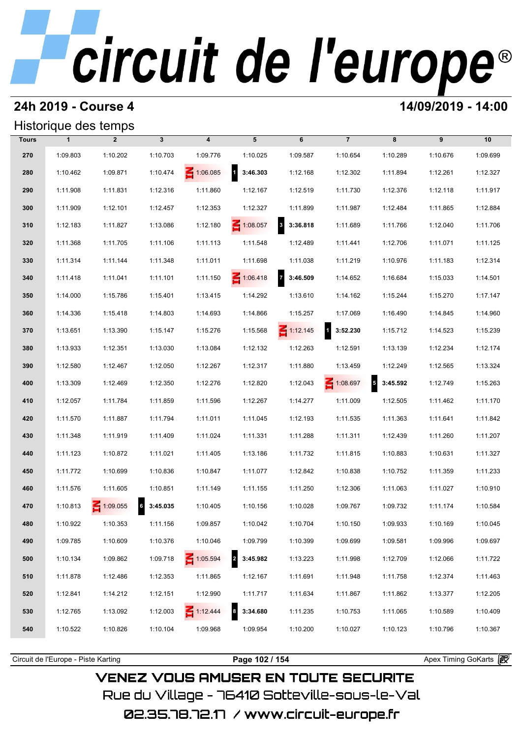# circuit de l'europe®

## 24h 2019 - Course 4

**14/09/2019 - 14:00**

### Historique des temps

| Tours | 1 | 2 | 3 | 4 | 5 | 6 | 7 | 8 | 9 | 10 |
|---|---|---|---|---|---|---|---|---|---|---|
| 270 | 1:09.803 | 1:10.202 | 1:10.703 | 1:09.776 | 1:10.025 | 1:09.587 | 1:10.654 | 1:10.289 | 1:10.676 | 1:09.699 |
| 280 | 1:10.462 | 1:09.871 | 1:10.474 | IN 1:06.085 | 1 **3:46.303** | 1:12.168 | 1:12.302 | 1:11.894 | 1:12.261 | 1:12.327 |
| 290 | 1:11.908 | 1:11.831 | 1:12.316 | 1:11.860 | 1:12.167 | 1:12.519 | 1:11.730 | 1:12.376 | 1:12.118 | 1:11.917 |
| 300 | 1:11.909 | 1:12.101 | 1:12.457 | 1:12.353 | 1:12.327 | 1:11.899 | 1:11.987 | 1:12.484 | 1:11.865 | 1:12.884 |
| 310 | 1:12.183 | 1:11.827 | 1:13.086 | 1:12.180 | IN 1:08.057 | 3 **3:36.818** | 1:11.689 | 1:11.766 | 1:12.040 | 1:11.706 |
| 320 | 1:11.368 | 1:11.705 | 1:11.106 | 1:11.113 | 1:11.548 | 1:12.489 | 1:11.441 | 1:12.706 | 1:11.071 | 1:11.125 |
| 330 | 1:11.314 | 1:11.144 | 1:11.348 | 1:11.011 | 1:11.698 | 1:11.038 | 1:11.219 | 1:10.976 | 1:11.183 | 1:12.314 |
| 340 | 1:11.418 | 1:11.041 | 1:11.101 | 1:11.150 | IN 1:06.418 | 7 **3:46.509** | 1:14.652 | 1:16.684 | 1:15.033 | 1:14.501 |
| 350 | 1:14.000 | 1:15.786 | 1:15.401 | 1:13.415 | 1:14.292 | 1:13.610 | 1:14.162 | 1:15.244 | 1:15.270 | 1:17.147 |
| 360 | 1:14.336 | 1:15.418 | 1:14.803 | 1:14.693 | 1:14.866 | 1:15.257 | 1:17.069 | 1:16.490 | 1:14.845 | 1:14.960 |
| 370 | 1:13.651 | 1:13.390 | 1:15.147 | 1:15.276 | 1:15.568 | IN 1:12.145 | 1 **3:52.230** | 1:15.712 | 1:14.523 | 1:15.239 |
| 380 | 1:13.933 | 1:12.351 | 1:13.030 | 1:13.084 | 1:12.132 | 1:12.263 | 1:12.591 | 1:13.139 | 1:12.234 | 1:12.174 |
| 390 | 1:12.580 | 1:12.467 | 1:12.050 | 1:12.267 | 1:12.317 | 1:11.880 | 1:13.459 | 1:12.249 | 1:12.565 | 1:13.324 |
| 400 | 1:13.309 | 1:12.469 | 1:12.350 | 1:12.276 | 1:12.820 | 1:12.043 | IN 1:08.697 | 5 **3:45.592** | 1:12.749 | 1:15.263 |
| 410 | 1:12.057 | 1:11.784 | 1:11.859 | 1:11.596 | 1:12.267 | 1:14.277 | 1:11.009 | 1:12.505 | 1:11.462 | 1:11.170 |
| 420 | 1:11.570 | 1:11.887 | 1:11.794 | 1:11.011 | 1:11.045 | 1:12.193 | 1:11.535 | 1:11.363 | 1:11.641 | 1:11.842 |
| 430 | 1:11.348 | 1:11.919 | 1:11.409 | 1:11.024 | 1:11.331 | 1:11.288 | 1:11.311 | 1:12.439 | 1:11.260 | 1:11.207 |
| 440 | 1:11.123 | 1:10.872 | 1:11.021 | 1:11.405 | 1:13.186 | 1:11.732 | 1:11.815 | 1:10.883 | 1:10.631 | 1:11.327 |
| 450 | 1:11.772 | 1:10.699 | 1:10.836 | 1:10.847 | 1:11.077 | 1:12.842 | 1:10.838 | 1:10.752 | 1:11.359 | 1:11.233 |
| 460 | 1:11.576 | 1:11.605 | 1:10.851 | 1:11.149 | 1:11.155 | 1:11.250 | 1:12.306 | 1:11.063 | 1:11.027 | 1:10.910 |
| 470 | 1:10.813 | IN 1:09.055 | 6 **3:45.035** | 1:10.405 | 1:10.156 | 1:10.028 | 1:09.767 | 1:09.732 | 1:11.174 | 1:10.584 |
| 480 | 1:10.922 | 1:10.353 | 1:11.156 | 1:09.857 | 1:10.042 | 1:10.704 | 1:10.150 | 1:09.933 | 1:10.169 | 1:10.045 |
| 490 | 1:09.785 | 1:10.609 | 1:10.376 | 1:10.046 | 1:09.799 | 1:10.399 | 1:09.699 | 1:09.581 | 1:09.996 | 1:09.697 |
| 500 | 1:10.134 | 1:09.862 | 1:09.718 | IN 1:05.594 | 2 **3:45.982** | 1:13.223 | 1:11.998 | 1:12.709 | 1:12.066 | 1:11.722 |
| 510 | 1:11.878 | 1:12.486 | 1:12.353 | 1:11.865 | 1:12.167 | 1:11.691 | 1:11.948 | 1:11.758 | 1:12.374 | 1:11.463 |
| 520 | 1:12.841 | 1:14.212 | 1:12.151 | 1:12.990 | 1:11.717 | 1:11.634 | 1:11.867 | 1:11.862 | 1:13.377 | 1:12.205 |
| 530 | 1:12.765 | 1:13.092 | 1:12.003 | IN 1:12.444 | 8 **3:34.680** | 1:11.235 | 1:10.753 | 1:11.065 | 1:10.589 | 1:10.409 |
| 540 | 1:10.522 | 1:10.826 | 1:10.104 | 1:09.968 | 1:09.954 | 1:10.200 | 1:10.027 | 1:10.123 | 1:10.796 | 1:10.367 |

Circuit de l'Europe - Piste Karting | Apex Timing GoKarts

VENEZ VOUS AMUSER EN TOUTE SECURITE
Rue du Village - 76410 Sotteville-sous-le-Val
02.35.78.72.17 / www.circuit-europe.fr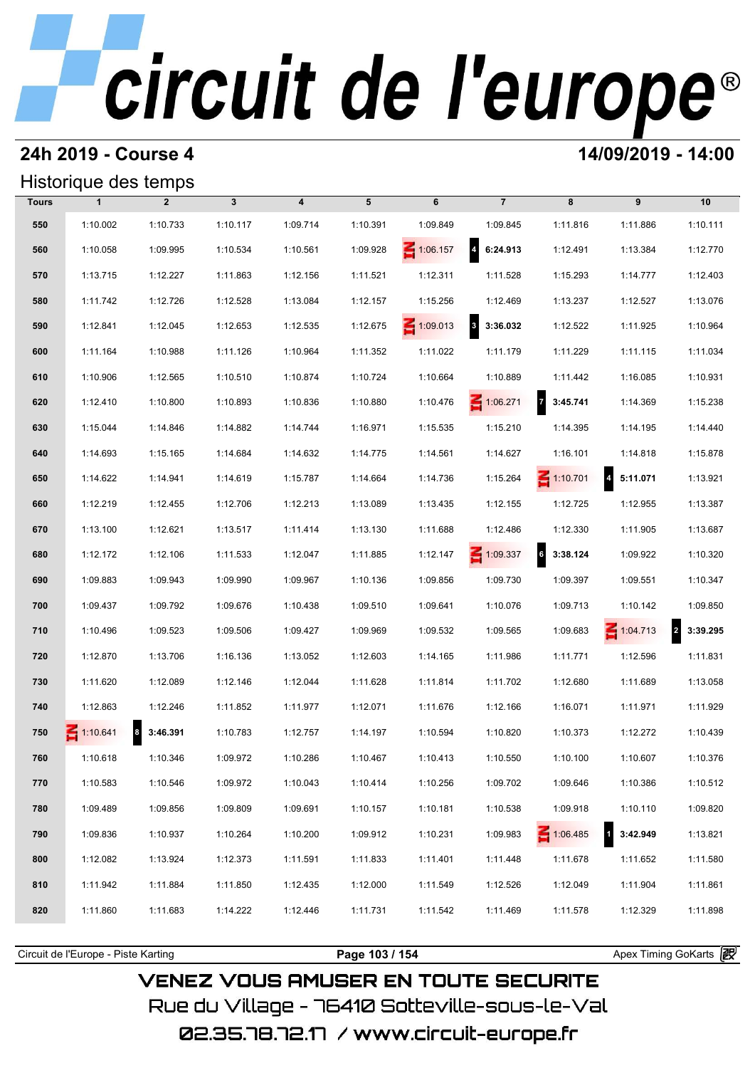# circuit de l'europe®

## 24h 2019 - Course 4

**14/09/2019 - 14:00**

### Historique des temps

| Tours | 1 | 2 | 3 | 4 | 5 | 6 | 7 | 8 | 9 | 10 |
|---|---|---|---|---|---|---|---|---|---|---|
| 550 | 1:10.002 | 1:10.733 | 1:10.117 | 1:09.714 | 1:10.391 | 1:09.849 | 1:09.845 | 1:11.816 | 1:11.886 | 1:10.111 |
| 560 | 1:10.058 | 1:09.995 | 1:10.534 | 1:10.561 | 1:09.928 | IN 1:06.157 | 4 6:24.913 | 1:12.491 | 1:13.384 | 1:12.770 |
| 570 | 1:13.715 | 1:12.227 | 1:11.863 | 1:12.156 | 1:11.521 | 1:12.311 | 1:11.528 | 1:15.293 | 1:14.777 | 1:12.403 |
| 580 | 1:11.742 | 1:12.726 | 1:12.528 | 1:13.084 | 1:12.157 | 1:15.256 | 1:12.469 | 1:13.237 | 1:12.527 | 1:13.076 |
| 590 | 1:12.841 | 1:12.045 | 1:12.653 | 1:12.535 | 1:12.675 | IN 1:09.013 | 3 3:36.032 | 1:12.522 | 1:11.925 | 1:10.964 |
| 600 | 1:11.164 | 1:10.988 | 1:11.126 | 1:10.964 | 1:11.352 | 1:11.022 | 1:11.179 | 1:11.229 | 1:11.115 | 1:11.034 |
| 610 | 1:10.906 | 1:12.565 | 1:10.510 | 1:10.874 | 1:10.724 | 1:10.664 | 1:10.889 | 1:11.442 | 1:16.085 | 1:10.931 |
| 620 | 1:12.410 | 1:10.800 | 1:10.893 | 1:10.836 | 1:10.880 | 1:10.476 | IN 1:06.271 | 7 3:45.741 | 1:14.369 | 1:15.238 |
| 630 | 1:15.044 | 1:14.846 | 1:14.882 | 1:14.744 | 1:16.971 | 1:15.535 | 1:15.210 | 1:14.395 | 1:14.195 | 1:14.440 |
| 640 | 1:14.693 | 1:15.165 | 1:14.684 | 1:14.632 | 1:14.775 | 1:14.561 | 1:14.627 | 1:16.101 | 1:14.818 | 1:15.878 |
| 650 | 1:14.622 | 1:14.941 | 1:14.619 | 1:15.787 | 1:14.664 | 1:14.736 | 1:15.264 | IN 1:10.701 | 4 5:11.071 | 1:13.921 |
| 660 | 1:12.219 | 1:12.455 | 1:12.706 | 1:12.213 | 1:13.089 | 1:13.435 | 1:12.155 | 1:12.725 | 1:12.955 | 1:13.387 |
| 670 | 1:13.100 | 1:12.621 | 1:13.517 | 1:11.414 | 1:13.130 | 1:11.688 | 1:12.486 | 1:12.330 | 1:11.905 | 1:13.687 |
| 680 | 1:12.172 | 1:12.106 | 1:11.533 | 1:12.047 | 1:11.885 | 1:12.147 | IN 1:09.337 | 6 3:38.124 | 1:09.922 | 1:10.320 |
| 690 | 1:09.883 | 1:09.943 | 1:09.990 | 1:09.967 | 1:10.136 | 1:09.856 | 1:09.730 | 1:09.397 | 1:09.551 | 1:10.347 |
| 700 | 1:09.437 | 1:09.792 | 1:09.676 | 1:10.438 | 1:09.510 | 1:09.641 | 1:10.076 | 1:09.713 | 1:10.142 | 1:09.850 |
| 710 | 1:10.496 | 1:09.523 | 1:09.506 | 1:09.427 | 1:09.969 | 1:09.532 | 1:09.565 | 1:09.683 | IN 1:04.713 | 2 3:39.295 |
| 720 | 1:12.870 | 1:13.706 | 1:16.136 | 1:13.052 | 1:12.603 | 1:14.165 | 1:11.986 | 1:11.771 | 1:12.596 | 1:11.831 |
| 730 | 1:11.620 | 1:12.089 | 1:12.146 | 1:12.044 | 1:11.628 | 1:11.814 | 1:11.702 | 1:12.680 | 1:11.689 | 1:13.058 |
| 740 | 1:12.863 | 1:12.246 | 1:11.852 | 1:11.977 | 1:12.071 | 1:11.676 | 1:12.166 | 1:16.071 | 1:11.971 | 1:11.929 |
| 750 | IN 1:10.641 | 8 3:46.391 | 1:10.783 | 1:12.757 | 1:14.197 | 1:10.594 | 1:10.820 | 1:10.373 | 1:12.272 | 1:10.439 |
| 760 | 1:10.618 | 1:10.346 | 1:09.972 | 1:10.286 | 1:10.467 | 1:10.413 | 1:10.550 | 1:10.100 | 1:10.607 | 1:10.376 |
| 770 | 1:10.583 | 1:10.546 | 1:09.972 | 1:10.043 | 1:10.414 | 1:10.256 | 1:09.702 | 1:09.646 | 1:10.386 | 1:10.512 |
| 780 | 1:09.489 | 1:09.856 | 1:09.809 | 1:09.691 | 1:10.157 | 1:10.181 | 1:10.538 | 1:09.918 | 1:10.110 | 1:09.820 |
| 790 | 1:09.836 | 1:10.937 | 1:10.264 | 1:10.200 | 1:09.912 | 1:10.231 | 1:09.983 | IN 1:06.485 | 1 3:42.949 | 1:13.821 |
| 800 | 1:12.082 | 1:13.924 | 1:12.373 | 1:11.591 | 1:11.833 | 1:11.401 | 1:11.448 | 1:11.678 | 1:11.652 | 1:11.580 |
| 810 | 1:11.942 | 1:11.884 | 1:11.850 | 1:12.435 | 1:12.000 | 1:11.549 | 1:12.526 | 1:12.049 | 1:11.904 | 1:11.861 |
| 820 | 1:11.860 | 1:11.683 | 1:14.222 | 1:12.446 | 1:11.731 | 1:11.542 | 1:11.469 | 1:11.578 | 1:12.329 | 1:11.898 |

Circuit de l'Europe - Piste Karting — Apex Timing GoKarts

VENEZ VOUS AMUSER EN TOUTE SECURITE
Rue du Village - 76410 Sotteville-sous-le-Val
02.35.78.72.17 / www.circuit-europe.fr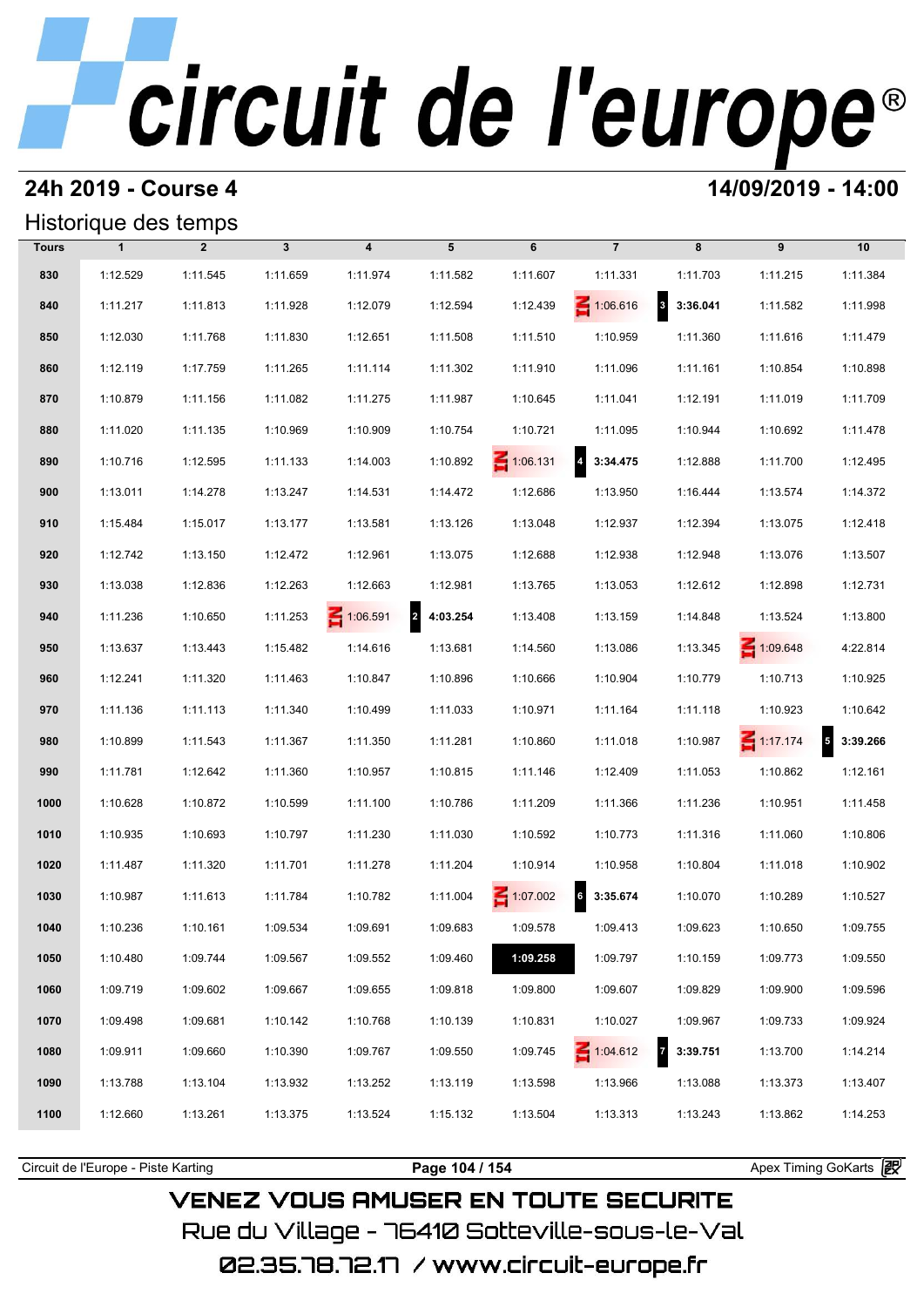# circuit de l'europe®

## 24h 2019 - Course 4

**14/09/2019 - 14:00**

### Historique des temps

| Tours | 1 | 2 | 3 | 4 | 5 | 6 | 7 | 8 | 9 | 10 |
|---|---|---|---|---|---|---|---|---|---|---|
| 830 | 1:12.529 | 1:11.545 | 1:11.659 | 1:11.974 | 1:11.582 | 1:11.607 | 1:11.331 | 1:11.703 | 1:11.215 | 1:11.384 |
| 840 | 1:11.217 | 1:11.813 | 1:11.928 | 1:12.079 | 1:12.594 | 1:12.439 | IN 1:06.616 | 3 **3:36.041** | 1:11.582 | 1:11.998 |
| 850 | 1:12.030 | 1:11.768 | 1:11.830 | 1:12.651 | 1:11.508 | 1:11.510 | 1:10.959 | 1:11.360 | 1:11.616 | 1:11.479 |
| 860 | 1:12.119 | 1:17.759 | 1:11.265 | 1:11.114 | 1:11.302 | 1:11.910 | 1:11.096 | 1:11.161 | 1:10.854 | 1:10.898 |
| 870 | 1:10.879 | 1:11.156 | 1:11.082 | 1:11.275 | 1:11.987 | 1:10.645 | 1:11.041 | 1:12.191 | 1:11.019 | 1:11.709 |
| 880 | 1:11.020 | 1:11.135 | 1:10.969 | 1:10.909 | 1:10.754 | 1:10.721 | 1:11.095 | 1:10.944 | 1:10.692 | 1:11.478 |
| 890 | 1:10.716 | 1:12.595 | 1:11.133 | 1:14.003 | 1:10.892 | IN 1:06.131 | 4 **3:34.475** | 1:12.888 | 1:11.700 | 1:12.495 |
| 900 | 1:13.011 | 1:14.278 | 1:13.247 | 1:14.531 | 1:14.472 | 1:12.686 | 1:13.950 | 1:16.444 | 1:13.574 | 1:14.372 |
| 910 | 1:15.484 | 1:15.017 | 1:13.177 | 1:13.581 | 1:13.126 | 1:13.048 | 1:12.937 | 1:12.394 | 1:13.075 | 1:12.418 |
| 920 | 1:12.742 | 1:13.150 | 1:12.472 | 1:12.961 | 1:13.075 | 1:12.688 | 1:12.938 | 1:12.948 | 1:13.076 | 1:13.507 |
| 930 | 1:13.038 | 1:12.836 | 1:12.263 | 1:12.663 | 1:12.981 | 1:13.765 | 1:13.053 | 1:12.612 | 1:12.898 | 1:12.731 |
| 940 | 1:11.236 | 1:10.650 | 1:11.253 | IN 1:06.591 | 2 **4:03.254** | 1:13.408 | 1:13.159 | 1:14.848 | 1:13.524 | 1:13.800 |
| 950 | 1:13.637 | 1:13.443 | 1:15.482 | 1:14.616 | 1:13.681 | 1:14.560 | 1:13.086 | 1:13.345 | IN 1:09.648 | 4:22.814 |
| 960 | 1:12.241 | 1:11.320 | 1:11.463 | 1:10.847 | 1:10.896 | 1:10.666 | 1:10.904 | 1:10.779 | 1:10.713 | 1:10.925 |
| 970 | 1:11.136 | 1:11.113 | 1:11.340 | 1:10.499 | 1:11.033 | 1:10.971 | 1:11.164 | 1:11.118 | 1:10.923 | 1:10.642 |
| 980 | 1:10.899 | 1:11.543 | 1:11.367 | 1:11.350 | 1:11.281 | 1:10.860 | 1:11.018 | 1:10.987 | IN 1:17.174 | 5 **3:39.266** |
| 990 | 1:11.781 | 1:12.642 | 1:11.360 | 1:10.957 | 1:10.815 | 1:11.146 | 1:12.409 | 1:11.053 | 1:10.862 | 1:12.161 |
| 1000 | 1:10.628 | 1:10.872 | 1:10.599 | 1:11.100 | 1:10.786 | 1:11.209 | 1:11.366 | 1:11.236 | 1:10.951 | 1:11.458 |
| 1010 | 1:10.935 | 1:10.693 | 1:10.797 | 1:11.230 | 1:11.030 | 1:10.592 | 1:10.773 | 1:11.316 | 1:11.060 | 1:10.806 |
| 1020 | 1:11.487 | 1:11.320 | 1:11.701 | 1:11.278 | 1:11.204 | 1:10.914 | 1:10.958 | 1:10.804 | 1:11.018 | 1:10.902 |
| 1030 | 1:10.987 | 1:11.613 | 1:11.784 | 1:10.782 | 1:11.004 | IN 1:07.002 | 6 **3:35.674** | 1:10.070 | 1:10.289 | 1:10.527 |
| 1040 | 1:10.236 | 1:10.161 | 1:09.534 | 1:09.691 | 1:09.683 | 1:09.578 | 1:09.413 | 1:09.623 | 1:10.650 | 1:09.755 |
| 1050 | 1:10.480 | 1:09.744 | 1:09.567 | 1:09.552 | 1:09.460 | **1:09.258** | 1:09.797 | 1:10.159 | 1:09.773 | 1:09.550 |
| 1060 | 1:09.719 | 1:09.602 | 1:09.667 | 1:09.655 | 1:09.818 | 1:09.800 | 1:09.607 | 1:09.829 | 1:09.900 | 1:09.596 |
| 1070 | 1:09.498 | 1:09.681 | 1:10.142 | 1:10.768 | 1:10.139 | 1:10.831 | 1:10.027 | 1:09.967 | 1:09.733 | 1:09.924 |
| 1080 | 1:09.911 | 1:09.660 | 1:10.390 | 1:09.767 | 1:09.550 | 1:09.745 | IN 1:04.612 | 7 **3:39.751** | 1:13.700 | 1:14.214 |
| 1090 | 1:13.788 | 1:13.104 | 1:13.932 | 1:13.252 | 1:13.119 | 1:13.598 | 1:13.966 | 1:13.088 | 1:13.373 | 1:13.407 |
| 1100 | 1:12.660 | 1:13.261 | 1:13.375 | 1:13.524 | 1:15.132 | 1:13.504 | 1:13.313 | 1:13.243 | 1:13.862 | 1:14.253 |

Circuit de l'Europe - Piste Karting — Apex Timing GoKarts

VENEZ VOUS AMUSER EN TOUTE SECURITE
Rue du Village - 76410 Sotteville-sous-le-Val
02.35.78.72.17 / www.circuit-europe.fr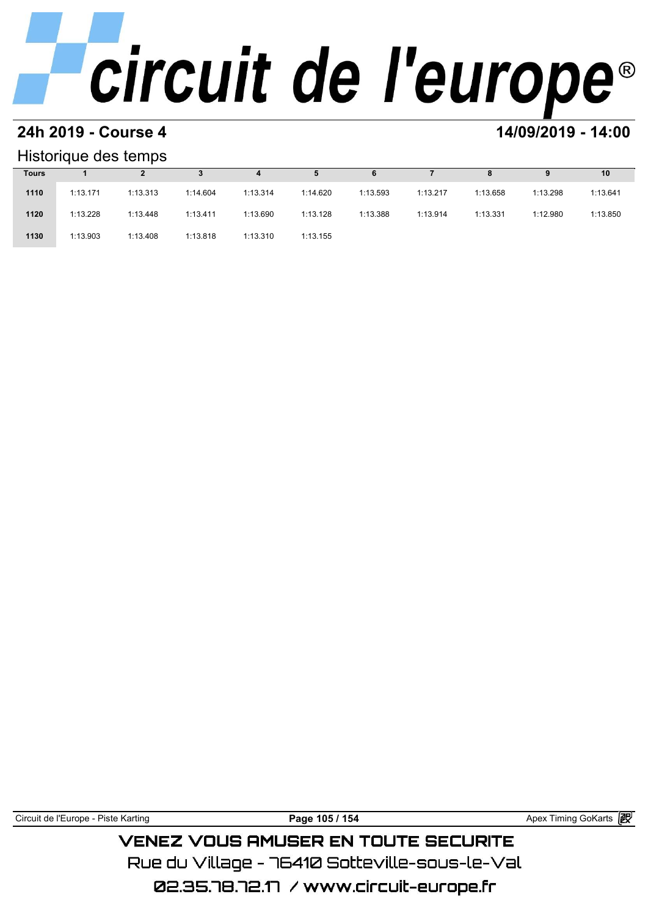## 24h 2019 - Course 4

**14/09/2019 - 14:00**

### Historique des temps

| Tours | 1 | 2 | 3 | 4 | 5 | 6 | 7 | 8 | 9 | 10 |
|---|---|---|---|---|---|---|---|---|---|---|
| 1110 | 1:13.171 | 1:13.313 | 1:14.604 | 1:13.314 | 1:14.620 | 1:13.593 | 1:13.217 | 1:13.658 | 1:13.298 | 1:13.641 |
| 1120 | 1:13.228 | 1:13.448 | 1:13.411 | 1:13.690 | 1:13.128 | 1:13.388 | 1:13.914 | 1:13.331 | 1:12.980 | 1:13.850 |
| 1130 | 1:13.903 | 1:13.408 | 1:13.818 | 1:13.310 | 1:13.155 | | | | | |

Circuit de l'Europe - Piste Karting

Apex Timing GoKarts

VENEZ VOUS AMUSER EN TOUTE SECURITE

Rue du Village - 76410 Sotteville-sous-le-Val

02.35.78.72.17 / www.circuit-europe.fr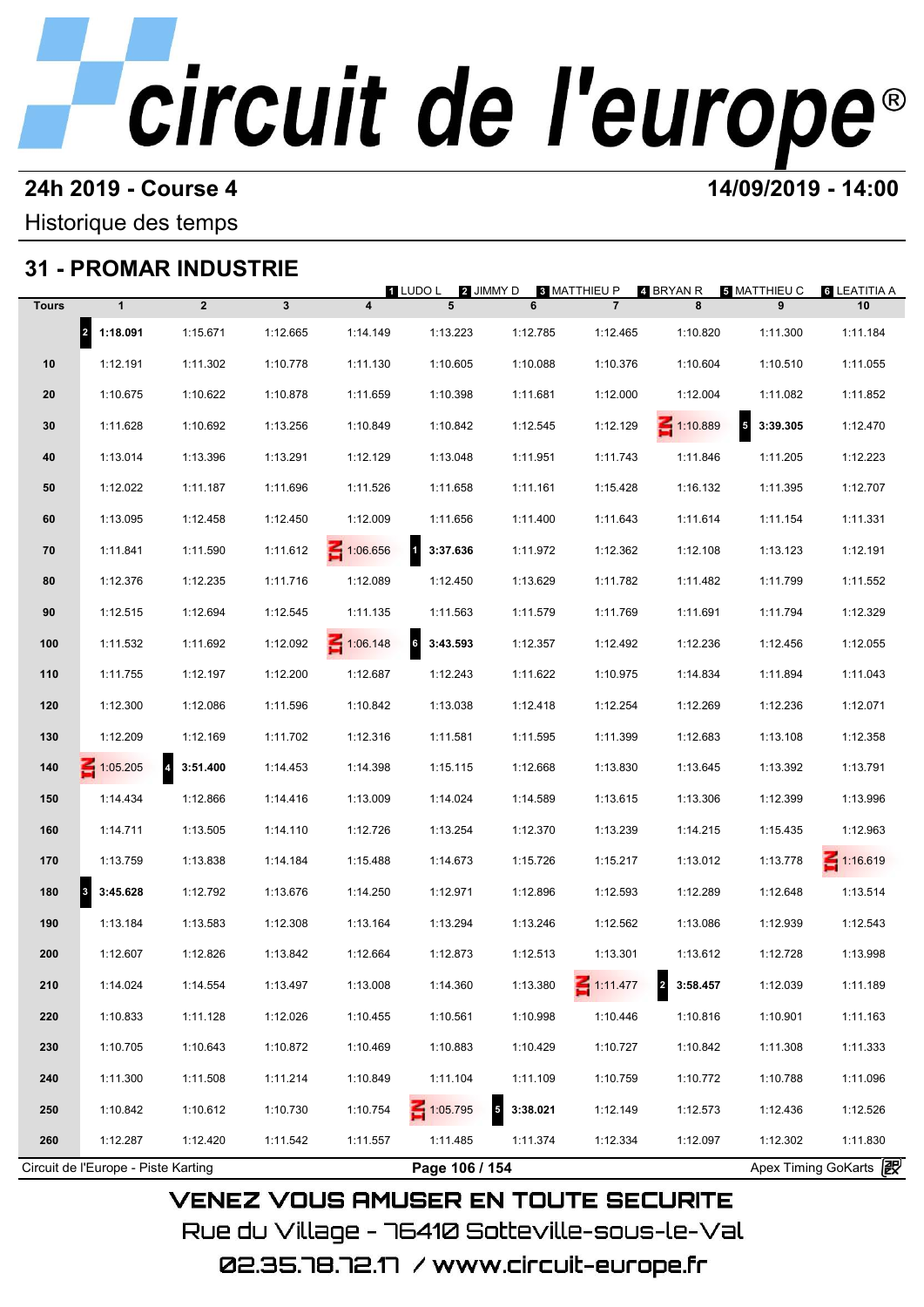# circuit de l'europe®

## 24h 2019 - Course 4

**14/09/2019 - 14:00**

Historique des temps

## 31 - PROMAR INDUSTRIE

1 LUDO L　2 JIMMY D　3 MATTHIEU P　4 BRYAN R　5 MATTHIEU C　6 LEATITIA A

| Tours | 1 | 2 | 3 | 4 | 5 | 6 | 7 | 8 | 9 | 10 |
|---|---|---|---|---|---|---|---|---|---|---|
| | 2 **1:18.091** | 1:15.671 | 1:12.665 | 1:14.149 | 1:13.223 | 1:12.785 | 1:12.465 | 1:10.820 | 1:11.300 | 1:11.184 |
| 10 | 1:12.191 | 1:11.302 | 1:10.778 | 1:11.130 | 1:10.605 | 1:10.088 | 1:10.376 | 1:10.604 | 1:10.510 | 1:11.055 |
| 20 | 1:10.675 | 1:10.622 | 1:10.878 | 1:11.659 | 1:10.398 | 1:11.681 | 1:12.000 | 1:12.004 | 1:11.082 | 1:11.852 |
| 30 | 1:11.628 | 1:10.692 | 1:13.256 | 1:10.849 | 1:10.842 | 1:12.545 | 1:12.129 | IN 1:10.889 | 5 **3:39.305** | 1:12.470 |
| 40 | 1:13.014 | 1:13.396 | 1:13.291 | 1:12.129 | 1:13.048 | 1:11.951 | 1:11.743 | 1:11.846 | 1:11.205 | 1:12.223 |
| 50 | 1:12.022 | 1:11.187 | 1:11.696 | 1:11.526 | 1:11.658 | 1:11.161 | 1:15.428 | 1:16.132 | 1:11.395 | 1:12.707 |
| 60 | 1:13.095 | 1:12.458 | 1:12.450 | 1:12.009 | 1:11.656 | 1:11.400 | 1:11.643 | 1:11.614 | 1:11.154 | 1:11.331 |
| 70 | 1:11.841 | 1:11.590 | 1:11.612 | IN 1:06.656 | 1 **3:37.636** | 1:11.972 | 1:12.362 | 1:12.108 | 1:13.123 | 1:12.191 |
| 80 | 1:12.376 | 1:12.235 | 1:11.716 | 1:12.089 | 1:12.450 | 1:13.629 | 1:11.782 | 1:11.482 | 1:11.799 | 1:11.552 |
| 90 | 1:12.515 | 1:12.694 | 1:12.545 | 1:11.135 | 1:11.563 | 1:11.579 | 1:11.769 | 1:11.691 | 1:11.794 | 1:12.329 |
| 100 | 1:11.532 | 1:11.692 | 1:12.092 | IN 1:06.148 | 6 **3:43.593** | 1:12.357 | 1:12.492 | 1:12.236 | 1:12.456 | 1:12.055 |
| 110 | 1:11.755 | 1:12.197 | 1:12.200 | 1:12.687 | 1:12.243 | 1:11.622 | 1:10.975 | 1:14.834 | 1:11.894 | 1:11.043 |
| 120 | 1:12.300 | 1:12.086 | 1:11.596 | 1:10.842 | 1:13.038 | 1:12.418 | 1:12.254 | 1:12.269 | 1:12.236 | 1:12.071 |
| 130 | 1:12.209 | 1:12.169 | 1:11.702 | 1:12.316 | 1:11.581 | 1:11.595 | 1:11.399 | 1:12.683 | 1:13.108 | 1:12.358 |
| 140 | IN 1:05.205 | 4 **3:51.400** | 1:14.453 | 1:14.398 | 1:15.115 | 1:12.668 | 1:13.830 | 1:13.645 | 1:13.392 | 1:13.791 |
| 150 | 1:14.434 | 1:12.866 | 1:14.416 | 1:13.009 | 1:14.024 | 1:14.589 | 1:13.615 | 1:13.306 | 1:12.399 | 1:13.996 |
| 160 | 1:14.711 | 1:13.505 | 1:14.110 | 1:12.726 | 1:13.254 | 1:12.370 | 1:13.239 | 1:14.215 | 1:15.435 | 1:12.963 |
| 170 | 1:13.759 | 1:13.838 | 1:14.184 | 1:15.488 | 1:14.673 | 1:15.726 | 1:15.217 | 1:13.012 | 1:13.778 | IN 1:16.619 |
| 180 | 3 **3:45.628** | 1:12.792 | 1:13.676 | 1:14.250 | 1:12.971 | 1:12.896 | 1:12.593 | 1:12.289 | 1:12.648 | 1:13.514 |
| 190 | 1:13.184 | 1:13.583 | 1:12.308 | 1:13.164 | 1:13.294 | 1:13.246 | 1:12.562 | 1:13.086 | 1:12.939 | 1:12.543 |
| 200 | 1:12.607 | 1:12.826 | 1:13.842 | 1:12.664 | 1:12.873 | 1:12.513 | 1:13.301 | 1:13.612 | 1:12.728 | 1:13.998 |
| 210 | 1:14.024 | 1:14.554 | 1:13.497 | 1:13.008 | 1:14.360 | 1:13.380 | IN 1:11.477 | 2 **3:58.457** | 1:12.039 | 1:11.189 |
| 220 | 1:10.833 | 1:11.128 | 1:12.026 | 1:10.455 | 1:10.561 | 1:10.998 | 1:10.446 | 1:10.816 | 1:10.901 | 1:11.163 |
| 230 | 1:10.705 | 1:10.643 | 1:10.872 | 1:10.469 | 1:10.883 | 1:10.429 | 1:10.727 | 1:10.842 | 1:11.308 | 1:11.333 |
| 240 | 1:11.300 | 1:11.508 | 1:11.214 | 1:10.849 | 1:11.104 | 1:11.109 | 1:10.759 | 1:10.772 | 1:10.788 | 1:11.096 |
| 250 | 1:10.842 | 1:10.612 | 1:10.730 | 1:10.754 | IN 1:05.795 | 5 **3:38.021** | 1:12.149 | 1:12.573 | 1:12.436 | 1:12.526 |
| 260 | 1:12.287 | 1:12.420 | 1:11.542 | 1:11.557 | 1:11.485 | 1:11.374 | 1:12.334 | 1:12.097 | 1:12.302 | 1:11.830 |

Circuit de l'Europe - Piste Karting　　Apex Timing GoKarts

VENEZ VOUS AMUSER EN TOUTE SECURITE

Rue du Village - 76410 Sotteville-sous-le-Val

02.35.78.72.17 / www.circuit-europe.fr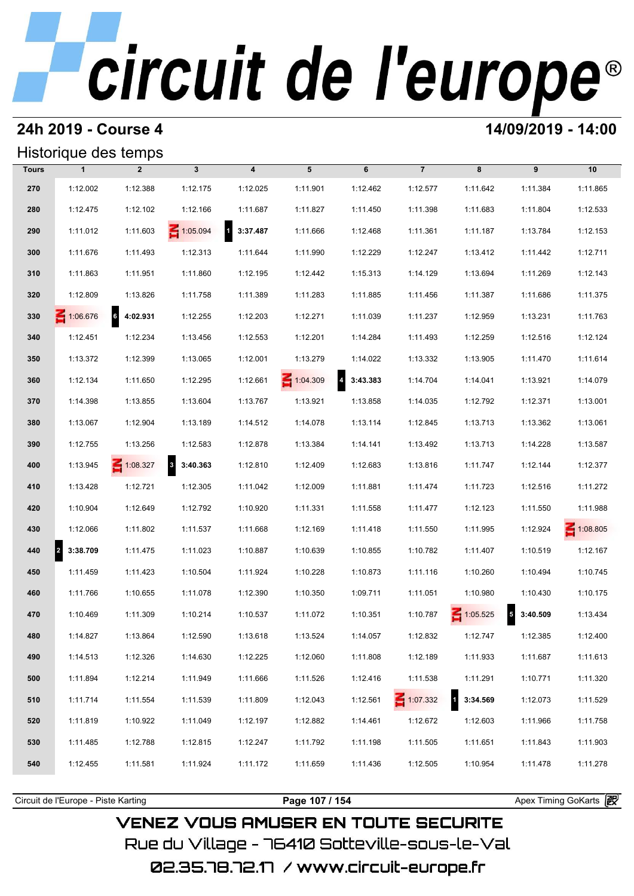# circuit de l'europe

## 24h 2019 - Course 4

**14/09/2019 - 14:00**

Historique des temps

| Tours | 1 | 2 | 3 | 4 | 5 | 6 | 7 | 8 | 9 | 10 |
|---|---|---|---|---|---|---|---|---|---|---|
| 270 | 1:12.002 | 1:12.388 | 1:12.175 | 1:12.025 | 1:11.901 | 1:12.462 | 1:12.577 | 1:11.642 | 1:11.384 | 1:11.865 |
| 280 | 1:12.475 | 1:12.102 | 1:12.166 | 1:11.687 | 1:11.827 | 1:11.450 | 1:11.398 | 1:11.683 | 1:11.804 | 1:12.533 |
| 290 | 1:11.012 | 1:11.603 | IN 1:05.094 | 1 **3:37.487** | 1:11.666 | 1:12.468 | 1:11.361 | 1:11.187 | 1:13.784 | 1:12.153 |
| 300 | 1:11.676 | 1:11.493 | 1:12.313 | 1:11.644 | 1:11.990 | 1:12.229 | 1:12.247 | 1:13.412 | 1:11.442 | 1:12.711 |
| 310 | 1:11.863 | 1:11.951 | 1:11.860 | 1:12.195 | 1:12.442 | 1:15.313 | 1:14.129 | 1:13.694 | 1:11.269 | 1:12.143 |
| 320 | 1:12.809 | 1:13.826 | 1:11.758 | 1:11.389 | 1:11.283 | 1:11.885 | 1:11.456 | 1:11.387 | 1:11.686 | 1:11.375 |
| 330 | IN 1:06.676 | 6 **4:02.931** | 1:12.255 | 1:12.203 | 1:12.271 | 1:11.039 | 1:11.237 | 1:12.959 | 1:13.231 | 1:11.763 |
| 340 | 1:12.451 | 1:12.234 | 1:13.456 | 1:12.553 | 1:12.201 | 1:14.284 | 1:11.493 | 1:12.259 | 1:12.516 | 1:12.124 |
| 350 | 1:13.372 | 1:12.399 | 1:13.065 | 1:12.001 | 1:13.279 | 1:14.022 | 1:13.332 | 1:13.905 | 1:11.470 | 1:11.614 |
| 360 | 1:12.134 | 1:11.650 | 1:12.295 | 1:12.661 | IN 1:04.309 | 4 **3:43.383** | 1:14.704 | 1:14.041 | 1:13.921 | 1:14.079 |
| 370 | 1:14.398 | 1:13.855 | 1:13.604 | 1:13.767 | 1:13.921 | 1:13.858 | 1:14.035 | 1:12.792 | 1:12.371 | 1:13.001 |
| 380 | 1:13.067 | 1:12.904 | 1:13.189 | 1:14.512 | 1:14.078 | 1:13.114 | 1:12.845 | 1:13.713 | 1:13.362 | 1:13.061 |
| 390 | 1:12.755 | 1:13.256 | 1:12.583 | 1:12.878 | 1:13.384 | 1:14.141 | 1:13.492 | 1:13.713 | 1:14.228 | 1:13.587 |
| 400 | 1:13.945 | IN 1:08.327 | 3 **3:40.363** | 1:12.810 | 1:12.409 | 1:12.683 | 1:13.816 | 1:11.747 | 1:12.144 | 1:12.377 |
| 410 | 1:13.428 | 1:12.721 | 1:12.305 | 1:11.042 | 1:12.009 | 1:11.881 | 1:11.474 | 1:11.723 | 1:12.516 | 1:11.272 |
| 420 | 1:10.904 | 1:12.649 | 1:12.792 | 1:10.920 | 1:11.331 | 1:11.558 | 1:11.477 | 1:12.123 | 1:11.550 | 1:11.988 |
| 430 | 1:12.066 | 1:11.802 | 1:11.537 | 1:11.668 | 1:12.169 | 1:11.418 | 1:11.550 | 1:11.995 | 1:12.924 | IN 1:08.805 |
| 440 | 2 **3:38.709** | 1:11.475 | 1:11.023 | 1:10.887 | 1:10.639 | 1:10.855 | 1:10.782 | 1:11.407 | 1:10.519 | 1:12.167 |
| 450 | 1:11.459 | 1:11.423 | 1:10.504 | 1:11.924 | 1:10.228 | 1:10.873 | 1:11.116 | 1:10.260 | 1:10.494 | 1:10.745 |
| 460 | 1:11.766 | 1:10.655 | 1:11.078 | 1:12.390 | 1:10.350 | 1:09.711 | 1:11.051 | 1:10.980 | 1:10.430 | 1:10.175 |
| 470 | 1:10.469 | 1:11.309 | 1:10.214 | 1:10.537 | 1:11.072 | 1:10.351 | 1:10.787 | IN 1:05.525 | 5 **3:40.509** | 1:13.434 |
| 480 | 1:14.827 | 1:13.864 | 1:12.590 | 1:13.618 | 1:13.524 | 1:14.057 | 1:12.832 | 1:12.747 | 1:12.385 | 1:12.400 |
| 490 | 1:14.513 | 1:12.326 | 1:14.630 | 1:12.225 | 1:12.060 | 1:11.808 | 1:12.189 | 1:11.933 | 1:11.687 | 1:11.613 |
| 500 | 1:11.894 | 1:12.214 | 1:11.949 | 1:11.666 | 1:11.526 | 1:12.416 | 1:11.538 | 1:11.291 | 1:10.771 | 1:11.320 |
| 510 | 1:11.714 | 1:11.554 | 1:11.539 | 1:11.809 | 1:12.043 | 1:12.561 | IN 1:07.332 | 1 **3:34.569** | 1:12.073 | 1:11.529 |
| 520 | 1:11.819 | 1:10.922 | 1:11.049 | 1:12.197 | 1:12.882 | 1:14.461 | 1:12.672 | 1:12.603 | 1:11.966 | 1:11.758 |
| 530 | 1:11.485 | 1:12.788 | 1:12.815 | 1:12.247 | 1:11.792 | 1:11.198 | 1:11.505 | 1:11.651 | 1:11.843 | 1:11.903 |
| 540 | 1:12.455 | 1:11.581 | 1:11.924 | 1:11.172 | 1:11.659 | 1:11.436 | 1:12.505 | 1:10.954 | 1:11.478 | 1:11.278 |

Circuit de l'Europe - Piste Karting

Apex Timing GoKarts

VENEZ VOUS AMUSER EN TOUTE SECURITE

Rue du Village - 76410 Sotteville-sous-le-Val

02.35.78.72.17 / www.circuit-europe.fr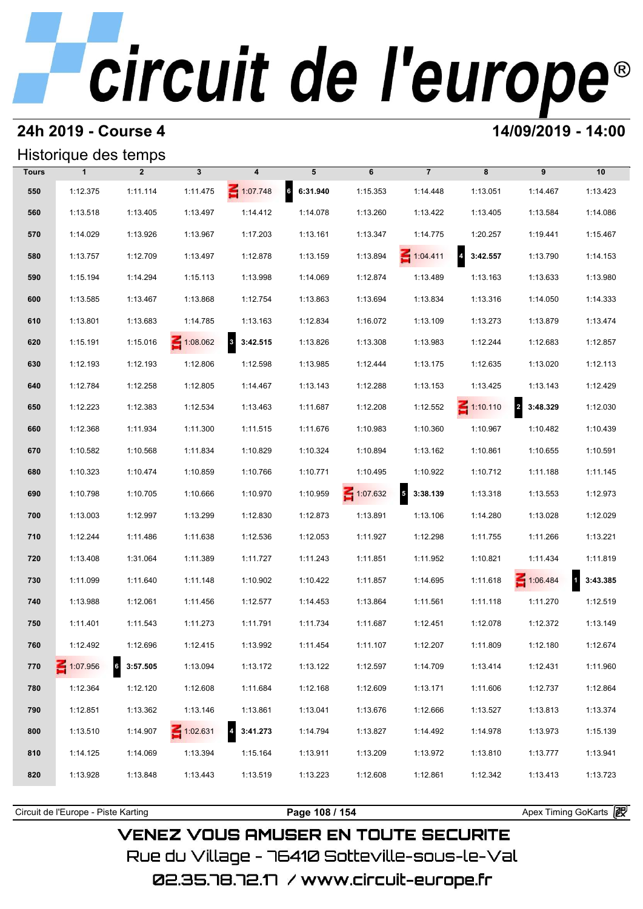# circuit de l'europe®

## 24h 2019 - Course 4

**14/09/2019 - 14:00**

### Historique des temps

| Tours | 1 | 2 | 3 | 4 | 5 | 6 | 7 | 8 | 9 | 10 |
|---|---|---|---|---|---|---|---|---|---|---|
| 550 | 1:12.375 | 1:11.114 | 1:11.475 | 1:07.748 | 6 **6:31.940** | 1:15.353 | 1:14.448 | 1:13.051 | 1:14.467 | 1:13.423 |
| 560 | 1:13.518 | 1:13.405 | 1:13.497 | 1:14.412 | 1:14.078 | 1:13.260 | 1:13.422 | 1:13.405 | 1:13.584 | 1:14.086 |
| 570 | 1:14.029 | 1:13.926 | 1:13.967 | 1:17.203 | 1:13.161 | 1:13.347 | 1:14.775 | 1:20.257 | 1:19.441 | 1:15.467 |
| 580 | 1:13.757 | 1:12.709 | 1:13.497 | 1:12.878 | 1:13.159 | 1:13.894 | 1:04.411 | 4 **3:42.557** | 1:13.790 | 1:14.153 |
| 590 | 1:15.194 | 1:14.294 | 1:15.113 | 1:13.998 | 1:14.069 | 1:12.874 | 1:13.489 | 1:13.163 | 1:13.633 | 1:13.980 |
| 600 | 1:13.585 | 1:13.467 | 1:13.868 | 1:12.754 | 1:13.863 | 1:13.694 | 1:13.834 | 1:13.316 | 1:14.050 | 1:14.333 |
| 610 | 1:13.801 | 1:13.683 | 1:14.785 | 1:13.163 | 1:12.834 | 1:16.072 | 1:13.109 | 1:13.273 | 1:13.879 | 1:13.474 |
| 620 | 1:15.191 | 1:15.016 | 1:08.062 | 3 **3:42.515** | 1:13.826 | 1:13.308 | 1:13.983 | 1:12.244 | 1:12.683 | 1:12.857 |
| 630 | 1:12.193 | 1:12.193 | 1:12.806 | 1:12.598 | 1:13.985 | 1:12.444 | 1:13.175 | 1:12.635 | 1:13.020 | 1:12.113 |
| 640 | 1:12.784 | 1:12.258 | 1:12.805 | 1:14.467 | 1:13.143 | 1:12.288 | 1:13.153 | 1:13.425 | 1:13.143 | 1:12.429 |
| 650 | 1:12.223 | 1:12.383 | 1:12.534 | 1:13.463 | 1:11.687 | 1:12.208 | 1:12.552 | 1:10.110 | 2 **3:48.329** | 1:12.030 |
| 660 | 1:12.368 | 1:11.934 | 1:11.300 | 1:11.515 | 1:11.676 | 1:10.983 | 1:10.360 | 1:10.967 | 1:10.482 | 1:10.439 |
| 670 | 1:10.582 | 1:10.568 | 1:11.834 | 1:10.829 | 1:10.324 | 1:10.894 | 1:13.162 | 1:10.861 | 1:10.655 | 1:10.591 |
| 680 | 1:10.323 | 1:10.474 | 1:10.859 | 1:10.766 | 1:10.771 | 1:10.495 | 1:10.922 | 1:10.712 | 1:11.188 | 1:11.145 |
| 690 | 1:10.798 | 1:10.705 | 1:10.666 | 1:10.970 | 1:10.959 | 1:07.632 | 5 **3:38.139** | 1:13.318 | 1:13.553 | 1:12.973 |
| 700 | 1:13.003 | 1:12.997 | 1:13.299 | 1:12.830 | 1:12.873 | 1:13.891 | 1:13.106 | 1:14.280 | 1:13.028 | 1:12.029 |
| 710 | 1:12.244 | 1:11.486 | 1:11.638 | 1:12.536 | 1:12.053 | 1:11.927 | 1:12.298 | 1:11.755 | 1:11.266 | 1:13.221 |
| 720 | 1:13.408 | 1:31.064 | 1:11.389 | 1:11.727 | 1:11.243 | 1:11.851 | 1:11.952 | 1:10.821 | 1:11.434 | 1:11.819 |
| 730 | 1:11.099 | 1:11.640 | 1:11.148 | 1:10.902 | 1:10.422 | 1:11.857 | 1:14.695 | 1:11.618 | 1:06.484 | 1 **3:43.385** |
| 740 | 1:13.988 | 1:12.061 | 1:11.456 | 1:12.577 | 1:14.453 | 1:13.864 | 1:11.561 | 1:11.118 | 1:11.270 | 1:12.519 |
| 750 | 1:11.401 | 1:11.543 | 1:11.273 | 1:11.791 | 1:11.734 | 1:11.687 | 1:12.451 | 1:12.078 | 1:12.372 | 1:13.149 |
| 760 | 1:12.492 | 1:12.696 | 1:12.415 | 1:13.992 | 1:11.454 | 1:11.107 | 1:12.207 | 1:11.809 | 1:12.180 | 1:12.674 |
| 770 | 1:07.956 | 6 **3:57.505** | 1:13.094 | 1:13.172 | 1:13.122 | 1:12.597 | 1:14.709 | 1:13.414 | 1:12.431 | 1:11.960 |
| 780 | 1:12.364 | 1:12.120 | 1:12.608 | 1:11.684 | 1:12.168 | 1:12.609 | 1:13.171 | 1:11.606 | 1:12.737 | 1:12.864 |
| 790 | 1:12.851 | 1:13.362 | 1:13.146 | 1:13.861 | 1:13.041 | 1:13.676 | 1:12.666 | 1:13.527 | 1:13.813 | 1:13.374 |
| 800 | 1:13.510 | 1:14.907 | 1:02.631 | 4 **3:41.273** | 1:14.794 | 1:13.827 | 1:14.492 | 1:14.978 | 1:13.973 | 1:15.139 |
| 810 | 1:14.125 | 1:14.069 | 1:13.394 | 1:15.164 | 1:13.911 | 1:13.209 | 1:13.972 | 1:13.810 | 1:13.777 | 1:13.941 |
| 820 | 1:13.928 | 1:13.848 | 1:13.443 | 1:13.519 | 1:13.223 | 1:12.608 | 1:12.861 | 1:12.342 | 1:13.413 | 1:13.723 |

Circuit de l'Europe - Piste Karting — Apex Timing GoKarts

VENEZ VOUS AMUSER EN TOUTE SECURITE
Rue du Village - 76410 Sotteville-sous-le-Val
02.35.78.72.17 / www.circuit-europe.fr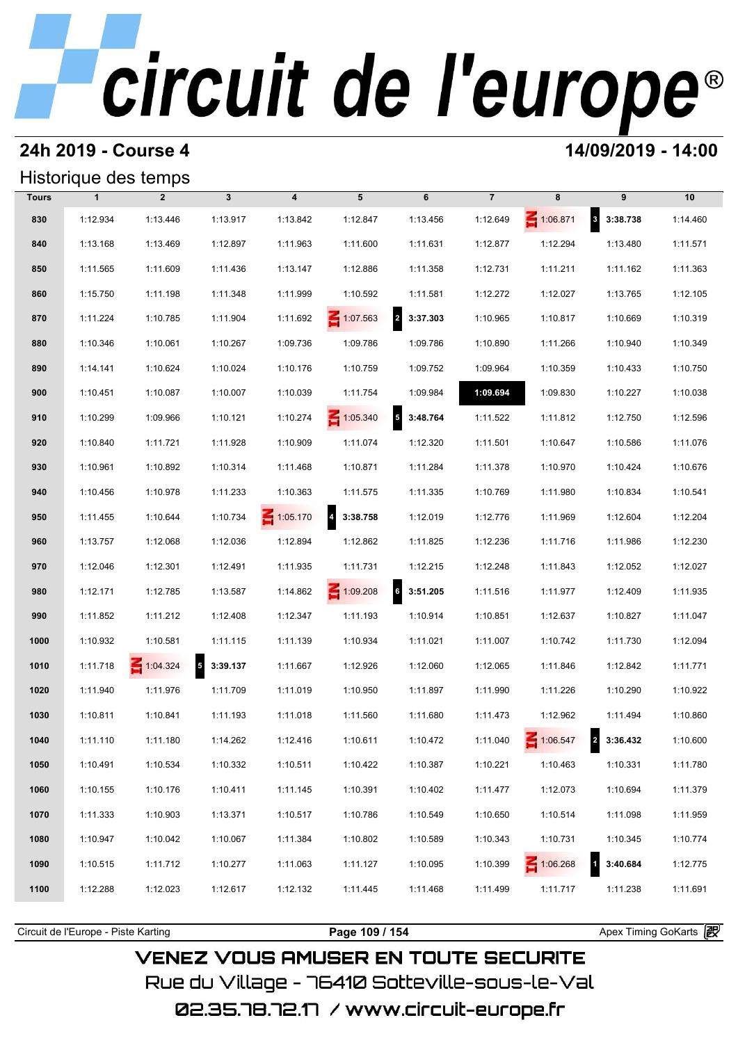# circuit de l'europe®

## 24h 2019 - Course 4

**14/09/2019 - 14:00**

### Historique des temps

| Tours | 1 | 2 | 3 | 4 | 5 | 6 | 7 | 8 | 9 | 10 |
|---|---|---|---|---|---|---|---|---|---|---|
| 830 | 1:12.934 | 1:13.446 | 1:13.917 | 1:13.842 | 1:12.847 | 1:13.456 | 1:12.649 | IN 1:06.871 | 3 **3:38.738** | 1:14.460 |
| 840 | 1:13.168 | 1:13.469 | 1:12.897 | 1:11.963 | 1:11.600 | 1:11.631 | 1:12.877 | 1:12.294 | 1:13.480 | 1:11.571 |
| 850 | 1:11.565 | 1:11.609 | 1:11.436 | 1:13.147 | 1:12.886 | 1:11.358 | 1:12.731 | 1:11.211 | 1:11.162 | 1:11.363 |
| 860 | 1:15.750 | 1:11.198 | 1:11.348 | 1:11.999 | 1:10.592 | 1:11.581 | 1:12.272 | 1:12.027 | 1:13.765 | 1:12.105 |
| 870 | 1:11.224 | 1:10.785 | 1:11.904 | 1:11.692 | IN 1:07.563 | 2 **3:37.303** | 1:10.965 | 1:10.817 | 1:10.669 | 1:10.319 |
| 880 | 1:10.346 | 1:10.061 | 1:10.267 | 1:09.736 | 1:09.786 | 1:09.786 | 1:10.890 | 1:11.266 | 1:10.940 | 1:10.349 |
| 890 | 1:14.141 | 1:10.624 | 1:10.024 | 1:10.176 | 1:10.759 | 1:09.752 | 1:09.964 | 1:10.359 | 1:10.433 | 1:10.750 |
| 900 | 1:10.451 | 1:10.087 | 1:10.007 | 1:10.039 | 1:11.754 | 1:09.984 | **1:09.694** | 1:09.830 | 1:10.227 | 1:10.038 |
| 910 | 1:10.299 | 1:09.966 | 1:10.121 | 1:10.274 | IN 1:05.340 | 5 **3:48.764** | 1:11.522 | 1:11.812 | 1:12.750 | 1:12.596 |
| 920 | 1:10.840 | 1:11.721 | 1:11.928 | 1:10.909 | 1:11.074 | 1:12.320 | 1:11.501 | 1:10.647 | 1:10.586 | 1:11.076 |
| 930 | 1:10.961 | 1:10.892 | 1:10.314 | 1:11.468 | 1:10.871 | 1:11.284 | 1:11.378 | 1:10.970 | 1:10.424 | 1:10.676 |
| 940 | 1:10.456 | 1:10.978 | 1:11.233 | 1:10.363 | 1:11.575 | 1:11.335 | 1:10.769 | 1:11.980 | 1:10.834 | 1:10.541 |
| 950 | 1:11.455 | 1:10.644 | 1:10.734 | IN 1:05.170 | 4 **3:38.758** | 1:12.019 | 1:12.776 | 1:11.969 | 1:12.604 | 1:12.204 |
| 960 | 1:13.757 | 1:12.068 | 1:12.036 | 1:12.894 | 1:12.862 | 1:11.825 | 1:12.236 | 1:11.716 | 1:11.986 | 1:12.230 |
| 970 | 1:12.046 | 1:12.301 | 1:12.491 | 1:11.935 | 1:11.731 | 1:12.215 | 1:12.248 | 1:11.843 | 1:12.052 | 1:12.027 |
| 980 | 1:12.171 | 1:12.785 | 1:13.587 | 1:14.862 | IN 1:09.208 | 6 **3:51.205** | 1:11.516 | 1:11.977 | 1:12.409 | 1:11.935 |
| 990 | 1:11.852 | 1:11.212 | 1:12.408 | 1:12.347 | 1:11.193 | 1:10.914 | 1:10.851 | 1:12.637 | 1:10.827 | 1:11.047 |
| 1000 | 1:10.932 | 1:10.581 | 1:11.115 | 1:11.139 | 1:10.934 | 1:11.021 | 1:11.007 | 1:10.742 | 1:11.730 | 1:12.094 |
| 1010 | 1:11.718 | IN 1:04.324 | 5 **3:39.137** | 1:11.667 | 1:12.926 | 1:12.060 | 1:12.065 | 1:11.846 | 1:12.842 | 1:11.771 |
| 1020 | 1:11.940 | 1:11.976 | 1:11.709 | 1:11.019 | 1:10.950 | 1:11.897 | 1:11.990 | 1:11.226 | 1:10.290 | 1:10.922 |
| 1030 | 1:10.811 | 1:10.841 | 1:11.193 | 1:11.018 | 1:11.560 | 1:11.680 | 1:11.473 | 1:12.962 | 1:11.494 | 1:10.860 |
| 1040 | 1:11.110 | 1:11.180 | 1:14.262 | 1:12.416 | 1:10.611 | 1:10.472 | 1:11.040 | IN 1:06.547 | 2 **3:36.432** | 1:10.600 |
| 1050 | 1:10.491 | 1:10.534 | 1:10.332 | 1:10.511 | 1:10.422 | 1:10.387 | 1:10.221 | 1:10.463 | 1:10.331 | 1:11.780 |
| 1060 | 1:10.155 | 1:10.176 | 1:10.411 | 1:11.145 | 1:10.391 | 1:10.402 | 1:11.477 | 1:12.073 | 1:10.694 | 1:11.379 |
| 1070 | 1:11.333 | 1:10.903 | 1:13.371 | 1:10.517 | 1:10.786 | 1:10.549 | 1:10.650 | 1:10.514 | 1:11.098 | 1:11.959 |
| 1080 | 1:10.947 | 1:10.042 | 1:10.067 | 1:11.384 | 1:10.802 | 1:10.589 | 1:10.343 | 1:10.731 | 1:10.345 | 1:10.774 |
| 1090 | 1:10.515 | 1:11.712 | 1:10.277 | 1:11.063 | 1:11.127 | 1:10.095 | 1:10.399 | IN 1:06.268 | 1 **3:40.684** | 1:12.775 |
| 1100 | 1:12.288 | 1:12.023 | 1:12.617 | 1:12.132 | 1:11.445 | 1:11.468 | 1:11.499 | 1:11.717 | 1:11.238 | 1:11.691 |

Circuit de l'Europe - Piste Karting | Page 109 / 154 | Apex Timing GoKarts

VENEZ VOUS AMUSER EN TOUTE SECURITE

Rue du Village - 76410 Sotteville-sous-le-Val

02.35.78.72.17 / www.circuit-europe.fr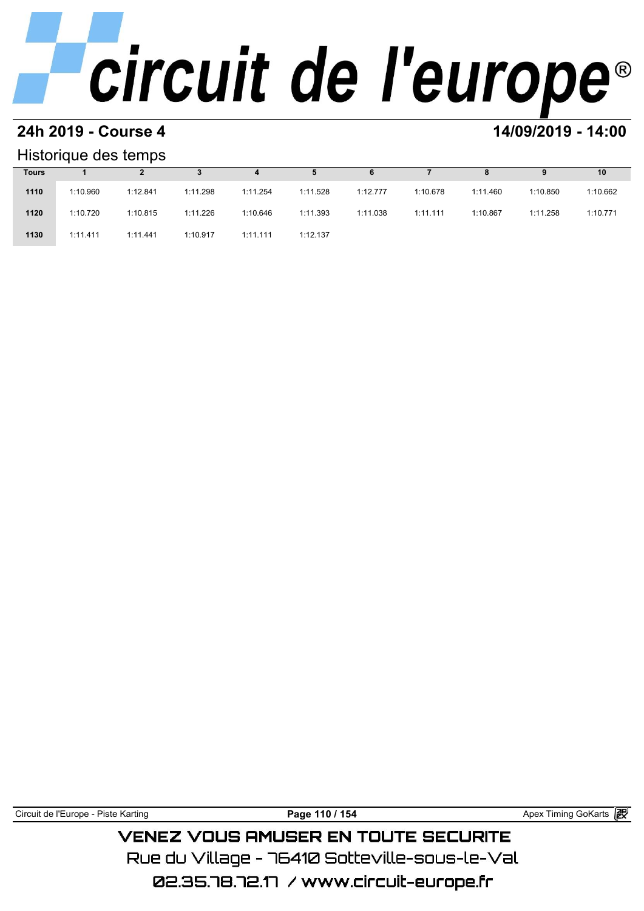## 24h 2019 - Course 4

## 14/09/2019 - 14:00

### Historique des temps

| Tours | 1 | 2 | 3 | 4 | 5 | 6 | 7 | 8 | 9 | 10 |
|---|---|---|---|---|---|---|---|---|---|---|
| 1110 | 1:10.960 | 1:12.841 | 1:11.298 | 1:11.254 | 1:11.528 | 1:12.777 | 1:10.678 | 1:11.460 | 1:10.850 | 1:10.662 |
| 1120 | 1:10.720 | 1:10.815 | 1:11.226 | 1:10.646 | 1:11.393 | 1:11.038 | 1:11.111 | 1:10.867 | 1:11.258 | 1:10.771 |
| 1130 | 1:11.411 | 1:11.441 | 1:10.917 | 1:11.111 | 1:12.137 | | | | | |

VENEZ VOUS AMUSER EN TOUTE SECURITE

Rue du Village - 76410 Sotteville-sous-le-Val

02.35.78.72.17 / www.circuit-europe.fr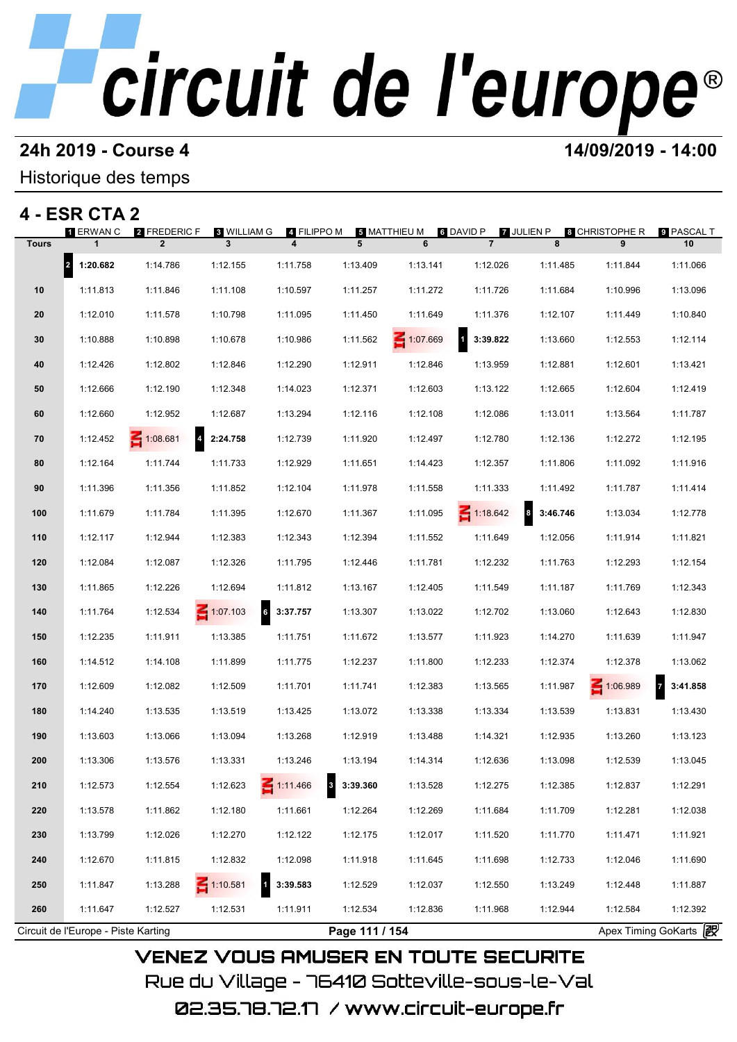# circuit de l'europe

## 24h 2019 - Course 4

**14/09/2019 - 14:00**

Historique des temps

## 4 - ESR CTA 2

| Tours | 1 ERWAN C | 2 FREDERIC F | 3 WILLIAM G | 4 FILIPPO M | 5 MATTHIEU M | 6 DAVID P | 7 JULIEN P | 8 CHRISTOPHE R | 9 PASCAL T | |
|---|---|---|---|---|---|---|---|---|---|---|
| | 1 | 2 | 3 | 4 | 5 | 6 | 7 | 8 | 9 | 10 |
| | 2 **1:20.682** | 1:14.786 | 1:12.155 | 1:11.758 | 1:13.409 | 1:13.141 | 1:12.026 | 1:11.485 | 1:11.844 | 1:11.066 |
| 10 | 1:11.813 | 1:11.846 | 1:11.108 | 1:10.597 | 1:11.257 | 1:11.272 | 1:11.726 | 1:11.684 | 1:10.996 | 1:13.096 |
| 20 | 1:12.010 | 1:11.578 | 1:10.798 | 1:11.095 | 1:11.450 | 1:11.649 | 1:11.376 | 1:12.107 | 1:11.449 | 1:10.840 |
| 30 | 1:10.888 | 1:10.898 | 1:10.678 | 1:10.986 | 1:11.562 | IN 1:07.669 | 1 **3:39.822** | 1:13.660 | 1:12.553 | 1:12.114 |
| 40 | 1:12.426 | 1:12.802 | 1:12.846 | 1:12.290 | 1:12.911 | 1:12.846 | 1:13.959 | 1:12.881 | 1:12.601 | 1:13.421 |
| 50 | 1:12.666 | 1:12.190 | 1:12.348 | 1:14.023 | 1:12.371 | 1:12.603 | 1:13.122 | 1:12.665 | 1:12.604 | 1:12.419 |
| 60 | 1:12.660 | 1:12.952 | 1:12.687 | 1:13.294 | 1:12.116 | 1:12.108 | 1:12.086 | 1:13.011 | 1:13.564 | 1:11.787 |
| 70 | 1:12.452 | IN 1:08.681 | 4 **2:24.758** | 1:12.739 | 1:11.920 | 1:12.497 | 1:12.780 | 1:12.136 | 1:12.272 | 1:12.195 |
| 80 | 1:12.164 | 1:11.744 | 1:11.733 | 1:12.929 | 1:11.651 | 1:14.423 | 1:12.357 | 1:11.806 | 1:11.092 | 1:11.916 |
| 90 | 1:11.396 | 1:11.356 | 1:11.852 | 1:12.104 | 1:11.978 | 1:11.558 | 1:11.333 | 1:11.492 | 1:11.787 | 1:11.414 |
| 100 | 1:11.679 | 1:11.784 | 1:11.395 | 1:12.670 | 1:11.367 | 1:11.095 | IN 1:18.642 | 8 **3:46.746** | 1:13.034 | 1:12.778 |
| 110 | 1:12.117 | 1:12.944 | 1:12.383 | 1:12.343 | 1:12.394 | 1:11.552 | 1:11.649 | 1:12.056 | 1:11.914 | 1:11.821 |
| 120 | 1:12.084 | 1:12.087 | 1:12.326 | 1:11.795 | 1:12.446 | 1:11.781 | 1:12.232 | 1:11.763 | 1:12.293 | 1:12.154 |
| 130 | 1:11.865 | 1:12.226 | 1:12.694 | 1:11.812 | 1:13.167 | 1:12.405 | 1:11.549 | 1:11.187 | 1:11.769 | 1:12.343 |
| 140 | 1:11.764 | 1:12.534 | IN 1:07.103 | 6 **3:37.757** | 1:13.307 | 1:13.022 | 1:12.702 | 1:13.060 | 1:12.643 | 1:12.830 |
| 150 | 1:12.235 | 1:11.911 | 1:13.385 | 1:11.751 | 1:11.672 | 1:13.577 | 1:11.923 | 1:14.270 | 1:11.639 | 1:11.947 |
| 160 | 1:14.512 | 1:14.108 | 1:11.899 | 1:11.775 | 1:12.237 | 1:11.800 | 1:12.233 | 1:12.374 | 1:12.378 | 1:13.062 |
| 170 | 1:12.609 | 1:12.082 | 1:12.509 | 1:11.701 | 1:11.741 | 1:12.383 | 1:13.565 | 1:11.987 | IN 1:06.989 | 7 **3:41.858** |
| 180 | 1:14.240 | 1:13.535 | 1:13.519 | 1:13.425 | 1:13.072 | 1:13.338 | 1:13.334 | 1:13.539 | 1:13.831 | 1:13.430 |
| 190 | 1:13.603 | 1:13.066 | 1:13.094 | 1:13.268 | 1:12.919 | 1:13.488 | 1:14.321 | 1:12.935 | 1:13.260 | 1:13.123 |
| 200 | 1:13.306 | 1:13.576 | 1:13.331 | 1:13.246 | 1:13.194 | 1:14.314 | 1:12.636 | 1:13.098 | 1:12.539 | 1:13.045 |
| 210 | 1:12.573 | 1:12.554 | 1:12.623 | IN 1:11.466 | 3 **3:39.360** | 1:13.528 | 1:12.275 | 1:12.385 | 1:12.837 | 1:12.291 |
| 220 | 1:13.578 | 1:11.862 | 1:12.180 | 1:11.661 | 1:12.264 | 1:12.269 | 1:11.684 | 1:11.709 | 1:12.281 | 1:12.038 |
| 230 | 1:13.799 | 1:12.026 | 1:12.270 | 1:12.122 | 1:12.175 | 1:12.017 | 1:11.520 | 1:11.770 | 1:11.471 | 1:11.921 |
| 240 | 1:12.670 | 1:11.815 | 1:12.832 | 1:12.098 | 1:11.918 | 1:11.645 | 1:11.698 | 1:12.733 | 1:12.046 | 1:11.690 |
| 250 | 1:11.847 | 1:13.288 | IN 1:10.581 | 1 **3:39.583** | 1:12.529 | 1:12.037 | 1:12.550 | 1:13.249 | 1:12.448 | 1:11.887 |
| 260 | 1:11.647 | 1:12.527 | 1:12.531 | 1:11.911 | 1:12.534 | 1:12.836 | 1:11.968 | 1:12.944 | 1:12.584 | 1:12.392 |

Circuit de l'Europe - Piste Karting — Apex Timing GoKarts

VENEZ VOUS AMUSER EN TOUTE SECURITE

Rue du Village - 76410 Sotteville-sous-le-Val

02.35.78.72.17 / www.circuit-europe.fr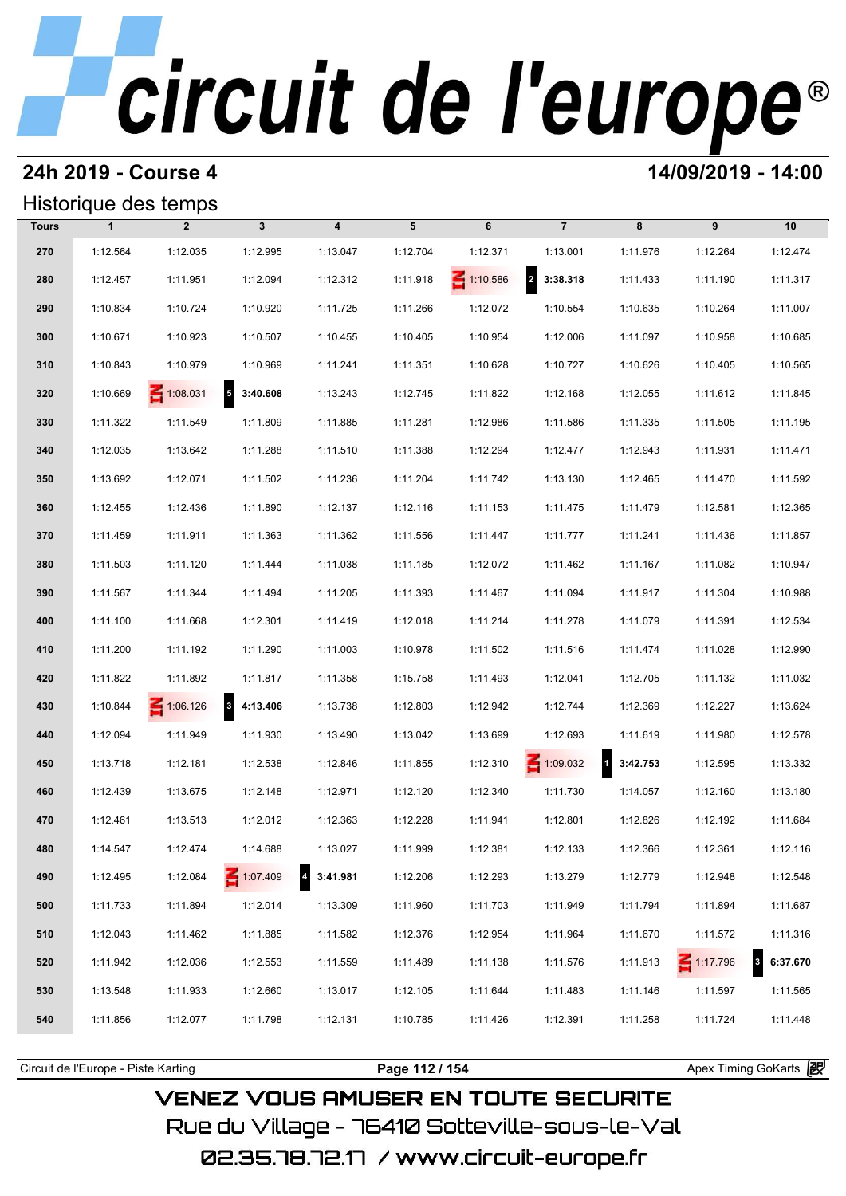# circuit de l'europe®

## 24h 2019 - Course 4

**14/09/2019 - 14:00**

### Historique des temps

| Tours | 1 | 2 | 3 | 4 | 5 | 6 | 7 | 8 | 9 | 10 |
|---|---|---|---|---|---|---|---|---|---|---|
| 270 | 1:12.564 | 1:12.035 | 1:12.995 | 1:13.047 | 1:12.704 | 1:12.371 | 1:13.001 | 1:11.976 | 1:12.264 | 1:12.474 |
| 280 | 1:12.457 | 1:11.951 | 1:12.094 | 1:12.312 | 1:11.918 | IN 1:10.586 | 2 **3:38.318** | 1:11.433 | 1:11.190 | 1:11.317 |
| 290 | 1:10.834 | 1:10.724 | 1:10.920 | 1:11.725 | 1:11.266 | 1:12.072 | 1:10.554 | 1:10.635 | 1:10.264 | 1:11.007 |
| 300 | 1:10.671 | 1:10.923 | 1:10.507 | 1:10.455 | 1:10.405 | 1:10.954 | 1:12.006 | 1:11.097 | 1:10.958 | 1:10.685 |
| 310 | 1:10.843 | 1:10.979 | 1:10.969 | 1:11.241 | 1:11.351 | 1:10.628 | 1:10.727 | 1:10.626 | 1:10.405 | 1:10.565 |
| 320 | 1:10.669 | IN 1:08.031 | 5 **3:40.608** | 1:13.243 | 1:12.745 | 1:11.822 | 1:12.168 | 1:12.055 | 1:11.612 | 1:11.845 |
| 330 | 1:11.322 | 1:11.549 | 1:11.809 | 1:11.885 | 1:11.281 | 1:12.986 | 1:11.586 | 1:11.335 | 1:11.505 | 1:11.195 |
| 340 | 1:12.035 | 1:13.642 | 1:11.288 | 1:11.510 | 1:11.388 | 1:12.294 | 1:12.477 | 1:12.943 | 1:11.931 | 1:11.471 |
| 350 | 1:13.692 | 1:12.071 | 1:11.502 | 1:11.236 | 1:11.204 | 1:11.742 | 1:13.130 | 1:12.465 | 1:11.470 | 1:11.592 |
| 360 | 1:12.455 | 1:12.436 | 1:11.890 | 1:12.137 | 1:12.116 | 1:11.153 | 1:11.475 | 1:11.479 | 1:12.581 | 1:12.365 |
| 370 | 1:11.459 | 1:11.911 | 1:11.363 | 1:11.362 | 1:11.556 | 1:11.447 | 1:11.777 | 1:11.241 | 1:11.436 | 1:11.857 |
| 380 | 1:11.503 | 1:11.120 | 1:11.444 | 1:11.038 | 1:11.185 | 1:12.072 | 1:11.462 | 1:11.167 | 1:11.082 | 1:10.947 |
| 390 | 1:11.567 | 1:11.344 | 1:11.494 | 1:11.205 | 1:11.393 | 1:11.467 | 1:11.094 | 1:11.917 | 1:11.304 | 1:10.988 |
| 400 | 1:11.100 | 1:11.668 | 1:12.301 | 1:11.419 | 1:12.018 | 1:11.214 | 1:11.278 | 1:11.079 | 1:11.391 | 1:12.534 |
| 410 | 1:11.200 | 1:11.192 | 1:11.290 | 1:11.003 | 1:10.978 | 1:11.502 | 1:11.516 | 1:11.474 | 1:11.028 | 1:12.990 |
| 420 | 1:11.822 | 1:11.892 | 1:11.817 | 1:11.358 | 1:15.758 | 1:11.493 | 1:12.041 | 1:12.705 | 1:11.132 | 1:11.032 |
| 430 | 1:10.844 | IN 1:06.126 | 3 **4:13.406** | 1:13.738 | 1:12.803 | 1:12.942 | 1:12.744 | 1:12.369 | 1:12.227 | 1:13.624 |
| 440 | 1:12.094 | 1:11.949 | 1:11.930 | 1:13.490 | 1:13.042 | 1:13.699 | 1:12.693 | 1:11.619 | 1:11.980 | 1:12.578 |
| 450 | 1:13.718 | 1:12.181 | 1:12.538 | 1:12.846 | 1:11.855 | 1:12.310 | IN 1:09.032 | 1 **3:42.753** | 1:12.595 | 1:13.332 |
| 460 | 1:12.439 | 1:13.675 | 1:12.148 | 1:12.971 | 1:12.120 | 1:12.340 | 1:11.730 | 1:14.057 | 1:12.160 | 1:13.180 |
| 470 | 1:12.461 | 1:13.513 | 1:12.012 | 1:12.363 | 1:12.228 | 1:11.941 | 1:12.801 | 1:12.826 | 1:12.192 | 1:11.684 |
| 480 | 1:14.547 | 1:12.474 | 1:14.688 | 1:13.027 | 1:11.999 | 1:12.381 | 1:12.133 | 1:12.366 | 1:12.361 | 1:12.116 |
| 490 | 1:12.495 | 1:12.084 | IN 1:07.409 | 4 **3:41.981** | 1:12.206 | 1:12.293 | 1:13.279 | 1:12.779 | 1:12.948 | 1:12.548 |
| 500 | 1:11.733 | 1:11.894 | 1:12.014 | 1:13.309 | 1:11.960 | 1:11.703 | 1:11.949 | 1:11.794 | 1:11.894 | 1:11.687 |
| 510 | 1:12.043 | 1:11.462 | 1:11.885 | 1:11.582 | 1:12.376 | 1:12.954 | 1:11.964 | 1:11.670 | 1:11.572 | 1:11.316 |
| 520 | 1:11.942 | 1:12.036 | 1:12.553 | 1:11.559 | 1:11.489 | 1:11.138 | 1:11.576 | 1:11.913 | IN 1:17.796 | 3 **6:37.670** |
| 530 | 1:13.548 | 1:11.933 | 1:12.660 | 1:13.017 | 1:12.105 | 1:11.644 | 1:11.483 | 1:11.146 | 1:11.597 | 1:11.565 |
| 540 | 1:11.856 | 1:12.077 | 1:11.798 | 1:12.131 | 1:10.785 | 1:11.426 | 1:12.391 | 1:11.258 | 1:11.724 | 1:11.448 |

Circuit de l'Europe - Piste Karting

Apex Timing GoKarts

VENEZ VOUS AMUSER EN TOUTE SECURITE

Rue du Village - 76410 Sotteville-sous-le-Val

02.35.78.72.17 / www.circuit-europe.fr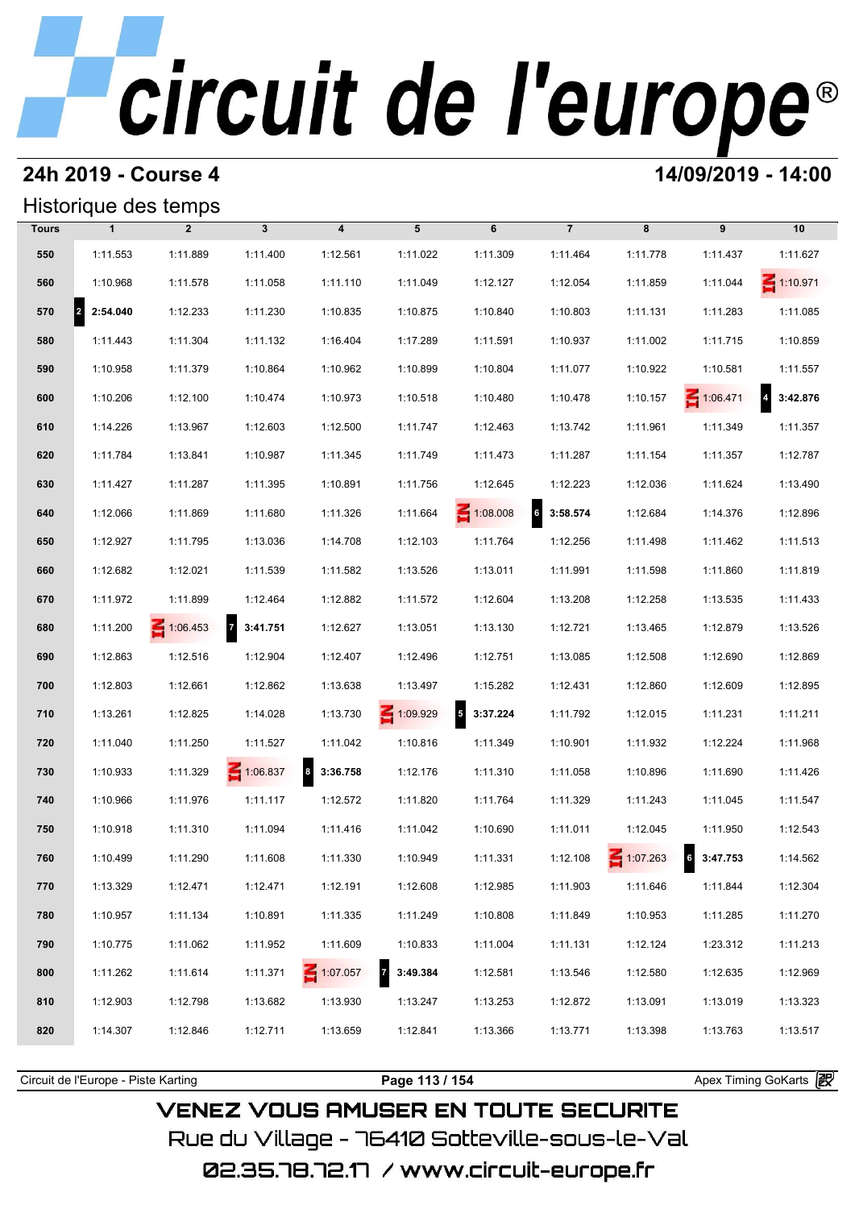# circuit de l'europe®

## 24h 2019 - Course 4

**14/09/2019 - 14:00**

### Historique des temps

| Tours | 1 | 2 | 3 | 4 | 5 | 6 | 7 | 8 | 9 | 10 |
|---|---|---|---|---|---|---|---|---|---|---|
| 550 | 1:11.553 | 1:11.889 | 1:11.400 | 1:12.561 | 1:11.022 | 1:11.309 | 1:11.464 | 1:11.778 | 1:11.437 | 1:11.627 |
| 560 | 1:10.968 | 1:11.578 | 1:11.058 | 1:11.110 | 1:11.049 | 1:12.127 | 1:12.054 | 1:11.859 | 1:11.044 | IN 1:10.971 |
| 570 | 2 **2:54.040** | 1:12.233 | 1:11.230 | 1:10.835 | 1:10.875 | 1:10.840 | 1:10.803 | 1:11.131 | 1:11.283 | 1:11.085 |
| 580 | 1:11.443 | 1:11.304 | 1:11.132 | 1:16.404 | 1:17.289 | 1:11.591 | 1:10.937 | 1:11.002 | 1:11.715 | 1:10.859 |
| 590 | 1:10.958 | 1:11.379 | 1:10.864 | 1:10.962 | 1:10.899 | 1:10.804 | 1:11.077 | 1:10.922 | 1:10.581 | 1:11.557 |
| 600 | 1:10.206 | 1:12.100 | 1:10.474 | 1:10.973 | 1:10.518 | 1:10.480 | 1:10.478 | 1:10.157 | IN 1:06.471 | 4 **3:42.876** |
| 610 | 1:14.226 | 1:13.967 | 1:12.603 | 1:12.500 | 1:11.747 | 1:12.463 | 1:13.742 | 1:11.961 | 1:11.349 | 1:11.357 |
| 620 | 1:11.784 | 1:13.841 | 1:10.987 | 1:11.345 | 1:11.749 | 1:11.473 | 1:11.287 | 1:11.154 | 1:11.357 | 1:12.787 |
| 630 | 1:11.427 | 1:11.287 | 1:11.395 | 1:10.891 | 1:11.756 | 1:12.645 | 1:12.223 | 1:12.036 | 1:11.624 | 1:13.490 |
| 640 | 1:12.066 | 1:11.869 | 1:11.680 | 1:11.326 | 1:11.664 | IN 1:08.008 | 6 **3:58.574** | 1:12.684 | 1:14.376 | 1:12.896 |
| 650 | 1:12.927 | 1:11.795 | 1:13.036 | 1:14.708 | 1:12.103 | 1:11.764 | 1:12.256 | 1:11.498 | 1:11.462 | 1:11.513 |
| 660 | 1:12.682 | 1:12.021 | 1:11.539 | 1:11.582 | 1:13.526 | 1:13.011 | 1:11.991 | 1:11.598 | 1:11.860 | 1:11.819 |
| 670 | 1:11.972 | 1:11.899 | 1:12.464 | 1:12.882 | 1:11.572 | 1:12.604 | 1:13.208 | 1:12.258 | 1:13.535 | 1:11.433 |
| 680 | 1:11.200 | IN 1:06.453 | 7 **3:41.751** | 1:12.627 | 1:13.051 | 1:13.130 | 1:12.721 | 1:13.465 | 1:12.879 | 1:13.526 |
| 690 | 1:12.863 | 1:12.516 | 1:12.904 | 1:12.407 | 1:12.496 | 1:12.751 | 1:13.085 | 1:12.508 | 1:12.690 | 1:12.869 |
| 700 | 1:12.803 | 1:12.661 | 1:12.862 | 1:13.638 | 1:13.497 | 1:15.282 | 1:12.431 | 1:12.860 | 1:12.609 | 1:12.895 |
| 710 | 1:13.261 | 1:12.825 | 1:14.028 | 1:13.730 | IN 1:09.929 | 5 **3:37.224** | 1:11.792 | 1:12.015 | 1:11.231 | 1:11.211 |
| 720 | 1:11.040 | 1:11.250 | 1:11.527 | 1:11.042 | 1:10.816 | 1:11.349 | 1:10.901 | 1:11.932 | 1:12.224 | 1:11.968 |
| 730 | 1:10.933 | 1:11.329 | IN 1:06.837 | 8 **3:36.758** | 1:12.176 | 1:11.310 | 1:11.058 | 1:10.896 | 1:11.690 | 1:11.426 |
| 740 | 1:10.966 | 1:11.976 | 1:11.117 | 1:12.572 | 1:11.820 | 1:11.764 | 1:11.329 | 1:11.243 | 1:11.045 | 1:11.547 |
| 750 | 1:10.918 | 1:11.310 | 1:11.094 | 1:11.416 | 1:11.042 | 1:10.690 | 1:11.011 | 1:12.045 | 1:11.950 | 1:12.543 |
| 760 | 1:10.499 | 1:11.290 | 1:11.608 | 1:11.330 | 1:10.949 | 1:11.331 | 1:12.108 | IN 1:07.263 | 6 **3:47.753** | 1:14.562 |
| 770 | 1:13.329 | 1:12.471 | 1:12.471 | 1:12.191 | 1:12.608 | 1:12.985 | 1:11.903 | 1:11.646 | 1:11.844 | 1:12.304 |
| 780 | 1:10.957 | 1:11.134 | 1:10.891 | 1:11.335 | 1:11.249 | 1:10.808 | 1:11.849 | 1:10.953 | 1:11.285 | 1:11.270 |
| 790 | 1:10.775 | 1:11.062 | 1:11.952 | 1:11.609 | 1:10.833 | 1:11.004 | 1:11.131 | 1:12.124 | 1:23.312 | 1:11.213 |
| 800 | 1:11.262 | 1:11.614 | 1:11.371 | IN 1:07.057 | 7 **3:49.384** | 1:12.581 | 1:13.546 | 1:12.580 | 1:12.635 | 1:12.969 |
| 810 | 1:12.903 | 1:12.798 | 1:13.682 | 1:13.930 | 1:13.247 | 1:13.253 | 1:12.872 | 1:13.091 | 1:13.019 | 1:13.323 |
| 820 | 1:14.307 | 1:12.846 | 1:12.711 | 1:13.659 | 1:12.841 | 1:13.366 | 1:13.771 | 1:13.398 | 1:13.763 | 1:13.517 |

Circuit de l'Europe - Piste Karting | Apex Timing GoKarts

VENEZ VOUS AMUSER EN TOUTE SECURITE

Rue du Village - 76410 Sotteville-sous-le-Val

02.35.78.72.17 / www.circuit-europe.fr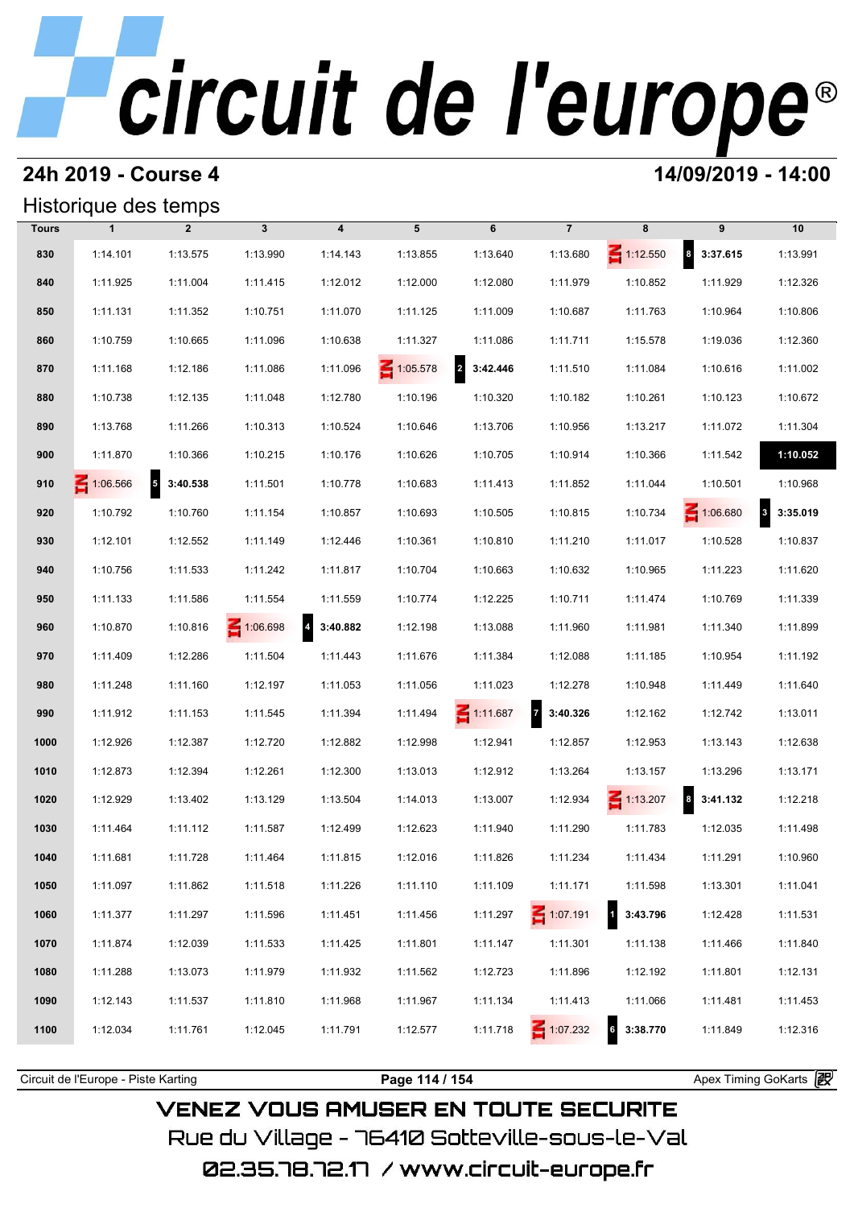# circuit de l'europe®

## 24h 2019 - Course 4

**14/09/2019 - 14:00**

### Historique des temps

| Tours | 1 | 2 | 3 | 4 | 5 | 6 | 7 | 8 | 9 | 10 |
|---|---|---|---|---|---|---|---|---|---|---|
| 830 | 1:14.101 | 1:13.575 | 1:13.990 | 1:14.143 | 1:13.855 | 1:13.640 | 1:13.680 | IN 1:12.550 | 8 **3:37.615** | 1:13.991 |
| 840 | 1:11.925 | 1:11.004 | 1:11.415 | 1:12.012 | 1:12.000 | 1:12.080 | 1:11.979 | 1:10.852 | 1:11.929 | 1:12.326 |
| 850 | 1:11.131 | 1:11.352 | 1:10.751 | 1:11.070 | 1:11.125 | 1:11.009 | 1:10.687 | 1:11.763 | 1:10.964 | 1:10.806 |
| 860 | 1:10.759 | 1:10.665 | 1:11.096 | 1:10.638 | 1:11.327 | 1:11.086 | 1:11.711 | 1:15.578 | 1:19.036 | 1:12.360 |
| 870 | 1:11.168 | 1:12.186 | 1:11.086 | 1:11.096 | IN 1:05.578 | 2 **3:42.446** | 1:11.510 | 1:11.084 | 1:10.616 | 1:11.002 |
| 880 | 1:10.738 | 1:12.135 | 1:11.048 | 1:12.780 | 1:10.196 | 1:10.320 | 1:10.182 | 1:10.261 | 1:10.123 | 1:10.672 |
| 890 | 1:13.768 | 1:11.266 | 1:10.313 | 1:10.524 | 1:10.646 | 1:13.706 | 1:10.956 | 1:13.217 | 1:11.072 | 1:11.304 |
| 900 | 1:11.870 | 1:10.366 | 1:10.215 | 1:10.176 | 1:10.626 | 1:10.705 | 1:10.914 | 1:10.366 | 1:11.542 | **1:10.052** |
| 910 | IN 1:06.566 | 5 **3:40.538** | 1:11.501 | 1:10.778 | 1:10.683 | 1:11.413 | 1:11.852 | 1:11.044 | 1:10.501 | 1:10.968 |
| 920 | 1:10.792 | 1:10.760 | 1:11.154 | 1:10.857 | 1:10.693 | 1:10.505 | 1:10.815 | 1:10.734 | IN 1:06.680 | 3 **3:35.019** |
| 930 | 1:12.101 | 1:12.552 | 1:11.149 | 1:12.446 | 1:10.361 | 1:10.810 | 1:11.210 | 1:11.017 | 1:10.528 | 1:10.837 |
| 940 | 1:10.756 | 1:11.533 | 1:11.242 | 1:11.817 | 1:10.704 | 1:10.663 | 1:10.632 | 1:10.965 | 1:11.223 | 1:11.620 |
| 950 | 1:11.133 | 1:11.586 | 1:11.554 | 1:11.559 | 1:10.774 | 1:12.225 | 1:10.711 | 1:11.474 | 1:10.769 | 1:11.339 |
| 960 | 1:10.870 | 1:10.816 | IN 1:06.698 | 4 **3:40.882** | 1:12.198 | 1:13.088 | 1:11.960 | 1:11.981 | 1:11.340 | 1:11.899 |
| 970 | 1:11.409 | 1:12.286 | 1:11.504 | 1:11.443 | 1:11.676 | 1:11.384 | 1:12.088 | 1:11.185 | 1:10.954 | 1:11.192 |
| 980 | 1:11.248 | 1:11.160 | 1:12.197 | 1:11.053 | 1:11.056 | 1:11.023 | 1:12.278 | 1:10.948 | 1:11.449 | 1:11.640 |
| 990 | 1:11.912 | 1:11.153 | 1:11.545 | 1:11.394 | 1:11.494 | IN 1:11.687 | 7 **3:40.326** | 1:12.162 | 1:12.742 | 1:13.011 |
| 1000 | 1:12.926 | 1:12.387 | 1:12.720 | 1:12.882 | 1:12.998 | 1:12.941 | 1:12.857 | 1:12.953 | 1:13.143 | 1:12.638 |
| 1010 | 1:12.873 | 1:12.394 | 1:12.261 | 1:12.300 | 1:13.013 | 1:12.912 | 1:13.264 | 1:13.157 | 1:13.296 | 1:13.171 |
| 1020 | 1:12.929 | 1:13.402 | 1:13.129 | 1:13.504 | 1:14.013 | 1:13.007 | 1:12.934 | IN 1:13.207 | 8 **3:41.132** | 1:12.218 |
| 1030 | 1:11.464 | 1:11.112 | 1:11.587 | 1:12.499 | 1:12.623 | 1:11.940 | 1:11.290 | 1:11.783 | 1:12.035 | 1:11.498 |
| 1040 | 1:11.681 | 1:11.728 | 1:11.464 | 1:11.815 | 1:12.016 | 1:11.826 | 1:11.234 | 1:11.434 | 1:11.291 | 1:10.960 |
| 1050 | 1:11.097 | 1:11.862 | 1:11.518 | 1:11.226 | 1:11.110 | 1:11.109 | 1:11.171 | 1:11.598 | 1:13.301 | 1:11.041 |
| 1060 | 1:11.377 | 1:11.297 | 1:11.596 | 1:11.451 | 1:11.456 | 1:11.297 | IN 1:07.191 | 1 **3:43.796** | 1:12.428 | 1:11.531 |
| 1070 | 1:11.874 | 1:12.039 | 1:11.533 | 1:11.425 | 1:11.801 | 1:11.147 | 1:11.301 | 1:11.138 | 1:11.466 | 1:11.840 |
| 1080 | 1:11.288 | 1:13.073 | 1:11.979 | 1:11.932 | 1:11.562 | 1:12.723 | 1:11.896 | 1:12.192 | 1:11.801 | 1:12.131 |
| 1090 | 1:12.143 | 1:11.537 | 1:11.810 | 1:11.968 | 1:11.967 | 1:11.134 | 1:11.413 | 1:11.066 | 1:11.481 | 1:11.453 |
| 1100 | 1:12.034 | 1:11.761 | 1:12.045 | 1:11.791 | 1:12.577 | 1:11.718 | IN 1:07.232 | 6 **3:38.770** | 1:11.849 | 1:12.316 |

Circuit de l'Europe - Piste Karting | Apex Timing GoKarts

VENEZ VOUS AMUSER EN TOUTE SECURITE
Rue du Village - 76410 Sotteville-sous-le-Val
02.35.78.72.17 / www.circuit-europe.fr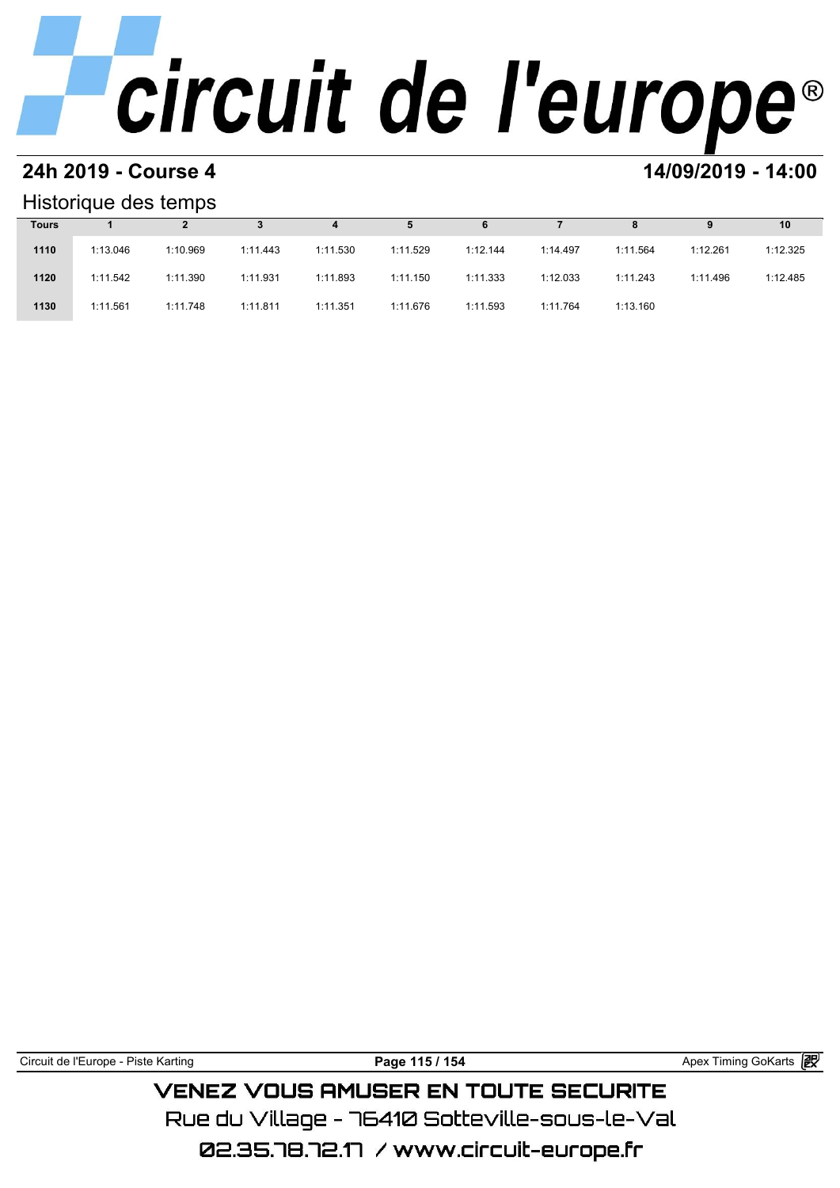## 24h 2019 - Course 4

**14/09/2019 - 14:00**

### Historique des temps

| Tours | 1 | 2 | 3 | 4 | 5 | 6 | 7 | 8 | 9 | 10 |
|---|---|---|---|---|---|---|---|---|---|---|
| 1110 | 1:13.046 | 1:10.969 | 1:11.443 | 1:11.530 | 1:11.529 | 1:12.144 | 1:14.497 | 1:11.564 | 1:12.261 | 1:12.325 |
| 1120 | 1:11.542 | 1:11.390 | 1:11.931 | 1:11.893 | 1:11.150 | 1:11.333 | 1:12.033 | 1:11.243 | 1:11.496 | 1:12.485 |
| 1130 | 1:11.561 | 1:11.748 | 1:11.811 | 1:11.351 | 1:11.676 | 1:11.593 | 1:11.764 | 1:13.160 | | |

VENEZ VOUS AMUSER EN TOUTE SECURITE

Rue du Village - 76410 Sotteville-sous-le-Val

02.35.78.72.17 / www.circuit-europe.fr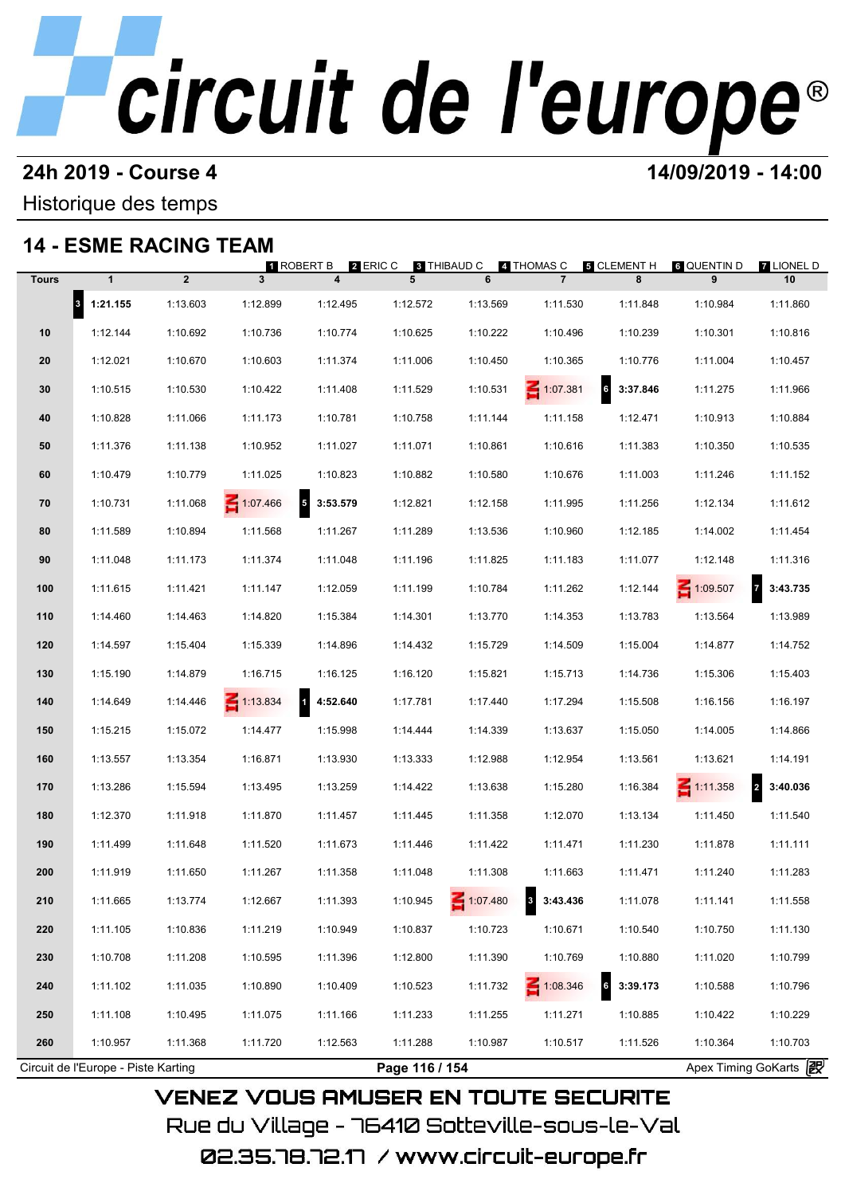# circuit de l'europe®

## 24h 2019 - Course 4

**14/09/2019 - 14:00**

Historique des temps

## 14 - ESME RACING TEAM

1 ROBERT B | 2 ERIC C | 3 THIBAUD C | 4 THOMAS C | 5 CLEMENT H | 6 QUENTIN D | 7 LIONEL D

| Tours | 1 | 2 | 3 | 4 | 5 | 6 | 7 | 8 | 9 | 10 |
|---|---|---|---|---|---|---|---|---|---|---|
| | 3 **1:21.155** | 1:13.603 | 1:12.899 | 1:12.495 | 1:12.572 | 1:13.569 | 1:11.530 | 1:11.848 | 1:10.984 | 1:11.860 |
| 10 | 1:12.144 | 1:10.692 | 1:10.736 | 1:10.774 | 1:10.625 | 1:10.222 | 1:10.496 | 1:10.239 | 1:10.301 | 1:10.816 |
| 20 | 1:12.021 | 1:10.670 | 1:10.603 | 1:11.374 | 1:11.006 | 1:10.450 | 1:10.365 | 1:10.776 | 1:11.004 | 1:10.457 |
| 30 | 1:10.515 | 1:10.530 | 1:10.422 | 1:11.408 | 1:11.529 | 1:10.531 | IN 1:07.381 | 6 **3:37.846** | 1:11.275 | 1:11.966 |
| 40 | 1:10.828 | 1:11.066 | 1:11.173 | 1:10.781 | 1:10.758 | 1:11.144 | 1:11.158 | 1:12.471 | 1:10.913 | 1:10.884 |
| 50 | 1:11.376 | 1:11.138 | 1:10.952 | 1:11.027 | 1:11.071 | 1:10.861 | 1:10.616 | 1:11.383 | 1:10.350 | 1:10.535 |
| 60 | 1:10.479 | 1:10.779 | 1:11.025 | 1:10.823 | 1:10.882 | 1:10.580 | 1:10.676 | 1:11.003 | 1:11.246 | 1:11.152 |
| 70 | 1:10.731 | 1:11.068 | IN 1:07.466 | 5 **3:53.579** | 1:12.821 | 1:12.158 | 1:11.995 | 1:11.256 | 1:12.134 | 1:11.612 |
| 80 | 1:11.589 | 1:10.894 | 1:11.568 | 1:11.267 | 1:11.289 | 1:13.536 | 1:10.960 | 1:12.185 | 1:14.002 | 1:11.454 |
| 90 | 1:11.048 | 1:11.173 | 1:11.374 | 1:11.048 | 1:11.196 | 1:11.825 | 1:11.183 | 1:11.077 | 1:12.148 | 1:11.316 |
| 100 | 1:11.615 | 1:11.421 | 1:11.147 | 1:12.059 | 1:11.199 | 1:10.784 | 1:11.262 | 1:12.144 | IN 1:09.507 | 7 **3:43.735** |
| 110 | 1:14.460 | 1:14.463 | 1:14.820 | 1:15.384 | 1:14.301 | 1:13.770 | 1:14.353 | 1:13.783 | 1:13.564 | 1:13.989 |
| 120 | 1:14.597 | 1:15.404 | 1:15.339 | 1:14.896 | 1:14.432 | 1:15.729 | 1:14.509 | 1:15.004 | 1:14.877 | 1:14.752 |
| 130 | 1:15.190 | 1:14.879 | 1:16.715 | 1:16.125 | 1:16.120 | 1:15.821 | 1:15.713 | 1:14.736 | 1:15.306 | 1:15.403 |
| 140 | 1:14.649 | 1:14.446 | IN 1:13.834 | 1 **4:52.640** | 1:17.781 | 1:17.440 | 1:17.294 | 1:15.508 | 1:16.156 | 1:16.197 |
| 150 | 1:15.215 | 1:15.072 | 1:14.477 | 1:15.998 | 1:14.444 | 1:14.339 | 1:13.637 | 1:15.050 | 1:14.005 | 1:14.866 |
| 160 | 1:13.557 | 1:13.354 | 1:16.871 | 1:13.930 | 1:13.333 | 1:12.988 | 1:12.954 | 1:13.561 | 1:13.621 | 1:14.191 |
| 170 | 1:13.286 | 1:15.594 | 1:13.495 | 1:13.259 | 1:14.422 | 1:13.638 | 1:15.280 | 1:16.384 | IN 1:11.358 | 2 **3:40.036** |
| 180 | 1:12.370 | 1:11.918 | 1:11.870 | 1:11.457 | 1:11.445 | 1:11.358 | 1:12.070 | 1:13.134 | 1:11.450 | 1:11.540 |
| 190 | 1:11.499 | 1:11.648 | 1:11.520 | 1:11.673 | 1:11.446 | 1:11.422 | 1:11.471 | 1:11.230 | 1:11.878 | 1:11.111 |
| 200 | 1:11.919 | 1:11.650 | 1:11.267 | 1:11.358 | 1:11.048 | 1:11.308 | 1:11.663 | 1:11.471 | 1:11.240 | 1:11.283 |
| 210 | 1:11.665 | 1:13.774 | 1:12.667 | 1:11.393 | 1:10.945 | IN 1:07.480 | 3 **3:43.436** | 1:11.078 | 1:11.141 | 1:11.558 |
| 220 | 1:11.105 | 1:10.836 | 1:11.219 | 1:10.949 | 1:10.837 | 1:10.723 | 1:10.671 | 1:10.540 | 1:10.750 | 1:11.130 |
| 230 | 1:10.708 | 1:11.208 | 1:10.595 | 1:11.396 | 1:12.800 | 1:11.390 | 1:10.769 | 1:10.880 | 1:11.020 | 1:10.799 |
| 240 | 1:11.102 | 1:11.035 | 1:10.890 | 1:10.409 | 1:10.523 | 1:11.732 | IN 1:08.346 | 6 **3:39.173** | 1:10.588 | 1:10.796 |
| 250 | 1:11.108 | 1:10.495 | 1:11.075 | 1:11.166 | 1:11.233 | 1:11.255 | 1:11.271 | 1:10.885 | 1:10.422 | 1:10.229 |
| 260 | 1:10.957 | 1:11.368 | 1:11.720 | 1:12.563 | 1:11.288 | 1:10.987 | 1:10.517 | 1:11.526 | 1:10.364 | 1:10.703 |

Circuit de l'Europe - Piste Karting | Apex Timing GoKarts

VENEZ VOUS AMUSER EN TOUTE SECURITE

Rue du Village - 76410 Sotteville-sous-le-Val

02.35.78.72.17 / www.circuit-europe.fr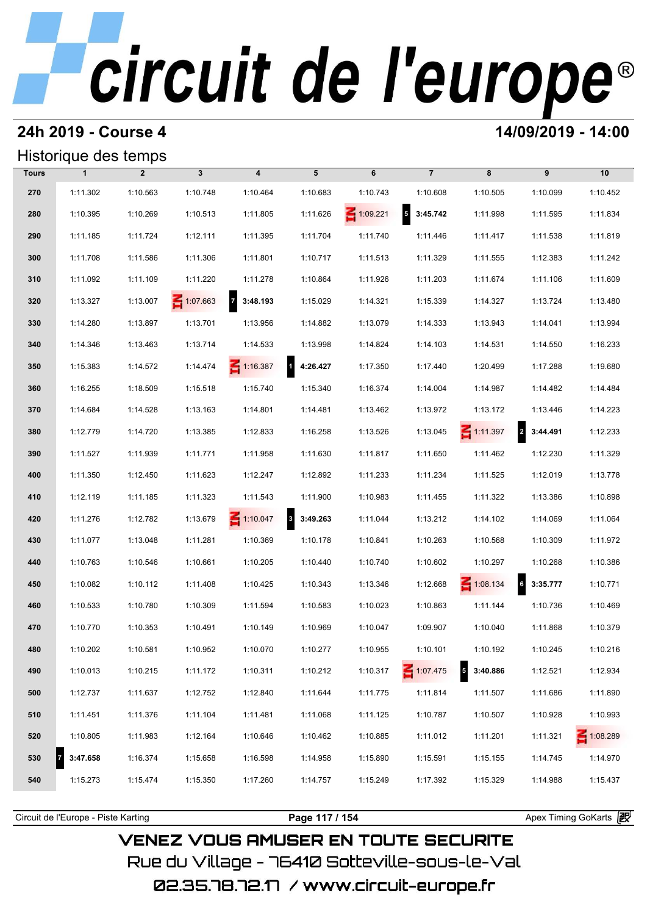# circuit de l'europe

## 24h 2019 - Course 4

**14/09/2019 - 14:00**

### Historique des temps

| Tours | 1 | 2 | 3 | 4 | 5 | 6 | 7 | 8 | 9 | 10 |
|---|---|---|---|---|---|---|---|---|---|---|
| 270 | 1:11.302 | 1:10.563 | 1:10.748 | 1:10.464 | 1:10.683 | 1:10.743 | 1:10.608 | 1:10.505 | 1:10.099 | 1:10.452 |
| 280 | 1:10.395 | 1:10.269 | 1:10.513 | 1:11.805 | 1:11.626 | IN 1:09.221 | 5 **3:45.742** | 1:11.998 | 1:11.595 | 1:11.834 |
| 290 | 1:11.185 | 1:11.724 | 1:12.111 | 1:11.395 | 1:11.704 | 1:11.740 | 1:11.446 | 1:11.417 | 1:11.538 | 1:11.819 |
| 300 | 1:11.708 | 1:11.586 | 1:11.306 | 1:11.801 | 1:10.717 | 1:11.513 | 1:11.329 | 1:11.555 | 1:12.383 | 1:11.242 |
| 310 | 1:11.092 | 1:11.109 | 1:11.220 | 1:11.278 | 1:10.864 | 1:11.926 | 1:11.203 | 1:11.674 | 1:11.106 | 1:11.609 |
| 320 | 1:13.327 | 1:13.007 | IN 1:07.663 | 7 **3:48.193** | 1:15.029 | 1:14.321 | 1:15.339 | 1:14.327 | 1:13.724 | 1:13.480 |
| 330 | 1:14.280 | 1:13.897 | 1:13.701 | 1:13.956 | 1:14.882 | 1:13.079 | 1:14.333 | 1:13.943 | 1:14.041 | 1:13.994 |
| 340 | 1:14.346 | 1:13.463 | 1:13.714 | 1:14.533 | 1:13.998 | 1:14.824 | 1:14.103 | 1:14.531 | 1:14.550 | 1:16.233 |
| 350 | 1:15.383 | 1:14.572 | 1:14.474 | IN 1:16.387 | 1 **4:26.427** | 1:17.350 | 1:17.440 | 1:20.499 | 1:17.288 | 1:19.680 |
| 360 | 1:16.255 | 1:18.509 | 1:15.518 | 1:15.740 | 1:15.340 | 1:16.374 | 1:14.004 | 1:14.987 | 1:14.482 | 1:14.484 |
| 370 | 1:14.684 | 1:14.528 | 1:13.163 | 1:14.801 | 1:14.481 | 1:13.462 | 1:13.972 | 1:13.172 | 1:13.446 | 1:14.223 |
| 380 | 1:12.779 | 1:14.720 | 1:13.385 | 1:12.833 | 1:16.258 | 1:13.526 | 1:13.045 | IN 1:11.397 | 2 **3:44.491** | 1:12.233 |
| 390 | 1:11.527 | 1:11.939 | 1:11.771 | 1:11.958 | 1:11.630 | 1:11.817 | 1:11.650 | 1:11.462 | 1:12.230 | 1:11.329 |
| 400 | 1:11.350 | 1:12.450 | 1:11.623 | 1:12.247 | 1:12.892 | 1:11.233 | 1:11.234 | 1:11.525 | 1:12.019 | 1:13.778 |
| 410 | 1:12.119 | 1:11.185 | 1:11.323 | 1:11.543 | 1:11.900 | 1:10.983 | 1:11.455 | 1:11.322 | 1:13.386 | 1:10.898 |
| 420 | 1:11.276 | 1:12.782 | 1:13.679 | IN 1:10.047 | 3 **3:49.263** | 1:11.044 | 1:13.212 | 1:14.102 | 1:14.069 | 1:11.064 |
| 430 | 1:11.077 | 1:13.048 | 1:11.281 | 1:10.369 | 1:10.178 | 1:10.841 | 1:10.263 | 1:10.568 | 1:10.309 | 1:11.972 |
| 440 | 1:10.763 | 1:10.546 | 1:10.661 | 1:10.205 | 1:10.440 | 1:10.740 | 1:10.602 | 1:10.297 | 1:10.268 | 1:10.386 |
| 450 | 1:10.082 | 1:10.112 | 1:11.408 | 1:10.425 | 1:10.343 | 1:13.346 | 1:12.668 | IN 1:08.134 | 6 **3:35.777** | 1:10.771 |
| 460 | 1:10.533 | 1:10.780 | 1:10.309 | 1:11.594 | 1:10.583 | 1:10.023 | 1:10.863 | 1:11.144 | 1:10.736 | 1:10.469 |
| 470 | 1:10.770 | 1:10.353 | 1:10.491 | 1:10.149 | 1:10.969 | 1:10.047 | 1:09.907 | 1:10.040 | 1:11.868 | 1:10.379 |
| 480 | 1:10.202 | 1:10.581 | 1:10.952 | 1:10.070 | 1:10.277 | 1:10.955 | 1:10.101 | 1:10.192 | 1:10.245 | 1:10.216 |
| 490 | 1:10.013 | 1:10.215 | 1:11.172 | 1:10.311 | 1:10.212 | 1:10.317 | IN 1:07.475 | 5 **3:40.886** | 1:12.521 | 1:12.934 |
| 500 | 1:12.737 | 1:11.637 | 1:12.752 | 1:12.840 | 1:11.644 | 1:11.775 | 1:11.814 | 1:11.507 | 1:11.686 | 1:11.890 |
| 510 | 1:11.451 | 1:11.376 | 1:11.104 | 1:11.481 | 1:11.068 | 1:11.125 | 1:10.787 | 1:10.507 | 1:10.928 | 1:10.993 |
| 520 | 1:10.805 | 1:11.983 | 1:12.164 | 1:10.646 | 1:10.462 | 1:10.885 | 1:11.012 | 1:11.201 | 1:11.321 | IN 1:08.289 |
| 530 | 7 **3:47.658** | 1:16.374 | 1:15.658 | 1:16.598 | 1:14.958 | 1:15.890 | 1:15.591 | 1:15.155 | 1:14.745 | 1:14.970 |
| 540 | 1:15.273 | 1:15.474 | 1:15.350 | 1:17.260 | 1:14.757 | 1:15.249 | 1:17.392 | 1:15.329 | 1:14.988 | 1:15.437 |

Circuit de l'Europe - Piste Karting — Apex Timing GoKarts

VENEZ VOUS AMUSER EN TOUTE SECURITE

Rue du Village - 76410 Sotteville-sous-le-Val

02.35.78.72.17 / www.circuit-europe.fr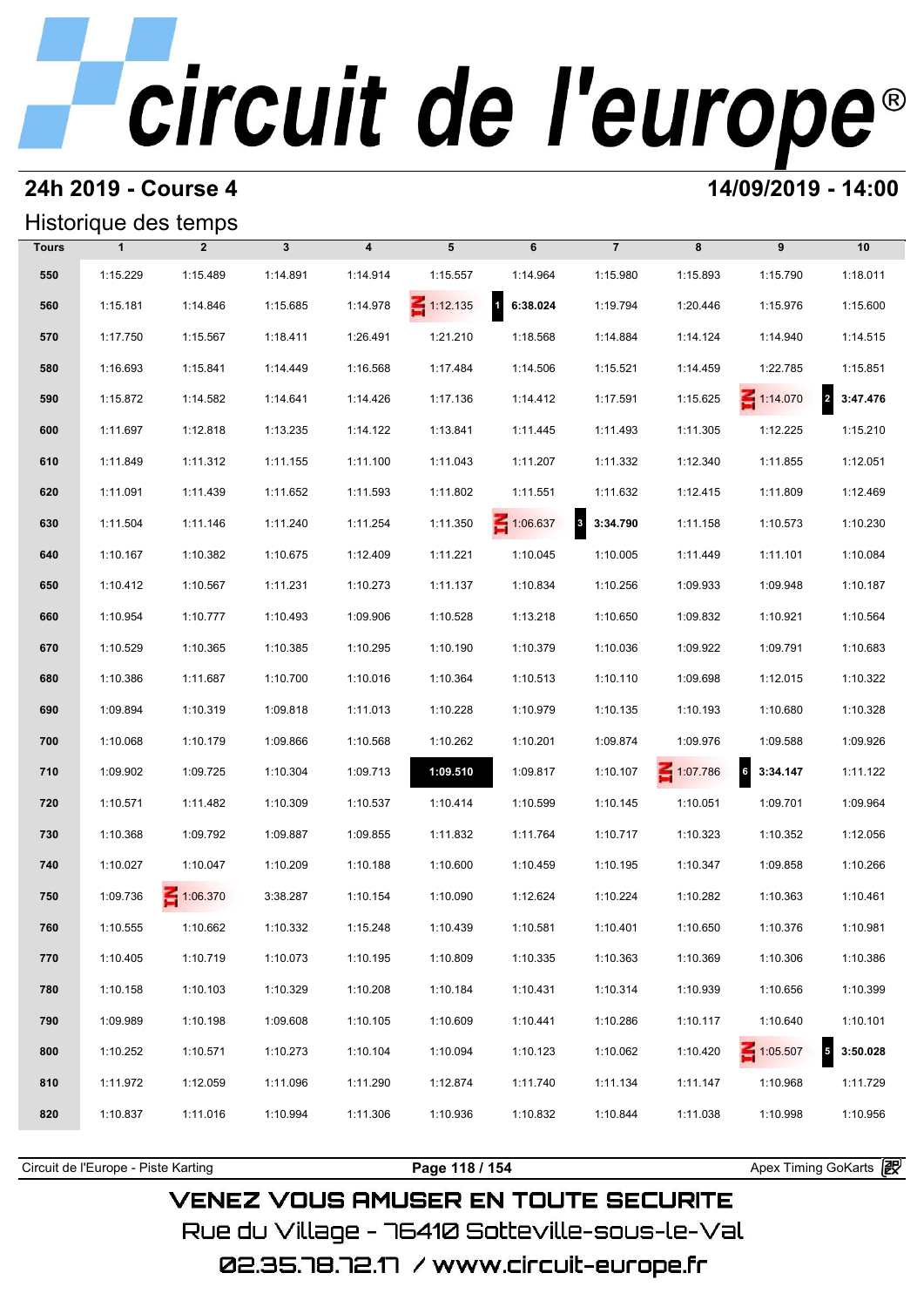# circuit de l'europe

## 24h 2019 - Course 4

**14/09/2019 - 14:00**

### Historique des temps

| Tours | 1 | 2 | 3 | 4 | 5 | 6 | 7 | 8 | 9 | 10 |
|---|---|---|---|---|---|---|---|---|---|---|
| 550 | 1:15.229 | 1:15.489 | 1:14.891 | 1:14.914 | 1:15.557 | 1:14.964 | 1:15.980 | 1:15.893 | 1:15.790 | 1:18.011 |
| 560 | 1:15.181 | 1:14.846 | 1:15.685 | 1:14.978 | IN 1:12.135 | 1 **6:38.024** | 1:19.794 | 1:20.446 | 1:15.976 | 1:15.600 |
| 570 | 1:17.750 | 1:15.567 | 1:18.411 | 1:26.491 | 1:21.210 | 1:18.568 | 1:14.884 | 1:14.124 | 1:14.940 | 1:14.515 |
| 580 | 1:16.693 | 1:15.841 | 1:14.449 | 1:16.568 | 1:17.484 | 1:14.506 | 1:15.521 | 1:14.459 | 1:22.785 | 1:15.851 |
| 590 | 1:15.872 | 1:14.582 | 1:14.641 | 1:14.426 | 1:17.136 | 1:14.412 | 1:17.591 | 1:15.625 | IN 1:14.070 | 2 **3:47.476** |
| 600 | 1:11.697 | 1:12.818 | 1:13.235 | 1:14.122 | 1:13.841 | 1:11.445 | 1:11.493 | 1:11.305 | 1:12.225 | 1:15.210 |
| 610 | 1:11.849 | 1:11.312 | 1:11.155 | 1:11.100 | 1:11.043 | 1:11.207 | 1:11.332 | 1:12.340 | 1:11.855 | 1:12.051 |
| 620 | 1:11.091 | 1:11.439 | 1:11.652 | 1:11.593 | 1:11.802 | 1:11.551 | 1:11.632 | 1:12.415 | 1:11.809 | 1:12.469 |
| 630 | 1:11.504 | 1:11.146 | 1:11.240 | 1:11.254 | 1:11.350 | IN 1:06.637 | 3 **3:34.790** | 1:11.158 | 1:10.573 | 1:10.230 |
| 640 | 1:10.167 | 1:10.382 | 1:10.675 | 1:12.409 | 1:11.221 | 1:10.045 | 1:10.005 | 1:11.449 | 1:11.101 | 1:10.084 |
| 650 | 1:10.412 | 1:10.567 | 1:11.231 | 1:10.273 | 1:11.137 | 1:10.834 | 1:10.256 | 1:09.933 | 1:09.948 | 1:10.187 |
| 660 | 1:10.954 | 1:10.777 | 1:10.493 | 1:09.906 | 1:10.528 | 1:13.218 | 1:10.650 | 1:09.832 | 1:10.921 | 1:10.564 |
| 670 | 1:10.529 | 1:10.365 | 1:10.385 | 1:10.295 | 1:10.190 | 1:10.379 | 1:10.036 | 1:09.922 | 1:09.791 | 1:10.683 |
| 680 | 1:10.386 | 1:11.687 | 1:10.700 | 1:10.016 | 1:10.364 | 1:10.513 | 1:10.110 | 1:09.698 | 1:12.015 | 1:10.322 |
| 690 | 1:09.894 | 1:10.319 | 1:09.818 | 1:11.013 | 1:10.228 | 1:10.979 | 1:10.135 | 1:10.193 | 1:10.680 | 1:10.328 |
| 700 | 1:10.068 | 1:10.179 | 1:09.866 | 1:10.568 | 1:10.262 | 1:10.201 | 1:09.874 | 1:09.976 | 1:09.588 | 1:09.926 |
| 710 | 1:09.902 | 1:09.725 | 1:10.304 | 1:09.713 | **1:09.510** | 1:09.817 | 1:10.107 | IN 1:07.786 | 6 **3:34.147** | 1:11.122 |
| 720 | 1:10.571 | 1:11.482 | 1:10.309 | 1:10.537 | 1:10.414 | 1:10.599 | 1:10.145 | 1:10.051 | 1:09.701 | 1:09.964 |
| 730 | 1:10.368 | 1:09.792 | 1:09.887 | 1:09.855 | 1:11.832 | 1:11.764 | 1:10.717 | 1:10.323 | 1:10.352 | 1:12.056 |
| 740 | 1:10.027 | 1:10.047 | 1:10.209 | 1:10.188 | 1:10.600 | 1:10.459 | 1:10.195 | 1:10.347 | 1:09.858 | 1:10.266 |
| 750 | 1:09.736 | IN 1:06.370 | 3:38.287 | 1:10.154 | 1:10.090 | 1:12.624 | 1:10.224 | 1:10.282 | 1:10.363 | 1:10.461 |
| 760 | 1:10.555 | 1:10.662 | 1:10.332 | 1:15.248 | 1:10.439 | 1:10.581 | 1:10.401 | 1:10.650 | 1:10.376 | 1:10.981 |
| 770 | 1:10.405 | 1:10.719 | 1:10.073 | 1:10.195 | 1:10.809 | 1:10.335 | 1:10.363 | 1:10.369 | 1:10.306 | 1:10.386 |
| 780 | 1:10.158 | 1:10.103 | 1:10.329 | 1:10.208 | 1:10.184 | 1:10.431 | 1:10.314 | 1:10.939 | 1:10.656 | 1:10.399 |
| 790 | 1:09.989 | 1:10.198 | 1:09.608 | 1:10.105 | 1:10.609 | 1:10.441 | 1:10.286 | 1:10.117 | 1:10.640 | 1:10.101 |
| 800 | 1:10.252 | 1:10.571 | 1:10.273 | 1:10.104 | 1:10.094 | 1:10.123 | 1:10.062 | 1:10.420 | IN 1:05.507 | 5 **3:50.028** |
| 810 | 1:11.972 | 1:12.059 | 1:11.096 | 1:11.290 | 1:12.874 | 1:11.740 | 1:11.134 | 1:11.147 | 1:10.968 | 1:11.729 |
| 820 | 1:10.837 | 1:11.016 | 1:10.994 | 1:11.306 | 1:10.936 | 1:10.832 | 1:10.844 | 1:11.038 | 1:10.998 | 1:10.956 |

Circuit de l'Europe - Piste Karting — Apex Timing GoKarts

VENEZ VOUS AMUSER EN TOUTE SECURITE
Rue du Village - 76410 Sotteville-sous-le-Val
02.35.78.72.17 / www.circuit-europe.fr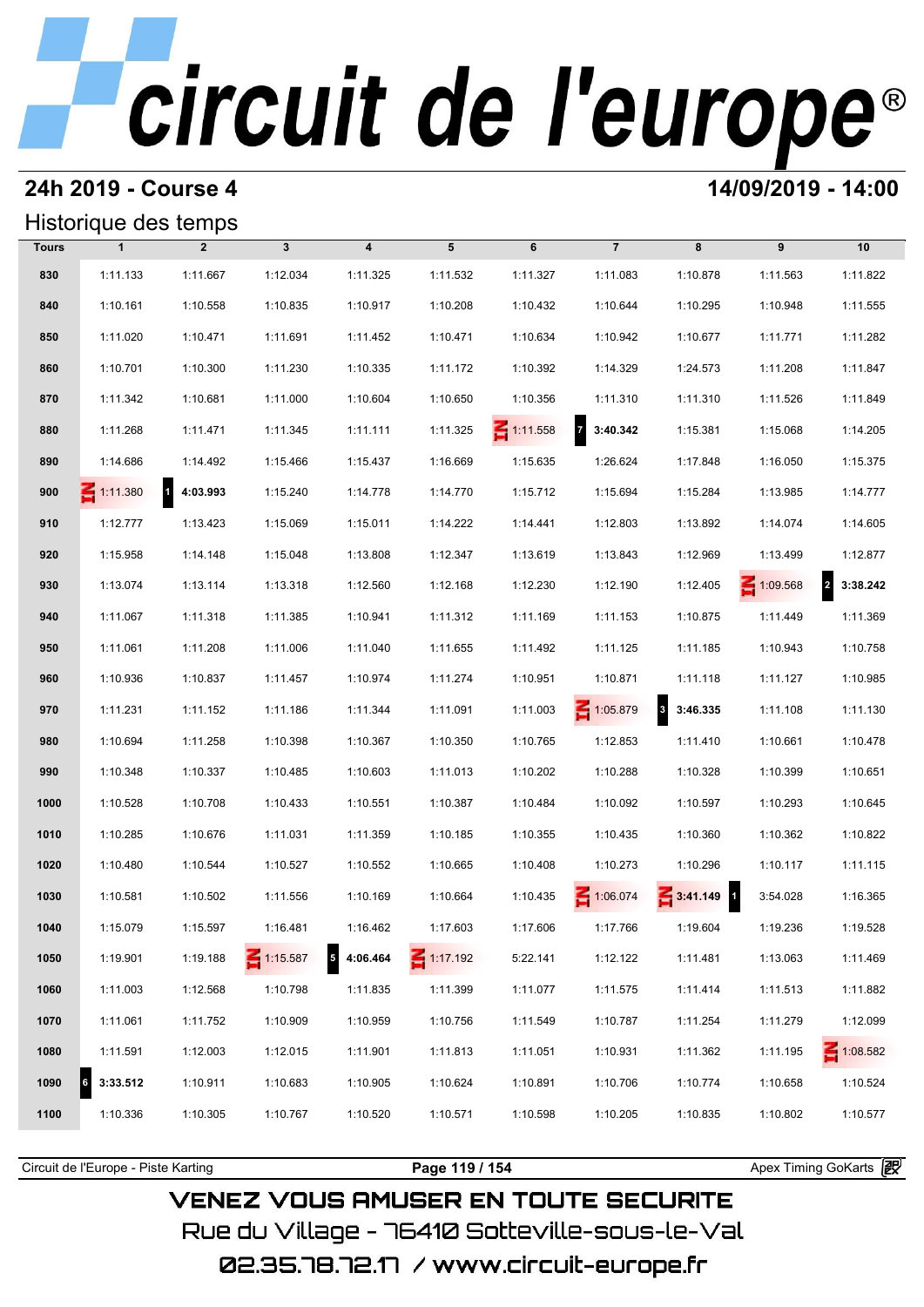# circuit de l'europe

## 24h 2019 - Course 4

## 14/09/2019 - 14:00

### Historique des temps

| Tours | 1 | 2 | 3 | 4 | 5 | 6 | 7 | 8 | 9 | 10 |
|---|---|---|---|---|---|---|---|---|---|---|
| 830 | 1:11.133 | 1:11.667 | 1:12.034 | 1:11.325 | 1:11.532 | 1:11.327 | 1:11.083 | 1:10.878 | 1:11.563 | 1:11.822 |
| 840 | 1:10.161 | 1:10.558 | 1:10.835 | 1:10.917 | 1:10.208 | 1:10.432 | 1:10.644 | 1:10.295 | 1:10.948 | 1:11.555 |
| 850 | 1:11.020 | 1:10.471 | 1:11.691 | 1:11.452 | 1:10.471 | 1:10.634 | 1:10.942 | 1:10.677 | 1:11.771 | 1:11.282 |
| 860 | 1:10.701 | 1:10.300 | 1:11.230 | 1:10.335 | 1:11.172 | 1:10.392 | 1:14.329 | 1:24.573 | 1:11.208 | 1:11.847 |
| 870 | 1:11.342 | 1:10.681 | 1:11.000 | 1:10.604 | 1:10.650 | 1:10.356 | 1:11.310 | 1:11.310 | 1:11.526 | 1:11.849 |
| 880 | 1:11.268 | 1:11.471 | 1:11.345 | 1:11.111 | 1:11.325 | IN 1:11.558 | 7 **3:40.342** | 1:15.381 | 1:15.068 | 1:14.205 |
| 890 | 1:14.686 | 1:14.492 | 1:15.466 | 1:15.437 | 1:16.669 | 1:15.635 | 1:26.624 | 1:17.848 | 1:16.050 | 1:15.375 |
| 900 | IN 1:11.380 | 1 **4:03.993** | 1:15.240 | 1:14.778 | 1:14.770 | 1:15.712 | 1:15.694 | 1:15.284 | 1:13.985 | 1:14.777 |
| 910 | 1:12.777 | 1:13.423 | 1:15.069 | 1:15.011 | 1:14.222 | 1:14.441 | 1:12.803 | 1:13.892 | 1:14.074 | 1:14.605 |
| 920 | 1:15.958 | 1:14.148 | 1:15.048 | 1:13.808 | 1:12.347 | 1:13.619 | 1:13.843 | 1:12.969 | 1:13.499 | 1:12.877 |
| 930 | 1:13.074 | 1:13.114 | 1:13.318 | 1:12.560 | 1:12.168 | 1:12.230 | 1:12.190 | 1:12.405 | IN 1:09.568 | 2 **3:38.242** |
| 940 | 1:11.067 | 1:11.318 | 1:11.385 | 1:10.941 | 1:11.312 | 1:11.169 | 1:11.153 | 1:10.875 | 1:11.449 | 1:11.369 |
| 950 | 1:11.061 | 1:11.208 | 1:11.006 | 1:11.040 | 1:11.655 | 1:11.492 | 1:11.125 | 1:11.185 | 1:10.943 | 1:10.758 |
| 960 | 1:10.936 | 1:10.837 | 1:11.457 | 1:10.974 | 1:11.274 | 1:10.951 | 1:10.871 | 1:11.118 | 1:11.127 | 1:10.985 |
| 970 | 1:11.231 | 1:11.152 | 1:11.186 | 1:11.344 | 1:11.091 | 1:11.003 | IN 1:05.879 | 3 **3:46.335** | 1:11.108 | 1:11.130 |
| 980 | 1:10.694 | 1:11.258 | 1:10.398 | 1:10.367 | 1:10.350 | 1:10.765 | 1:12.853 | 1:11.410 | 1:10.661 | 1:10.478 |
| 990 | 1:10.348 | 1:10.337 | 1:10.485 | 1:10.603 | 1:11.013 | 1:10.202 | 1:10.288 | 1:10.328 | 1:10.399 | 1:10.651 |
| 1000 | 1:10.528 | 1:10.708 | 1:10.433 | 1:10.551 | 1:10.387 | 1:10.484 | 1:10.092 | 1:10.597 | 1:10.293 | 1:10.645 |
| 1010 | 1:10.285 | 1:10.676 | 1:11.031 | 1:11.359 | 1:10.185 | 1:10.355 | 1:10.435 | 1:10.360 | 1:10.362 | 1:10.822 |
| 1020 | 1:10.480 | 1:10.544 | 1:10.527 | 1:10.552 | 1:10.665 | 1:10.408 | 1:10.273 | 1:10.296 | 1:10.117 | 1:11.115 |
| 1030 | 1:10.581 | 1:10.502 | 1:11.556 | 1:10.169 | 1:10.664 | 1:10.435 | IN 1:06.074 | IN 3:41.149 | 1 3:54.028 | 1:16.365 |
| 1040 | 1:15.079 | 1:15.597 | 1:16.481 | 1:16.462 | 1:17.603 | 1:17.606 | 1:17.766 | 1:19.604 | 1:19.236 | 1:19.528 |
| 1050 | 1:19.901 | 1:19.188 | IN 1:15.587 | 5 **4:06.464** | IN 1:17.192 | 5:22.141 | 1:12.122 | 1:11.481 | 1:13.063 | 1:11.469 |
| 1060 | 1:11.003 | 1:12.568 | 1:10.798 | 1:11.835 | 1:11.399 | 1:11.077 | 1:11.575 | 1:11.414 | 1:11.513 | 1:11.882 |
| 1070 | 1:11.061 | 1:11.752 | 1:10.909 | 1:10.959 | 1:10.756 | 1:11.549 | 1:10.787 | 1:11.254 | 1:11.279 | 1:12.099 |
| 1080 | 1:11.591 | 1:12.003 | 1:12.015 | 1:11.901 | 1:11.813 | 1:11.051 | 1:10.931 | 1:11.362 | 1:11.195 | IN 1:08.582 |
| 1090 | 6 **3:33.512** | 1:10.911 | 1:10.683 | 1:10.905 | 1:10.624 | 1:10.891 | 1:10.706 | 1:10.774 | 1:10.658 | 1:10.524 |
| 1100 | 1:10.336 | 1:10.305 | 1:10.767 | 1:10.520 | 1:10.571 | 1:10.598 | 1:10.205 | 1:10.835 | 1:10.802 | 1:10.577 |

Circuit de l'Europe - Piste Karting — Apex Timing GoKarts

VENEZ VOUS AMUSER EN TOUTE SECURITE
Rue du Village - 76410 Sotteville-sous-le-Val
02.35.78.72.17 / www.circuit-europe.fr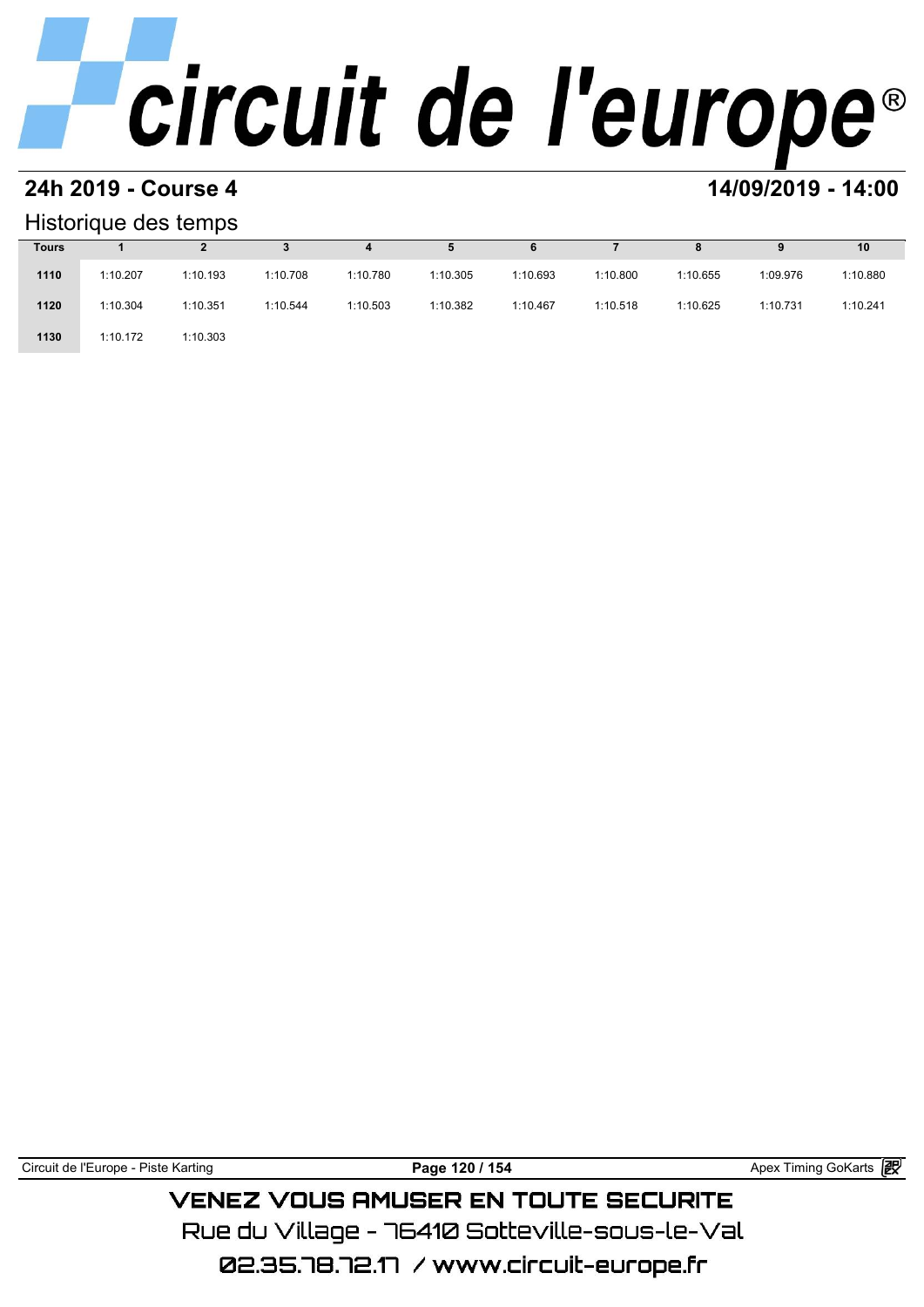## 24h 2019 - Course 4

**14/09/2019 - 14:00**

### Historique des temps

| Tours | 1 | 2 | 3 | 4 | 5 | 6 | 7 | 8 | 9 | 10 |
|---|---|---|---|---|---|---|---|---|---|---|
| 1110 | 1:10.207 | 1:10.193 | 1:10.708 | 1:10.780 | 1:10.305 | 1:10.693 | 1:10.800 | 1:10.655 | 1:09.976 | 1:10.880 |
| 1120 | 1:10.304 | 1:10.351 | 1:10.544 | 1:10.503 | 1:10.382 | 1:10.467 | 1:10.518 | 1:10.625 | 1:10.731 | 1:10.241 |
| 1130 | 1:10.172 | 1:10.303 | | | | | | | | |

VENEZ VOUS AMUSER EN TOUTE SECURITE

Rue du Village - 76410 Sotteville-sous-le-Val

02.35.78.72.17 / www.circuit-europe.fr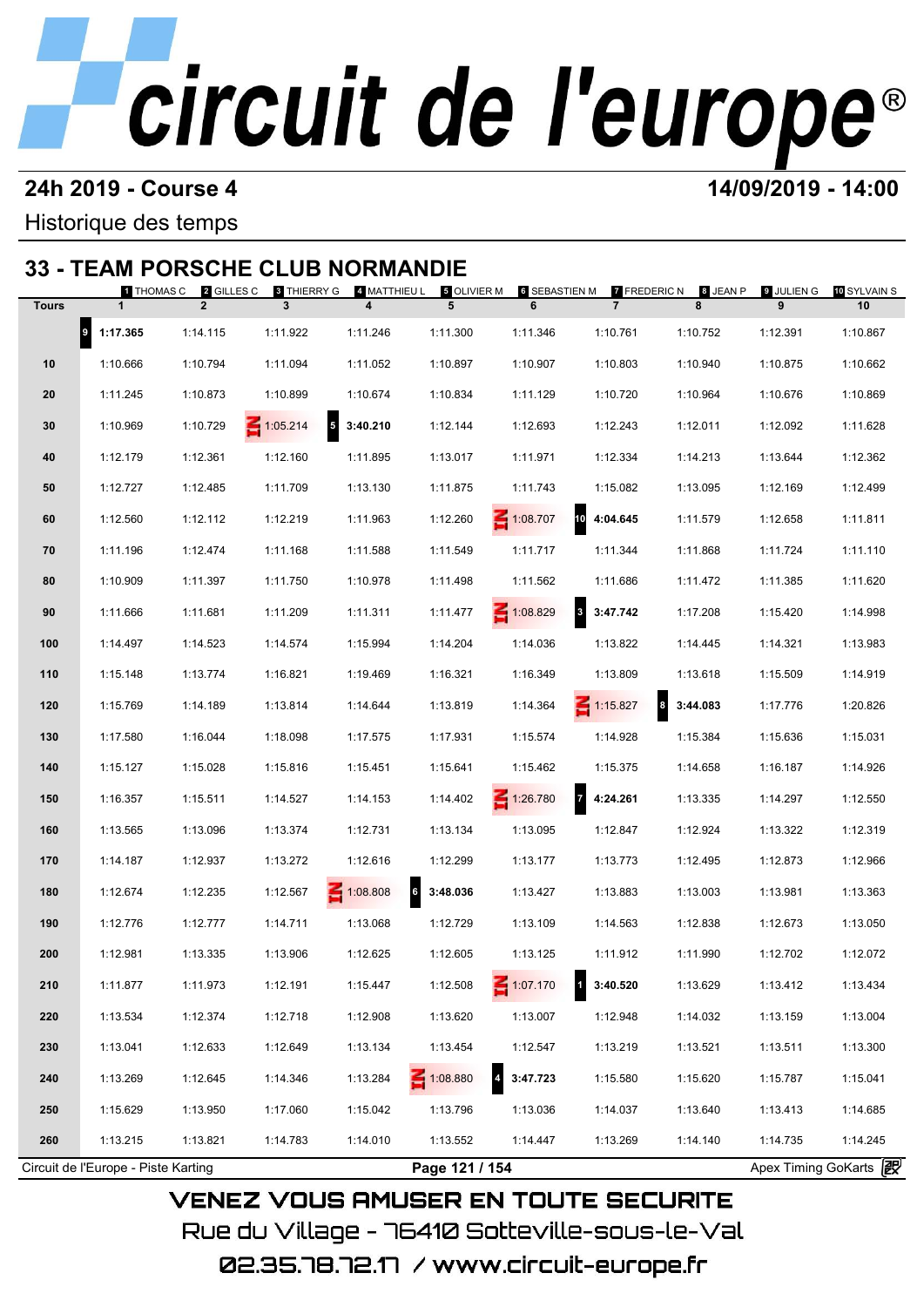# circuit de l'europe®

**24h 2019 - Course 4** **14/09/2019 - 14:00**

Historique des temps

## 33 - TEAM PORSCHE CLUB NORMANDIE

| Tours | 1 THOMAS C | 2 GILLES C | 3 THIERRY G | 4 MATTHIEU L | 5 OLIVIER M | 6 SEBASTIEN M | 7 FREDERIC N | 8 JEAN P | 9 JULIEN G | 10 SYLVAIN S |
|---|---|---|---|---|---|---|---|---|---|---|
| | 1 | 2 | 3 | 4 | 5 | 6 | 7 | 8 | 9 | 10 |
| | 9 **1:17.365** | 1:14.115 | 1:11.922 | 1:11.246 | 1:11.300 | 1:11.346 | 1:10.761 | 1:10.752 | 1:12.391 | 1:10.867 |
| 10 | 1:10.666 | 1:10.794 | 1:11.094 | 1:11.052 | 1:10.897 | 1:10.907 | 1:10.803 | 1:10.940 | 1:10.875 | 1:10.662 |
| 20 | 1:11.245 | 1:10.873 | 1:10.899 | 1:10.674 | 1:10.834 | 1:11.129 | 1:10.720 | 1:10.964 | 1:10.676 | 1:10.869 |
| 30 | 1:10.969 | 1:10.729 | IN 1:05.214 | 5 **3:40.210** | 1:12.144 | 1:12.693 | 1:12.243 | 1:12.011 | 1:12.092 | 1:11.628 |
| 40 | 1:12.179 | 1:12.361 | 1:12.160 | 1:11.895 | 1:13.017 | 1:11.971 | 1:12.334 | 1:14.213 | 1:13.644 | 1:12.362 |
| 50 | 1:12.727 | 1:12.485 | 1:11.709 | 1:13.130 | 1:11.875 | 1:11.743 | 1:15.082 | 1:13.095 | 1:12.169 | 1:12.499 |
| 60 | 1:12.560 | 1:12.112 | 1:12.219 | 1:11.963 | 1:12.260 | IN 1:08.707 | 10 **4:04.645** | 1:11.579 | 1:12.658 | 1:11.811 |
| 70 | 1:11.196 | 1:12.474 | 1:11.168 | 1:11.588 | 1:11.549 | 1:11.717 | 1:11.344 | 1:11.868 | 1:11.724 | 1:11.110 |
| 80 | 1:10.909 | 1:11.397 | 1:11.750 | 1:10.978 | 1:11.498 | 1:11.562 | 1:11.686 | 1:11.472 | 1:11.385 | 1:11.620 |
| 90 | 1:11.666 | 1:11.681 | 1:11.209 | 1:11.311 | 1:11.477 | IN 1:08.829 | 3 **3:47.742** | 1:17.208 | 1:15.420 | 1:14.998 |
| 100 | 1:14.497 | 1:14.523 | 1:14.574 | 1:15.994 | 1:14.204 | 1:14.036 | 1:13.822 | 1:14.445 | 1:14.321 | 1:13.983 |
| 110 | 1:15.148 | 1:13.774 | 1:16.821 | 1:19.469 | 1:16.321 | 1:16.349 | 1:13.809 | 1:13.618 | 1:15.509 | 1:14.919 |
| 120 | 1:15.769 | 1:14.189 | 1:13.814 | 1:14.644 | 1:13.819 | 1:14.364 | IN 1:15.827 | 8 **3:44.083** | 1:17.776 | 1:20.826 |
| 130 | 1:17.580 | 1:16.044 | 1:18.098 | 1:17.575 | 1:17.931 | 1:15.574 | 1:14.928 | 1:15.384 | 1:15.636 | 1:15.031 |
| 140 | 1:15.127 | 1:15.028 | 1:15.816 | 1:15.451 | 1:15.641 | 1:15.462 | 1:15.375 | 1:14.658 | 1:16.187 | 1:14.926 |
| 150 | 1:16.357 | 1:15.511 | 1:14.527 | 1:14.153 | 1:14.402 | IN 1:26.780 | 7 **4:24.261** | 1:13.335 | 1:14.297 | 1:12.550 |
| 160 | 1:13.565 | 1:13.096 | 1:13.374 | 1:12.731 | 1:13.134 | 1:13.095 | 1:12.847 | 1:12.924 | 1:13.322 | 1:12.319 |
| 170 | 1:14.187 | 1:12.937 | 1:13.272 | 1:12.616 | 1:12.299 | 1:13.177 | 1:13.773 | 1:12.495 | 1:12.873 | 1:12.966 |
| 180 | 1:12.674 | 1:12.235 | 1:12.567 | IN 1:08.808 | 6 **3:48.036** | 1:13.427 | 1:13.883 | 1:13.003 | 1:13.981 | 1:13.363 |
| 190 | 1:12.776 | 1:12.777 | 1:14.711 | 1:13.068 | 1:12.729 | 1:13.109 | 1:14.563 | 1:12.838 | 1:12.673 | 1:13.050 |
| 200 | 1:12.981 | 1:13.335 | 1:13.906 | 1:12.625 | 1:12.605 | 1:13.125 | 1:11.912 | 1:11.990 | 1:12.702 | 1:12.072 |
| 210 | 1:11.877 | 1:11.973 | 1:12.191 | 1:15.447 | 1:12.508 | IN 1:07.170 | 1 **3:40.520** | 1:13.629 | 1:13.412 | 1:13.434 |
| 220 | 1:13.534 | 1:12.374 | 1:12.718 | 1:12.908 | 1:13.620 | 1:13.007 | 1:12.948 | 1:14.032 | 1:13.159 | 1:13.004 |
| 230 | 1:13.041 | 1:12.633 | 1:12.649 | 1:13.134 | 1:13.454 | 1:12.547 | 1:13.219 | 1:13.521 | 1:13.511 | 1:13.300 |
| 240 | 1:13.269 | 1:12.645 | 1:14.346 | 1:13.284 | IN 1:08.880 | 4 **3:47.723** | 1:15.580 | 1:15.620 | 1:15.787 | 1:15.041 |
| 250 | 1:15.629 | 1:13.950 | 1:17.060 | 1:15.042 | 1:13.796 | 1:13.036 | 1:14.037 | 1:13.640 | 1:13.413 | 1:14.685 |
| 260 | 1:13.215 | 1:13.821 | 1:14.783 | 1:14.010 | 1:13.552 | 1:14.447 | 1:13.269 | 1:14.140 | 1:14.735 | 1:14.245 |

Circuit de l'Europe - Piste Karting — Apex Timing GoKarts

VENEZ VOUS AMUSER EN TOUTE SECURITE

Rue du Village - 76410 Sotteville-sous-le-Val

02.35.78.72.17 / www.circuit-europe.fr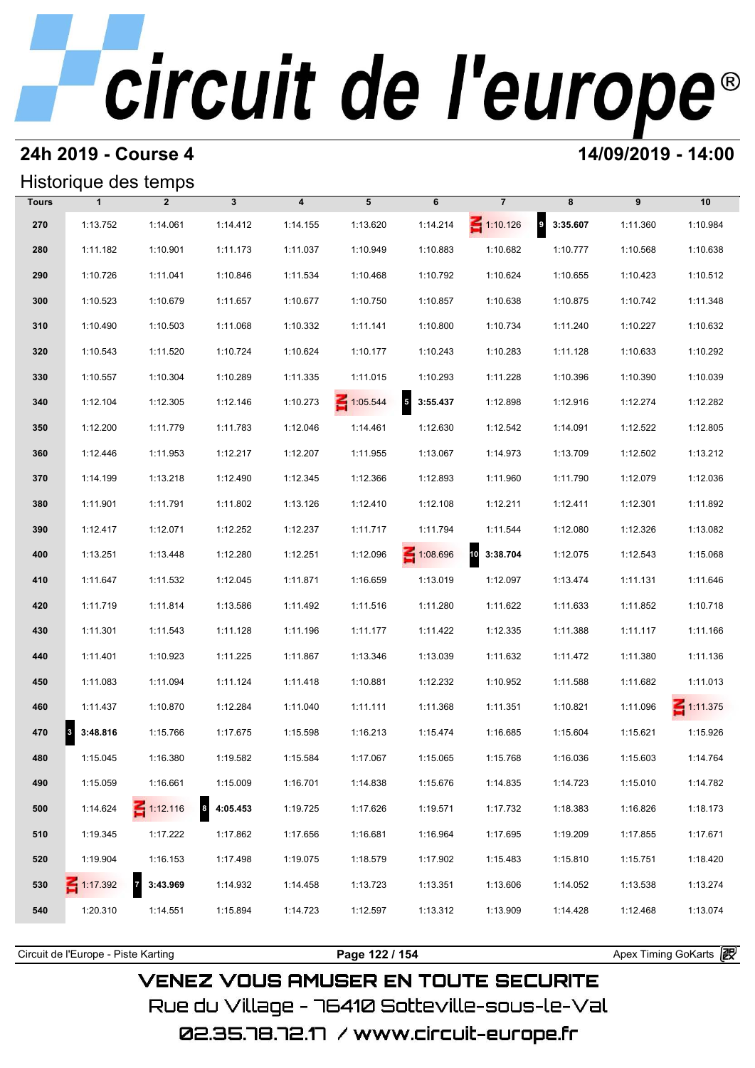# circuit de l'europe®

## 24h 2019 - Course 4

**14/09/2019 - 14:00**

### Historique des temps

| Tours | 1 | 2 | 3 | 4 | 5 | 6 | 7 | 8 | 9 | 10 |
|---|---|---|---|---|---|---|---|---|---|---|
| 270 | 1:13.752 | 1:14.061 | 1:14.412 | 1:14.155 | 1:13.620 | 1:14.214 | IN 1:10.126 | 9 **3:35.607** | 1:11.360 | 1:10.984 |
| 280 | 1:11.182 | 1:10.901 | 1:11.173 | 1:11.037 | 1:10.949 | 1:10.883 | 1:10.682 | 1:10.777 | 1:10.568 | 1:10.638 |
| 290 | 1:10.726 | 1:11.041 | 1:10.846 | 1:11.534 | 1:10.468 | 1:10.792 | 1:10.624 | 1:10.655 | 1:10.423 | 1:10.512 |
| 300 | 1:10.523 | 1:10.679 | 1:11.657 | 1:10.677 | 1:10.750 | 1:10.857 | 1:10.638 | 1:10.875 | 1:10.742 | 1:11.348 |
| 310 | 1:10.490 | 1:10.503 | 1:11.068 | 1:10.332 | 1:11.141 | 1:10.800 | 1:10.734 | 1:11.240 | 1:10.227 | 1:10.632 |
| 320 | 1:10.543 | 1:11.520 | 1:10.724 | 1:10.624 | 1:10.177 | 1:10.243 | 1:10.283 | 1:11.128 | 1:10.633 | 1:10.292 |
| 330 | 1:10.557 | 1:10.304 | 1:10.289 | 1:11.335 | 1:11.015 | 1:10.293 | 1:11.228 | 1:10.396 | 1:10.390 | 1:10.039 |
| 340 | 1:12.104 | 1:12.305 | 1:12.146 | 1:10.273 | IN 1:05.544 | 5 **3:55.437** | 1:12.898 | 1:12.916 | 1:12.274 | 1:12.282 |
| 350 | 1:12.200 | 1:11.779 | 1:11.783 | 1:12.046 | 1:14.461 | 1:12.630 | 1:12.542 | 1:14.091 | 1:12.522 | 1:12.805 |
| 360 | 1:12.446 | 1:11.953 | 1:12.217 | 1:12.207 | 1:11.955 | 1:13.067 | 1:14.973 | 1:13.709 | 1:12.502 | 1:13.212 |
| 370 | 1:14.199 | 1:13.218 | 1:12.490 | 1:12.345 | 1:12.366 | 1:12.893 | 1:11.960 | 1:11.790 | 1:12.079 | 1:12.036 |
| 380 | 1:11.901 | 1:11.791 | 1:11.802 | 1:13.126 | 1:12.410 | 1:12.108 | 1:12.211 | 1:12.411 | 1:12.301 | 1:11.892 |
| 390 | 1:12.417 | 1:12.071 | 1:12.252 | 1:12.237 | 1:11.717 | 1:11.794 | 1:11.544 | 1:12.080 | 1:12.326 | 1:13.082 |
| 400 | 1:13.251 | 1:13.448 | 1:12.280 | 1:12.251 | 1:12.096 | IN 1:08.696 | 10 **3:38.704** | 1:12.075 | 1:12.543 | 1:15.068 |
| 410 | 1:11.647 | 1:11.532 | 1:12.045 | 1:11.871 | 1:16.659 | 1:13.019 | 1:12.097 | 1:13.474 | 1:11.131 | 1:11.646 |
| 420 | 1:11.719 | 1:11.814 | 1:13.586 | 1:11.492 | 1:11.516 | 1:11.280 | 1:11.622 | 1:11.633 | 1:11.852 | 1:10.718 |
| 430 | 1:11.301 | 1:11.543 | 1:11.128 | 1:11.196 | 1:11.177 | 1:11.422 | 1:12.335 | 1:11.388 | 1:11.117 | 1:11.166 |
| 440 | 1:11.401 | 1:10.923 | 1:11.225 | 1:11.867 | 1:13.346 | 1:13.039 | 1:11.632 | 1:11.472 | 1:11.380 | 1:11.136 |
| 450 | 1:11.083 | 1:11.094 | 1:11.124 | 1:11.418 | 1:10.881 | 1:12.232 | 1:10.952 | 1:11.588 | 1:11.682 | 1:11.013 |
| 460 | 1:11.437 | 1:10.870 | 1:12.284 | 1:11.040 | 1:11.111 | 1:11.368 | 1:11.351 | 1:10.821 | 1:11.096 | IN 1:11.375 |
| 470 | 3 **3:48.816** | 1:15.766 | 1:17.675 | 1:15.598 | 1:16.213 | 1:15.474 | 1:16.685 | 1:15.604 | 1:15.621 | 1:15.926 |
| 480 | 1:15.045 | 1:16.380 | 1:19.582 | 1:15.584 | 1:17.067 | 1:15.065 | 1:15.768 | 1:16.036 | 1:15.603 | 1:14.764 |
| 490 | 1:15.059 | 1:16.661 | 1:15.009 | 1:16.701 | 1:14.838 | 1:15.676 | 1:14.835 | 1:14.723 | 1:15.010 | 1:14.782 |
| 500 | 1:14.624 | IN 1:12.116 | 8 **4:05.453** | 1:19.725 | 1:17.626 | 1:19.571 | 1:17.732 | 1:18.383 | 1:16.826 | 1:18.173 |
| 510 | 1:19.345 | 1:17.222 | 1:17.862 | 1:17.656 | 1:16.681 | 1:16.964 | 1:17.695 | 1:19.209 | 1:17.855 | 1:17.671 |
| 520 | 1:19.904 | 1:16.153 | 1:17.498 | 1:19.075 | 1:18.579 | 1:17.902 | 1:15.483 | 1:15.810 | 1:15.751 | 1:18.420 |
| 530 | IN 1:17.392 | 7 **3:43.969** | 1:14.932 | 1:14.458 | 1:13.723 | 1:13.351 | 1:13.606 | 1:14.052 | 1:13.538 | 1:13.274 |
| 540 | 1:20.310 | 1:14.551 | 1:15.894 | 1:14.723 | 1:12.597 | 1:13.312 | 1:13.909 | 1:14.428 | 1:12.468 | 1:13.074 |

Circuit de l'Europe - Piste Karting | Apex Timing GoKarts

VENEZ VOUS AMUSER EN TOUTE SECURITE
Rue du Village - 76410 Sotteville-sous-le-Val
02.35.78.72.17 / www.circuit-europe.fr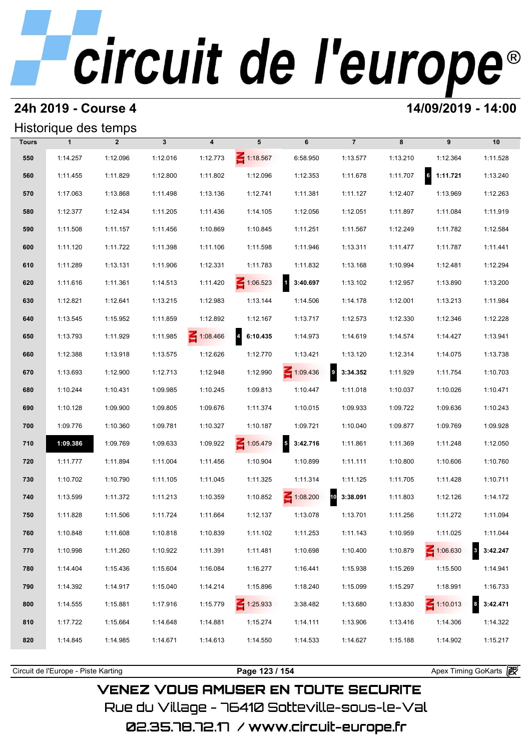# circuit de l'europe®

**24h 2019 - Course 4** **14/09/2019 - 14:00**

## Historique des temps

| Tours | 1 | 2 | 3 | 4 | 5 | 6 | 7 | 8 | 9 | 10 |
|---|---|---|---|---|---|---|---|---|---|---|
| 550 | 1:14.257 | 1:12.096 | 1:12.016 | 1:12.773 | IN 1:18.567 | 6:58.950 | 1:13.577 | 1:13.210 | 1:12.364 | 1:11.528 |
| 560 | 1:11.455 | 1:11.829 | 1:12.800 | 1:11.802 | 1:12.096 | 1:12.353 | 1:11.678 | 1:11.707 | 6 **1:11.721** | 1:13.240 |
| 570 | 1:17.063 | 1:13.868 | 1:11.498 | 1:13.136 | 1:12.741 | 1:11.381 | 1:11.127 | 1:12.407 | 1:13.969 | 1:12.263 |
| 580 | 1:12.377 | 1:12.434 | 1:11.205 | 1:11.436 | 1:14.105 | 1:12.056 | 1:12.051 | 1:11.897 | 1:11.084 | 1:11.919 |
| 590 | 1:11.508 | 1:11.157 | 1:11.456 | 1:10.869 | 1:10.845 | 1:11.251 | 1:11.567 | 1:12.249 | 1:11.782 | 1:12.584 |
| 600 | 1:11.120 | 1:11.722 | 1:11.398 | 1:11.106 | 1:11.598 | 1:11.946 | 1:13.311 | 1:11.477 | 1:11.787 | 1:11.441 |
| 610 | 1:11.289 | 1:13.131 | 1:11.906 | 1:12.331 | 1:11.783 | 1:11.832 | 1:13.168 | 1:10.994 | 1:12.481 | 1:12.294 |
| 620 | 1:11.616 | 1:11.361 | 1:14.513 | 1:11.420 | IN 1:06.523 | 1 **3:40.697** | 1:13.102 | 1:12.957 | 1:13.890 | 1:13.200 |
| 630 | 1:12.821 | 1:12.641 | 1:13.215 | 1:12.983 | 1:13.144 | 1:14.506 | 1:14.178 | 1:12.001 | 1:13.213 | 1:11.984 |
| 640 | 1:13.545 | 1:15.952 | 1:11.859 | 1:12.892 | 1:12.167 | 1:13.717 | 1:12.573 | 1:12.330 | 1:12.346 | 1:12.228 |
| 650 | 1:13.793 | 1:11.929 | 1:11.985 | IN 1:08.466 | 4 **6:10.435** | 1:14.973 | 1:14.619 | 1:14.574 | 1:14.427 | 1:13.941 |
| 660 | 1:12.388 | 1:13.918 | 1:13.575 | 1:12.626 | 1:12.770 | 1:13.421 | 1:13.120 | 1:12.314 | 1:14.075 | 1:13.738 |
| 670 | 1:13.693 | 1:12.900 | 1:12.713 | 1:12.948 | 1:12.990 | IN 1:09.436 | 9 **3:34.352** | 1:11.929 | 1:11.754 | 1:10.703 |
| 680 | 1:10.244 | 1:10.431 | 1:09.985 | 1:10.245 | 1:09.813 | 1:10.447 | 1:11.018 | 1:10.037 | 1:10.026 | 1:10.471 |
| 690 | 1:10.128 | 1:09.900 | 1:09.805 | 1:09.676 | 1:11.374 | 1:10.015 | 1:09.933 | 1:09.722 | 1:09.636 | 1:10.243 |
| 700 | 1:09.776 | 1:10.360 | 1:09.781 | 1:10.327 | 1:10.187 | 1:09.721 | 1:10.040 | 1:09.877 | 1:09.769 | 1:09.928 |
| 710 | **1:09.386** | 1:09.769 | 1:09.633 | 1:09.922 | IN 1:05.479 | 5 **3:42.716** | 1:11.861 | 1:11.369 | 1:11.248 | 1:12.050 |
| 720 | 1:11.777 | 1:11.894 | 1:11.004 | 1:11.456 | 1:10.904 | 1:10.899 | 1:11.111 | 1:10.800 | 1:10.606 | 1:10.760 |
| 730 | 1:10.702 | 1:10.790 | 1:11.105 | 1:11.045 | 1:11.325 | 1:11.314 | 1:11.125 | 1:11.705 | 1:11.428 | 1:10.711 |
| 740 | 1:13.599 | 1:11.372 | 1:11.213 | 1:10.359 | 1:10.852 | IN 1:08.200 | 10 **3:38.091** | 1:11.803 | 1:12.126 | 1:14.172 |
| 750 | 1:11.828 | 1:11.506 | 1:11.724 | 1:11.664 | 1:12.137 | 1:13.078 | 1:13.701 | 1:11.256 | 1:11.272 | 1:11.094 |
| 760 | 1:10.848 | 1:11.608 | 1:10.818 | 1:10.839 | 1:11.102 | 1:11.253 | 1:11.143 | 1:10.959 | 1:11.025 | 1:11.044 |
| 770 | 1:10.998 | 1:11.260 | 1:10.922 | 1:11.391 | 1:11.481 | 1:10.698 | 1:10.400 | 1:10.879 | IN 1:06.630 | 3 **3:42.247** |
| 780 | 1:14.404 | 1:15.436 | 1:15.604 | 1:16.084 | 1:16.277 | 1:16.441 | 1:15.938 | 1:15.269 | 1:15.500 | 1:14.941 |
| 790 | 1:14.392 | 1:14.917 | 1:15.040 | 1:14.214 | 1:15.896 | 1:18.240 | 1:15.099 | 1:15.297 | 1:18.991 | 1:16.733 |
| 800 | 1:14.555 | 1:15.881 | 1:17.916 | 1:15.779 | IN 1:25.933 | 3:38.482 | 1:13.680 | 1:13.830 | IN 1:10.013 | 8 **3:42.471** |
| 810 | 1:17.722 | 1:15.664 | 1:14.648 | 1:14.881 | 1:15.274 | 1:14.111 | 1:13.906 | 1:13.416 | 1:14.306 | 1:14.322 |
| 820 | 1:14.845 | 1:14.985 | 1:14.671 | 1:14.613 | 1:14.550 | 1:14.533 | 1:14.627 | 1:15.188 | 1:14.902 | 1:15.217 |

Circuit de l'Europe - Piste Karting | Apex Timing GoKarts

VENEZ VOUS AMUSER EN TOUTE SECURITE
Rue du Village - 76410 Sotteville-sous-le-Val
02.35.78.72.17 / www.circuit-europe.fr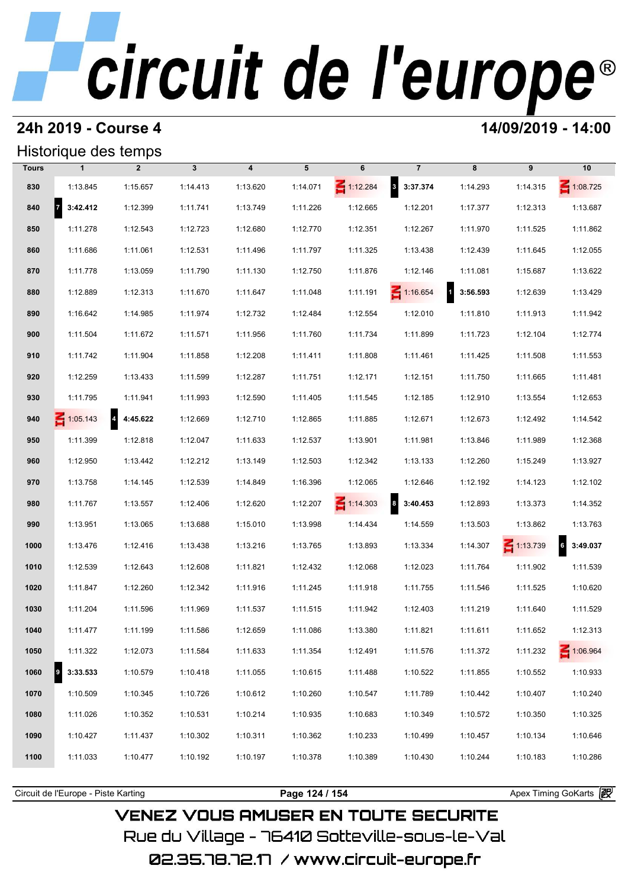# circuit de l'europe®

## 24h 2019 - Course 4

**14/09/2019 - 14:00**

### Historique des temps

| Tours | 1 | 2 | 3 | 4 | 5 | 6 | 7 | 8 | 9 | 10 |
|---|---|---|---|---|---|---|---|---|---|---|
| 830 | 1:13.845 | 1:15.657 | 1:14.413 | 1:13.620 | 1:14.071 | IN 1:12.284 | 3 **3:37.374** | 1:14.293 | 1:14.315 | IN 1:08.725 |
| 840 | 7 **3:42.412** | 1:12.399 | 1:11.741 | 1:13.749 | 1:11.226 | 1:12.665 | 1:12.201 | 1:17.377 | 1:12.313 | 1:13.687 |
| 850 | 1:11.278 | 1:12.543 | 1:12.723 | 1:12.680 | 1:12.770 | 1:12.351 | 1:12.267 | 1:11.970 | 1:11.525 | 1:11.862 |
| 860 | 1:11.686 | 1:11.061 | 1:12.531 | 1:11.496 | 1:11.797 | 1:11.325 | 1:13.438 | 1:12.439 | 1:11.645 | 1:12.055 |
| 870 | 1:11.778 | 1:13.059 | 1:11.790 | 1:11.130 | 1:12.750 | 1:11.876 | 1:12.146 | 1:11.081 | 1:15.687 | 1:13.622 |
| 880 | 1:12.889 | 1:12.313 | 1:11.670 | 1:11.647 | 1:11.048 | 1:11.191 | IN 1:16.654 | 1 **3:56.593** | 1:12.639 | 1:13.429 |
| 890 | 1:16.642 | 1:14.985 | 1:11.974 | 1:12.732 | 1:12.484 | 1:12.554 | 1:12.010 | 1:11.810 | 1:11.913 | 1:11.942 |
| 900 | 1:11.504 | 1:11.672 | 1:11.571 | 1:11.956 | 1:11.760 | 1:11.734 | 1:11.899 | 1:11.723 | 1:12.104 | 1:12.774 |
| 910 | 1:11.742 | 1:11.904 | 1:11.858 | 1:12.208 | 1:11.411 | 1:11.808 | 1:11.461 | 1:11.425 | 1:11.508 | 1:11.553 |
| 920 | 1:12.259 | 1:13.433 | 1:11.599 | 1:12.287 | 1:11.751 | 1:12.171 | 1:12.151 | 1:11.750 | 1:11.665 | 1:11.481 |
| 930 | 1:11.795 | 1:11.941 | 1:11.993 | 1:12.590 | 1:11.405 | 1:11.545 | 1:12.185 | 1:12.910 | 1:13.554 | 1:12.653 |
| 940 | IN 1:05.143 | 4 **4:45.622** | 1:12.669 | 1:12.710 | 1:12.865 | 1:11.885 | 1:12.671 | 1:12.673 | 1:12.492 | 1:14.542 |
| 950 | 1:11.399 | 1:12.818 | 1:12.047 | 1:11.633 | 1:12.537 | 1:13.901 | 1:11.981 | 1:13.846 | 1:11.989 | 1:12.368 |
| 960 | 1:12.950 | 1:13.442 | 1:12.212 | 1:13.149 | 1:12.503 | 1:12.342 | 1:13.133 | 1:12.260 | 1:15.249 | 1:13.927 |
| 970 | 1:13.758 | 1:14.145 | 1:12.539 | 1:14.849 | 1:16.396 | 1:12.065 | 1:12.646 | 1:12.192 | 1:14.123 | 1:12.102 |
| 980 | 1:11.767 | 1:13.557 | 1:12.406 | 1:12.620 | 1:12.207 | IN 1:14.303 | 8 **3:40.453** | 1:12.893 | 1:13.373 | 1:14.352 |
| 990 | 1:13.951 | 1:13.065 | 1:13.688 | 1:15.010 | 1:13.998 | 1:14.434 | 1:14.559 | 1:13.503 | 1:13.862 | 1:13.763 |
| 1000 | 1:13.476 | 1:12.416 | 1:13.438 | 1:13.216 | 1:13.765 | 1:13.893 | 1:13.334 | 1:14.307 | IN 1:13.739 | 6 **3:49.037** |
| 1010 | 1:12.539 | 1:12.643 | 1:12.608 | 1:11.821 | 1:12.432 | 1:12.068 | 1:12.023 | 1:11.764 | 1:11.902 | 1:11.539 |
| 1020 | 1:11.847 | 1:12.260 | 1:12.342 | 1:11.916 | 1:11.245 | 1:11.918 | 1:11.755 | 1:11.546 | 1:11.525 | 1:10.620 |
| 1030 | 1:11.204 | 1:11.596 | 1:11.969 | 1:11.537 | 1:11.515 | 1:11.942 | 1:12.403 | 1:11.219 | 1:11.640 | 1:11.529 |
| 1040 | 1:11.477 | 1:11.199 | 1:11.586 | 1:12.659 | 1:11.086 | 1:13.380 | 1:11.821 | 1:11.611 | 1:11.652 | 1:12.313 |
| 1050 | 1:11.322 | 1:12.073 | 1:11.584 | 1:11.633 | 1:11.354 | 1:12.491 | 1:11.576 | 1:11.372 | 1:11.232 | IN 1:06.964 |
| 1060 | 9 **3:33.533** | 1:10.579 | 1:10.418 | 1:11.055 | 1:10.615 | 1:11.488 | 1:10.522 | 1:11.855 | 1:10.552 | 1:10.933 |
| 1070 | 1:10.509 | 1:10.345 | 1:10.726 | 1:10.612 | 1:10.260 | 1:10.547 | 1:11.789 | 1:10.442 | 1:10.407 | 1:10.240 |
| 1080 | 1:11.026 | 1:10.352 | 1:10.531 | 1:10.214 | 1:10.935 | 1:10.683 | 1:10.349 | 1:10.572 | 1:10.350 | 1:10.325 |
| 1090 | 1:10.427 | 1:11.437 | 1:10.302 | 1:10.311 | 1:10.362 | 1:10.233 | 1:10.499 | 1:10.457 | 1:10.134 | 1:10.646 |
| 1100 | 1:11.033 | 1:10.477 | 1:10.192 | 1:10.197 | 1:10.378 | 1:10.389 | 1:10.430 | 1:10.244 | 1:10.183 | 1:10.286 |

Circuit de l'Europe - Piste Karting — Apex Timing GoKarts

VENEZ VOUS AMUSER EN TOUTE SECURITE
Rue du Village - 76410 Sotteville-sous-le-Val
02.35.78.72.17 / www.circuit-europe.fr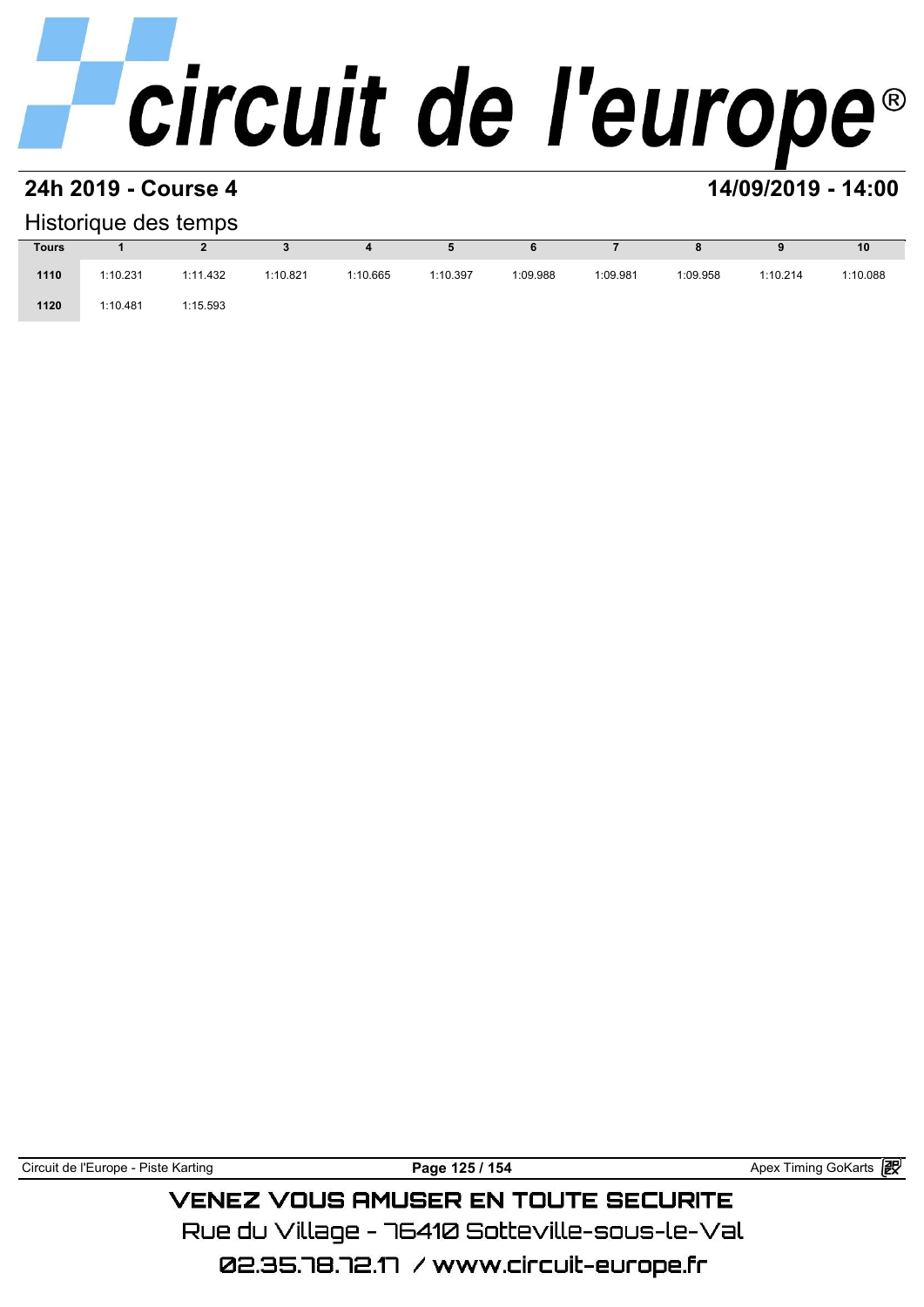## 24h 2019 - Course 4

**14/09/2019 - 14:00**

### Historique des temps

| Tours | 1 | 2 | 3 | 4 | 5 | 6 | 7 | 8 | 9 | 10 |
|---|---|---|---|---|---|---|---|---|---|---|
| 1110 | 1:10.231 | 1:11.432 | 1:10.821 | 1:10.665 | 1:10.397 | 1:09.988 | 1:09.981 | 1:09.958 | 1:10.214 | 1:10.088 |
| 1120 | 1:10.481 | 1:15.593 | | | | | | | | |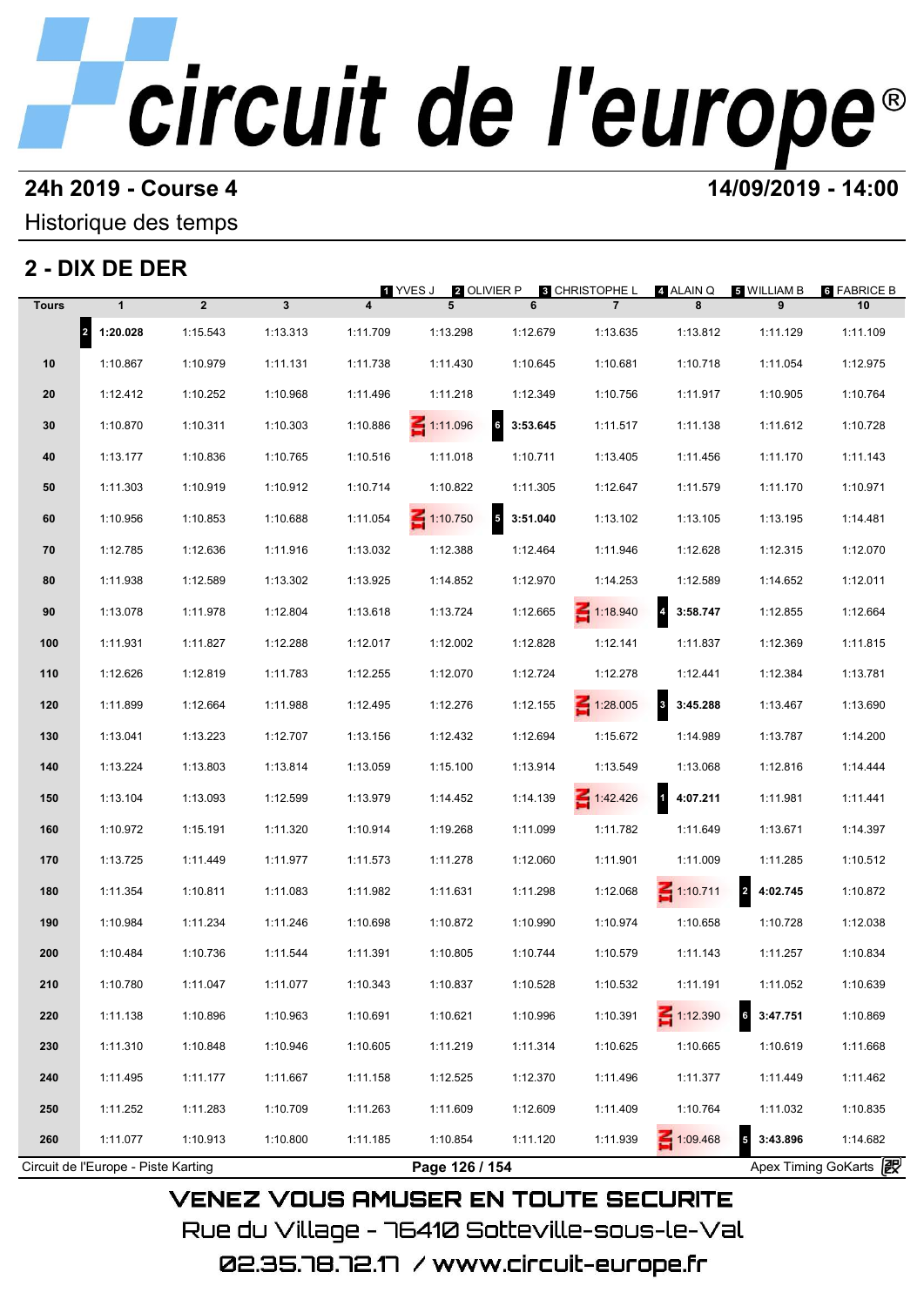# circuit de l'europe®

**24h 2019 - Course 4** **14/09/2019 - 14:00**

Historique des temps

## 2 - DIX DE DER

1 YVES J 2 OLIVIER P 3 CHRISTOPHE L 4 ALAIN Q 5 WILLIAM B 6 FABRICE B

| Tours | 1 | 2 | 3 | 4 | 5 | 6 | 7 | 8 | 9 | 10 |
|---|---|---|---|---|---|---|---|---|---|---|
| | 2 **1:20.028** | 1:15.543 | 1:13.313 | 1:11.709 | 1:13.298 | 1:12.679 | 1:13.635 | 1:13.812 | 1:11.129 | 1:11.109 |
| 10 | 1:10.867 | 1:10.979 | 1:11.131 | 1:11.738 | 1:11.430 | 1:10.645 | 1:10.681 | 1:10.718 | 1:11.054 | 1:12.975 |
| 20 | 1:12.412 | 1:10.252 | 1:10.968 | 1:11.496 | 1:11.218 | 1:12.349 | 1:10.756 | 1:11.917 | 1:10.905 | 1:10.764 |
| 30 | 1:10.870 | 1:10.311 | 1:10.303 | 1:10.886 | IN 1:11.096 | 6 **3:53.645** | 1:11.517 | 1:11.138 | 1:11.612 | 1:10.728 |
| 40 | 1:13.177 | 1:10.836 | 1:10.765 | 1:10.516 | 1:11.018 | 1:10.711 | 1:13.405 | 1:11.456 | 1:11.170 | 1:11.143 |
| 50 | 1:11.303 | 1:10.919 | 1:10.912 | 1:10.714 | 1:10.822 | 1:11.305 | 1:12.647 | 1:11.579 | 1:11.170 | 1:10.971 |
| 60 | 1:10.956 | 1:10.853 | 1:10.688 | 1:11.054 | IN 1:10.750 | 5 **3:51.040** | 1:13.102 | 1:13.105 | 1:13.195 | 1:14.481 |
| 70 | 1:12.785 | 1:12.636 | 1:11.916 | 1:13.032 | 1:12.388 | 1:12.464 | 1:11.946 | 1:12.628 | 1:12.315 | 1:12.070 |
| 80 | 1:11.938 | 1:12.589 | 1:13.302 | 1:13.925 | 1:14.852 | 1:12.970 | 1:14.253 | 1:12.589 | 1:14.652 | 1:12.011 |
| 90 | 1:13.078 | 1:11.978 | 1:12.804 | 1:13.618 | 1:13.724 | 1:12.665 | IN 1:18.940 | 4 **3:58.747** | 1:12.855 | 1:12.664 |
| 100 | 1:11.931 | 1:11.827 | 1:12.288 | 1:12.017 | 1:12.002 | 1:12.828 | 1:12.141 | 1:11.837 | 1:12.369 | 1:11.815 |
| 110 | 1:12.626 | 1:12.819 | 1:11.783 | 1:12.255 | 1:12.070 | 1:12.724 | 1:12.278 | 1:12.441 | 1:12.384 | 1:13.781 |
| 120 | 1:11.899 | 1:12.664 | 1:11.988 | 1:12.495 | 1:12.276 | 1:12.155 | IN 1:28.005 | 3 **3:45.288** | 1:13.467 | 1:13.690 |
| 130 | 1:13.041 | 1:13.223 | 1:12.707 | 1:13.156 | 1:12.432 | 1:12.694 | 1:15.672 | 1:14.989 | 1:13.787 | 1:14.200 |
| 140 | 1:13.224 | 1:13.803 | 1:13.814 | 1:13.059 | 1:15.100 | 1:13.914 | 1:13.549 | 1:13.068 | 1:12.816 | 1:14.444 |
| 150 | 1:13.104 | 1:13.093 | 1:12.599 | 1:13.979 | 1:14.452 | 1:14.139 | IN 1:42.426 | 1 **4:07.211** | 1:11.981 | 1:11.441 |
| 160 | 1:10.972 | 1:15.191 | 1:11.320 | 1:10.914 | 1:19.268 | 1:11.099 | 1:11.782 | 1:11.649 | 1:13.671 | 1:14.397 |
| 170 | 1:13.725 | 1:11.449 | 1:11.977 | 1:11.573 | 1:11.278 | 1:12.060 | 1:11.901 | 1:11.009 | 1:11.285 | 1:10.512 |
| 180 | 1:11.354 | 1:10.811 | 1:11.083 | 1:11.982 | 1:11.631 | 1:11.298 | 1:12.068 | IN 1:10.711 | 2 **4:02.745** | 1:10.872 |
| 190 | 1:10.984 | 1:11.234 | 1:11.246 | 1:10.698 | 1:10.872 | 1:10.990 | 1:10.974 | 1:10.658 | 1:10.728 | 1:12.038 |
| 200 | 1:10.484 | 1:10.736 | 1:11.544 | 1:11.391 | 1:10.805 | 1:10.744 | 1:10.579 | 1:11.143 | 1:11.257 | 1:10.834 |
| 210 | 1:10.780 | 1:11.047 | 1:11.077 | 1:10.343 | 1:10.837 | 1:10.528 | 1:10.532 | 1:11.191 | 1:11.052 | 1:10.639 |
| 220 | 1:11.138 | 1:10.896 | 1:10.963 | 1:10.691 | 1:10.621 | 1:10.996 | 1:10.391 | IN 1:12.390 | 6 **3:47.751** | 1:10.869 |
| 230 | 1:11.310 | 1:10.848 | 1:10.946 | 1:10.605 | 1:11.219 | 1:11.314 | 1:10.625 | 1:10.665 | 1:10.619 | 1:11.668 |
| 240 | 1:11.495 | 1:11.177 | 1:11.667 | 1:11.158 | 1:12.525 | 1:12.370 | 1:11.496 | 1:11.377 | 1:11.449 | 1:11.462 |
| 250 | 1:11.252 | 1:11.283 | 1:10.709 | 1:11.263 | 1:11.609 | 1:12.609 | 1:11.409 | 1:10.764 | 1:11.032 | 1:10.835 |
| 260 | 1:11.077 | 1:10.913 | 1:10.800 | 1:11.185 | 1:10.854 | 1:11.120 | 1:11.939 | IN 1:09.468 | 5 **3:43.896** | 1:14.682 |

Circuit de l'Europe - Piste Karting | Apex Timing GoKarts

VENEZ VOUS AMUSER EN TOUTE SECURITE
Rue du Village - 76410 Sotteville-sous-le-Val
02.35.78.72.17 / www.circuit-europe.fr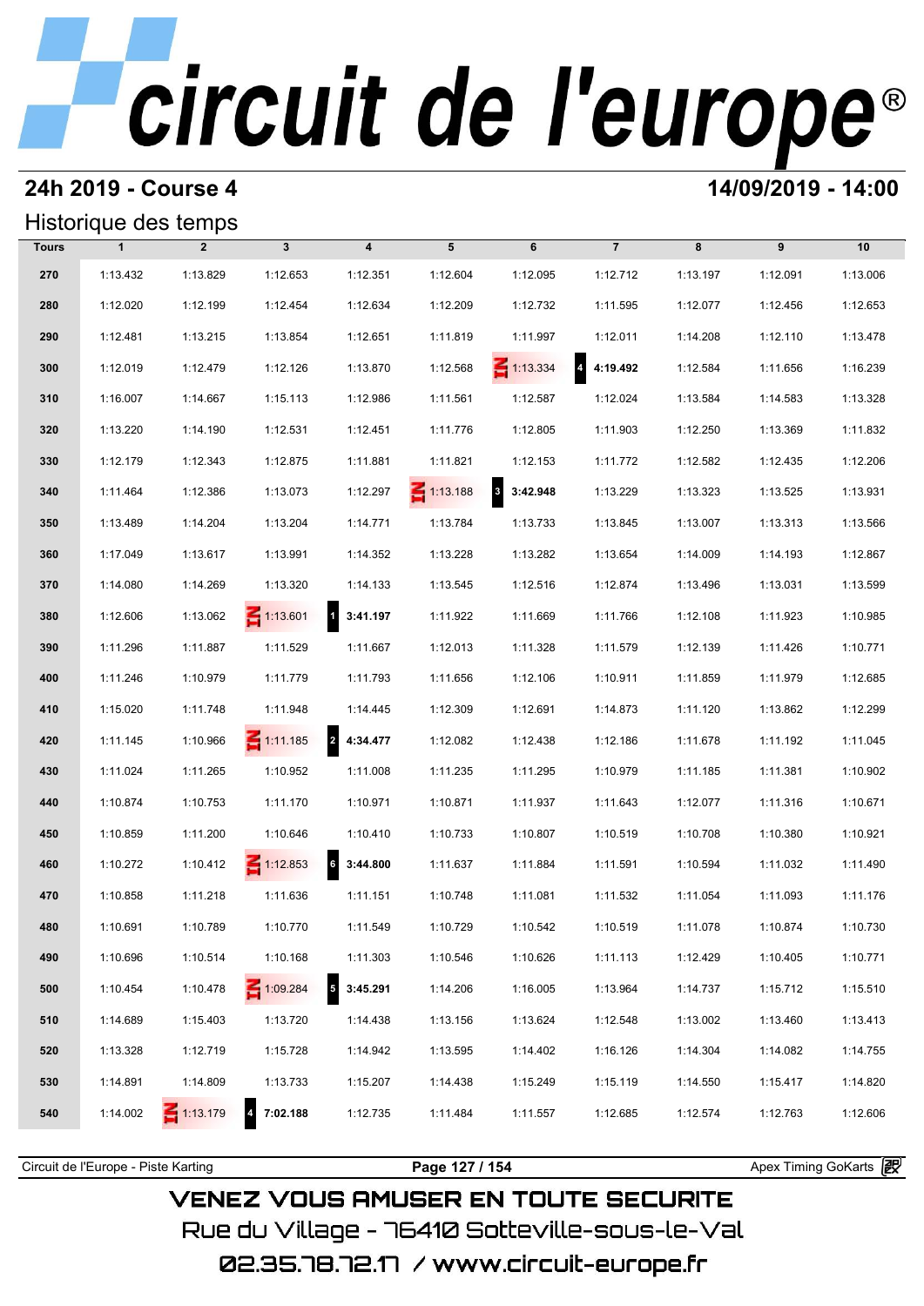# circuit de l'europe

## 24h 2019 - Course 4

**14/09/2019 - 14:00**

### Historique des temps

| Tours | 1 | 2 | 3 | 4 | 5 | 6 | 7 | 8 | 9 | 10 |
|---|---|---|---|---|---|---|---|---|---|---|
| 270 | 1:13.432 | 1:13.829 | 1:12.653 | 1:12.351 | 1:12.604 | 1:12.095 | 1:12.712 | 1:13.197 | 1:12.091 | 1:13.006 |
| 280 | 1:12.020 | 1:12.199 | 1:12.454 | 1:12.634 | 1:12.209 | 1:12.732 | 1:11.595 | 1:12.077 | 1:12.456 | 1:12.653 |
| 290 | 1:12.481 | 1:13.215 | 1:13.854 | 1:12.651 | 1:11.819 | 1:11.997 | 1:12.011 | 1:14.208 | 1:12.110 | 1:13.478 |
| 300 | 1:12.019 | 1:12.479 | 1:12.126 | 1:13.870 | 1:12.568 | IN 1:13.334 | 4 **4:19.492** | 1:12.584 | 1:11.656 | 1:16.239 |
| 310 | 1:16.007 | 1:14.667 | 1:15.113 | 1:12.986 | 1:11.561 | 1:12.587 | 1:12.024 | 1:13.584 | 1:14.583 | 1:13.328 |
| 320 | 1:13.220 | 1:14.190 | 1:12.531 | 1:12.451 | 1:11.776 | 1:12.805 | 1:11.903 | 1:12.250 | 1:13.369 | 1:11.832 |
| 330 | 1:12.179 | 1:12.343 | 1:12.875 | 1:11.881 | 1:11.821 | 1:12.153 | 1:11.772 | 1:12.582 | 1:12.435 | 1:12.206 |
| 340 | 1:11.464 | 1:12.386 | 1:13.073 | 1:12.297 | IN 1:13.188 | 3 **3:42.948** | 1:13.229 | 1:13.323 | 1:13.525 | 1:13.931 |
| 350 | 1:13.489 | 1:14.204 | 1:13.204 | 1:14.771 | 1:13.784 | 1:13.733 | 1:13.845 | 1:13.007 | 1:13.313 | 1:13.566 |
| 360 | 1:17.049 | 1:13.617 | 1:13.991 | 1:14.352 | 1:13.228 | 1:13.282 | 1:13.654 | 1:14.009 | 1:14.193 | 1:12.867 |
| 370 | 1:14.080 | 1:14.269 | 1:13.320 | 1:14.133 | 1:13.545 | 1:12.516 | 1:12.874 | 1:13.496 | 1:13.031 | 1:13.599 |
| 380 | 1:12.606 | 1:13.062 | IN 1:13.601 | 1 **3:41.197** | 1:11.922 | 1:11.669 | 1:11.766 | 1:12.108 | 1:11.923 | 1:10.985 |
| 390 | 1:11.296 | 1:11.887 | 1:11.529 | 1:11.667 | 1:12.013 | 1:11.328 | 1:11.579 | 1:12.139 | 1:11.426 | 1:10.771 |
| 400 | 1:11.246 | 1:10.979 | 1:11.779 | 1:11.793 | 1:11.656 | 1:12.106 | 1:10.911 | 1:11.859 | 1:11.979 | 1:12.685 |
| 410 | 1:15.020 | 1:11.748 | 1:11.948 | 1:14.445 | 1:12.309 | 1:12.691 | 1:14.873 | 1:11.120 | 1:13.862 | 1:12.299 |
| 420 | 1:11.145 | 1:10.966 | IN 1:11.185 | 2 **4:34.477** | 1:12.082 | 1:12.438 | 1:12.186 | 1:11.678 | 1:11.192 | 1:11.045 |
| 430 | 1:11.024 | 1:11.265 | 1:10.952 | 1:11.008 | 1:11.235 | 1:11.295 | 1:10.979 | 1:11.185 | 1:11.381 | 1:10.902 |
| 440 | 1:10.874 | 1:10.753 | 1:11.170 | 1:10.971 | 1:10.871 | 1:11.937 | 1:11.643 | 1:12.077 | 1:11.316 | 1:10.671 |
| 450 | 1:10.859 | 1:11.200 | 1:10.646 | 1:10.410 | 1:10.733 | 1:10.807 | 1:10.519 | 1:10.708 | 1:10.380 | 1:10.921 |
| 460 | 1:10.272 | 1:10.412 | IN 1:12.853 | 6 **3:44.800** | 1:11.637 | 1:11.884 | 1:11.591 | 1:10.594 | 1:11.032 | 1:11.490 |
| 470 | 1:10.858 | 1:11.218 | 1:11.636 | 1:11.151 | 1:10.748 | 1:11.081 | 1:11.532 | 1:11.054 | 1:11.093 | 1:11.176 |
| 480 | 1:10.691 | 1:10.789 | 1:10.770 | 1:11.549 | 1:10.729 | 1:10.542 | 1:10.519 | 1:11.078 | 1:10.874 | 1:10.730 |
| 490 | 1:10.696 | 1:10.514 | 1:10.168 | 1:11.303 | 1:10.546 | 1:10.626 | 1:11.113 | 1:12.429 | 1:10.405 | 1:10.771 |
| 500 | 1:10.454 | 1:10.478 | IN 1:09.284 | 5 **3:45.291** | 1:14.206 | 1:16.005 | 1:13.964 | 1:14.737 | 1:15.712 | 1:15.510 |
| 510 | 1:14.689 | 1:15.403 | 1:13.720 | 1:14.438 | 1:13.156 | 1:13.624 | 1:12.548 | 1:13.002 | 1:13.460 | 1:13.413 |
| 520 | 1:13.328 | 1:12.719 | 1:15.728 | 1:14.942 | 1:13.595 | 1:14.402 | 1:16.126 | 1:14.304 | 1:14.082 | 1:14.755 |
| 530 | 1:14.891 | 1:14.809 | 1:13.733 | 1:15.207 | 1:14.438 | 1:15.249 | 1:15.119 | 1:14.550 | 1:15.417 | 1:14.820 |
| 540 | 1:14.002 | IN 1:13.179 | 4 **7:02.188** | 1:12.735 | 1:11.484 | 1:11.557 | 1:12.685 | 1:12.574 | 1:12.763 | 1:12.606 |

Circuit de l'Europe - Piste Karting | Apex Timing GoKarts

VENEZ VOUS AMUSER EN TOUTE SECURITE
Rue du Village - 76410 Sotteville-sous-le-Val
02.35.78.72.17 / www.circuit-europe.fr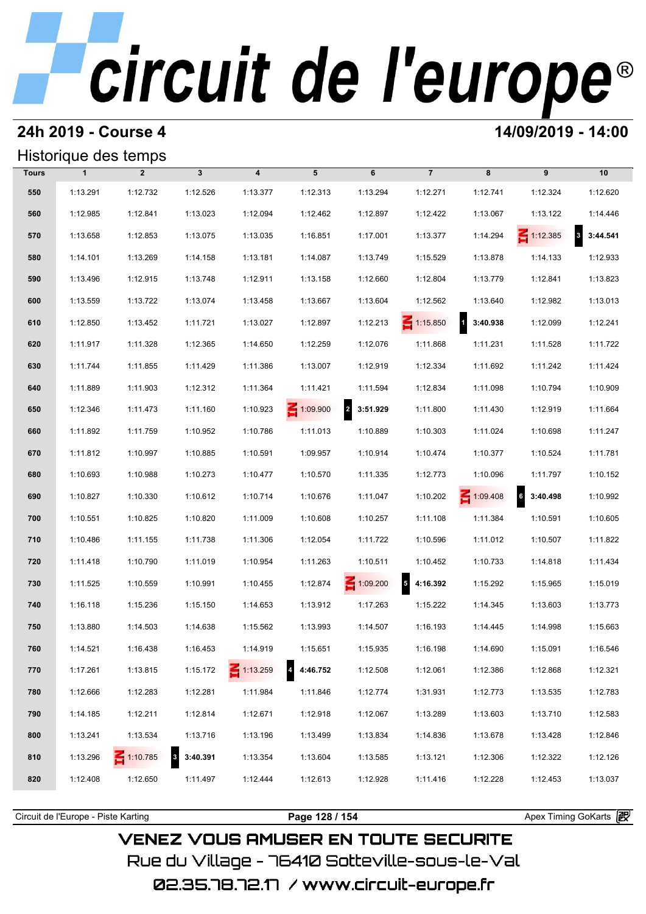# circuit de l'europe®

## 24h 2019 - Course 4

**14/09/2019 - 14:00**

### Historique des temps

| Tours | 1 | 2 | 3 | 4 | 5 | 6 | 7 | 8 | 9 | 10 |
|---|---|---|---|---|---|---|---|---|---|---|
| 550 | 1:13.291 | 1:12.732 | 1:12.526 | 1:13.377 | 1:12.313 | 1:13.294 | 1:12.271 | 1:12.741 | 1:12.324 | 1:12.620 |
| 560 | 1:12.985 | 1:12.841 | 1:13.023 | 1:12.094 | 1:12.462 | 1:12.897 | 1:12.422 | 1:13.067 | 1:13.122 | 1:14.446 |
| 570 | 1:13.658 | 1:12.853 | 1:13.075 | 1:13.035 | 1:16.851 | 1:17.001 | 1:13.377 | 1:14.294 | IN 1:12.385 | 3 **3:44.541** |
| 580 | 1:14.101 | 1:13.269 | 1:14.158 | 1:13.181 | 1:14.087 | 1:13.749 | 1:15.529 | 1:13.878 | 1:14.133 | 1:12.933 |
| 590 | 1:13.496 | 1:12.915 | 1:13.748 | 1:12.911 | 1:13.158 | 1:12.660 | 1:12.804 | 1:13.779 | 1:12.841 | 1:13.823 |
| 600 | 1:13.559 | 1:13.722 | 1:13.074 | 1:13.458 | 1:13.667 | 1:13.604 | 1:12.562 | 1:13.640 | 1:12.982 | 1:13.013 |
| 610 | 1:12.850 | 1:13.452 | 1:11.721 | 1:13.027 | 1:12.897 | 1:12.213 | IN 1:15.850 | 1 **3:40.938** | 1:12.099 | 1:12.241 |
| 620 | 1:11.917 | 1:11.328 | 1:12.365 | 1:14.650 | 1:12.259 | 1:12.076 | 1:11.868 | 1:11.231 | 1:11.528 | 1:11.722 |
| 630 | 1:11.744 | 1:11.855 | 1:11.429 | 1:11.386 | 1:13.007 | 1:12.919 | 1:12.334 | 1:11.692 | 1:11.242 | 1:11.424 |
| 640 | 1:11.889 | 1:11.903 | 1:12.312 | 1:11.364 | 1:11.421 | 1:11.594 | 1:12.834 | 1:11.098 | 1:10.794 | 1:10.909 |
| 650 | 1:12.346 | 1:11.473 | 1:11.160 | 1:10.923 | IN 1:09.900 | 2 **3:51.929** | 1:11.800 | 1:11.430 | 1:12.919 | 1:11.664 |
| 660 | 1:11.892 | 1:11.759 | 1:10.952 | 1:10.786 | 1:11.013 | 1:10.889 | 1:10.303 | 1:11.024 | 1:10.698 | 1:11.247 |
| 670 | 1:11.812 | 1:10.997 | 1:10.885 | 1:10.591 | 1:09.957 | 1:10.914 | 1:10.474 | 1:10.377 | 1:10.524 | 1:11.781 |
| 680 | 1:10.693 | 1:10.988 | 1:10.273 | 1:10.477 | 1:10.570 | 1:11.335 | 1:12.773 | 1:10.096 | 1:11.797 | 1:10.152 |
| 690 | 1:10.827 | 1:10.330 | 1:10.612 | 1:10.714 | 1:10.676 | 1:11.047 | 1:10.202 | IN 1:09.408 | 6 **3:40.498** | 1:10.992 |
| 700 | 1:10.551 | 1:10.825 | 1:10.820 | 1:11.009 | 1:10.608 | 1:10.257 | 1:11.108 | 1:11.384 | 1:10.591 | 1:10.605 |
| 710 | 1:10.486 | 1:11.155 | 1:11.738 | 1:11.306 | 1:12.054 | 1:11.722 | 1:10.596 | 1:11.012 | 1:10.507 | 1:11.822 |
| 720 | 1:11.418 | 1:10.790 | 1:11.019 | 1:10.954 | 1:11.263 | 1:10.511 | 1:10.452 | 1:10.733 | 1:14.818 | 1:11.434 |
| 730 | 1:11.525 | 1:10.559 | 1:10.991 | 1:10.455 | 1:12.874 | IN 1:09.200 | 5 **4:16.392** | 1:15.292 | 1:15.965 | 1:15.019 |
| 740 | 1:16.118 | 1:15.236 | 1:15.150 | 1:14.653 | 1:13.912 | 1:17.263 | 1:15.222 | 1:14.345 | 1:13.603 | 1:13.773 |
| 750 | 1:13.880 | 1:14.503 | 1:14.638 | 1:15.562 | 1:13.993 | 1:14.507 | 1:16.193 | 1:14.445 | 1:14.998 | 1:15.663 |
| 760 | 1:14.521 | 1:16.438 | 1:16.453 | 1:14.919 | 1:15.651 | 1:15.935 | 1:16.198 | 1:14.690 | 1:15.091 | 1:16.546 |
| 770 | 1:17.261 | 1:13.815 | 1:15.172 | IN 1:13.259 | 4 **4:46.752** | 1:12.508 | 1:12.061 | 1:12.386 | 1:12.868 | 1:12.321 |
| 780 | 1:12.666 | 1:12.283 | 1:12.281 | 1:11.984 | 1:11.846 | 1:12.774 | 1:31.931 | 1:12.773 | 1:13.535 | 1:12.783 |
| 790 | 1:14.185 | 1:12.211 | 1:12.814 | 1:12.671 | 1:12.918 | 1:12.067 | 1:13.289 | 1:13.603 | 1:13.710 | 1:12.583 |
| 800 | 1:13.241 | 1:13.534 | 1:13.716 | 1:13.196 | 1:13.499 | 1:13.834 | 1:14.836 | 1:13.678 | 1:13.428 | 1:12.846 |
| 810 | 1:13.296 | IN 1:10.785 | 3 **3:40.391** | 1:13.354 | 1:13.604 | 1:13.585 | 1:13.121 | 1:12.306 | 1:12.322 | 1:12.126 |
| 820 | 1:12.408 | 1:12.650 | 1:11.497 | 1:12.444 | 1:12.613 | 1:12.928 | 1:11.416 | 1:12.228 | 1:12.453 | 1:13.037 |

Circuit de l'Europe - Piste Karting — Apex Timing GoKarts

VENEZ VOUS AMUSER EN TOUTE SECURITE
Rue du Village - 76410 Sotteville-sous-le-Val
02.35.78.72.17 / www.circuit-europe.fr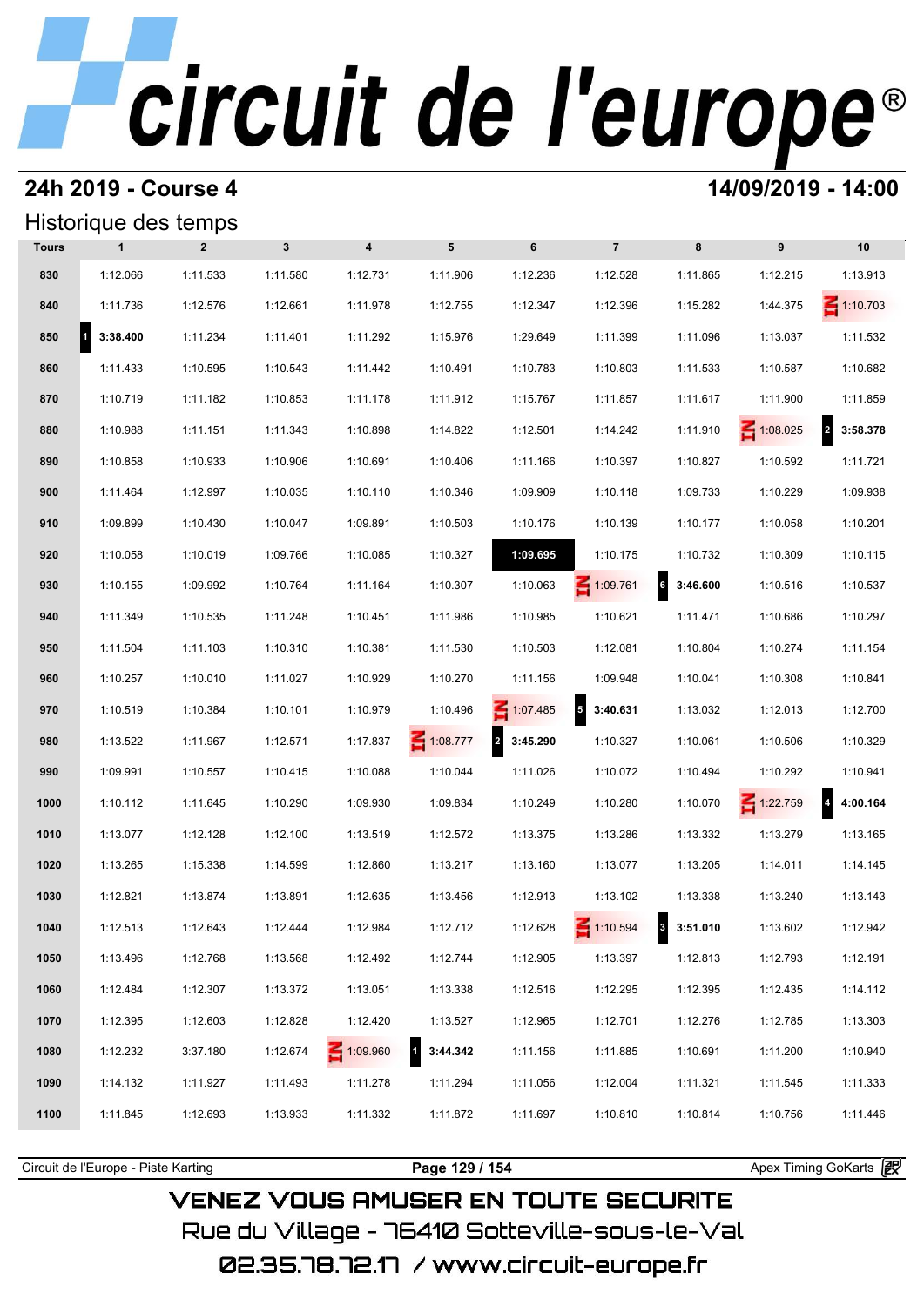# circuit de l'europe®

## 24h 2019 - Course 4

**14/09/2019 - 14:00**

### Historique des temps

| Tours | 1 | 2 | 3 | 4 | 5 | 6 | 7 | 8 | 9 | 10 |
|---|---|---|---|---|---|---|---|---|---|---|
| 830 | 1:12.066 | 1:11.533 | 1:11.580 | 1:12.731 | 1:11.906 | 1:12.236 | 1:12.528 | 1:11.865 | 1:12.215 | 1:13.913 |
| 840 | 1:11.736 | 1:12.576 | 1:12.661 | 1:11.978 | 1:12.755 | 1:12.347 | 1:12.396 | 1:15.282 | 1:44.375 | IN 1:10.703 |
| 850 | 1 **3:38.400** | 1:11.234 | 1:11.401 | 1:11.292 | 1:15.976 | 1:29.649 | 1:11.399 | 1:11.096 | 1:13.037 | 1:11.532 |
| 860 | 1:11.433 | 1:10.595 | 1:10.543 | 1:11.442 | 1:10.491 | 1:10.783 | 1:10.803 | 1:11.533 | 1:10.587 | 1:10.682 |
| 870 | 1:10.719 | 1:11.182 | 1:10.853 | 1:11.178 | 1:11.912 | 1:15.767 | 1:11.857 | 1:11.617 | 1:11.900 | 1:11.859 |
| 880 | 1:10.988 | 1:11.151 | 1:11.343 | 1:10.898 | 1:14.822 | 1:12.501 | 1:14.242 | 1:11.910 | IN 1:08.025 | 2 **3:58.378** |
| 890 | 1:10.858 | 1:10.933 | 1:10.906 | 1:10.691 | 1:10.406 | 1:11.166 | 1:10.397 | 1:10.827 | 1:10.592 | 1:11.721 |
| 900 | 1:11.464 | 1:12.997 | 1:10.035 | 1:10.110 | 1:10.346 | 1:09.909 | 1:10.118 | 1:09.733 | 1:10.229 | 1:09.938 |
| 910 | 1:09.899 | 1:10.430 | 1:10.047 | 1:09.891 | 1:10.503 | 1:10.176 | 1:10.139 | 1:10.177 | 1:10.058 | 1:10.201 |
| 920 | 1:10.058 | 1:10.019 | 1:09.766 | 1:10.085 | 1:10.327 | **1:09.695** | 1:10.175 | 1:10.732 | 1:10.309 | 1:10.115 |
| 930 | 1:10.155 | 1:09.992 | 1:10.764 | 1:11.164 | 1:10.307 | 1:10.063 | IN 1:09.761 | 6 **3:46.600** | 1:10.516 | 1:10.537 |
| 940 | 1:11.349 | 1:10.535 | 1:11.248 | 1:10.451 | 1:11.986 | 1:10.985 | 1:10.621 | 1:11.471 | 1:10.686 | 1:10.297 |
| 950 | 1:11.504 | 1:11.103 | 1:10.310 | 1:10.381 | 1:11.530 | 1:10.503 | 1:12.081 | 1:10.804 | 1:10.274 | 1:11.154 |
| 960 | 1:10.257 | 1:10.010 | 1:11.027 | 1:10.929 | 1:10.270 | 1:11.156 | 1:09.948 | 1:10.041 | 1:10.308 | 1:10.841 |
| 970 | 1:10.519 | 1:10.384 | 1:10.101 | 1:10.979 | 1:10.496 | IN 1:07.485 | 5 **3:40.631** | 1:13.032 | 1:12.013 | 1:12.700 |
| 980 | 1:13.522 | 1:11.967 | 1:12.571 | 1:17.837 | IN 1:08.777 | 2 **3:45.290** | 1:10.327 | 1:10.061 | 1:10.506 | 1:10.329 |
| 990 | 1:09.991 | 1:10.557 | 1:10.415 | 1:10.088 | 1:10.044 | 1:11.026 | 1:10.072 | 1:10.494 | 1:10.292 | 1:10.941 |
| 1000 | 1:10.112 | 1:11.645 | 1:10.290 | 1:09.930 | 1:09.834 | 1:10.249 | 1:10.280 | 1:10.070 | IN 1:22.759 | 4 **4:00.164** |
| 1010 | 1:13.077 | 1:12.128 | 1:12.100 | 1:13.519 | 1:12.572 | 1:13.375 | 1:13.286 | 1:13.332 | 1:13.279 | 1:13.165 |
| 1020 | 1:13.265 | 1:15.338 | 1:14.599 | 1:12.860 | 1:13.217 | 1:13.160 | 1:13.077 | 1:13.205 | 1:14.011 | 1:14.145 |
| 1030 | 1:12.821 | 1:13.874 | 1:13.891 | 1:12.635 | 1:13.456 | 1:12.913 | 1:13.102 | 1:13.338 | 1:13.240 | 1:13.143 |
| 1040 | 1:12.513 | 1:12.643 | 1:12.444 | 1:12.984 | 1:12.712 | 1:12.628 | IN 1:10.594 | 3 **3:51.010** | 1:13.602 | 1:12.942 |
| 1050 | 1:13.496 | 1:12.768 | 1:13.568 | 1:12.492 | 1:12.744 | 1:12.905 | 1:13.397 | 1:12.813 | 1:12.793 | 1:12.191 |
| 1060 | 1:12.484 | 1:12.307 | 1:13.372 | 1:13.051 | 1:13.338 | 1:12.516 | 1:12.295 | 1:12.395 | 1:12.435 | 1:14.112 |
| 1070 | 1:12.395 | 1:12.603 | 1:12.828 | 1:12.420 | 1:13.527 | 1:12.965 | 1:12.701 | 1:12.276 | 1:12.785 | 1:13.303 |
| 1080 | 1:12.232 | 3:37.180 | 1:12.674 | IN 1:09.960 | 1 **3:44.342** | 1:11.156 | 1:11.885 | 1:10.691 | 1:11.200 | 1:10.940 |
| 1090 | 1:14.132 | 1:11.927 | 1:11.493 | 1:11.278 | 1:11.294 | 1:11.056 | 1:12.004 | 1:11.321 | 1:11.545 | 1:11.333 |
| 1100 | 1:11.845 | 1:12.693 | 1:13.933 | 1:11.332 | 1:11.872 | 1:11.697 | 1:10.810 | 1:10.814 | 1:10.756 | 1:11.446 |

Circuit de l'Europe - Piste Karting — Apex Timing GoKarts

VENEZ VOUS AMUSER EN TOUTE SECURITE
Rue du Village - 76410 Sotteville-sous-le-Val
02.35.78.72.17 / www.circuit-europe.fr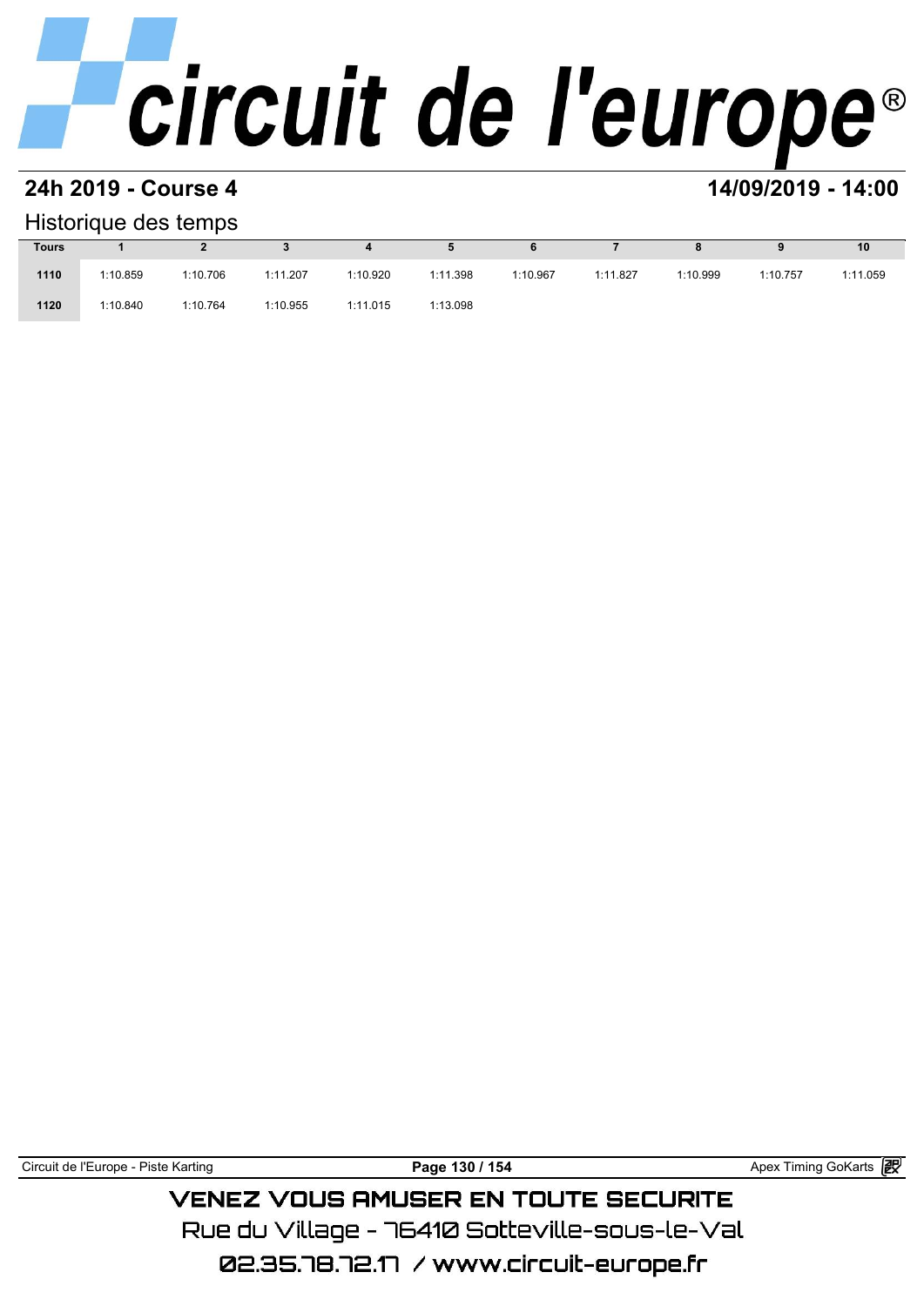## 24h 2019 - Course 4

**14/09/2019 - 14:00**

### Historique des temps

| Tours | 1 | 2 | 3 | 4 | 5 | 6 | 7 | 8 | 9 | 10 |
|---|---|---|---|---|---|---|---|---|---|---|
| 1110 | 1:10.859 | 1:10.706 | 1:11.207 | 1:10.920 | 1:11.398 | 1:10.967 | 1:11.827 | 1:10.999 | 1:10.757 | 1:11.059 |
| 1120 | 1:10.840 | 1:10.764 | 1:10.955 | 1:11.015 | 1:13.098 | | | | | |

VENEZ VOUS AMUSER EN TOUTE SECURITE

Rue du Village - 76410 Sotteville-sous-le-Val

02.35.78.72.17 / www.circuit-europe.fr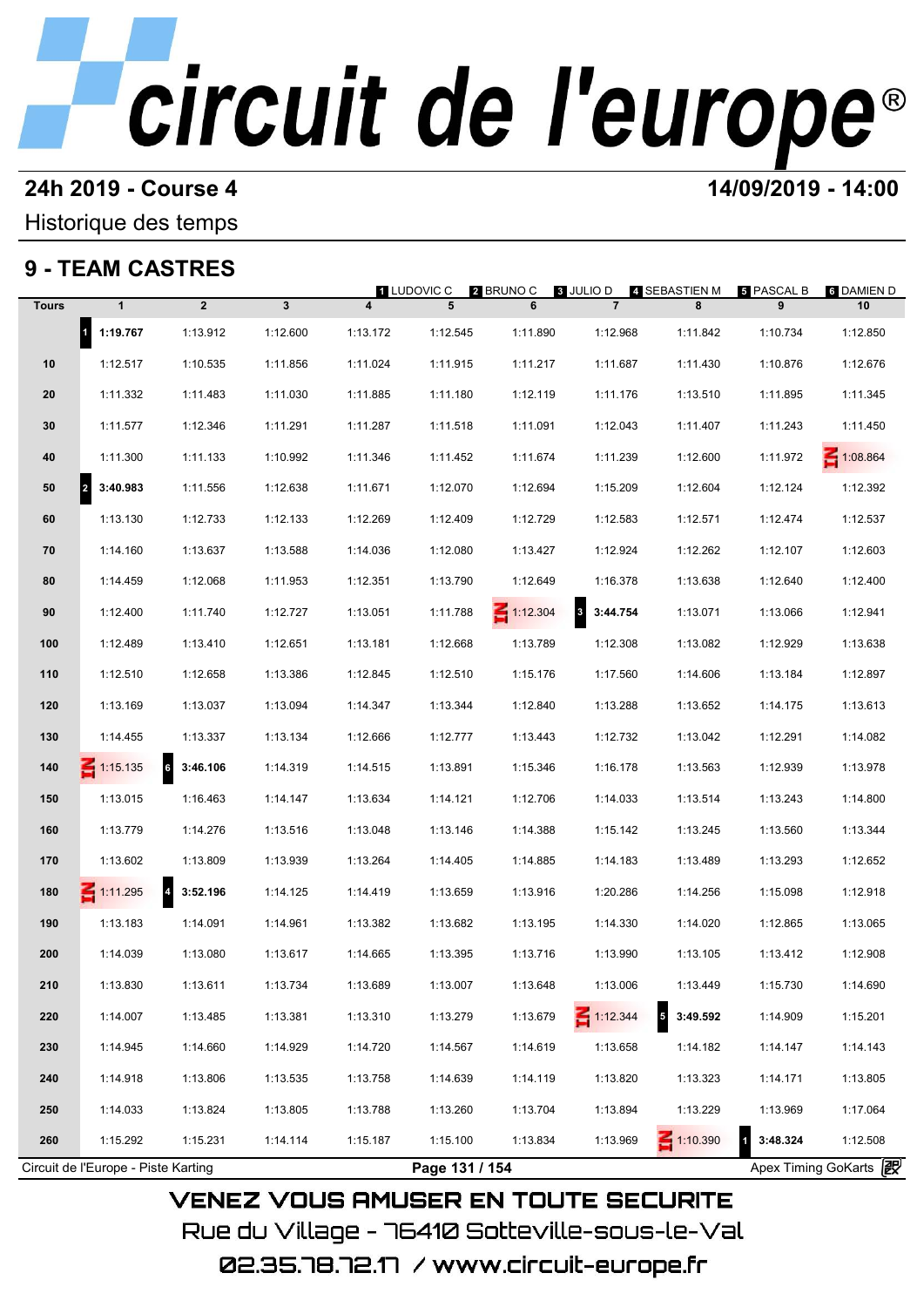# circuit de l'europe®

**24h 2019 - Course 4** **14/09/2019 - 14:00**

Historique des temps

## 9 - TEAM CASTRES

1 LUDOVIC C · 2 BRUNO C · 3 JULIO D · 4 SEBASTIEN M · 5 PASCAL B · 6 DAMIEN D

| Tours | 1 | 2 | 3 | 4 | 5 | 6 | 7 | 8 | 9 | 10 |
|---|---|---|---|---|---|---|---|---|---|---|
| | 1 **1:19.767** | 1:13.912 | 1:12.600 | 1:13.172 | 1:12.545 | 1:11.890 | 1:12.968 | 1:11.842 | 1:10.734 | 1:12.850 |
| 10 | 1:12.517 | 1:10.535 | 1:11.856 | 1:11.024 | 1:11.915 | 1:11.217 | 1:11.687 | 1:11.430 | 1:10.876 | 1:12.676 |
| 20 | 1:11.332 | 1:11.483 | 1:11.030 | 1:11.885 | 1:11.180 | 1:12.119 | 1:11.176 | 1:13.510 | 1:11.895 | 1:11.345 |
| 30 | 1:11.577 | 1:12.346 | 1:11.291 | 1:11.287 | 1:11.518 | 1:11.091 | 1:12.043 | 1:11.407 | 1:11.243 | 1:11.450 |
| 40 | 1:11.300 | 1:11.133 | 1:10.992 | 1:11.346 | 1:11.452 | 1:11.674 | 1:11.239 | 1:12.600 | 1:11.972 | IN 1:08.864 |
| 50 | 2 **3:40.983** | 1:11.556 | 1:12.638 | 1:11.671 | 1:12.070 | 1:12.694 | 1:15.209 | 1:12.604 | 1:12.124 | 1:12.392 |
| 60 | 1:13.130 | 1:12.733 | 1:12.133 | 1:12.269 | 1:12.409 | 1:12.729 | 1:12.583 | 1:12.571 | 1:12.474 | 1:12.537 |
| 70 | 1:14.160 | 1:13.637 | 1:13.588 | 1:14.036 | 1:12.080 | 1:13.427 | 1:12.924 | 1:12.262 | 1:12.107 | 1:12.603 |
| 80 | 1:14.459 | 1:12.068 | 1:11.953 | 1:12.351 | 1:13.790 | 1:12.649 | 1:16.378 | 1:13.638 | 1:12.640 | 1:12.400 |
| 90 | 1:12.400 | 1:11.740 | 1:12.727 | 1:13.051 | 1:11.788 | IN 1:12.304 | 3 **3:44.754** | 1:13.071 | 1:13.066 | 1:12.941 |
| 100 | 1:12.489 | 1:13.410 | 1:12.651 | 1:13.181 | 1:12.668 | 1:13.789 | 1:12.308 | 1:13.082 | 1:12.929 | 1:13.638 |
| 110 | 1:12.510 | 1:12.658 | 1:13.386 | 1:12.845 | 1:12.510 | 1:15.176 | 1:17.560 | 1:14.606 | 1:13.184 | 1:12.897 |
| 120 | 1:13.169 | 1:13.037 | 1:13.094 | 1:14.347 | 1:13.344 | 1:12.840 | 1:13.288 | 1:13.652 | 1:14.175 | 1:13.613 |
| 130 | 1:14.455 | 1:13.337 | 1:13.134 | 1:12.666 | 1:12.777 | 1:13.443 | 1:12.732 | 1:13.042 | 1:12.291 | 1:14.082 |
| 140 | IN 1:15.135 | 6 **3:46.106** | 1:14.319 | 1:14.515 | 1:13.891 | 1:15.346 | 1:16.178 | 1:13.563 | 1:12.939 | 1:13.978 |
| 150 | 1:13.015 | 1:16.463 | 1:14.147 | 1:13.634 | 1:14.121 | 1:12.706 | 1:14.033 | 1:13.514 | 1:13.243 | 1:14.800 |
| 160 | 1:13.779 | 1:14.276 | 1:13.516 | 1:13.048 | 1:13.146 | 1:14.388 | 1:15.142 | 1:13.245 | 1:13.560 | 1:13.344 |
| 170 | 1:13.602 | 1:13.809 | 1:13.939 | 1:13.264 | 1:14.405 | 1:14.885 | 1:14.183 | 1:13.489 | 1:13.293 | 1:12.652 |
| 180 | IN 1:11.295 | 4 **3:52.196** | 1:14.125 | 1:14.419 | 1:13.659 | 1:13.916 | 1:20.286 | 1:14.256 | 1:15.098 | 1:12.918 |
| 190 | 1:13.183 | 1:14.091 | 1:14.961 | 1:13.382 | 1:13.682 | 1:13.195 | 1:14.330 | 1:14.020 | 1:12.865 | 1:13.065 |
| 200 | 1:14.039 | 1:13.080 | 1:13.617 | 1:14.665 | 1:13.395 | 1:13.716 | 1:13.990 | 1:13.105 | 1:13.412 | 1:12.908 |
| 210 | 1:13.830 | 1:13.611 | 1:13.734 | 1:13.689 | 1:13.007 | 1:13.648 | 1:13.006 | 1:13.449 | 1:15.730 | 1:14.690 |
| 220 | 1:14.007 | 1:13.485 | 1:13.381 | 1:13.310 | 1:13.279 | 1:13.679 | IN 1:12.344 | 5 **3:49.592** | 1:14.909 | 1:15.201 |
| 230 | 1:14.945 | 1:14.660 | 1:14.929 | 1:14.720 | 1:14.567 | 1:14.619 | 1:13.658 | 1:14.182 | 1:14.147 | 1:14.143 |
| 240 | 1:14.918 | 1:13.806 | 1:13.535 | 1:13.758 | 1:14.639 | 1:14.119 | 1:13.820 | 1:13.323 | 1:14.171 | 1:13.805 |
| 250 | 1:14.033 | 1:13.824 | 1:13.805 | 1:13.788 | 1:13.260 | 1:13.704 | 1:13.894 | 1:13.229 | 1:13.969 | 1:17.064 |
| 260 | 1:15.292 | 1:15.231 | 1:14.114 | 1:15.187 | 1:15.100 | 1:13.834 | 1:13.969 | IN 1:10.390 | 1 **3:48.324** | 1:12.508 |

Circuit de l'Europe - Piste Karting · Apex Timing GoKarts

VENEZ VOUS AMUSER EN TOUTE SECURITE

Rue du Village - 76410 Sotteville-sous-le-Val

02.35.78.72.17 / www.circuit-europe.fr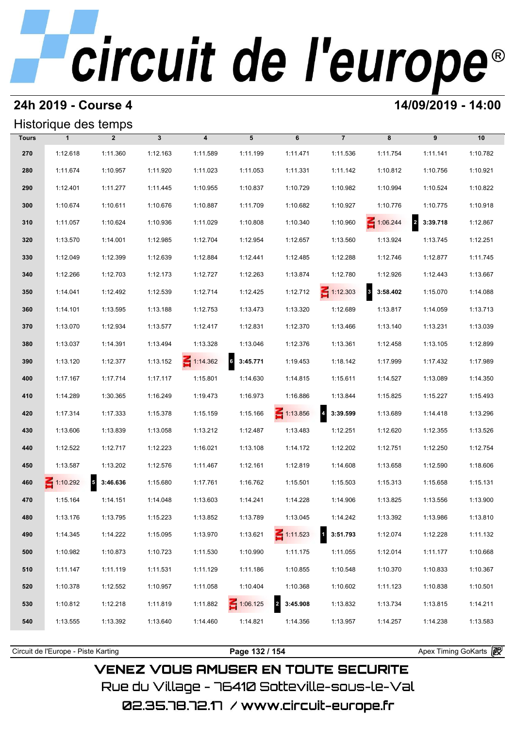# circuit de l'europe®

## 24h 2019 - Course 4

## 14/09/2019 - 14:00

### Historique des temps

| Tours | 1 | 2 | 3 | 4 | 5 | 6 | 7 | 8 | 9 | 10 |
|---|---|---|---|---|---|---|---|---|---|---|
| 270 | 1:12.618 | 1:11.360 | 1:12.163 | 1:11.589 | 1:11.199 | 1:11.471 | 1:11.536 | 1:11.754 | 1:11.141 | 1:10.782 |
| 280 | 1:11.674 | 1:10.957 | 1:11.920 | 1:11.023 | 1:11.053 | 1:11.331 | 1:11.142 | 1:10.812 | 1:10.756 | 1:10.921 |
| 290 | 1:12.401 | 1:11.277 | 1:11.445 | 1:10.955 | 1:10.837 | 1:10.729 | 1:10.982 | 1:10.994 | 1:10.524 | 1:10.822 |
| 300 | 1:10.674 | 1:10.611 | 1:10.676 | 1:10.887 | 1:11.709 | 1:10.682 | 1:10.927 | 1:10.776 | 1:10.775 | 1:10.918 |
| 310 | 1:11.057 | 1:10.624 | 1:10.936 | 1:11.029 | 1:10.808 | 1:10.340 | 1:10.960 | IN 1:06.244 | 2 **3:39.718** | 1:12.867 |
| 320 | 1:13.570 | 1:14.001 | 1:12.985 | 1:12.704 | 1:12.954 | 1:12.657 | 1:13.560 | 1:13.924 | 1:13.745 | 1:12.251 |
| 330 | 1:12.049 | 1:12.399 | 1:12.639 | 1:12.884 | 1:12.441 | 1:12.485 | 1:12.288 | 1:12.746 | 1:12.877 | 1:11.745 |
| 340 | 1:12.266 | 1:12.703 | 1:12.173 | 1:12.727 | 1:12.263 | 1:13.874 | 1:12.780 | 1:12.926 | 1:12.443 | 1:13.667 |
| 350 | 1:14.041 | 1:12.492 | 1:12.539 | 1:12.714 | 1:12.425 | 1:12.712 | IN 1:12.303 | 3 **3:58.402** | 1:15.070 | 1:14.088 |
| 360 | 1:14.101 | 1:13.595 | 1:13.188 | 1:12.753 | 1:13.473 | 1:13.320 | 1:12.689 | 1:13.817 | 1:14.059 | 1:13.713 |
| 370 | 1:13.070 | 1:12.934 | 1:13.577 | 1:12.417 | 1:12.831 | 1:12.370 | 1:13.466 | 1:13.140 | 1:13.231 | 1:13.039 |
| 380 | 1:13.037 | 1:14.391 | 1:13.494 | 1:13.328 | 1:13.046 | 1:12.376 | 1:13.361 | 1:12.458 | 1:13.105 | 1:12.899 |
| 390 | 1:13.120 | 1:12.377 | 1:13.152 | IN 1:14.362 | 6 **3:45.771** | 1:19.453 | 1:18.142 | 1:17.999 | 1:17.432 | 1:17.989 |
| 400 | 1:17.167 | 1:17.714 | 1:17.117 | 1:15.801 | 1:14.630 | 1:14.815 | 1:15.611 | 1:14.527 | 1:13.089 | 1:14.350 |
| 410 | 1:14.289 | 1:30.365 | 1:16.249 | 1:19.473 | 1:16.973 | 1:16.886 | 1:13.844 | 1:15.825 | 1:15.227 | 1:15.493 |
| 420 | 1:17.314 | 1:17.333 | 1:15.378 | 1:15.159 | 1:15.166 | IN 1:13.856 | 4 **3:39.599** | 1:13.689 | 1:14.418 | 1:13.296 |
| 430 | 1:13.606 | 1:13.839 | 1:13.058 | 1:13.212 | 1:12.487 | 1:13.483 | 1:12.251 | 1:12.620 | 1:12.355 | 1:13.526 |
| 440 | 1:12.522 | 1:12.717 | 1:12.223 | 1:16.021 | 1:13.108 | 1:14.172 | 1:12.202 | 1:12.751 | 1:12.250 | 1:12.754 |
| 450 | 1:13.587 | 1:13.202 | 1:12.576 | 1:11.467 | 1:12.161 | 1:12.819 | 1:14.608 | 1:13.658 | 1:12.590 | 1:18.606 |
| 460 | IN 1:10.292 | 5 **3:46.636** | 1:15.680 | 1:17.761 | 1:16.762 | 1:15.501 | 1:15.503 | 1:15.313 | 1:15.658 | 1:15.131 |
| 470 | 1:15.164 | 1:14.151 | 1:14.048 | 1:13.603 | 1:14.241 | 1:14.228 | 1:14.906 | 1:13.825 | 1:13.556 | 1:13.900 |
| 480 | 1:13.176 | 1:13.795 | 1:15.223 | 1:13.852 | 1:13.789 | 1:13.045 | 1:14.242 | 1:13.392 | 1:13.986 | 1:13.810 |
| 490 | 1:14.345 | 1:14.222 | 1:15.095 | 1:13.970 | 1:13.621 | IN 1:11.523 | 1 **3:51.793** | 1:12.074 | 1:12.228 | 1:11.132 |
| 500 | 1:10.982 | 1:10.873 | 1:10.723 | 1:11.530 | 1:10.990 | 1:11.175 | 1:11.055 | 1:12.014 | 1:11.177 | 1:10.668 |
| 510 | 1:11.147 | 1:11.119 | 1:11.531 | 1:11.129 | 1:11.186 | 1:10.855 | 1:10.548 | 1:10.370 | 1:10.833 | 1:10.367 |
| 520 | 1:10.378 | 1:12.552 | 1:10.957 | 1:11.058 | 1:10.404 | 1:10.368 | 1:10.602 | 1:11.123 | 1:10.838 | 1:10.501 |
| 530 | 1:10.812 | 1:12.218 | 1:11.819 | 1:11.882 | IN 1:06.125 | 2 **3:45.908** | 1:13.832 | 1:13.734 | 1:13.815 | 1:14.211 |
| 540 | 1:13.555 | 1:13.392 | 1:13.640 | 1:14.460 | 1:14.821 | 1:14.356 | 1:13.957 | 1:14.257 | 1:14.238 | 1:13.583 |

Circuit de l'Europe - Piste Karting | Apex Timing GoKarts

VENEZ VOUS AMUSER EN TOUTE SECURITE
Rue du Village - 76410 Sotteville-sous-le-Val
02.35.78.72.17 / www.circuit-europe.fr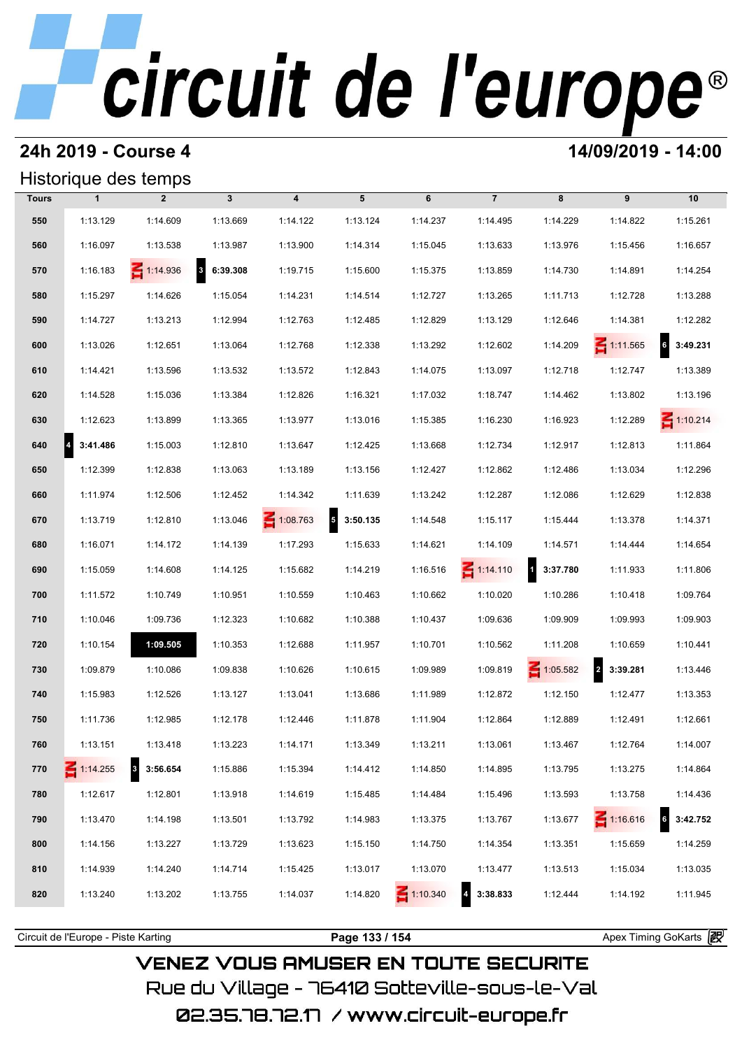# circuit de l'europe®

## 24h 2019 - Course 4

**14/09/2019 - 14:00**

### Historique des temps

| Tours | 1 | 2 | 3 | 4 | 5 | 6 | 7 | 8 | 9 | 10 |
|---|---|---|---|---|---|---|---|---|---|---|
| 550 | 1:13.129 | 1:14.609 | 1:13.669 | 1:14.122 | 1:13.124 | 1:14.237 | 1:14.495 | 1:14.229 | 1:14.822 | 1:15.261 |
| 560 | 1:16.097 | 1:13.538 | 1:13.987 | 1:13.900 | 1:14.314 | 1:15.045 | 1:13.633 | 1:13.976 | 1:15.456 | 1:16.657 |
| 570 | 1:16.183 | IN 1:14.936 | 3 6:39.308 | 1:19.715 | 1:15.600 | 1:15.375 | 1:13.859 | 1:14.730 | 1:14.891 | 1:14.254 |
| 580 | 1:15.297 | 1:14.626 | 1:15.054 | 1:14.231 | 1:14.514 | 1:12.727 | 1:13.265 | 1:11.713 | 1:12.728 | 1:13.288 |
| 590 | 1:14.727 | 1:13.213 | 1:12.994 | 1:12.763 | 1:12.485 | 1:12.829 | 1:13.129 | 1:12.646 | 1:14.381 | 1:12.282 |
| 600 | 1:13.026 | 1:12.651 | 1:13.064 | 1:12.768 | 1:12.338 | 1:13.292 | 1:12.602 | 1:14.209 | IN 1:11.565 | 6 3:49.231 |
| 610 | 1:14.421 | 1:13.596 | 1:13.532 | 1:13.572 | 1:12.843 | 1:14.075 | 1:13.097 | 1:12.718 | 1:12.747 | 1:13.389 |
| 620 | 1:14.528 | 1:15.036 | 1:13.384 | 1:12.826 | 1:16.321 | 1:17.032 | 1:18.747 | 1:14.462 | 1:13.802 | 1:13.196 |
| 630 | 1:12.623 | 1:13.899 | 1:13.365 | 1:13.977 | 1:13.016 | 1:15.385 | 1:16.230 | 1:16.923 | 1:12.289 | IN 1:10.214 |
| 640 | 4 3:41.486 | 1:15.003 | 1:12.810 | 1:13.647 | 1:12.425 | 1:13.668 | 1:12.734 | 1:12.917 | 1:12.813 | 1:11.864 |
| 650 | 1:12.399 | 1:12.838 | 1:13.063 | 1:13.189 | 1:13.156 | 1:12.427 | 1:12.862 | 1:12.486 | 1:13.034 | 1:12.296 |
| 660 | 1:11.974 | 1:12.506 | 1:12.452 | 1:14.342 | 1:11.639 | 1:13.242 | 1:12.287 | 1:12.086 | 1:12.629 | 1:12.838 |
| 670 | 1:13.719 | 1:12.810 | 1:13.046 | IN 1:08.763 | 5 3:50.135 | 1:14.548 | 1:15.117 | 1:15.444 | 1:13.378 | 1:14.371 |
| 680 | 1:16.071 | 1:14.172 | 1:14.139 | 1:17.293 | 1:15.633 | 1:14.621 | 1:14.109 | 1:14.571 | 1:14.444 | 1:14.654 |
| 690 | 1:15.059 | 1:14.608 | 1:14.125 | 1:15.682 | 1:14.219 | 1:16.516 | IN 1:14.110 | 1 3:37.780 | 1:11.933 | 1:11.806 |
| 700 | 1:11.572 | 1:10.749 | 1:10.951 | 1:10.559 | 1:10.463 | 1:10.662 | 1:10.020 | 1:10.286 | 1:10.418 | 1:09.764 |
| 710 | 1:10.046 | 1:09.736 | 1:12.323 | 1:10.682 | 1:10.388 | 1:10.437 | 1:09.636 | 1:09.909 | 1:09.993 | 1:09.903 |
| 720 | 1:10.154 | **1:09.505** | 1:10.353 | 1:12.688 | 1:11.957 | 1:10.701 | 1:10.562 | 1:11.208 | 1:10.659 | 1:10.441 |
| 730 | 1:09.879 | 1:10.086 | 1:09.838 | 1:10.626 | 1:10.615 | 1:09.989 | 1:09.819 | IN 1:05.582 | 2 3:39.281 | 1:13.446 |
| 740 | 1:15.983 | 1:12.526 | 1:13.127 | 1:13.041 | 1:13.686 | 1:11.989 | 1:12.872 | 1:12.150 | 1:12.477 | 1:13.353 |
| 750 | 1:11.736 | 1:12.985 | 1:12.178 | 1:12.446 | 1:11.878 | 1:11.904 | 1:12.864 | 1:12.889 | 1:12.491 | 1:12.661 |
| 760 | 1:13.151 | 1:13.418 | 1:13.223 | 1:14.171 | 1:13.349 | 1:13.211 | 1:13.061 | 1:13.467 | 1:12.764 | 1:14.007 |
| 770 | IN 1:14.255 | 3 3:56.654 | 1:15.886 | 1:15.394 | 1:14.412 | 1:14.850 | 1:14.895 | 1:13.795 | 1:13.275 | 1:14.864 |
| 780 | 1:12.617 | 1:12.801 | 1:13.918 | 1:14.619 | 1:15.485 | 1:14.484 | 1:15.496 | 1:13.593 | 1:13.758 | 1:14.436 |
| 790 | 1:13.470 | 1:14.198 | 1:13.501 | 1:13.792 | 1:14.983 | 1:13.375 | 1:13.767 | 1:13.677 | IN 1:16.616 | 6 3:42.752 |
| 800 | 1:14.156 | 1:13.227 | 1:13.729 | 1:13.623 | 1:15.150 | 1:14.750 | 1:14.354 | 1:13.351 | 1:15.659 | 1:14.259 |
| 810 | 1:14.939 | 1:14.240 | 1:14.714 | 1:15.425 | 1:13.017 | 1:13.070 | 1:13.477 | 1:13.513 | 1:15.034 | 1:13.035 |
| 820 | 1:13.240 | 1:13.202 | 1:13.755 | 1:14.037 | 1:14.820 | IN 1:10.340 | 4 3:38.833 | 1:12.444 | 1:14.192 | 1:11.945 |

Circuit de l'Europe - Piste Karting | Apex Timing GoKarts

VENEZ VOUS AMUSER EN TOUTE SECURITE
Rue du Village - 76410 Sotteville-sous-le-Val
02.35.78.72.17 / www.circuit-europe.fr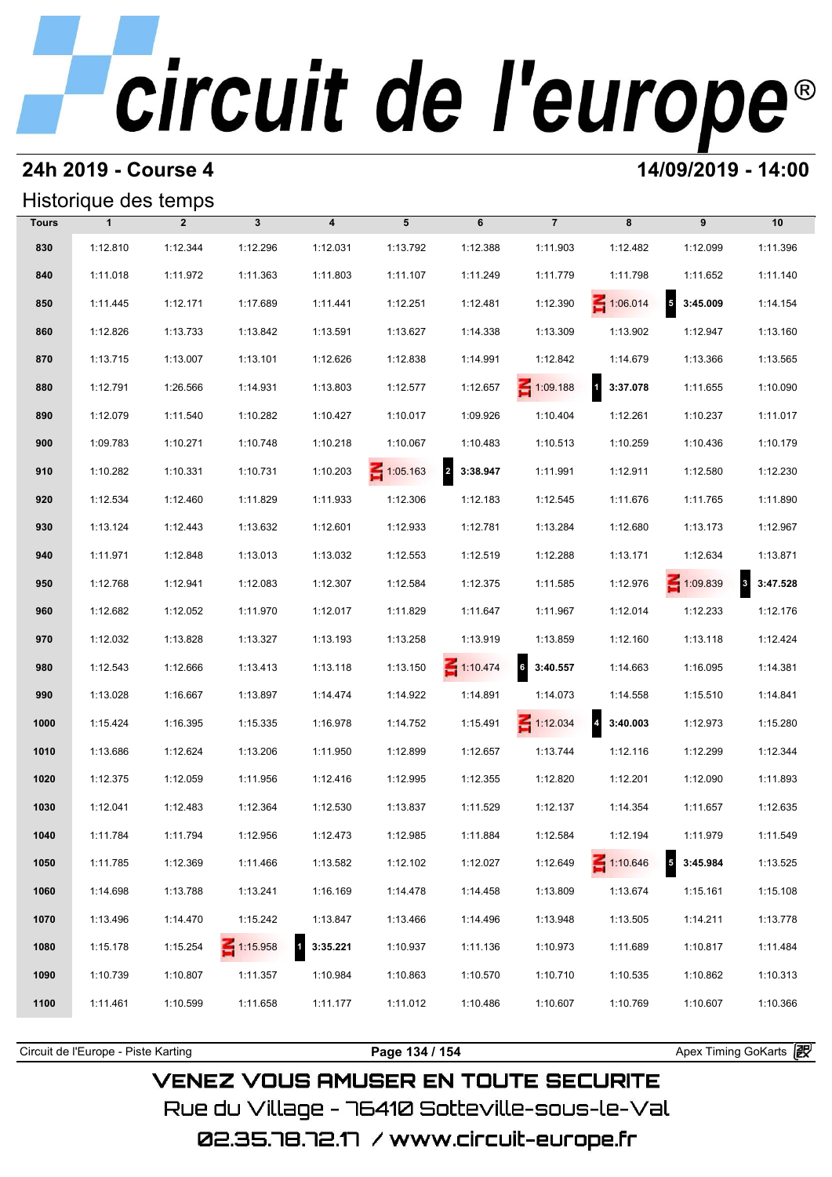# circuit de l'europe®

## 24h 2019 - Course 4

**14/09/2019 - 14:00**

### Historique des temps

| Tours | 1 | 2 | 3 | 4 | 5 | 6 | 7 | 8 | 9 | 10 |
|---|---|---|---|---|---|---|---|---|---|---|
| 830 | 1:12.810 | 1:12.344 | 1:12.296 | 1:12.031 | 1:13.792 | 1:12.388 | 1:11.903 | 1:12.482 | 1:12.099 | 1:11.396 |
| 840 | 1:11.018 | 1:11.972 | 1:11.363 | 1:11.803 | 1:11.107 | 1:11.249 | 1:11.779 | 1:11.798 | 1:11.652 | 1:11.140 |
| 850 | 1:11.445 | 1:12.171 | 1:17.689 | 1:11.441 | 1:12.251 | 1:12.481 | 1:12.390 | IN 1:06.014 | 5 **3:45.009** | 1:14.154 |
| 860 | 1:12.826 | 1:13.733 | 1:13.842 | 1:13.591 | 1:13.627 | 1:14.338 | 1:13.309 | 1:13.902 | 1:12.947 | 1:13.160 |
| 870 | 1:13.715 | 1:13.007 | 1:13.101 | 1:12.626 | 1:12.838 | 1:14.991 | 1:12.842 | 1:14.679 | 1:13.366 | 1:13.565 |
| 880 | 1:12.791 | 1:26.566 | 1:14.931 | 1:13.803 | 1:12.577 | 1:12.657 | IN 1:09.188 | 1 **3:37.078** | 1:11.655 | 1:10.090 |
| 890 | 1:12.079 | 1:11.540 | 1:10.282 | 1:10.427 | 1:10.017 | 1:09.926 | 1:10.404 | 1:12.261 | 1:10.237 | 1:11.017 |
| 900 | 1:09.783 | 1:10.271 | 1:10.748 | 1:10.218 | 1:10.067 | 1:10.483 | 1:10.513 | 1:10.259 | 1:10.436 | 1:10.179 |
| 910 | 1:10.282 | 1:10.331 | 1:10.731 | 1:10.203 | IN 1:05.163 | 2 **3:38.947** | 1:11.991 | 1:12.911 | 1:12.580 | 1:12.230 |
| 920 | 1:12.534 | 1:12.460 | 1:11.829 | 1:11.933 | 1:12.306 | 1:12.183 | 1:12.545 | 1:11.676 | 1:11.765 | 1:11.890 |
| 930 | 1:13.124 | 1:12.443 | 1:13.632 | 1:12.601 | 1:12.933 | 1:12.781 | 1:13.284 | 1:12.680 | 1:13.173 | 1:12.967 |
| 940 | 1:11.971 | 1:12.848 | 1:13.013 | 1:13.032 | 1:12.553 | 1:12.519 | 1:12.288 | 1:13.171 | 1:12.634 | 1:13.871 |
| 950 | 1:12.768 | 1:12.941 | 1:12.083 | 1:12.307 | 1:12.584 | 1:12.375 | 1:11.585 | 1:12.976 | IN 1:09.839 | 3 **3:47.528** |
| 960 | 1:12.682 | 1:12.052 | 1:11.970 | 1:12.017 | 1:11.829 | 1:11.647 | 1:11.967 | 1:12.014 | 1:12.233 | 1:12.176 |
| 970 | 1:12.032 | 1:13.828 | 1:13.327 | 1:13.193 | 1:13.258 | 1:13.919 | 1:13.859 | 1:12.160 | 1:13.118 | 1:12.424 |
| 980 | 1:12.543 | 1:12.666 | 1:13.413 | 1:13.118 | 1:13.150 | IN 1:10.474 | 6 **3:40.557** | 1:14.663 | 1:16.095 | 1:14.381 |
| 990 | 1:13.028 | 1:16.667 | 1:13.897 | 1:14.474 | 1:14.922 | 1:14.891 | 1:14.073 | 1:14.558 | 1:15.510 | 1:14.841 |
| 1000 | 1:15.424 | 1:16.395 | 1:15.335 | 1:16.978 | 1:14.752 | 1:15.491 | IN 1:12.034 | 4 **3:40.003** | 1:12.973 | 1:15.280 |
| 1010 | 1:13.686 | 1:12.624 | 1:13.206 | 1:11.950 | 1:12.899 | 1:12.657 | 1:13.744 | 1:12.116 | 1:12.299 | 1:12.344 |
| 1020 | 1:12.375 | 1:12.059 | 1:11.956 | 1:12.416 | 1:12.995 | 1:12.355 | 1:12.820 | 1:12.201 | 1:12.090 | 1:11.893 |
| 1030 | 1:12.041 | 1:12.483 | 1:12.364 | 1:12.530 | 1:13.837 | 1:11.529 | 1:12.137 | 1:14.354 | 1:11.657 | 1:12.635 |
| 1040 | 1:11.784 | 1:11.794 | 1:12.956 | 1:12.473 | 1:12.985 | 1:11.884 | 1:12.584 | 1:12.194 | 1:11.979 | 1:11.549 |
| 1050 | 1:11.785 | 1:12.369 | 1:11.466 | 1:13.582 | 1:12.102 | 1:12.027 | 1:12.649 | IN 1:10.646 | 5 **3:45.984** | 1:13.525 |
| 1060 | 1:14.698 | 1:13.788 | 1:13.241 | 1:16.169 | 1:14.478 | 1:14.458 | 1:13.809 | 1:13.674 | 1:15.161 | 1:15.108 |
| 1070 | 1:13.496 | 1:14.470 | 1:15.242 | 1:13.847 | 1:13.466 | 1:14.496 | 1:13.948 | 1:13.505 | 1:14.211 | 1:13.778 |
| 1080 | 1:15.178 | 1:15.254 | IN 1:15.958 | 1 **3:35.221** | 1:10.937 | 1:11.136 | 1:10.973 | 1:11.689 | 1:10.817 | 1:11.484 |
| 1090 | 1:10.739 | 1:10.807 | 1:11.357 | 1:10.984 | 1:10.863 | 1:10.570 | 1:10.710 | 1:10.535 | 1:10.862 | 1:10.313 |
| 1100 | 1:11.461 | 1:10.599 | 1:11.658 | 1:11.177 | 1:11.012 | 1:10.486 | 1:10.607 | 1:10.769 | 1:10.607 | 1:10.366 |

Circuit de l'Europe - Piste Karting — Apex Timing GoKarts

VENEZ VOUS AMUSER EN TOUTE SECURITE
Rue du Village - 76410 Sotteville-sous-le-Val
02.35.78.72.17 / www.circuit-europe.fr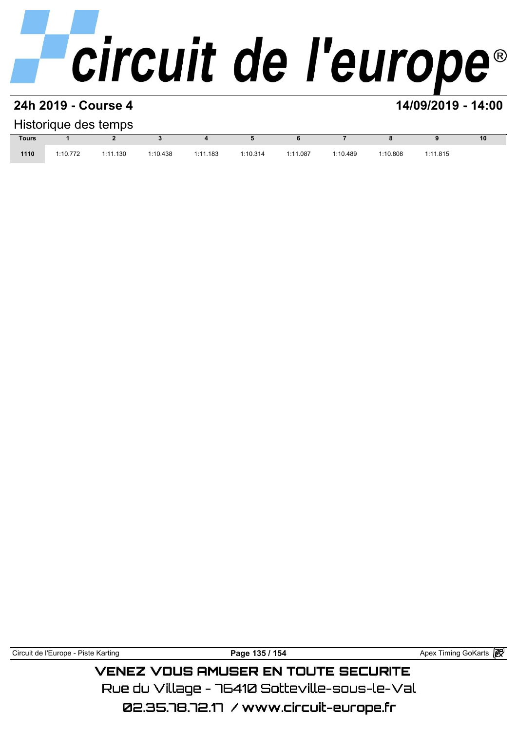## 24h 2019 - Course 4

**14/09/2019 - 14:00**

Historique des temps

| Tours | 1 | 2 | 3 | 4 | 5 | 6 | 7 | 8 | 9 | 10 |
|---|---|---|---|---|---|---|---|---|---|---|
| 1110 | 1:10.772 | 1:11.130 | 1:10.438 | 1:11.183 | 1:10.314 | 1:11.087 | 1:10.489 | 1:10.808 | 1:11.815 | |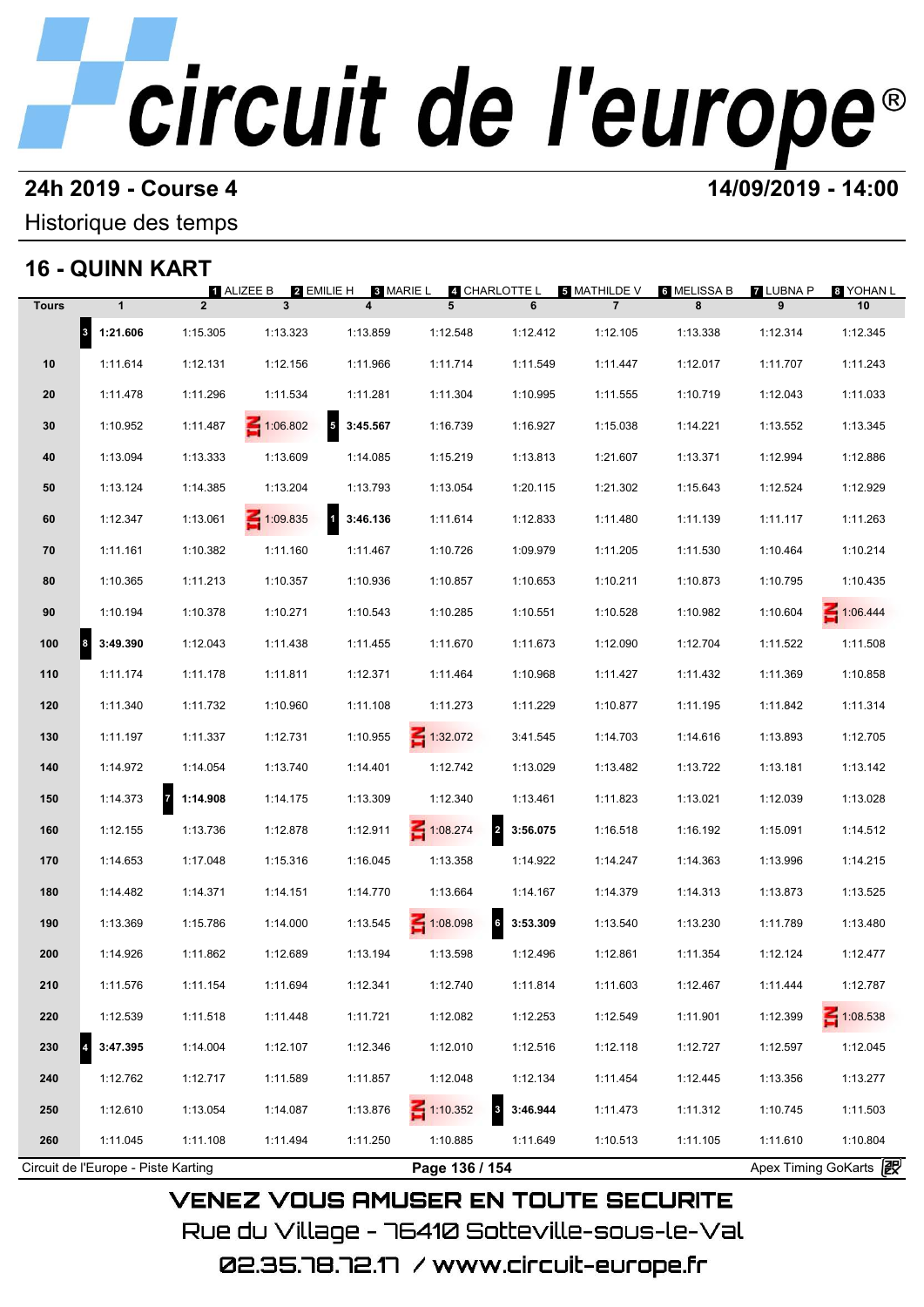# circuit de l'europe

## 24h 2019 - Course 4

**14/09/2019 - 14:00**

Historique des temps

## 16 - QUINN KART

1 ALIZEE B | 2 EMILIE H | 3 MARIE L | 4 CHARLOTTE L | 5 MATHILDE V | 6 MELISSA B | 7 LUBNA P | 8 YOHAN L

| Tours | 1 | 2 | 3 | 4 | 5 | 6 | 7 | 8 | 9 | 10 |
|---|---|---|---|---|---|---|---|---|---|---|
| | 3 **1:21.606** | 1:15.305 | 1:13.323 | 1:13.859 | 1:12.548 | 1:12.412 | 1:12.105 | 1:13.338 | 1:12.314 | 1:12.345 |
| 10 | 1:11.614 | 1:12.131 | 1:12.156 | 1:11.966 | 1:11.714 | 1:11.549 | 1:11.447 | 1:12.017 | 1:11.707 | 1:11.243 |
| 20 | 1:11.478 | 1:11.296 | 1:11.534 | 1:11.281 | 1:11.304 | 1:10.995 | 1:11.555 | 1:10.719 | 1:12.043 | 1:11.033 |
| 30 | 1:10.952 | 1:11.487 | IN 1:06.802 | 5 **3:45.567** | 1:16.739 | 1:16.927 | 1:15.038 | 1:14.221 | 1:13.552 | 1:13.345 |
| 40 | 1:13.094 | 1:13.333 | 1:13.609 | 1:14.085 | 1:15.219 | 1:13.813 | 1:21.607 | 1:13.371 | 1:12.994 | 1:12.886 |
| 50 | 1:13.124 | 1:14.385 | 1:13.204 | 1:13.793 | 1:13.054 | 1:20.115 | 1:21.302 | 1:15.643 | 1:12.524 | 1:12.929 |
| 60 | 1:12.347 | 1:13.061 | IN 1:09.835 | 1 **3:46.136** | 1:11.614 | 1:12.833 | 1:11.480 | 1:11.139 | 1:11.117 | 1:11.263 |
| 70 | 1:11.161 | 1:10.382 | 1:11.160 | 1:11.467 | 1:10.726 | 1:09.979 | 1:11.205 | 1:11.530 | 1:10.464 | 1:10.214 |
| 80 | 1:10.365 | 1:11.213 | 1:10.357 | 1:10.936 | 1:10.857 | 1:10.653 | 1:10.211 | 1:10.873 | 1:10.795 | 1:10.435 |
| 90 | 1:10.194 | 1:10.378 | 1:10.271 | 1:10.543 | 1:10.285 | 1:10.551 | 1:10.528 | 1:10.982 | 1:10.604 | IN 1:06.444 |
| 100 | 8 **3:49.390** | 1:12.043 | 1:11.438 | 1:11.455 | 1:11.670 | 1:11.673 | 1:12.090 | 1:12.704 | 1:11.522 | 1:11.508 |
| 110 | 1:11.174 | 1:11.178 | 1:11.811 | 1:12.371 | 1:11.464 | 1:10.968 | 1:11.427 | 1:11.432 | 1:11.369 | 1:10.858 |
| 120 | 1:11.340 | 1:11.732 | 1:10.960 | 1:11.108 | 1:11.273 | 1:11.229 | 1:10.877 | 1:11.195 | 1:11.842 | 1:11.314 |
| 130 | 1:11.197 | 1:11.337 | 1:12.731 | 1:10.955 | IN 1:32.072 | 3:41.545 | 1:14.703 | 1:14.616 | 1:13.893 | 1:12.705 |
| 140 | 1:14.972 | 1:14.054 | 1:13.740 | 1:14.401 | 1:12.742 | 1:13.029 | 1:13.482 | 1:13.722 | 1:13.181 | 1:13.142 |
| 150 | 1:14.373 | 7 **1:14.908** | 1:14.175 | 1:13.309 | 1:12.340 | 1:13.461 | 1:11.823 | 1:13.021 | 1:12.039 | 1:13.028 |
| 160 | 1:12.155 | 1:13.736 | 1:12.878 | 1:12.911 | IN 1:08.274 | 2 **3:56.075** | 1:16.518 | 1:16.192 | 1:15.091 | 1:14.512 |
| 170 | 1:14.653 | 1:17.048 | 1:15.316 | 1:16.045 | 1:13.358 | 1:14.922 | 1:14.247 | 1:14.363 | 1:13.996 | 1:14.215 |
| 180 | 1:14.482 | 1:14.371 | 1:14.151 | 1:14.770 | 1:13.664 | 1:14.167 | 1:14.379 | 1:14.313 | 1:13.873 | 1:13.525 |
| 190 | 1:13.369 | 1:15.786 | 1:14.000 | 1:13.545 | IN 1:08.098 | 6 **3:53.309** | 1:13.540 | 1:13.230 | 1:11.789 | 1:13.480 |
| 200 | 1:14.926 | 1:11.862 | 1:12.689 | 1:13.194 | 1:13.598 | 1:12.496 | 1:12.861 | 1:11.354 | 1:12.124 | 1:12.477 |
| 210 | 1:11.576 | 1:11.154 | 1:11.694 | 1:12.341 | 1:12.740 | 1:11.814 | 1:11.603 | 1:12.467 | 1:11.444 | 1:12.787 |
| 220 | 1:12.539 | 1:11.518 | 1:11.448 | 1:11.721 | 1:12.082 | 1:12.253 | 1:12.549 | 1:11.901 | 1:12.399 | IN 1:08.538 |
| 230 | 4 **3:47.395** | 1:14.004 | 1:12.107 | 1:12.346 | 1:12.010 | 1:12.516 | 1:12.118 | 1:12.727 | 1:12.597 | 1:12.045 |
| 240 | 1:12.762 | 1:12.717 | 1:11.589 | 1:11.857 | 1:12.048 | 1:12.134 | 1:11.454 | 1:12.445 | 1:13.356 | 1:13.277 |
| 250 | 1:12.610 | 1:13.054 | 1:14.087 | 1:13.876 | IN 1:10.352 | 3 **3:46.944** | 1:11.473 | 1:11.312 | 1:10.745 | 1:11.503 |
| 260 | 1:11.045 | 1:11.108 | 1:11.494 | 1:11.250 | 1:10.885 | 1:11.649 | 1:10.513 | 1:11.105 | 1:11.610 | 1:10.804 |

Circuit de l'Europe - Piste Karting | Apex Timing GoKarts

VENEZ VOUS AMUSER EN TOUTE SECURITE

Rue du Village - 76410 Sotteville-sous-le-Val

02.35.78.72.17 / www.circuit-europe.fr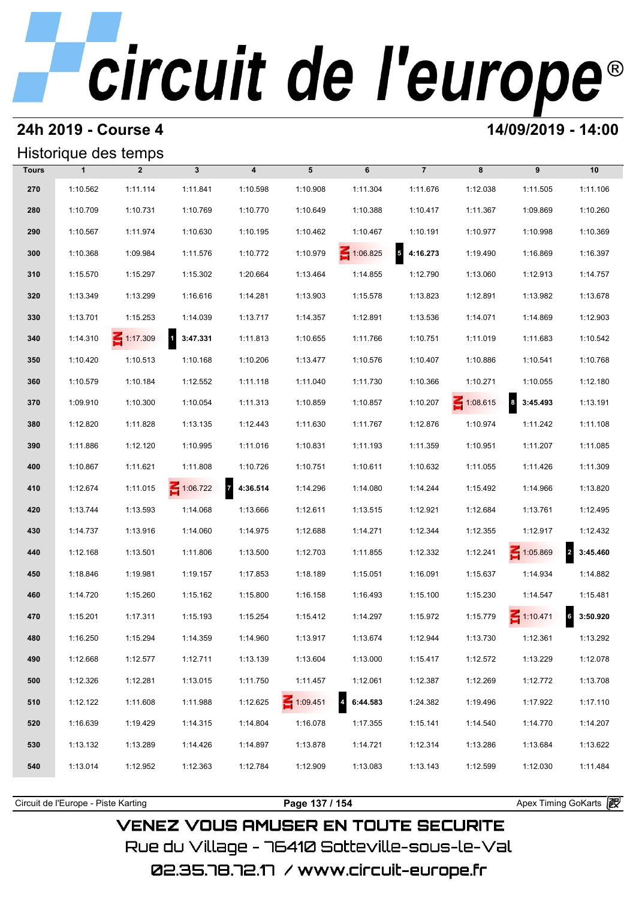# circuit de l'europe®

## 24h 2019 - Course 4

**14/09/2019 - 14:00**

### Historique des temps

| Tours | 1 | 2 | 3 | 4 | 5 | 6 | 7 | 8 | 9 | 10 |
|---|---|---|---|---|---|---|---|---|---|---|
| 270 | 1:10.562 | 1:11.114 | 1:11.841 | 1:10.598 | 1:10.908 | 1:11.304 | 1:11.676 | 1:12.038 | 1:11.505 | 1:11.106 |
| 280 | 1:10.709 | 1:10.731 | 1:10.769 | 1:10.770 | 1:10.649 | 1:10.388 | 1:10.417 | 1:11.367 | 1:09.869 | 1:10.260 |
| 290 | 1:10.567 | 1:11.974 | 1:10.630 | 1:10.195 | 1:10.462 | 1:10.467 | 1:10.191 | 1:10.977 | 1:10.998 | 1:10.369 |
| 300 | 1:10.368 | 1:09.984 | 1:11.576 | 1:10.772 | 1:10.979 | IN 1:06.825 | 5 **4:16.273** | 1:19.490 | 1:16.869 | 1:16.397 |
| 310 | 1:15.570 | 1:15.297 | 1:15.302 | 1:20.664 | 1:13.464 | 1:14.855 | 1:12.790 | 1:13.060 | 1:12.913 | 1:14.757 |
| 320 | 1:13.349 | 1:13.299 | 1:16.616 | 1:14.281 | 1:13.903 | 1:15.578 | 1:13.823 | 1:12.891 | 1:13.982 | 1:13.678 |
| 330 | 1:13.701 | 1:15.253 | 1:14.039 | 1:13.717 | 1:14.357 | 1:12.891 | 1:13.536 | 1:14.071 | 1:14.869 | 1:12.903 |
| 340 | 1:14.310 | IN 1:17.309 | 1 **3:47.331** | 1:11.813 | 1:10.655 | 1:11.766 | 1:10.751 | 1:11.019 | 1:11.683 | 1:10.542 |
| 350 | 1:10.420 | 1:10.513 | 1:10.168 | 1:10.206 | 1:13.477 | 1:10.576 | 1:10.407 | 1:10.886 | 1:10.541 | 1:10.768 |
| 360 | 1:10.579 | 1:10.184 | 1:12.552 | 1:11.118 | 1:11.040 | 1:11.730 | 1:10.366 | 1:10.271 | 1:10.055 | 1:12.180 |
| 370 | 1:09.910 | 1:10.300 | 1:10.054 | 1:11.313 | 1:10.859 | 1:10.857 | 1:10.207 | IN 1:08.615 | 8 **3:45.493** | 1:13.191 |
| 380 | 1:12.820 | 1:11.828 | 1:13.135 | 1:12.443 | 1:11.630 | 1:11.767 | 1:12.876 | 1:10.974 | 1:11.242 | 1:11.108 |
| 390 | 1:11.886 | 1:12.120 | 1:10.995 | 1:11.016 | 1:10.831 | 1:11.193 | 1:11.359 | 1:10.951 | 1:11.207 | 1:11.085 |
| 400 | 1:10.867 | 1:11.621 | 1:11.808 | 1:10.726 | 1:10.751 | 1:10.611 | 1:10.632 | 1:11.055 | 1:11.426 | 1:11.309 |
| 410 | 1:12.674 | 1:11.015 | IN 1:06.722 | 7 **4:36.514** | 1:14.296 | 1:14.080 | 1:14.244 | 1:15.492 | 1:14.966 | 1:13.820 |
| 420 | 1:13.744 | 1:13.593 | 1:14.068 | 1:13.666 | 1:12.611 | 1:13.515 | 1:12.921 | 1:12.684 | 1:13.761 | 1:12.495 |
| 430 | 1:14.737 | 1:13.916 | 1:14.060 | 1:14.975 | 1:12.688 | 1:14.271 | 1:12.344 | 1:12.355 | 1:12.917 | 1:12.432 |
| 440 | 1:12.168 | 1:13.501 | 1:11.806 | 1:13.500 | 1:12.703 | 1:11.855 | 1:12.332 | 1:12.241 | IN 1:05.869 | 2 **3:45.460** |
| 450 | 1:18.846 | 1:19.981 | 1:19.157 | 1:17.853 | 1:18.189 | 1:15.051 | 1:16.091 | 1:15.637 | 1:14.934 | 1:14.882 |
| 460 | 1:14.720 | 1:15.260 | 1:15.162 | 1:15.800 | 1:16.158 | 1:16.493 | 1:15.100 | 1:15.230 | 1:14.547 | 1:15.481 |
| 470 | 1:15.201 | 1:17.311 | 1:15.193 | 1:15.254 | 1:15.412 | 1:14.297 | 1:15.972 | 1:15.779 | IN 1:10.471 | 6 **3:50.920** |
| 480 | 1:16.250 | 1:15.294 | 1:14.359 | 1:14.960 | 1:13.917 | 1:13.674 | 1:12.944 | 1:13.730 | 1:12.361 | 1:13.292 |
| 490 | 1:12.668 | 1:12.577 | 1:12.711 | 1:13.139 | 1:13.604 | 1:13.000 | 1:15.417 | 1:12.572 | 1:13.229 | 1:12.078 |
| 500 | 1:12.326 | 1:12.281 | 1:13.015 | 1:11.750 | 1:11.457 | 1:12.061 | 1:12.387 | 1:12.269 | 1:12.772 | 1:13.708 |
| 510 | 1:12.122 | 1:11.608 | 1:11.988 | 1:12.625 | IN 1:09.451 | 4 **6:44.583** | 1:24.382 | 1:19.496 | 1:17.922 | 1:17.110 |
| 520 | 1:16.639 | 1:19.429 | 1:14.315 | 1:14.804 | 1:16.078 | 1:17.355 | 1:15.141 | 1:14.540 | 1:14.770 | 1:14.207 |
| 530 | 1:13.132 | 1:13.289 | 1:14.426 | 1:14.897 | 1:13.878 | 1:14.721 | 1:12.314 | 1:13.286 | 1:13.684 | 1:13.622 |
| 540 | 1:13.014 | 1:12.952 | 1:12.363 | 1:12.784 | 1:12.909 | 1:13.083 | 1:13.143 | 1:12.599 | 1:12.030 | 1:11.484 |

Circuit de l'Europe - Piste Karting | Apex Timing GoKarts

VENEZ VOUS AMUSER EN TOUTE SECURITE
Rue du Village - 76410 Sotteville-sous-le-Val
02.35.78.72.17 / www.circuit-europe.fr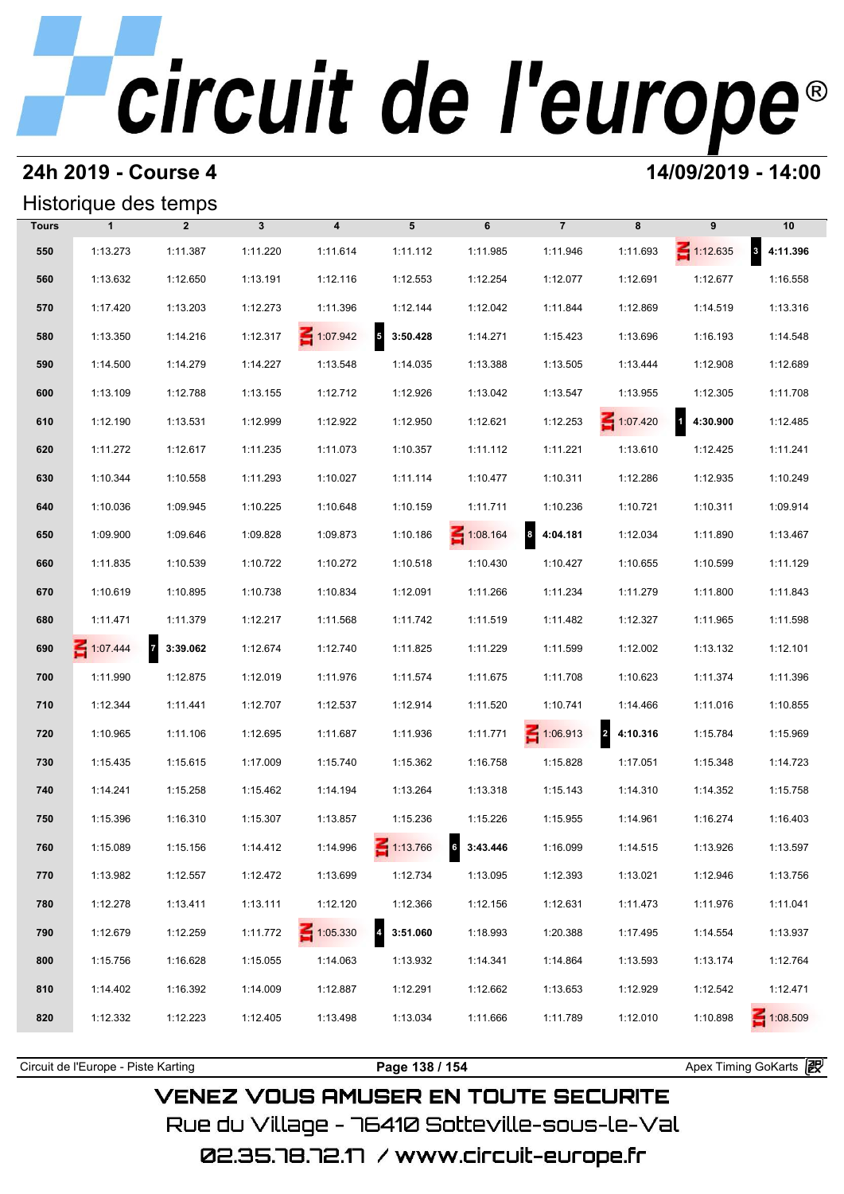# circuit de l'europe®

## 24h 2019 - Course 4

**14/09/2019 - 14:00**

### Historique des temps

| Tours | 1 | 2 | 3 | 4 | 5 | 6 | 7 | 8 | 9 | 10 |
|---|---|---|---|---|---|---|---|---|---|---|
| 550 | 1:13.273 | 1:11.387 | 1:11.220 | 1:11.614 | 1:11.112 | 1:11.985 | 1:11.946 | 1:11.693 | IN 1:12.635 | 3 **4:11.396** |
| 560 | 1:13.632 | 1:12.650 | 1:13.191 | 1:12.116 | 1:12.553 | 1:12.254 | 1:12.077 | 1:12.691 | 1:12.677 | 1:16.558 |
| 570 | 1:17.420 | 1:13.203 | 1:12.273 | 1:11.396 | 1:12.144 | 1:12.042 | 1:11.844 | 1:12.869 | 1:14.519 | 1:13.316 |
| 580 | 1:13.350 | 1:14.216 | 1:12.317 | IN 1:07.942 | 5 **3:50.428** | 1:14.271 | 1:15.423 | 1:13.696 | 1:16.193 | 1:14.548 |
| 590 | 1:14.500 | 1:14.279 | 1:14.227 | 1:13.548 | 1:14.035 | 1:13.388 | 1:13.505 | 1:13.444 | 1:12.908 | 1:12.689 |
| 600 | 1:13.109 | 1:12.788 | 1:13.155 | 1:12.712 | 1:12.926 | 1:13.042 | 1:13.547 | 1:13.955 | 1:12.305 | 1:11.708 |
| 610 | 1:12.190 | 1:13.531 | 1:12.999 | 1:12.922 | 1:12.950 | 1:12.621 | 1:12.253 | IN 1:07.420 | 1 **4:30.900** | 1:12.485 |
| 620 | 1:11.272 | 1:12.617 | 1:11.235 | 1:11.073 | 1:10.357 | 1:11.112 | 1:11.221 | 1:13.610 | 1:12.425 | 1:11.241 |
| 630 | 1:10.344 | 1:10.558 | 1:11.293 | 1:10.027 | 1:11.114 | 1:10.477 | 1:10.311 | 1:12.286 | 1:12.935 | 1:10.249 |
| 640 | 1:10.036 | 1:09.945 | 1:10.225 | 1:10.648 | 1:10.159 | 1:11.711 | 1:10.236 | 1:10.721 | 1:10.311 | 1:09.914 |
| 650 | 1:09.900 | 1:09.646 | 1:09.828 | 1:09.873 | 1:10.186 | IN 1:08.164 | 8 **4:04.181** | 1:12.034 | 1:11.890 | 1:13.467 |
| 660 | 1:11.835 | 1:10.539 | 1:10.722 | 1:10.272 | 1:10.518 | 1:10.430 | 1:10.427 | 1:10.655 | 1:10.599 | 1:11.129 |
| 670 | 1:10.619 | 1:10.895 | 1:10.738 | 1:10.834 | 1:12.091 | 1:11.266 | 1:11.234 | 1:11.279 | 1:11.800 | 1:11.843 |
| 680 | 1:11.471 | 1:11.379 | 1:12.217 | 1:11.568 | 1:11.742 | 1:11.519 | 1:11.482 | 1:12.327 | 1:11.965 | 1:11.598 |
| 690 | IN 1:07.444 | 7 **3:39.062** | 1:12.674 | 1:12.740 | 1:11.825 | 1:11.229 | 1:11.599 | 1:12.002 | 1:13.132 | 1:12.101 |
| 700 | 1:11.990 | 1:12.875 | 1:12.019 | 1:11.976 | 1:11.574 | 1:11.675 | 1:11.708 | 1:10.623 | 1:11.374 | 1:11.396 |
| 710 | 1:12.344 | 1:11.441 | 1:12.707 | 1:12.537 | 1:12.914 | 1:11.520 | 1:10.741 | 1:14.466 | 1:11.016 | 1:10.855 |
| 720 | 1:10.965 | 1:11.106 | 1:12.695 | 1:11.687 | 1:11.936 | 1:11.771 | IN 1:06.913 | 2 **4:10.316** | 1:15.784 | 1:15.969 |
| 730 | 1:15.435 | 1:15.615 | 1:17.009 | 1:15.740 | 1:15.362 | 1:16.758 | 1:15.828 | 1:17.051 | 1:15.348 | 1:14.723 |
| 740 | 1:14.241 | 1:15.258 | 1:15.462 | 1:14.194 | 1:13.264 | 1:13.318 | 1:15.143 | 1:14.310 | 1:14.352 | 1:15.758 |
| 750 | 1:15.396 | 1:16.310 | 1:15.307 | 1:13.857 | 1:15.236 | 1:15.226 | 1:15.955 | 1:14.961 | 1:16.274 | 1:16.403 |
| 760 | 1:15.089 | 1:15.156 | 1:14.412 | 1:14.996 | IN 1:13.766 | 6 **3:43.446** | 1:16.099 | 1:14.515 | 1:13.926 | 1:13.597 |
| 770 | 1:13.982 | 1:12.557 | 1:12.472 | 1:13.699 | 1:12.734 | 1:13.095 | 1:12.393 | 1:13.021 | 1:12.946 | 1:13.756 |
| 780 | 1:12.278 | 1:13.411 | 1:13.111 | 1:12.120 | 1:12.366 | 1:12.156 | 1:12.631 | 1:11.473 | 1:11.976 | 1:11.041 |
| 790 | 1:12.679 | 1:12.259 | 1:11.772 | IN 1:05.330 | 4 **3:51.060** | 1:18.993 | 1:20.388 | 1:17.495 | 1:14.554 | 1:13.937 |
| 800 | 1:15.756 | 1:16.628 | 1:15.055 | 1:14.063 | 1:13.932 | 1:14.341 | 1:14.864 | 1:13.593 | 1:13.174 | 1:12.764 |
| 810 | 1:14.402 | 1:16.392 | 1:14.009 | 1:12.887 | 1:12.291 | 1:12.662 | 1:13.653 | 1:12.929 | 1:12.542 | 1:12.471 |
| 820 | 1:12.332 | 1:12.223 | 1:12.405 | 1:13.498 | 1:13.034 | 1:11.666 | 1:11.789 | 1:12.010 | 1:10.898 | IN 1:08.509 |

Circuit de l'Europe - Piste Karting

Apex Timing GoKarts

VENEZ VOUS AMUSER EN TOUTE SECURITE

Rue du Village - 76410 Sotteville-sous-le-Val

02.35.78.72.17 / www.circuit-europe.fr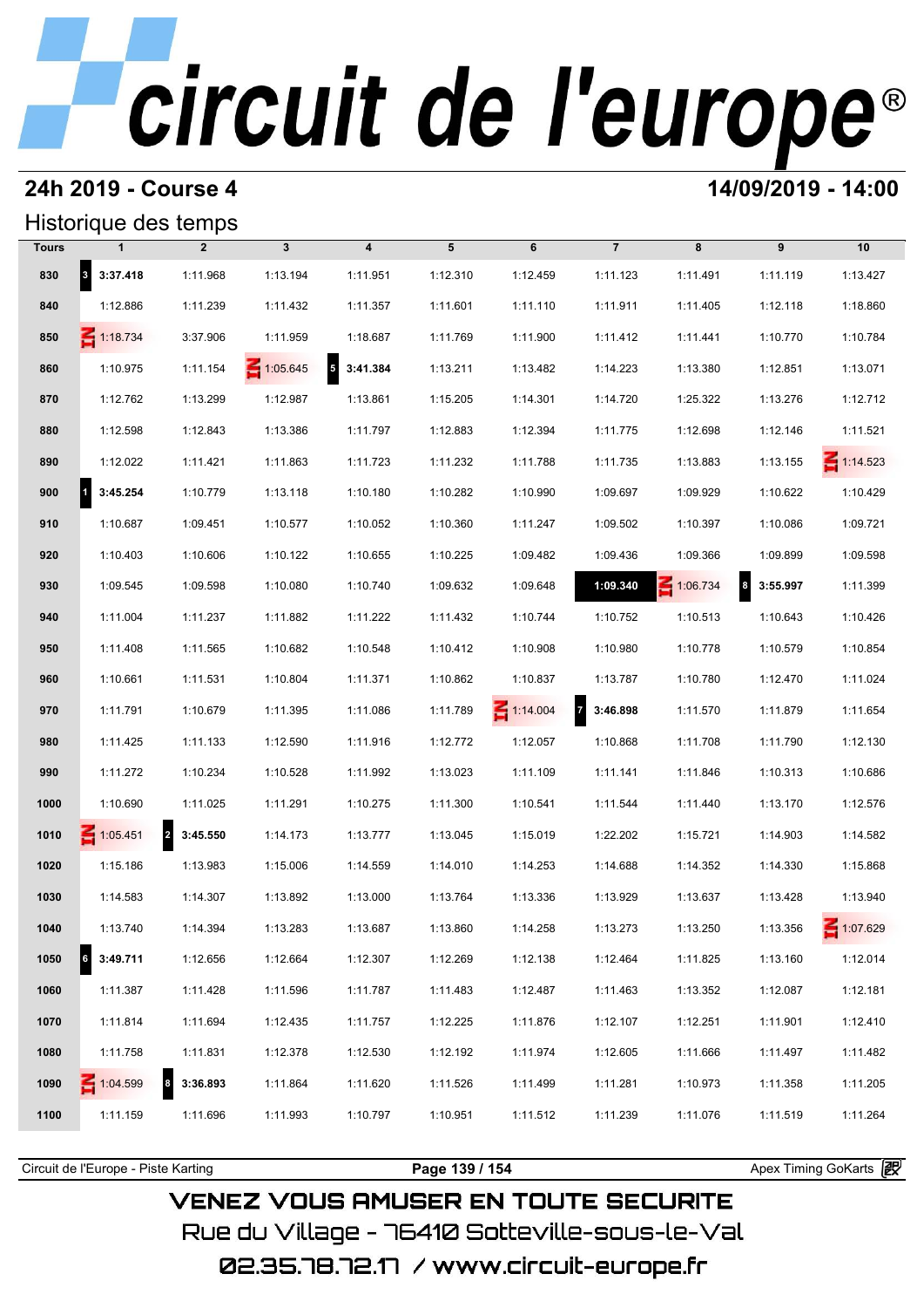# circuit de l'europe®

## 24h 2019 - Course 4

**14/09/2019 - 14:00**

### Historique des temps

| Tours | 1 | 2 | 3 | 4 | 5 | 6 | 7 | 8 | 9 | 10 |
|---|---|---|---|---|---|---|---|---|---|---|
| 830 | 3 **3:37.418** | 1:11.968 | 1:13.194 | 1:11.951 | 1:12.310 | 1:12.459 | 1:11.123 | 1:11.491 | 1:11.119 | 1:13.427 |
| 840 | 1:12.886 | 1:11.239 | 1:11.432 | 1:11.357 | 1:11.601 | 1:11.110 | 1:11.911 | 1:11.405 | 1:12.118 | 1:18.860 |
| 850 | IN 1:18.734 | 3:37.906 | 1:11.959 | 1:18.687 | 1:11.769 | 1:11.900 | 1:11.412 | 1:11.441 | 1:10.770 | 1:10.784 |
| 860 | 1:10.975 | 1:11.154 | IN 1:05.645 | 5 **3:41.384** | 1:13.211 | 1:13.482 | 1:14.223 | 1:13.380 | 1:12.851 | 1:13.071 |
| 870 | 1:12.762 | 1:13.299 | 1:12.987 | 1:13.861 | 1:15.205 | 1:14.301 | 1:14.720 | 1:25.322 | 1:13.276 | 1:12.712 |
| 880 | 1:12.598 | 1:12.843 | 1:13.386 | 1:11.797 | 1:12.883 | 1:12.394 | 1:11.775 | 1:12.698 | 1:12.146 | 1:11.521 |
| 890 | 1:12.022 | 1:11.421 | 1:11.863 | 1:11.723 | 1:11.232 | 1:11.788 | 1:11.735 | 1:13.883 | 1:13.155 | IN 1:14.523 |
| 900 | 1 **3:45.254** | 1:10.779 | 1:13.118 | 1:10.180 | 1:10.282 | 1:10.990 | 1:09.697 | 1:09.929 | 1:10.622 | 1:10.429 |
| 910 | 1:10.687 | 1:09.451 | 1:10.577 | 1:10.052 | 1:10.360 | 1:11.247 | 1:09.502 | 1:10.397 | 1:10.086 | 1:09.721 |
| 920 | 1:10.403 | 1:10.606 | 1:10.122 | 1:10.655 | 1:10.225 | 1:09.482 | 1:09.436 | 1:09.366 | 1:09.899 | 1:09.598 |
| 930 | 1:09.545 | 1:09.598 | 1:10.080 | 1:10.740 | 1:09.632 | 1:09.648 | **1:09.340** | IN 1:06.734 | 8 **3:55.997** | 1:11.399 |
| 940 | 1:11.004 | 1:11.237 | 1:11.882 | 1:11.222 | 1:11.432 | 1:10.744 | 1:10.752 | 1:10.513 | 1:10.643 | 1:10.426 |
| 950 | 1:11.408 | 1:11.565 | 1:10.682 | 1:10.548 | 1:10.412 | 1:10.908 | 1:10.980 | 1:10.778 | 1:10.579 | 1:10.854 |
| 960 | 1:10.661 | 1:11.531 | 1:10.804 | 1:11.371 | 1:10.862 | 1:10.837 | 1:13.787 | 1:10.780 | 1:12.470 | 1:11.024 |
| 970 | 1:11.791 | 1:10.679 | 1:11.395 | 1:11.086 | 1:11.789 | IN 1:14.004 | 7 **3:46.898** | 1:11.570 | 1:11.879 | 1:11.654 |
| 980 | 1:11.425 | 1:11.133 | 1:12.590 | 1:11.916 | 1:12.772 | 1:12.057 | 1:10.868 | 1:11.708 | 1:11.790 | 1:12.130 |
| 990 | 1:11.272 | 1:10.234 | 1:10.528 | 1:11.992 | 1:13.023 | 1:11.109 | 1:11.141 | 1:11.846 | 1:10.313 | 1:10.686 |
| 1000 | 1:10.690 | 1:11.025 | 1:11.291 | 1:10.275 | 1:11.300 | 1:10.541 | 1:11.544 | 1:11.440 | 1:13.170 | 1:12.576 |
| 1010 | IN 1:05.451 | 2 **3:45.550** | 1:14.173 | 1:13.777 | 1:13.045 | 1:15.019 | 1:22.202 | 1:15.721 | 1:14.903 | 1:14.582 |
| 1020 | 1:15.186 | 1:13.983 | 1:15.006 | 1:14.559 | 1:14.010 | 1:14.253 | 1:14.688 | 1:14.352 | 1:14.330 | 1:15.868 |
| 1030 | 1:14.583 | 1:14.307 | 1:13.892 | 1:13.000 | 1:13.764 | 1:13.336 | 1:13.929 | 1:13.637 | 1:13.428 | 1:13.940 |
| 1040 | 1:13.740 | 1:14.394 | 1:13.283 | 1:13.687 | 1:13.860 | 1:14.258 | 1:13.273 | 1:13.250 | 1:13.356 | IN 1:07.629 |
| 1050 | 6 **3:49.711** | 1:12.656 | 1:12.664 | 1:12.307 | 1:12.269 | 1:12.138 | 1:12.464 | 1:11.825 | 1:13.160 | 1:12.014 |
| 1060 | 1:11.387 | 1:11.428 | 1:11.596 | 1:11.787 | 1:11.483 | 1:12.487 | 1:11.463 | 1:13.352 | 1:12.087 | 1:12.181 |
| 1070 | 1:11.814 | 1:11.694 | 1:12.435 | 1:11.757 | 1:12.225 | 1:11.876 | 1:12.107 | 1:12.251 | 1:11.901 | 1:12.410 |
| 1080 | 1:11.758 | 1:11.831 | 1:12.378 | 1:12.530 | 1:12.192 | 1:11.974 | 1:12.605 | 1:11.666 | 1:11.497 | 1:11.482 |
| 1090 | IN 1:04.599 | 8 **3:36.893** | 1:11.864 | 1:11.620 | 1:11.526 | 1:11.499 | 1:11.281 | 1:10.973 | 1:11.358 | 1:11.205 |
| 1100 | 1:11.159 | 1:11.696 | 1:11.993 | 1:10.797 | 1:10.951 | 1:11.512 | 1:11.239 | 1:11.076 | 1:11.519 | 1:11.264 |

Circuit de l'Europe - Piste Karting | Apex Timing GoKarts

VENEZ VOUS AMUSER EN TOUTE SECURITE
Rue du Village - 76410 Sotteville-sous-le-Val
02.35.78.72.17 / www.circuit-europe.fr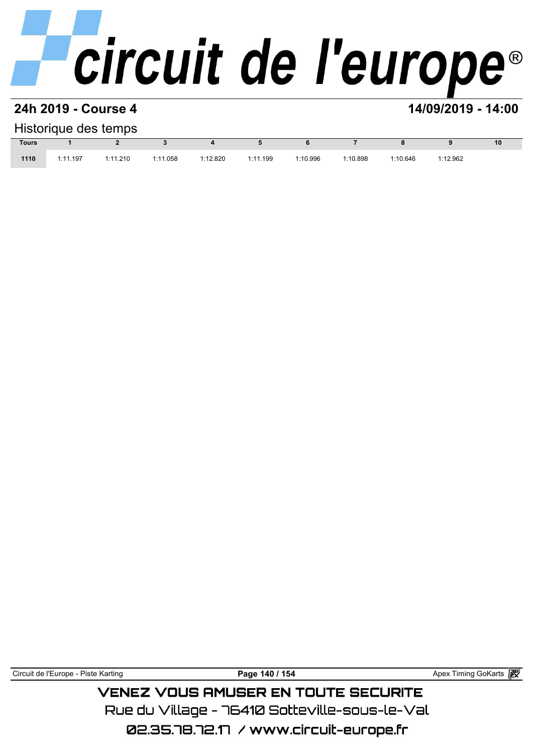## 24h 2019 - Course 4

**14/09/2019 - 14:00**

Historique des temps

| Tours | 1 | 2 | 3 | 4 | 5 | 6 | 7 | 8 | 9 | 10 |
|---|---|---|---|---|---|---|---|---|---|---|
| 1110 | 1:11.197 | 1:11.210 | 1:11.058 | 1:12.820 | 1:11.199 | 1:10.996 | 1:10.898 | 1:10.646 | 1:12.962 | |

Circuit de l'Europe - Piste Karting

Apex Timing GoKarts

VENEZ VOUS AMUSER EN TOUTE SECURITE

Rue du Village - 76410 Sotteville-sous-le-Val

02.35.78.72.17 / www.circuit-europe.fr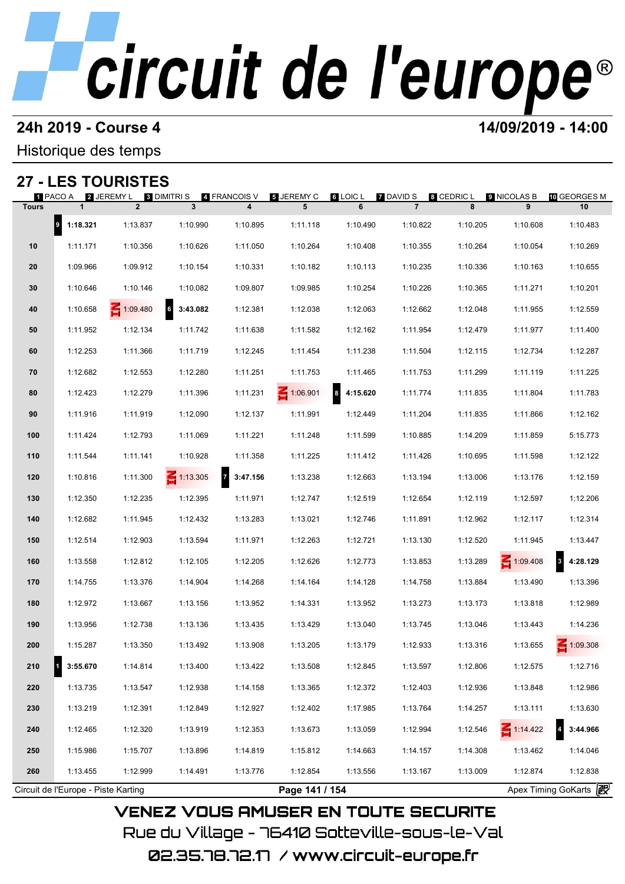# circuit de l'europe®

**24h 2019 - Course 4** — **14/09/2019 - 14:00**

Historique des temps

## 27 - LES TOURISTES

1 PACO A · 2 JEREMY L · 3 DIMITRI S · 4 FRANCOIS V · 5 JEREMY C · 6 LOIC L · 7 DAVID S · 8 CEDRIC L · 9 NICOLAS B · 10 GEORGES M

| Tours | 1 | 2 | 3 | 4 | 5 | 6 | 7 | 8 | 9 | 10 |
|---|---|---|---|---|---|---|---|---|---|---|
| | 9 **1:18.321** | 1:13.837 | 1:10.990 | 1:10.895 | 1:11.118 | 1:10.490 | 1:10.822 | 1:10.205 | 1:10.608 | 1:10.483 |
| 10 | 1:11.171 | 1:10.356 | 1:10.626 | 1:11.050 | 1:10.264 | 1:10.408 | 1:10.355 | 1:10.264 | 1:10.054 | 1:10.269 |
| 20 | 1:09.966 | 1:09.912 | 1:10.154 | 1:10.331 | 1:10.182 | 1:10.113 | 1:10.235 | 1:10.336 | 1:10.163 | 1:10.655 |
| 30 | 1:10.646 | 1:10.146 | 1:10.082 | 1:09.807 | 1:09.985 | 1:10.254 | 1:10.226 | 1:10.365 | 1:11.271 | 1:10.201 |
| 40 | 1:10.658 | 1:09.480 | 6 **3:43.082** | 1:12.381 | 1:12.038 | 1:12.063 | 1:12.662 | 1:12.048 | 1:11.955 | 1:12.559 |
| 50 | 1:11.952 | 1:12.134 | 1:11.742 | 1:11.638 | 1:11.582 | 1:12.162 | 1:11.954 | 1:12.479 | 1:11.977 | 1:11.400 |
| 60 | 1:12.253 | 1:11.366 | 1:11.719 | 1:12.245 | 1:11.454 | 1:11.238 | 1:11.504 | 1:12.115 | 1:12.734 | 1:12.287 |
| 70 | 1:12.682 | 1:12.553 | 1:12.280 | 1:11.251 | 1:11.753 | 1:11.465 | 1:11.753 | 1:11.299 | 1:11.119 | 1:11.225 |
| 80 | 1:12.423 | 1:12.279 | 1:11.396 | 1:11.231 | 1:06.901 | 8 **4:15.620** | 1:11.774 | 1:11.835 | 1:11.804 | 1:11.783 |
| 90 | 1:11.916 | 1:11.919 | 1:12.090 | 1:12.137 | 1:11.991 | 1:12.449 | 1:11.204 | 1:11.835 | 1:11.866 | 1:12.162 |
| 100 | 1:11.424 | 1:12.793 | 1:11.069 | 1:11.221 | 1:11.248 | 1:11.599 | 1:10.885 | 1:14.209 | 1:11.859 | 5:15.773 |
| 110 | 1:11.544 | 1:11.141 | 1:10.928 | 1:11.358 | 1:11.225 | 1:11.412 | 1:11.426 | 1:10.695 | 1:11.598 | 1:12.122 |
| 120 | 1:10.816 | 1:11.300 | 1:13.305 | 7 **3:47.156** | 1:13.238 | 1:12.663 | 1:13.194 | 1:13.006 | 1:13.176 | 1:12.159 |
| 130 | 1:12.350 | 1:12.235 | 1:12.395 | 1:11.971 | 1:12.747 | 1:12.519 | 1:12.654 | 1:12.119 | 1:12.597 | 1:12.206 |
| 140 | 1:12.682 | 1:11.945 | 1:12.432 | 1:13.283 | 1:13.021 | 1:12.746 | 1:11.891 | 1:12.962 | 1:12.117 | 1:12.314 |
| 150 | 1:12.514 | 1:12.903 | 1:13.594 | 1:11.971 | 1:12.263 | 1:12.721 | 1:13.130 | 1:12.520 | 1:11.945 | 1:13.447 |
| 160 | 1:13.558 | 1:12.812 | 1:12.105 | 1:12.205 | 1:12.626 | 1:12.773 | 1:13.853 | 1:13.289 | 1:09.408 | 3 **4:28.129** |
| 170 | 1:14.755 | 1:13.376 | 1:14.904 | 1:14.268 | 1:14.164 | 1:14.128 | 1:14.758 | 1:13.884 | 1:13.490 | 1:13.396 |
| 180 | 1:12.972 | 1:13.667 | 1:13.156 | 1:13.952 | 1:14.331 | 1:13.952 | 1:13.273 | 1:13.173 | 1:13.818 | 1:12.989 |
| 190 | 1:13.956 | 1:12.738 | 1:13.136 | 1:13.435 | 1:13.429 | 1:13.040 | 1:13.745 | 1:13.046 | 1:13.443 | 1:14.236 |
| 200 | 1:15.287 | 1:13.350 | 1:13.492 | 1:13.908 | 1:13.205 | 1:13.179 | 1:12.933 | 1:13.316 | 1:13.655 | 1:09.308 |
| 210 | 1 **3:55.670** | 1:14.814 | 1:13.400 | 1:13.422 | 1:13.508 | 1:12.845 | 1:13.597 | 1:12.806 | 1:12.575 | 1:12.716 |
| 220 | 1:13.735 | 1:13.547 | 1:12.938 | 1:14.158 | 1:13.365 | 1:12.372 | 1:12.403 | 1:12.936 | 1:13.848 | 1:12.986 |
| 230 | 1:13.219 | 1:12.391 | 1:12.849 | 1:12.927 | 1:12.402 | 1:17.985 | 1:13.764 | 1:14.257 | 1:13.111 | 1:13.630 |
| 240 | 1:12.465 | 1:12.320 | 1:13.919 | 1:12.353 | 1:13.673 | 1:13.059 | 1:12.994 | 1:12.546 | 1:14.422 | 4 **3:44.966** |
| 250 | 1:15.986 | 1:15.707 | 1:13.896 | 1:14.819 | 1:15.812 | 1:14.663 | 1:14.157 | 1:14.308 | 1:13.462 | 1:14.046 |
| 260 | 1:13.455 | 1:12.999 | 1:14.491 | 1:13.776 | 1:12.854 | 1:13.556 | 1:13.167 | 1:13.009 | 1:12.874 | 1:12.838 |

Circuit de l'Europe - Piste Karting — Apex Timing GoKarts

VENEZ VOUS AMUSER EN TOUTE SECURITE

Rue du Village - 76410 Sotteville-sous-le-Val

02.35.78.72.17 / www.circuit-europe.fr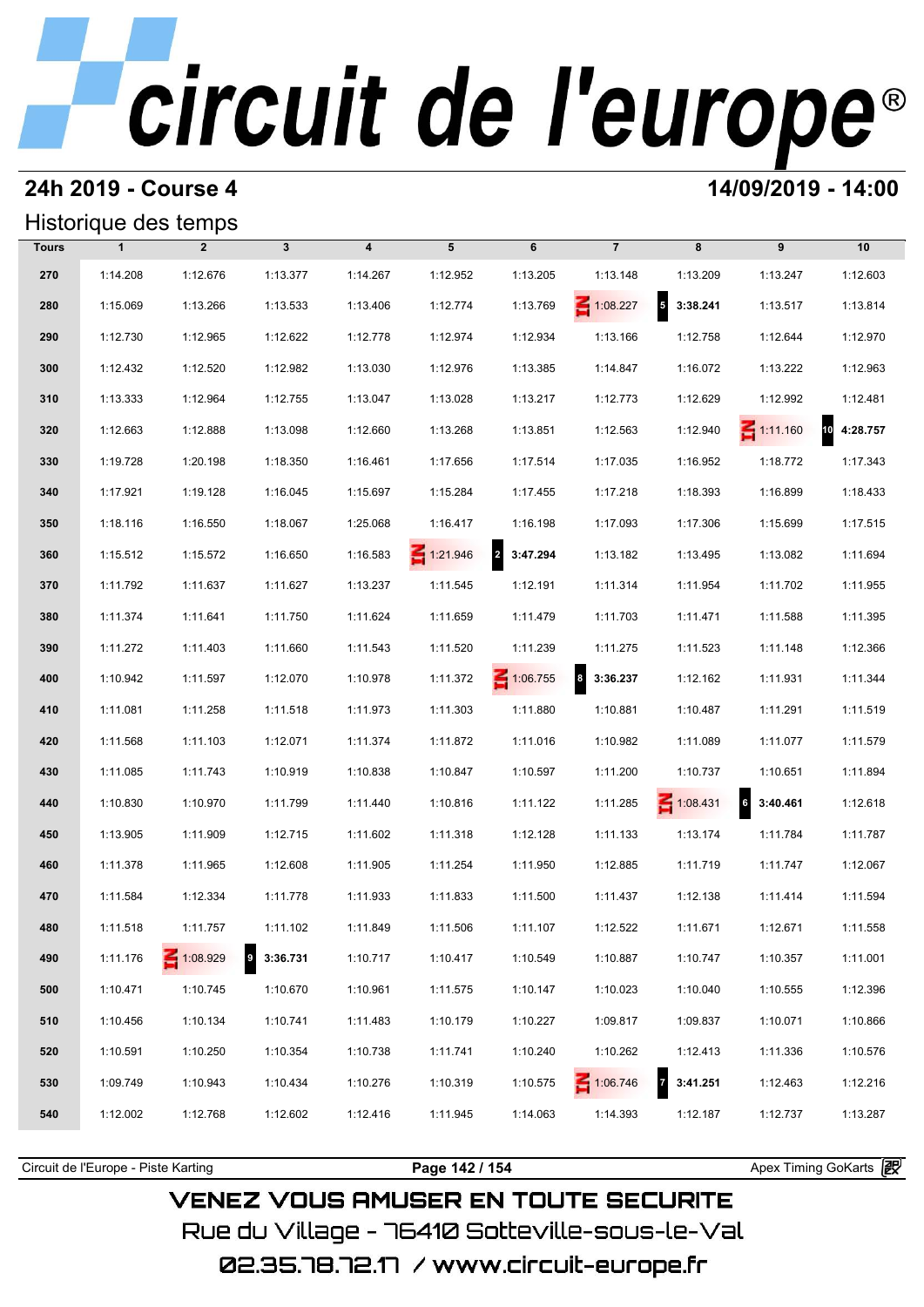# circuit de l'europe

## 24h 2019 - Course 4

**14/09/2019 - 14:00**

### Historique des temps

| Tours | 1 | 2 | 3 | 4 | 5 | 6 | 7 | 8 | 9 | 10 |
|---|---|---|---|---|---|---|---|---|---|---|
| 270 | 1:14.208 | 1:12.676 | 1:13.377 | 1:14.267 | 1:12.952 | 1:13.205 | 1:13.148 | 1:13.209 | 1:13.247 | 1:12.603 |
| 280 | 1:15.069 | 1:13.266 | 1:13.533 | 1:13.406 | 1:12.774 | 1:13.769 | IN 1:08.227 | 5 **3:38.241** | 1:13.517 | 1:13.814 |
| 290 | 1:12.730 | 1:12.965 | 1:12.622 | 1:12.778 | 1:12.974 | 1:12.934 | 1:13.166 | 1:12.758 | 1:12.644 | 1:12.970 |
| 300 | 1:12.432 | 1:12.520 | 1:12.982 | 1:13.030 | 1:12.976 | 1:13.385 | 1:14.847 | 1:16.072 | 1:13.222 | 1:12.963 |
| 310 | 1:13.333 | 1:12.964 | 1:12.755 | 1:13.047 | 1:13.028 | 1:13.217 | 1:12.773 | 1:12.629 | 1:12.992 | 1:12.481 |
| 320 | 1:12.663 | 1:12.888 | 1:13.098 | 1:12.660 | 1:13.268 | 1:13.851 | 1:12.563 | 1:12.940 | IN 1:11.160 | 10 **4:28.757** |
| 330 | 1:19.728 | 1:20.198 | 1:18.350 | 1:16.461 | 1:17.656 | 1:17.514 | 1:17.035 | 1:16.952 | 1:18.772 | 1:17.343 |
| 340 | 1:17.921 | 1:19.128 | 1:16.045 | 1:15.697 | 1:15.284 | 1:17.455 | 1:17.218 | 1:18.393 | 1:16.899 | 1:18.433 |
| 350 | 1:18.116 | 1:16.550 | 1:18.067 | 1:25.068 | 1:16.417 | 1:16.198 | 1:17.093 | 1:17.306 | 1:15.699 | 1:17.515 |
| 360 | 1:15.512 | 1:15.572 | 1:16.650 | 1:16.583 | IN 1:21.946 | 2 **3:47.294** | 1:13.182 | 1:13.495 | 1:13.082 | 1:11.694 |
| 370 | 1:11.792 | 1:11.637 | 1:11.627 | 1:13.237 | 1:11.545 | 1:12.191 | 1:11.314 | 1:11.954 | 1:11.702 | 1:11.955 |
| 380 | 1:11.374 | 1:11.641 | 1:11.750 | 1:11.624 | 1:11.659 | 1:11.479 | 1:11.703 | 1:11.471 | 1:11.588 | 1:11.395 |
| 390 | 1:11.272 | 1:11.403 | 1:11.660 | 1:11.543 | 1:11.520 | 1:11.239 | 1:11.275 | 1:11.523 | 1:11.148 | 1:12.366 |
| 400 | 1:10.942 | 1:11.597 | 1:12.070 | 1:10.978 | 1:11.372 | IN 1:06.755 | 8 **3:36.237** | 1:12.162 | 1:11.931 | 1:11.344 |
| 410 | 1:11.081 | 1:11.258 | 1:11.518 | 1:11.973 | 1:11.303 | 1:11.880 | 1:10.881 | 1:10.487 | 1:11.291 | 1:11.519 |
| 420 | 1:11.568 | 1:11.103 | 1:12.071 | 1:11.374 | 1:11.872 | 1:11.016 | 1:10.982 | 1:11.089 | 1:11.077 | 1:11.579 |
| 430 | 1:11.085 | 1:11.743 | 1:10.919 | 1:10.838 | 1:10.847 | 1:10.597 | 1:11.200 | 1:10.737 | 1:10.651 | 1:11.894 |
| 440 | 1:10.830 | 1:10.970 | 1:11.799 | 1:11.440 | 1:10.816 | 1:11.122 | 1:11.285 | IN 1:08.431 | 6 **3:40.461** | 1:12.618 |
| 450 | 1:13.905 | 1:11.909 | 1:12.715 | 1:11.602 | 1:11.318 | 1:12.128 | 1:11.133 | 1:13.174 | 1:11.784 | 1:11.787 |
| 460 | 1:11.378 | 1:11.965 | 1:12.608 | 1:11.905 | 1:11.254 | 1:11.950 | 1:12.885 | 1:11.719 | 1:11.747 | 1:12.067 |
| 470 | 1:11.584 | 1:12.334 | 1:11.778 | 1:11.933 | 1:11.833 | 1:11.500 | 1:11.437 | 1:12.138 | 1:11.414 | 1:11.594 |
| 480 | 1:11.518 | 1:11.757 | 1:11.102 | 1:11.849 | 1:11.506 | 1:11.107 | 1:12.522 | 1:11.671 | 1:12.671 | 1:11.558 |
| 490 | 1:11.176 | IN 1:08.929 | 9 **3:36.731** | 1:10.717 | 1:10.417 | 1:10.549 | 1:10.887 | 1:10.747 | 1:10.357 | 1:11.001 |
| 500 | 1:10.471 | 1:10.745 | 1:10.670 | 1:10.961 | 1:11.575 | 1:10.147 | 1:10.023 | 1:10.040 | 1:10.555 | 1:12.396 |
| 510 | 1:10.456 | 1:10.134 | 1:10.741 | 1:11.483 | 1:10.179 | 1:10.227 | 1:09.817 | 1:09.837 | 1:10.071 | 1:10.866 |
| 520 | 1:10.591 | 1:10.250 | 1:10.354 | 1:10.738 | 1:11.741 | 1:10.240 | 1:10.262 | 1:12.413 | 1:11.336 | 1:10.576 |
| 530 | 1:09.749 | 1:10.943 | 1:10.434 | 1:10.276 | 1:10.319 | 1:10.575 | IN 1:06.746 | 7 **3:41.251** | 1:12.463 | 1:12.216 |
| 540 | 1:12.002 | 1:12.768 | 1:12.602 | 1:12.416 | 1:11.945 | 1:14.063 | 1:14.393 | 1:12.187 | 1:12.737 | 1:13.287 |

Circuit de l'Europe - Piste Karting | Apex Timing GoKarts

VENEZ VOUS AMUSER EN TOUTE SECURITE
Rue du Village - 76410 Sotteville-sous-le-Val
02.35.78.72.17 / www.circuit-europe.fr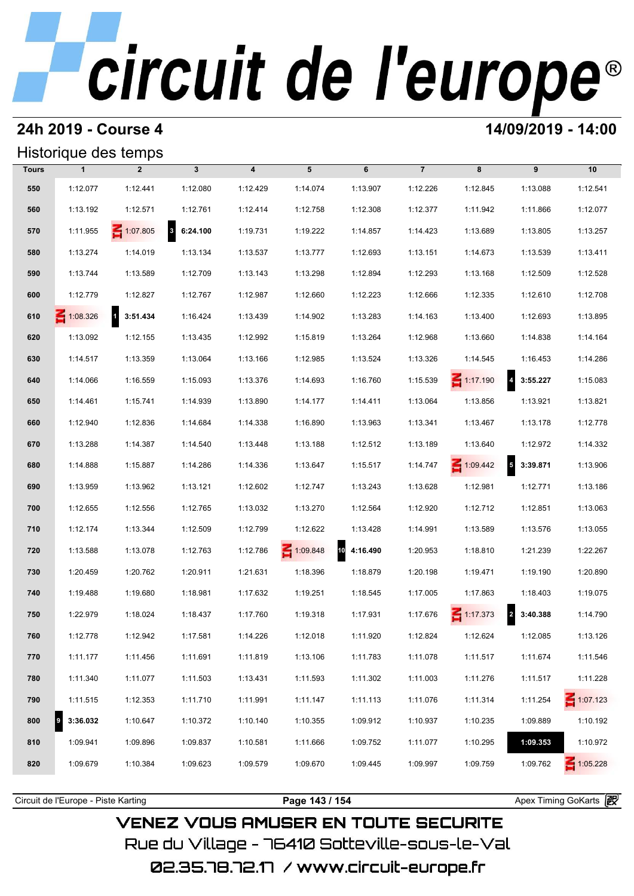# circuit de l'europe®

## 24h 2019 - Course 4

**14/09/2019 - 14:00**

### Historique des temps

| Tours | 1 | 2 | 3 | 4 | 5 | 6 | 7 | 8 | 9 | 10 |
|---|---|---|---|---|---|---|---|---|---|---|
| 550 | 1:12.077 | 1:12.441 | 1:12.080 | 1:12.429 | 1:14.074 | 1:13.907 | 1:12.226 | 1:12.845 | 1:13.088 | 1:12.541 |
| 560 | 1:13.192 | 1:12.571 | 1:12.761 | 1:12.414 | 1:12.758 | 1:12.308 | 1:12.377 | 1:11.942 | 1:11.866 | 1:12.077 |
| 570 | 1:11.955 | IN 1:07.805 | 3 **6:24.100** | 1:19.731 | 1:19.222 | 1:14.857 | 1:14.423 | 1:13.689 | 1:13.805 | 1:13.257 |
| 580 | 1:13.274 | 1:14.019 | 1:13.134 | 1:13.537 | 1:13.777 | 1:12.693 | 1:13.151 | 1:14.673 | 1:13.539 | 1:13.411 |
| 590 | 1:13.744 | 1:13.589 | 1:12.709 | 1:13.143 | 1:13.298 | 1:12.894 | 1:12.293 | 1:13.168 | 1:12.509 | 1:12.528 |
| 600 | 1:12.779 | 1:12.827 | 1:12.767 | 1:12.987 | 1:12.660 | 1:12.223 | 1:12.666 | 1:12.335 | 1:12.610 | 1:12.708 |
| 610 | IN 1:08.326 | 1 **3:51.434** | 1:16.424 | 1:13.439 | 1:14.902 | 1:13.283 | 1:14.163 | 1:13.400 | 1:12.693 | 1:13.895 |
| 620 | 1:13.092 | 1:12.155 | 1:13.435 | 1:12.992 | 1:15.819 | 1:13.264 | 1:12.968 | 1:13.660 | 1:14.838 | 1:14.164 |
| 630 | 1:14.517 | 1:13.359 | 1:13.064 | 1:13.166 | 1:12.985 | 1:13.524 | 1:13.326 | 1:14.545 | 1:16.453 | 1:14.286 |
| 640 | 1:14.066 | 1:16.559 | 1:15.093 | 1:13.376 | 1:14.693 | 1:16.760 | 1:15.539 | IN 1:17.190 | 4 **3:55.227** | 1:15.083 |
| 650 | 1:14.461 | 1:15.741 | 1:14.939 | 1:13.890 | 1:14.177 | 1:14.411 | 1:13.064 | 1:13.856 | 1:13.921 | 1:13.821 |
| 660 | 1:12.940 | 1:12.836 | 1:14.684 | 1:14.338 | 1:16.890 | 1:13.963 | 1:13.341 | 1:13.467 | 1:13.178 | 1:12.778 |
| 670 | 1:13.288 | 1:14.387 | 1:14.540 | 1:13.448 | 1:13.188 | 1:12.512 | 1:13.189 | 1:13.640 | 1:12.972 | 1:14.332 |
| 680 | 1:14.888 | 1:15.887 | 1:14.286 | 1:14.336 | 1:13.647 | 1:15.517 | 1:14.747 | IN 1:09.442 | 5 **3:39.871** | 1:13.906 |
| 690 | 1:13.959 | 1:13.962 | 1:13.121 | 1:12.602 | 1:12.747 | 1:13.243 | 1:13.628 | 1:12.981 | 1:12.771 | 1:13.186 |
| 700 | 1:12.655 | 1:12.556 | 1:12.765 | 1:13.032 | 1:13.270 | 1:12.564 | 1:12.920 | 1:12.712 | 1:12.851 | 1:13.063 |
| 710 | 1:12.174 | 1:13.344 | 1:12.509 | 1:12.799 | 1:12.622 | 1:13.428 | 1:14.991 | 1:13.589 | 1:13.576 | 1:13.055 |
| 720 | 1:13.588 | 1:13.078 | 1:12.763 | 1:12.786 | IN 1:09.848 | 10 **4:16.490** | 1:20.953 | 1:18.810 | 1:21.239 | 1:22.267 |
| 730 | 1:20.459 | 1:20.762 | 1:20.911 | 1:21.631 | 1:18.396 | 1:18.879 | 1:20.198 | 1:19.471 | 1:19.190 | 1:20.890 |
| 740 | 1:19.488 | 1:19.680 | 1:18.981 | 1:17.632 | 1:19.251 | 1:18.545 | 1:17.005 | 1:17.863 | 1:18.403 | 1:19.075 |
| 750 | 1:22.979 | 1:18.024 | 1:18.437 | 1:17.760 | 1:19.318 | 1:17.931 | 1:17.676 | IN 1:17.373 | 2 **3:40.388** | 1:14.790 |
| 760 | 1:12.778 | 1:12.942 | 1:17.581 | 1:14.226 | 1:12.018 | 1:11.920 | 1:12.824 | 1:12.624 | 1:12.085 | 1:13.126 |
| 770 | 1:11.177 | 1:11.456 | 1:11.691 | 1:11.819 | 1:13.106 | 1:11.783 | 1:11.078 | 1:11.517 | 1:11.674 | 1:11.546 |
| 780 | 1:11.340 | 1:11.077 | 1:11.503 | 1:13.431 | 1:11.593 | 1:11.302 | 1:11.003 | 1:11.276 | 1:11.517 | 1:11.228 |
| 790 | 1:11.515 | 1:12.353 | 1:11.710 | 1:11.991 | 1:11.147 | 1:11.113 | 1:11.076 | 1:11.314 | 1:11.254 | IN 1:07.123 |
| 800 | 9 **3:36.032** | 1:10.647 | 1:10.372 | 1:10.140 | 1:10.355 | 1:09.912 | 1:10.937 | 1:10.235 | 1:09.889 | 1:10.192 |
| 810 | 1:09.941 | 1:09.896 | 1:09.837 | 1:10.581 | 1:11.666 | 1:09.752 | 1:11.077 | 1:10.295 | **1:09.353** | 1:10.972 |
| 820 | 1:09.679 | 1:10.384 | 1:09.623 | 1:09.579 | 1:09.670 | 1:09.445 | 1:09.997 | 1:09.759 | 1:09.762 | IN 1:05.228 |

Circuit de l'Europe - Piste Karting | Apex Timing GoKarts

VENEZ VOUS AMUSER EN TOUTE SECURITE

Rue du Village - 76410 Sotteville-sous-le-Val

02.35.78.72.17 / www.circuit-europe.fr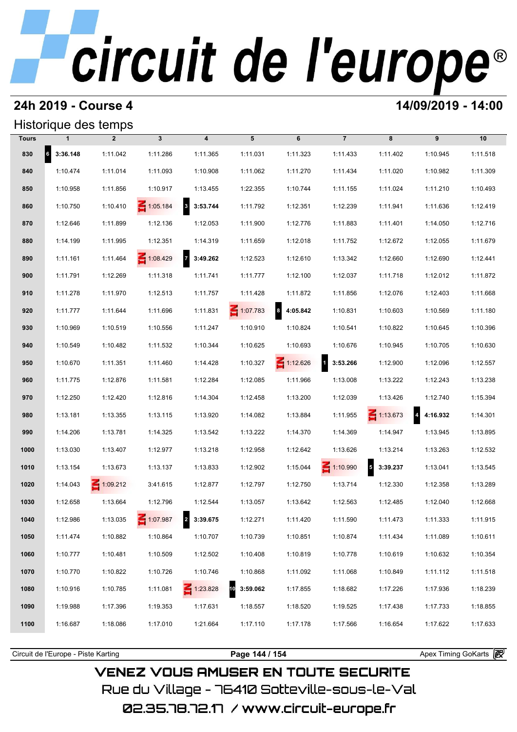# circuit de l'europe®

## 24h 2019 - Course 4

**14/09/2019 - 14:00**

### Historique des temps

| Tours | 1 | 2 | 3 | 4 | 5 | 6 | 7 | 8 | 9 | 10 |
|---|---|---|---|---|---|---|---|---|---|---|
| 830 | 6 **3:36.148** | 1:11.042 | 1:11.286 | 1:11.365 | 1:11.031 | 1:11.323 | 1:11.433 | 1:11.402 | 1:10.945 | 1:11.518 |
| 840 | 1:10.474 | 1:11.014 | 1:11.093 | 1:10.908 | 1:11.062 | 1:11.270 | 1:11.434 | 1:11.020 | 1:10.982 | 1:11.309 |
| 850 | 1:10.958 | 1:11.856 | 1:10.917 | 1:13.455 | 1:22.355 | 1:10.744 | 1:11.155 | 1:11.024 | 1:11.210 | 1:10.493 |
| 860 | 1:10.750 | 1:10.410 | IN 1:05.184 | 3 **3:53.744** | 1:11.792 | 1:12.351 | 1:12.239 | 1:11.941 | 1:11.636 | 1:12.419 |
| 870 | 1:12.646 | 1:11.899 | 1:12.136 | 1:12.053 | 1:11.900 | 1:12.776 | 1:11.883 | 1:11.401 | 1:14.050 | 1:12.716 |
| 880 | 1:14.199 | 1:11.995 | 1:12.351 | 1:14.319 | 1:11.659 | 1:12.018 | 1:11.752 | 1:12.672 | 1:12.055 | 1:11.679 |
| 890 | 1:11.161 | 1:11.464 | IN 1:08.429 | 7 **3:49.262** | 1:12.523 | 1:12.610 | 1:13.342 | 1:12.660 | 1:12.690 | 1:12.441 |
| 900 | 1:11.791 | 1:12.269 | 1:11.318 | 1:11.741 | 1:11.777 | 1:12.100 | 1:12.037 | 1:11.718 | 1:12.012 | 1:11.872 |
| 910 | 1:11.278 | 1:11.970 | 1:12.513 | 1:11.757 | 1:11.428 | 1:11.872 | 1:11.856 | 1:12.076 | 1:12.403 | 1:11.668 |
| 920 | 1:11.777 | 1:11.644 | 1:11.696 | 1:11.831 | IN 1:07.783 | 8 **4:05.842** | 1:10.831 | 1:10.603 | 1:10.569 | 1:11.180 |
| 930 | 1:10.969 | 1:10.519 | 1:10.556 | 1:11.247 | 1:10.910 | 1:10.824 | 1:10.541 | 1:10.822 | 1:10.645 | 1:10.396 |
| 940 | 1:10.549 | 1:10.482 | 1:11.532 | 1:10.344 | 1:10.625 | 1:10.693 | 1:10.676 | 1:10.945 | 1:10.705 | 1:10.630 |
| 950 | 1:10.670 | 1:11.351 | 1:11.460 | 1:14.428 | 1:10.327 | IN 1:12.626 | 1 **3:53.266** | 1:12.900 | 1:12.096 | 1:12.557 |
| 960 | 1:11.775 | 1:12.876 | 1:11.581 | 1:12.284 | 1:12.085 | 1:11.966 | 1:13.008 | 1:13.222 | 1:12.243 | 1:13.238 |
| 970 | 1:12.250 | 1:12.420 | 1:12.816 | 1:14.304 | 1:12.458 | 1:13.200 | 1:12.039 | 1:13.426 | 1:12.740 | 1:15.394 |
| 980 | 1:13.181 | 1:13.355 | 1:13.115 | 1:13.920 | 1:14.082 | 1:13.884 | 1:11.955 | IN 1:13.673 | 4 **4:16.932** | 1:14.301 |
| 990 | 1:14.206 | 1:13.781 | 1:14.325 | 1:13.542 | 1:13.222 | 1:14.370 | 1:14.369 | 1:14.947 | 1:13.945 | 1:13.895 |
| 1000 | 1:13.030 | 1:13.407 | 1:12.977 | 1:13.218 | 1:12.958 | 1:12.642 | 1:13.626 | 1:13.214 | 1:13.263 | 1:12.532 |
| 1010 | 1:13.154 | 1:13.673 | 1:13.137 | 1:13.833 | 1:12.902 | 1:15.044 | IN 1:10.990 | 5 **3:39.237** | 1:13.041 | 1:13.545 |
| 1020 | 1:14.043 | IN 1:09.212 | 3:41.615 | 1:12.877 | 1:12.797 | 1:12.750 | 1:13.714 | 1:12.330 | 1:12.358 | 1:13.289 |
| 1030 | 1:12.658 | 1:13.664 | 1:12.796 | 1:12.544 | 1:13.057 | 1:13.642 | 1:12.563 | 1:12.485 | 1:12.040 | 1:12.668 |
| 1040 | 1:12.986 | 1:13.035 | IN 1:07.987 | 2 **3:39.675** | 1:12.271 | 1:11.420 | 1:11.590 | 1:11.473 | 1:11.333 | 1:11.915 |
| 1050 | 1:11.474 | 1:10.882 | 1:10.864 | 1:10.707 | 1:10.739 | 1:10.851 | 1:10.874 | 1:11.434 | 1:11.089 | 1:10.611 |
| 1060 | 1:10.777 | 1:10.481 | 1:10.509 | 1:12.502 | 1:10.408 | 1:10.819 | 1:10.778 | 1:10.619 | 1:10.632 | 1:10.354 |
| 1070 | 1:10.770 | 1:10.822 | 1:10.726 | 1:10.746 | 1:10.868 | 1:11.092 | 1:11.068 | 1:10.849 | 1:11.112 | 1:11.518 |
| 1080 | 1:10.916 | 1:10.785 | 1:11.081 | IN 1:23.828 | 10 **3:59.062** | 1:17.855 | 1:18.682 | 1:17.226 | 1:17.936 | 1:18.239 |
| 1090 | 1:19.988 | 1:17.396 | 1:19.353 | 1:17.631 | 1:18.557 | 1:18.520 | 1:19.525 | 1:17.438 | 1:17.733 | 1:18.855 |
| 1100 | 1:16.687 | 1:18.086 | 1:17.010 | 1:21.664 | 1:17.110 | 1:17.178 | 1:17.566 | 1:16.654 | 1:17.622 | 1:17.633 |

Circuit de l'Europe - Piste Karting — Apex Timing GoKarts

VENEZ VOUS AMUSER EN TOUTE SECURITE
Rue du Village - 76410 Sotteville-sous-le-Val
02.35.78.72.17 / www.circuit-europe.fr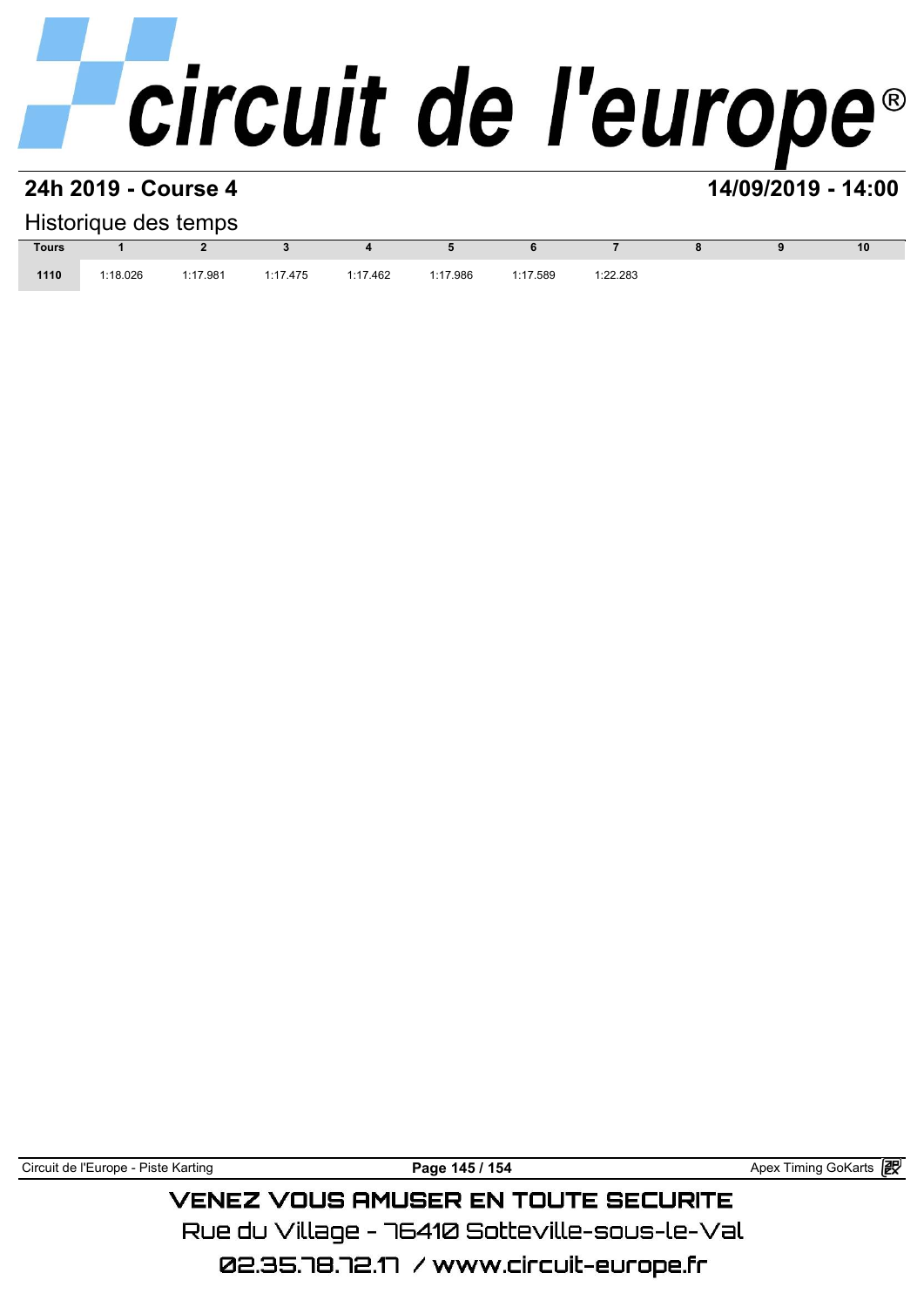**24h 2019 - Course 4** **14/09/2019 - 14:00**

Historique des temps

| Tours | 1 | 2 | 3 | 4 | 5 | 6 | 7 | 8 | 9 | 10 |
|---|---|---|---|---|---|---|---|---|---|---|
| 1110 | 1:18.026 | 1:17.981 | 1:17.475 | 1:17.462 | 1:17.986 | 1:17.589 | 1:22.283 | | | |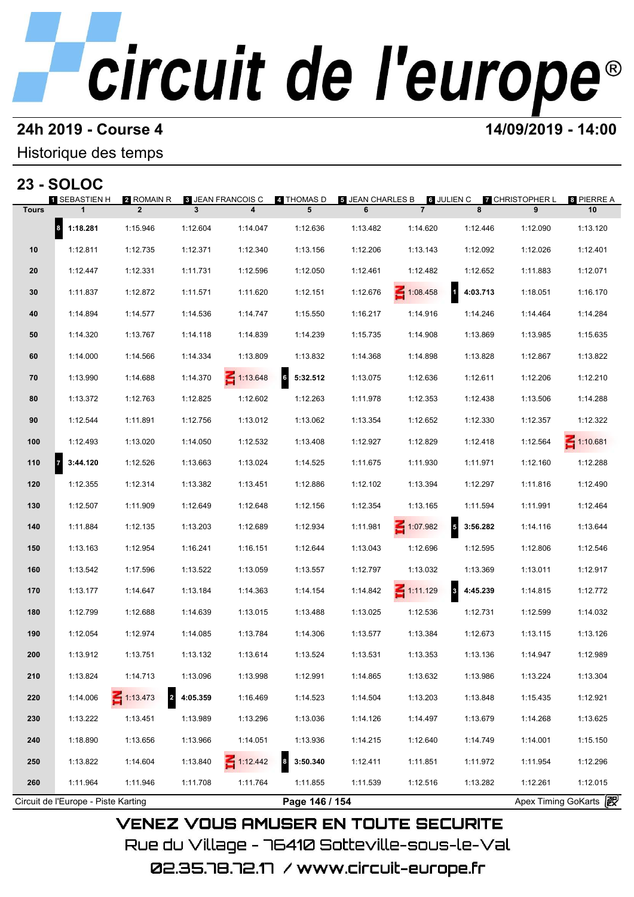# 24h 2019 - Course 4

**14/09/2019 - 14:00**

Historique des temps

## 23 - SOLOC

| Tours | 1 SEBASTIEN H 1 | 2 ROMAIN R 2 | 3 JEAN FRANCOIS C 3 | 4 THOMAS D 4 | 5 JEAN CHARLES B 5 | 6 JULIEN C 6 | 7 CHRISTOPHER L 7 | 8 PIERRE A 8 | 9 | 10 |
|---|---|---|---|---|---|---|---|---|---|---|
| | 8 **1:18.281** | 1:15.946 | 1:12.604 | 1:14.047 | 1:12.636 | 1:13.482 | 1:14.620 | 1:12.446 | 1:12.090 | 1:13.120 |
| 10 | 1:12.811 | 1:12.735 | 1:12.371 | 1:12.340 | 1:13.156 | 1:12.206 | 1:13.143 | 1:12.092 | 1:12.026 | 1:12.401 |
| 20 | 1:12.447 | 1:12.331 | 1:11.731 | 1:12.596 | 1:12.050 | 1:12.461 | 1:12.482 | 1:12.652 | 1:11.883 | 1:12.071 |
| 30 | 1:11.837 | 1:12.872 | 1:11.571 | 1:11.620 | 1:12.151 | 1:12.676 | IN 1:08.458 | 1 **4:03.713** | 1:18.051 | 1:16.170 |
| 40 | 1:14.894 | 1:14.577 | 1:14.536 | 1:14.747 | 1:15.550 | 1:16.217 | 1:14.916 | 1:14.246 | 1:14.464 | 1:14.284 |
| 50 | 1:14.320 | 1:13.767 | 1:14.118 | 1:14.839 | 1:14.239 | 1:15.735 | 1:14.908 | 1:13.869 | 1:13.985 | 1:15.635 |
| 60 | 1:14.000 | 1:14.566 | 1:14.334 | 1:13.809 | 1:13.832 | 1:14.368 | 1:14.898 | 1:13.828 | 1:12.867 | 1:13.822 |
| 70 | 1:13.990 | 1:14.688 | 1:14.370 | IN 1:13.648 | 6 **5:32.512** | 1:13.075 | 1:12.636 | 1:12.611 | 1:12.206 | 1:12.210 |
| 80 | 1:13.372 | 1:12.763 | 1:12.825 | 1:12.602 | 1:12.263 | 1:11.978 | 1:12.353 | 1:12.438 | 1:13.506 | 1:14.288 |
| 90 | 1:12.544 | 1:11.891 | 1:12.756 | 1:13.012 | 1:13.062 | 1:13.354 | 1:12.652 | 1:12.330 | 1:12.357 | 1:12.322 |
| 100 | 1:12.493 | 1:13.020 | 1:14.050 | 1:12.532 | 1:13.408 | 1:12.927 | 1:12.829 | 1:12.418 | 1:12.564 | IN 1:10.681 |
| 110 | 7 **3:44.120** | 1:12.526 | 1:13.663 | 1:13.024 | 1:14.525 | 1:11.675 | 1:11.930 | 1:11.971 | 1:12.160 | 1:12.288 |
| 120 | 1:12.355 | 1:12.314 | 1:13.382 | 1:13.451 | 1:12.886 | 1:12.102 | 1:13.394 | 1:12.297 | 1:11.816 | 1:12.490 |
| 130 | 1:12.507 | 1:11.909 | 1:12.649 | 1:12.648 | 1:12.156 | 1:12.354 | 1:13.165 | 1:11.594 | 1:11.991 | 1:12.464 |
| 140 | 1:11.884 | 1:12.135 | 1:13.203 | 1:12.689 | 1:12.934 | 1:11.981 | IN 1:07.982 | 5 **3:56.282** | 1:14.116 | 1:13.644 |
| 150 | 1:13.163 | 1:12.954 | 1:16.241 | 1:16.151 | 1:12.644 | 1:13.043 | 1:12.696 | 1:12.595 | 1:12.806 | 1:12.546 |
| 160 | 1:13.542 | 1:17.596 | 1:13.522 | 1:13.059 | 1:13.557 | 1:12.797 | 1:13.032 | 1:13.369 | 1:13.011 | 1:12.917 |
| 170 | 1:13.177 | 1:14.647 | 1:13.184 | 1:14.363 | 1:14.154 | 1:14.842 | IN 1:11.129 | 3 **4:45.239** | 1:14.815 | 1:12.772 |
| 180 | 1:12.799 | 1:12.688 | 1:14.639 | 1:13.015 | 1:13.488 | 1:13.025 | 1:12.536 | 1:12.731 | 1:12.599 | 1:14.032 |
| 190 | 1:12.054 | 1:12.974 | 1:14.085 | 1:13.784 | 1:14.306 | 1:13.577 | 1:13.384 | 1:12.673 | 1:13.115 | 1:13.126 |
| 200 | 1:13.912 | 1:13.751 | 1:13.132 | 1:13.614 | 1:13.524 | 1:13.531 | 1:13.353 | 1:13.136 | 1:14.947 | 1:12.989 |
| 210 | 1:13.824 | 1:14.713 | 1:13.096 | 1:13.998 | 1:12.991 | 1:14.865 | 1:13.632 | 1:13.986 | 1:13.224 | 1:13.304 |
| 220 | 1:14.006 | IN 1:13.473 | 2 **4:05.359** | 1:16.469 | 1:14.523 | 1:14.504 | 1:13.203 | 1:13.848 | 1:15.435 | 1:12.921 |
| 230 | 1:13.222 | 1:13.451 | 1:13.989 | 1:13.296 | 1:13.036 | 1:14.126 | 1:14.497 | 1:13.679 | 1:14.268 | 1:13.625 |
| 240 | 1:18.890 | 1:13.656 | 1:13.966 | 1:14.051 | 1:13.936 | 1:14.215 | 1:12.640 | 1:14.749 | 1:14.001 | 1:15.150 |
| 250 | 1:13.822 | 1:14.604 | 1:13.840 | IN 1:12.442 | 8 **3:50.340** | 1:12.411 | 1:11.851 | 1:11.972 | 1:11.954 | 1:12.296 |
| 260 | 1:11.964 | 1:11.946 | 1:11.708 | 1:11.764 | 1:11.855 | 1:11.539 | 1:12.516 | 1:13.282 | 1:12.261 | 1:12.015 |

Circuit de l'Europe - Piste Karting — Apex Timing GoKarts

VENEZ VOUS AMUSER EN TOUTE SECURITE

Rue du Village - 76410 Sotteville-sous-le-Val

02.35.78.72.17 / www.circuit-europe.fr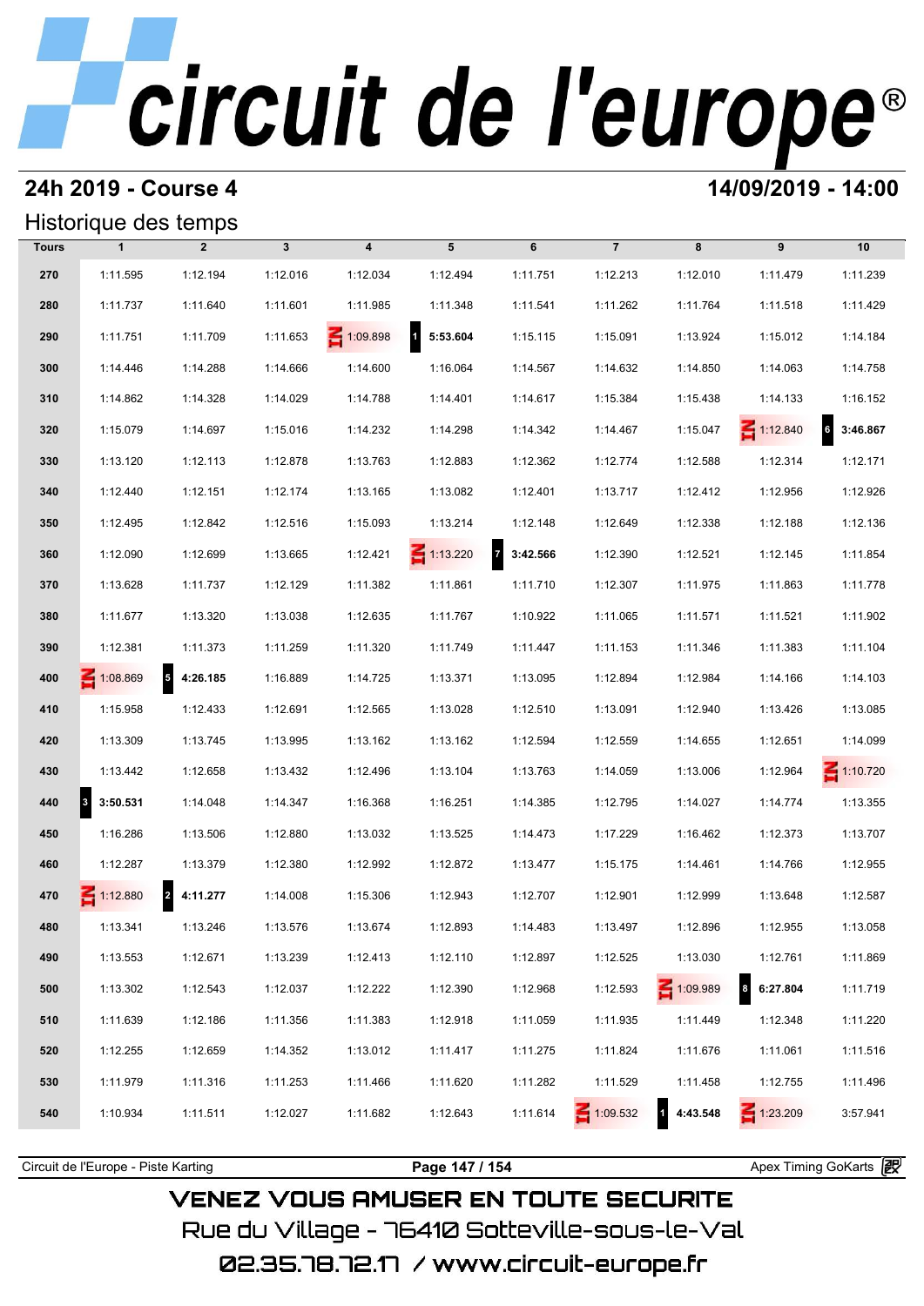# circuit de l'europe®

## 24h 2019 - Course 4

**14/09/2019 - 14:00**

### Historique des temps

| Tours | 1 | 2 | 3 | 4 | 5 | 6 | 7 | 8 | 9 | 10 |
|---|---|---|---|---|---|---|---|---|---|---|
| 270 | 1:11.595 | 1:12.194 | 1:12.016 | 1:12.034 | 1:12.494 | 1:11.751 | 1:12.213 | 1:12.010 | 1:11.479 | 1:11.239 |
| 280 | 1:11.737 | 1:11.640 | 1:11.601 | 1:11.985 | 1:11.348 | 1:11.541 | 1:11.262 | 1:11.764 | 1:11.518 | 1:11.429 |
| 290 | 1:11.751 | 1:11.709 | 1:11.653 | 1:09.898 | 1 **5:53.604** | 1:15.115 | 1:15.091 | 1:13.924 | 1:15.012 | 1:14.184 |
| 300 | 1:14.446 | 1:14.288 | 1:14.666 | 1:14.600 | 1:16.064 | 1:14.567 | 1:14.632 | 1:14.850 | 1:14.063 | 1:14.758 |
| 310 | 1:14.862 | 1:14.328 | 1:14.029 | 1:14.788 | 1:14.401 | 1:14.617 | 1:15.384 | 1:15.438 | 1:14.133 | 1:16.152 |
| 320 | 1:15.079 | 1:14.697 | 1:15.016 | 1:14.232 | 1:14.298 | 1:14.342 | 1:14.467 | 1:15.047 | 1:12.840 | 6 **3:46.867** |
| 330 | 1:13.120 | 1:12.113 | 1:12.878 | 1:13.763 | 1:12.883 | 1:12.362 | 1:12.774 | 1:12.588 | 1:12.314 | 1:12.171 |
| 340 | 1:12.440 | 1:12.151 | 1:12.174 | 1:13.165 | 1:13.082 | 1:12.401 | 1:13.717 | 1:12.412 | 1:12.956 | 1:12.926 |
| 350 | 1:12.495 | 1:12.842 | 1:12.516 | 1:15.093 | 1:13.214 | 1:12.148 | 1:12.649 | 1:12.338 | 1:12.188 | 1:12.136 |
| 360 | 1:12.090 | 1:12.699 | 1:13.665 | 1:12.421 | 1:13.220 | 7 **3:42.566** | 1:12.390 | 1:12.521 | 1:12.145 | 1:11.854 |
| 370 | 1:13.628 | 1:11.737 | 1:12.129 | 1:11.382 | 1:11.861 | 1:11.710 | 1:12.307 | 1:11.975 | 1:11.863 | 1:11.778 |
| 380 | 1:11.677 | 1:13.320 | 1:13.038 | 1:12.635 | 1:11.767 | 1:10.922 | 1:11.065 | 1:11.571 | 1:11.521 | 1:11.902 |
| 390 | 1:12.381 | 1:11.373 | 1:11.259 | 1:11.320 | 1:11.749 | 1:11.447 | 1:11.153 | 1:11.346 | 1:11.383 | 1:11.104 |
| 400 | 1:08.869 | 5 **4:26.185** | 1:16.889 | 1:14.725 | 1:13.371 | 1:13.095 | 1:12.894 | 1:12.984 | 1:14.166 | 1:14.103 |
| 410 | 1:15.958 | 1:12.433 | 1:12.691 | 1:12.565 | 1:13.028 | 1:12.510 | 1:13.091 | 1:12.940 | 1:13.426 | 1:13.085 |
| 420 | 1:13.309 | 1:13.745 | 1:13.995 | 1:13.162 | 1:13.162 | 1:12.594 | 1:12.559 | 1:14.655 | 1:12.651 | 1:14.099 |
| 430 | 1:13.442 | 1:12.658 | 1:13.432 | 1:12.496 | 1:13.104 | 1:13.763 | 1:14.059 | 1:13.006 | 1:12.964 | 1:10.720 |
| 440 | 3 **3:50.531** | 1:14.048 | 1:14.347 | 1:16.368 | 1:16.251 | 1:14.385 | 1:12.795 | 1:14.027 | 1:14.774 | 1:13.355 |
| 450 | 1:16.286 | 1:13.506 | 1:12.880 | 1:13.032 | 1:13.525 | 1:14.473 | 1:17.229 | 1:16.462 | 1:12.373 | 1:13.707 |
| 460 | 1:12.287 | 1:13.379 | 1:12.380 | 1:12.992 | 1:12.872 | 1:13.477 | 1:15.175 | 1:14.461 | 1:14.766 | 1:12.955 |
| 470 | 1:12.880 | 2 **4:11.277** | 1:14.008 | 1:15.306 | 1:12.943 | 1:12.707 | 1:12.901 | 1:12.999 | 1:13.648 | 1:12.587 |
| 480 | 1:13.341 | 1:13.246 | 1:13.576 | 1:13.674 | 1:12.893 | 1:14.483 | 1:13.497 | 1:12.896 | 1:12.955 | 1:13.058 |
| 490 | 1:13.553 | 1:12.671 | 1:13.239 | 1:12.413 | 1:12.110 | 1:12.897 | 1:12.525 | 1:13.030 | 1:12.761 | 1:11.869 |
| 500 | 1:13.302 | 1:12.543 | 1:12.037 | 1:12.222 | 1:12.390 | 1:12.968 | 1:12.593 | 1:09.989 | 8 **6:27.804** | 1:11.719 |
| 510 | 1:11.639 | 1:12.186 | 1:11.356 | 1:11.383 | 1:12.918 | 1:11.059 | 1:11.935 | 1:11.449 | 1:12.348 | 1:11.220 |
| 520 | 1:12.255 | 1:12.659 | 1:14.352 | 1:13.012 | 1:11.417 | 1:11.275 | 1:11.824 | 1:11.676 | 1:11.061 | 1:11.516 |
| 530 | 1:11.979 | 1:11.316 | 1:11.253 | 1:11.466 | 1:11.620 | 1:11.282 | 1:11.529 | 1:11.458 | 1:12.755 | 1:11.496 |
| 540 | 1:10.934 | 1:11.511 | 1:12.027 | 1:11.682 | 1:12.643 | 1:11.614 | 1:09.532 | 1 **4:43.548** | 1:23.209 | 3:57.941 |

Circuit de l'Europe - Piste Karting | **Page 147 / 154** | Apex Timing GoKarts

VENEZ VOUS AMUSER EN TOUTE SECURITE

Rue du Village - 76410 Sotteville-sous-le-Val

02.35.78.72.17 / www.circuit-europe.fr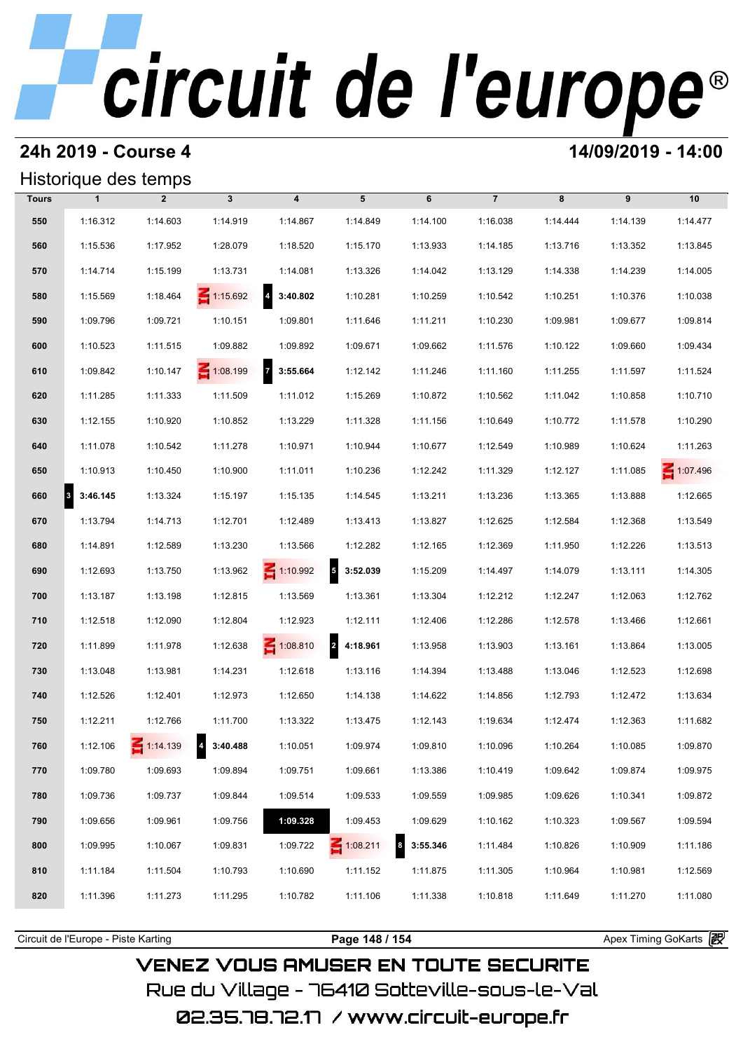# circuit de l'europe®

## 24h 2019 - Course 4

## 14/09/2019 - 14:00

### Historique des temps

| Tours | 1 | 2 | 3 | 4 | 5 | 6 | 7 | 8 | 9 | 10 |
|---|---|---|---|---|---|---|---|---|---|---|
| 550 | 1:16.312 | 1:14.603 | 1:14.919 | 1:14.867 | 1:14.849 | 1:14.100 | 1:16.038 | 1:14.444 | 1:14.139 | 1:14.477 |
| 560 | 1:15.536 | 1:17.952 | 1:28.079 | 1:18.520 | 1:15.170 | 1:13.933 | 1:14.185 | 1:13.716 | 1:13.352 | 1:13.845 |
| 570 | 1:14.714 | 1:15.199 | 1:13.731 | 1:14.081 | 1:13.326 | 1:14.042 | 1:13.129 | 1:14.338 | 1:14.239 | 1:14.005 |
| 580 | 1:15.569 | 1:18.464 | IN 1:15.692 | 4 **3:40.802** | 1:10.281 | 1:10.259 | 1:10.542 | 1:10.251 | 1:10.376 | 1:10.038 |
| 590 | 1:09.796 | 1:09.721 | 1:10.151 | 1:09.801 | 1:11.646 | 1:11.211 | 1:10.230 | 1:09.981 | 1:09.677 | 1:09.814 |
| 600 | 1:10.523 | 1:11.515 | 1:09.882 | 1:09.892 | 1:09.671 | 1:09.662 | 1:11.576 | 1:10.122 | 1:09.660 | 1:09.434 |
| 610 | 1:09.842 | 1:10.147 | IN 1:08.199 | 7 **3:55.664** | 1:12.142 | 1:11.246 | 1:11.160 | 1:11.255 | 1:11.597 | 1:11.524 |
| 620 | 1:11.285 | 1:11.333 | 1:11.509 | 1:11.012 | 1:15.269 | 1:10.872 | 1:10.562 | 1:11.042 | 1:10.858 | 1:10.710 |
| 630 | 1:12.155 | 1:10.920 | 1:10.852 | 1:13.229 | 1:11.328 | 1:11.156 | 1:10.649 | 1:10.772 | 1:11.578 | 1:10.290 |
| 640 | 1:11.078 | 1:10.542 | 1:11.278 | 1:10.971 | 1:10.944 | 1:10.677 | 1:12.549 | 1:10.989 | 1:10.624 | 1:11.263 |
| 650 | 1:10.913 | 1:10.450 | 1:10.900 | 1:11.011 | 1:10.236 | 1:12.242 | 1:11.329 | 1:12.127 | 1:11.085 | IN 1:07.496 |
| 660 | 3 **3:46.145** | 1:13.324 | 1:15.197 | 1:15.135 | 1:14.545 | 1:13.211 | 1:13.236 | 1:13.365 | 1:13.888 | 1:12.665 |
| 670 | 1:13.794 | 1:14.713 | 1:12.701 | 1:12.489 | 1:13.413 | 1:13.827 | 1:12.625 | 1:12.584 | 1:12.368 | 1:13.549 |
| 680 | 1:14.891 | 1:12.589 | 1:13.230 | 1:13.566 | 1:12.282 | 1:12.165 | 1:12.369 | 1:11.950 | 1:12.226 | 1:13.513 |
| 690 | 1:12.693 | 1:13.750 | 1:13.962 | IN 1:10.992 | 5 **3:52.039** | 1:15.209 | 1:14.497 | 1:14.079 | 1:13.111 | 1:14.305 |
| 700 | 1:13.187 | 1:13.198 | 1:12.815 | 1:13.569 | 1:13.361 | 1:13.304 | 1:12.212 | 1:12.247 | 1:12.063 | 1:12.762 |
| 710 | 1:12.518 | 1:12.090 | 1:12.804 | 1:12.923 | 1:12.111 | 1:12.406 | 1:12.286 | 1:12.578 | 1:13.466 | 1:12.661 |
| 720 | 1:11.899 | 1:11.978 | 1:12.638 | IN 1:08.810 | 2 **4:18.961** | 1:13.958 | 1:13.903 | 1:13.161 | 1:13.864 | 1:13.005 |
| 730 | 1:13.048 | 1:13.981 | 1:14.231 | 1:12.618 | 1:13.116 | 1:14.394 | 1:13.488 | 1:13.046 | 1:12.523 | 1:12.698 |
| 740 | 1:12.526 | 1:12.401 | 1:12.973 | 1:12.650 | 1:14.138 | 1:14.622 | 1:14.856 | 1:12.793 | 1:12.472 | 1:13.634 |
| 750 | 1:12.211 | 1:12.766 | 1:11.700 | 1:13.322 | 1:13.475 | 1:12.143 | 1:19.634 | 1:12.474 | 1:12.363 | 1:11.682 |
| 760 | 1:12.106 | IN 1:14.139 | 4 **3:40.488** | 1:10.051 | 1:09.974 | 1:09.810 | 1:10.096 | 1:10.264 | 1:10.085 | 1:09.870 |
| 770 | 1:09.780 | 1:09.693 | 1:09.894 | 1:09.751 | 1:09.661 | 1:13.386 | 1:10.419 | 1:09.642 | 1:09.874 | 1:09.975 |
| 780 | 1:09.736 | 1:09.737 | 1:09.844 | 1:09.514 | 1:09.533 | 1:09.559 | 1:09.985 | 1:09.626 | 1:10.341 | 1:09.872 |
| 790 | 1:09.656 | 1:09.961 | 1:09.756 | **1:09.328** | 1:09.453 | 1:09.629 | 1:10.162 | 1:10.323 | 1:09.567 | 1:09.594 |
| 800 | 1:09.995 | 1:10.067 | 1:09.831 | 1:09.722 | IN 1:08.211 | 8 **3:55.346** | 1:11.484 | 1:10.826 | 1:10.909 | 1:11.186 |
| 810 | 1:11.184 | 1:11.504 | 1:10.793 | 1:10.690 | 1:11.152 | 1:11.875 | 1:11.305 | 1:10.964 | 1:10.981 | 1:12.569 |
| 820 | 1:11.396 | 1:11.273 | 1:11.295 | 1:10.782 | 1:11.106 | 1:11.338 | 1:10.818 | 1:11.649 | 1:11.270 | 1:11.080 |

Circuit de l'Europe - Piste Karting | Apex Timing GoKarts

VENEZ VOUS AMUSER EN TOUTE SECURITE

Rue du Village - 76410 Sotteville-sous-le-Val

02.35.78.72.17 / www.circuit-europe.fr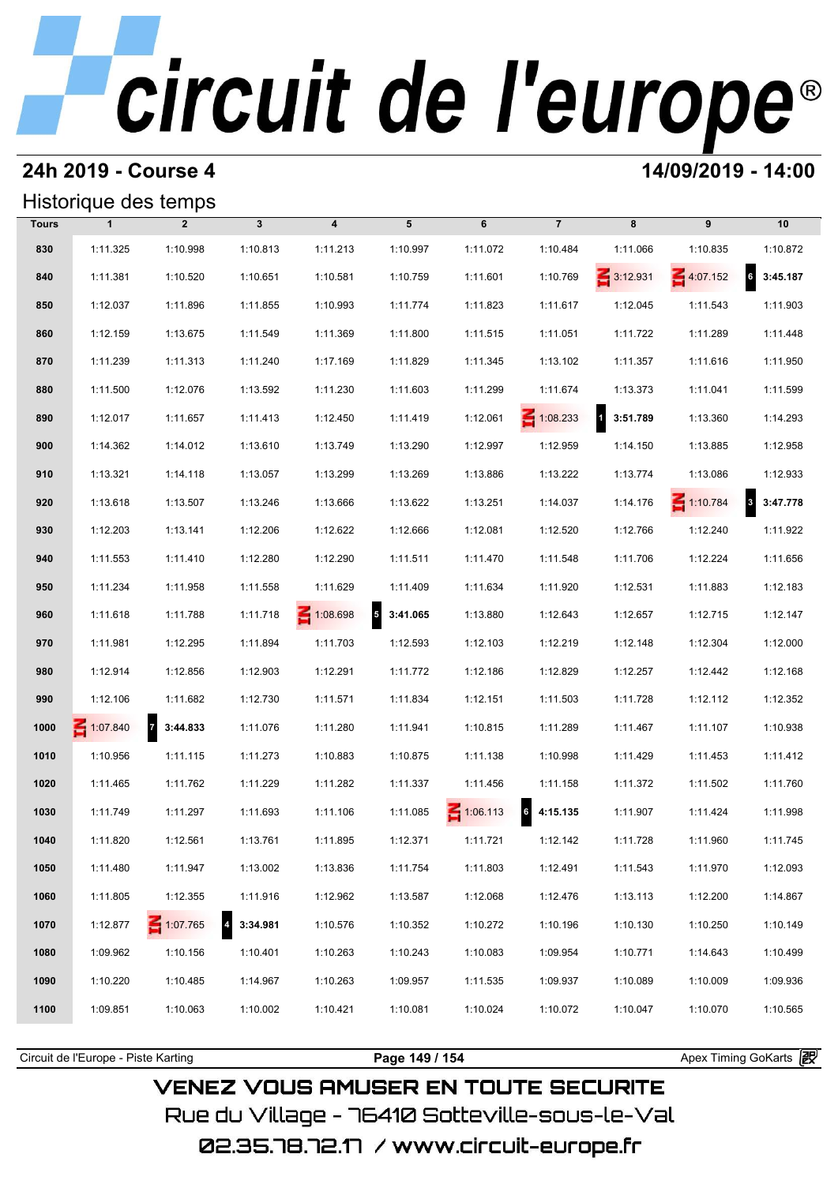# circuit de l'europe

## 24h 2019 - Course 4

**14/09/2019 - 14:00**

Historique des temps

| Tours | 1 | 2 | 3 | 4 | 5 | 6 | 7 | 8 | 9 | 10 |
|---|---|---|---|---|---|---|---|---|---|---|
| 830 | 1:11.325 | 1:10.998 | 1:10.813 | 1:11.213 | 1:10.997 | 1:11.072 | 1:10.484 | 1:11.066 | 1:10.835 | 1:10.872 |
| 840 | 1:11.381 | 1:10.520 | 1:10.651 | 1:10.581 | 1:10.759 | 1:11.601 | 1:10.769 | IN 3:12.931 | IN 4:07.152 | 6 **3:45.187** |
| 850 | 1:12.037 | 1:11.896 | 1:11.855 | 1:10.993 | 1:11.774 | 1:11.823 | 1:11.617 | 1:12.045 | 1:11.543 | 1:11.903 |
| 860 | 1:12.159 | 1:13.675 | 1:11.549 | 1:11.369 | 1:11.800 | 1:11.515 | 1:11.051 | 1:11.722 | 1:11.289 | 1:11.448 |
| 870 | 1:11.239 | 1:11.313 | 1:11.240 | 1:17.169 | 1:11.829 | 1:11.345 | 1:13.102 | 1:11.357 | 1:11.616 | 1:11.950 |
| 880 | 1:11.500 | 1:12.076 | 1:13.592 | 1:11.230 | 1:11.603 | 1:11.299 | 1:11.674 | 1:13.373 | 1:11.041 | 1:11.599 |
| 890 | 1:12.017 | 1:11.657 | 1:11.413 | 1:12.450 | 1:11.419 | 1:12.061 | IN 1:08.233 | 1 **3:51.789** | 1:13.360 | 1:14.293 |
| 900 | 1:14.362 | 1:14.012 | 1:13.610 | 1:13.749 | 1:13.290 | 1:12.997 | 1:12.959 | 1:14.150 | 1:13.885 | 1:12.958 |
| 910 | 1:13.321 | 1:14.118 | 1:13.057 | 1:13.299 | 1:13.269 | 1:13.886 | 1:13.222 | 1:13.774 | 1:13.086 | 1:12.933 |
| 920 | 1:13.618 | 1:13.507 | 1:13.246 | 1:13.666 | 1:13.622 | 1:13.251 | 1:14.037 | 1:14.176 | IN 1:10.784 | 3 **3:47.778** |
| 930 | 1:12.203 | 1:13.141 | 1:12.206 | 1:12.622 | 1:12.666 | 1:12.081 | 1:12.520 | 1:12.766 | 1:12.240 | 1:11.922 |
| 940 | 1:11.553 | 1:11.410 | 1:12.280 | 1:12.290 | 1:11.511 | 1:11.470 | 1:11.548 | 1:11.706 | 1:12.224 | 1:11.656 |
| 950 | 1:11.234 | 1:11.958 | 1:11.558 | 1:11.629 | 1:11.409 | 1:11.634 | 1:11.920 | 1:12.531 | 1:11.883 | 1:12.183 |
| 960 | 1:11.618 | 1:11.788 | 1:11.718 | IN 1:08.698 | 5 **3:41.065** | 1:13.880 | 1:12.643 | 1:12.657 | 1:12.715 | 1:12.147 |
| 970 | 1:11.981 | 1:12.295 | 1:11.894 | 1:11.703 | 1:12.593 | 1:12.103 | 1:12.219 | 1:12.148 | 1:12.304 | 1:12.000 |
| 980 | 1:12.914 | 1:12.856 | 1:12.903 | 1:12.291 | 1:11.772 | 1:12.186 | 1:12.829 | 1:12.257 | 1:12.442 | 1:12.168 |
| 990 | 1:12.106 | 1:11.682 | 1:12.730 | 1:11.571 | 1:11.834 | 1:12.151 | 1:11.503 | 1:11.728 | 1:12.112 | 1:12.352 |
| 1000 | IN 1:07.840 | 7 **3:44.833** | 1:11.076 | 1:11.280 | 1:11.941 | 1:10.815 | 1:11.289 | 1:11.467 | 1:11.107 | 1:10.938 |
| 1010 | 1:10.956 | 1:11.115 | 1:11.273 | 1:10.883 | 1:10.875 | 1:11.138 | 1:10.998 | 1:11.429 | 1:11.453 | 1:11.412 |
| 1020 | 1:11.465 | 1:11.762 | 1:11.229 | 1:11.282 | 1:11.337 | 1:11.456 | 1:11.158 | 1:11.372 | 1:11.502 | 1:11.760 |
| 1030 | 1:11.749 | 1:11.297 | 1:11.693 | 1:11.106 | 1:11.085 | IN 1:06.113 | 6 **4:15.135** | 1:11.907 | 1:11.424 | 1:11.998 |
| 1040 | 1:11.820 | 1:12.561 | 1:13.761 | 1:11.895 | 1:12.371 | 1:11.721 | 1:12.142 | 1:11.728 | 1:11.960 | 1:11.745 |
| 1050 | 1:11.480 | 1:11.947 | 1:13.002 | 1:13.836 | 1:11.754 | 1:11.803 | 1:12.491 | 1:11.543 | 1:11.970 | 1:12.093 |
| 1060 | 1:11.805 | 1:12.355 | 1:11.916 | 1:12.962 | 1:13.587 | 1:12.068 | 1:12.476 | 1:13.113 | 1:12.200 | 1:14.867 |
| 1070 | 1:12.877 | IN 1:07.765 | 4 **3:34.981** | 1:10.576 | 1:10.352 | 1:10.272 | 1:10.196 | 1:10.130 | 1:10.250 | 1:10.149 |
| 1080 | 1:09.962 | 1:10.156 | 1:10.401 | 1:10.263 | 1:10.243 | 1:10.083 | 1:09.954 | 1:10.771 | 1:14.643 | 1:10.499 |
| 1090 | 1:10.220 | 1:10.485 | 1:14.967 | 1:10.263 | 1:09.957 | 1:11.535 | 1:09.937 | 1:10.089 | 1:10.009 | 1:09.936 |
| 1100 | 1:09.851 | 1:10.063 | 1:10.002 | 1:10.421 | 1:10.081 | 1:10.024 | 1:10.072 | 1:10.047 | 1:10.070 | 1:10.565 |

Circuit de l'Europe - Piste Karting — Apex Timing GoKarts

VENEZ VOUS AMUSER EN TOUTE SECURITE
Rue du Village - 76410 Sotteville-sous-le-Val
02.35.78.72.17 / www.circuit-europe.fr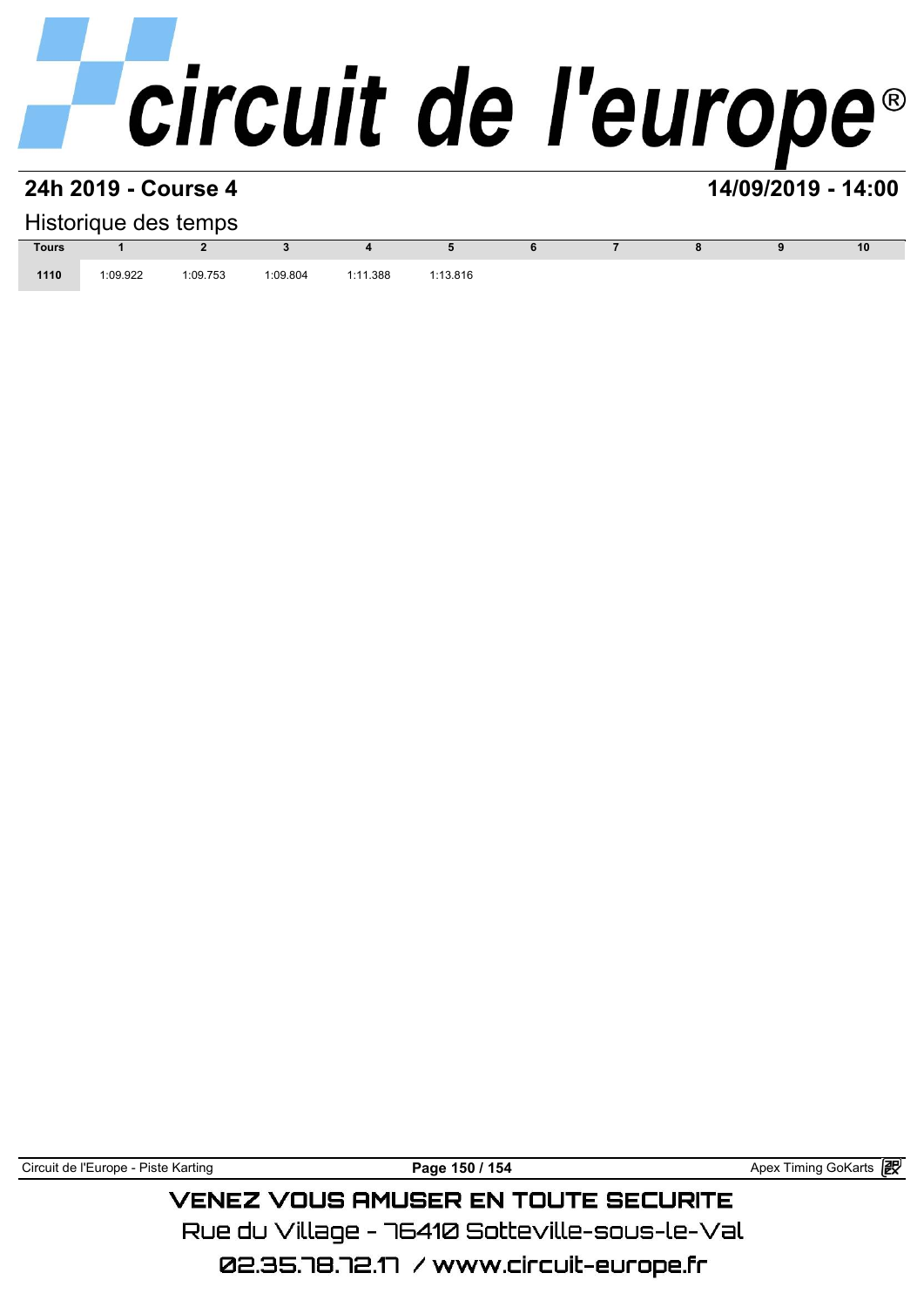## 24h 2019 - Course 4

**14/09/2019 - 14:00**

Historique des temps

| Tours | 1 | 2 | 3 | 4 | 5 | 6 | 7 | 8 | 9 | 10 |
|---|---|---|---|---|---|---|---|---|---|---|
| **1110** | 1:09.922 | 1:09.753 | 1:09.804 | 1:11.388 | 1:13.816 | | | | | |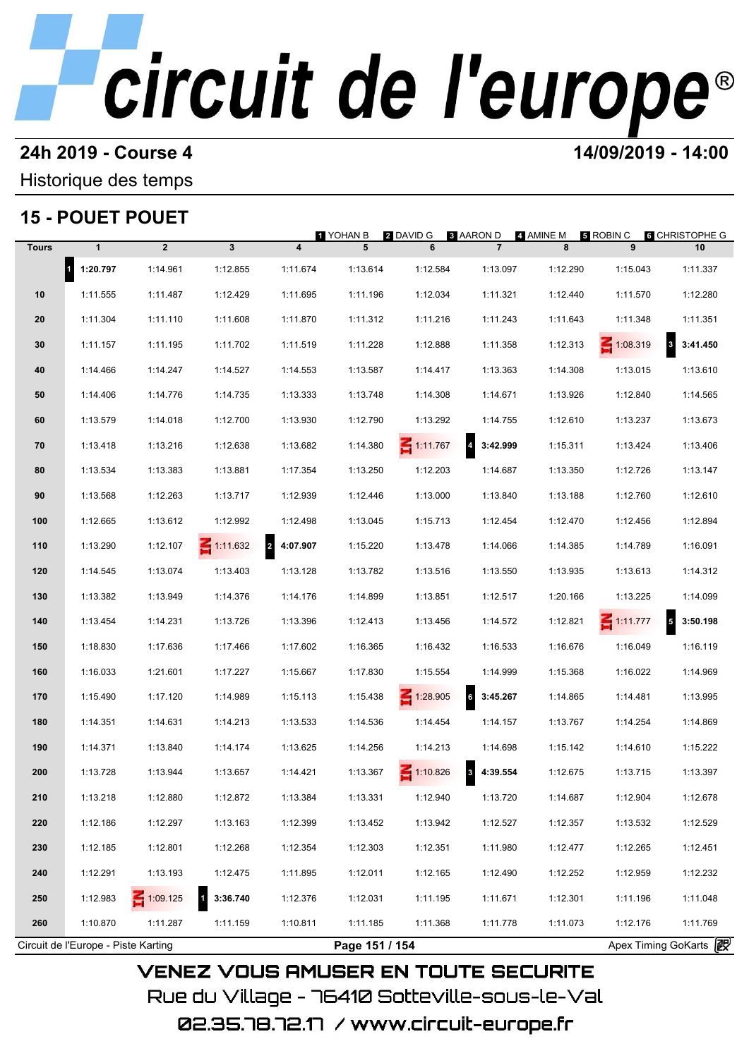# circuit de l'europe®

**24h 2019 - Course 4** **14/09/2019 - 14:00**

Historique des temps

## 15 - POUET POUET

1 YOHAN B — 2 DAVID G — 3 AARON D — 4 AMINE M — 5 ROBIN C — 6 CHRISTOPHE G

| Tours | 1 | 2 | 3 | 4 | 5 | 6 | 7 | 8 | 9 | 10 |
|---|---|---|---|---|---|---|---|---|---|---|
| | 1 **1:20.797** | 1:14.961 | 1:12.855 | 1:11.674 | 1:13.614 | 1:12.584 | 1:13.097 | 1:12.290 | 1:15.043 | 1:11.337 |
| 10 | 1:11.555 | 1:11.487 | 1:12.429 | 1:11.695 | 1:11.196 | 1:12.034 | 1:11.321 | 1:12.440 | 1:11.570 | 1:12.280 |
| 20 | 1:11.304 | 1:11.110 | 1:11.608 | 1:11.870 | 1:11.312 | 1:11.216 | 1:11.243 | 1:11.643 | 1:11.348 | 1:11.351 |
| 30 | 1:11.157 | 1:11.195 | 1:11.702 | 1:11.519 | 1:11.228 | 1:12.888 | 1:11.358 | 1:12.313 | IN 1:08.319 | 3 **3:41.450** |
| 40 | 1:14.466 | 1:14.247 | 1:14.527 | 1:14.553 | 1:13.587 | 1:14.417 | 1:13.363 | 1:14.308 | 1:13.015 | 1:13.610 |
| 50 | 1:14.406 | 1:14.776 | 1:14.735 | 1:13.333 | 1:13.748 | 1:14.308 | 1:14.671 | 1:13.926 | 1:12.840 | 1:14.565 |
| 60 | 1:13.579 | 1:14.018 | 1:12.700 | 1:13.930 | 1:12.790 | 1:13.292 | 1:14.755 | 1:12.610 | 1:13.237 | 1:13.673 |
| 70 | 1:13.418 | 1:13.216 | 1:12.638 | 1:13.682 | 1:14.380 | IN 1:11.767 | 4 **3:42.999** | 1:15.311 | 1:13.424 | 1:13.406 |
| 80 | 1:13.534 | 1:13.383 | 1:13.881 | 1:17.354 | 1:13.250 | 1:12.203 | 1:14.687 | 1:13.350 | 1:12.726 | 1:13.147 |
| 90 | 1:13.568 | 1:12.263 | 1:13.717 | 1:12.939 | 1:12.446 | 1:13.000 | 1:13.840 | 1:13.188 | 1:12.760 | 1:12.610 |
| 100 | 1:12.665 | 1:13.612 | 1:12.992 | 1:12.498 | 1:13.045 | 1:15.713 | 1:12.454 | 1:12.470 | 1:12.456 | 1:12.894 |
| 110 | 1:13.290 | 1:12.107 | IN 1:11.632 | 2 **4:07.907** | 1:15.220 | 1:13.478 | 1:14.066 | 1:14.385 | 1:14.789 | 1:16.091 |
| 120 | 1:14.545 | 1:13.074 | 1:13.403 | 1:13.128 | 1:13.782 | 1:13.516 | 1:13.550 | 1:13.935 | 1:13.613 | 1:14.312 |
| 130 | 1:13.382 | 1:13.949 | 1:14.376 | 1:14.176 | 1:14.899 | 1:13.851 | 1:12.517 | 1:20.166 | 1:13.225 | 1:14.099 |
| 140 | 1:13.454 | 1:14.231 | 1:13.726 | 1:13.396 | 1:12.413 | 1:13.456 | 1:14.572 | 1:12.821 | IN 1:11.777 | 5 **3:50.198** |
| 150 | 1:18.830 | 1:17.636 | 1:17.466 | 1:17.602 | 1:16.365 | 1:16.432 | 1:16.533 | 1:16.676 | 1:16.049 | 1:16.119 |
| 160 | 1:16.033 | 1:21.601 | 1:17.227 | 1:15.667 | 1:17.830 | 1:15.554 | 1:14.999 | 1:15.368 | 1:16.022 | 1:14.969 |
| 170 | 1:15.490 | 1:17.120 | 1:14.989 | 1:15.113 | 1:15.438 | IN 1:28.905 | 6 **3:45.267** | 1:14.865 | 1:14.481 | 1:13.995 |
| 180 | 1:14.351 | 1:14.631 | 1:14.213 | 1:13.533 | 1:14.536 | 1:14.454 | 1:14.157 | 1:13.767 | 1:14.254 | 1:14.869 |
| 190 | 1:14.371 | 1:13.840 | 1:14.174 | 1:13.625 | 1:14.256 | 1:14.213 | 1:14.698 | 1:15.142 | 1:14.610 | 1:15.222 |
| 200 | 1:13.728 | 1:13.944 | 1:13.657 | 1:14.421 | 1:13.367 | IN 1:10.826 | 3 **4:39.554** | 1:12.675 | 1:13.715 | 1:13.397 |
| 210 | 1:13.218 | 1:12.880 | 1:12.872 | 1:13.384 | 1:13.331 | 1:12.940 | 1:13.720 | 1:14.687 | 1:12.904 | 1:12.678 |
| 220 | 1:12.186 | 1:12.297 | 1:13.163 | 1:12.399 | 1:13.452 | 1:13.942 | 1:12.527 | 1:12.357 | 1:13.532 | 1:12.529 |
| 230 | 1:12.185 | 1:12.801 | 1:12.268 | 1:12.354 | 1:12.303 | 1:12.351 | 1:11.980 | 1:12.477 | 1:12.265 | 1:12.451 |
| 240 | 1:12.291 | 1:13.193 | 1:12.475 | 1:11.895 | 1:12.011 | 1:12.165 | 1:12.490 | 1:12.252 | 1:12.959 | 1:12.232 |
| 250 | 1:12.983 | IN 1:09.125 | 1 **3:36.740** | 1:12.376 | 1:12.031 | 1:11.195 | 1:11.671 | 1:12.301 | 1:11.196 | 1:11.048 |
| 260 | 1:10.870 | 1:11.287 | 1:11.159 | 1:10.811 | 1:11.185 | 1:11.368 | 1:11.778 | 1:11.073 | 1:12.176 | 1:11.769 |

Circuit de l'Europe - Piste Karting — Apex Timing GoKarts

VENEZ VOUS AMUSER EN TOUTE SECURITE

Rue du Village - 76410 Sotteville-sous-le-Val

02.35.78.72.17 / www.circuit-europe.fr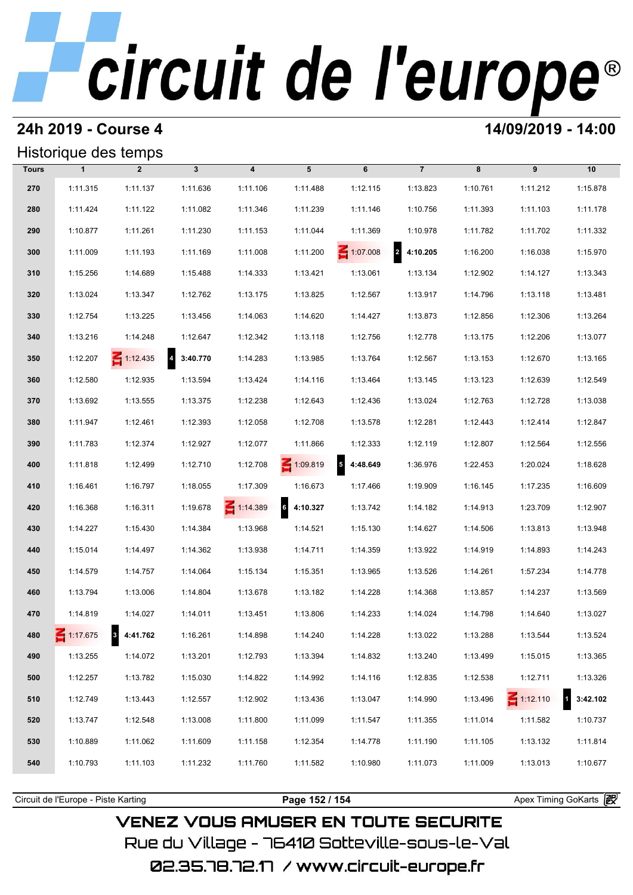# circuit de l'europe®

## 24h 2019 - Course 4

## 14/09/2019 - 14:00

### Historique des temps

| Tours | 1 | 2 | 3 | 4 | 5 | 6 | 7 | 8 | 9 | 10 |
|---|---|---|---|---|---|---|---|---|---|---|
| 270 | 1:11.315 | 1:11.137 | 1:11.636 | 1:11.106 | 1:11.488 | 1:12.115 | 1:13.823 | 1:10.761 | 1:11.212 | 1:15.878 |
| 280 | 1:11.424 | 1:11.122 | 1:11.082 | 1:11.346 | 1:11.239 | 1:11.146 | 1:10.756 | 1:11.393 | 1:11.103 | 1:11.178 |
| 290 | 1:10.877 | 1:11.261 | 1:11.230 | 1:11.153 | 1:11.044 | 1:11.369 | 1:10.978 | 1:11.782 | 1:11.702 | 1:11.332 |
| 300 | 1:11.009 | 1:11.193 | 1:11.169 | 1:11.008 | 1:11.200 | IN 1:07.008 | 2 **4:10.205** | 1:16.200 | 1:16.038 | 1:15.970 |
| 310 | 1:15.256 | 1:14.689 | 1:15.488 | 1:14.333 | 1:13.421 | 1:13.061 | 1:13.134 | 1:12.902 | 1:14.127 | 1:13.343 |
| 320 | 1:13.024 | 1:13.347 | 1:12.762 | 1:13.175 | 1:13.825 | 1:12.567 | 1:13.917 | 1:14.796 | 1:13.118 | 1:13.481 |
| 330 | 1:12.754 | 1:13.225 | 1:13.456 | 1:14.063 | 1:14.620 | 1:14.427 | 1:13.873 | 1:12.856 | 1:12.306 | 1:13.264 |
| 340 | 1:13.216 | 1:14.248 | 1:12.647 | 1:12.342 | 1:13.118 | 1:12.756 | 1:12.778 | 1:13.175 | 1:12.206 | 1:13.077 |
| 350 | 1:12.207 | IN 1:12.435 | 4 **3:40.770** | 1:14.283 | 1:13.985 | 1:13.764 | 1:12.567 | 1:13.153 | 1:12.670 | 1:13.165 |
| 360 | 1:12.580 | 1:12.935 | 1:13.594 | 1:13.424 | 1:14.116 | 1:13.464 | 1:13.145 | 1:13.123 | 1:12.639 | 1:12.549 |
| 370 | 1:13.692 | 1:13.555 | 1:13.375 | 1:12.238 | 1:12.643 | 1:12.436 | 1:13.024 | 1:12.763 | 1:12.728 | 1:13.038 |
| 380 | 1:11.947 | 1:12.461 | 1:12.393 | 1:12.058 | 1:12.708 | 1:13.578 | 1:12.281 | 1:12.443 | 1:12.414 | 1:12.847 |
| 390 | 1:11.783 | 1:12.374 | 1:12.927 | 1:12.077 | 1:11.866 | 1:12.333 | 1:12.119 | 1:12.807 | 1:12.564 | 1:12.556 |
| 400 | 1:11.818 | 1:12.499 | 1:12.710 | 1:12.708 | IN 1:09.819 | 5 **4:48.649** | 1:36.976 | 1:22.453 | 1:20.024 | 1:18.628 |
| 410 | 1:16.461 | 1:16.797 | 1:18.055 | 1:17.309 | 1:16.673 | 1:17.466 | 1:19.909 | 1:16.145 | 1:17.235 | 1:16.609 |
| 420 | 1:16.368 | 1:16.311 | 1:19.678 | IN 1:14.389 | 6 **4:10.327** | 1:13.742 | 1:14.182 | 1:14.913 | 1:23.709 | 1:12.907 |
| 430 | 1:14.227 | 1:15.430 | 1:14.384 | 1:13.968 | 1:14.521 | 1:15.130 | 1:14.627 | 1:14.506 | 1:13.813 | 1:13.948 |
| 440 | 1:15.014 | 1:14.497 | 1:14.362 | 1:13.938 | 1:14.711 | 1:14.359 | 1:13.922 | 1:14.919 | 1:14.893 | 1:14.243 |
| 450 | 1:14.579 | 1:14.757 | 1:14.064 | 1:15.134 | 1:15.351 | 1:13.965 | 1:13.526 | 1:14.261 | 1:57.234 | 1:14.778 |
| 460 | 1:13.794 | 1:13.006 | 1:14.804 | 1:13.678 | 1:13.182 | 1:14.228 | 1:14.368 | 1:13.857 | 1:14.237 | 1:13.569 |
| 470 | 1:14.819 | 1:14.027 | 1:14.011 | 1:13.451 | 1:13.806 | 1:14.233 | 1:14.024 | 1:14.798 | 1:14.640 | 1:13.027 |
| 480 | IN 1:17.675 | 3 **4:41.762** | 1:16.261 | 1:14.898 | 1:14.240 | 1:14.228 | 1:13.022 | 1:13.288 | 1:13.544 | 1:13.524 |
| 490 | 1:13.255 | 1:14.072 | 1:13.201 | 1:12.793 | 1:13.394 | 1:14.832 | 1:13.240 | 1:13.499 | 1:15.015 | 1:13.365 |
| 500 | 1:12.257 | 1:13.782 | 1:15.030 | 1:14.822 | 1:14.992 | 1:14.116 | 1:12.835 | 1:12.538 | 1:12.711 | 1:13.326 |
| 510 | 1:12.749 | 1:13.443 | 1:12.557 | 1:12.902 | 1:13.436 | 1:13.047 | 1:14.990 | 1:13.496 | IN 1:12.110 | 1 **3:42.102** |
| 520 | 1:13.747 | 1:12.548 | 1:13.008 | 1:11.800 | 1:11.099 | 1:11.547 | 1:11.355 | 1:11.014 | 1:11.582 | 1:10.737 |
| 530 | 1:10.889 | 1:11.062 | 1:11.609 | 1:11.158 | 1:12.354 | 1:14.778 | 1:11.190 | 1:11.105 | 1:13.132 | 1:11.814 |
| 540 | 1:10.793 | 1:11.103 | 1:11.232 | 1:11.760 | 1:11.582 | 1:10.980 | 1:11.073 | 1:11.009 | 1:13.013 | 1:10.677 |

Circuit de l'Europe - Piste Karting — Apex Timing GoKarts

VENEZ VOUS AMUSER EN TOUTE SECURITE
Rue du Village - 76410 Sotteville-sous-le-Val
02.35.78.72.17 / www.circuit-europe.fr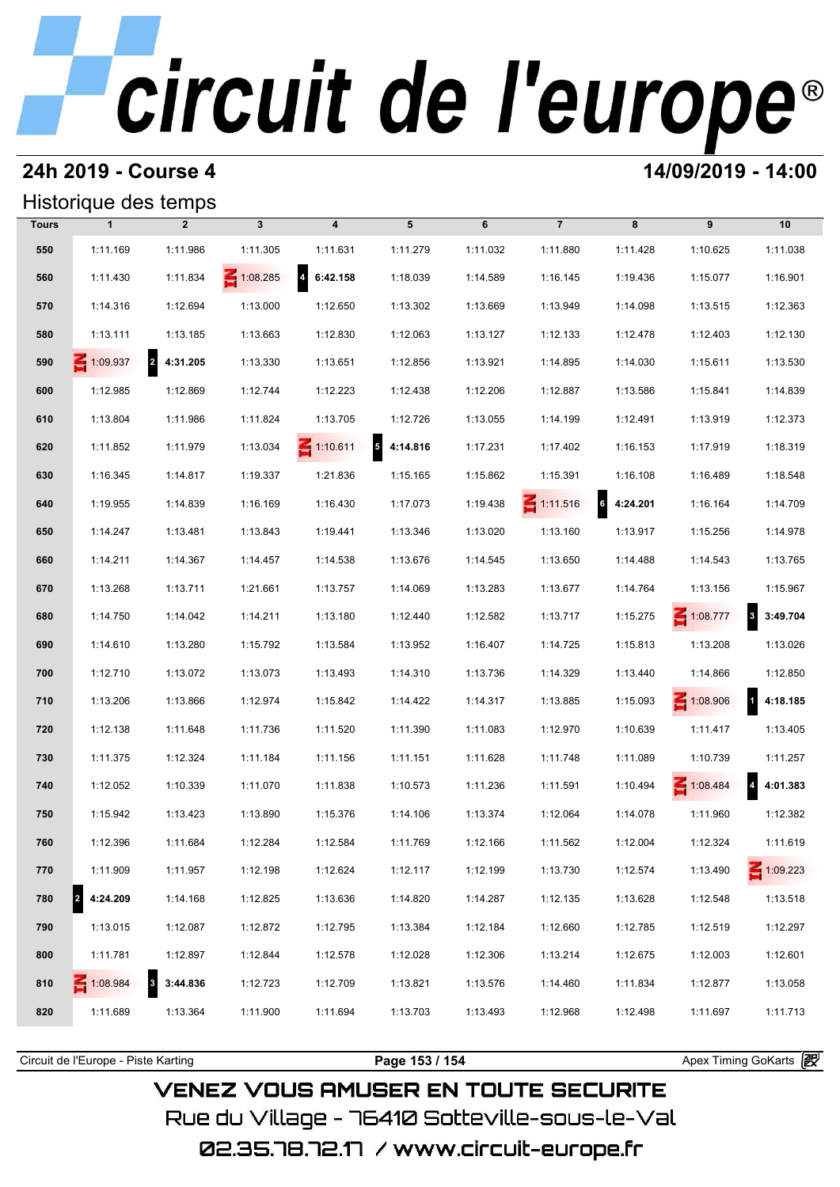# circuit de l'europe®

## 24h 2019 - Course 4

**14/09/2019 - 14:00**

### Historique des temps

| Tours | 1 | 2 | 3 | 4 | 5 | 6 | 7 | 8 | 9 | 10 |
|---|---|---|---|---|---|---|---|---|---|---|
| 550 | 1:11.169 | 1:11.986 | 1:11.305 | 1:11.631 | 1:11.279 | 1:11.032 | 1:11.880 | 1:11.428 | 1:10.625 | 1:11.038 |
| 560 | 1:11.430 | 1:11.834 | 1:08.285 | 4 **6:42.158** | 1:18.039 | 1:14.589 | 1:16.145 | 1:19.436 | 1:15.077 | 1:16.901 |
| 570 | 1:14.316 | 1:12.694 | 1:13.000 | 1:12.650 | 1:13.302 | 1:13.669 | 1:13.949 | 1:14.098 | 1:13.515 | 1:12.363 |
| 580 | 1:13.111 | 1:13.185 | 1:13.663 | 1:12.830 | 1:12.063 | 1:13.127 | 1:12.133 | 1:12.478 | 1:12.403 | 1:12.130 |
| 590 | 1:09.937 | 2 **4:31.205** | 1:13.330 | 1:13.651 | 1:12.856 | 1:13.921 | 1:14.895 | 1:14.030 | 1:15.611 | 1:13.530 |
| 600 | 1:12.985 | 1:12.869 | 1:12.744 | 1:12.223 | 1:12.438 | 1:12.206 | 1:12.887 | 1:13.586 | 1:15.841 | 1:14.839 |
| 610 | 1:13.804 | 1:11.986 | 1:11.824 | 1:13.705 | 1:12.726 | 1:13.055 | 1:14.199 | 1:12.491 | 1:13.919 | 1:12.373 |
| 620 | 1:11.852 | 1:11.979 | 1:13.034 | 1:10.611 | 5 **4:14.816** | 1:17.231 | 1:17.402 | 1:16.153 | 1:17.919 | 1:18.319 |
| 630 | 1:16.345 | 1:14.817 | 1:19.337 | 1:21.836 | 1:15.165 | 1:15.862 | 1:15.391 | 1:16.108 | 1:16.489 | 1:18.548 |
| 640 | 1:19.955 | 1:14.839 | 1:16.169 | 1:16.430 | 1:17.073 | 1:19.438 | 1:11.516 | 6 **4:24.201** | 1:16.164 | 1:14.709 |
| 650 | 1:14.247 | 1:13.481 | 1:13.843 | 1:19.441 | 1:13.346 | 1:13.020 | 1:13.160 | 1:13.917 | 1:15.256 | 1:14.978 |
| 660 | 1:14.211 | 1:14.367 | 1:14.457 | 1:14.538 | 1:13.676 | 1:14.545 | 1:13.650 | 1:14.488 | 1:14.543 | 1:13.765 |
| 670 | 1:13.268 | 1:13.711 | 1:21.661 | 1:13.757 | 1:14.069 | 1:13.283 | 1:13.677 | 1:14.764 | 1:13.156 | 1:15.967 |
| 680 | 1:14.750 | 1:14.042 | 1:14.211 | 1:13.180 | 1:12.440 | 1:12.582 | 1:13.717 | 1:15.275 | 1:08.777 | 3 **3:49.704** |
| 690 | 1:14.610 | 1:13.280 | 1:15.792 | 1:13.584 | 1:13.952 | 1:16.407 | 1:14.725 | 1:15.813 | 1:13.208 | 1:13.026 |
| 700 | 1:12.710 | 1:13.072 | 1:13.073 | 1:13.493 | 1:14.310 | 1:13.736 | 1:14.329 | 1:13.440 | 1:14.866 | 1:12.850 |
| 710 | 1:13.206 | 1:13.866 | 1:12.974 | 1:15.842 | 1:14.422 | 1:14.317 | 1:13.885 | 1:15.093 | 1:08.906 | 1 **4:18.185** |
| 720 | 1:12.138 | 1:11.648 | 1:11.736 | 1:11.520 | 1:11.390 | 1:11.083 | 1:12.970 | 1:10.639 | 1:11.417 | 1:13.405 |
| 730 | 1:11.375 | 1:12.324 | 1:11.184 | 1:11.156 | 1:11.151 | 1:11.628 | 1:11.748 | 1:11.089 | 1:10.739 | 1:11.257 |
| 740 | 1:12.052 | 1:10.339 | 1:11.070 | 1:11.838 | 1:10.573 | 1:11.236 | 1:11.591 | 1:10.494 | 1:08.484 | 4 **4:01.383** |
| 750 | 1:15.942 | 1:13.423 | 1:13.890 | 1:15.376 | 1:14.106 | 1:13.374 | 1:12.064 | 1:14.078 | 1:11.960 | 1:12.382 |
| 760 | 1:12.396 | 1:11.684 | 1:12.284 | 1:12.584 | 1:11.769 | 1:12.166 | 1:11.562 | 1:12.004 | 1:12.324 | 1:11.619 |
| 770 | 1:11.909 | 1:11.957 | 1:12.198 | 1:12.624 | 1:12.117 | 1:12.199 | 1:13.730 | 1:12.574 | 1:13.490 | 1:09.223 |
| 780 | 2 **4:24.209** | 1:14.168 | 1:12.825 | 1:13.636 | 1:14.820 | 1:14.287 | 1:12.135 | 1:13.628 | 1:12.548 | 1:13.518 |
| 790 | 1:13.015 | 1:12.087 | 1:12.872 | 1:12.795 | 1:13.384 | 1:12.184 | 1:12.660 | 1:12.785 | 1:12.519 | 1:12.297 |
| 800 | 1:11.781 | 1:12.897 | 1:12.844 | 1:12.578 | 1:12.028 | 1:12.306 | 1:13.214 | 1:12.675 | 1:12.003 | 1:12.601 |
| 810 | 1:08.984 | 3 **3:44.836** | 1:12.723 | 1:12.709 | 1:13.821 | 1:13.576 | 1:14.460 | 1:11.834 | 1:12.877 | 1:13.058 |
| 820 | 1:11.689 | 1:13.364 | 1:11.900 | 1:11.694 | 1:13.703 | 1:13.493 | 1:12.968 | 1:12.498 | 1:11.697 | 1:11.713 |

Circuit de l'Europe - Piste Karting — Apex Timing GoKarts

VENEZ VOUS AMUSER EN TOUTE SECURITE
Rue du Village - 76410 Sotteville-sous-le-Val
02.35.78.72.17 / www.circuit-europe.fr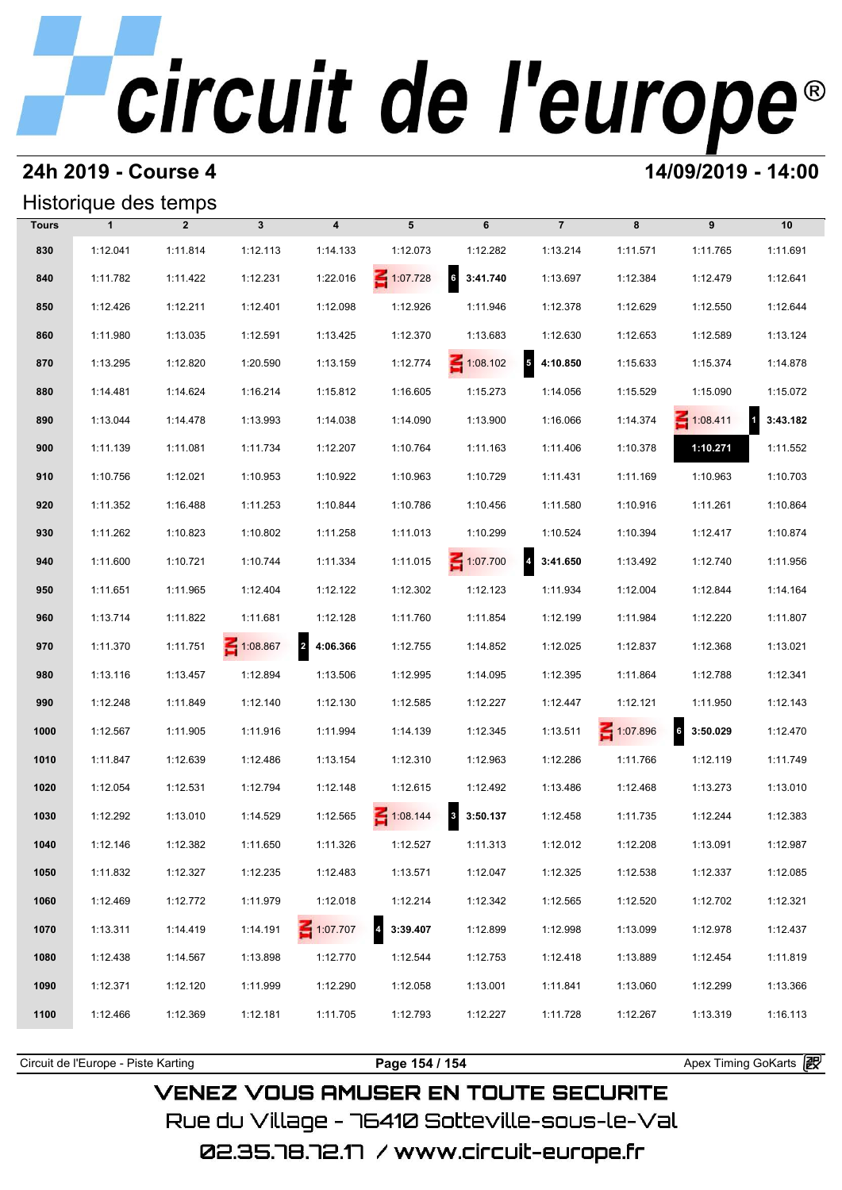# circuit de l'europe®

## 24h 2019 - Course 4

## 14/09/2019 - 14:00

### Historique des temps

| Tours | 1 | 2 | 3 | 4 | 5 | 6 | 7 | 8 | 9 | 10 |
|---|---|---|---|---|---|---|---|---|---|---|
| 830 | 1:12.041 | 1:11.814 | 1:12.113 | 1:14.133 | 1:12.073 | 1:12.282 | 1:13.214 | 1:11.571 | 1:11.765 | 1:11.691 |
| 840 | 1:11.782 | 1:11.422 | 1:12.231 | 1:22.016 | IN 1:07.728 | 6 3:41.740 | 1:13.697 | 1:12.384 | 1:12.479 | 1:12.641 |
| 850 | 1:12.426 | 1:12.211 | 1:12.401 | 1:12.098 | 1:12.926 | 1:11.946 | 1:12.378 | 1:12.629 | 1:12.550 | 1:12.644 |
| 860 | 1:11.980 | 1:13.035 | 1:12.591 | 1:13.425 | 1:12.370 | 1:13.683 | 1:12.630 | 1:12.653 | 1:12.589 | 1:13.124 |
| 870 | 1:13.295 | 1:12.820 | 1:20.590 | 1:13.159 | 1:12.774 | IN 1:08.102 | 5 4:10.850 | 1:15.633 | 1:15.374 | 1:14.878 |
| 880 | 1:14.481 | 1:14.624 | 1:16.214 | 1:15.812 | 1:16.605 | 1:15.273 | 1:14.056 | 1:15.529 | 1:15.090 | 1:15.072 |
| 890 | 1:13.044 | 1:14.478 | 1:13.993 | 1:14.038 | 1:14.090 | 1:13.900 | 1:16.066 | 1:14.374 | IN 1:08.411 | 1 3:43.182 |
| 900 | 1:11.139 | 1:11.081 | 1:11.734 | 1:12.207 | 1:10.764 | 1:11.163 | 1:11.406 | 1:10.378 | **1:10.271** | 1:11.552 |
| 910 | 1:10.756 | 1:12.021 | 1:10.953 | 1:10.922 | 1:10.963 | 1:10.729 | 1:11.431 | 1:11.169 | 1:10.963 | 1:10.703 |
| 920 | 1:11.352 | 1:16.488 | 1:11.253 | 1:10.844 | 1:10.786 | 1:10.456 | 1:11.580 | 1:10.916 | 1:11.261 | 1:10.864 |
| 930 | 1:11.262 | 1:10.823 | 1:10.802 | 1:11.258 | 1:11.013 | 1:10.299 | 1:10.524 | 1:10.394 | 1:12.417 | 1:10.874 |
| 940 | 1:11.600 | 1:10.721 | 1:10.744 | 1:11.334 | 1:11.015 | IN 1:07.700 | 4 3:41.650 | 1:13.492 | 1:12.740 | 1:11.956 |
| 950 | 1:11.651 | 1:11.965 | 1:12.404 | 1:12.122 | 1:12.302 | 1:12.123 | 1:11.934 | 1:12.004 | 1:12.844 | 1:14.164 |
| 960 | 1:13.714 | 1:11.822 | 1:11.681 | 1:12.128 | 1:11.760 | 1:11.854 | 1:12.199 | 1:11.984 | 1:12.220 | 1:11.807 |
| 970 | 1:11.370 | 1:11.751 | IN 1:08.867 | 2 4:06.366 | 1:12.755 | 1:14.852 | 1:12.025 | 1:12.837 | 1:12.368 | 1:13.021 |
| 980 | 1:13.116 | 1:13.457 | 1:12.894 | 1:13.506 | 1:12.995 | 1:14.095 | 1:12.395 | 1:11.864 | 1:12.788 | 1:12.341 |
| 990 | 1:12.248 | 1:11.849 | 1:12.140 | 1:12.130 | 1:12.585 | 1:12.227 | 1:12.447 | 1:12.121 | 1:11.950 | 1:12.143 |
| 1000 | 1:12.567 | 1:11.905 | 1:11.916 | 1:11.994 | 1:14.139 | 1:12.345 | 1:13.511 | IN 1:07.896 | 6 3:50.029 | 1:12.470 |
| 1010 | 1:11.847 | 1:12.639 | 1:12.486 | 1:13.154 | 1:12.310 | 1:12.963 | 1:12.286 | 1:11.766 | 1:12.119 | 1:11.749 |
| 1020 | 1:12.054 | 1:12.531 | 1:12.794 | 1:12.148 | 1:12.615 | 1:12.492 | 1:13.486 | 1:12.468 | 1:13.273 | 1:13.010 |
| 1030 | 1:12.292 | 1:13.010 | 1:14.529 | 1:12.565 | IN 1:08.144 | 3 3:50.137 | 1:12.458 | 1:11.735 | 1:12.244 | 1:12.383 |
| 1040 | 1:12.146 | 1:12.382 | 1:11.650 | 1:11.326 | 1:12.527 | 1:11.313 | 1:12.012 | 1:12.208 | 1:13.091 | 1:12.987 |
| 1050 | 1:11.832 | 1:12.327 | 1:12.235 | 1:12.483 | 1:13.571 | 1:12.047 | 1:12.325 | 1:12.538 | 1:12.337 | 1:12.085 |
| 1060 | 1:12.469 | 1:12.772 | 1:11.979 | 1:12.018 | 1:12.214 | 1:12.342 | 1:12.565 | 1:12.520 | 1:12.702 | 1:12.321 |
| 1070 | 1:13.311 | 1:14.419 | 1:14.191 | IN 1:07.707 | 4 3:39.407 | 1:12.899 | 1:12.998 | 1:13.099 | 1:12.978 | 1:12.437 |
| 1080 | 1:12.438 | 1:14.567 | 1:13.898 | 1:12.770 | 1:12.544 | 1:12.753 | 1:12.418 | 1:13.889 | 1:12.454 | 1:11.819 |
| 1090 | 1:12.371 | 1:12.120 | 1:11.999 | 1:12.290 | 1:12.058 | 1:13.001 | 1:11.841 | 1:13.060 | 1:12.299 | 1:13.366 |
| 1100 | 1:12.466 | 1:12.369 | 1:12.181 | 1:11.705 | 1:12.793 | 1:12.227 | 1:11.728 | 1:12.267 | 1:13.319 | 1:16.113 |

Circuit de l'Europe - Piste Karting — Apex Timing GoKarts

VENEZ VOUS AMUSER EN TOUTE SECURITE
Rue du Village - 76410 Sotteville-sous-le-Val
02.35.78.72.17 / www.circuit-europe.fr